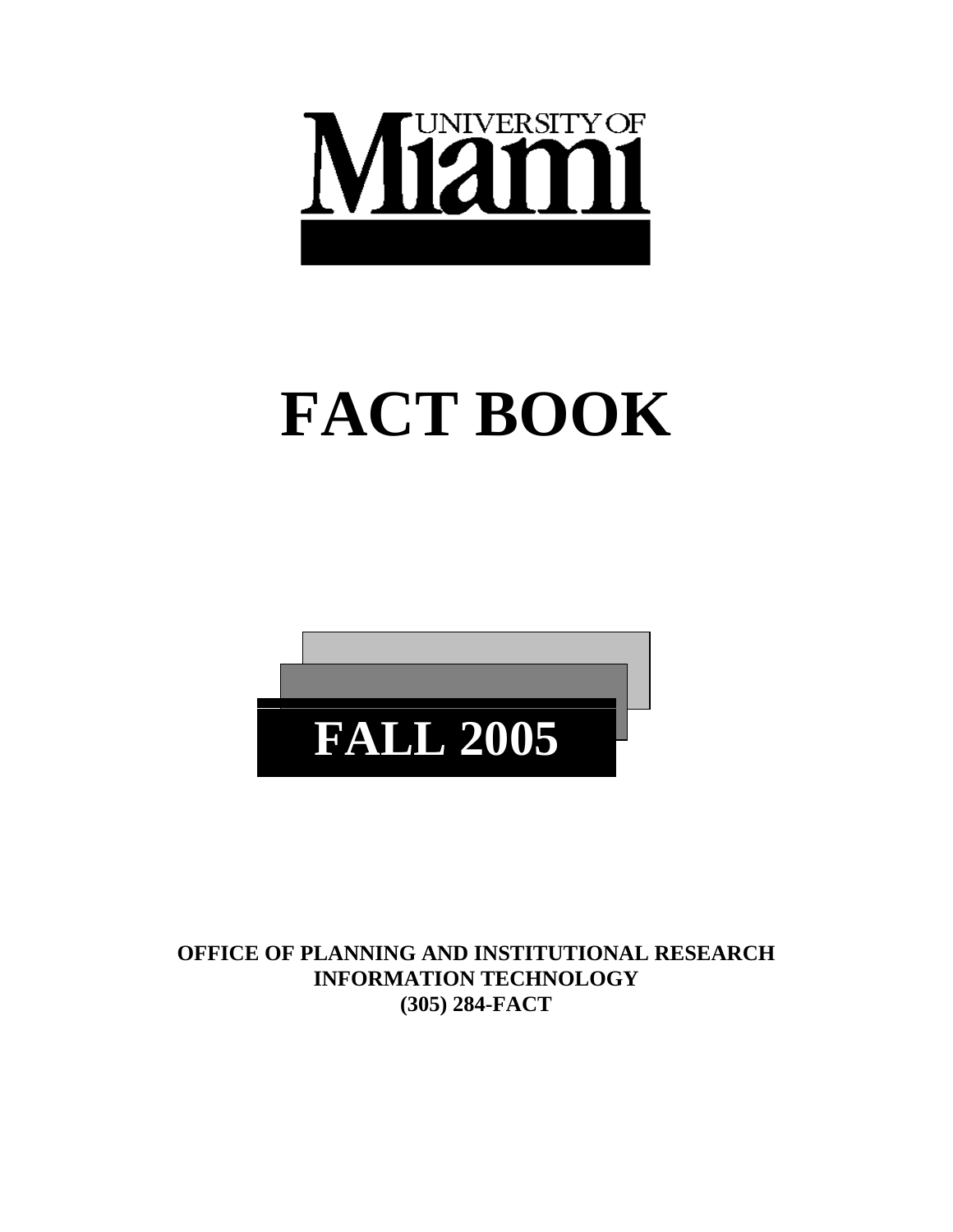UNIVERSITY OF MIAMI

# FACT BOOK

## FALL 2005

**OFFICE OF PLANNING AND INSTITUTIONAL RESEARCH**
**INFORMATION TECHNOLOGY**
**(305) 284-FACT**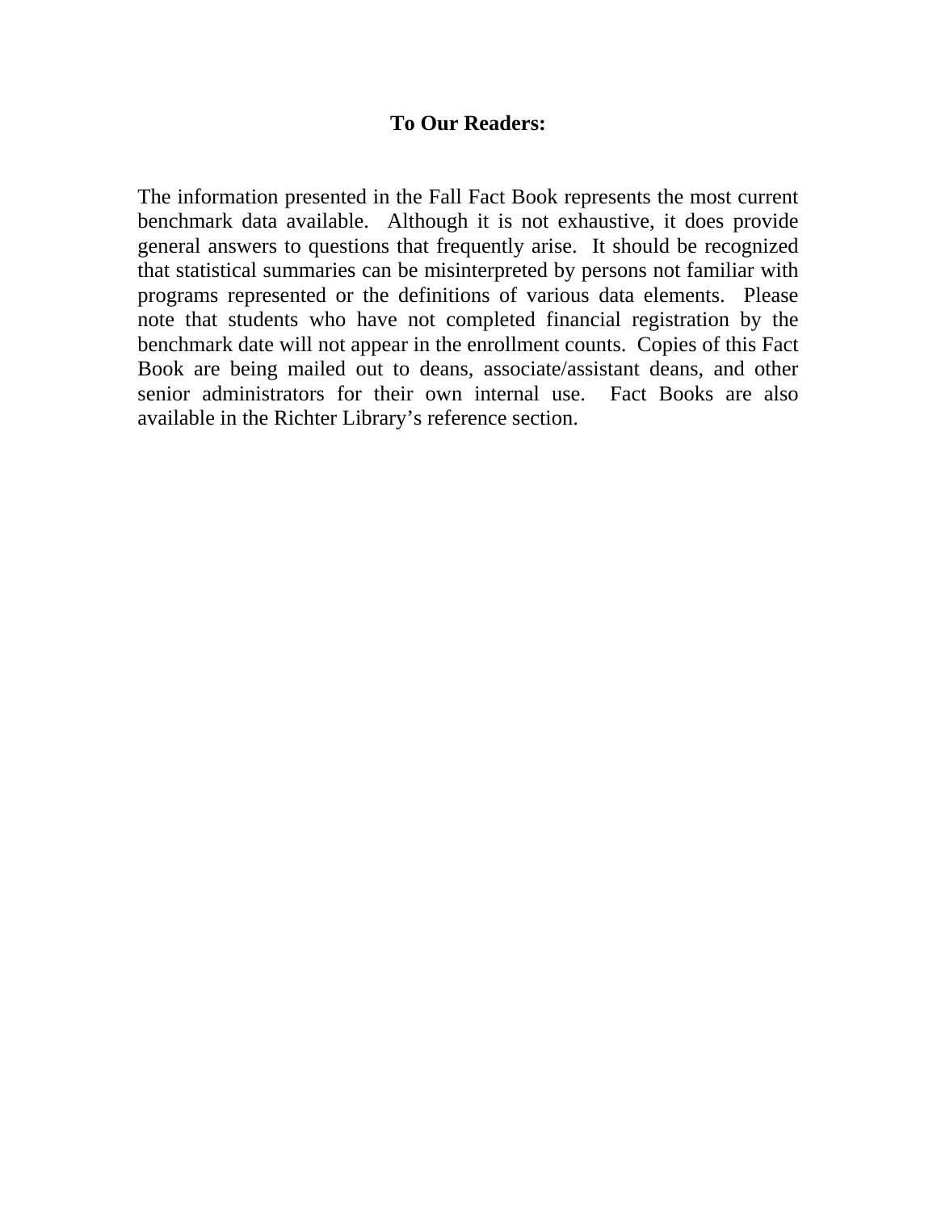**To Our Readers:**

The information presented in the Fall Fact Book represents the most current benchmark data available. Although it is not exhaustive, it does provide general answers to questions that frequently arise. It should be recognized that statistical summaries can be misinterpreted by persons not familiar with programs represented or the definitions of various data elements. Please note that students who have not completed financial registration by the benchmark date will not appear in the enrollment counts. Copies of this Fact Book are being mailed out to deans, associate/assistant deans, and other senior administrators for their own internal use. Fact Books are also available in the Richter Library's reference section.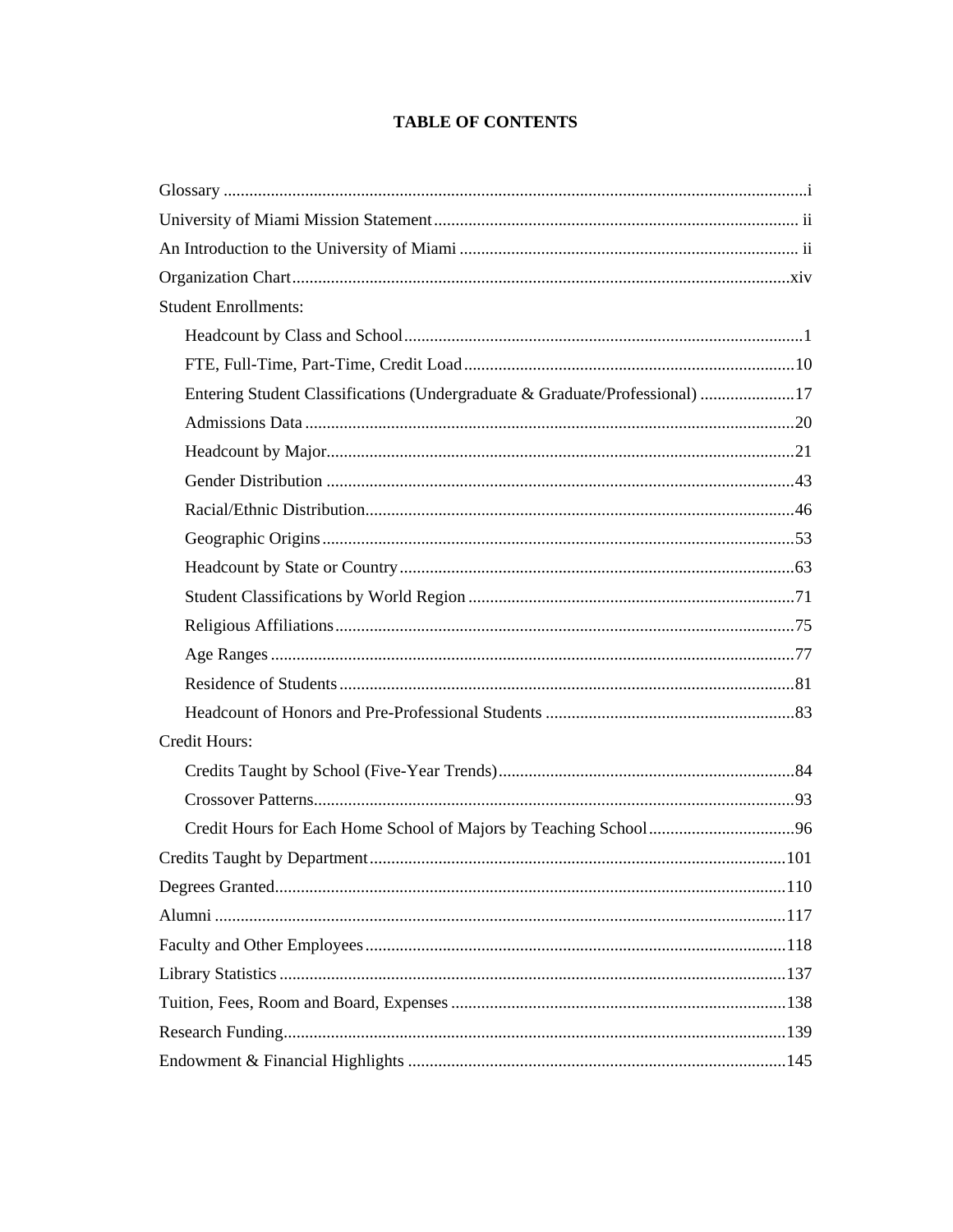# TABLE OF CONTENTS

Glossary ....................................................................................................................... i

University of Miami Mission Statement .................................................................................... ii

An Introduction to the University of Miami ............................................................................... ii

Organization Chart ................................................................................................................... xiv

Student Enrollments:

- Headcount by Class and School ............................................................................................ 1
- FTE, Full-Time, Part-Time, Credit Load ............................................................................. 10
- Entering Student Classifications (Undergraduate & Graduate/Professional) ...................... 17
- Admissions Data ................................................................................................................. 20
- Headcount by Major ............................................................................................................ 21
- Gender Distribution ............................................................................................................ 43
- Racial/Ethnic Distribution ................................................................................................... 46
- Geographic Origins ............................................................................................................. 53
- Headcount by State or Country ........................................................................................... 63
- Student Classifications by World Region ............................................................................ 71
- Religious Affiliations .......................................................................................................... 75
- Age Ranges ......................................................................................................................... 77
- Residence of Students ......................................................................................................... 81
- Headcount of Honors and Pre-Professional Students .......................................................... 83

Credit Hours:

- Credits Taught by School (Five-Year Trends) ..................................................................... 84
- Crossover Patterns ............................................................................................................... 93
- Credit Hours for Each Home School of Majors by Teaching School .................................. 96

Credits Taught by Department ................................................................................................ 101

Degrees Granted ...................................................................................................................... 110

Alumni .................................................................................................................................... 117

Faculty and Other Employees ................................................................................................. 118

Library Statistics ..................................................................................................................... 137

Tuition, Fees, Room and Board, Expenses ............................................................................. 138

Research Funding .................................................................................................................... 139

Endowment & Financial Highlights ....................................................................................... 145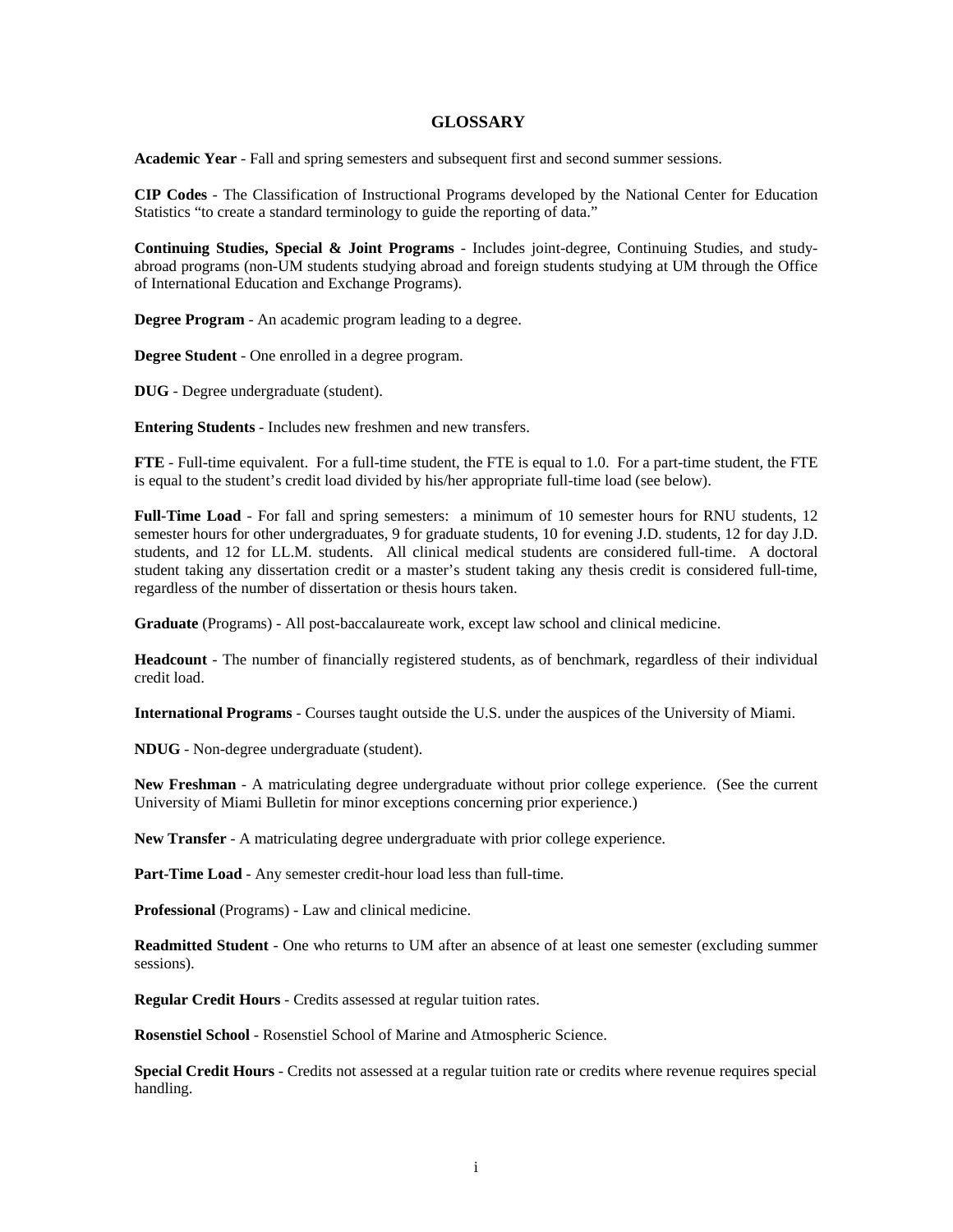# GLOSSARY

**Academic Year** - Fall and spring semesters and subsequent first and second summer sessions.

**CIP Codes** - The Classification of Instructional Programs developed by the National Center for Education Statistics "to create a standard terminology to guide the reporting of data."

**Continuing Studies, Special & Joint Programs** - Includes joint-degree, Continuing Studies, and study-abroad programs (non-UM students studying abroad and foreign students studying at UM through the Office of International Education and Exchange Programs).

**Degree Program** - An academic program leading to a degree.

**Degree Student** - One enrolled in a degree program.

**DUG** - Degree undergraduate (student).

**Entering Students** - Includes new freshmen and new transfers.

**FTE** - Full-time equivalent. For a full-time student, the FTE is equal to 1.0. For a part-time student, the FTE is equal to the student's credit load divided by his/her appropriate full-time load (see below).

**Full-Time Load** - For fall and spring semesters: a minimum of 10 semester hours for RNU students, 12 semester hours for other undergraduates, 9 for graduate students, 10 for evening J.D. students, 12 for day J.D. students, and 12 for LL.M. students. All clinical medical students are considered full-time. A doctoral student taking any dissertation credit or a master's student taking any thesis credit is considered full-time, regardless of the number of dissertation or thesis hours taken.

**Graduate** (Programs) - All post-baccalaureate work, except law school and clinical medicine.

**Headcount** - The number of financially registered students, as of benchmark, regardless of their individual credit load.

**International Programs** - Courses taught outside the U.S. under the auspices of the University of Miami.

**NDUG** - Non-degree undergraduate (student).

**New Freshman** - A matriculating degree undergraduate without prior college experience. (See the current University of Miami Bulletin for minor exceptions concerning prior experience.)

**New Transfer** - A matriculating degree undergraduate with prior college experience.

**Part-Time Load** - Any semester credit-hour load less than full-time.

**Professional** (Programs) - Law and clinical medicine.

**Readmitted Student** - One who returns to UM after an absence of at least one semester (excluding summer sessions).

**Regular Credit Hours** - Credits assessed at regular tuition rates.

**Rosenstiel School** - Rosenstiel School of Marine and Atmospheric Science.

**Special Credit Hours** - Credits not assessed at a regular tuition rate or credits where revenue requires special handling.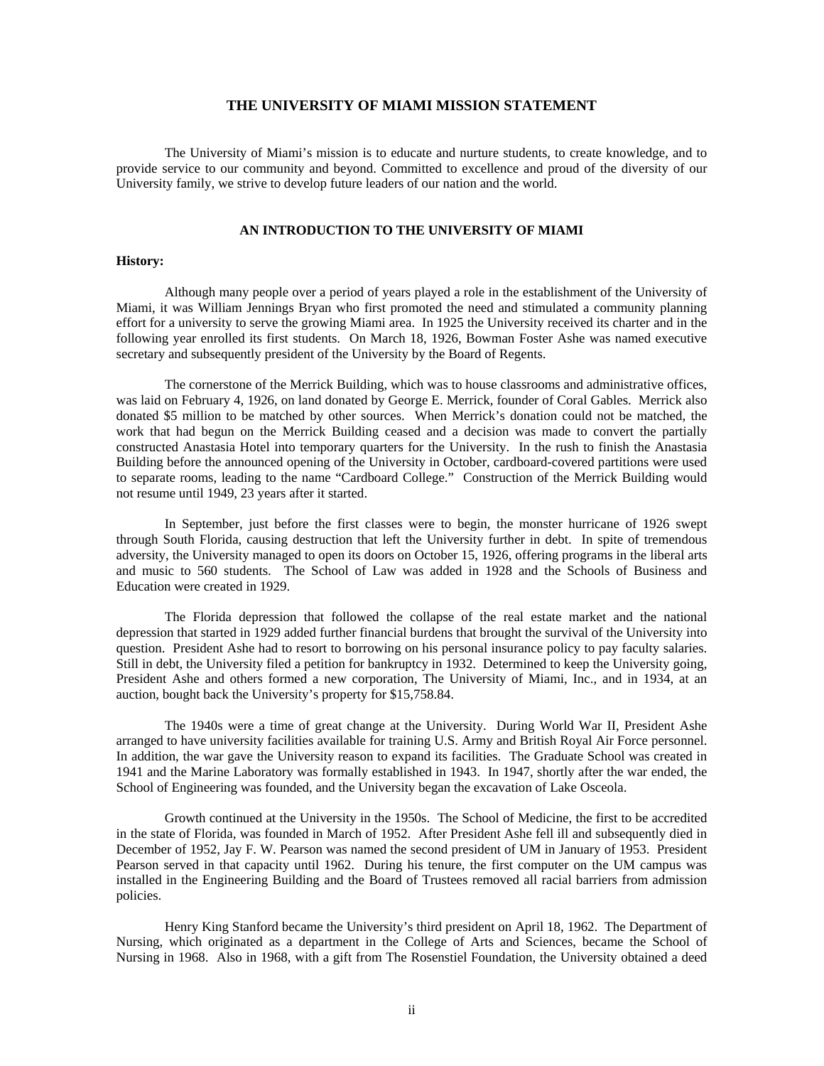# THE UNIVERSITY OF MIAMI MISSION STATEMENT

The University of Miami's mission is to educate and nurture students, to create knowledge, and to provide service to our community and beyond. Committed to excellence and proud of the diversity of our University family, we strive to develop future leaders of our nation and the world.

## AN INTRODUCTION TO THE UNIVERSITY OF MIAMI

**History:**

Although many people over a period of years played a role in the establishment of the University of Miami, it was William Jennings Bryan who first promoted the need and stimulated a community planning effort for a university to serve the growing Miami area. In 1925 the University received its charter and in the following year enrolled its first students. On March 18, 1926, Bowman Foster Ashe was named executive secretary and subsequently president of the University by the Board of Regents.

The cornerstone of the Merrick Building, which was to house classrooms and administrative offices, was laid on February 4, 1926, on land donated by George E. Merrick, founder of Coral Gables. Merrick also donated $5 million to be matched by other sources. When Merrick's donation could not be matched, the work that had begun on the Merrick Building ceased and a decision was made to convert the partially constructed Anastasia Hotel into temporary quarters for the University. In the rush to finish the Anastasia Building before the announced opening of the University in October, cardboard-covered partitions were used to separate rooms, leading to the name "Cardboard College." Construction of the Merrick Building would not resume until 1949, 23 years after it started.

In September, just before the first classes were to begin, the monster hurricane of 1926 swept through South Florida, causing destruction that left the University further in debt. In spite of tremendous adversity, the University managed to open its doors on October 15, 1926, offering programs in the liberal arts and music to 560 students. The School of Law was added in 1928 and the Schools of Business and Education were created in 1929.

The Florida depression that followed the collapse of the real estate market and the national depression that started in 1929 added further financial burdens that brought the survival of the University into question. President Ashe had to resort to borrowing on his personal insurance policy to pay faculty salaries. Still in debt, the University filed a petition for bankruptcy in 1932. Determined to keep the University going, President Ashe and others formed a new corporation, The University of Miami, Inc., and in 1934, at an auction, bought back the University's property for $15,758.84.

The 1940s were a time of great change at the University. During World War II, President Ashe arranged to have university facilities available for training U.S. Army and British Royal Air Force personnel. In addition, the war gave the University reason to expand its facilities. The Graduate School was created in 1941 and the Marine Laboratory was formally established in 1943. In 1947, shortly after the war ended, the School of Engineering was founded, and the University began the excavation of Lake Osceola.

Growth continued at the University in the 1950s. The School of Medicine, the first to be accredited in the state of Florida, was founded in March of 1952. After President Ashe fell ill and subsequently died in December of 1952, Jay F. W. Pearson was named the second president of UM in January of 1953. President Pearson served in that capacity until 1962. During his tenure, the first computer on the UM campus was installed in the Engineering Building and the Board of Trustees removed all racial barriers from admission policies.

Henry King Stanford became the University's third president on April 18, 1962. The Department of Nursing, which originated as a department in the College of Arts and Sciences, became the School of Nursing in 1968. Also in 1968, with a gift from The Rosenstiel Foundation, the University obtained a deed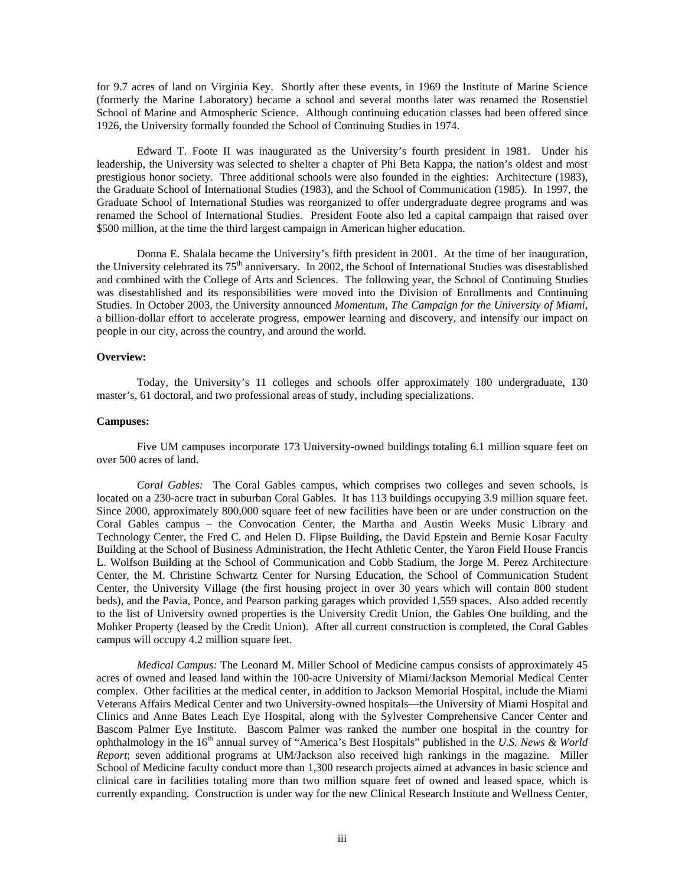for 9.7 acres of land on Virginia Key. Shortly after these events, in 1969 the Institute of Marine Science (formerly the Marine Laboratory) became a school and several months later was renamed the Rosenstiel School of Marine and Atmospheric Science. Although continuing education classes had been offered since 1926, the University formally founded the School of Continuing Studies in 1974.

Edward T. Foote II was inaugurated as the University's fourth president in 1981. Under his leadership, the University was selected to shelter a chapter of Phi Beta Kappa, the nation's oldest and most prestigious honor society. Three additional schools were also founded in the eighties: Architecture (1983), the Graduate School of International Studies (1983), and the School of Communication (1985). In 1997, the Graduate School of International Studies was reorganized to offer undergraduate degree programs and was renamed the School of International Studies. President Foote also led a capital campaign that raised over $500 million, at the time the third largest campaign in American higher education.

Donna E. Shalala became the University's fifth president in 2001. At the time of her inauguration, the University celebrated its 75th anniversary. In 2002, the School of International Studies was disestablished and combined with the College of Arts and Sciences. The following year, the School of Continuing Studies was disestablished and its responsibilities were moved into the Division of Enrollments and Continuing Studies. In October 2003, the University announced *Momentum, The Campaign for the University of Miami*, a billion-dollar effort to accelerate progress, empower learning and discovery, and intensify our impact on people in our city, across the country, and around the world.

**Overview:**

Today, the University's 11 colleges and schools offer approximately 180 undergraduate, 130 master's, 61 doctoral, and two professional areas of study, including specializations.

**Campuses:**

Five UM campuses incorporate 173 University-owned buildings totaling 6.1 million square feet on over 500 acres of land.

*Coral Gables:* The Coral Gables campus, which comprises two colleges and seven schools, is located on a 230-acre tract in suburban Coral Gables. It has 113 buildings occupying 3.9 million square feet. Since 2000, approximately 800,000 square feet of new facilities have been or are under construction on the Coral Gables campus – the Convocation Center, the Martha and Austin Weeks Music Library and Technology Center, the Fred C. and Helen D. Flipse Building, the David Epstein and Bernie Kosar Faculty Building at the School of Business Administration, the Hecht Athletic Center, the Yaron Field House Francis L. Wolfson Building at the School of Communication and Cobb Stadium, the Jorge M. Perez Architecture Center, the M. Christine Schwartz Center for Nursing Education, the School of Communication Student Center, the University Village (the first housing project in over 30 years which will contain 800 student beds), and the Pavia, Ponce, and Pearson parking garages which provided 1,559 spaces. Also added recently to the list of University owned properties is the University Credit Union, the Gables One building, and the Mohker Property (leased by the Credit Union). After all current construction is completed, the Coral Gables campus will occupy 4.2 million square feet.

*Medical Campus:* The Leonard M. Miller School of Medicine campus consists of approximately 45 acres of owned and leased land within the 100-acre University of Miami/Jackson Memorial Medical Center complex. Other facilities at the medical center, in addition to Jackson Memorial Hospital, include the Miami Veterans Affairs Medical Center and two University-owned hospitals—the University of Miami Hospital and Clinics and Anne Bates Leach Eye Hospital, along with the Sylvester Comprehensive Cancer Center and Bascom Palmer Eye Institute. Bascom Palmer was ranked the number one hospital in the country for ophthalmology in the 16th annual survey of "America's Best Hospitals" published in the *U.S. News & World Report*; seven additional programs at UM/Jackson also received high rankings in the magazine. Miller School of Medicine faculty conduct more than 1,300 research projects aimed at advances in basic science and clinical care in facilities totaling more than two million square feet of owned and leased space, which is currently expanding. Construction is under way for the new Clinical Research Institute and Wellness Center,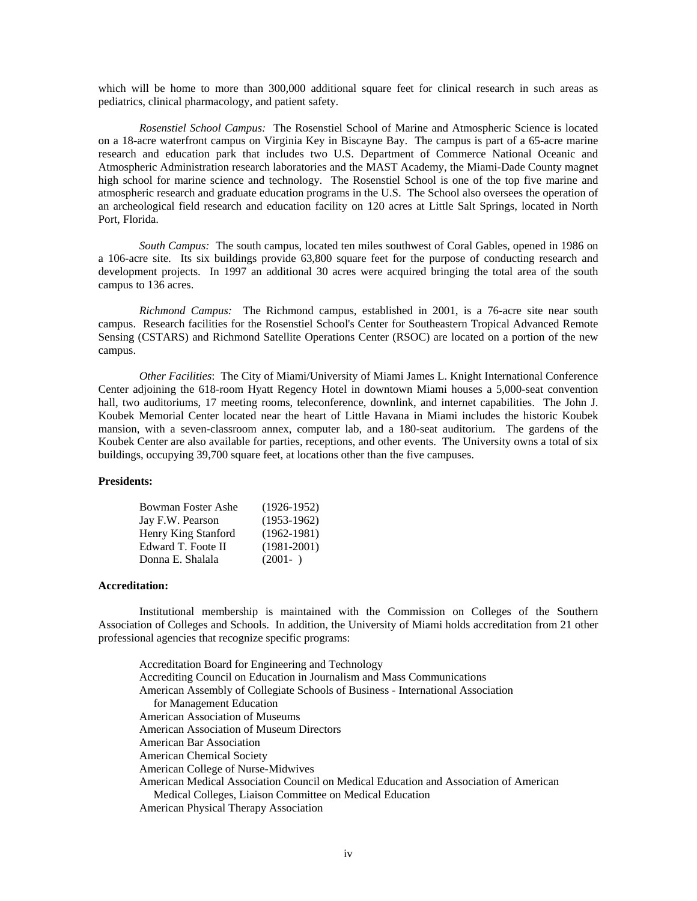which will be home to more than 300,000 additional square feet for clinical research in such areas as pediatrics, clinical pharmacology, and patient safety.

*Rosenstiel School Campus:* The Rosenstiel School of Marine and Atmospheric Science is located on a 18-acre waterfront campus on Virginia Key in Biscayne Bay. The campus is part of a 65-acre marine research and education park that includes two U.S. Department of Commerce National Oceanic and Atmospheric Administration research laboratories and the MAST Academy, the Miami-Dade County magnet high school for marine science and technology. The Rosenstiel School is one of the top five marine and atmospheric research and graduate education programs in the U.S. The School also oversees the operation of an archeological field research and education facility on 120 acres at Little Salt Springs, located in North Port, Florida.

*South Campus:* The south campus, located ten miles southwest of Coral Gables, opened in 1986 on a 106-acre site. Its six buildings provide 63,800 square feet for the purpose of conducting research and development projects. In 1997 an additional 30 acres were acquired bringing the total area of the south campus to 136 acres.

*Richmond Campus:* The Richmond campus, established in 2001, is a 76-acre site near south campus. Research facilities for the Rosenstiel School's Center for Southeastern Tropical Advanced Remote Sensing (CSTARS) and Richmond Satellite Operations Center (RSOC) are located on a portion of the new campus.

*Other Facilities*: The City of Miami/University of Miami James L. Knight International Conference Center adjoining the 618-room Hyatt Regency Hotel in downtown Miami houses a 5,000-seat convention hall, two auditoriums, 17 meeting rooms, teleconference, downlink, and internet capabilities. The John J. Koubek Memorial Center located near the heart of Little Havana in Miami includes the historic Koubek mansion, with a seven-classroom annex, computer lab, and a 180-seat auditorium. The gardens of the Koubek Center are also available for parties, receptions, and other events. The University owns a total of six buildings, occupying 39,700 square feet, at locations other than the five campuses.

**Presidents:**

| | |
|---|---|
| Bowman Foster Ashe | (1926-1952) |
| Jay F.W. Pearson | (1953-1962) |
| Henry King Stanford | (1962-1981) |
| Edward T. Foote II | (1981-2001) |
| Donna E. Shalala | (2001- ) |

**Accreditation:**

Institutional membership is maintained with the Commission on Colleges of the Southern Association of Colleges and Schools. In addition, the University of Miami holds accreditation from 21 other professional agencies that recognize specific programs:

- Accreditation Board for Engineering and Technology
- Accrediting Council on Education in Journalism and Mass Communications
- American Assembly of Collegiate Schools of Business - International Association for Management Education
- American Association of Museums
- American Association of Museum Directors
- American Bar Association
- American Chemical Society
- American College of Nurse-Midwives
- American Medical Association Council on Medical Education and Association of American Medical Colleges, Liaison Committee on Medical Education
- American Physical Therapy Association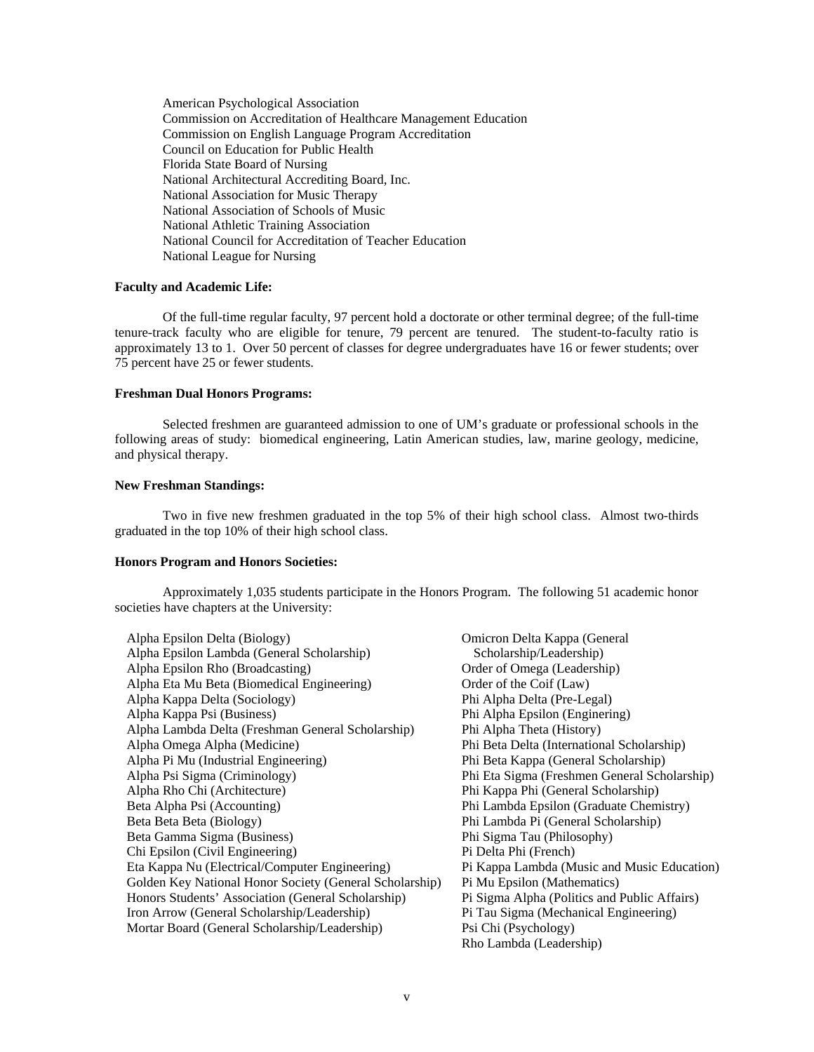American Psychological Association
Commission on Accreditation of Healthcare Management Education
Commission on English Language Program Accreditation
Council on Education for Public Health
Florida State Board of Nursing
National Architectural Accrediting Board, Inc.
National Association for Music Therapy
National Association of Schools of Music
National Athletic Training Association
National Council for Accreditation of Teacher Education
National League for Nursing

**Faculty and Academic Life:**

Of the full-time regular faculty, 97 percent hold a doctorate or other terminal degree; of the full-time tenure-track faculty who are eligible for tenure, 79 percent are tenured. The student-to-faculty ratio is approximately 13 to 1. Over 50 percent of classes for degree undergraduates have 16 or fewer students; over 75 percent have 25 or fewer students.

**Freshman Dual Honors Programs:**

Selected freshmen are guaranteed admission to one of UM's graduate or professional schools in the following areas of study: biomedical engineering, Latin American studies, law, marine geology, medicine, and physical therapy.

**New Freshman Standings:**

Two in five new freshmen graduated in the top 5% of their high school class. Almost two-thirds graduated in the top 10% of their high school class.

**Honors Program and Honors Societies:**

Approximately 1,035 students participate in the Honors Program. The following 51 academic honor societies have chapters at the University:

Alpha Epsilon Delta (Biology)
Alpha Epsilon Lambda (General Scholarship)
Alpha Epsilon Rho (Broadcasting)
Alpha Eta Mu Beta (Biomedical Engineering)
Alpha Kappa Delta (Sociology)
Alpha Kappa Psi (Business)
Alpha Lambda Delta (Freshman General Scholarship)
Alpha Omega Alpha (Medicine)
Alpha Pi Mu (Industrial Engineering)
Alpha Psi Sigma (Criminology)
Alpha Rho Chi (Architecture)
Beta Alpha Psi (Accounting)
Beta Beta Beta (Biology)
Beta Gamma Sigma (Business)
Chi Epsilon (Civil Engineering)
Eta Kappa Nu (Electrical/Computer Engineering)
Golden Key National Honor Society (General Scholarship)
Honors Students' Association (General Scholarship)
Iron Arrow (General Scholarship/Leadership)
Mortar Board (General Scholarship/Leadership)
Omicron Delta Kappa (General Scholarship/Leadership)
Order of Omega (Leadership)
Order of the Coif (Law)
Phi Alpha Delta (Pre-Legal)
Phi Alpha Epsilon (Enginering)
Phi Alpha Theta (History)
Phi Beta Delta (International Scholarship)
Phi Beta Kappa (General Scholarship)
Phi Eta Sigma (Freshmen General Scholarship)
Phi Kappa Phi (General Scholarship)
Phi Lambda Epsilon (Graduate Chemistry)
Phi Lambda Pi (General Scholarship)
Phi Sigma Tau (Philosophy)
Pi Delta Phi (French)
Pi Kappa Lambda (Music and Music Education)
Pi Mu Epsilon (Mathematics)
Pi Sigma Alpha (Politics and Public Affairs)
Pi Tau Sigma (Mechanical Engineering)
Psi Chi (Psychology)
Rho Lambda (Leadership)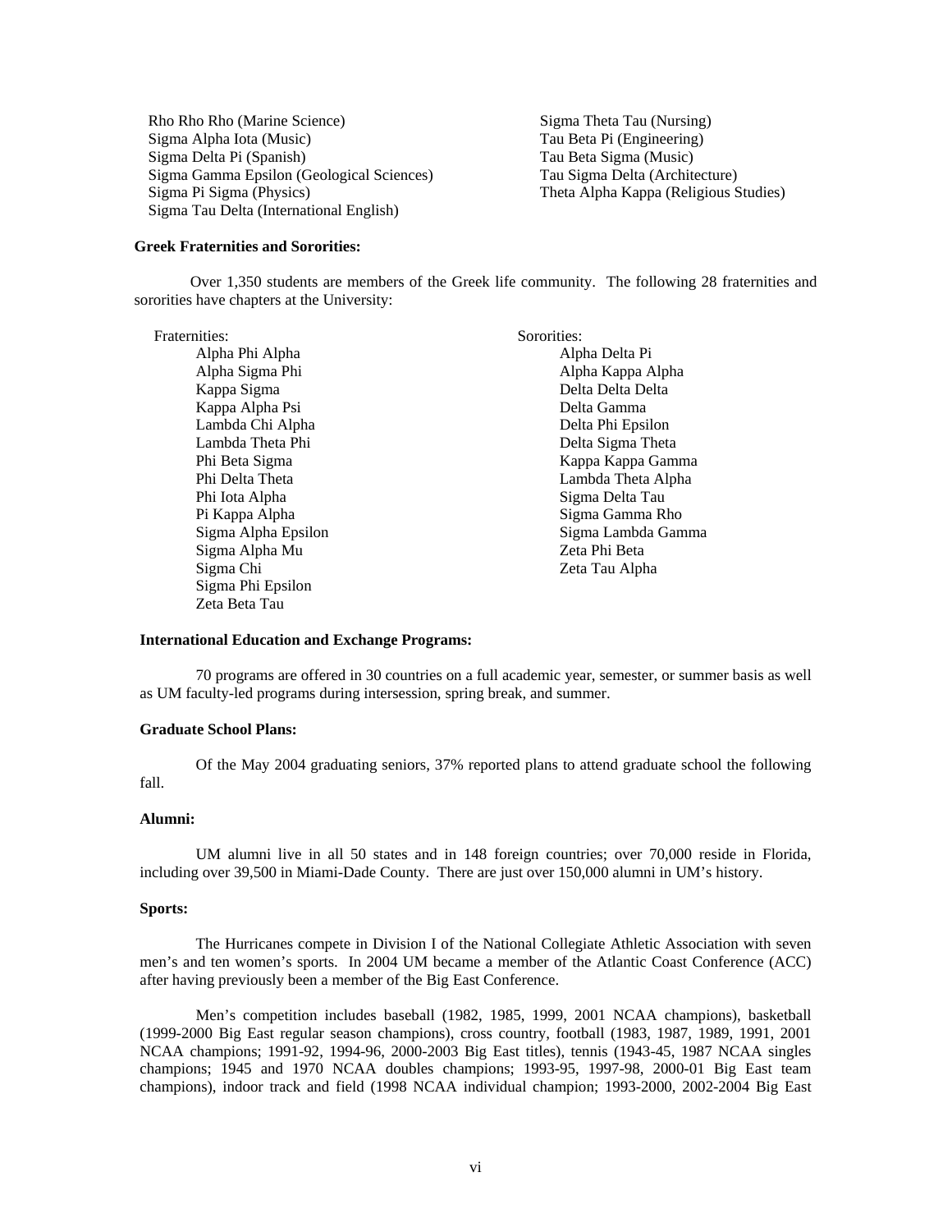- Rho Rho Rho (Marine Science)
- Sigma Alpha Iota (Music)
- Sigma Delta Pi (Spanish)
- Sigma Gamma Epsilon (Geological Sciences)
- Sigma Pi Sigma (Physics)
- Sigma Tau Delta (International English)
- Sigma Theta Tau (Nursing)
- Tau Beta Pi (Engineering)
- Tau Beta Sigma (Music)
- Tau Sigma Delta (Architecture)
- Theta Alpha Kappa (Religious Studies)

**Greek Fraternities and Sororities:**

Over 1,350 students are members of the Greek life community. The following 28 fraternities and sororities have chapters at the University:

Fraternities:

- Alpha Phi Alpha
- Alpha Sigma Phi
- Kappa Sigma
- Kappa Alpha Psi
- Lambda Chi Alpha
- Lambda Theta Phi
- Phi Beta Sigma
- Phi Delta Theta
- Phi Iota Alpha
- Pi Kappa Alpha
- Sigma Alpha Epsilon
- Sigma Alpha Mu
- Sigma Chi
- Sigma Phi Epsilon
- Zeta Beta Tau

Sororities:

- Alpha Delta Pi
- Alpha Kappa Alpha
- Delta Delta Delta
- Delta Gamma
- Delta Phi Epsilon
- Delta Sigma Theta
- Kappa Kappa Gamma
- Lambda Theta Alpha
- Sigma Delta Tau
- Sigma Gamma Rho
- Sigma Lambda Gamma
- Zeta Phi Beta
- Zeta Tau Alpha

**International Education and Exchange Programs:**

70 programs are offered in 30 countries on a full academic year, semester, or summer basis as well as UM faculty-led programs during intersession, spring break, and summer.

**Graduate School Plans:**

Of the May 2004 graduating seniors, 37% reported plans to attend graduate school the following fall.

**Alumni:**

UM alumni live in all 50 states and in 148 foreign countries; over 70,000 reside in Florida, including over 39,500 in Miami-Dade County. There are just over 150,000 alumni in UM's history.

**Sports:**

The Hurricanes compete in Division I of the National Collegiate Athletic Association with seven men's and ten women's sports. In 2004 UM became a member of the Atlantic Coast Conference (ACC) after having previously been a member of the Big East Conference.

Men's competition includes baseball (1982, 1985, 1999, 2001 NCAA champions), basketball (1999-2000 Big East regular season champions), cross country, football (1983, 1987, 1989, 1991, 2001 NCAA champions; 1991-92, 1994-96, 2000-2003 Big East titles), tennis (1943-45, 1987 NCAA singles champions; 1945 and 1970 NCAA doubles champions; 1993-95, 1997-98, 2000-01 Big East team champions), indoor track and field (1998 NCAA individual champion; 1993-2000, 2002-2004 Big East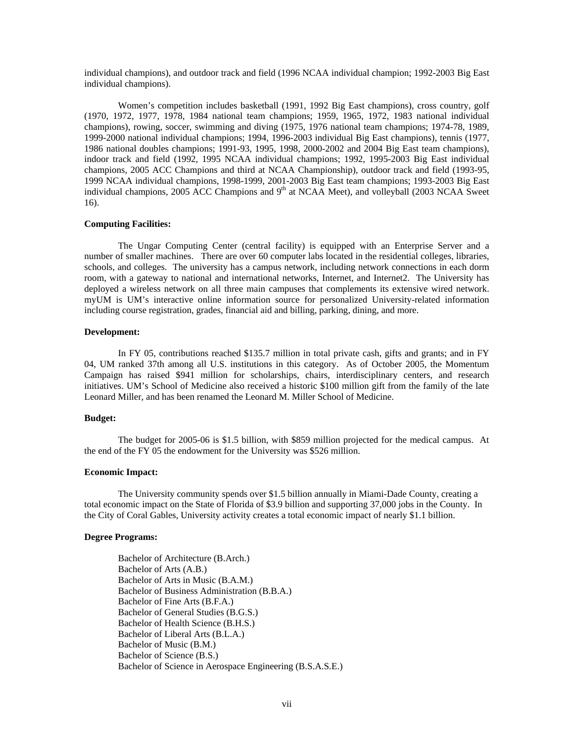individual champions), and outdoor track and field (1996 NCAA individual champion; 1992-2003 Big East individual champions).

Women's competition includes basketball (1991, 1992 Big East champions), cross country, golf (1970, 1972, 1977, 1978, 1984 national team champions; 1959, 1965, 1972, 1983 national individual champions), rowing, soccer, swimming and diving (1975, 1976 national team champions; 1974-78, 1989, 1999-2000 national individual champions; 1994, 1996-2003 individual Big East champions), tennis (1977, 1986 national doubles champions; 1991-93, 1995, 1998, 2000-2002 and 2004 Big East team champions), indoor track and field (1992, 1995 NCAA individual champions; 1992, 1995-2003 Big East individual champions, 2005 ACC Champions and third at NCAA Championship), outdoor track and field (1993-95, 1999 NCAA individual champions, 1998-1999, 2001-2003 Big East team champions; 1993-2003 Big East individual champions, 2005 ACC Champions and 9th at NCAA Meet), and volleyball (2003 NCAA Sweet 16).

**Computing Facilities:**

The Ungar Computing Center (central facility) is equipped with an Enterprise Server and a number of smaller machines. There are over 60 computer labs located in the residential colleges, libraries, schools, and colleges. The university has a campus network, including network connections in each dorm room, with a gateway to national and international networks, Internet, and Internet2. The University has deployed a wireless network on all three main campuses that complements its extensive wired network. myUM is UM's interactive online information source for personalized University-related information including course registration, grades, financial aid and billing, parking, dining, and more.

**Development:**

In FY 05, contributions reached $135.7 million in total private cash, gifts and grants; and in FY 04, UM ranked 37th among all U.S. institutions in this category. As of October 2005, the Momentum Campaign has raised $941 million for scholarships, chairs, interdisciplinary centers, and research initiatives. UM's School of Medicine also received a historic $100 million gift from the family of the late Leonard Miller, and has been renamed the Leonard M. Miller School of Medicine.

**Budget:**

The budget for 2005-06 is $1.5 billion, with $859 million projected for the medical campus. At the end of the FY 05 the endowment for the University was $526 million.

**Economic Impact:**

The University community spends over $1.5 billion annually in Miami-Dade County, creating a total economic impact on the State of Florida of $3.9 billion and supporting 37,000 jobs in the County. In the City of Coral Gables, University activity creates a total economic impact of nearly $1.1 billion.

**Degree Programs:**

Bachelor of Architecture (B.Arch.)
Bachelor of Arts (A.B.)
Bachelor of Arts in Music (B.A.M.)
Bachelor of Business Administration (B.B.A.)
Bachelor of Fine Arts (B.F.A.)
Bachelor of General Studies (B.G.S.)
Bachelor of Health Science (B.H.S.)
Bachelor of Liberal Arts (B.L.A.)
Bachelor of Music (B.M.)
Bachelor of Science (B.S.)
Bachelor of Science in Aerospace Engineering (B.S.A.S.E.)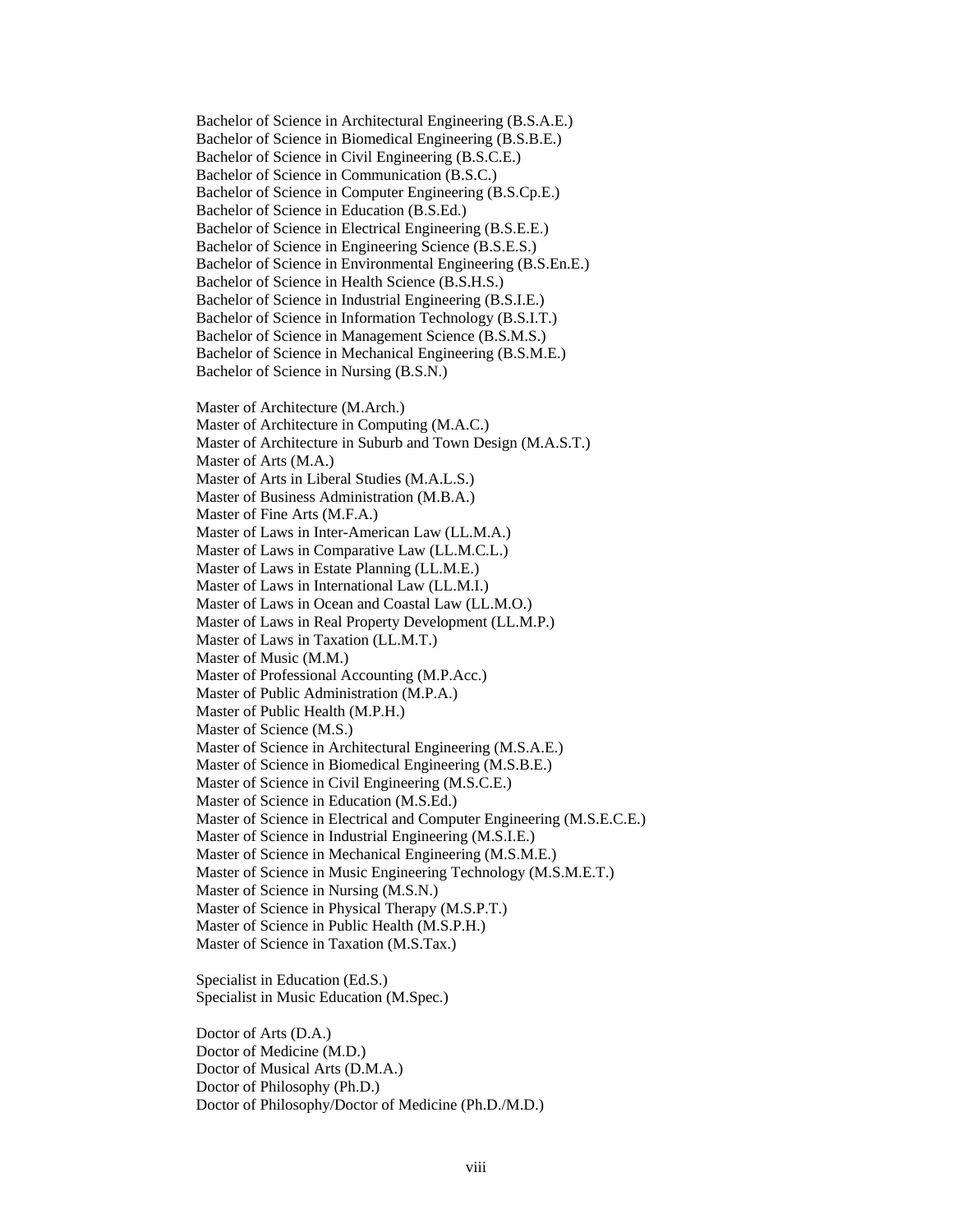Bachelor of Science in Architectural Engineering (B.S.A.E.)
Bachelor of Science in Biomedical Engineering (B.S.B.E.)
Bachelor of Science in Civil Engineering (B.S.C.E.)
Bachelor of Science in Communication (B.S.C.)
Bachelor of Science in Computer Engineering (B.S.Cp.E.)
Bachelor of Science in Education (B.S.Ed.)
Bachelor of Science in Electrical Engineering (B.S.E.E.)
Bachelor of Science in Engineering Science (B.S.E.S.)
Bachelor of Science in Environmental Engineering (B.S.En.E.)
Bachelor of Science in Health Science (B.S.H.S.)
Bachelor of Science in Industrial Engineering (B.S.I.E.)
Bachelor of Science in Information Technology (B.S.I.T.)
Bachelor of Science in Management Science (B.S.M.S.)
Bachelor of Science in Mechanical Engineering (B.S.M.E.)
Bachelor of Science in Nursing (B.S.N.)

Master of Architecture (M.Arch.)
Master of Architecture in Computing (M.A.C.)
Master of Architecture in Suburb and Town Design (M.A.S.T.)
Master of Arts (M.A.)
Master of Arts in Liberal Studies (M.A.L.S.)
Master of Business Administration (M.B.A.)
Master of Fine Arts (M.F.A.)
Master of Laws in Inter-American Law (LL.M.A.)
Master of Laws in Comparative Law (LL.M.C.L.)
Master of Laws in Estate Planning (LL.M.E.)
Master of Laws in International Law (LL.M.I.)
Master of Laws in Ocean and Coastal Law (LL.M.O.)
Master of Laws in Real Property Development (LL.M.P.)
Master of Laws in Taxation (LL.M.T.)
Master of Music (M.M.)
Master of Professional Accounting (M.P.Acc.)
Master of Public Administration (M.P.A.)
Master of Public Health (M.P.H.)
Master of Science (M.S.)
Master of Science in Architectural Engineering (M.S.A.E.)
Master of Science in Biomedical Engineering (M.S.B.E.)
Master of Science in Civil Engineering (M.S.C.E.)
Master of Science in Education (M.S.Ed.)
Master of Science in Electrical and Computer Engineering (M.S.E.C.E.)
Master of Science in Industrial Engineering (M.S.I.E.)
Master of Science in Mechanical Engineering (M.S.M.E.)
Master of Science in Music Engineering Technology (M.S.M.E.T.)
Master of Science in Nursing (M.S.N.)
Master of Science in Physical Therapy (M.S.P.T.)
Master of Science in Public Health (M.S.P.H.)
Master of Science in Taxation (M.S.Tax.)

Specialist in Education (Ed.S.)
Specialist in Music Education (M.Spec.)

Doctor of Arts (D.A.)
Doctor of Medicine (M.D.)
Doctor of Musical Arts (D.M.A.)
Doctor of Philosophy (Ph.D.)
Doctor of Philosophy/Doctor of Medicine (Ph.D./M.D.)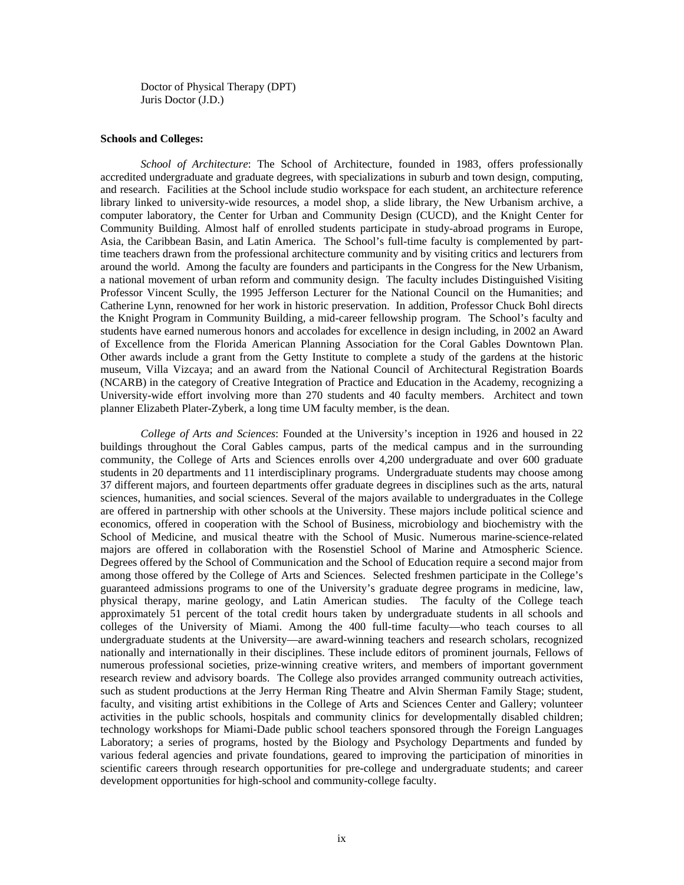Doctor of Physical Therapy (DPT)
Juris Doctor (J.D.)

**Schools and Colleges:**

*School of Architecture*: The School of Architecture, founded in 1983, offers professionally accredited undergraduate and graduate degrees, with specializations in suburb and town design, computing, and research. Facilities at the School include studio workspace for each student, an architecture reference library linked to university-wide resources, a model shop, a slide library, the New Urbanism archive, a computer laboratory, the Center for Urban and Community Design (CUCD), and the Knight Center for Community Building. Almost half of enrolled students participate in study-abroad programs in Europe, Asia, the Caribbean Basin, and Latin America. The School's full-time faculty is complemented by part-time teachers drawn from the professional architecture community and by visiting critics and lecturers from around the world. Among the faculty are founders and participants in the Congress for the New Urbanism, a national movement of urban reform and community design. The faculty includes Distinguished Visiting Professor Vincent Scully, the 1995 Jefferson Lecturer for the National Council on the Humanities; and Catherine Lynn, renowned for her work in historic preservation. In addition, Professor Chuck Bohl directs the Knight Program in Community Building, a mid-career fellowship program. The School's faculty and students have earned numerous honors and accolades for excellence in design including, in 2002 an Award of Excellence from the Florida American Planning Association for the Coral Gables Downtown Plan. Other awards include a grant from the Getty Institute to complete a study of the gardens at the historic museum, Villa Vizcaya; and an award from the National Council of Architectural Registration Boards (NCARB) in the category of Creative Integration of Practice and Education in the Academy, recognizing a University-wide effort involving more than 270 students and 40 faculty members. Architect and town planner Elizabeth Plater-Zyberk, a long time UM faculty member, is the dean.

*College of Arts and Sciences*: Founded at the University's inception in 1926 and housed in 22 buildings throughout the Coral Gables campus, parts of the medical campus and in the surrounding community, the College of Arts and Sciences enrolls over 4,200 undergraduate and over 600 graduate students in 20 departments and 11 interdisciplinary programs. Undergraduate students may choose among 37 different majors, and fourteen departments offer graduate degrees in disciplines such as the arts, natural sciences, humanities, and social sciences. Several of the majors available to undergraduates in the College are offered in partnership with other schools at the University. These majors include political science and economics, offered in cooperation with the School of Business, microbiology and biochemistry with the School of Medicine, and musical theatre with the School of Music. Numerous marine-science-related majors are offered in collaboration with the Rosenstiel School of Marine and Atmospheric Science. Degrees offered by the School of Communication and the School of Education require a second major from among those offered by the College of Arts and Sciences. Selected freshmen participate in the College's guaranteed admissions programs to one of the University's graduate degree programs in medicine, law, physical therapy, marine geology, and Latin American studies. The faculty of the College teach approximately 51 percent of the total credit hours taken by undergraduate students in all schools and colleges of the University of Miami. Among the 400 full-time faculty—who teach courses to all undergraduate students at the University—are award-winning teachers and research scholars, recognized nationally and internationally in their disciplines. These include editors of prominent journals, Fellows of numerous professional societies, prize-winning creative writers, and members of important government research review and advisory boards. The College also provides arranged community outreach activities, such as student productions at the Jerry Herman Ring Theatre and Alvin Sherman Family Stage; student, faculty, and visiting artist exhibitions in the College of Arts and Sciences Center and Gallery; volunteer activities in the public schools, hospitals and community clinics for developmentally disabled children; technology workshops for Miami-Dade public school teachers sponsored through the Foreign Languages Laboratory; a series of programs, hosted by the Biology and Psychology Departments and funded by various federal agencies and private foundations, geared to improving the participation of minorities in scientific careers through research opportunities for pre-college and undergraduate students; and career development opportunities for high-school and community-college faculty.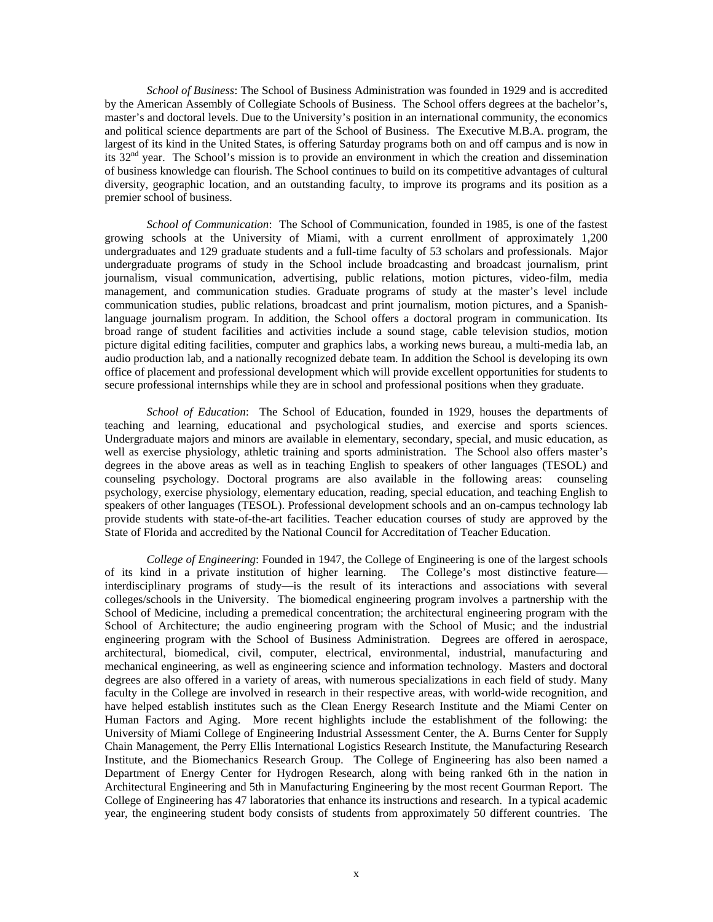*School of Business*: The School of Business Administration was founded in 1929 and is accredited by the American Assembly of Collegiate Schools of Business. The School offers degrees at the bachelor's, master's and doctoral levels. Due to the University's position in an international community, the economics and political science departments are part of the School of Business. The Executive M.B.A. program, the largest of its kind in the United States, is offering Saturday programs both on and off campus and is now in its 32nd year. The School's mission is to provide an environment in which the creation and dissemination of business knowledge can flourish. The School continues to build on its competitive advantages of cultural diversity, geographic location, and an outstanding faculty, to improve its programs and its position as a premier school of business.

*School of Communication*: The School of Communication, founded in 1985, is one of the fastest growing schools at the University of Miami, with a current enrollment of approximately 1,200 undergraduates and 129 graduate students and a full-time faculty of 53 scholars and professionals. Major undergraduate programs of study in the School include broadcasting and broadcast journalism, print journalism, visual communication, advertising, public relations, motion pictures, video-film, media management, and communication studies. Graduate programs of study at the master's level include communication studies, public relations, broadcast and print journalism, motion pictures, and a Spanish-language journalism program. In addition, the School offers a doctoral program in communication. Its broad range of student facilities and activities include a sound stage, cable television studios, motion picture digital editing facilities, computer and graphics labs, a working news bureau, a multi-media lab, an audio production lab, and a nationally recognized debate team. In addition the School is developing its own office of placement and professional development which will provide excellent opportunities for students to secure professional internships while they are in school and professional positions when they graduate.

*School of Education*: The School of Education, founded in 1929, houses the departments of teaching and learning, educational and psychological studies, and exercise and sports sciences. Undergraduate majors and minors are available in elementary, secondary, special, and music education, as well as exercise physiology, athletic training and sports administration. The School also offers master's degrees in the above areas as well as in teaching English to speakers of other languages (TESOL) and counseling psychology. Doctoral programs are also available in the following areas: counseling psychology, exercise physiology, elementary education, reading, special education, and teaching English to speakers of other languages (TESOL). Professional development schools and an on-campus technology lab provide students with state-of-the-art facilities. Teacher education courses of study are approved by the State of Florida and accredited by the National Council for Accreditation of Teacher Education.

*College of Engineering*: Founded in 1947, the College of Engineering is one of the largest schools of its kind in a private institution of higher learning. The College's most distinctive feature—interdisciplinary programs of study—is the result of its interactions and associations with several colleges/schools in the University. The biomedical engineering program involves a partnership with the School of Medicine, including a premedical concentration; the architectural engineering program with the School of Architecture; the audio engineering program with the School of Music; and the industrial engineering program with the School of Business Administration. Degrees are offered in aerospace, architectural, biomedical, civil, computer, electrical, environmental, industrial, manufacturing and mechanical engineering, as well as engineering science and information technology. Masters and doctoral degrees are also offered in a variety of areas, with numerous specializations in each field of study. Many faculty in the College are involved in research in their respective areas, with world-wide recognition, and have helped establish institutes such as the Clean Energy Research Institute and the Miami Center on Human Factors and Aging. More recent highlights include the establishment of the following: the University of Miami College of Engineering Industrial Assessment Center, the A. Burns Center for Supply Chain Management, the Perry Ellis International Logistics Research Institute, the Manufacturing Research Institute, and the Biomechanics Research Group. The College of Engineering has also been named a Department of Energy Center for Hydrogen Research, along with being ranked 6th in the nation in Architectural Engineering and 5th in Manufacturing Engineering by the most recent Gourman Report. The College of Engineering has 47 laboratories that enhance its instructions and research. In a typical academic year, the engineering student body consists of students from approximately 50 different countries. The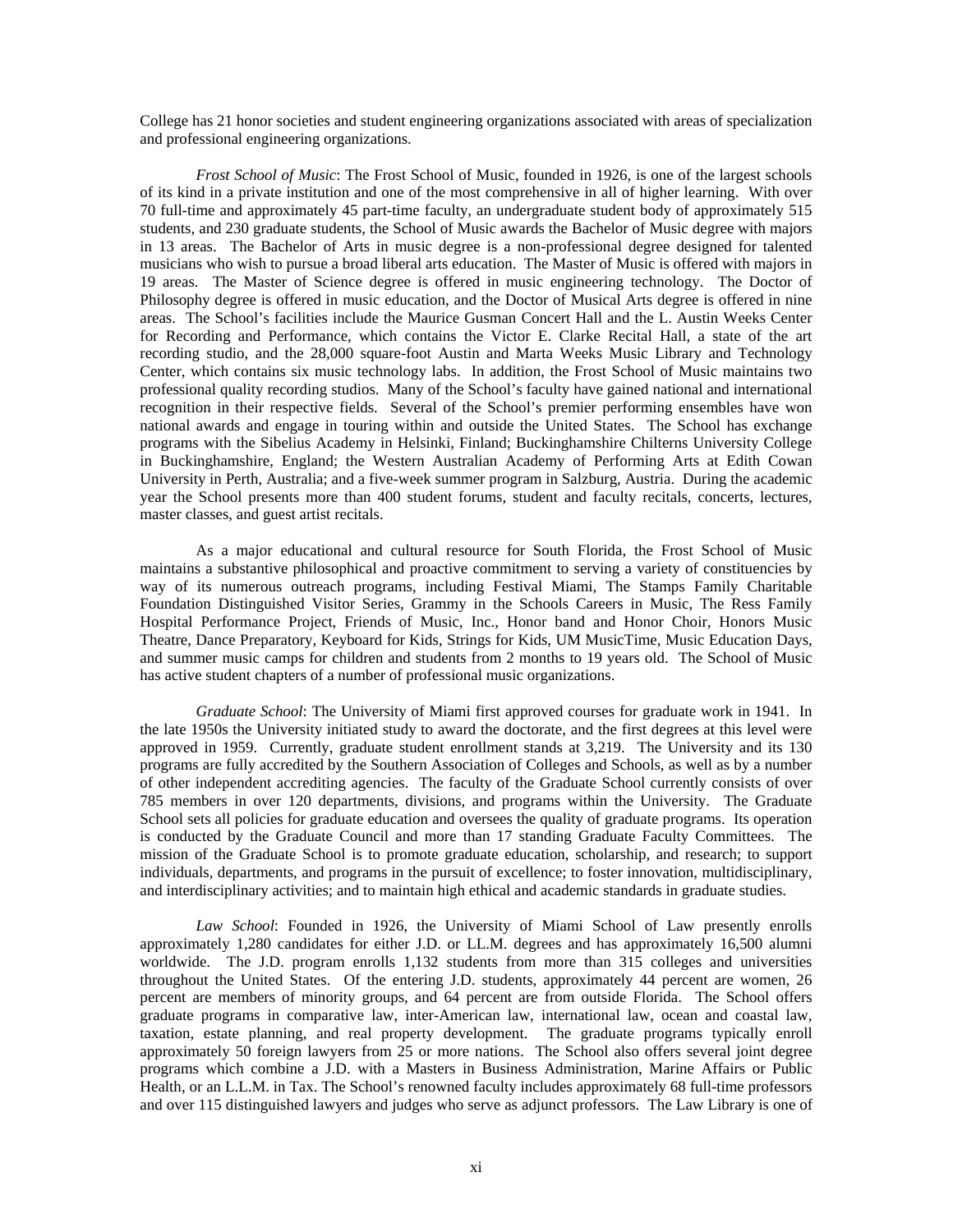College has 21 honor societies and student engineering organizations associated with areas of specialization and professional engineering organizations.

*Frost School of Music*: The Frost School of Music, founded in 1926, is one of the largest schools of its kind in a private institution and one of the most comprehensive in all of higher learning. With over 70 full-time and approximately 45 part-time faculty, an undergraduate student body of approximately 515 students, and 230 graduate students, the School of Music awards the Bachelor of Music degree with majors in 13 areas. The Bachelor of Arts in music degree is a non-professional degree designed for talented musicians who wish to pursue a broad liberal arts education. The Master of Music is offered with majors in 19 areas. The Master of Science degree is offered in music engineering technology. The Doctor of Philosophy degree is offered in music education, and the Doctor of Musical Arts degree is offered in nine areas. The School's facilities include the Maurice Gusman Concert Hall and the L. Austin Weeks Center for Recording and Performance, which contains the Victor E. Clarke Recital Hall, a state of the art recording studio, and the 28,000 square-foot Austin and Marta Weeks Music Library and Technology Center, which contains six music technology labs. In addition, the Frost School of Music maintains two professional quality recording studios. Many of the School's faculty have gained national and international recognition in their respective fields. Several of the School's premier performing ensembles have won national awards and engage in touring within and outside the United States. The School has exchange programs with the Sibelius Academy in Helsinki, Finland; Buckinghamshire Chilterns University College in Buckinghamshire, England; the Western Australian Academy of Performing Arts at Edith Cowan University in Perth, Australia; and a five-week summer program in Salzburg, Austria. During the academic year the School presents more than 400 student forums, student and faculty recitals, concerts, lectures, master classes, and guest artist recitals.

As a major educational and cultural resource for South Florida, the Frost School of Music maintains a substantive philosophical and proactive commitment to serving a variety of constituencies by way of its numerous outreach programs, including Festival Miami, The Stamps Family Charitable Foundation Distinguished Visitor Series, Grammy in the Schools Careers in Music, The Ress Family Hospital Performance Project, Friends of Music, Inc., Honor band and Honor Choir, Honors Music Theatre, Dance Preparatory, Keyboard for Kids, Strings for Kids, UM MusicTime, Music Education Days, and summer music camps for children and students from 2 months to 19 years old. The School of Music has active student chapters of a number of professional music organizations.

*Graduate School*: The University of Miami first approved courses for graduate work in 1941. In the late 1950s the University initiated study to award the doctorate, and the first degrees at this level were approved in 1959. Currently, graduate student enrollment stands at 3,219. The University and its 130 programs are fully accredited by the Southern Association of Colleges and Schools, as well as by a number of other independent accrediting agencies. The faculty of the Graduate School currently consists of over 785 members in over 120 departments, divisions, and programs within the University. The Graduate School sets all policies for graduate education and oversees the quality of graduate programs. Its operation is conducted by the Graduate Council and more than 17 standing Graduate Faculty Committees. The mission of the Graduate School is to promote graduate education, scholarship, and research; to support individuals, departments, and programs in the pursuit of excellence; to foster innovation, multidisciplinary, and interdisciplinary activities; and to maintain high ethical and academic standards in graduate studies.

*Law School*: Founded in 1926, the University of Miami School of Law presently enrolls approximately 1,280 candidates for either J.D. or LL.M. degrees and has approximately 16,500 alumni worldwide. The J.D. program enrolls 1,132 students from more than 315 colleges and universities throughout the United States. Of the entering J.D. students, approximately 44 percent are women, 26 percent are members of minority groups, and 64 percent are from outside Florida. The School offers graduate programs in comparative law, inter-American law, international law, ocean and coastal law, taxation, estate planning, and real property development. The graduate programs typically enroll approximately 50 foreign lawyers from 25 or more nations. The School also offers several joint degree programs which combine a J.D. with a Masters in Business Administration, Marine Affairs or Public Health, or an L.L.M. in Tax. The School's renowned faculty includes approximately 68 full-time professors and over 115 distinguished lawyers and judges who serve as adjunct professors. The Law Library is one of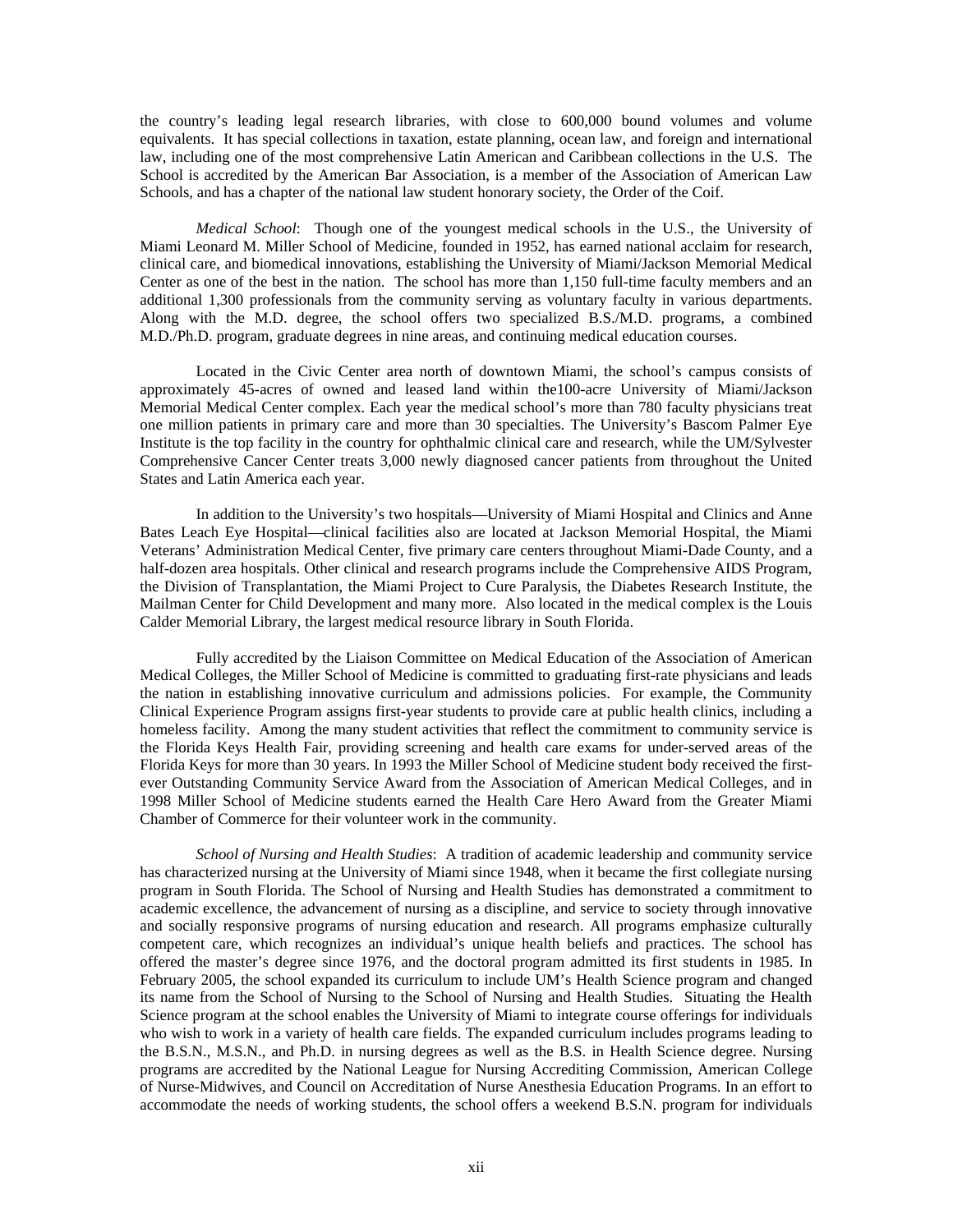the country's leading legal research libraries, with close to 600,000 bound volumes and volume equivalents. It has special collections in taxation, estate planning, ocean law, and foreign and international law, including one of the most comprehensive Latin American and Caribbean collections in the U.S. The School is accredited by the American Bar Association, is a member of the Association of American Law Schools, and has a chapter of the national law student honorary society, the Order of the Coif.

*Medical School*: Though one of the youngest medical schools in the U.S., the University of Miami Leonard M. Miller School of Medicine, founded in 1952, has earned national acclaim for research, clinical care, and biomedical innovations, establishing the University of Miami/Jackson Memorial Medical Center as one of the best in the nation. The school has more than 1,150 full-time faculty members and an additional 1,300 professionals from the community serving as voluntary faculty in various departments. Along with the M.D. degree, the school offers two specialized B.S./M.D. programs, a combined M.D./Ph.D. program, graduate degrees in nine areas, and continuing medical education courses.

Located in the Civic Center area north of downtown Miami, the school's campus consists of approximately 45-acres of owned and leased land within the100-acre University of Miami/Jackson Memorial Medical Center complex. Each year the medical school's more than 780 faculty physicians treat one million patients in primary care and more than 30 specialties. The University's Bascom Palmer Eye Institute is the top facility in the country for ophthalmic clinical care and research, while the UM/Sylvester Comprehensive Cancer Center treats 3,000 newly diagnosed cancer patients from throughout the United States and Latin America each year.

In addition to the University's two hospitals—University of Miami Hospital and Clinics and Anne Bates Leach Eye Hospital—clinical facilities also are located at Jackson Memorial Hospital, the Miami Veterans' Administration Medical Center, five primary care centers throughout Miami-Dade County, and a half-dozen area hospitals. Other clinical and research programs include the Comprehensive AIDS Program, the Division of Transplantation, the Miami Project to Cure Paralysis, the Diabetes Research Institute, the Mailman Center for Child Development and many more. Also located in the medical complex is the Louis Calder Memorial Library, the largest medical resource library in South Florida.

Fully accredited by the Liaison Committee on Medical Education of the Association of American Medical Colleges, the Miller School of Medicine is committed to graduating first-rate physicians and leads the nation in establishing innovative curriculum and admissions policies. For example, the Community Clinical Experience Program assigns first-year students to provide care at public health clinics, including a homeless facility. Among the many student activities that reflect the commitment to community service is the Florida Keys Health Fair, providing screening and health care exams for under-served areas of the Florida Keys for more than 30 years. In 1993 the Miller School of Medicine student body received the first-ever Outstanding Community Service Award from the Association of American Medical Colleges, and in 1998 Miller School of Medicine students earned the Health Care Hero Award from the Greater Miami Chamber of Commerce for their volunteer work in the community.

*School of Nursing and Health Studies*: A tradition of academic leadership and community service has characterized nursing at the University of Miami since 1948, when it became the first collegiate nursing program in South Florida. The School of Nursing and Health Studies has demonstrated a commitment to academic excellence, the advancement of nursing as a discipline, and service to society through innovative and socially responsive programs of nursing education and research. All programs emphasize culturally competent care, which recognizes an individual's unique health beliefs and practices. The school has offered the master's degree since 1976, and the doctoral program admitted its first students in 1985. In February 2005, the school expanded its curriculum to include UM's Health Science program and changed its name from the School of Nursing to the School of Nursing and Health Studies. Situating the Health Science program at the school enables the University of Miami to integrate course offerings for individuals who wish to work in a variety of health care fields. The expanded curriculum includes programs leading to the B.S.N., M.S.N., and Ph.D. in nursing degrees as well as the B.S. in Health Science degree. Nursing programs are accredited by the National League for Nursing Accrediting Commission, American College of Nurse-Midwives, and Council on Accreditation of Nurse Anesthesia Education Programs. In an effort to accommodate the needs of working students, the school offers a weekend B.S.N. program for individuals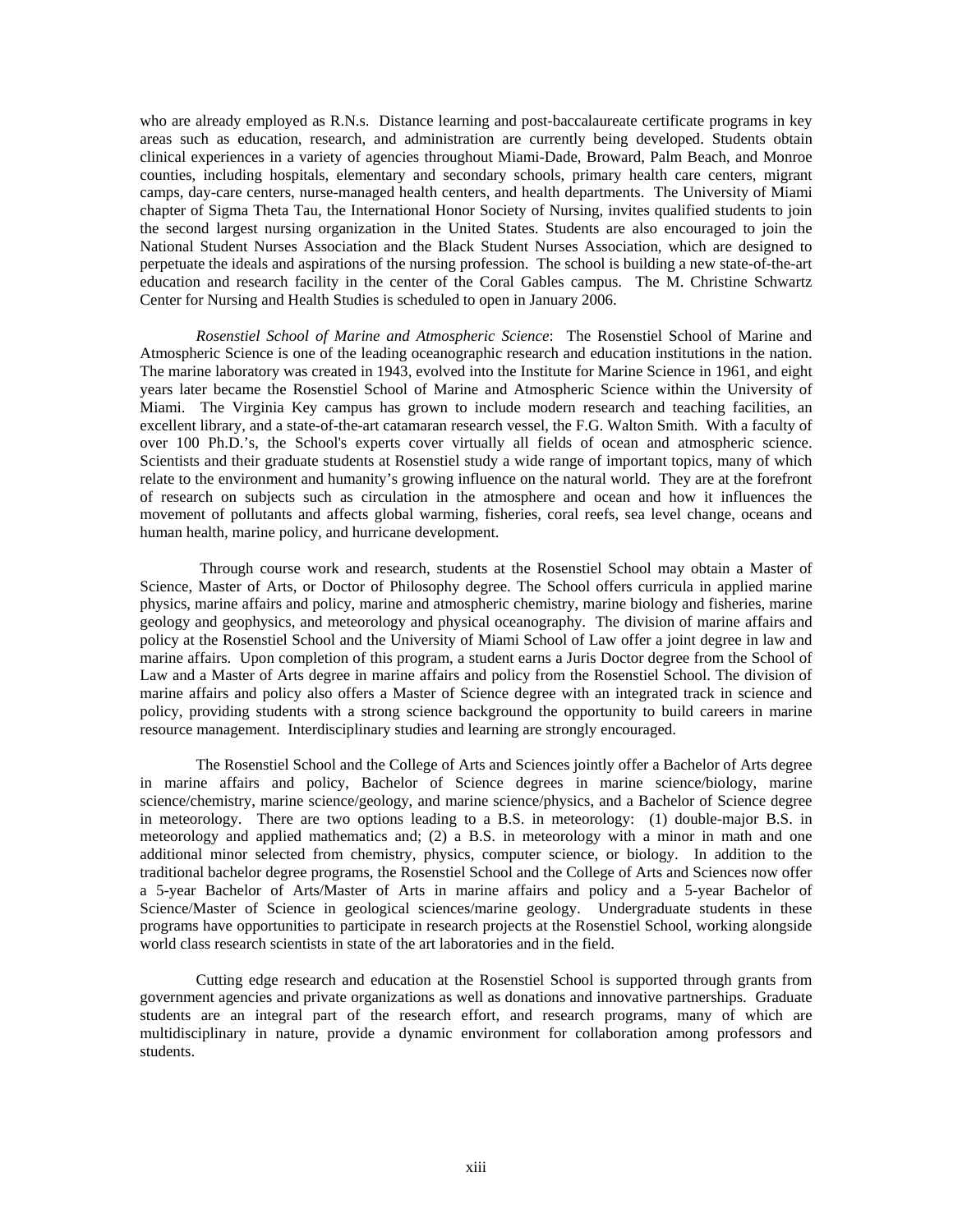who are already employed as R.N.s. Distance learning and post-baccalaureate certificate programs in key areas such as education, research, and administration are currently being developed. Students obtain clinical experiences in a variety of agencies throughout Miami-Dade, Broward, Palm Beach, and Monroe counties, including hospitals, elementary and secondary schools, primary health care centers, migrant camps, day-care centers, nurse-managed health centers, and health departments. The University of Miami chapter of Sigma Theta Tau, the International Honor Society of Nursing, invites qualified students to join the second largest nursing organization in the United States. Students are also encouraged to join the National Student Nurses Association and the Black Student Nurses Association, which are designed to perpetuate the ideals and aspirations of the nursing profession. The school is building a new state-of-the-art education and research facility in the center of the Coral Gables campus. The M. Christine Schwartz Center for Nursing and Health Studies is scheduled to open in January 2006.

*Rosenstiel School of Marine and Atmospheric Science*: The Rosenstiel School of Marine and Atmospheric Science is one of the leading oceanographic research and education institutions in the nation. The marine laboratory was created in 1943, evolved into the Institute for Marine Science in 1961, and eight years later became the Rosenstiel School of Marine and Atmospheric Science within the University of Miami. The Virginia Key campus has grown to include modern research and teaching facilities, an excellent library, and a state-of-the-art catamaran research vessel, the F.G. Walton Smith. With a faculty of over 100 Ph.D.'s, the School's experts cover virtually all fields of ocean and atmospheric science. Scientists and their graduate students at Rosenstiel study a wide range of important topics, many of which relate to the environment and humanity's growing influence on the natural world. They are at the forefront of research on subjects such as circulation in the atmosphere and ocean and how it influences the movement of pollutants and affects global warming, fisheries, coral reefs, sea level change, oceans and human health, marine policy, and hurricane development.

Through course work and research, students at the Rosenstiel School may obtain a Master of Science, Master of Arts, or Doctor of Philosophy degree. The School offers curricula in applied marine physics, marine affairs and policy, marine and atmospheric chemistry, marine biology and fisheries, marine geology and geophysics, and meteorology and physical oceanography. The division of marine affairs and policy at the Rosenstiel School and the University of Miami School of Law offer a joint degree in law and marine affairs. Upon completion of this program, a student earns a Juris Doctor degree from the School of Law and a Master of Arts degree in marine affairs and policy from the Rosenstiel School. The division of marine affairs and policy also offers a Master of Science degree with an integrated track in science and policy, providing students with a strong science background the opportunity to build careers in marine resource management. Interdisciplinary studies and learning are strongly encouraged.

The Rosenstiel School and the College of Arts and Sciences jointly offer a Bachelor of Arts degree in marine affairs and policy, Bachelor of Science degrees in marine science/biology, marine science/chemistry, marine science/geology, and marine science/physics, and a Bachelor of Science degree in meteorology. There are two options leading to a B.S. in meteorology: (1) double-major B.S. in meteorology and applied mathematics and; (2) a B.S. in meteorology with a minor in math and one additional minor selected from chemistry, physics, computer science, or biology. In addition to the traditional bachelor degree programs, the Rosenstiel School and the College of Arts and Sciences now offer a 5-year Bachelor of Arts/Master of Arts in marine affairs and policy and a 5-year Bachelor of Science/Master of Science in geological sciences/marine geology. Undergraduate students in these programs have opportunities to participate in research projects at the Rosenstiel School, working alongside world class research scientists in state of the art laboratories and in the field.

Cutting edge research and education at the Rosenstiel School is supported through grants from government agencies and private organizations as well as donations and innovative partnerships. Graduate students are an integral part of the research effort, and research programs, many of which are multidisciplinary in nature, provide a dynamic environment for collaboration among professors and students.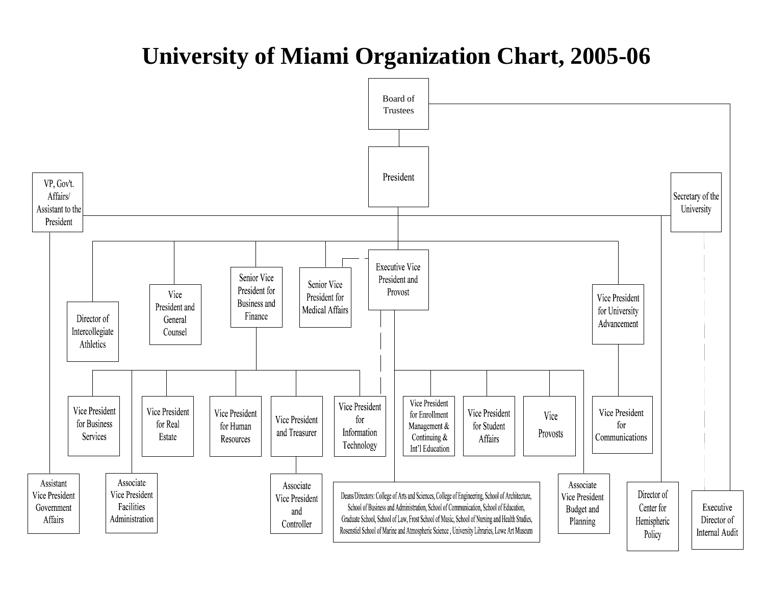# University of Miami Organization Chart, 2005-06

- Board of Trustees
  - President
    - VP, Gov't. Affairs/ Assistant to the President
      - Assistant Vice President Government Affairs
    - Secretary of the University
    - Director of Intercollegiate Athletics
    - Vice President and General Counsel
    - Senior Vice President for Business and Finance
      - Vice President for Business Services
      - Associate Vice President Facilities Administration
      - Vice President for Real Estate
      - Vice President for Human Resources
      - Vice President and Treasurer
        - Associate Vice President and Controller
      - Vice President for Information Technology
    - Senior Vice President for Medical Affairs
    - Executive Vice President and Provost
      - Vice President for Enrollment Management & Continuing & Int'l Education
      - Vice President for Student Affairs
      - Vice Provosts
      - Associate Vice President Budget and Planning
      - Deans/Directors: College of Arts and Sciences, College of Engineering, School of Architecture, School of Business and Administration, School of Communication, School of Education, Graduate School, School of Law, Frost School of Music, School of Nursing and Health Studies, Rosenstiel School of Marine and Atmospheric Science, University Libraries, Lowe Art Museum
    - Vice President for University Advancement
      - Vice President for Communications
    - Director of Center for Hemispheric Policy
  - Executive Director of Internal Audit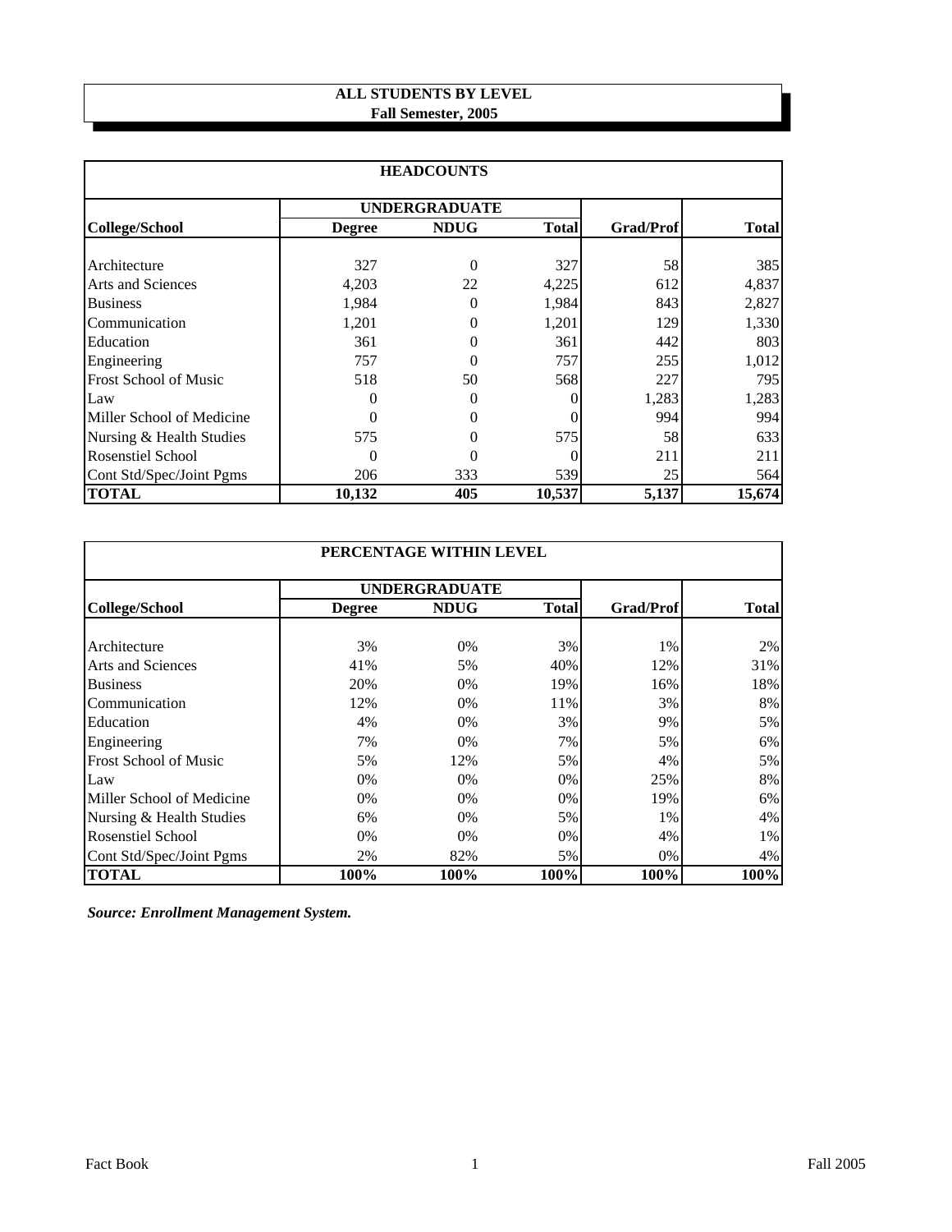## ALL STUDENTS BY LEVEL
### Fall Semester, 2005

**HEADCOUNTS**

| | UNDERGRADUATE | | | | |
|---|---|---|---|---|---|
| **College/School** | **Degree** | **NDUG** | **Total** | **Grad/Prof** | **Total** |
| Architecture | 327 | 0 | 327 | 58 | 385 |
| Arts and Sciences | 4,203 | 22 | 4,225 | 612 | 4,837 |
| Business | 1,984 | 0 | 1,984 | 843 | 2,827 |
| Communication | 1,201 | 0 | 1,201 | 129 | 1,330 |
| Education | 361 | 0 | 361 | 442 | 803 |
| Engineering | 757 | 0 | 757 | 255 | 1,012 |
| Frost School of Music | 518 | 50 | 568 | 227 | 795 |
| Law | 0 | 0 | 0 | 1,283 | 1,283 |
| Miller School of Medicine | 0 | 0 | 0 | 994 | 994 |
| Nursing & Health Studies | 575 | 0 | 575 | 58 | 633 |
| Rosenstiel School | 0 | 0 | 0 | 211 | 211 |
| Cont Std/Spec/Joint Pgms | 206 | 333 | 539 | 25 | 564 |
| **TOTAL** | **10,132** | **405** | **10,537** | **5,137** | **15,674** |

**PERCENTAGE WITHIN LEVEL**

| | UNDERGRADUATE | | | | |
|---|---|---|---|---|---|
| **College/School** | **Degree** | **NDUG** | **Total** | **Grad/Prof** | **Total** |
| Architecture | 3% | 0% | 3% | 1% | 2% |
| Arts and Sciences | 41% | 5% | 40% | 12% | 31% |
| Business | 20% | 0% | 19% | 16% | 18% |
| Communication | 12% | 0% | 11% | 3% | 8% |
| Education | 4% | 0% | 3% | 9% | 5% |
| Engineering | 7% | 0% | 7% | 5% | 6% |
| Frost School of Music | 5% | 12% | 5% | 4% | 5% |
| Law | 0% | 0% | 0% | 25% | 8% |
| Miller School of Medicine | 0% | 0% | 0% | 19% | 6% |
| Nursing & Health Studies | 6% | 0% | 5% | 1% | 4% |
| Rosenstiel School | 0% | 0% | 0% | 4% | 1% |
| Cont Std/Spec/Joint Pgms | 2% | 82% | 5% | 0% | 4% |
| **TOTAL** | **100%** | **100%** | **100%** | **100%** | **100%** |

***Source: Enrollment Management System.***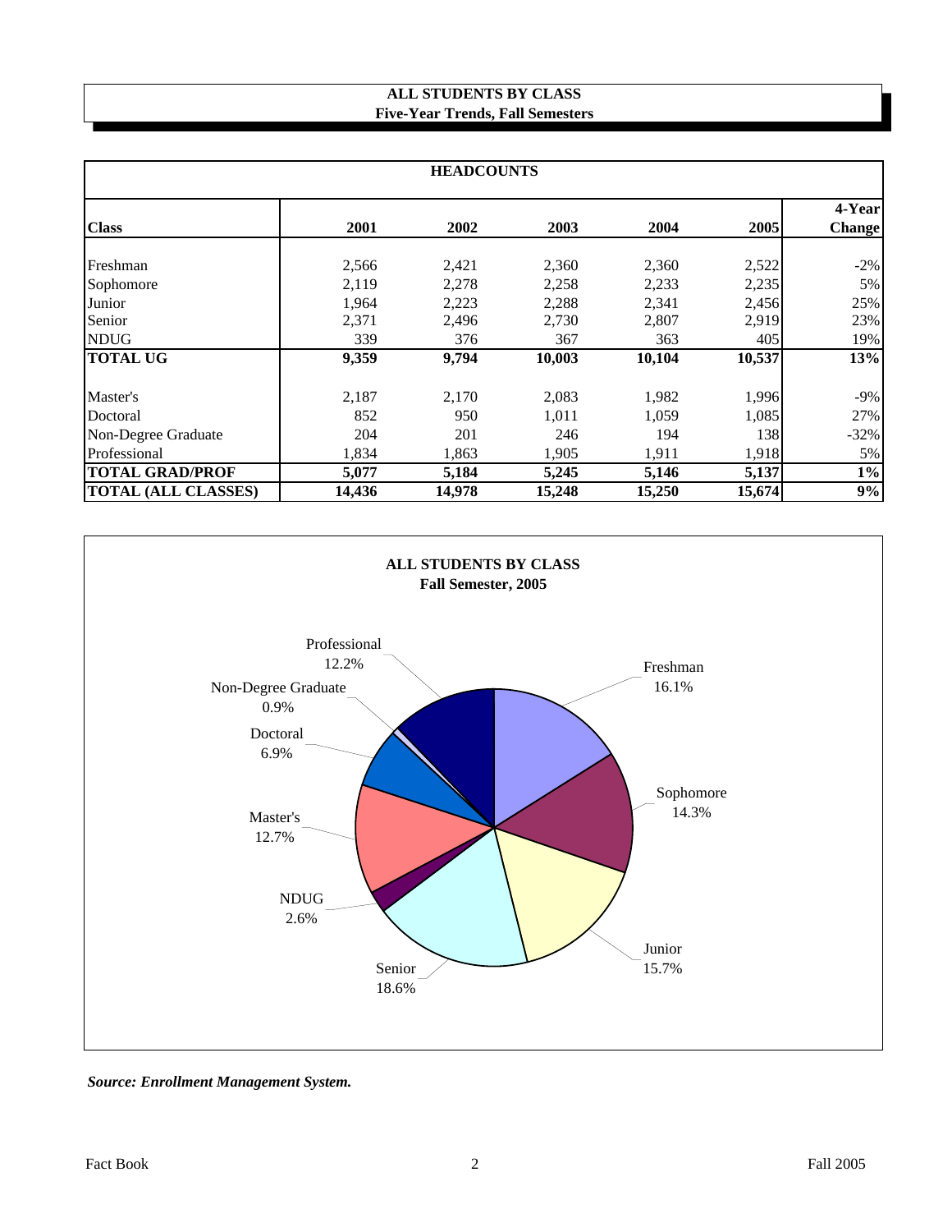# ALL STUDENTS BY CLASS
## Five-Year Trends, Fall Semesters

| HEADCOUNTS | | | | | | |
|---|---|---|---|---|---|---|
| **Class** | **2001** | **2002** | **2003** | **2004** | **2005** | **4-Year Change** |
| Freshman | 2,566 | 2,421 | 2,360 | 2,360 | 2,522 | -2% |
| Sophomore | 2,119 | 2,278 | 2,258 | 2,233 | 2,235 | 5% |
| Junior | 1,964 | 2,223 | 2,288 | 2,341 | 2,456 | 25% |
| Senior | 2,371 | 2,496 | 2,730 | 2,807 | 2,919 | 23% |
| NDUG | 339 | 376 | 367 | 363 | 405 | 19% |
| **TOTAL UG** | **9,359** | **9,794** | **10,003** | **10,104** | **10,537** | **13%** |
| Master's | 2,187 | 2,170 | 2,083 | 1,982 | 1,996 | -9% |
| Doctoral | 852 | 950 | 1,011 | 1,059 | 1,085 | 27% |
| Non-Degree Graduate | 204 | 201 | 246 | 194 | 138 | -32% |
| Professional | 1,834 | 1,863 | 1,905 | 1,911 | 1,918 | 5% |
| **TOTAL GRAD/PROF** | **5,077** | **5,184** | **5,245** | **5,146** | **5,137** | **1%** |
| **TOTAL (ALL CLASSES)** | **14,436** | **14,978** | **15,248** | **15,250** | **15,674** | **9%** |

**ALL STUDENTS BY CLASS**
**Fall Semester, 2005**

| Class | Percent |
|---|---|
| Freshman | 16.1% |
| Sophomore | 14.3% |
| Junior | 15.7% |
| Senior | 18.6% |
| NDUG | 2.6% |
| Master's | 12.7% |
| Doctoral | 6.9% |
| Non-Degree Graduate | 0.9% |
| Professional | 12.2% |

***Source: Enrollment Management System.***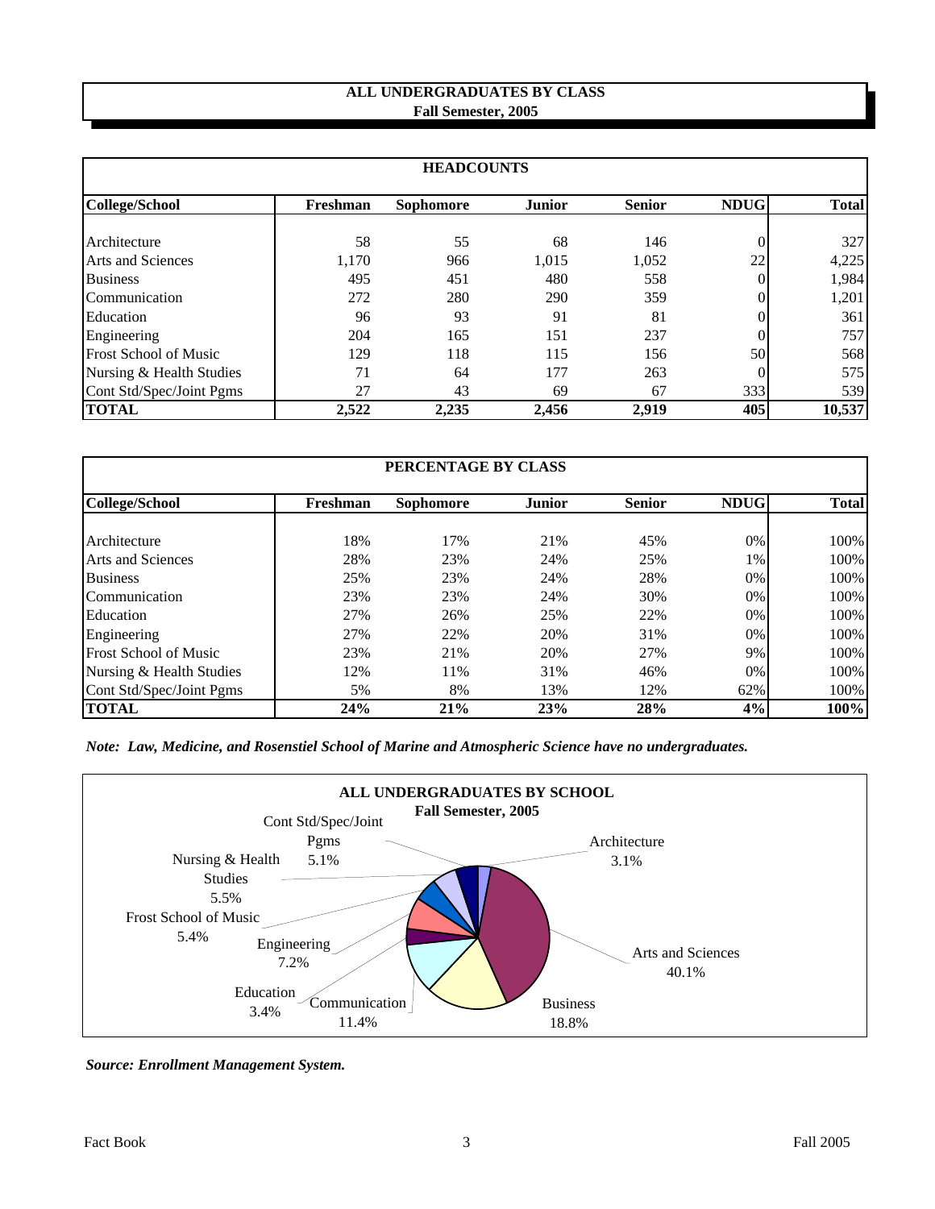# ALL UNDERGRADUATES BY CLASS
## Fall Semester, 2005

### HEADCOUNTS

| College/School | Freshman | Sophomore | Junior | Senior | NDUG | Total |
|---|---|---|---|---|---|---|
| Architecture | 58 | 55 | 68 | 146 | 0 | 327 |
| Arts and Sciences | 1,170 | 966 | 1,015 | 1,052 | 22 | 4,225 |
| Business | 495 | 451 | 480 | 558 | 0 | 1,984 |
| Communication | 272 | 280 | 290 | 359 | 0 | 1,201 |
| Education | 96 | 93 | 91 | 81 | 0 | 361 |
| Engineering | 204 | 165 | 151 | 237 | 0 | 757 |
| Frost School of Music | 129 | 118 | 115 | 156 | 50 | 568 |
| Nursing & Health Studies | 71 | 64 | 177 | 263 | 0 | 575 |
| Cont Std/Spec/Joint Pgms | 27 | 43 | 69 | 67 | 333 | 539 |
| **TOTAL** | **2,522** | **2,235** | **2,456** | **2,919** | **405** | **10,537** |

### PERCENTAGE BY CLASS

| College/School | Freshman | Sophomore | Junior | Senior | NDUG | Total |
|---|---|---|---|---|---|---|
| Architecture | 18% | 17% | 21% | 45% | 0% | 100% |
| Arts and Sciences | 28% | 23% | 24% | 25% | 1% | 100% |
| Business | 25% | 23% | 24% | 28% | 0% | 100% |
| Communication | 23% | 23% | 24% | 30% | 0% | 100% |
| Education | 27% | 26% | 25% | 22% | 0% | 100% |
| Engineering | 27% | 22% | 20% | 31% | 0% | 100% |
| Frost School of Music | 23% | 21% | 20% | 27% | 9% | 100% |
| Nursing & Health Studies | 12% | 11% | 31% | 46% | 0% | 100% |
| Cont Std/Spec/Joint Pgms | 5% | 8% | 13% | 12% | 62% | 100% |
| **TOTAL** | **24%** | **21%** | **23%** | **28%** | **4%** | **100%** |

***Note: Law, Medicine, and Rosenstiel School of Marine and Atmospheric Science have no undergraduates.***

**ALL UNDERGRADUATES BY SCHOOL**
**Fall Semester, 2005**

| School | Percent |
|---|---|
| Architecture | 3.1% |
| Arts and Sciences | 40.1% |
| Business | 18.8% |
| Communication | 11.4% |
| Education | 3.4% |
| Engineering | 7.2% |
| Frost School of Music | 5.4% |
| Nursing & Health Studies | 5.5% |
| Cont Std/Spec/Joint Pgms | 5.1% |

***Source: Enrollment Management System.***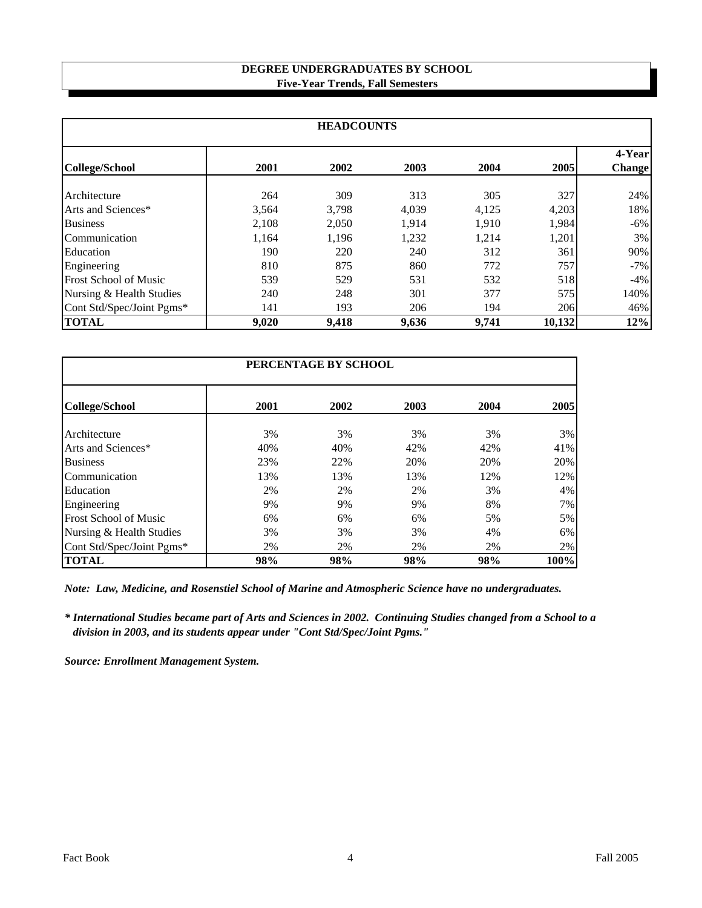# DEGREE UNDERGRADUATES BY SCHOOL
## Five-Year Trends, Fall Semesters

| HEADCOUNTS | | | | | | |
|---|---|---|---|---|---|---|
| **College/School** | **2001** | **2002** | **2003** | **2004** | **2005** | **4-Year Change** |
| Architecture | 264 | 309 | 313 | 305 | 327 | 24% |
| Arts and Sciences* | 3,564 | 3,798 | 4,039 | 4,125 | 4,203 | 18% |
| Business | 2,108 | 2,050 | 1,914 | 1,910 | 1,984 | -6% |
| Communication | 1,164 | 1,196 | 1,232 | 1,214 | 1,201 | 3% |
| Education | 190 | 220 | 240 | 312 | 361 | 90% |
| Engineering | 810 | 875 | 860 | 772 | 757 | -7% |
| Frost School of Music | 539 | 529 | 531 | 532 | 518 | -4% |
| Nursing & Health Studies | 240 | 248 | 301 | 377 | 575 | 140% |
| Cont Std/Spec/Joint Pgms* | 141 | 193 | 206 | 194 | 206 | 46% |
| **TOTAL** | **9,020** | **9,418** | **9,636** | **9,741** | **10,132** | **12%** |

| PERCENTAGE BY SCHOOL | | | | | |
|---|---|---|---|---|---|
| **College/School** | **2001** | **2002** | **2003** | **2004** | **2005** |
| Architecture | 3% | 3% | 3% | 3% | 3% |
| Arts and Sciences* | 40% | 40% | 42% | 42% | 41% |
| Business | 23% | 22% | 20% | 20% | 20% |
| Communication | 13% | 13% | 13% | 12% | 12% |
| Education | 2% | 2% | 2% | 3% | 4% |
| Engineering | 9% | 9% | 9% | 8% | 7% |
| Frost School of Music | 6% | 6% | 6% | 5% | 5% |
| Nursing & Health Studies | 3% | 3% | 3% | 4% | 6% |
| Cont Std/Spec/Joint Pgms* | 2% | 2% | 2% | 2% | 2% |
| **TOTAL** | **98%** | **98%** | **98%** | **98%** | **100%** |

*Note: Law, Medicine, and Rosenstiel School of Marine and Atmospheric Science have no undergraduates.*

*\* International Studies became part of Arts and Sciences in 2002. Continuing Studies changed from a School to a division in 2003, and its students appear under "Cont Std/Spec/Joint Pgms."*

*Source: Enrollment Management System.*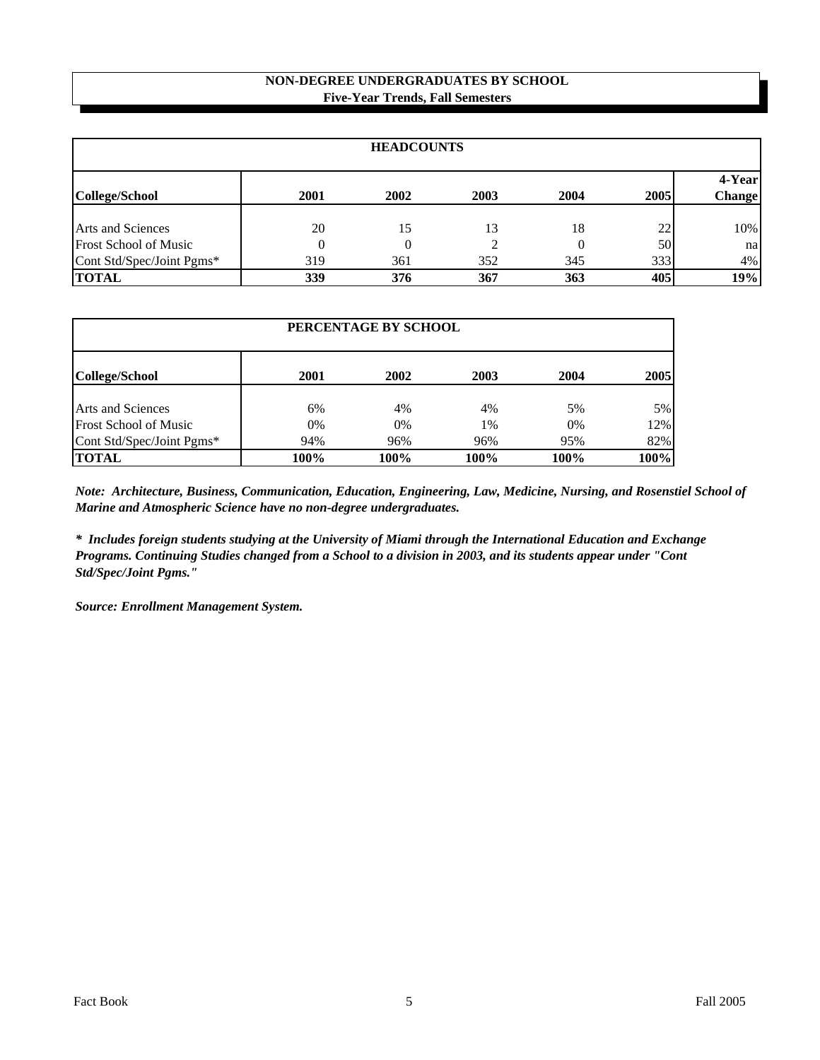## NON-DEGREE UNDERGRADUATES BY SCHOOL
### Five-Year Trends, Fall Semesters

| HEADCOUNTS | | | | | | |
|---|---|---|---|---|---|---|
| **College/School** | **2001** | **2002** | **2003** | **2004** | **2005** | **4-Year Change** |
| Arts and Sciences | 20 | 15 | 13 | 18 | 22 | 10% |
| Frost School of Music | 0 | 0 | 2 | 0 | 50 | na |
| Cont Std/Spec/Joint Pgms* | 319 | 361 | 352 | 345 | 333 | 4% |
| **TOTAL** | **339** | **376** | **367** | **363** | **405** | **19%** |

| PERCENTAGE BY SCHOOL | | | | | |
|---|---|---|---|---|---|
| **College/School** | **2001** | **2002** | **2003** | **2004** | **2005** |
| Arts and Sciences | 6% | 4% | 4% | 5% | 5% |
| Frost School of Music | 0% | 0% | 1% | 0% | 12% |
| Cont Std/Spec/Joint Pgms* | 94% | 96% | 96% | 95% | 82% |
| **TOTAL** | **100%** | **100%** | **100%** | **100%** | **100%** |

***Note: Architecture, Business, Communication, Education, Engineering, Law, Medicine, Nursing, and Rosenstiel School of Marine and Atmospheric Science have no non-degree undergraduates.***

***\* Includes foreign students studying at the University of Miami through the International Education and Exchange Programs. Continuing Studies changed from a School to a division in 2003, and its students appear under "Cont Std/Spec/Joint Pgms."***

***Source: Enrollment Management System.***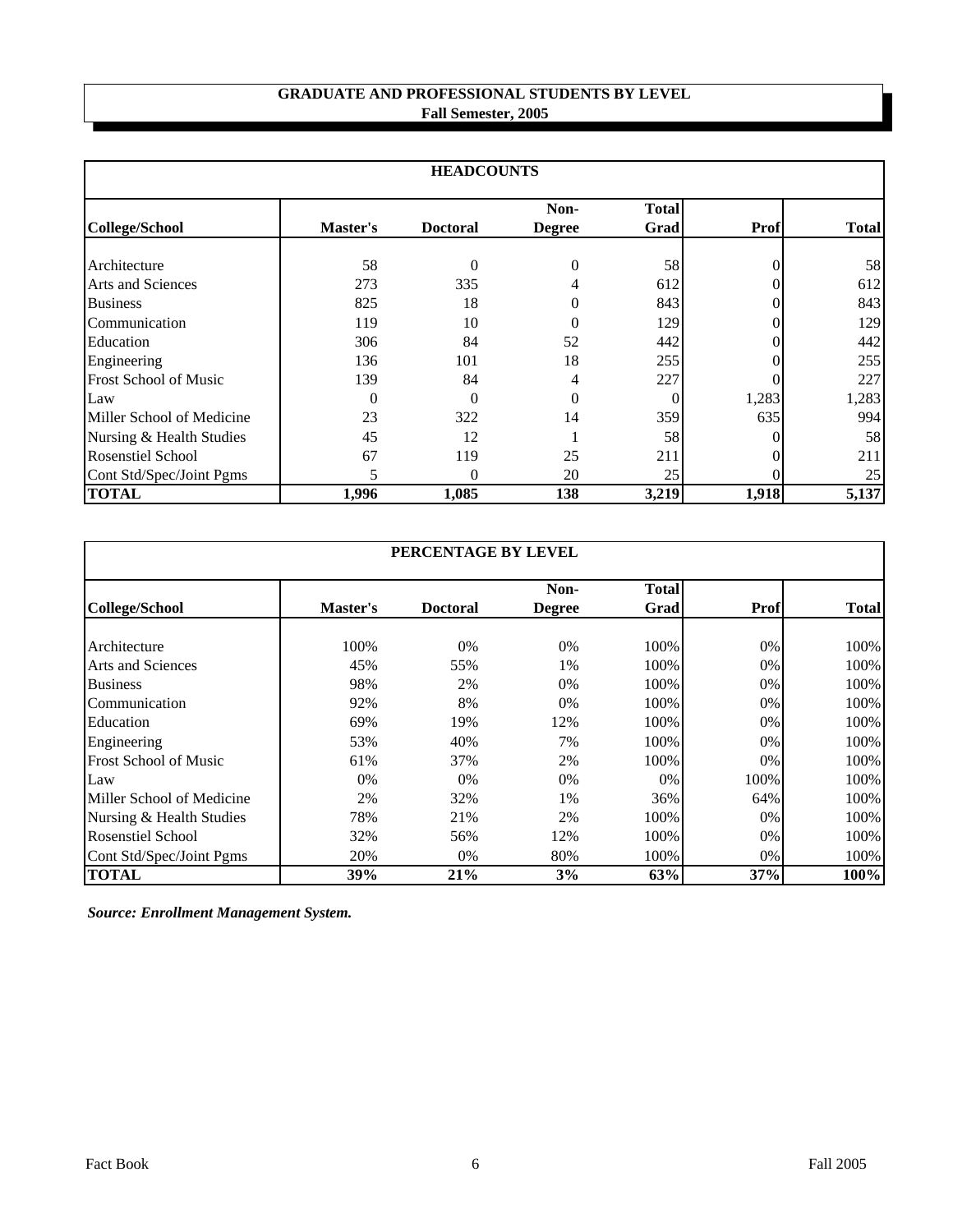# GRADUATE AND PROFESSIONAL STUDENTS BY LEVEL
## Fall Semester, 2005

| HEADCOUNTS | | | | | | |
|---|---|---|---|---|---|---|
| **College/School** | **Master's** | **Doctoral** | **Non-Degree** | **Total Grad** | **Prof** | **Total** |
| Architecture | 58 | 0 | 0 | 58 | 0 | 58 |
| Arts and Sciences | 273 | 335 | 4 | 612 | 0 | 612 |
| Business | 825 | 18 | 0 | 843 | 0 | 843 |
| Communication | 119 | 10 | 0 | 129 | 0 | 129 |
| Education | 306 | 84 | 52 | 442 | 0 | 442 |
| Engineering | 136 | 101 | 18 | 255 | 0 | 255 |
| Frost School of Music | 139 | 84 | 4 | 227 | 0 | 227 |
| Law | 0 | 0 | 0 | 0 | 1,283 | 1,283 |
| Miller School of Medicine | 23 | 322 | 14 | 359 | 635 | 994 |
| Nursing & Health Studies | 45 | 12 | 1 | 58 | 0 | 58 |
| Rosenstiel School | 67 | 119 | 25 | 211 | 0 | 211 |
| Cont Std/Spec/Joint Pgms | 5 | 0 | 20 | 25 | 0 | 25 |
| **TOTAL** | **1,996** | **1,085** | **138** | **3,219** | **1,918** | **5,137** |

| PERCENTAGE BY LEVEL | | | | | | |
|---|---|---|---|---|---|---|
| **College/School** | **Master's** | **Doctoral** | **Non-Degree** | **Total Grad** | **Prof** | **Total** |
| Architecture | 100% | 0% | 0% | 100% | 0% | 100% |
| Arts and Sciences | 45% | 55% | 1% | 100% | 0% | 100% |
| Business | 98% | 2% | 0% | 100% | 0% | 100% |
| Communication | 92% | 8% | 0% | 100% | 0% | 100% |
| Education | 69% | 19% | 12% | 100% | 0% | 100% |
| Engineering | 53% | 40% | 7% | 100% | 0% | 100% |
| Frost School of Music | 61% | 37% | 2% | 100% | 0% | 100% |
| Law | 0% | 0% | 0% | 0% | 100% | 100% |
| Miller School of Medicine | 2% | 32% | 1% | 36% | 64% | 100% |
| Nursing & Health Studies | 78% | 21% | 2% | 100% | 0% | 100% |
| Rosenstiel School | 32% | 56% | 12% | 100% | 0% | 100% |
| Cont Std/Spec/Joint Pgms | 20% | 0% | 80% | 100% | 0% | 100% |
| **TOTAL** | **39%** | **21%** | **3%** | **63%** | **37%** | **100%** |

***Source: Enrollment Management System.***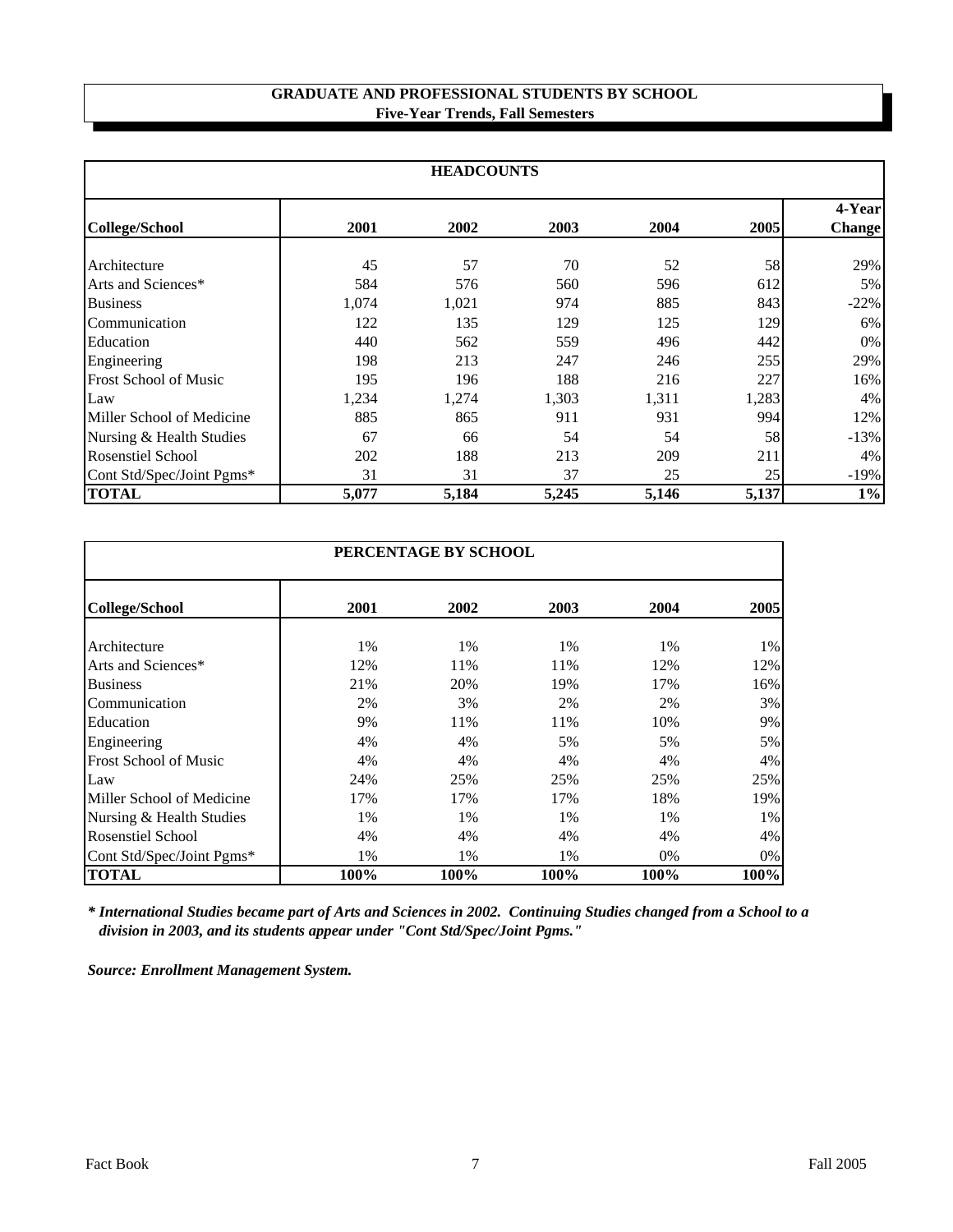## GRADUATE AND PROFESSIONAL STUDENTS BY SCHOOL
### Five-Year Trends, Fall Semesters

| HEADCOUNTS | | | | | | |
|---|---|---|---|---|---|---|
| **College/School** | **2001** | **2002** | **2003** | **2004** | **2005** | **4-Year Change** |
| Architecture | 45 | 57 | 70 | 52 | 58 | 29% |
| Arts and Sciences* | 584 | 576 | 560 | 596 | 612 | 5% |
| Business | 1,074 | 1,021 | 974 | 885 | 843 | -22% |
| Communication | 122 | 135 | 129 | 125 | 129 | 6% |
| Education | 440 | 562 | 559 | 496 | 442 | 0% |
| Engineering | 198 | 213 | 247 | 246 | 255 | 29% |
| Frost School of Music | 195 | 196 | 188 | 216 | 227 | 16% |
| Law | 1,234 | 1,274 | 1,303 | 1,311 | 1,283 | 4% |
| Miller School of Medicine | 885 | 865 | 911 | 931 | 994 | 12% |
| Nursing & Health Studies | 67 | 66 | 54 | 54 | 58 | -13% |
| Rosenstiel School | 202 | 188 | 213 | 209 | 211 | 4% |
| Cont Std/Spec/Joint Pgms* | 31 | 31 | 37 | 25 | 25 | -19% |
| **TOTAL** | **5,077** | **5,184** | **5,245** | **5,146** | **5,137** | **1%** |

| PERCENTAGE BY SCHOOL | | | | | |
|---|---|---|---|---|---|
| **College/School** | **2001** | **2002** | **2003** | **2004** | **2005** |
| Architecture | 1% | 1% | 1% | 1% | 1% |
| Arts and Sciences* | 12% | 11% | 11% | 12% | 12% |
| Business | 21% | 20% | 19% | 17% | 16% |
| Communication | 2% | 3% | 2% | 2% | 3% |
| Education | 9% | 11% | 11% | 10% | 9% |
| Engineering | 4% | 4% | 5% | 5% | 5% |
| Frost School of Music | 4% | 4% | 4% | 4% | 4% |
| Law | 24% | 25% | 25% | 25% | 25% |
| Miller School of Medicine | 17% | 17% | 17% | 18% | 19% |
| Nursing & Health Studies | 1% | 1% | 1% | 1% | 1% |
| Rosenstiel School | 4% | 4% | 4% | 4% | 4% |
| Cont Std/Spec/Joint Pgms* | 1% | 1% | 1% | 0% | 0% |
| **TOTAL** | **100%** | **100%** | **100%** | **100%** | **100%** |

***** ***International Studies became part of Arts and Sciences in 2002. Continuing Studies changed from a School to a division in 2003, and its students appear under "Cont Std/Spec/Joint Pgms."***

***Source: Enrollment Management System.***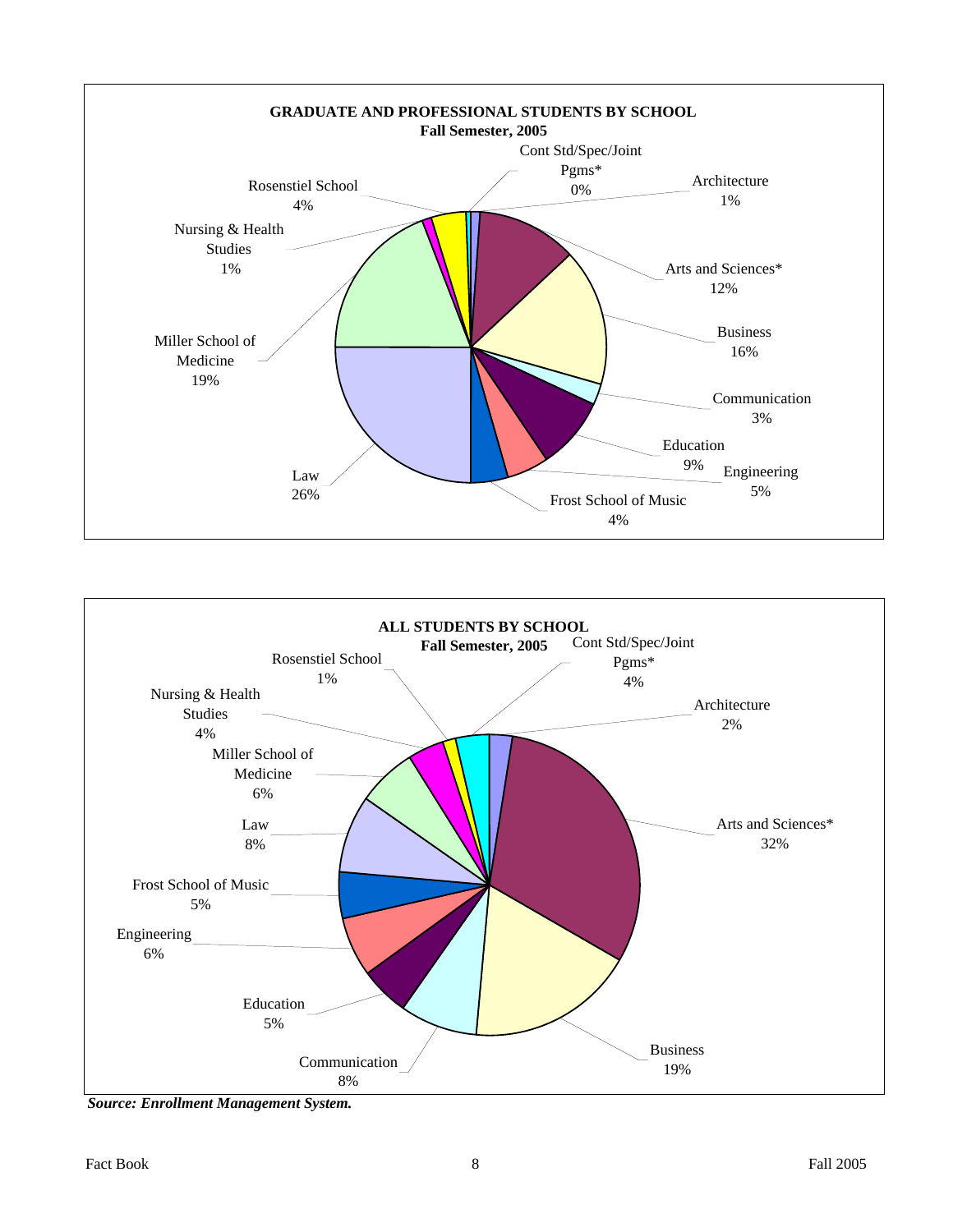**GRADUATE AND PROFESSIONAL STUDENTS BY SCHOOL**
**Fall Semester, 2005**

| School | Percent |
|---|---|
| Architecture | 1% |
| Arts and Sciences* | 12% |
| Business | 16% |
| Communication | 3% |
| Education | 9% |
| Engineering | 5% |
| Frost School of Music | 4% |
| Law | 26% |
| Miller School of Medicine | 19% |
| Nursing & Health Studies | 1% |
| Rosenstiel School | 4% |
| Cont Std/Spec/Joint Pgms* | 0% |

**ALL STUDENTS BY SCHOOL**
**Fall Semester, 2005**

| School | Percent |
|---|---|
| Architecture | 2% |
| Arts and Sciences* | 32% |
| Business | 19% |
| Communication | 8% |
| Education | 5% |
| Engineering | 6% |
| Frost School of Music | 5% |
| Law | 8% |
| Miller School of Medicine | 6% |
| Nursing & Health Studies | 4% |
| Rosenstiel School | 1% |
| Cont Std/Spec/Joint Pgms* | 4% |

***Source: Enrollment Management System.***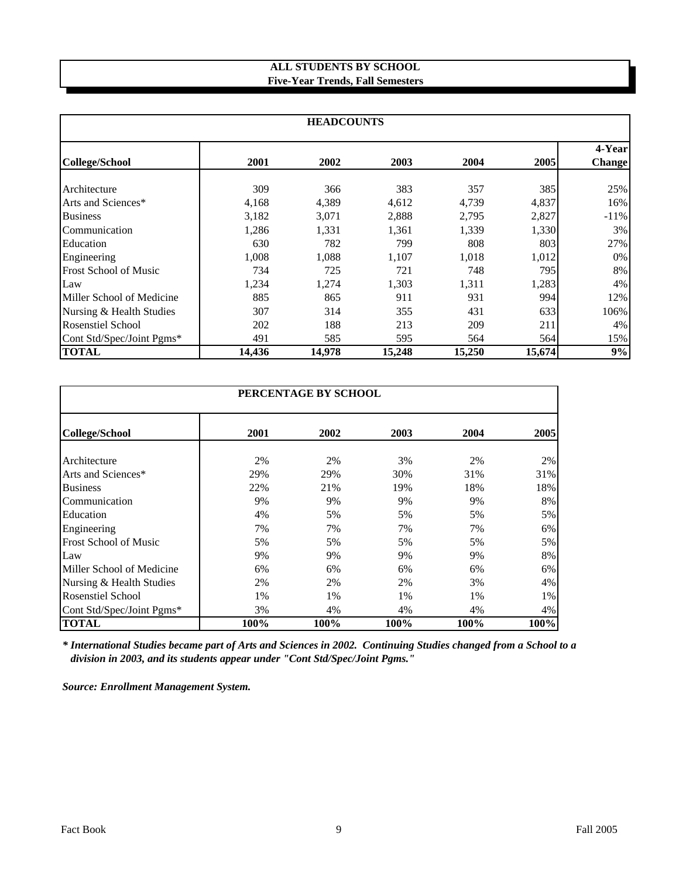## ALL STUDENTS BY SCHOOL
### Five-Year Trends, Fall Semesters

| HEADCOUNTS | | | | | | |
|---|---|---|---|---|---|---|
| **College/School** | **2001** | **2002** | **2003** | **2004** | **2005** | **4-Year Change** |
| Architecture | 309 | 366 | 383 | 357 | 385 | 25% |
| Arts and Sciences* | 4,168 | 4,389 | 4,612 | 4,739 | 4,837 | 16% |
| Business | 3,182 | 3,071 | 2,888 | 2,795 | 2,827 | -11% |
| Communication | 1,286 | 1,331 | 1,361 | 1,339 | 1,330 | 3% |
| Education | 630 | 782 | 799 | 808 | 803 | 27% |
| Engineering | 1,008 | 1,088 | 1,107 | 1,018 | 1,012 | 0% |
| Frost School of Music | 734 | 725 | 721 | 748 | 795 | 8% |
| Law | 1,234 | 1,274 | 1,303 | 1,311 | 1,283 | 4% |
| Miller School of Medicine | 885 | 865 | 911 | 931 | 994 | 12% |
| Nursing & Health Studies | 307 | 314 | 355 | 431 | 633 | 106% |
| Rosenstiel School | 202 | 188 | 213 | 209 | 211 | 4% |
| Cont Std/Spec/Joint Pgms* | 491 | 585 | 595 | 564 | 564 | 15% |
| **TOTAL** | **14,436** | **14,978** | **15,248** | **15,250** | **15,674** | **9%** |

| PERCENTAGE BY SCHOOL | | | | | |
|---|---|---|---|---|---|
| **College/School** | **2001** | **2002** | **2003** | **2004** | **2005** |
| Architecture | 2% | 2% | 3% | 2% | 2% |
| Arts and Sciences* | 29% | 29% | 30% | 31% | 31% |
| Business | 22% | 21% | 19% | 18% | 18% |
| Communication | 9% | 9% | 9% | 9% | 8% |
| Education | 4% | 5% | 5% | 5% | 5% |
| Engineering | 7% | 7% | 7% | 7% | 6% |
| Frost School of Music | 5% | 5% | 5% | 5% | 5% |
| Law | 9% | 9% | 9% | 9% | 8% |
| Miller School of Medicine | 6% | 6% | 6% | 6% | 6% |
| Nursing & Health Studies | 2% | 2% | 2% | 3% | 4% |
| Rosenstiel School | 1% | 1% | 1% | 1% | 1% |
| Cont Std/Spec/Joint Pgms* | 3% | 4% | 4% | 4% | 4% |
| **TOTAL** | **100%** | **100%** | **100%** | **100%** | **100%** |

***International Studies became part of Arts and Sciences in 2002. Continuing Studies changed from a School to a division in 2003, and its students appear under "Cont Std/Spec/Joint Pgms."***

***Source: Enrollment Management System.***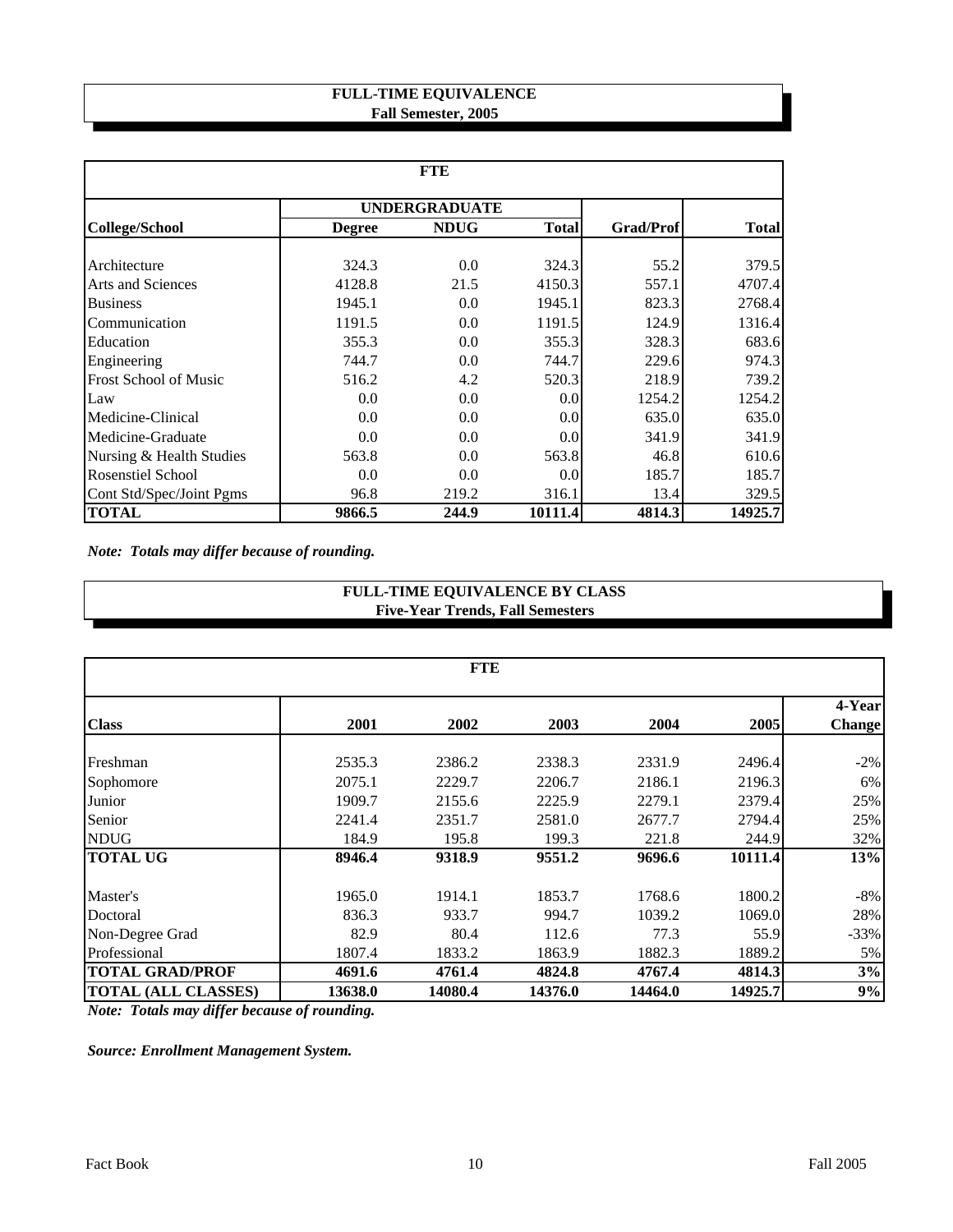## FULL-TIME EQUIVALENCE
### Fall Semester, 2005

| FTE | | | | | |
|---|---|---|---|---|---|
| | UNDERGRADUATE | | | | |
| College/School | Degree | NDUG | Total | Grad/Prof | Total |
| Architecture | 324.3 | 0.0 | 324.3 | 55.2 | 379.5 |
| Arts and Sciences | 4128.8 | 21.5 | 4150.3 | 557.1 | 4707.4 |
| Business | 1945.1 | 0.0 | 1945.1 | 823.3 | 2768.4 |
| Communication | 1191.5 | 0.0 | 1191.5 | 124.9 | 1316.4 |
| Education | 355.3 | 0.0 | 355.3 | 328.3 | 683.6 |
| Engineering | 744.7 | 0.0 | 744.7 | 229.6 | 974.3 |
| Frost School of Music | 516.2 | 4.2 | 520.3 | 218.9 | 739.2 |
| Law | 0.0 | 0.0 | 0.0 | 1254.2 | 1254.2 |
| Medicine-Clinical | 0.0 | 0.0 | 0.0 | 635.0 | 635.0 |
| Medicine-Graduate | 0.0 | 0.0 | 0.0 | 341.9 | 341.9 |
| Nursing & Health Studies | 563.8 | 0.0 | 563.8 | 46.8 | 610.6 |
| Rosenstiel School | 0.0 | 0.0 | 0.0 | 185.7 | 185.7 |
| Cont Std/Spec/Joint Pgms | 96.8 | 219.2 | 316.1 | 13.4 | 329.5 |
| **TOTAL** | **9866.5** | **244.9** | **10111.4** | **4814.3** | **14925.7** |

*Note: Totals may differ because of rounding.*

## FULL-TIME EQUIVALENCE BY CLASS
### Five-Year Trends, Fall Semesters

| FTE | | | | | | |
|---|---|---|---|---|---|---|
| Class | 2001 | 2002 | 2003 | 2004 | 2005 | 4-Year Change |
| Freshman | 2535.3 | 2386.2 | 2338.3 | 2331.9 | 2496.4 | -2% |
| Sophomore | 2075.1 | 2229.7 | 2206.7 | 2186.1 | 2196.3 | 6% |
| Junior | 1909.7 | 2155.6 | 2225.9 | 2279.1 | 2379.4 | 25% |
| Senior | 2241.4 | 2351.7 | 2581.0 | 2677.7 | 2794.4 | 25% |
| NDUG | 184.9 | 195.8 | 199.3 | 221.8 | 244.9 | 32% |
| **TOTAL UG** | **8946.4** | **9318.9** | **9551.2** | **9696.6** | **10111.4** | **13%** |
| Master's | 1965.0 | 1914.1 | 1853.7 | 1768.6 | 1800.2 | -8% |
| Doctoral | 836.3 | 933.7 | 994.7 | 1039.2 | 1069.0 | 28% |
| Non-Degree Grad | 82.9 | 80.4 | 112.6 | 77.3 | 55.9 | -33% |
| Professional | 1807.4 | 1833.2 | 1863.9 | 1882.3 | 1889.2 | 5% |
| **TOTAL GRAD/PROF** | **4691.6** | **4761.4** | **4824.8** | **4767.4** | **4814.3** | **3%** |
| **TOTAL (ALL CLASSES)** | **13638.0** | **14080.4** | **14376.0** | **14464.0** | **14925.7** | **9%** |

*Note: Totals may differ because of rounding.*

*Source: Enrollment Management System.*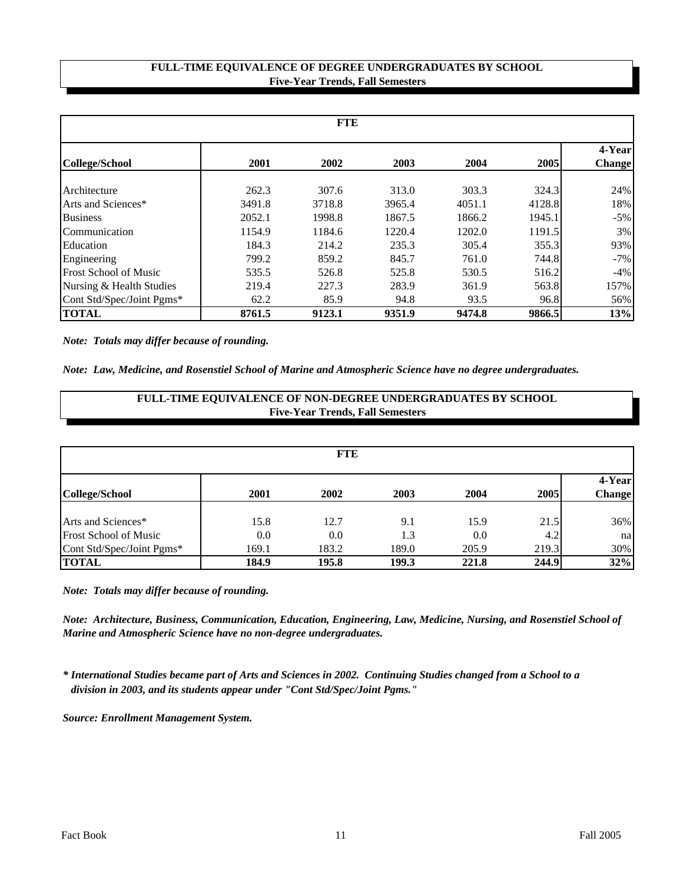## FULL-TIME EQUIVALENCE OF DEGREE UNDERGRADUATES BY SCHOOL
### Five-Year Trends, Fall Semesters

| | FTE | | | | | |
|---|---|---|---|---|---|---|
| **College/School** | **2001** | **2002** | **2003** | **2004** | **2005** | **4-Year Change** |
| Architecture | 262.3 | 307.6 | 313.0 | 303.3 | 324.3 | 24% |
| Arts and Sciences* | 3491.8 | 3718.8 | 3965.4 | 4051.1 | 4128.8 | 18% |
| Business | 2052.1 | 1998.8 | 1867.5 | 1866.2 | 1945.1 | -5% |
| Communication | 1154.9 | 1184.6 | 1220.4 | 1202.0 | 1191.5 | 3% |
| Education | 184.3 | 214.2 | 235.3 | 305.4 | 355.3 | 93% |
| Engineering | 799.2 | 859.2 | 845.7 | 761.0 | 744.8 | -7% |
| Frost School of Music | 535.5 | 526.8 | 525.8 | 530.5 | 516.2 | -4% |
| Nursing & Health Studies | 219.4 | 227.3 | 283.9 | 361.9 | 563.8 | 157% |
| Cont Std/Spec/Joint Pgms* | 62.2 | 85.9 | 94.8 | 93.5 | 96.8 | 56% |
| **TOTAL** | **8761.5** | **9123.1** | **9351.9** | **9474.8** | **9866.5** | **13%** |

*Note: Totals may differ because of rounding.*

*Note: Law, Medicine, and Rosenstiel School of Marine and Atmospheric Science have no degree undergraduates.*

## FULL-TIME EQUIVALENCE OF NON-DEGREE UNDERGRADUATES BY SCHOOL
### Five-Year Trends, Fall Semesters

| | FTE | | | | | |
|---|---|---|---|---|---|---|
| **College/School** | **2001** | **2002** | **2003** | **2004** | **2005** | **4-Year Change** |
| Arts and Sciences* | 15.8 | 12.7 | 9.1 | 15.9 | 21.5 | 36% |
| Frost School of Music | 0.0 | 0.0 | 1.3 | 0.0 | 4.2 | na |
| Cont Std/Spec/Joint Pgms* | 169.1 | 183.2 | 189.0 | 205.9 | 219.3 | 30% |
| **TOTAL** | **184.9** | **195.8** | **199.3** | **221.8** | **244.9** | **32%** |

*Note: Totals may differ because of rounding.*

*Note: Architecture, Business, Communication, Education, Engineering, Law, Medicine, Nursing, and Rosenstiel School of Marine and Atmospheric Science have no non-degree undergraduates.*

*\* International Studies became part of Arts and Sciences in 2002. Continuing Studies changed from a School to a division in 2003, and its students appear under "Cont Std/Spec/Joint Pgms."*

*Source: Enrollment Management System.*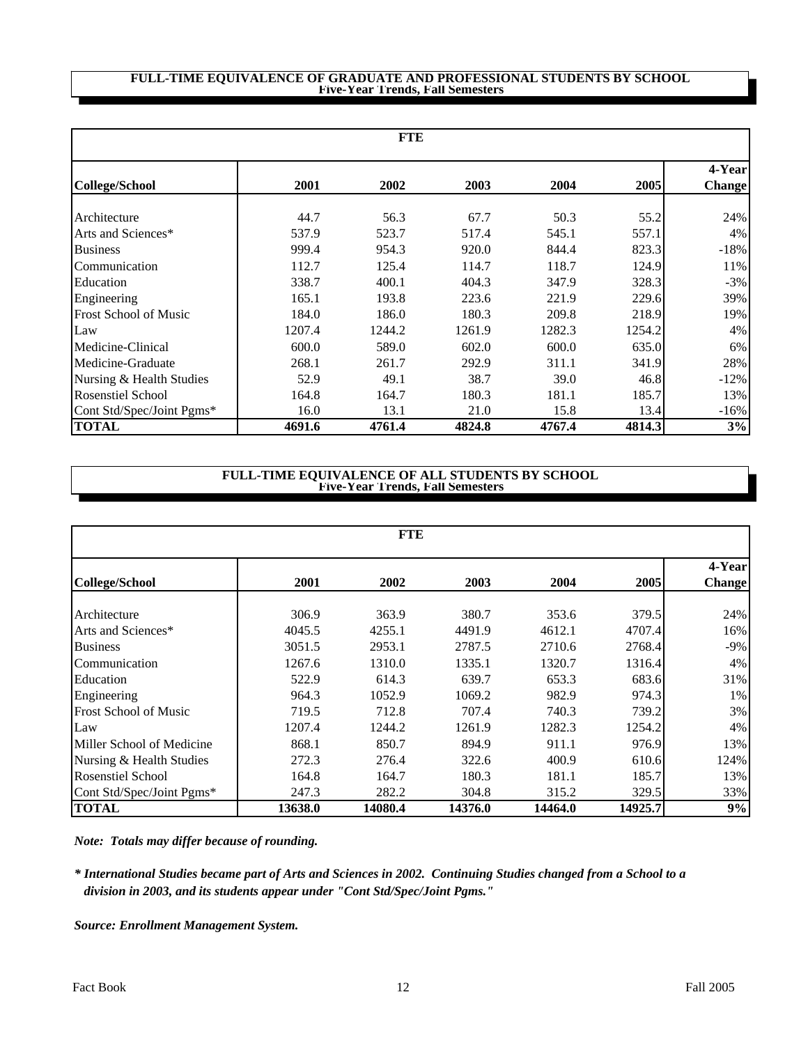## FULL-TIME EQUIVALENCE OF GRADUATE AND PROFESSIONAL STUDENTS BY SCHOOL
### Five-Year Trends, Fall Semesters

| | FTE | | | | | |
|---|---|---|---|---|---|---|
| **College/School** | **2001** | **2002** | **2003** | **2004** | **2005** | **4-Year Change** |
| Architecture | 44.7 | 56.3 | 67.7 | 50.3 | 55.2 | 24% |
| Arts and Sciences* | 537.9 | 523.7 | 517.4 | 545.1 | 557.1 | 4% |
| Business | 999.4 | 954.3 | 920.0 | 844.4 | 823.3 | -18% |
| Communication | 112.7 | 125.4 | 114.7 | 118.7 | 124.9 | 11% |
| Education | 338.7 | 400.1 | 404.3 | 347.9 | 328.3 | -3% |
| Engineering | 165.1 | 193.8 | 223.6 | 221.9 | 229.6 | 39% |
| Frost School of Music | 184.0 | 186.0 | 180.3 | 209.8 | 218.9 | 19% |
| Law | 1207.4 | 1244.2 | 1261.9 | 1282.3 | 1254.2 | 4% |
| Medicine-Clinical | 600.0 | 589.0 | 602.0 | 600.0 | 635.0 | 6% |
| Medicine-Graduate | 268.1 | 261.7 | 292.9 | 311.1 | 341.9 | 28% |
| Nursing & Health Studies | 52.9 | 49.1 | 38.7 | 39.0 | 46.8 | -12% |
| Rosenstiel School | 164.8 | 164.7 | 180.3 | 181.1 | 185.7 | 13% |
| Cont Std/Spec/Joint Pgms* | 16.0 | 13.1 | 21.0 | 15.8 | 13.4 | -16% |
| **TOTAL** | **4691.6** | **4761.4** | **4824.8** | **4767.4** | **4814.3** | **3%** |

## FULL-TIME EQUIVALENCE OF ALL STUDENTS BY SCHOOL
### Five-Year Trends, Fall Semesters

| | FTE | | | | | |
|---|---|---|---|---|---|---|
| **College/School** | **2001** | **2002** | **2003** | **2004** | **2005** | **4-Year Change** |
| Architecture | 306.9 | 363.9 | 380.7 | 353.6 | 379.5 | 24% |
| Arts and Sciences* | 4045.5 | 4255.1 | 4491.9 | 4612.1 | 4707.4 | 16% |
| Business | 3051.5 | 2953.1 | 2787.5 | 2710.6 | 2768.4 | -9% |
| Communication | 1267.6 | 1310.0 | 1335.1 | 1320.7 | 1316.4 | 4% |
| Education | 522.9 | 614.3 | 639.7 | 653.3 | 683.6 | 31% |
| Engineering | 964.3 | 1052.9 | 1069.2 | 982.9 | 974.3 | 1% |
| Frost School of Music | 719.5 | 712.8 | 707.4 | 740.3 | 739.2 | 3% |
| Law | 1207.4 | 1244.2 | 1261.9 | 1282.3 | 1254.2 | 4% |
| Miller School of Medicine | 868.1 | 850.7 | 894.9 | 911.1 | 976.9 | 13% |
| Nursing & Health Studies | 272.3 | 276.4 | 322.6 | 400.9 | 610.6 | 124% |
| Rosenstiel School | 164.8 | 164.7 | 180.3 | 181.1 | 185.7 | 13% |
| Cont Std/Spec/Joint Pgms* | 247.3 | 282.2 | 304.8 | 315.2 | 329.5 | 33% |
| **TOTAL** | **13638.0** | **14080.4** | **14376.0** | **14464.0** | **14925.7** | **9%** |

***Note: Totals may differ because of rounding.***

***\* International Studies became part of Arts and Sciences in 2002. Continuing Studies changed from a School to a division in 2003, and its students appear under "Cont Std/Spec/Joint Pgms."***

***Source: Enrollment Management System.***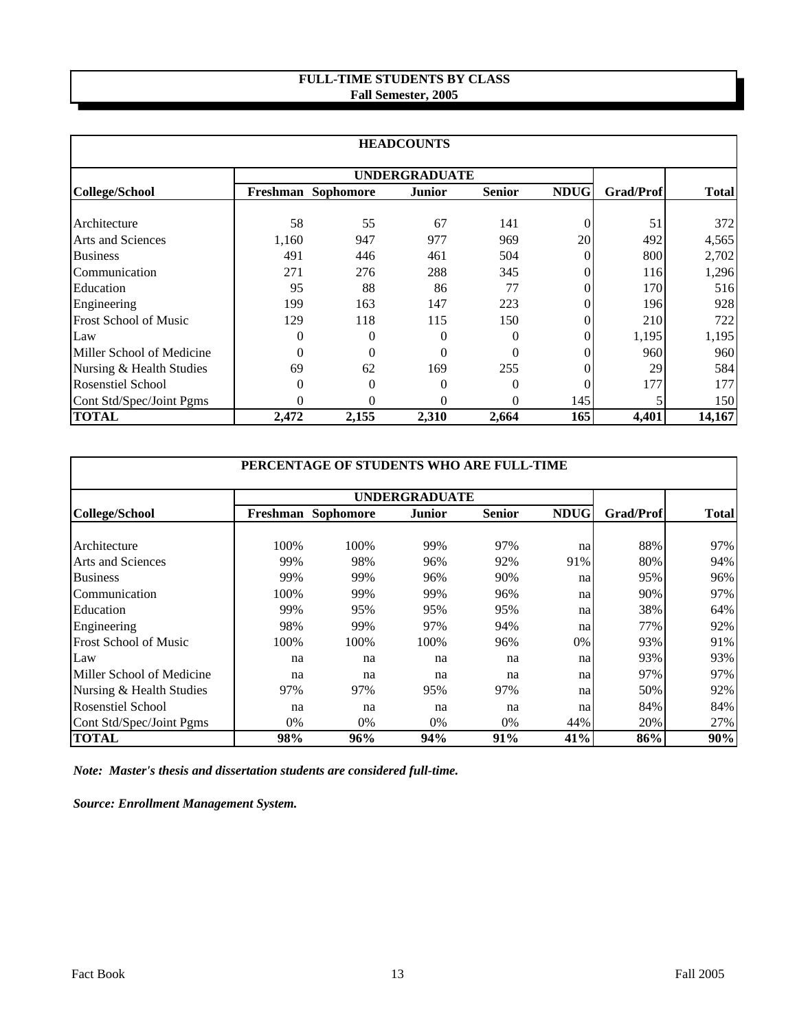# FULL-TIME STUDENTS BY CLASS
## Fall Semester, 2005

### HEADCOUNTS

| College/School | UNDERGRADUATE | | | | | Grad/Prof | Total |
|---|---|---|---|---|---|---|---|
| | Freshman | Sophomore | Junior | Senior | NDUG | | |
| Architecture | 58 | 55 | 67 | 141 | 0 | 51 | 372 |
| Arts and Sciences | 1,160 | 947 | 977 | 969 | 20 | 492 | 4,565 |
| Business | 491 | 446 | 461 | 504 | 0 | 800 | 2,702 |
| Communication | 271 | 276 | 288 | 345 | 0 | 116 | 1,296 |
| Education | 95 | 88 | 86 | 77 | 0 | 170 | 516 |
| Engineering | 199 | 163 | 147 | 223 | 0 | 196 | 928 |
| Frost School of Music | 129 | 118 | 115 | 150 | 0 | 210 | 722 |
| Law | 0 | 0 | 0 | 0 | 0 | 1,195 | 1,195 |
| Miller School of Medicine | 0 | 0 | 0 | 0 | 0 | 960 | 960 |
| Nursing & Health Studies | 69 | 62 | 169 | 255 | 0 | 29 | 584 |
| Rosenstiel School | 0 | 0 | 0 | 0 | 0 | 177 | 177 |
| Cont Std/Spec/Joint Pgms | 0 | 0 | 0 | 0 | 145 | 5 | 150 |
| **TOTAL** | **2,472** | **2,155** | **2,310** | **2,664** | **165** | **4,401** | **14,167** |

### PERCENTAGE OF STUDENTS WHO ARE FULL-TIME

| College/School | UNDERGRADUATE | | | | | Grad/Prof | Total |
|---|---|---|---|---|---|---|---|
| | Freshman | Sophomore | Junior | Senior | NDUG | | |
| Architecture | 100% | 100% | 99% | 97% | na | 88% | 97% |
| Arts and Sciences | 99% | 98% | 96% | 92% | 91% | 80% | 94% |
| Business | 99% | 99% | 96% | 90% | na | 95% | 96% |
| Communication | 100% | 99% | 99% | 96% | na | 90% | 97% |
| Education | 99% | 95% | 95% | 95% | na | 38% | 64% |
| Engineering | 98% | 99% | 97% | 94% | na | 77% | 92% |
| Frost School of Music | 100% | 100% | 100% | 96% | 0% | 93% | 91% |
| Law | na | na | na | na | na | 93% | 93% |
| Miller School of Medicine | na | na | na | na | na | 97% | 97% |
| Nursing & Health Studies | 97% | 97% | 95% | 97% | na | 50% | 92% |
| Rosenstiel School | na | na | na | na | na | 84% | 84% |
| Cont Std/Spec/Joint Pgms | 0% | 0% | 0% | 0% | 44% | 20% | 27% |
| **TOTAL** | **98%** | **96%** | **94%** | **91%** | **41%** | **86%** | **90%** |

***Note: Master's thesis and dissertation students are considered full-time.***

***Source: Enrollment Management System.***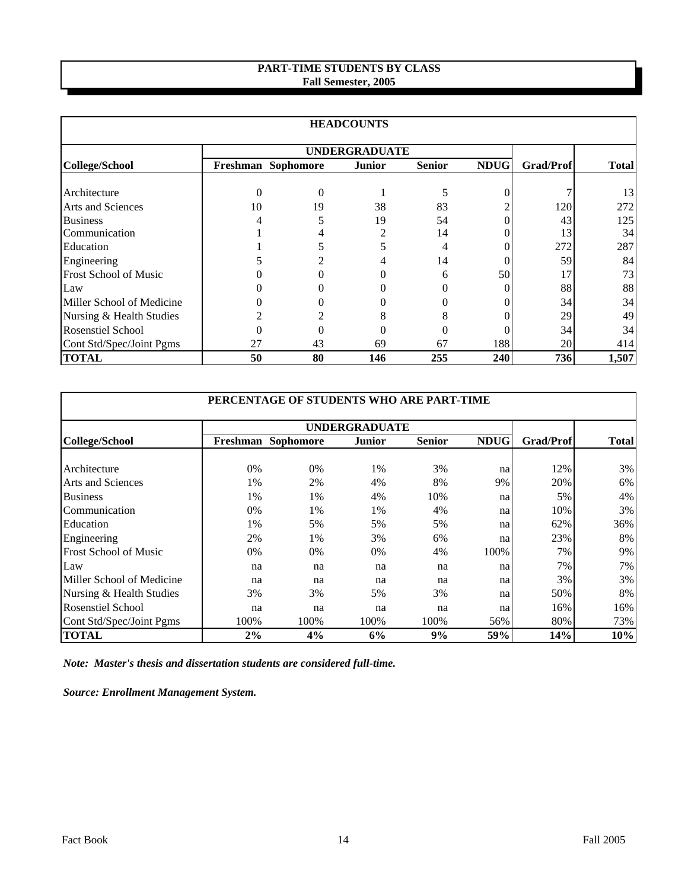## PART-TIME STUDENTS BY CLASS
### Fall Semester, 2005

**HEADCOUNTS**

| | UNDERGRADUATE | | | | | | |
|---|---|---|---|---|---|---|---|
| **College/School** | **Freshman** | **Sophomore** | **Junior** | **Senior** | **NDUG** | **Grad/Prof** | **Total** |
| Architecture | 0 | 0 | 1 | 5 | 0 | 7 | 13 |
| Arts and Sciences | 10 | 19 | 38 | 83 | 2 | 120 | 272 |
| Business | 4 | 5 | 19 | 54 | 0 | 43 | 125 |
| Communication | 1 | 4 | 2 | 14 | 0 | 13 | 34 |
| Education | 1 | 5 | 5 | 4 | 0 | 272 | 287 |
| Engineering | 5 | 2 | 4 | 14 | 0 | 59 | 84 |
| Frost School of Music | 0 | 0 | 0 | 6 | 50 | 17 | 73 |
| Law | 0 | 0 | 0 | 0 | 0 | 88 | 88 |
| Miller School of Medicine | 0 | 0 | 0 | 0 | 0 | 34 | 34 |
| Nursing & Health Studies | 2 | 2 | 8 | 8 | 0 | 29 | 49 |
| Rosenstiel School | 0 | 0 | 0 | 0 | 0 | 34 | 34 |
| Cont Std/Spec/Joint Pgms | 27 | 43 | 69 | 67 | 188 | 20 | 414 |
| **TOTAL** | **50** | **80** | **146** | **255** | **240** | **736** | **1,507** |

**PERCENTAGE OF STUDENTS WHO ARE PART-TIME**

| | UNDERGRADUATE | | | | | | |
|---|---|---|---|---|---|---|---|
| **College/School** | **Freshman** | **Sophomore** | **Junior** | **Senior** | **NDUG** | **Grad/Prof** | **Total** |
| Architecture | 0% | 0% | 1% | 3% | na | 12% | 3% |
| Arts and Sciences | 1% | 2% | 4% | 8% | 9% | 20% | 6% |
| Business | 1% | 1% | 4% | 10% | na | 5% | 4% |
| Communication | 0% | 1% | 1% | 4% | na | 10% | 3% |
| Education | 1% | 5% | 5% | 5% | na | 62% | 36% |
| Engineering | 2% | 1% | 3% | 6% | na | 23% | 8% |
| Frost School of Music | 0% | 0% | 0% | 4% | 100% | 7% | 9% |
| Law | na | na | na | na | na | 7% | 7% |
| Miller School of Medicine | na | na | na | na | na | 3% | 3% |
| Nursing & Health Studies | 3% | 3% | 5% | 3% | na | 50% | 8% |
| Rosenstiel School | na | na | na | na | na | 16% | 16% |
| Cont Std/Spec/Joint Pgms | 100% | 100% | 100% | 100% | 56% | 80% | 73% |
| **TOTAL** | **2%** | **4%** | **6%** | **9%** | **59%** | **14%** | **10%** |

***Note: Master's thesis and dissertation students are considered full-time.***

***Source: Enrollment Management System.***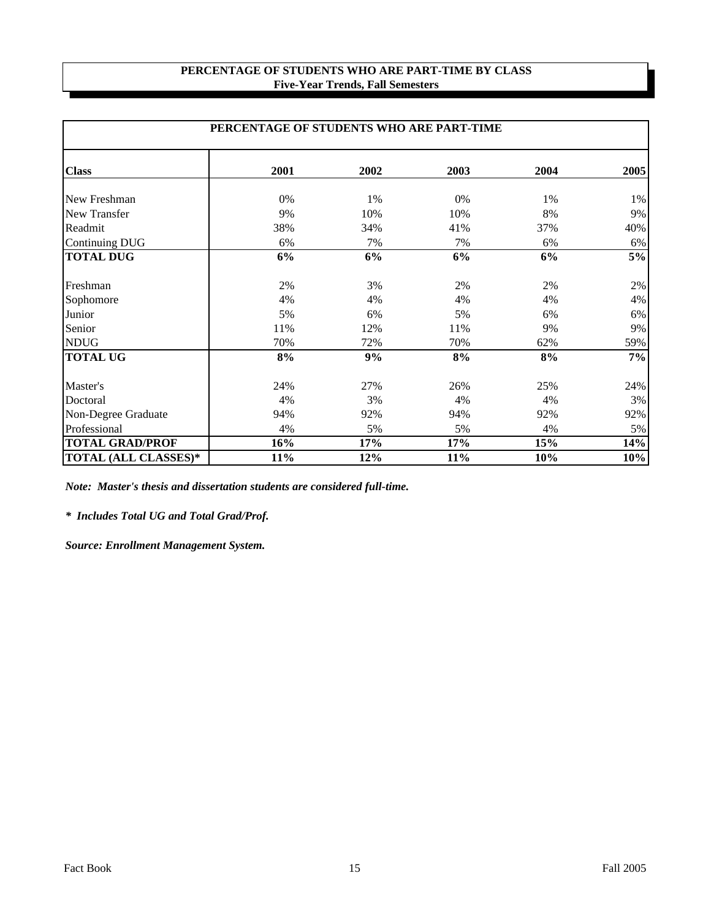# PERCENTAGE OF STUDENTS WHO ARE PART-TIME BY CLASS
## Five-Year Trends, Fall Semesters

| PERCENTAGE OF STUDENTS WHO ARE PART-TIME | | | | | |
|---|---|---|---|---|---|
| **Class** | **2001** | **2002** | **2003** | **2004** | **2005** |
| New Freshman | 0% | 1% | 0% | 1% | 1% |
| New Transfer | 9% | 10% | 10% | 8% | 9% |
| Readmit | 38% | 34% | 41% | 37% | 40% |
| Continuing DUG | 6% | 7% | 7% | 6% | 6% |
| **TOTAL DUG** | **6%** | **6%** | **6%** | **6%** | **5%** |
| Freshman | 2% | 3% | 2% | 2% | 2% |
| Sophomore | 4% | 4% | 4% | 4% | 4% |
| Junior | 5% | 6% | 5% | 6% | 6% |
| Senior | 11% | 12% | 11% | 9% | 9% |
| NDUG | 70% | 72% | 70% | 62% | 59% |
| **TOTAL UG** | **8%** | **9%** | **8%** | **8%** | **7%** |
| Master's | 24% | 27% | 26% | 25% | 24% |
| Doctoral | 4% | 3% | 4% | 4% | 3% |
| Non-Degree Graduate | 94% | 92% | 94% | 92% | 92% |
| Professional | 4% | 5% | 5% | 4% | 5% |
| **TOTAL GRAD/PROF** | **16%** | **17%** | **17%** | **15%** | **14%** |
| **TOTAL (ALL CLASSES)*** | **11%** | **12%** | **11%** | **10%** | **10%** |

***Note: Master's thesis and dissertation students are considered full-time.***

***\* Includes Total UG and Total Grad/Prof.***

***Source: Enrollment Management System.***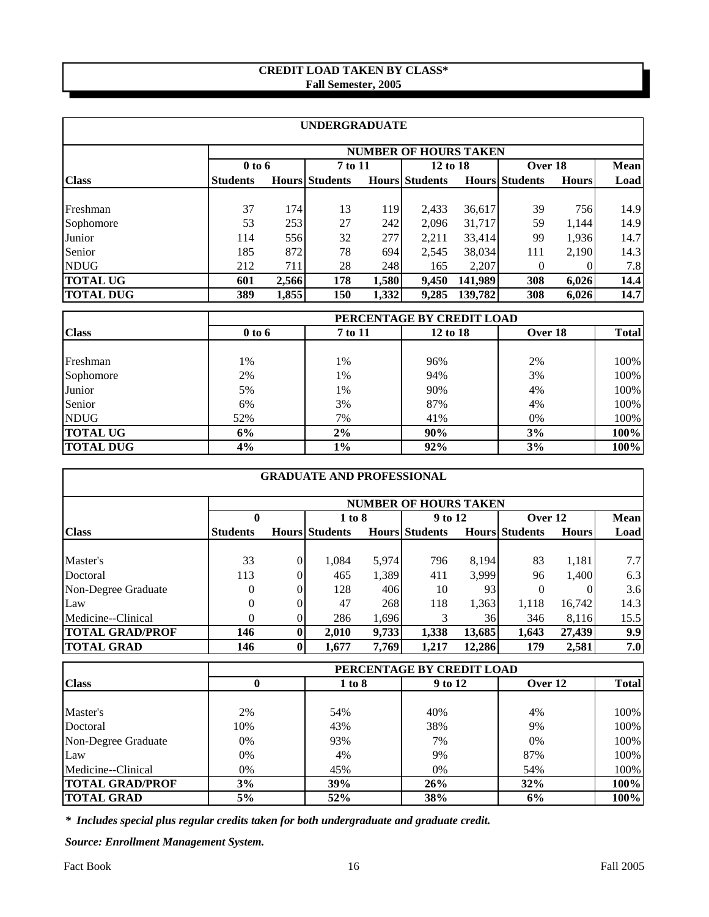## CREDIT LOAD TAKEN BY CLASS*
### Fall Semester, 2005

### UNDERGRADUATE

| Class | NUMBER OF HOURS TAKEN | | | | | | | | |
|---|---|---|---|---|---|---|---|---|---|
| | 0 to 6 | | 7 to 11 | | 12 to 18 | | Over 18 | | Mean |
| | Students | Hours | Students | Hours | Students | Hours | Students | Hours | Load |
| Freshman | 37 | 174 | 13 | 119 | 2,433 | 36,617 | 39 | 756 | 14.9 |
| Sophomore | 53 | 253 | 27 | 242 | 2,096 | 31,717 | 59 | 1,144 | 14.9 |
| Junior | 114 | 556 | 32 | 277 | 2,211 | 33,414 | 99 | 1,936 | 14.7 |
| Senior | 185 | 872 | 78 | 694 | 2,545 | 38,034 | 111 | 2,190 | 14.3 |
| NDUG | 212 | 711 | 28 | 248 | 165 | 2,207 | 0 | 0 | 7.8 |
| **TOTAL UG** | **601** | **2,566** | **178** | **1,580** | **9,450** | **141,989** | **308** | **6,026** | **14.4** |
| **TOTAL DUG** | **389** | **1,855** | **150** | **1,332** | **9,285** | **139,782** | **308** | **6,026** | **14.7** |

| Class | PERCENTAGE BY CREDIT LOAD | | | | |
|---|---|---|---|---|---|
| | 0 to 6 | 7 to 11 | 12 to 18 | Over 18 | Total |
| Freshman | 1% | 1% | 96% | 2% | 100% |
| Sophomore | 2% | 1% | 94% | 3% | 100% |
| Junior | 5% | 1% | 90% | 4% | 100% |
| Senior | 6% | 3% | 87% | 4% | 100% |
| NDUG | 52% | 7% | 41% | 0% | 100% |
| **TOTAL UG** | **6%** | **2%** | **90%** | **3%** | **100%** |
| **TOTAL DUG** | **4%** | **1%** | **92%** | **3%** | **100%** |

### GRADUATE AND PROFESSIONAL

| Class | NUMBER OF HOURS TAKEN | | | | | | | | |
|---|---|---|---|---|---|---|---|---|---|
| | 0 | | 1 to 8 | | 9 to 12 | | Over 12 | | Mean |
| | Students | Hours | Students | Hours | Students | Hours | Students | Hours | Load |
| Master's | 33 | 0 | 1,084 | 5,974 | 796 | 8,194 | 83 | 1,181 | 7.7 |
| Doctoral | 113 | 0 | 465 | 1,389 | 411 | 3,999 | 96 | 1,400 | 6.3 |
| Non-Degree Graduate | 0 | 0 | 128 | 406 | 10 | 93 | 0 | 0 | 3.6 |
| Law | 0 | 0 | 47 | 268 | 118 | 1,363 | 1,118 | 16,742 | 14.3 |
| Medicine--Clinical | 0 | 0 | 286 | 1,696 | 3 | 36 | 346 | 8,116 | 15.5 |
| **TOTAL GRAD/PROF** | **146** | **0** | **2,010** | **9,733** | **1,338** | **13,685** | **1,643** | **27,439** | **9.9** |
| **TOTAL GRAD** | **146** | **0** | **1,677** | **7,769** | **1,217** | **12,286** | **179** | **2,581** | **7.0** |

| Class | PERCENTAGE BY CREDIT LOAD | | | | |
|---|---|---|---|---|---|
| | 0 | 1 to 8 | 9 to 12 | Over 12 | Total |
| Master's | 2% | 54% | 40% | 4% | 100% |
| Doctoral | 10% | 43% | 38% | 9% | 100% |
| Non-Degree Graduate | 0% | 93% | 7% | 0% | 100% |
| Law | 0% | 4% | 9% | 87% | 100% |
| Medicine--Clinical | 0% | 45% | 0% | 54% | 100% |
| **TOTAL GRAD/PROF** | **3%** | **39%** | **26%** | **32%** | **100%** |
| **TOTAL GRAD** | **5%** | **52%** | **38%** | **6%** | **100%** |

***** *Includes special plus regular credits taken for both undergraduate and graduate credit.*

*Source: Enrollment Management System.*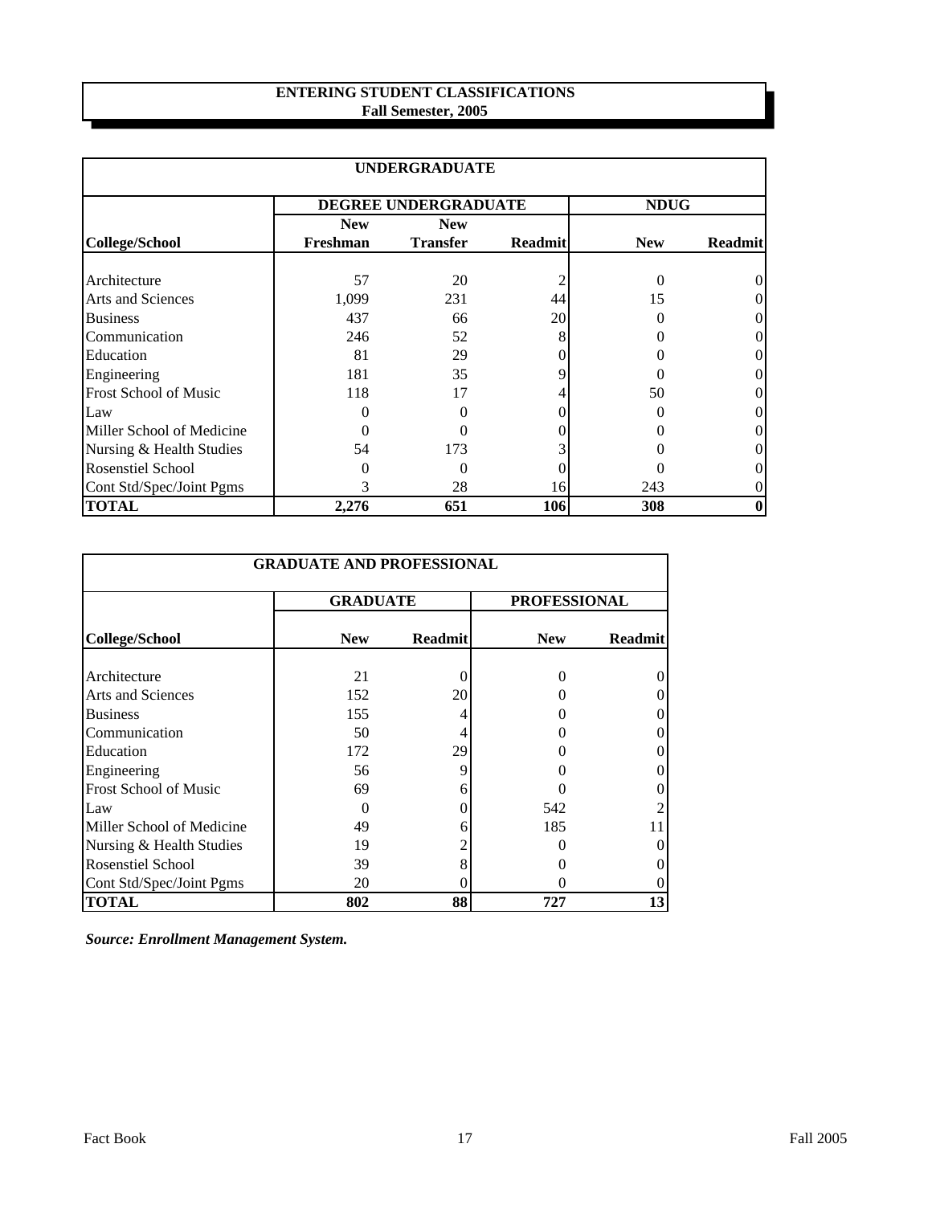# ENTERING STUDENT CLASSIFICATIONS
## Fall Semester, 2005

| UNDERGRADUATE | | | | | |
|---|---|---|---|---|---|
| | DEGREE UNDERGRADUATE | | | NDUG | |
| **College/School** | **New Freshman** | **New Transfer** | **Readmit** | **New** | **Readmit** |
| Architecture | 57 | 20 | 2 | 0 | 0 |
| Arts and Sciences | 1,099 | 231 | 44 | 15 | 0 |
| Business | 437 | 66 | 20 | 0 | 0 |
| Communication | 246 | 52 | 8 | 0 | 0 |
| Education | 81 | 29 | 0 | 0 | 0 |
| Engineering | 181 | 35 | 9 | 0 | 0 |
| Frost School of Music | 118 | 17 | 4 | 50 | 0 |
| Law | 0 | 0 | 0 | 0 | 0 |
| Miller School of Medicine | 0 | 0 | 0 | 0 | 0 |
| Nursing & Health Studies | 54 | 173 | 3 | 0 | 0 |
| Rosenstiel School | 0 | 0 | 0 | 0 | 0 |
| Cont Std/Spec/Joint Pgms | 3 | 28 | 16 | 243 | 0 |
| **TOTAL** | **2,276** | **651** | **106** | **308** | **0** |

| GRADUATE AND PROFESSIONAL | | | | |
|---|---|---|---|---|
| | GRADUATE | | PROFESSIONAL | |
| **College/School** | **New** | **Readmit** | **New** | **Readmit** |
| Architecture | 21 | 0 | 0 | 0 |
| Arts and Sciences | 152 | 20 | 0 | 0 |
| Business | 155 | 4 | 0 | 0 |
| Communication | 50 | 4 | 0 | 0 |
| Education | 172 | 29 | 0 | 0 |
| Engineering | 56 | 9 | 0 | 0 |
| Frost School of Music | 69 | 6 | 0 | 0 |
| Law | 0 | 0 | 542 | 2 |
| Miller School of Medicine | 49 | 6 | 185 | 11 |
| Nursing & Health Studies | 19 | 2 | 0 | 0 |
| Rosenstiel School | 39 | 8 | 0 | 0 |
| Cont Std/Spec/Joint Pgms | 20 | 0 | 0 | 0 |
| **TOTAL** | **802** | **88** | **727** | **13** |

***Source: Enrollment Management System.***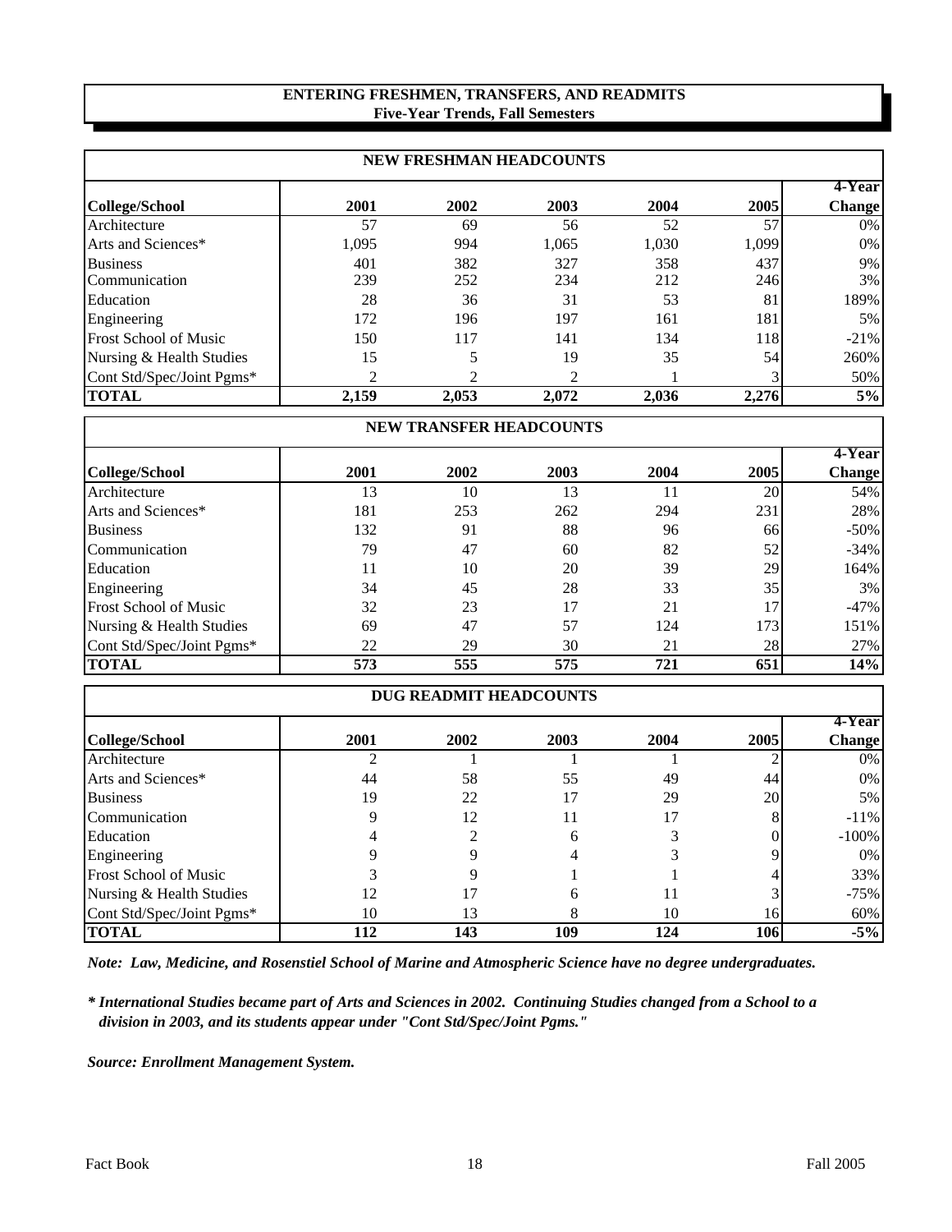## ENTERING FRESHMEN, TRANSFERS, AND READMITS
### Five-Year Trends, Fall Semesters

**NEW FRESHMAN HEADCOUNTS**

| College/School | 2001 | 2002 | 2003 | 2004 | 2005 | 4-Year Change |
|---|---|---|---|---|---|---|
| Architecture | 57 | 69 | 56 | 52 | 57 | 0% |
| Arts and Sciences* | 1,095 | 994 | 1,065 | 1,030 | 1,099 | 0% |
| Business | 401 | 382 | 327 | 358 | 437 | 9% |
| Communication | 239 | 252 | 234 | 212 | 246 | 3% |
| Education | 28 | 36 | 31 | 53 | 81 | 189% |
| Engineering | 172 | 196 | 197 | 161 | 181 | 5% |
| Frost School of Music | 150 | 117 | 141 | 134 | 118 | -21% |
| Nursing & Health Studies | 15 | 5 | 19 | 35 | 54 | 260% |
| Cont Std/Spec/Joint Pgms* | 2 | 2 | 2 | 1 | 3 | 50% |
| **TOTAL** | **2,159** | **2,053** | **2,072** | **2,036** | **2,276** | **5%** |

**NEW TRANSFER HEADCOUNTS**

| College/School | 2001 | 2002 | 2003 | 2004 | 2005 | 4-Year Change |
|---|---|---|---|---|---|---|
| Architecture | 13 | 10 | 13 | 11 | 20 | 54% |
| Arts and Sciences* | 181 | 253 | 262 | 294 | 231 | 28% |
| Business | 132 | 91 | 88 | 96 | 66 | -50% |
| Communication | 79 | 47 | 60 | 82 | 52 | -34% |
| Education | 11 | 10 | 20 | 39 | 29 | 164% |
| Engineering | 34 | 45 | 28 | 33 | 35 | 3% |
| Frost School of Music | 32 | 23 | 17 | 21 | 17 | -47% |
| Nursing & Health Studies | 69 | 47 | 57 | 124 | 173 | 151% |
| Cont Std/Spec/Joint Pgms* | 22 | 29 | 30 | 21 | 28 | 27% |
| **TOTAL** | **573** | **555** | **575** | **721** | **651** | **14%** |

**DUG READMIT HEADCOUNTS**

| College/School | 2001 | 2002 | 2003 | 2004 | 2005 | 4-Year Change |
|---|---|---|---|---|---|---|
| Architecture | 2 | 1 | 1 | 1 | 2 | 0% |
| Arts and Sciences* | 44 | 58 | 55 | 49 | 44 | 0% |
| Business | 19 | 22 | 17 | 29 | 20 | 5% |
| Communication | 9 | 12 | 11 | 17 | 8 | -11% |
| Education | 4 | 2 | 6 | 3 | 0 | -100% |
| Engineering | 9 | 9 | 4 | 3 | 9 | 0% |
| Frost School of Music | 3 | 9 | 1 | 1 | 4 | 33% |
| Nursing & Health Studies | 12 | 17 | 6 | 11 | 3 | -75% |
| Cont Std/Spec/Joint Pgms* | 10 | 13 | 8 | 10 | 16 | 60% |
| **TOTAL** | **112** | **143** | **109** | **124** | **106** | **-5%** |

*Note: Law, Medicine, and Rosenstiel School of Marine and Atmospheric Science have no degree undergraduates.*

*\* International Studies became part of Arts and Sciences in 2002. Continuing Studies changed from a School to a division in 2003, and its students appear under "Cont Std/Spec/Joint Pgms."*

*Source: Enrollment Management System.*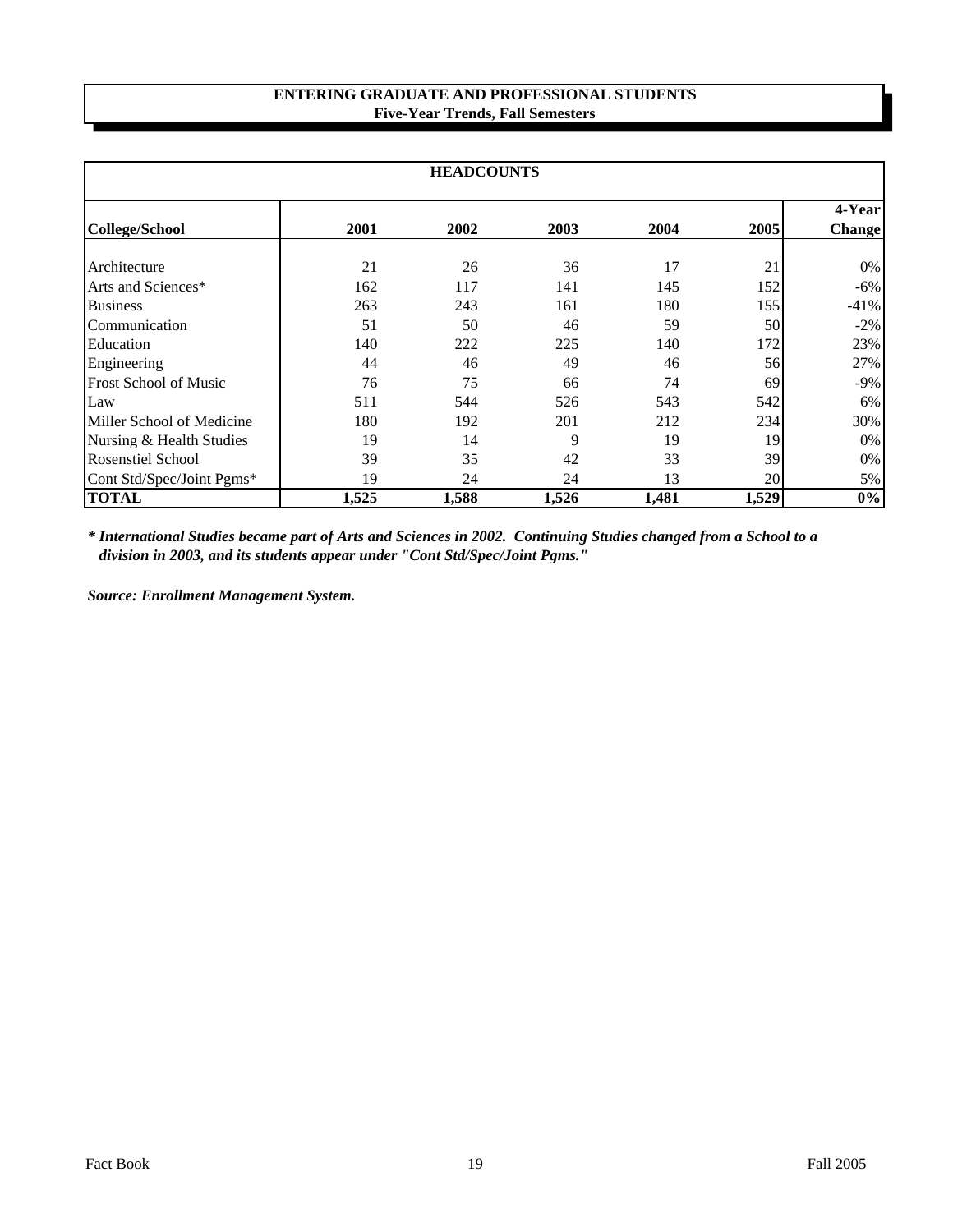## ENTERING GRADUATE AND PROFESSIONAL STUDENTS
### Five-Year Trends, Fall Semesters

| HEADCOUNTS | | | | | | |
|---|---|---|---|---|---|---|
| **College/School** | **2001** | **2002** | **2003** | **2004** | **2005** | **4-Year Change** |
| Architecture | 21 | 26 | 36 | 17 | 21 | 0% |
| Arts and Sciences* | 162 | 117 | 141 | 145 | 152 | -6% |
| Business | 263 | 243 | 161 | 180 | 155 | -41% |
| Communication | 51 | 50 | 46 | 59 | 50 | -2% |
| Education | 140 | 222 | 225 | 140 | 172 | 23% |
| Engineering | 44 | 46 | 49 | 46 | 56 | 27% |
| Frost School of Music | 76 | 75 | 66 | 74 | 69 | -9% |
| Law | 511 | 544 | 526 | 543 | 542 | 6% |
| Miller School of Medicine | 180 | 192 | 201 | 212 | 234 | 30% |
| Nursing & Health Studies | 19 | 14 | 9 | 19 | 19 | 0% |
| Rosenstiel School | 39 | 35 | 42 | 33 | 39 | 0% |
| Cont Std/Spec/Joint Pgms* | 19 | 24 | 24 | 13 | 20 | 5% |
| **TOTAL** | **1,525** | **1,588** | **1,526** | **1,481** | **1,529** | **0%** |

***\* International Studies became part of Arts and Sciences in 2002. Continuing Studies changed from a School to a division in 2003, and its students appear under "Cont Std/Spec/Joint Pgms."***

***Source: Enrollment Management System.***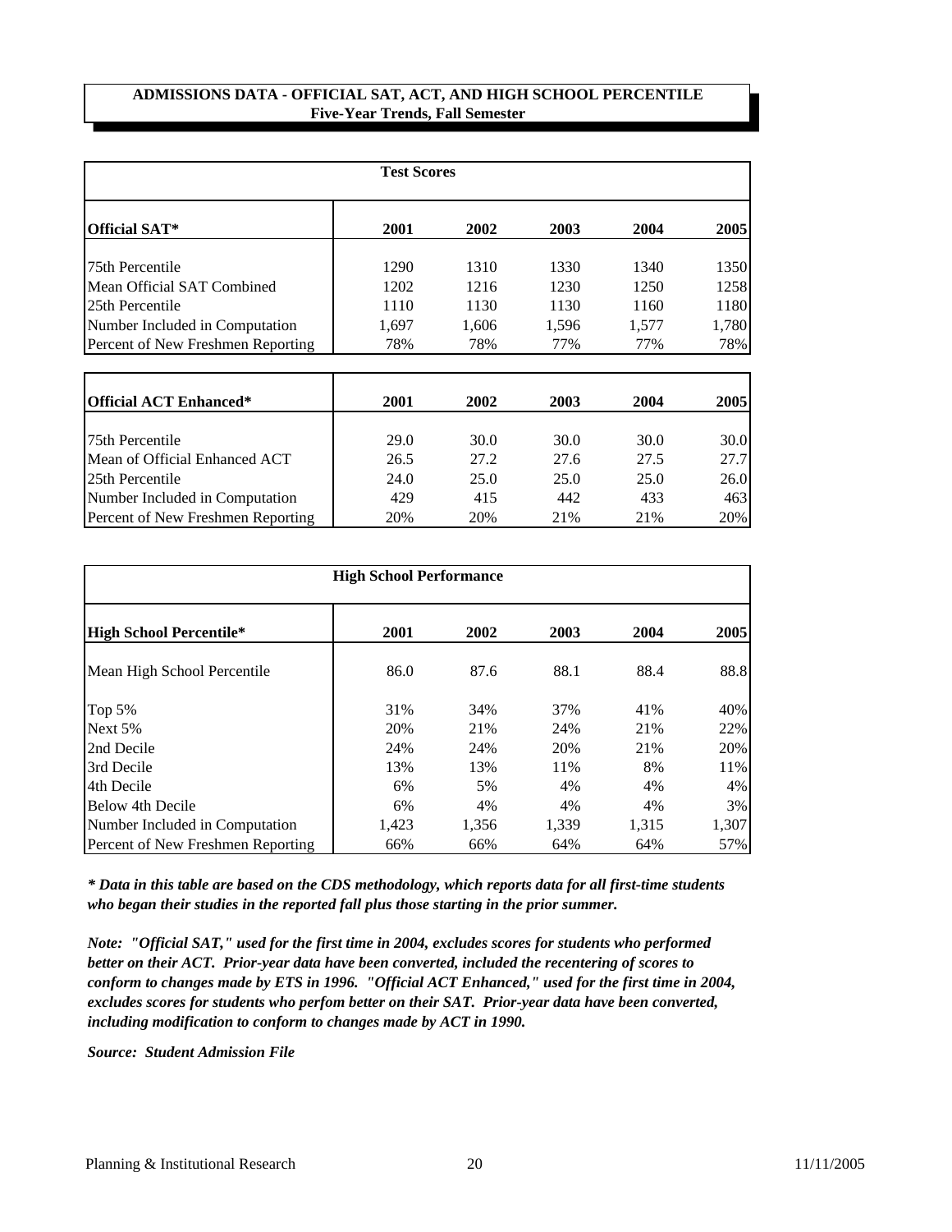## ADMISSIONS DATA - OFFICIAL SAT, ACT, AND HIGH SCHOOL PERCENTILE
### Five-Year Trends, Fall Semester

**Test Scores**

| Official SAT* | 2001 | 2002 | 2003 | 2004 | 2005 |
|---|---|---|---|---|---|
| 75th Percentile | 1290 | 1310 | 1330 | 1340 | 1350 |
| Mean Official SAT Combined | 1202 | 1216 | 1230 | 1250 | 1258 |
| 25th Percentile | 1110 | 1130 | 1130 | 1160 | 1180 |
| Number Included in Computation | 1,697 | 1,606 | 1,596 | 1,577 | 1,780 |
| Percent of New Freshmen Reporting | 78% | 78% | 77% | 77% | 78% |

| Official ACT Enhanced* | 2001 | 2002 | 2003 | 2004 | 2005 |
|---|---|---|---|---|---|
| 75th Percentile | 29.0 | 30.0 | 30.0 | 30.0 | 30.0 |
| Mean of Official Enhanced ACT | 26.5 | 27.2 | 27.6 | 27.5 | 27.7 |
| 25th Percentile | 24.0 | 25.0 | 25.0 | 25.0 | 26.0 |
| Number Included in Computation | 429 | 415 | 442 | 433 | 463 |
| Percent of New Freshmen Reporting | 20% | 20% | 21% | 21% | 20% |

**High School Performance**

| High School Percentile* | 2001 | 2002 | 2003 | 2004 | 2005 |
|---|---|---|---|---|---|
| Mean High School Percentile | 86.0 | 87.6 | 88.1 | 88.4 | 88.8 |
| Top 5% | 31% | 34% | 37% | 41% | 40% |
| Next 5% | 20% | 21% | 24% | 21% | 22% |
| 2nd Decile | 24% | 24% | 20% | 21% | 20% |
| 3rd Decile | 13% | 13% | 11% | 8% | 11% |
| 4th Decile | 6% | 5% | 4% | 4% | 4% |
| Below 4th Decile | 6% | 4% | 4% | 4% | 3% |
| Number Included in Computation | 1,423 | 1,356 | 1,339 | 1,315 | 1,307 |
| Percent of New Freshmen Reporting | 66% | 66% | 64% | 64% | 57% |

***** Data in this table are based on the CDS methodology, which reports data for all first-time students who began their studies in the reported fall plus those starting in the prior summer.*

***Note: "Official SAT," used for the first time in 2004, excludes scores for students who performed better on their ACT. Prior-year data have been converted, included the recentering of scores to conform to changes made by ETS in 1996. "Official ACT Enhanced," used for the first time in 2004, excludes scores for students who perfom better on their SAT. Prior-year data have been converted, including modification to conform to changes made by ACT in 1990.***

***Source: Student Admission File***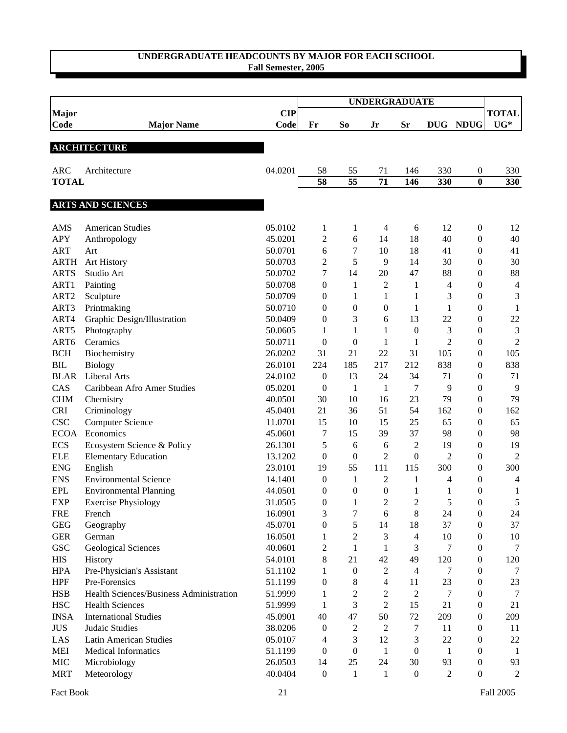## UNDERGRADUATE HEADCOUNTS BY MAJOR FOR EACH SCHOOL
**Fall Semester, 2005**

| Major Code | Major Name | CIP Code | UNDERGRADUATE Fr | So | Jr | Sr | DUG | NDUG | TOTAL UG* |
|---|---|---|---|---|---|---|---|---|---|
| **ARCHITECTURE** | | | | | | | | | |
| ARC | Architecture | 04.0201 | 58 | 55 | 71 | 146 | 330 | 0 | 330 |
| **TOTAL** | | | **58** | **55** | **71** | **146** | **330** | **0** | **330** |
| **ARTS AND SCIENCES** | | | | | | | | | |
| AMS | American Studies | 05.0102 | 1 | 1 | 4 | 6 | 12 | 0 | 12 |
| APY | Anthropology | 45.0201 | 2 | 6 | 14 | 18 | 40 | 0 | 40 |
| ART | Art | 50.0701 | 6 | 7 | 10 | 18 | 41 | 0 | 41 |
| ARTH | Art History | 50.0703 | 2 | 5 | 9 | 14 | 30 | 0 | 30 |
| ARTS | Studio Art | 50.0702 | 7 | 14 | 20 | 47 | 88 | 0 | 88 |
| ART1 | Painting | 50.0708 | 0 | 1 | 2 | 1 | 4 | 0 | 4 |
| ART2 | Sculpture | 50.0709 | 0 | 1 | 1 | 1 | 3 | 0 | 3 |
| ART3 | Printmaking | 50.0710 | 0 | 0 | 0 | 1 | 1 | 0 | 1 |
| ART4 | Graphic Design/Illustration | 50.0409 | 0 | 3 | 6 | 13 | 22 | 0 | 22 |
| ART5 | Photography | 50.0605 | 1 | 1 | 1 | 0 | 3 | 0 | 3 |
| ART6 | Ceramics | 50.0711 | 0 | 0 | 1 | 1 | 2 | 0 | 2 |
| BCH | Biochemistry | 26.0202 | 31 | 21 | 22 | 31 | 105 | 0 | 105 |
| BIL | Biology | 26.0101 | 224 | 185 | 217 | 212 | 838 | 0 | 838 |
| BLAR | Liberal Arts | 24.0102 | 0 | 13 | 24 | 34 | 71 | 0 | 71 |
| CAS | Caribbean Afro Amer Studies | 05.0201 | 0 | 1 | 1 | 7 | 9 | 0 | 9 |
| CHM | Chemistry | 40.0501 | 30 | 10 | 16 | 23 | 79 | 0 | 79 |
| CRI | Criminology | 45.0401 | 21 | 36 | 51 | 54 | 162 | 0 | 162 |
| CSC | Computer Science | 11.0701 | 15 | 10 | 15 | 25 | 65 | 0 | 65 |
| ECOA | Economics | 45.0601 | 7 | 15 | 39 | 37 | 98 | 0 | 98 |
| ECS | Ecosystem Science & Policy | 26.1301 | 5 | 6 | 6 | 2 | 19 | 0 | 19 |
| ELE | Elementary Education | 13.1202 | 0 | 0 | 2 | 0 | 2 | 0 | 2 |
| ENG | English | 23.0101 | 19 | 55 | 111 | 115 | 300 | 0 | 300 |
| ENS | Environmental Science | 14.1401 | 0 | 1 | 2 | 1 | 4 | 0 | 4 |
| EPL | Environmental Planning | 44.0501 | 0 | 0 | 0 | 1 | 1 | 0 | 1 |
| EXP | Exercise Physiology | 31.0505 | 0 | 1 | 2 | 2 | 5 | 0 | 5 |
| FRE | French | 16.0901 | 3 | 7 | 6 | 8 | 24 | 0 | 24 |
| GEG | Geography | 45.0701 | 0 | 5 | 14 | 18 | 37 | 0 | 37 |
| GER | German | 16.0501 | 1 | 2 | 3 | 4 | 10 | 0 | 10 |
| GSC | Geological Sciences | 40.0601 | 2 | 1 | 1 | 3 | 7 | 0 | 7 |
| HIS | History | 54.0101 | 8 | 21 | 42 | 49 | 120 | 0 | 120 |
| HPA | Pre-Physician's Assistant | 51.1102 | 1 | 0 | 2 | 4 | 7 | 0 | 7 |
| HPF | Pre-Forensics | 51.1199 | 0 | 8 | 4 | 11 | 23 | 0 | 23 |
| HSB | Health Sciences/Business Administration | 51.9999 | 1 | 2 | 2 | 2 | 7 | 0 | 7 |
| HSC | Health Sciences | 51.9999 | 1 | 3 | 2 | 15 | 21 | 0 | 21 |
| INSA | International Studies | 45.0901 | 40 | 47 | 50 | 72 | 209 | 0 | 209 |
| JUS | Judaic Studies | 38.0206 | 0 | 2 | 2 | 7 | 11 | 0 | 11 |
| LAS | Latin American Studies | 05.0107 | 4 | 3 | 12 | 3 | 22 | 0 | 22 |
| MEI | Medical Informatics | 51.1199 | 0 | 0 | 1 | 0 | 1 | 0 | 1 |
| MIC | Microbiology | 26.0503 | 14 | 25 | 24 | 30 | 93 | 0 | 93 |
| MRT | Meteorology | 40.0404 | 0 | 1 | 1 | 0 | 2 | 0 | 2 |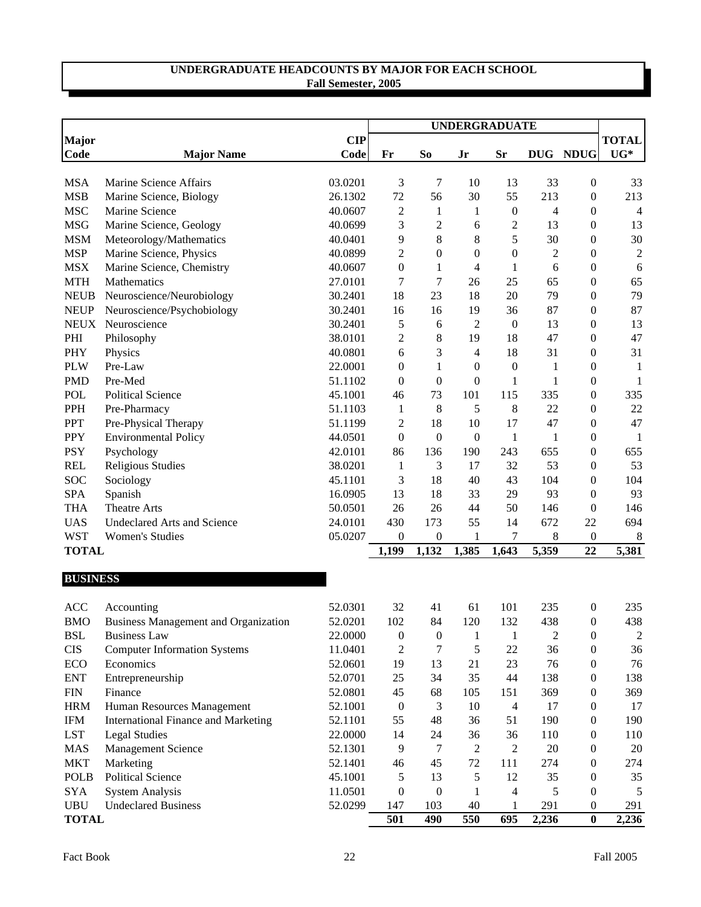# UNDERGRADUATE HEADCOUNTS BY MAJOR FOR EACH SCHOOL
## Fall Semester, 2005

| Major Code | Major Name | CIP Code | UNDERGRADUATE Fr | So | Jr | Sr | DUG | NDUG | TOTAL UG* |
|---|---|---|---|---|---|---|---|---|---|
| MSA | Marine Science Affairs | 03.0201 | 3 | 7 | 10 | 13 | 33 | 0 | 33 |
| MSB | Marine Science, Biology | 26.1302 | 72 | 56 | 30 | 55 | 213 | 0 | 213 |
| MSC | Marine Science | 40.0607 | 2 | 1 | 1 | 0 | 4 | 0 | 4 |
| MSG | Marine Science, Geology | 40.0699 | 3 | 2 | 6 | 2 | 13 | 0 | 13 |
| MSM | Meteorology/Mathematics | 40.0401 | 9 | 8 | 8 | 5 | 30 | 0 | 30 |
| MSP | Marine Science, Physics | 40.0899 | 2 | 0 | 0 | 0 | 2 | 0 | 2 |
| MSX | Marine Science, Chemistry | 40.0607 | 0 | 1 | 4 | 1 | 6 | 0 | 6 |
| MTH | Mathematics | 27.0101 | 7 | 7 | 26 | 25 | 65 | 0 | 65 |
| NEUB | Neuroscience/Neurobiology | 30.2401 | 18 | 23 | 18 | 20 | 79 | 0 | 79 |
| NEUP | Neuroscience/Psychobiology | 30.2401 | 16 | 16 | 19 | 36 | 87 | 0 | 87 |
| NEUX | Neuroscience | 30.2401 | 5 | 6 | 2 | 0 | 13 | 0 | 13 |
| PHI | Philosophy | 38.0101 | 2 | 8 | 19 | 18 | 47 | 0 | 47 |
| PHY | Physics | 40.0801 | 6 | 3 | 4 | 18 | 31 | 0 | 31 |
| PLW | Pre-Law | 22.0001 | 0 | 1 | 0 | 0 | 1 | 0 | 1 |
| PMD | Pre-Med | 51.1102 | 0 | 0 | 0 | 1 | 1 | 0 | 1 |
| POL | Political Science | 45.1001 | 46 | 73 | 101 | 115 | 335 | 0 | 335 |
| PPH | Pre-Pharmacy | 51.1103 | 1 | 8 | 5 | 8 | 22 | 0 | 22 |
| PPT | Pre-Physical Therapy | 51.1199 | 2 | 18 | 10 | 17 | 47 | 0 | 47 |
| PPY | Environmental Policy | 44.0501 | 0 | 0 | 0 | 1 | 1 | 0 | 1 |
| PSY | Psychology | 42.0101 | 86 | 136 | 190 | 243 | 655 | 0 | 655 |
| REL | Religious Studies | 38.0201 | 1 | 3 | 17 | 32 | 53 | 0 | 53 |
| SOC | Sociology | 45.1101 | 3 | 18 | 40 | 43 | 104 | 0 | 104 |
| SPA | Spanish | 16.0905 | 13 | 18 | 33 | 29 | 93 | 0 | 93 |
| THA | Theatre Arts | 50.0501 | 26 | 26 | 44 | 50 | 146 | 0 | 146 |
| UAS | Undeclared Arts and Science | 24.0101 | 430 | 173 | 55 | 14 | 672 | 22 | 694 |
| WST | Women's Studies | 05.0207 | 0 | 0 | 1 | 7 | 8 | 0 | 8 |
| **TOTAL** | | | **1,199** | **1,132** | **1,385** | **1,643** | **5,359** | **22** | **5,381** |

**BUSINESS**

| Major Code | Major Name | CIP Code | Fr | So | Jr | Sr | DUG | NDUG | TOTAL UG* |
|---|---|---|---|---|---|---|---|---|---|
| ACC | Accounting | 52.0301 | 32 | 41 | 61 | 101 | 235 | 0 | 235 |
| BMO | Business Management and Organization | 52.0201 | 102 | 84 | 120 | 132 | 438 | 0 | 438 |
| BSL | Business Law | 22.0000 | 0 | 0 | 1 | 1 | 2 | 0 | 2 |
| CIS | Computer Information Systems | 11.0401 | 2 | 7 | 5 | 22 | 36 | 0 | 36 |
| ECO | Economics | 52.0601 | 19 | 13 | 21 | 23 | 76 | 0 | 76 |
| ENT | Entrepreneurship | 52.0701 | 25 | 34 | 35 | 44 | 138 | 0 | 138 |
| FIN | Finance | 52.0801 | 45 | 68 | 105 | 151 | 369 | 0 | 369 |
| HRM | Human Resources Management | 52.1001 | 0 | 3 | 10 | 4 | 17 | 0 | 17 |
| IFM | International Finance and Marketing | 52.1101 | 55 | 48 | 36 | 51 | 190 | 0 | 190 |
| LST | Legal Studies | 22.0000 | 14 | 24 | 36 | 36 | 110 | 0 | 110 |
| MAS | Management Science | 52.1301 | 9 | 7 | 2 | 2 | 20 | 0 | 20 |
| MKT | Marketing | 52.1401 | 46 | 45 | 72 | 111 | 274 | 0 | 274 |
| POLB | Political Science | 45.1001 | 5 | 13 | 5 | 12 | 35 | 0 | 35 |
| SYA | System Analysis | 11.0501 | 0 | 0 | 1 | 4 | 5 | 0 | 5 |
| UBU | Undeclared Business | 52.0299 | 147 | 103 | 40 | 1 | 291 | 0 | 291 |
| **TOTAL** | | | **501** | **490** | **550** | **695** | **2,236** | **0** | **2,236** |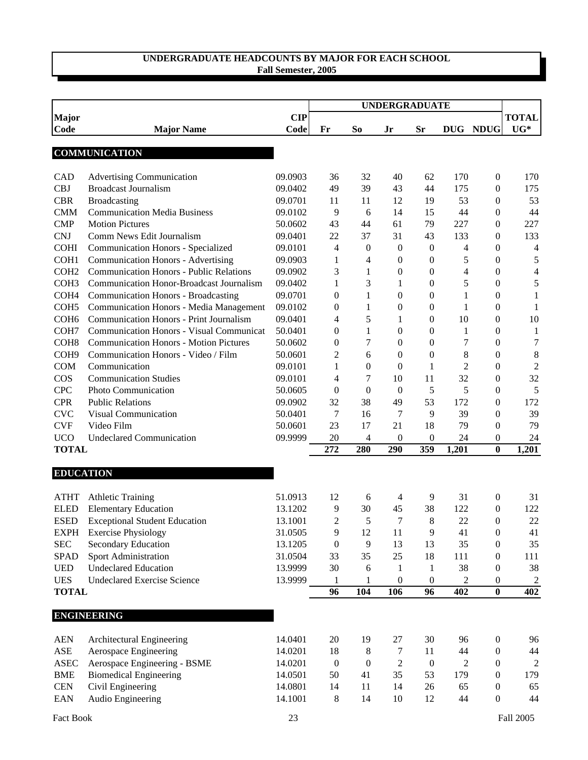## UNDERGRADUATE HEADCOUNTS BY MAJOR FOR EACH SCHOOL
**Fall Semester, 2005**

| Major Code | Major Name | CIP Code | UNDERGRADUATE Fr | So | Jr | Sr | DUG | NDUG | TOTAL UG* |
|---|---|---|---|---|---|---|---|---|---|
| **COMMUNICATION** | | | | | | | | | |
| CAD | Advertising Communication | 09.0903 | 36 | 32 | 40 | 62 | 170 | 0 | 170 |
| CBJ | Broadcast Journalism | 09.0402 | 49 | 39 | 43 | 44 | 175 | 0 | 175 |
| CBR | Broadcasting | 09.0701 | 11 | 11 | 12 | 19 | 53 | 0 | 53 |
| CMM | Communication Media Business | 09.0102 | 9 | 6 | 14 | 15 | 44 | 0 | 44 |
| CMP | Motion Pictures | 50.0602 | 43 | 44 | 61 | 79 | 227 | 0 | 227 |
| CNJ | Comm News Edit Journalism | 09.0401 | 22 | 37 | 31 | 43 | 133 | 0 | 133 |
| COHI | Communication Honors - Specialized | 09.0101 | 4 | 0 | 0 | 0 | 4 | 0 | 4 |
| COH1 | Communication Honors - Advertising | 09.0903 | 1 | 4 | 0 | 0 | 5 | 0 | 5 |
| COH2 | Communication Honors - Public Relations | 09.0902 | 3 | 1 | 0 | 0 | 4 | 0 | 4 |
| COH3 | Communication Honor-Broadcast Journalism | 09.0402 | 1 | 3 | 1 | 0 | 5 | 0 | 5 |
| COH4 | Communication Honors - Broadcasting | 09.0701 | 0 | 1 | 0 | 0 | 1 | 0 | 1 |
| COH5 | Communication Honors - Media Management | 09.0102 | 0 | 1 | 0 | 0 | 1 | 0 | 1 |
| COH6 | Communication Honors - Print Journalism | 09.0401 | 4 | 5 | 1 | 0 | 10 | 0 | 10 |
| COH7 | Communication Honors - Visual Communicat | 50.0401 | 0 | 1 | 0 | 0 | 1 | 0 | 1 |
| COH8 | Communication Honors - Motion Pictures | 50.0602 | 0 | 7 | 0 | 0 | 7 | 0 | 7 |
| COH9 | Communication Honors - Video / Film | 50.0601 | 2 | 6 | 0 | 0 | 8 | 0 | 8 |
| COM | Communication | 09.0101 | 1 | 0 | 0 | 1 | 2 | 0 | 2 |
| COS | Communication Studies | 09.0101 | 4 | 7 | 10 | 11 | 32 | 0 | 32 |
| CPC | Photo Communication | 50.0605 | 0 | 0 | 0 | 5 | 5 | 0 | 5 |
| CPR | Public Relations | 09.0902 | 32 | 38 | 49 | 53 | 172 | 0 | 172 |
| CVC | Visual Communication | 50.0401 | 7 | 16 | 7 | 9 | 39 | 0 | 39 |
| CVF | Video Film | 50.0601 | 23 | 17 | 21 | 18 | 79 | 0 | 79 |
| UCO | Undeclared Communication | 09.9999 | 20 | 4 | 0 | 0 | 24 | 0 | 24 |
| **TOTAL** | | | **272** | **280** | **290** | **359** | **1,201** | **0** | **1,201** |
| **EDUCATION** | | | | | | | | | |
| ATHT | Athletic Training | 51.0913 | 12 | 6 | 4 | 9 | 31 | 0 | 31 |
| ELED | Elementary Education | 13.1202 | 9 | 30 | 45 | 38 | 122 | 0 | 122 |
| ESED | Exceptional Student Education | 13.1001 | 2 | 5 | 7 | 8 | 22 | 0 | 22 |
| EXPH | Exercise Physiology | 31.0505 | 9 | 12 | 11 | 9 | 41 | 0 | 41 |
| SEC | Secondary Education | 13.1205 | 0 | 9 | 13 | 13 | 35 | 0 | 35 |
| SPAD | Sport Administration | 31.0504 | 33 | 35 | 25 | 18 | 111 | 0 | 111 |
| UED | Undeclared Education | 13.9999 | 30 | 6 | 1 | 1 | 38 | 0 | 38 |
| UES | Undeclared Exercise Science | 13.9999 | 1 | 1 | 0 | 0 | 2 | 0 | 2 |
| **TOTAL** | | | **96** | **104** | **106** | **96** | **402** | **0** | **402** |
| **ENGINEERING** | | | | | | | | | |
| AEN | Architectural Engineering | 14.0401 | 20 | 19 | 27 | 30 | 96 | 0 | 96 |
| ASE | Aerospace Engineering | 14.0201 | 18 | 8 | 7 | 11 | 44 | 0 | 44 |
| ASEC | Aerospace Engineering - BSME | 14.0201 | 0 | 0 | 2 | 0 | 2 | 0 | 2 |
| BME | Biomedical Engineering | 14.0501 | 50 | 41 | 35 | 53 | 179 | 0 | 179 |
| CEN | Civil Engineering | 14.0801 | 14 | 11 | 14 | 26 | 65 | 0 | 65 |
| EAN | Audio Engineering | 14.1001 | 8 | 14 | 10 | 12 | 44 | 0 | 44 |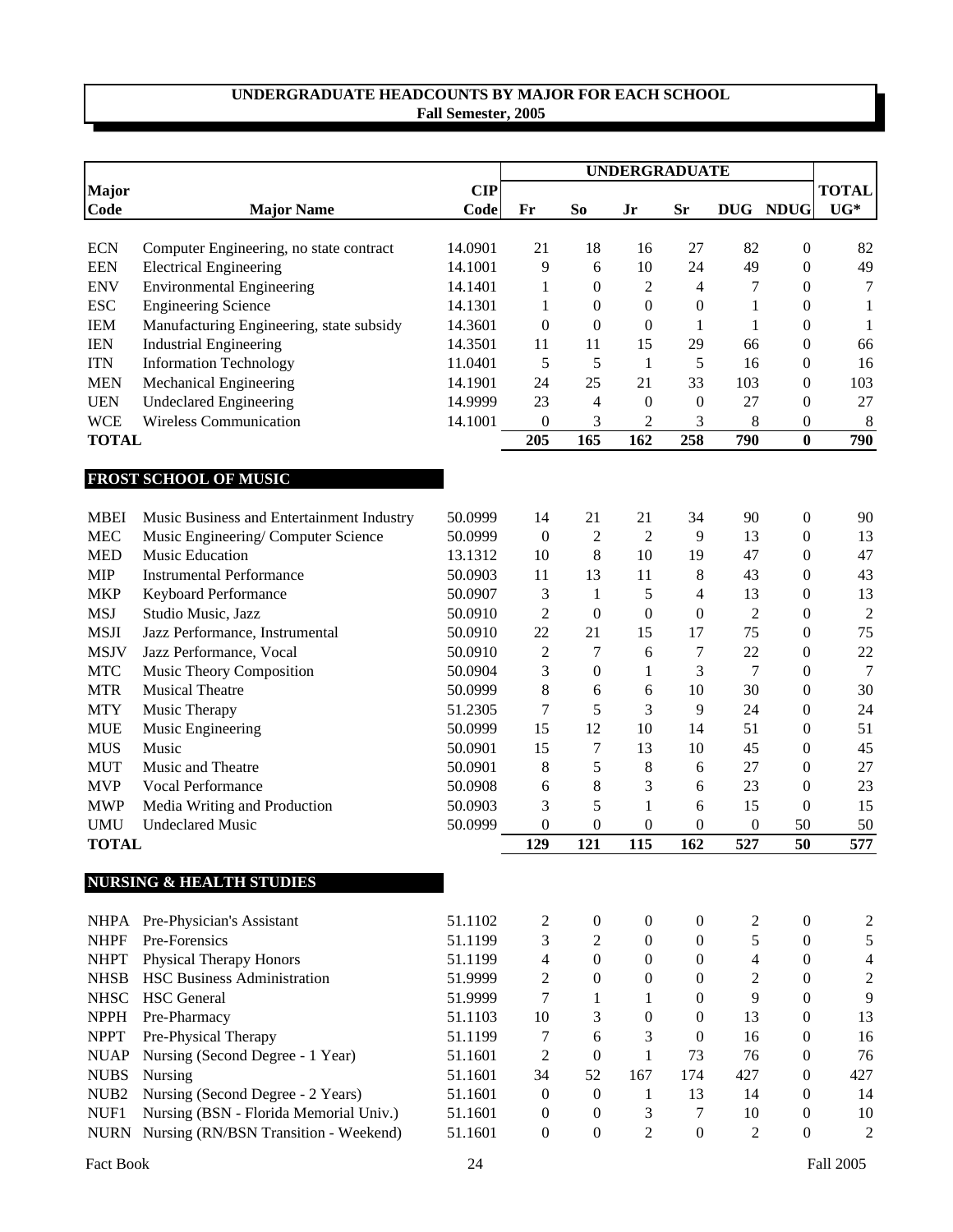# UNDERGRADUATE HEADCOUNTS BY MAJOR FOR EACH SCHOOL
## Fall Semester, 2005

| Major Code | Major Name | CIP Code | Fr | So | Jr | Sr | DUG | NDUG | TOTAL UG* |
|---|---|---|---|---|---|---|---|---|---|
| | | | UNDERGRADUATE | | | | | | |
| ECN | Computer Engineering, no state contract | 14.0901 | 21 | 18 | 16 | 27 | 82 | 0 | 82 |
| EEN | Electrical Engineering | 14.1001 | 9 | 6 | 10 | 24 | 49 | 0 | 49 |
| ENV | Environmental Engineering | 14.1401 | 1 | 0 | 2 | 4 | 7 | 0 | 7 |
| ESC | Engineering Science | 14.1301 | 1 | 0 | 0 | 0 | 1 | 0 | 1 |
| IEM | Manufacturing Engineering, state subsidy | 14.3601 | 0 | 0 | 0 | 1 | 1 | 0 | 1 |
| IEN | Industrial Engineering | 14.3501 | 11 | 11 | 15 | 29 | 66 | 0 | 66 |
| ITN | Information Technology | 11.0401 | 5 | 5 | 1 | 5 | 16 | 0 | 16 |
| MEN | Mechanical Engineering | 14.1901 | 24 | 25 | 21 | 33 | 103 | 0 | 103 |
| UEN | Undeclared Engineering | 14.9999 | 23 | 4 | 0 | 0 | 27 | 0 | 27 |
| WCE | Wireless Communication | 14.1001 | 0 | 3 | 2 | 3 | 8 | 0 | 8 |
| **TOTAL** | | | **205** | **165** | **162** | **258** | **790** | **0** | **790** |

## FROST SCHOOL OF MUSIC

| Major Code | Major Name | CIP Code | Fr | So | Jr | Sr | DUG | NDUG | TOTAL UG* |
|---|---|---|---|---|---|---|---|---|---|
| MBEI | Music Business and Entertainment Industry | 50.0999 | 14 | 21 | 21 | 34 | 90 | 0 | 90 |
| MEC | Music Engineering/ Computer Science | 50.0999 | 0 | 2 | 2 | 9 | 13 | 0 | 13 |
| MED | Music Education | 13.1312 | 10 | 8 | 10 | 19 | 47 | 0 | 47 |
| MIP | Instrumental Performance | 50.0903 | 11 | 13 | 11 | 8 | 43 | 0 | 43 |
| MKP | Keyboard Performance | 50.0907 | 3 | 1 | 5 | 4 | 13 | 0 | 13 |
| MSJ | Studio Music, Jazz | 50.0910 | 2 | 0 | 0 | 0 | 2 | 0 | 2 |
| MSJI | Jazz Performance, Instrumental | 50.0910 | 22 | 21 | 15 | 17 | 75 | 0 | 75 |
| MSJV | Jazz Performance, Vocal | 50.0910 | 2 | 7 | 6 | 7 | 22 | 0 | 22 |
| MTC | Music Theory Composition | 50.0904 | 3 | 0 | 1 | 3 | 7 | 0 | 7 |
| MTR | Musical Theatre | 50.0999 | 8 | 6 | 6 | 10 | 30 | 0 | 30 |
| MTY | Music Therapy | 51.2305 | 7 | 5 | 3 | 9 | 24 | 0 | 24 |
| MUE | Music Engineering | 50.0999 | 15 | 12 | 10 | 14 | 51 | 0 | 51 |
| MUS | Music | 50.0901 | 15 | 7 | 13 | 10 | 45 | 0 | 45 |
| MUT | Music and Theatre | 50.0901 | 8 | 5 | 8 | 6 | 27 | 0 | 27 |
| MVP | Vocal Performance | 50.0908 | 6 | 8 | 3 | 6 | 23 | 0 | 23 |
| MWP | Media Writing and Production | 50.0903 | 3 | 5 | 1 | 6 | 15 | 0 | 15 |
| UMU | Undeclared Music | 50.0999 | 0 | 0 | 0 | 0 | 0 | 50 | 50 |
| **TOTAL** | | | **129** | **121** | **115** | **162** | **527** | **50** | **577** |

## NURSING & HEALTH STUDIES

| Major Code | Major Name | CIP Code | Fr | So | Jr | Sr | DUG | NDUG | TOTAL UG* |
|---|---|---|---|---|---|---|---|---|---|
| NHPA | Pre-Physician's Assistant | 51.1102 | 2 | 0 | 0 | 0 | 2 | 0 | 2 |
| NHPF | Pre-Forensics | 51.1199 | 3 | 2 | 0 | 0 | 5 | 0 | 5 |
| NHPT | Physical Therapy Honors | 51.1199 | 4 | 0 | 0 | 0 | 4 | 0 | 4 |
| NHSB | HSC Business Administration | 51.9999 | 2 | 0 | 0 | 0 | 2 | 0 | 2 |
| NHSC | HSC General | 51.9999 | 7 | 1 | 1 | 0 | 9 | 0 | 9 |
| NPPH | Pre-Pharmacy | 51.1103 | 10 | 3 | 0 | 0 | 13 | 0 | 13 |
| NPPT | Pre-Physical Therapy | 51.1199 | 7 | 6 | 3 | 0 | 16 | 0 | 16 |
| NUAP | Nursing (Second Degree - 1 Year) | 51.1601 | 2 | 0 | 1 | 73 | 76 | 0 | 76 |
| NUBS | Nursing | 51.1601 | 34 | 52 | 167 | 174 | 427 | 0 | 427 |
| NUB2 | Nursing (Second Degree - 2 Years) | 51.1601 | 0 | 0 | 1 | 13 | 14 | 0 | 14 |
| NUF1 | Nursing (BSN - Florida Memorial Univ.) | 51.1601 | 0 | 0 | 3 | 7 | 10 | 0 | 10 |
| NURN | Nursing (RN/BSN Transition - Weekend) | 51.1601 | 0 | 0 | 2 | 0 | 2 | 0 | 2 |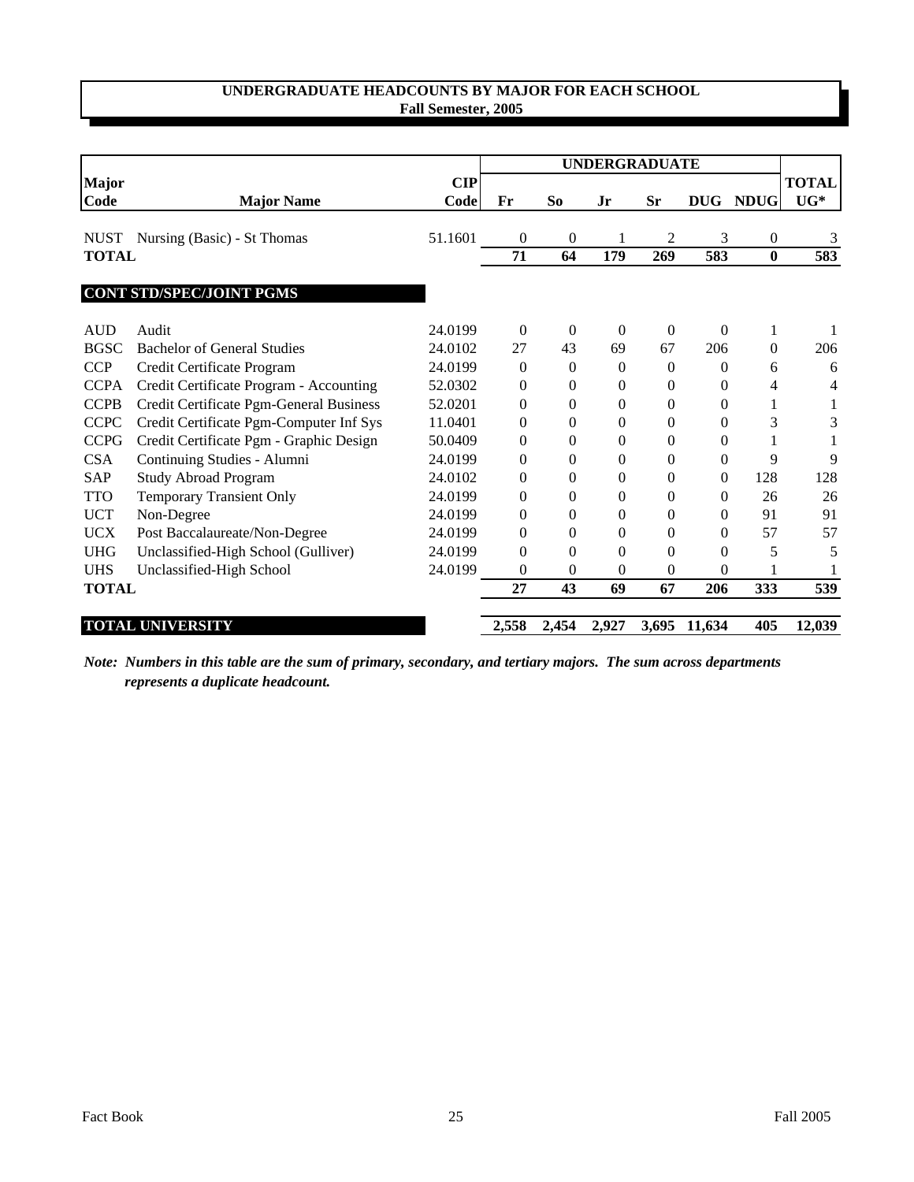# UNDERGRADUATE HEADCOUNTS BY MAJOR FOR EACH SCHOOL
## Fall Semester, 2005

| Major Code | Major Name | CIP Code | UNDERGRADUATE Fr | So | Jr | Sr | DUG | NDUG | TOTAL UG* |
|---|---|---|---|---|---|---|---|---|---|
| NUST | Nursing (Basic) - St Thomas | 51.1601 | 0 | 0 | 1 | 2 | 3 | 0 | 3 |
| **TOTAL** | | | **71** | **64** | **179** | **269** | **583** | **0** | **583** |
| | **CONT STD/SPEC/JOINT PGMS** | | | | | | | | |
| AUD | Audit | 24.0199 | 0 | 0 | 0 | 0 | 0 | 1 | 1 |
| BGSC | Bachelor of General Studies | 24.0102 | 27 | 43 | 69 | 67 | 206 | 0 | 206 |
| CCP | Credit Certificate Program | 24.0199 | 0 | 0 | 0 | 0 | 0 | 6 | 6 |
| CCPA | Credit Certificate Program - Accounting | 52.0302 | 0 | 0 | 0 | 0 | 0 | 4 | 4 |
| CCPB | Credit Certificate Pgm-General Business | 52.0201 | 0 | 0 | 0 | 0 | 0 | 1 | 1 |
| CCPC | Credit Certificate Pgm-Computer Inf Sys | 11.0401 | 0 | 0 | 0 | 0 | 0 | 3 | 3 |
| CCPG | Credit Certificate Pgm - Graphic Design | 50.0409 | 0 | 0 | 0 | 0 | 0 | 1 | 1 |
| CSA | Continuing Studies - Alumni | 24.0199 | 0 | 0 | 0 | 0 | 0 | 9 | 9 |
| SAP | Study Abroad Program | 24.0102 | 0 | 0 | 0 | 0 | 0 | 128 | 128 |
| TTO | Temporary Transient Only | 24.0199 | 0 | 0 | 0 | 0 | 0 | 26 | 26 |
| UCT | Non-Degree | 24.0199 | 0 | 0 | 0 | 0 | 0 | 91 | 91 |
| UCX | Post Baccalaureate/Non-Degree | 24.0199 | 0 | 0 | 0 | 0 | 0 | 57 | 57 |
| UHG | Unclassified-High School (Gulliver) | 24.0199 | 0 | 0 | 0 | 0 | 0 | 5 | 5 |
| UHS | Unclassified-High School | 24.0199 | 0 | 0 | 0 | 0 | 0 | 1 | 1 |
| **TOTAL** | | | **27** | **43** | **69** | **67** | **206** | **333** | **539** |
| | **TOTAL UNIVERSITY** | | **2,558** | **2,454** | **2,927** | **3,695** | **11,634** | **405** | **12,039** |

***Note: Numbers in this table are the sum of primary, secondary, and tertiary majors. The sum across departments represents a duplicate headcount.***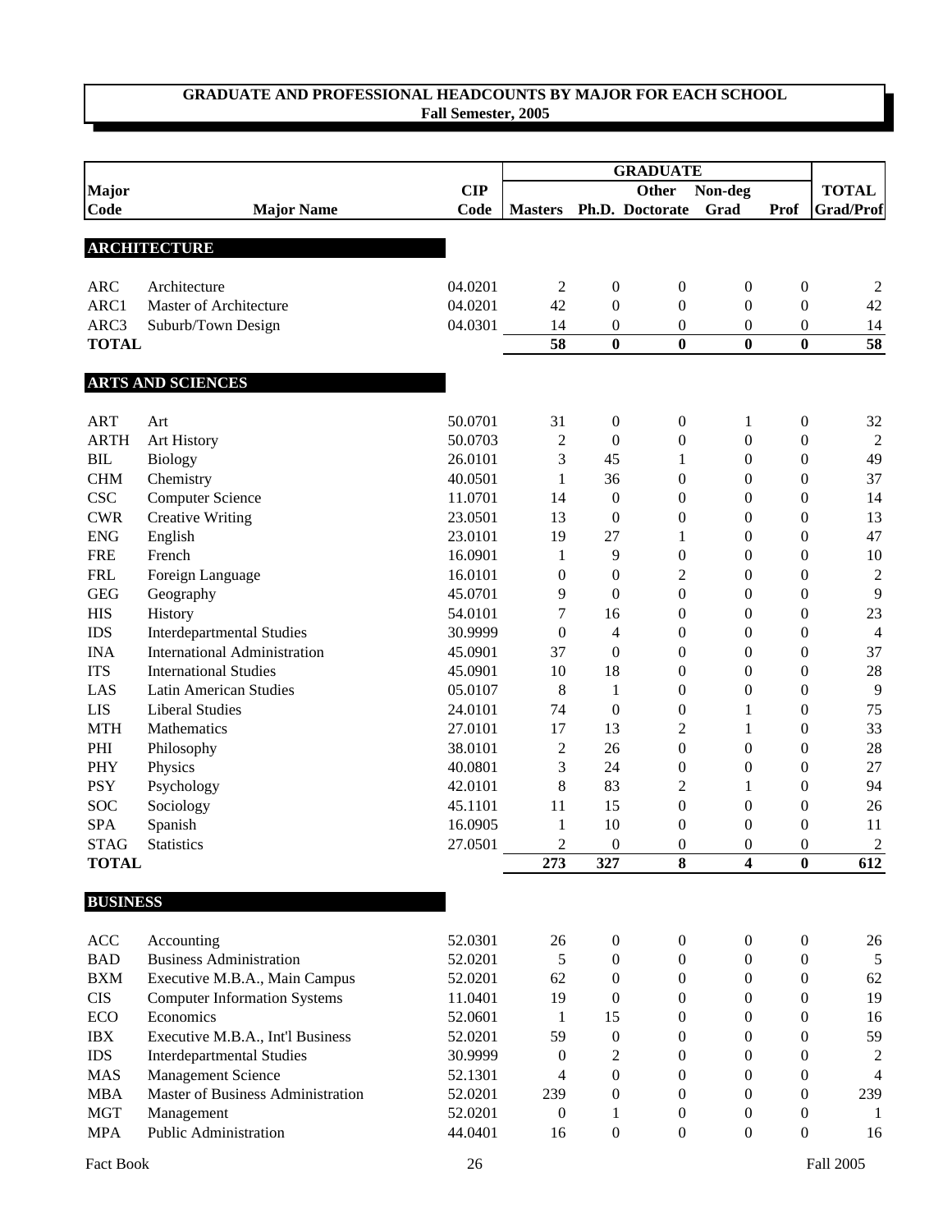## GRADUATE AND PROFESSIONAL HEADCOUNTS BY MAJOR FOR EACH SCHOOL
**Fall Semester, 2005**

| Major Code | Major Name | CIP Code | GRADUATE Masters | Ph.D. | Other Doctorate | Non-deg Grad | Prof | TOTAL Grad/Prof |
|---|---|---|---|---|---|---|---|---|
| **ARCHITECTURE** | | | | | | | | |
| ARC | Architecture | 04.0201 | 2 | 0 | 0 | 0 | 0 | 2 |
| ARC1 | Master of Architecture | 04.0201 | 42 | 0 | 0 | 0 | 0 | 42 |
| ARC3 | Suburb/Town Design | 04.0301 | 14 | 0 | 0 | 0 | 0 | 14 |
| **TOTAL** | | | **58** | **0** | **0** | **0** | **0** | **58** |
| **ARTS AND SCIENCES** | | | | | | | | |
| ART | Art | 50.0701 | 31 | 0 | 0 | 1 | 0 | 32 |
| ARTH | Art History | 50.0703 | 2 | 0 | 0 | 0 | 0 | 2 |
| BIL | Biology | 26.0101 | 3 | 45 | 1 | 0 | 0 | 49 |
| CHM | Chemistry | 40.0501 | 1 | 36 | 0 | 0 | 0 | 37 |
| CSC | Computer Science | 11.0701 | 14 | 0 | 0 | 0 | 0 | 14 |
| CWR | Creative Writing | 23.0501 | 13 | 0 | 0 | 0 | 0 | 13 |
| ENG | English | 23.0101 | 19 | 27 | 1 | 0 | 0 | 47 |
| FRE | French | 16.0901 | 1 | 9 | 0 | 0 | 0 | 10 |
| FRL | Foreign Language | 16.0101 | 0 | 0 | 2 | 0 | 0 | 2 |
| GEG | Geography | 45.0701 | 9 | 0 | 0 | 0 | 0 | 9 |
| HIS | History | 54.0101 | 7 | 16 | 0 | 0 | 0 | 23 |
| IDS | Interdepartmental Studies | 30.9999 | 0 | 4 | 0 | 0 | 0 | 4 |
| INA | International Administration | 45.0901 | 37 | 0 | 0 | 0 | 0 | 37 |
| ITS | International Studies | 45.0901 | 10 | 18 | 0 | 0 | 0 | 28 |
| LAS | Latin American Studies | 05.0107 | 8 | 1 | 0 | 0 | 0 | 9 |
| LIS | Liberal Studies | 24.0101 | 74 | 0 | 0 | 1 | 0 | 75 |
| MTH | Mathematics | 27.0101 | 17 | 13 | 2 | 1 | 0 | 33 |
| PHI | Philosophy | 38.0101 | 2 | 26 | 0 | 0 | 0 | 28 |
| PHY | Physics | 40.0801 | 3 | 24 | 0 | 0 | 0 | 27 |
| PSY | Psychology | 42.0101 | 8 | 83 | 2 | 1 | 0 | 94 |
| SOC | Sociology | 45.1101 | 11 | 15 | 0 | 0 | 0 | 26 |
| SPA | Spanish | 16.0905 | 1 | 10 | 0 | 0 | 0 | 11 |
| STAG | Statistics | 27.0501 | 2 | 0 | 0 | 0 | 0 | 2 |
| **TOTAL** | | | **273** | **327** | **8** | **4** | **0** | **612** |
| **BUSINESS** | | | | | | | | |
| ACC | Accounting | 52.0301 | 26 | 0 | 0 | 0 | 0 | 26 |
| BAD | Business Administration | 52.0201 | 5 | 0 | 0 | 0 | 0 | 5 |
| BXM | Executive M.B.A., Main Campus | 52.0201 | 62 | 0 | 0 | 0 | 0 | 62 |
| CIS | Computer Information Systems | 11.0401 | 19 | 0 | 0 | 0 | 0 | 19 |
| ECO | Economics | 52.0601 | 1 | 15 | 0 | 0 | 0 | 16 |
| IBX | Executive M.B.A., Int'l Business | 52.0201 | 59 | 0 | 0 | 0 | 0 | 59 |
| IDS | Interdepartmental Studies | 30.9999 | 0 | 2 | 0 | 0 | 0 | 2 |
| MAS | Management Science | 52.1301 | 4 | 0 | 0 | 0 | 0 | 4 |
| MBA | Master of Business Administration | 52.0201 | 239 | 0 | 0 | 0 | 0 | 239 |
| MGT | Management | 52.0201 | 0 | 1 | 0 | 0 | 0 | 1 |
| MPA | Public Administration | 44.0401 | 16 | 0 | 0 | 0 | 0 | 16 |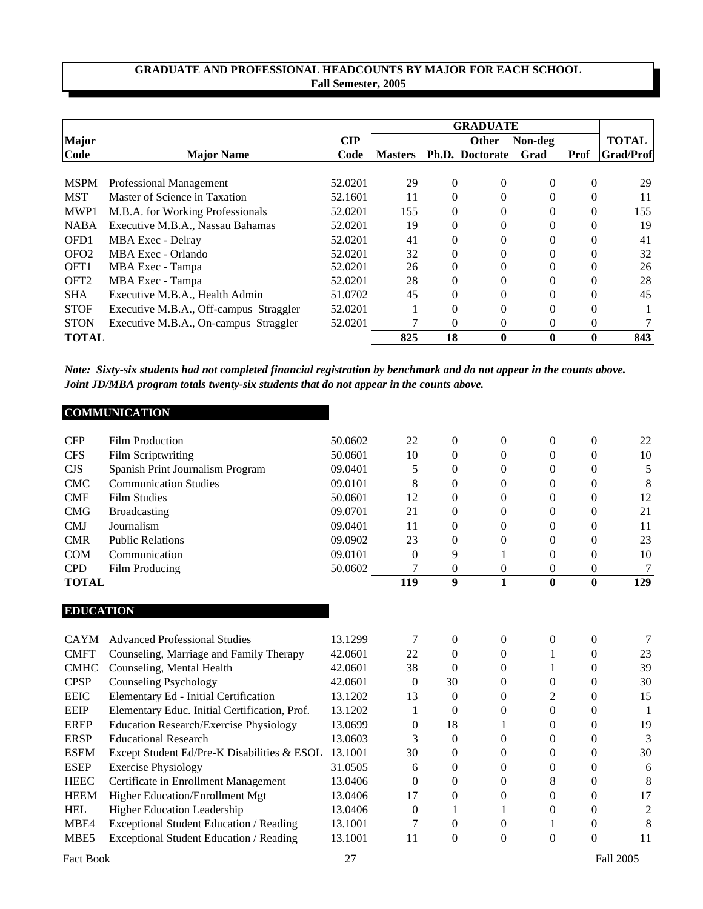## GRADUATE AND PROFESSIONAL HEADCOUNTS BY MAJOR FOR EACH SCHOOL
### Fall Semester, 2005

| Major Code | Major Name | CIP Code | GRADUATE Masters | Ph.D. | Other Doctorate | Non-deg Grad | Prof | TOTAL Grad/Prof |
|---|---|---|---|---|---|---|---|---|
| MSPM | Professional Management | 52.0201 | 29 | 0 | 0 | 0 | 0 | 29 |
| MST | Master of Science in Taxation | 52.1601 | 11 | 0 | 0 | 0 | 0 | 11 |
| MWP1 | M.B.A. for Working Professionals | 52.0201 | 155 | 0 | 0 | 0 | 0 | 155 |
| NABA | Executive M.B.A., Nassau Bahamas | 52.0201 | 19 | 0 | 0 | 0 | 0 | 19 |
| OFD1 | MBA Exec - Delray | 52.0201 | 41 | 0 | 0 | 0 | 0 | 41 |
| OFO2 | MBA Exec - Orlando | 52.0201 | 32 | 0 | 0 | 0 | 0 | 32 |
| OFT1 | MBA Exec - Tampa | 52.0201 | 26 | 0 | 0 | 0 | 0 | 26 |
| OFT2 | MBA Exec - Tampa | 52.0201 | 28 | 0 | 0 | 0 | 0 | 28 |
| SHA | Executive M.B.A., Health Admin | 51.0702 | 45 | 0 | 0 | 0 | 0 | 45 |
| STOF | Executive M.B.A., Off-campus Straggler | 52.0201 | 1 | 0 | 0 | 0 | 0 | 1 |
| STON | Executive M.B.A., On-campus Straggler | 52.0201 | 7 | 0 | 0 | 0 | 0 | 7 |
| **TOTAL** | | | **825** | **18** | **0** | **0** | **0** | **843** |

***Note: Sixty-six students had not completed financial registration by benchmark and do not appear in the counts above. Joint JD/MBA program totals twenty-six students that do not appear in the counts above.***

**COMMUNICATION**

| Major Code | Major Name | CIP Code | Masters | Ph.D. | Other Doctorate | Non-deg Grad | Prof | TOTAL Grad/Prof |
|---|---|---|---|---|---|---|---|---|
| CFP | Film Production | 50.0602 | 22 | 0 | 0 | 0 | 0 | 22 |
| CFS | Film Scriptwriting | 50.0601 | 10 | 0 | 0 | 0 | 0 | 10 |
| CJS | Spanish Print Journalism Program | 09.0401 | 5 | 0 | 0 | 0 | 0 | 5 |
| CMC | Communication Studies | 09.0101 | 8 | 0 | 0 | 0 | 0 | 8 |
| CMF | Film Studies | 50.0601 | 12 | 0 | 0 | 0 | 0 | 12 |
| CMG | Broadcasting | 09.0701 | 21 | 0 | 0 | 0 | 0 | 21 |
| CMJ | Journalism | 09.0401 | 11 | 0 | 0 | 0 | 0 | 11 |
| CMR | Public Relations | 09.0902 | 23 | 0 | 0 | 0 | 0 | 23 |
| COM | Communication | 09.0101 | 0 | 9 | 1 | 0 | 0 | 10 |
| CPD | Film Producing | 50.0602 | 7 | 0 | 0 | 0 | 0 | 7 |
| **TOTAL** | | | **119** | **9** | **1** | **0** | **0** | **129** |

**EDUCATION**

| Major Code | Major Name | CIP Code | Masters | Ph.D. | Other Doctorate | Non-deg Grad | Prof | TOTAL Grad/Prof |
|---|---|---|---|---|---|---|---|---|
| CAYM | Advanced Professional Studies | 13.1299 | 7 | 0 | 0 | 0 | 0 | 7 |
| CMFT | Counseling, Marriage and Family Therapy | 42.0601 | 22 | 0 | 0 | 1 | 0 | 23 |
| CMHC | Counseling, Mental Health | 42.0601 | 38 | 0 | 0 | 1 | 0 | 39 |
| CPSP | Counseling Psychology | 42.0601 | 0 | 30 | 0 | 0 | 0 | 30 |
| EEIC | Elementary Ed - Initial Certification | 13.1202 | 13 | 0 | 0 | 2 | 0 | 15 |
| EEIP | Elementary Educ. Initial Certification, Prof. | 13.1202 | 1 | 0 | 0 | 0 | 0 | 1 |
| EREP | Education Research/Exercise Physiology | 13.0699 | 0 | 18 | 1 | 0 | 0 | 19 |
| ERSP | Educational Research | 13.0603 | 3 | 0 | 0 | 0 | 0 | 3 |
| ESEM | Except Student Ed/Pre-K Disabilities & ESOL | 13.1001 | 30 | 0 | 0 | 0 | 0 | 30 |
| ESEP | Exercise Physiology | 31.0505 | 6 | 0 | 0 | 0 | 0 | 6 |
| HEEC | Certificate in Enrollment Management | 13.0406 | 0 | 0 | 0 | 8 | 0 | 8 |
| HEEM | Higher Education/Enrollment Mgt | 13.0406 | 17 | 0 | 0 | 0 | 0 | 17 |
| HEL | Higher Education Leadership | 13.0406 | 0 | 1 | 1 | 0 | 0 | 2 |
| MBE4 | Exceptional Student Education / Reading | 13.1001 | 7 | 0 | 0 | 1 | 0 | 8 |
| MBE5 | Exceptional Student Education / Reading | 13.1001 | 11 | 0 | 0 | 0 | 0 | 11 |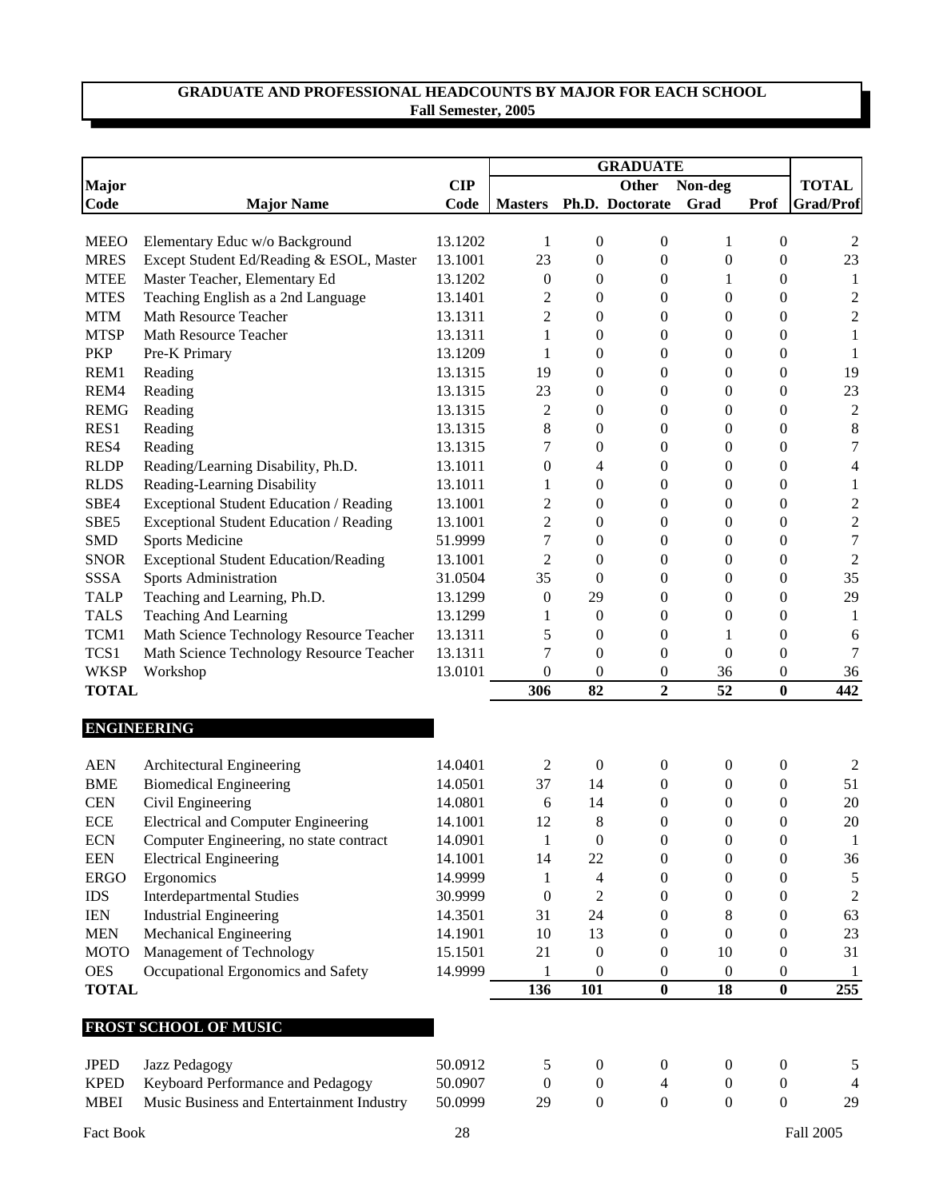# GRADUATE AND PROFESSIONAL HEADCOUNTS BY MAJOR FOR EACH SCHOOL
**Fall Semester, 2005**

| Major Code | Major Name | CIP Code | GRADUATE Masters | Ph.D. | Other Doctorate | Non-deg Grad | Prof | TOTAL Grad/Prof |
|---|---|---|---|---|---|---|---|---|
| MEEO | Elementary Educ w/o Background | 13.1202 | 1 | 0 | 0 | 1 | 0 | 2 |
| MRES | Except Student Ed/Reading & ESOL, Master | 13.1001 | 23 | 0 | 0 | 0 | 0 | 23 |
| MTEE | Master Teacher, Elementary Ed | 13.1202 | 0 | 0 | 0 | 1 | 0 | 1 |
| MTES | Teaching English as a 2nd Language | 13.1401 | 2 | 0 | 0 | 0 | 0 | 2 |
| MTM | Math Resource Teacher | 13.1311 | 2 | 0 | 0 | 0 | 0 | 2 |
| MTSP | Math Resource Teacher | 13.1311 | 1 | 0 | 0 | 0 | 0 | 1 |
| PKP | Pre-K Primary | 13.1209 | 1 | 0 | 0 | 0 | 0 | 1 |
| REM1 | Reading | 13.1315 | 19 | 0 | 0 | 0 | 0 | 19 |
| REM4 | Reading | 13.1315 | 23 | 0 | 0 | 0 | 0 | 23 |
| REMG | Reading | 13.1315 | 2 | 0 | 0 | 0 | 0 | 2 |
| RES1 | Reading | 13.1315 | 8 | 0 | 0 | 0 | 0 | 8 |
| RES4 | Reading | 13.1315 | 7 | 0 | 0 | 0 | 0 | 7 |
| RLDP | Reading/Learning Disability, Ph.D. | 13.1011 | 0 | 4 | 0 | 0 | 0 | 4 |
| RLDS | Reading-Learning Disability | 13.1011 | 1 | 0 | 0 | 0 | 0 | 1 |
| SBE4 | Exceptional Student Education / Reading | 13.1001 | 2 | 0 | 0 | 0 | 0 | 2 |
| SBE5 | Exceptional Student Education / Reading | 13.1001 | 2 | 0 | 0 | 0 | 0 | 2 |
| SMD | Sports Medicine | 51.9999 | 7 | 0 | 0 | 0 | 0 | 7 |
| SNOR | Exceptional Student Education/Reading | 13.1001 | 2 | 0 | 0 | 0 | 0 | 2 |
| SSSA | Sports Administration | 31.0504 | 35 | 0 | 0 | 0 | 0 | 35 |
| TALP | Teaching and Learning, Ph.D. | 13.1299 | 0 | 29 | 0 | 0 | 0 | 29 |
| TALS | Teaching And Learning | 13.1299 | 1 | 0 | 0 | 0 | 0 | 1 |
| TCM1 | Math Science Technology Resource Teacher | 13.1311 | 5 | 0 | 0 | 1 | 0 | 6 |
| TCS1 | Math Science Technology Resource Teacher | 13.1311 | 7 | 0 | 0 | 0 | 0 | 7 |
| WKSP | Workshop | 13.0101 | 0 | 0 | 0 | 36 | 0 | 36 |
| **TOTAL** | | | **306** | **82** | **2** | **52** | **0** | **442** |
| **ENGINEERING** | | | | | | | | |
| AEN | Architectural Engineering | 14.0401 | 2 | 0 | 0 | 0 | 0 | 2 |
| BME | Biomedical Engineering | 14.0501 | 37 | 14 | 0 | 0 | 0 | 51 |
| CEN | Civil Engineering | 14.0801 | 6 | 14 | 0 | 0 | 0 | 20 |
| ECE | Electrical and Computer Engineering | 14.1001 | 12 | 8 | 0 | 0 | 0 | 20 |
| ECN | Computer Engineering, no state contract | 14.0901 | 1 | 0 | 0 | 0 | 0 | 1 |
| EEN | Electrical Engineering | 14.1001 | 14 | 22 | 0 | 0 | 0 | 36 |
| ERGO | Ergonomics | 14.9999 | 1 | 4 | 0 | 0 | 0 | 5 |
| IDS | Interdepartmental Studies | 30.9999 | 0 | 2 | 0 | 0 | 0 | 2 |
| IEN | Industrial Engineering | 14.3501 | 31 | 24 | 0 | 8 | 0 | 63 |
| MEN | Mechanical Engineering | 14.1901 | 10 | 13 | 0 | 0 | 0 | 23 |
| MOTO | Management of Technology | 15.1501 | 21 | 0 | 0 | 10 | 0 | 31 |
| OES | Occupational Ergonomics and Safety | 14.9999 | 1 | 0 | 0 | 0 | 0 | 1 |
| **TOTAL** | | | **136** | **101** | **0** | **18** | **0** | **255** |
| **FROST SCHOOL OF MUSIC** | | | | | | | | |
| JPED | Jazz Pedagogy | 50.0912 | 5 | 0 | 0 | 0 | 0 | 5 |
| KPED | Keyboard Performance and Pedagogy | 50.0907 | 0 | 0 | 4 | 0 | 0 | 4 |
| MBEI | Music Business and Entertainment Industry | 50.0999 | 29 | 0 | 0 | 0 | 0 | 29 |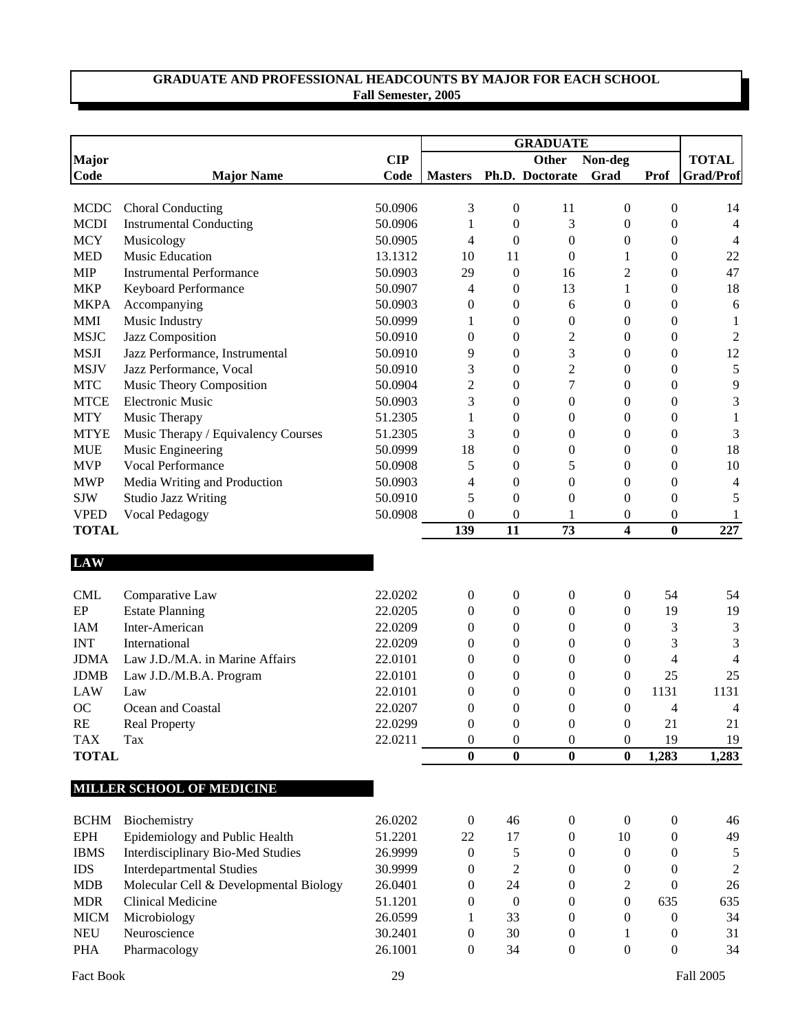## GRADUATE AND PROFESSIONAL HEADCOUNTS BY MAJOR FOR EACH SCHOOL
**Fall Semester, 2005**

| Major Code | Major Name | CIP Code | GRADUATE Masters | Ph.D. | Other Doctorate | Non-deg Grad | Prof | TOTAL Grad/Prof |
|---|---|---|---|---|---|---|---|---|
| MCDC | Choral Conducting | 50.0906 | 3 | 0 | 11 | 0 | 0 | 14 |
| MCDI | Instrumental Conducting | 50.0906 | 1 | 0 | 3 | 0 | 0 | 4 |
| MCY | Musicology | 50.0905 | 4 | 0 | 0 | 0 | 0 | 4 |
| MED | Music Education | 13.1312 | 10 | 11 | 0 | 1 | 0 | 22 |
| MIP | Instrumental Performance | 50.0903 | 29 | 0 | 16 | 2 | 0 | 47 |
| MKP | Keyboard Performance | 50.0907 | 4 | 0 | 13 | 1 | 0 | 18 |
| MKPA | Accompanying | 50.0903 | 0 | 0 | 6 | 0 | 0 | 6 |
| MMI | Music Industry | 50.0999 | 1 | 0 | 0 | 0 | 0 | 1 |
| MSJC | Jazz Composition | 50.0910 | 0 | 0 | 2 | 0 | 0 | 2 |
| MSJI | Jazz Performance, Instrumental | 50.0910 | 9 | 0 | 3 | 0 | 0 | 12 |
| MSJV | Jazz Performance, Vocal | 50.0910 | 3 | 0 | 2 | 0 | 0 | 5 |
| MTC | Music Theory Composition | 50.0904 | 2 | 0 | 7 | 0 | 0 | 9 |
| MTCE | Electronic Music | 50.0903 | 3 | 0 | 0 | 0 | 0 | 3 |
| MTY | Music Therapy | 51.2305 | 1 | 0 | 0 | 0 | 0 | 1 |
| MTYE | Music Therapy / Equivalency Courses | 51.2305 | 3 | 0 | 0 | 0 | 0 | 3 |
| MUE | Music Engineering | 50.0999 | 18 | 0 | 0 | 0 | 0 | 18 |
| MVP | Vocal Performance | 50.0908 | 5 | 0 | 5 | 0 | 0 | 10 |
| MWP | Media Writing and Production | 50.0903 | 4 | 0 | 0 | 0 | 0 | 4 |
| SJW | Studio Jazz Writing | 50.0910 | 5 | 0 | 0 | 0 | 0 | 5 |
| VPED | Vocal Pedagogy | 50.0908 | 0 | 0 | 1 | 0 | 0 | 1 |
| **TOTAL** | | | **139** | **11** | **73** | **4** | **0** | **227** |

### LAW

| Major Code | Major Name | CIP Code | Masters | Ph.D. | Other Doctorate | Non-deg Grad | Prof | TOTAL Grad/Prof |
|---|---|---|---|---|---|---|---|---|
| CML | Comparative Law | 22.0202 | 0 | 0 | 0 | 0 | 54 | 54 |
| EP | Estate Planning | 22.0205 | 0 | 0 | 0 | 0 | 19 | 19 |
| IAM | Inter-American | 22.0209 | 0 | 0 | 0 | 0 | 3 | 3 |
| INT | International | 22.0209 | 0 | 0 | 0 | 0 | 3 | 3 |
| JDMA | Law J.D./M.A. in Marine Affairs | 22.0101 | 0 | 0 | 0 | 0 | 4 | 4 |
| JDMB | Law J.D./M.B.A. Program | 22.0101 | 0 | 0 | 0 | 0 | 25 | 25 |
| LAW | Law | 22.0101 | 0 | 0 | 0 | 0 | 1131 | 1131 |
| OC | Ocean and Coastal | 22.0207 | 0 | 0 | 0 | 0 | 4 | 4 |
| RE | Real Property | 22.0299 | 0 | 0 | 0 | 0 | 21 | 21 |
| TAX | Tax | 22.0211 | 0 | 0 | 0 | 0 | 19 | 19 |
| **TOTAL** | | | **0** | **0** | **0** | **0** | **1,283** | **1,283** |

### MILLER SCHOOL OF MEDICINE

| Major Code | Major Name | CIP Code | Masters | Ph.D. | Other Doctorate | Non-deg Grad | Prof | TOTAL Grad/Prof |
|---|---|---|---|---|---|---|---|---|
| BCHM | Biochemistry | 26.0202 | 0 | 46 | 0 | 0 | 0 | 46 |
| EPH | Epidemiology and Public Health | 51.2201 | 22 | 17 | 0 | 10 | 0 | 49 |
| IBMS | Interdisciplinary Bio-Med Studies | 26.9999 | 0 | 5 | 0 | 0 | 0 | 5 |
| IDS | Interdepartmental Studies | 30.9999 | 0 | 2 | 0 | 0 | 0 | 2 |
| MDB | Molecular Cell & Developmental Biology | 26.0401 | 0 | 24 | 0 | 2 | 0 | 26 |
| MDR | Clinical Medicine | 51.1201 | 0 | 0 | 0 | 0 | 635 | 635 |
| MICM | Microbiology | 26.0599 | 1 | 33 | 0 | 0 | 0 | 34 |
| NEU | Neuroscience | 30.2401 | 0 | 30 | 0 | 1 | 0 | 31 |
| PHA | Pharmacology | 26.1001 | 0 | 34 | 0 | 0 | 0 | 34 |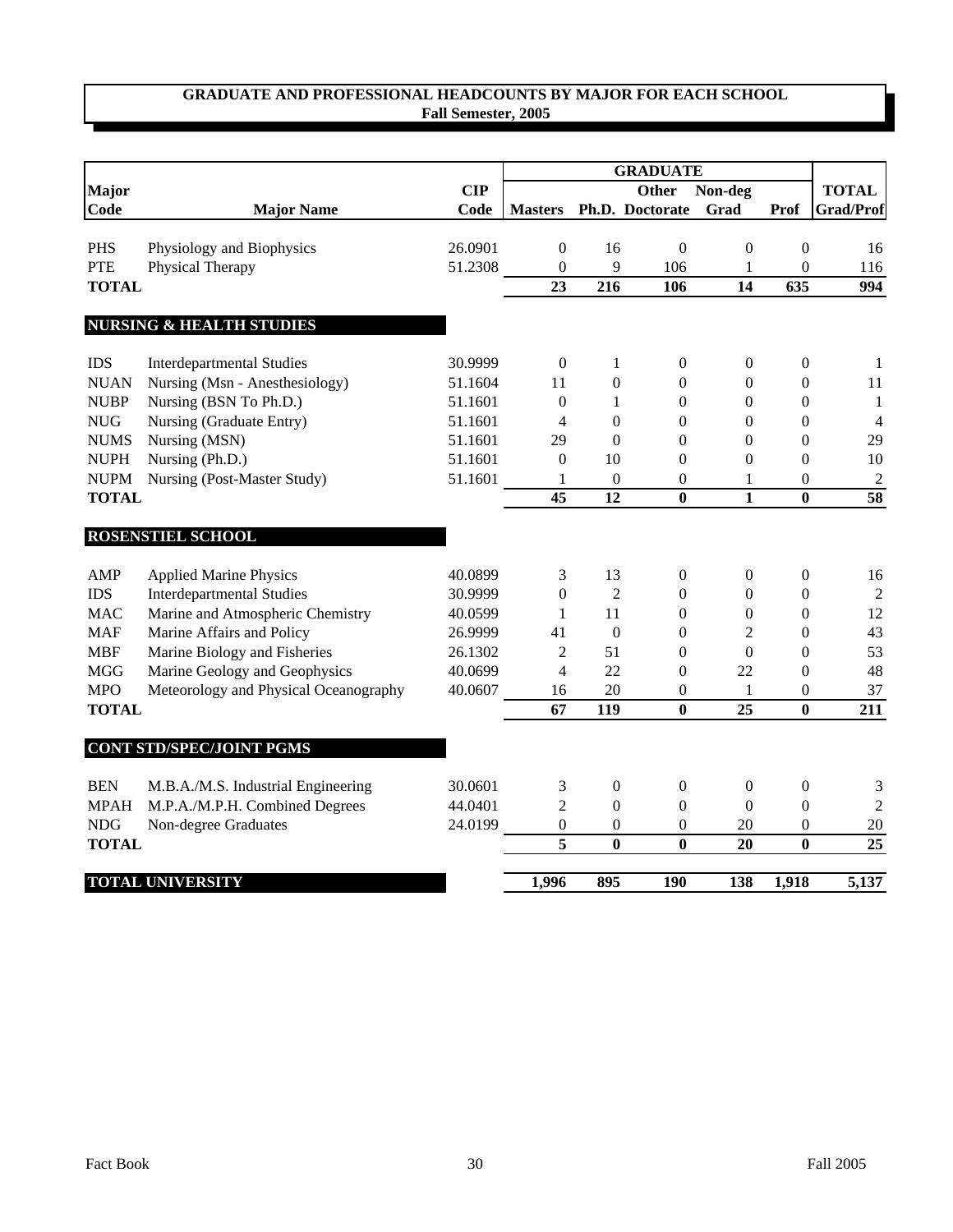## GRADUATE AND PROFESSIONAL HEADCOUNTS BY MAJOR FOR EACH SCHOOL
**Fall Semester, 2005**

| Major Code | Major Name | CIP Code | GRADUATE Masters | Ph.D. | Other Doctorate | Non-deg Grad | Prof | TOTAL Grad/Prof |
|---|---|---|---|---|---|---|---|---|
| PHS | Physiology and Biophysics | 26.0901 | 0 | 16 | 0 | 0 | 0 | 16 |
| PTE | Physical Therapy | 51.2308 | 0 | 9 | 106 | 1 | 0 | 116 |
| **TOTAL** | | | **23** | **216** | **106** | **14** | **635** | **994** |
| **NURSING & HEALTH STUDIES** | | | | | | | | |
| IDS | Interdepartmental Studies | 30.9999 | 0 | 1 | 0 | 0 | 0 | 1 |
| NUAN | Nursing (Msn - Anesthesiology) | 51.1604 | 11 | 0 | 0 | 0 | 0 | 11 |
| NUBP | Nursing (BSN To Ph.D.) | 51.1601 | 0 | 1 | 0 | 0 | 0 | 1 |
| NUG | Nursing (Graduate Entry) | 51.1601 | 4 | 0 | 0 | 0 | 0 | 4 |
| NUMS | Nursing (MSN) | 51.1601 | 29 | 0 | 0 | 0 | 0 | 29 |
| NUPH | Nursing (Ph.D.) | 51.1601 | 0 | 10 | 0 | 0 | 0 | 10 |
| NUPM | Nursing (Post-Master Study) | 51.1601 | 1 | 0 | 0 | 1 | 0 | 2 |
| **TOTAL** | | | **45** | **12** | **0** | **1** | **0** | **58** |
| **ROSENSTIEL SCHOOL** | | | | | | | | |
| AMP | Applied Marine Physics | 40.0899 | 3 | 13 | 0 | 0 | 0 | 16 |
| IDS | Interdepartmental Studies | 30.9999 | 0 | 2 | 0 | 0 | 0 | 2 |
| MAC | Marine and Atmospheric Chemistry | 40.0599 | 1 | 11 | 0 | 0 | 0 | 12 |
| MAF | Marine Affairs and Policy | 26.9999 | 41 | 0 | 0 | 2 | 0 | 43 |
| MBF | Marine Biology and Fisheries | 26.1302 | 2 | 51 | 0 | 0 | 0 | 53 |
| MGG | Marine Geology and Geophysics | 40.0699 | 4 | 22 | 0 | 22 | 0 | 48 |
| MPO | Meteorology and Physical Oceanography | 40.0607 | 16 | 20 | 0 | 1 | 0 | 37 |
| **TOTAL** | | | **67** | **119** | **0** | **25** | **0** | **211** |
| **CONT STD/SPEC/JOINT PGMS** | | | | | | | | |
| BEN | M.B.A./M.S. Industrial Engineering | 30.0601 | 3 | 0 | 0 | 0 | 0 | 3 |
| MPAH | M.P.A./M.P.H. Combined Degrees | 44.0401 | 2 | 0 | 0 | 0 | 0 | 2 |
| NDG | Non-degree Graduates | 24.0199 | 0 | 0 | 0 | 20 | 0 | 20 |
| **TOTAL** | | | **5** | **0** | **0** | **20** | **0** | **25** |
| **TOTAL UNIVERSITY** | | | **1,996** | **895** | **190** | **138** | **1,918** | **5,137** |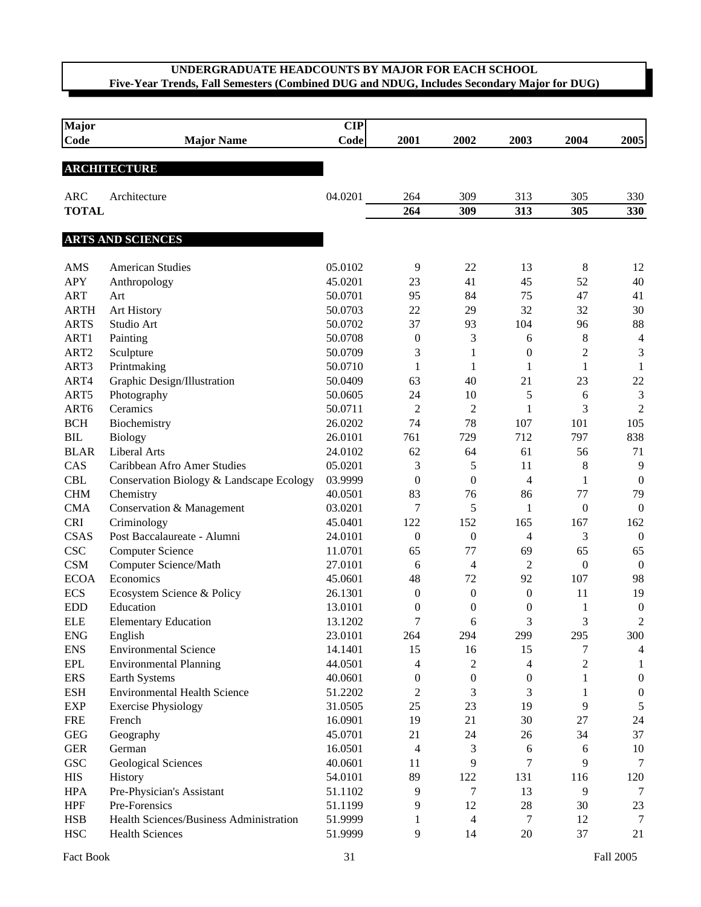## UNDERGRADUATE HEADCOUNTS BY MAJOR FOR EACH SCHOOL

**Five-Year Trends, Fall Semesters (Combined DUG and NDUG, Includes Secondary Major for DUG)**

| Major Code | Major Name | CIP Code | 2001 | 2002 | 2003 | 2004 | 2005 |
|---|---|---|---|---|---|---|---|
| **ARCHITECTURE** | | | | | | | |
| ARC | Architecture | 04.0201 | 264 | 309 | 313 | 305 | 330 |
| **TOTAL** | | | **264** | **309** | **313** | **305** | **330** |
| **ARTS AND SCIENCES** | | | | | | | |
| AMS | American Studies | 05.0102 | 9 | 22 | 13 | 8 | 12 |
| APY | Anthropology | 45.0201 | 23 | 41 | 45 | 52 | 40 |
| ART | Art | 50.0701 | 95 | 84 | 75 | 47 | 41 |
| ARTH | Art History | 50.0703 | 22 | 29 | 32 | 32 | 30 |
| ARTS | Studio Art | 50.0702 | 37 | 93 | 104 | 96 | 88 |
| ART1 | Painting | 50.0708 | 0 | 3 | 6 | 8 | 4 |
| ART2 | Sculpture | 50.0709 | 3 | 1 | 0 | 2 | 3 |
| ART3 | Printmaking | 50.0710 | 1 | 1 | 1 | 1 | 1 |
| ART4 | Graphic Design/Illustration | 50.0409 | 63 | 40 | 21 | 23 | 22 |
| ART5 | Photography | 50.0605 | 24 | 10 | 5 | 6 | 3 |
| ART6 | Ceramics | 50.0711 | 2 | 2 | 1 | 3 | 2 |
| BCH | Biochemistry | 26.0202 | 74 | 78 | 107 | 101 | 105 |
| BIL | Biology | 26.0101 | 761 | 729 | 712 | 797 | 838 |
| BLAR | Liberal Arts | 24.0102 | 62 | 64 | 61 | 56 | 71 |
| CAS | Caribbean Afro Amer Studies | 05.0201 | 3 | 5 | 11 | 8 | 9 |
| CBL | Conservation Biology & Landscape Ecology | 03.9999 | 0 | 0 | 4 | 1 | 0 |
| CHM | Chemistry | 40.0501 | 83 | 76 | 86 | 77 | 79 |
| CMA | Conservation & Management | 03.0201 | 7 | 5 | 1 | 0 | 0 |
| CRI | Criminology | 45.0401 | 122 | 152 | 165 | 167 | 162 |
| CSAS | Post Baccalaureate - Alumni | 24.0101 | 0 | 0 | 4 | 3 | 0 |
| CSC | Computer Science | 11.0701 | 65 | 77 | 69 | 65 | 65 |
| CSM | Computer Science/Math | 27.0101 | 6 | 4 | 2 | 0 | 0 |
| ECOA | Economics | 45.0601 | 48 | 72 | 92 | 107 | 98 |
| ECS | Ecosystem Science & Policy | 26.1301 | 0 | 0 | 0 | 11 | 19 |
| EDD | Education | 13.0101 | 0 | 0 | 0 | 1 | 0 |
| ELE | Elementary Education | 13.1202 | 7 | 6 | 3 | 3 | 2 |
| ENG | English | 23.0101 | 264 | 294 | 299 | 295 | 300 |
| ENS | Environmental Science | 14.1401 | 15 | 16 | 15 | 7 | 4 |
| EPL | Environmental Planning | 44.0501 | 4 | 2 | 4 | 2 | 1 |
| ERS | Earth Systems | 40.0601 | 0 | 0 | 0 | 1 | 0 |
| ESH | Environmental Health Science | 51.2202 | 2 | 3 | 3 | 1 | 0 |
| EXP | Exercise Physiology | 31.0505 | 25 | 23 | 19 | 9 | 5 |
| FRE | French | 16.0901 | 19 | 21 | 30 | 27 | 24 |
| GEG | Geography | 45.0701 | 21 | 24 | 26 | 34 | 37 |
| GER | German | 16.0501 | 4 | 3 | 6 | 6 | 10 |
| GSC | Geological Sciences | 40.0601 | 11 | 9 | 7 | 9 | 7 |
| HIS | History | 54.0101 | 89 | 122 | 131 | 116 | 120 |
| HPA | Pre-Physician's Assistant | 51.1102 | 9 | 7 | 13 | 9 | 7 |
| HPF | Pre-Forensics | 51.1199 | 9 | 12 | 28 | 30 | 23 |
| HSB | Health Sciences/Business Administration | 51.9999 | 1 | 4 | 7 | 12 | 7 |
| HSC | Health Sciences | 51.9999 | 9 | 14 | 20 | 37 | 21 |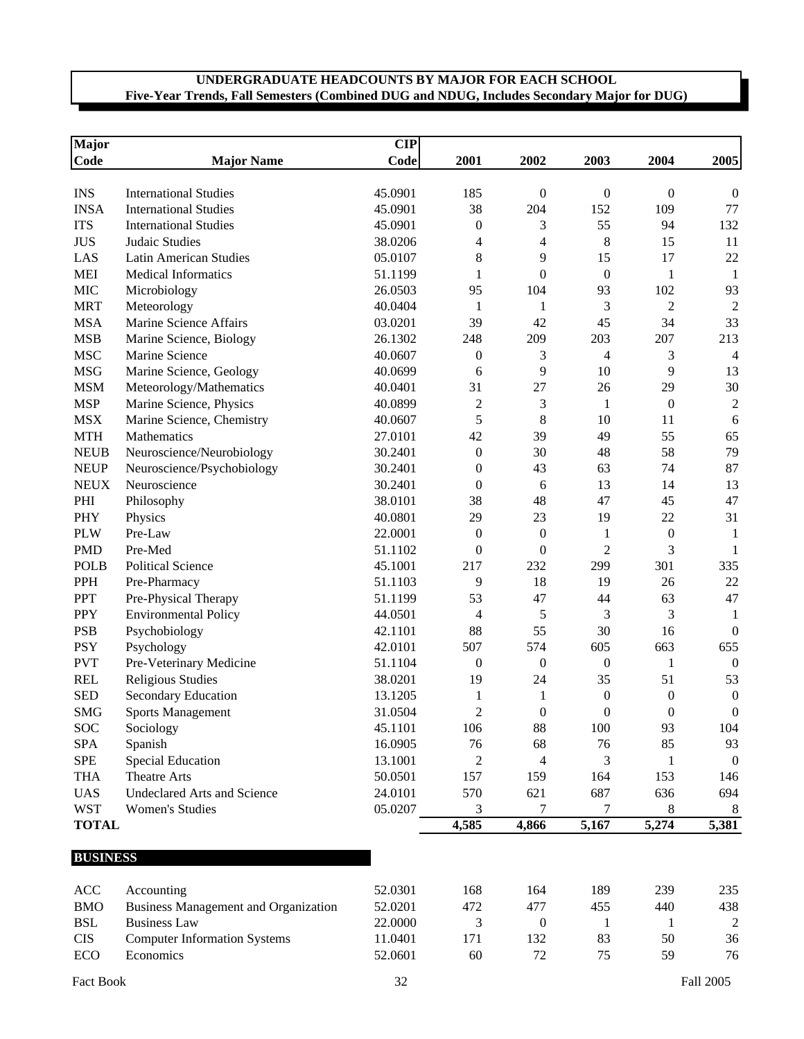**UNDERGRADUATE HEADCOUNTS BY MAJOR FOR EACH SCHOOL**
**Five-Year Trends, Fall Semesters (Combined DUG and NDUG, Includes Secondary Major for DUG)**

| Major Code | Major Name | CIP Code | 2001 | 2002 | 2003 | 2004 | 2005 |
|---|---|---|---|---|---|---|---|
| INS | International Studies | 45.0901 | 185 | 0 | 0 | 0 | 0 |
| INSA | International Studies | 45.0901 | 38 | 204 | 152 | 109 | 77 |
| ITS | International Studies | 45.0901 | 0 | 3 | 55 | 94 | 132 |
| JUS | Judaic Studies | 38.0206 | 4 | 4 | 8 | 15 | 11 |
| LAS | Latin American Studies | 05.0107 | 8 | 9 | 15 | 17 | 22 |
| MEI | Medical Informatics | 51.1199 | 1 | 0 | 0 | 1 | 1 |
| MIC | Microbiology | 26.0503 | 95 | 104 | 93 | 102 | 93 |
| MRT | Meteorology | 40.0404 | 1 | 1 | 3 | 2 | 2 |
| MSA | Marine Science Affairs | 03.0201 | 39 | 42 | 45 | 34 | 33 |
| MSB | Marine Science, Biology | 26.1302 | 248 | 209 | 203 | 207 | 213 |
| MSC | Marine Science | 40.0607 | 0 | 3 | 4 | 3 | 4 |
| MSG | Marine Science, Geology | 40.0699 | 6 | 9 | 10 | 9 | 13 |
| MSM | Meteorology/Mathematics | 40.0401 | 31 | 27 | 26 | 29 | 30 |
| MSP | Marine Science, Physics | 40.0899 | 2 | 3 | 1 | 0 | 2 |
| MSX | Marine Science, Chemistry | 40.0607 | 5 | 8 | 10 | 11 | 6 |
| MTH | Mathematics | 27.0101 | 42 | 39 | 49 | 55 | 65 |
| NEUB | Neuroscience/Neurobiology | 30.2401 | 0 | 30 | 48 | 58 | 79 |
| NEUP | Neuroscience/Psychobiology | 30.2401 | 0 | 43 | 63 | 74 | 87 |
| NEUX | Neuroscience | 30.2401 | 0 | 6 | 13 | 14 | 13 |
| PHI | Philosophy | 38.0101 | 38 | 48 | 47 | 45 | 47 |
| PHY | Physics | 40.0801 | 29 | 23 | 19 | 22 | 31 |
| PLW | Pre-Law | 22.0001 | 0 | 0 | 1 | 0 | 1 |
| PMD | Pre-Med | 51.1102 | 0 | 0 | 2 | 3 | 1 |
| POLB | Political Science | 45.1001 | 217 | 232 | 299 | 301 | 335 |
| PPH | Pre-Pharmacy | 51.1103 | 9 | 18 | 19 | 26 | 22 |
| PPT | Pre-Physical Therapy | 51.1199 | 53 | 47 | 44 | 63 | 47 |
| PPY | Environmental Policy | 44.0501 | 4 | 5 | 3 | 3 | 1 |
| PSB | Psychobiology | 42.1101 | 88 | 55 | 30 | 16 | 0 |
| PSY | Psychology | 42.0101 | 507 | 574 | 605 | 663 | 655 |
| PVT | Pre-Veterinary Medicine | 51.1104 | 0 | 0 | 0 | 1 | 0 |
| REL | Religious Studies | 38.0201 | 19 | 24 | 35 | 51 | 53 |
| SED | Secondary Education | 13.1205 | 1 | 1 | 0 | 0 | 0 |
| SMG | Sports Management | 31.0504 | 2 | 0 | 0 | 0 | 0 |
| SOC | Sociology | 45.1101 | 106 | 88 | 100 | 93 | 104 |
| SPA | Spanish | 16.0905 | 76 | 68 | 76 | 85 | 93 |
| SPE | Special Education | 13.1001 | 2 | 4 | 3 | 1 | 0 |
| THA | Theatre Arts | 50.0501 | 157 | 159 | 164 | 153 | 146 |
| UAS | Undeclared Arts and Science | 24.0101 | 570 | 621 | 687 | 636 | 694 |
| WST | Women's Studies | 05.0207 | 3 | 7 | 7 | 8 | 8 |
| **TOTAL** | | | **4,585** | **4,866** | **5,167** | **5,274** | **5,381** |

**BUSINESS**

| Major Code | Major Name | CIP Code | 2001 | 2002 | 2003 | 2004 | 2005 |
|---|---|---|---|---|---|---|---|
| ACC | Accounting | 52.0301 | 168 | 164 | 189 | 239 | 235 |
| BMO | Business Management and Organization | 52.0201 | 472 | 477 | 455 | 440 | 438 |
| BSL | Business Law | 22.0000 | 3 | 0 | 1 | 1 | 2 |
| CIS | Computer Information Systems | 11.0401 | 171 | 132 | 83 | 50 | 36 |
| ECO | Economics | 52.0601 | 60 | 72 | 75 | 59 | 76 |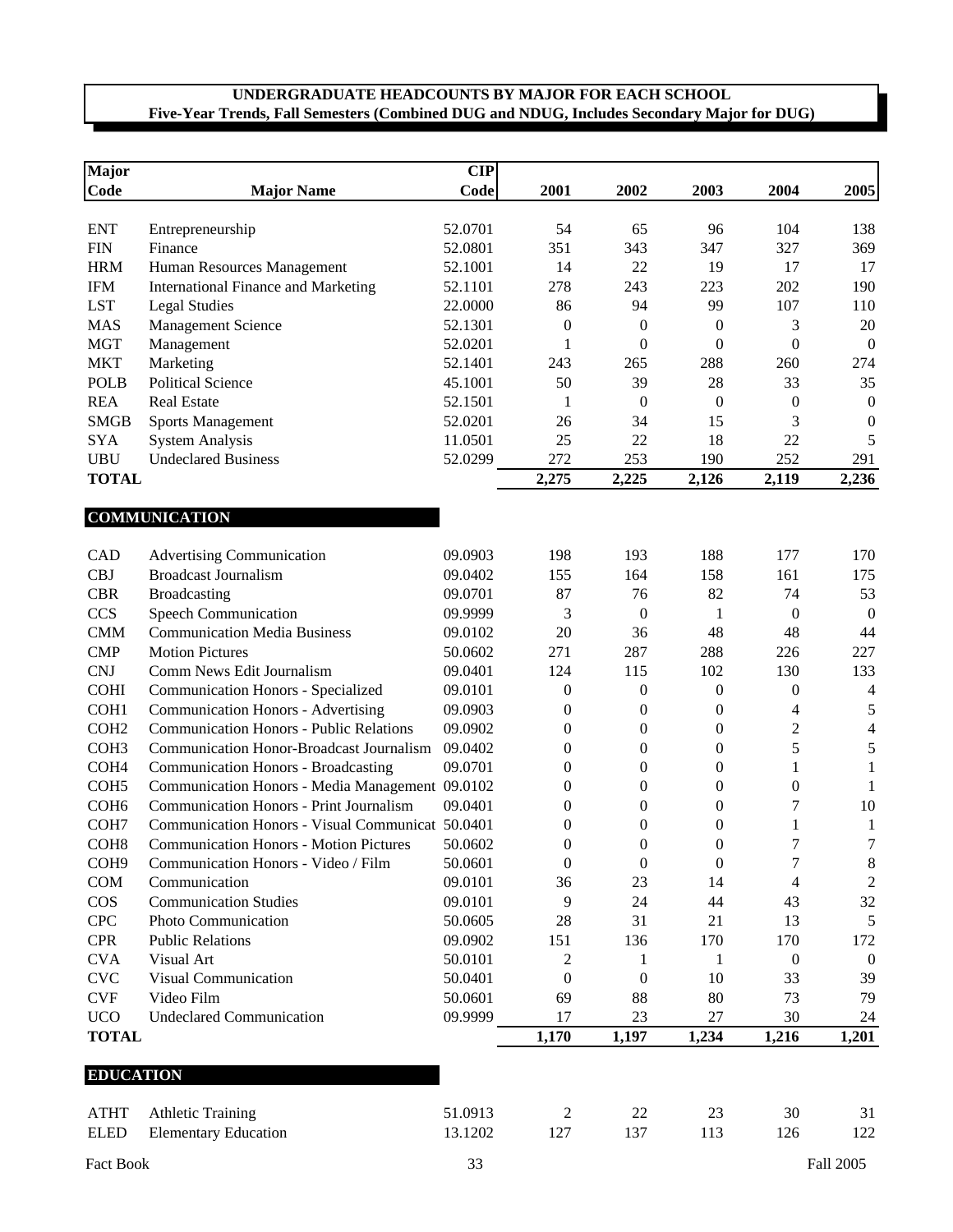## UNDERGRADUATE HEADCOUNTS BY MAJOR FOR EACH SCHOOL
**Five-Year Trends, Fall Semesters (Combined DUG and NDUG, Includes Secondary Major for DUG)**

| Major Code | Major Name | CIP Code | 2001 | 2002 | 2003 | 2004 | 2005 |
|---|---|---|---|---|---|---|---|
| ENT | Entrepreneurship | 52.0701 | 54 | 65 | 96 | 104 | 138 |
| FIN | Finance | 52.0801 | 351 | 343 | 347 | 327 | 369 |
| HRM | Human Resources Management | 52.1001 | 14 | 22 | 19 | 17 | 17 |
| IFM | International Finance and Marketing | 52.1101 | 278 | 243 | 223 | 202 | 190 |
| LST | Legal Studies | 22.0000 | 86 | 94 | 99 | 107 | 110 |
| MAS | Management Science | 52.1301 | 0 | 0 | 0 | 3 | 20 |
| MGT | Management | 52.0201 | 1 | 0 | 0 | 0 | 0 |
| MKT | Marketing | 52.1401 | 243 | 265 | 288 | 260 | 274 |
| POLB | Political Science | 45.1001 | 50 | 39 | 28 | 33 | 35 |
| REA | Real Estate | 52.1501 | 1 | 0 | 0 | 0 | 0 |
| SMGB | Sports Management | 52.0201 | 26 | 34 | 15 | 3 | 0 |
| SYA | System Analysis | 11.0501 | 25 | 22 | 18 | 22 | 5 |
| UBU | Undeclared Business | 52.0299 | 272 | 253 | 190 | 252 | 291 |
| **TOTAL** | | | **2,275** | **2,225** | **2,126** | **2,119** | **2,236** |

### COMMUNICATION

| Major Code | Major Name | CIP Code | 2001 | 2002 | 2003 | 2004 | 2005 |
|---|---|---|---|---|---|---|---|
| CAD | Advertising Communication | 09.0903 | 198 | 193 | 188 | 177 | 170 |
| CBJ | Broadcast Journalism | 09.0402 | 155 | 164 | 158 | 161 | 175 |
| CBR | Broadcasting | 09.0701 | 87 | 76 | 82 | 74 | 53 |
| CCS | Speech Communication | 09.9999 | 3 | 0 | 1 | 0 | 0 |
| CMM | Communication Media Business | 09.0102 | 20 | 36 | 48 | 48 | 44 |
| CMP | Motion Pictures | 50.0602 | 271 | 287 | 288 | 226 | 227 |
| CNJ | Comm News Edit Journalism | 09.0401 | 124 | 115 | 102 | 130 | 133 |
| COHI | Communication Honors - Specialized | 09.0101 | 0 | 0 | 0 | 0 | 4 |
| COH1 | Communication Honors - Advertising | 09.0903 | 0 | 0 | 0 | 4 | 5 |
| COH2 | Communication Honors - Public Relations | 09.0902 | 0 | 0 | 0 | 2 | 4 |
| COH3 | Communication Honor-Broadcast Journalism | 09.0402 | 0 | 0 | 0 | 5 | 5 |
| COH4 | Communication Honors - Broadcasting | 09.0701 | 0 | 0 | 0 | 1 | 1 |
| COH5 | Communication Honors - Media Management | 09.0102 | 0 | 0 | 0 | 0 | 1 |
| COH6 | Communication Honors - Print Journalism | 09.0401 | 0 | 0 | 0 | 7 | 10 |
| COH7 | Communication Honors - Visual Communicat | 50.0401 | 0 | 0 | 0 | 1 | 1 |
| COH8 | Communication Honors - Motion Pictures | 50.0602 | 0 | 0 | 0 | 7 | 7 |
| COH9 | Communication Honors - Video / Film | 50.0601 | 0 | 0 | 0 | 7 | 8 |
| COM | Communication | 09.0101 | 36 | 23 | 14 | 4 | 2 |
| COS | Communication Studies | 09.0101 | 9 | 24 | 44 | 43 | 32 |
| CPC | Photo Communication | 50.0605 | 28 | 31 | 21 | 13 | 5 |
| CPR | Public Relations | 09.0902 | 151 | 136 | 170 | 170 | 172 |
| CVA | Visual Art | 50.0101 | 2 | 1 | 1 | 0 | 0 |
| CVC | Visual Communication | 50.0401 | 0 | 0 | 10 | 33 | 39 |
| CVF | Video Film | 50.0601 | 69 | 88 | 80 | 73 | 79 |
| UCO | Undeclared Communication | 09.9999 | 17 | 23 | 27 | 30 | 24 |
| **TOTAL** | | | **1,170** | **1,197** | **1,234** | **1,216** | **1,201** |

### EDUCATION

| Major Code | Major Name | CIP Code | 2001 | 2002 | 2003 | 2004 | 2005 |
|---|---|---|---|---|---|---|---|
| ATHT | Athletic Training | 51.0913 | 2 | 22 | 23 | 30 | 31 |
| ELED | Elementary Education | 13.1202 | 127 | 137 | 113 | 126 | 122 |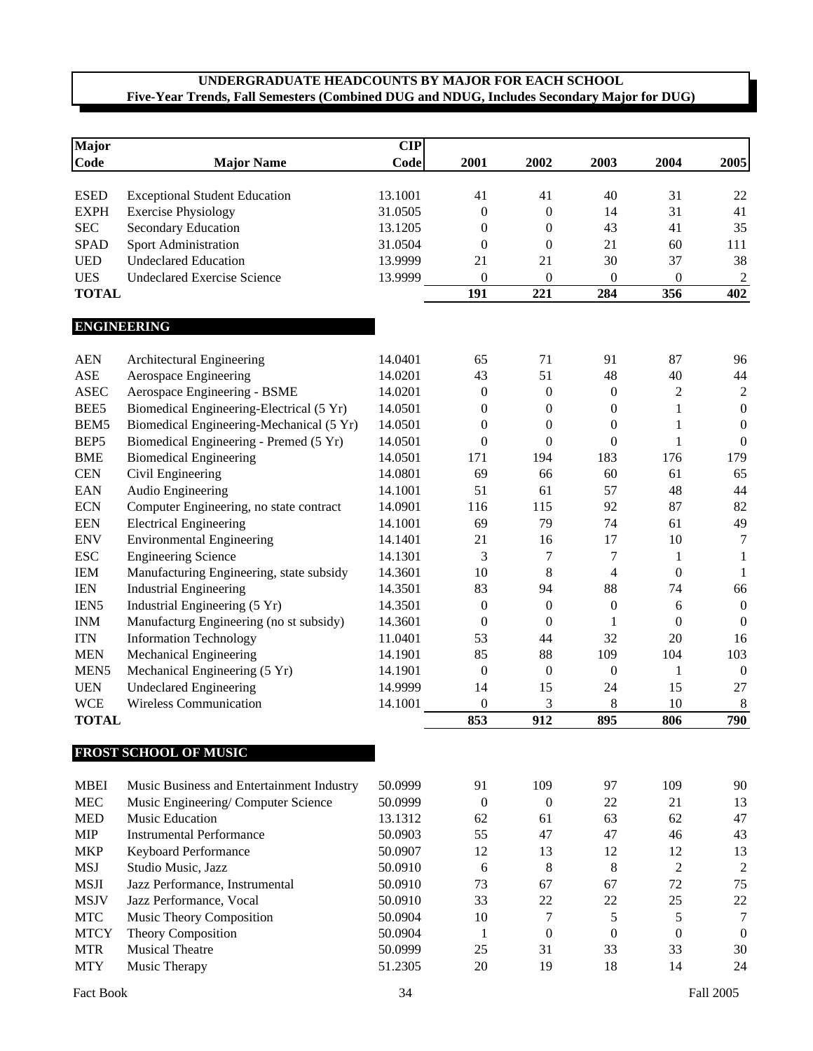## UNDERGRADUATE HEADCOUNTS BY MAJOR FOR EACH SCHOOL

**Five-Year Trends, Fall Semesters (Combined DUG and NDUG, Includes Secondary Major for DUG)**

| Major Code | Major Name | CIP Code | 2001 | 2002 | 2003 | 2004 | 2005 |
|---|---|---|---|---|---|---|---|
| ESED | Exceptional Student Education | 13.1001 | 41 | 41 | 40 | 31 | 22 |
| EXPH | Exercise Physiology | 31.0505 | 0 | 0 | 14 | 31 | 41 |
| SEC | Secondary Education | 13.1205 | 0 | 0 | 43 | 41 | 35 |
| SPAD | Sport Administration | 31.0504 | 0 | 0 | 21 | 60 | 111 |
| UED | Undeclared Education | 13.9999 | 21 | 21 | 30 | 37 | 38 |
| UES | Undeclared Exercise Science | 13.9999 | 0 | 0 | 0 | 0 | 2 |
| **TOTAL** | | | **191** | **221** | **284** | **356** | **402** |
| **ENGINEERING** | | | | | | | |
| AEN | Architectural Engineering | 14.0401 | 65 | 71 | 91 | 87 | 96 |
| ASE | Aerospace Engineering | 14.0201 | 43 | 51 | 48 | 40 | 44 |
| ASEC | Aerospace Engineering - BSME | 14.0201 | 0 | 0 | 0 | 2 | 2 |
| BEE5 | Biomedical Engineering-Electrical (5 Yr) | 14.0501 | 0 | 0 | 0 | 1 | 0 |
| BEM5 | Biomedical Engineering-Mechanical (5 Yr) | 14.0501 | 0 | 0 | 0 | 1 | 0 |
| BEP5 | Biomedical Engineering - Premed (5 Yr) | 14.0501 | 0 | 0 | 0 | 1 | 0 |
| BME | Biomedical Engineering | 14.0501 | 171 | 194 | 183 | 176 | 179 |
| CEN | Civil Engineering | 14.0801 | 69 | 66 | 60 | 61 | 65 |
| EAN | Audio Engineering | 14.1001 | 51 | 61 | 57 | 48 | 44 |
| ECN | Computer Engineering, no state contract | 14.0901 | 116 | 115 | 92 | 87 | 82 |
| EEN | Electrical Engineering | 14.1001 | 69 | 79 | 74 | 61 | 49 |
| ENV | Environmental Engineering | 14.1401 | 21 | 16 | 17 | 10 | 7 |
| ESC | Engineering Science | 14.1301 | 3 | 7 | 7 | 1 | 1 |
| IEM | Manufacturing Engineering, state subsidy | 14.3601 | 10 | 8 | 4 | 0 | 1 |
| IEN | Industrial Engineering | 14.3501 | 83 | 94 | 88 | 74 | 66 |
| IEN5 | Industrial Engineering (5 Yr) | 14.3501 | 0 | 0 | 0 | 6 | 0 |
| INM | Manufacturg Engineering (no st subsidy) | 14.3601 | 0 | 0 | 1 | 0 | 0 |
| ITN | Information Technology | 11.0401 | 53 | 44 | 32 | 20 | 16 |
| MEN | Mechanical Engineering | 14.1901 | 85 | 88 | 109 | 104 | 103 |
| MEN5 | Mechanical Engineering (5 Yr) | 14.1901 | 0 | 0 | 0 | 1 | 0 |
| UEN | Undeclared Engineering | 14.9999 | 14 | 15 | 24 | 15 | 27 |
| WCE | Wireless Communication | 14.1001 | 0 | 3 | 8 | 10 | 8 |
| **TOTAL** | | | **853** | **912** | **895** | **806** | **790** |
| **FROST SCHOOL OF MUSIC** | | | | | | | |
| MBEI | Music Business and Entertainment Industry | 50.0999 | 91 | 109 | 97 | 109 | 90 |
| MEC | Music Engineering/ Computer Science | 50.0999 | 0 | 0 | 22 | 21 | 13 |
| MED | Music Education | 13.1312 | 62 | 61 | 63 | 62 | 47 |
| MIP | Instrumental Performance | 50.0903 | 55 | 47 | 47 | 46 | 43 |
| MKP | Keyboard Performance | 50.0907 | 12 | 13 | 12 | 12 | 13 |
| MSJ | Studio Music, Jazz | 50.0910 | 6 | 8 | 8 | 2 | 2 |
| MSJI | Jazz Performance, Instrumental | 50.0910 | 73 | 67 | 67 | 72 | 75 |
| MSJV | Jazz Performance, Vocal | 50.0910 | 33 | 22 | 22 | 25 | 22 |
| MTC | Music Theory Composition | 50.0904 | 10 | 7 | 5 | 5 | 7 |
| MTCY | Theory Composition | 50.0904 | 1 | 0 | 0 | 0 | 0 |
| MTR | Musical Theatre | 50.0999 | 25 | 31 | 33 | 33 | 30 |
| MTY | Music Therapy | 51.2305 | 20 | 19 | 18 | 14 | 24 |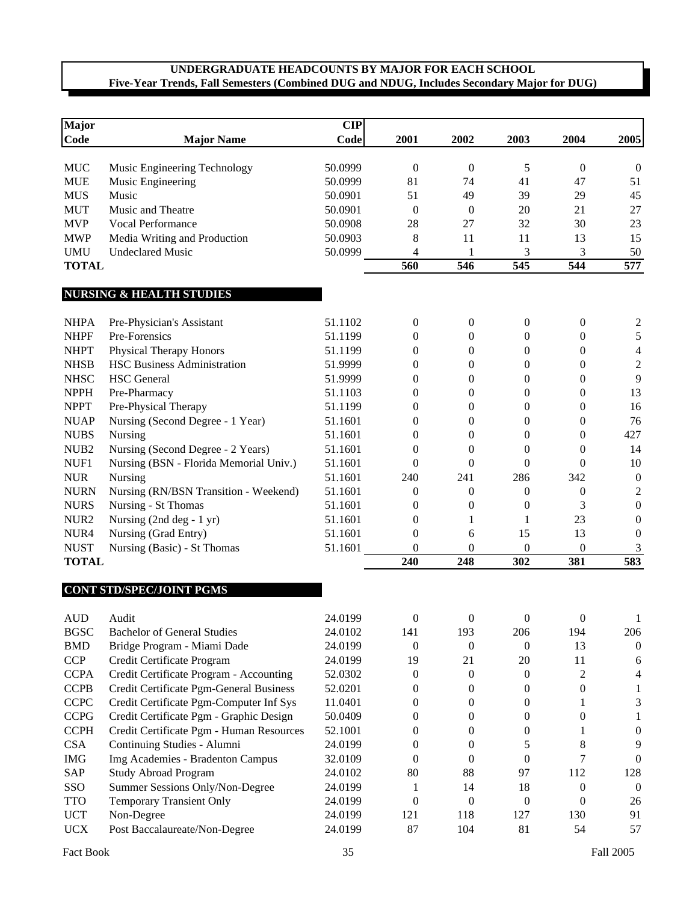**UNDERGRADUATE HEADCOUNTS BY MAJOR FOR EACH SCHOOL**
**Five-Year Trends, Fall Semesters (Combined DUG and NDUG, Includes Secondary Major for DUG)**

| Major Code | Major Name | CIP Code | 2001 | 2002 | 2003 | 2004 | 2005 |
|---|---|---|---|---|---|---|---|
| MUC | Music Engineering Technology | 50.0999 | 0 | 0 | 5 | 0 | 0 |
| MUE | Music Engineering | 50.0999 | 81 | 74 | 41 | 47 | 51 |
| MUS | Music | 50.0901 | 51 | 49 | 39 | 29 | 45 |
| MUT | Music and Theatre | 50.0901 | 0 | 0 | 20 | 21 | 27 |
| MVP | Vocal Performance | 50.0908 | 28 | 27 | 32 | 30 | 23 |
| MWP | Media Writing and Production | 50.0903 | 8 | 11 | 11 | 13 | 15 |
| UMU | Undeclared Music | 50.0999 | 4 | 1 | 3 | 3 | 50 |
| **TOTAL** | | | **560** | **546** | **545** | **544** | **577** |
| | **NURSING & HEALTH STUDIES** | | | | | | |
| NHPA | Pre-Physician's Assistant | 51.1102 | 0 | 0 | 0 | 0 | 2 |
| NHPF | Pre-Forensics | 51.1199 | 0 | 0 | 0 | 0 | 5 |
| NHPT | Physical Therapy Honors | 51.1199 | 0 | 0 | 0 | 0 | 4 |
| NHSB | HSC Business Administration | 51.9999 | 0 | 0 | 0 | 0 | 2 |
| NHSC | HSC General | 51.9999 | 0 | 0 | 0 | 0 | 9 |
| NPPH | Pre-Pharmacy | 51.1103 | 0 | 0 | 0 | 0 | 13 |
| NPPT | Pre-Physical Therapy | 51.1199 | 0 | 0 | 0 | 0 | 16 |
| NUAP | Nursing (Second Degree - 1 Year) | 51.1601 | 0 | 0 | 0 | 0 | 76 |
| NUBS | Nursing | 51.1601 | 0 | 0 | 0 | 0 | 427 |
| NUB2 | Nursing (Second Degree - 2 Years) | 51.1601 | 0 | 0 | 0 | 0 | 14 |
| NUF1 | Nursing (BSN - Florida Memorial Univ.) | 51.1601 | 0 | 0 | 0 | 0 | 10 |
| NUR | Nursing | 51.1601 | 240 | 241 | 286 | 342 | 0 |
| NURN | Nursing (RN/BSN Transition - Weekend) | 51.1601 | 0 | 0 | 0 | 0 | 2 |
| NURS | Nursing - St Thomas | 51.1601 | 0 | 0 | 0 | 3 | 0 |
| NUR2 | Nursing (2nd deg - 1 yr) | 51.1601 | 0 | 1 | 1 | 23 | 0 |
| NUR4 | Nursing (Grad Entry) | 51.1601 | 0 | 6 | 15 | 13 | 0 |
| NUST | Nursing (Basic) - St Thomas | 51.1601 | 0 | 0 | 0 | 0 | 3 |
| **TOTAL** | | | **240** | **248** | **302** | **381** | **583** |
| | **CONT STD/SPEC/JOINT PGMS** | | | | | | |
| AUD | Audit | 24.0199 | 0 | 0 | 0 | 0 | 1 |
| BGSC | Bachelor of General Studies | 24.0102 | 141 | 193 | 206 | 194 | 206 |
| BMD | Bridge Program - Miami Dade | 24.0199 | 0 | 0 | 0 | 13 | 0 |
| CCP | Credit Certificate Program | 24.0199 | 19 | 21 | 20 | 11 | 6 |
| CCPA | Credit Certificate Program - Accounting | 52.0302 | 0 | 0 | 0 | 2 | 4 |
| CCPB | Credit Certificate Pgm-General Business | 52.0201 | 0 | 0 | 0 | 0 | 1 |
| CCPC | Credit Certificate Pgm-Computer Inf Sys | 11.0401 | 0 | 0 | 0 | 1 | 3 |
| CCPG | Credit Certificate Pgm - Graphic Design | 50.0409 | 0 | 0 | 0 | 0 | 1 |
| CCPH | Credit Certificate Pgm - Human Resources | 52.1001 | 0 | 0 | 0 | 1 | 0 |
| CSA | Continuing Studies - Alumni | 24.0199 | 0 | 0 | 5 | 8 | 9 |
| IMG | Img Academies - Bradenton Campus | 32.0109 | 0 | 0 | 0 | 7 | 0 |
| SAP | Study Abroad Program | 24.0102 | 80 | 88 | 97 | 112 | 128 |
| SSO | Summer Sessions Only/Non-Degree | 24.0199 | 1 | 14 | 18 | 0 | 0 |
| TTO | Temporary Transient Only | 24.0199 | 0 | 0 | 0 | 0 | 26 |
| UCT | Non-Degree | 24.0199 | 121 | 118 | 127 | 130 | 91 |
| UCX | Post Baccalaureate/Non-Degree | 24.0199 | 87 | 104 | 81 | 54 | 57 |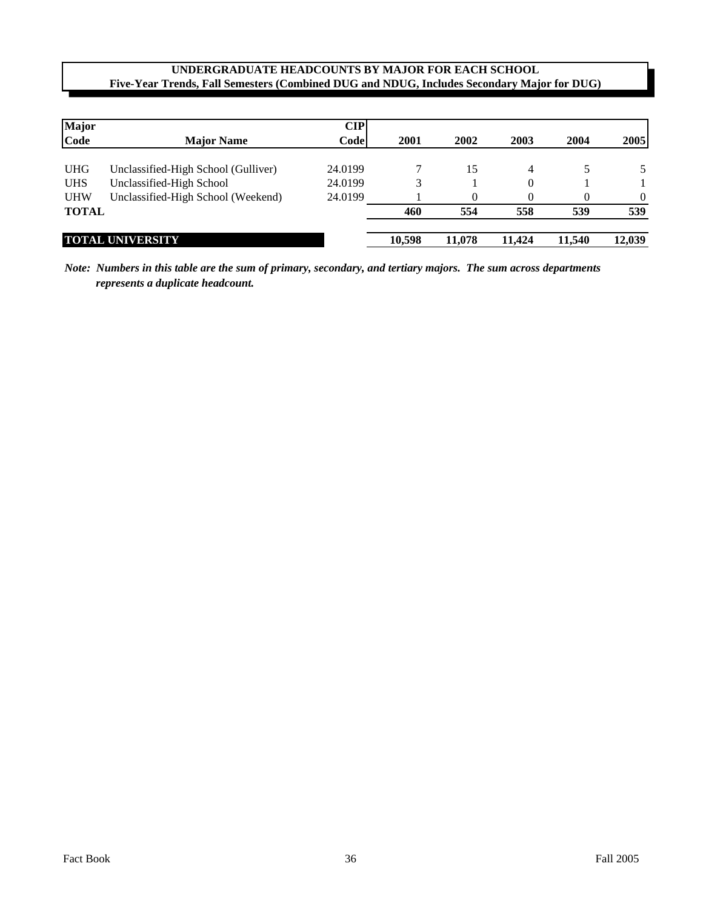**UNDERGRADUATE HEADCOUNTS BY MAJOR FOR EACH SCHOOL**
**Five-Year Trends, Fall Semesters (Combined DUG and NDUG, Includes Secondary Major for DUG)**

| Major Code | Major Name | CIP Code | 2001 | 2002 | 2003 | 2004 | 2005 |
|---|---|---|---|---|---|---|---|
| UHG | Unclassified-High School (Gulliver) | 24.0199 | 7 | 15 | 4 | 5 | 5 |
| UHS | Unclassified-High School | 24.0199 | 3 | 1 | 0 | 1 | 1 |
| UHW | Unclassified-High School (Weekend) | 24.0199 | 1 | 0 | 0 | 0 | 0 |
| **TOTAL** | | | **460** | **554** | **558** | **539** | **539** |
| **TOTAL UNIVERSITY** | | | **10,598** | **11,078** | **11,424** | **11,540** | **12,039** |

***Note: Numbers in this table are the sum of primary, secondary, and tertiary majors. The sum across departments represents a duplicate headcount.***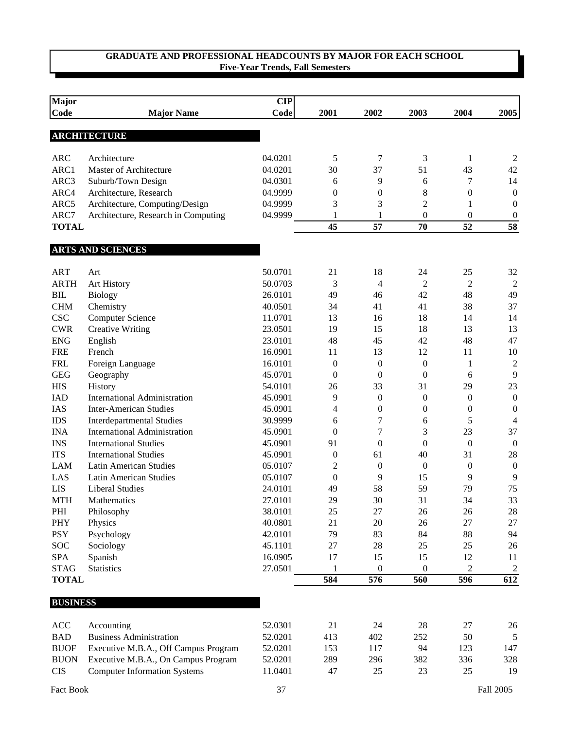## GRADUATE AND PROFESSIONAL HEADCOUNTS BY MAJOR FOR EACH SCHOOL
**Five-Year Trends, Fall Semesters**

| Major Code | Major Name | CIP Code | 2001 | 2002 | 2003 | 2004 | 2005 |
|---|---|---|---|---|---|---|---|
| **ARCHITECTURE** | | | | | | | |
| ARC | Architecture | 04.0201 | 5 | 7 | 3 | 1 | 2 |
| ARC1 | Master of Architecture | 04.0201 | 30 | 37 | 51 | 43 | 42 |
| ARC3 | Suburb/Town Design | 04.0301 | 6 | 9 | 6 | 7 | 14 |
| ARC4 | Architecture, Research | 04.9999 | 0 | 0 | 8 | 0 | 0 |
| ARC5 | Architecture, Computing/Design | 04.9999 | 3 | 3 | 2 | 1 | 0 |
| ARC7 | Architecture, Research in Computing | 04.9999 | 1 | 1 | 0 | 0 | 0 |
| **TOTAL** | | | **45** | **57** | **70** | **52** | **58** |
| **ARTS AND SCIENCES** | | | | | | | |
| ART | Art | 50.0701 | 21 | 18 | 24 | 25 | 32 |
| ARTH | Art History | 50.0703 | 3 | 4 | 2 | 2 | 2 |
| BIL | Biology | 26.0101 | 49 | 46 | 42 | 48 | 49 |
| CHM | Chemistry | 40.0501 | 34 | 41 | 41 | 38 | 37 |
| CSC | Computer Science | 11.0701 | 13 | 16 | 18 | 14 | 14 |
| CWR | Creative Writing | 23.0501 | 19 | 15 | 18 | 13 | 13 |
| ENG | English | 23.0101 | 48 | 45 | 42 | 48 | 47 |
| FRE | French | 16.0901 | 11 | 13 | 12 | 11 | 10 |
| FRL | Foreign Language | 16.0101 | 0 | 0 | 0 | 1 | 2 |
| GEG | Geography | 45.0701 | 0 | 0 | 0 | 6 | 9 |
| HIS | History | 54.0101 | 26 | 33 | 31 | 29 | 23 |
| IAD | International Administration | 45.0901 | 9 | 0 | 0 | 0 | 0 |
| IAS | Inter-American Studies | 45.0901 | 4 | 0 | 0 | 0 | 0 |
| IDS | Interdepartmental Studies | 30.9999 | 6 | 7 | 6 | 5 | 4 |
| INA | International Administration | 45.0901 | 0 | 7 | 3 | 23 | 37 |
| INS | International Studies | 45.0901 | 91 | 0 | 0 | 0 | 0 |
| ITS | International Studies | 45.0901 | 0 | 61 | 40 | 31 | 28 |
| LAM | Latin American Studies | 05.0107 | 2 | 0 | 0 | 0 | 0 |
| LAS | Latin American Studies | 05.0107 | 0 | 9 | 15 | 9 | 9 |
| LIS | Liberal Studies | 24.0101 | 49 | 58 | 59 | 79 | 75 |
| MTH | Mathematics | 27.0101 | 29 | 30 | 31 | 34 | 33 |
| PHI | Philosophy | 38.0101 | 25 | 27 | 26 | 26 | 28 |
| PHY | Physics | 40.0801 | 21 | 20 | 26 | 27 | 27 |
| PSY | Psychology | 42.0101 | 79 | 83 | 84 | 88 | 94 |
| SOC | Sociology | 45.1101 | 27 | 28 | 25 | 25 | 26 |
| SPA | Spanish | 16.0905 | 17 | 15 | 15 | 12 | 11 |
| STAG | Statistics | 27.0501 | 1 | 0 | 0 | 2 | 2 |
| **TOTAL** | | | **584** | **576** | **560** | **596** | **612** |
| **BUSINESS** | | | | | | | |
| ACC | Accounting | 52.0301 | 21 | 24 | 28 | 27 | 26 |
| BAD | Business Administration | 52.0201 | 413 | 402 | 252 | 50 | 5 |
| BUOF | Executive M.B.A., Off Campus Program | 52.0201 | 153 | 117 | 94 | 123 | 147 |
| BUON | Executive M.B.A., On Campus Program | 52.0201 | 289 | 296 | 382 | 336 | 328 |
| CIS | Computer Information Systems | 11.0401 | 47 | 25 | 23 | 25 | 19 |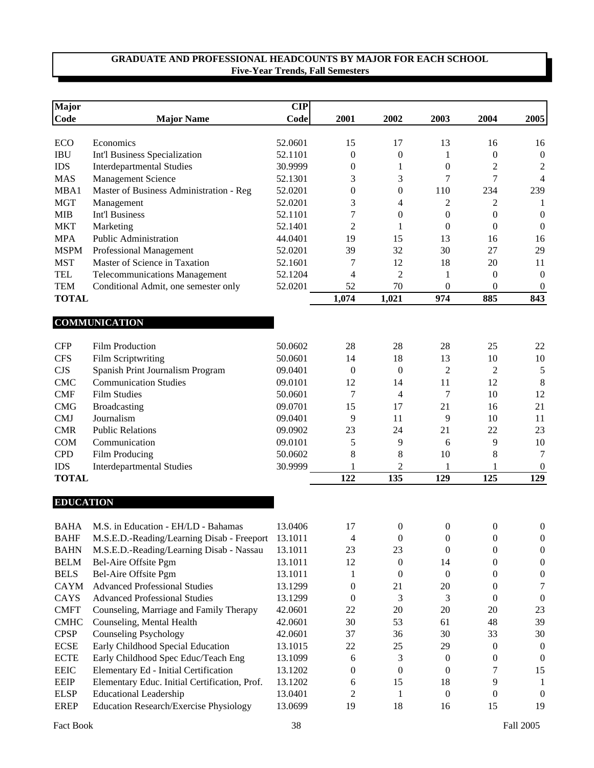## GRADUATE AND PROFESSIONAL HEADCOUNTS BY MAJOR FOR EACH SCHOOL
**Five-Year Trends, Fall Semesters**

| Major Code | Major Name | CIP Code | 2001 | 2002 | 2003 | 2004 | 2005 |
|---|---|---|---|---|---|---|---|
| ECO | Economics | 52.0601 | 15 | 17 | 13 | 16 | 16 |
| IBU | Int'l Business Specialization | 52.1101 | 0 | 0 | 1 | 0 | 0 |
| IDS | Interdepartmental Studies | 30.9999 | 0 | 1 | 0 | 2 | 2 |
| MAS | Management Science | 52.1301 | 3 | 3 | 7 | 7 | 4 |
| MBA1 | Master of Business Administration - Reg | 52.0201 | 0 | 0 | 110 | 234 | 239 |
| MGT | Management | 52.0201 | 3 | 4 | 2 | 2 | 1 |
| MIB | Int'l Business | 52.1101 | 7 | 0 | 0 | 0 | 0 |
| MKT | Marketing | 52.1401 | 2 | 1 | 0 | 0 | 0 |
| MPA | Public Administration | 44.0401 | 19 | 15 | 13 | 16 | 16 |
| MSPM | Professional Management | 52.0201 | 39 | 32 | 30 | 27 | 29 |
| MST | Master of Science in Taxation | 52.1601 | 7 | 12 | 18 | 20 | 11 |
| TEL | Telecommunications Management | 52.1204 | 4 | 2 | 1 | 0 | 0 |
| TEM | Conditional Admit, one semester only | 52.0201 | 52 | 70 | 0 | 0 | 0 |
| **TOTAL** | | | **1,074** | **1,021** | **974** | **885** | **843** |

### COMMUNICATION

| Major Code | Major Name | CIP Code | 2001 | 2002 | 2003 | 2004 | 2005 |
|---|---|---|---|---|---|---|---|
| CFP | Film Production | 50.0602 | 28 | 28 | 28 | 25 | 22 |
| CFS | Film Scriptwriting | 50.0601 | 14 | 18 | 13 | 10 | 10 |
| CJS | Spanish Print Journalism Program | 09.0401 | 0 | 0 | 2 | 2 | 5 |
| CMC | Communication Studies | 09.0101 | 12 | 14 | 11 | 12 | 8 |
| CMF | Film Studies | 50.0601 | 7 | 4 | 7 | 10 | 12 |
| CMG | Broadcasting | 09.0701 | 15 | 17 | 21 | 16 | 21 |
| CMJ | Journalism | 09.0401 | 9 | 11 | 9 | 10 | 11 |
| CMR | Public Relations | 09.0902 | 23 | 24 | 21 | 22 | 23 |
| COM | Communication | 09.0101 | 5 | 9 | 6 | 9 | 10 |
| CPD | Film Producing | 50.0602 | 8 | 8 | 10 | 8 | 7 |
| IDS | Interdepartmental Studies | 30.9999 | 1 | 2 | 1 | 1 | 0 |
| **TOTAL** | | | **122** | **135** | **129** | **125** | **129** |

### EDUCATION

| Major Code | Major Name | CIP Code | 2001 | 2002 | 2003 | 2004 | 2005 |
|---|---|---|---|---|---|---|---|
| BAHA | M.S. in Education - EH/LD - Bahamas | 13.0406 | 17 | 0 | 0 | 0 | 0 |
| BAHF | M.S.E.D.-Reading/Learning Disab - Freeport | 13.1011 | 4 | 0 | 0 | 0 | 0 |
| BAHN | M.S.E.D.-Reading/Learning Disab - Nassau | 13.1011 | 23 | 23 | 0 | 0 | 0 |
| BELM | Bel-Aire Offsite Pgm | 13.1011 | 12 | 0 | 14 | 0 | 0 |
| BELS | Bel-Aire Offsite Pgm | 13.1011 | 1 | 0 | 0 | 0 | 0 |
| CAYM | Advanced Professional Studies | 13.1299 | 0 | 21 | 20 | 0 | 7 |
| CAYS | Advanced Professional Studies | 13.1299 | 0 | 3 | 3 | 0 | 0 |
| CMFT | Counseling, Marriage and Family Therapy | 42.0601 | 22 | 20 | 20 | 20 | 23 |
| CMHC | Counseling, Mental Health | 42.0601 | 30 | 53 | 61 | 48 | 39 |
| CPSP | Counseling Psychology | 42.0601 | 37 | 36 | 30 | 33 | 30 |
| ECSE | Early Childhood Special Education | 13.1015 | 22 | 25 | 29 | 0 | 0 |
| ECTE | Early Childhood Spec Educ/Teach Eng | 13.1099 | 6 | 3 | 0 | 0 | 0 |
| EEIC | Elementary Ed - Initial Certification | 13.1202 | 0 | 0 | 0 | 7 | 15 |
| EEIP | Elementary Educ. Initial Certification, Prof. | 13.1202 | 6 | 15 | 18 | 9 | 1 |
| ELSP | Educational Leadership | 13.0401 | 2 | 1 | 0 | 0 | 0 |
| EREP | Education Research/Exercise Physiology | 13.0699 | 19 | 18 | 16 | 15 | 19 |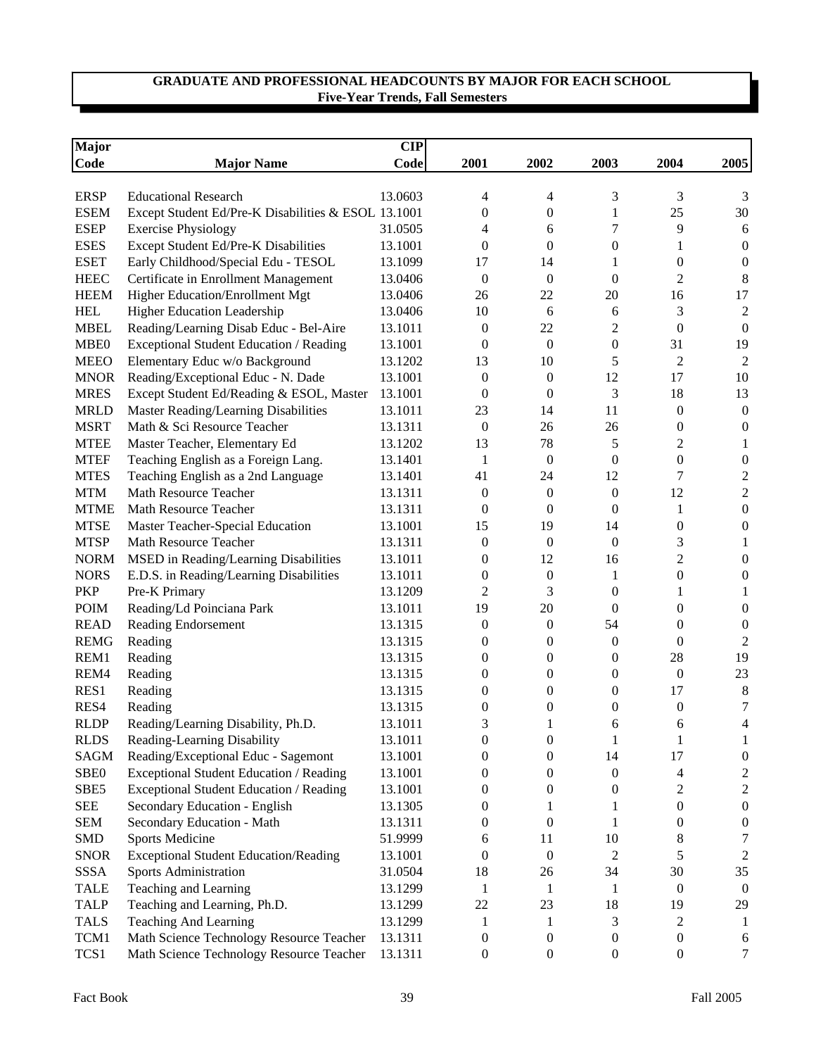**GRADUATE AND PROFESSIONAL HEADCOUNTS BY MAJOR FOR EACH SCHOOL**
**Five-Year Trends, Fall Semesters**

| Major Code | Major Name | CIP Code | 2001 | 2002 | 2003 | 2004 | 2005 |
|---|---|---|---|---|---|---|---|
| ERSP | Educational Research | 13.0603 | 4 | 4 | 3 | 3 | 3 |
| ESEM | Except Student Ed/Pre-K Disabilities & ESOL | 13.1001 | 0 | 0 | 1 | 25 | 30 |
| ESEP | Exercise Physiology | 31.0505 | 4 | 6 | 7 | 9 | 6 |
| ESES | Except Student Ed/Pre-K Disabilities | 13.1001 | 0 | 0 | 0 | 1 | 0 |
| ESET | Early Childhood/Special Edu - TESOL | 13.1099 | 17 | 14 | 1 | 0 | 0 |
| HEEC | Certificate in Enrollment Management | 13.0406 | 0 | 0 | 0 | 2 | 8 |
| HEEM | Higher Education/Enrollment Mgt | 13.0406 | 26 | 22 | 20 | 16 | 17 |
| HEL | Higher Education Leadership | 13.0406 | 10 | 6 | 6 | 3 | 2 |
| MBEL | Reading/Learning Disab Educ - Bel-Aire | 13.1011 | 0 | 22 | 2 | 0 | 0 |
| MBE0 | Exceptional Student Education / Reading | 13.1001 | 0 | 0 | 0 | 31 | 19 |
| MEEO | Elementary Educ w/o Background | 13.1202 | 13 | 10 | 5 | 2 | 2 |
| MNOR | Reading/Exceptional Educ - N. Dade | 13.1001 | 0 | 0 | 12 | 17 | 10 |
| MRES | Except Student Ed/Reading & ESOL, Master | 13.1001 | 0 | 0 | 3 | 18 | 13 |
| MRLD | Master Reading/Learning Disabilities | 13.1011 | 23 | 14 | 11 | 0 | 0 |
| MSRT | Math & Sci Resource Teacher | 13.1311 | 0 | 26 | 26 | 0 | 0 |
| MTEE | Master Teacher, Elementary Ed | 13.1202 | 13 | 78 | 5 | 2 | 1 |
| MTEF | Teaching English as a Foreign Lang. | 13.1401 | 1 | 0 | 0 | 0 | 0 |
| MTES | Teaching English as a 2nd Language | 13.1401 | 41 | 24 | 12 | 7 | 2 |
| MTM | Math Resource Teacher | 13.1311 | 0 | 0 | 0 | 12 | 2 |
| MTME | Math Resource Teacher | 13.1311 | 0 | 0 | 0 | 1 | 0 |
| MTSE | Master Teacher-Special Education | 13.1001 | 15 | 19 | 14 | 0 | 0 |
| MTSP | Math Resource Teacher | 13.1311 | 0 | 0 | 0 | 3 | 1 |
| NORM | MSED in Reading/Learning Disabilities | 13.1011 | 0 | 12 | 16 | 2 | 0 |
| NORS | E.D.S. in Reading/Learning Disabilities | 13.1011 | 0 | 0 | 1 | 0 | 0 |
| PKP | Pre-K Primary | 13.1209 | 2 | 3 | 0 | 1 | 1 |
| POIM | Reading/Ld Poinciana Park | 13.1011 | 19 | 20 | 0 | 0 | 0 |
| READ | Reading Endorsement | 13.1315 | 0 | 0 | 54 | 0 | 0 |
| REMG | Reading | 13.1315 | 0 | 0 | 0 | 0 | 2 |
| REM1 | Reading | 13.1315 | 0 | 0 | 0 | 28 | 19 |
| REM4 | Reading | 13.1315 | 0 | 0 | 0 | 0 | 23 |
| RES1 | Reading | 13.1315 | 0 | 0 | 0 | 17 | 8 |
| RES4 | Reading | 13.1315 | 0 | 0 | 0 | 0 | 7 |
| RLDP | Reading/Learning Disability, Ph.D. | 13.1011 | 3 | 1 | 6 | 6 | 4 |
| RLDS | Reading-Learning Disability | 13.1011 | 0 | 0 | 1 | 1 | 1 |
| SAGM | Reading/Exceptional Educ - Sagemont | 13.1001 | 0 | 0 | 14 | 17 | 0 |
| SBE0 | Exceptional Student Education / Reading | 13.1001 | 0 | 0 | 0 | 4 | 2 |
| SBE5 | Exceptional Student Education / Reading | 13.1001 | 0 | 0 | 0 | 2 | 2 |
| SEE | Secondary Education - English | 13.1305 | 0 | 1 | 1 | 0 | 0 |
| SEM | Secondary Education - Math | 13.1311 | 0 | 0 | 1 | 0 | 0 |
| SMD | Sports Medicine | 51.9999 | 6 | 11 | 10 | 8 | 7 |
| SNOR | Exceptional Student Education/Reading | 13.1001 | 0 | 0 | 2 | 5 | 2 |
| SSSA | Sports Administration | 31.0504 | 18 | 26 | 34 | 30 | 35 |
| TALE | Teaching and Learning | 13.1299 | 1 | 1 | 1 | 0 | 0 |
| TALP | Teaching and Learning, Ph.D. | 13.1299 | 22 | 23 | 18 | 19 | 29 |
| TALS | Teaching And Learning | 13.1299 | 1 | 1 | 3 | 2 | 1 |
| TCM1 | Math Science Technology Resource Teacher | 13.1311 | 0 | 0 | 0 | 0 | 6 |
| TCS1 | Math Science Technology Resource Teacher | 13.1311 | 0 | 0 | 0 | 0 | 7 |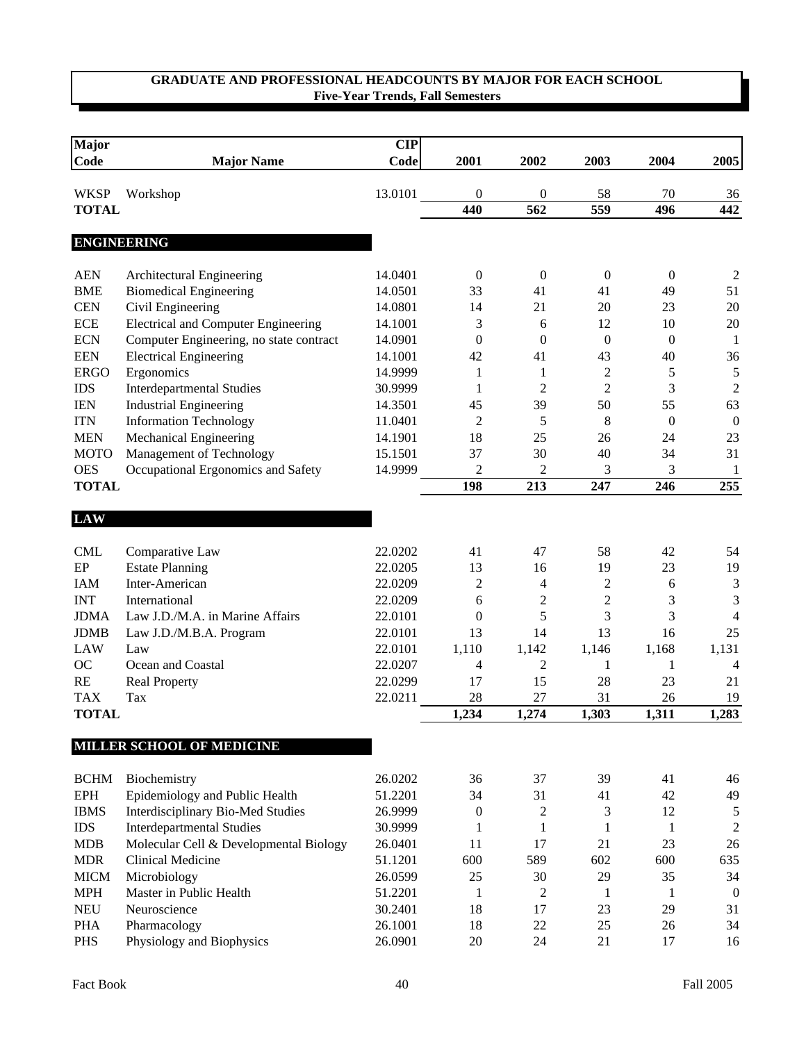## GRADUATE AND PROFESSIONAL HEADCOUNTS BY MAJOR FOR EACH SCHOOL
**Five-Year Trends, Fall Semesters**

| Major Code | Major Name | CIP Code | 2001 | 2002 | 2003 | 2004 | 2005 |
|---|---|---|---|---|---|---|---|
| WKSP | Workshop | 13.0101 | 0 | 0 | 58 | 70 | 36 |
| **TOTAL** | | | **440** | **562** | **559** | **496** | **442** |
| **ENGINEERING** | | | | | | | |
| AEN | Architectural Engineering | 14.0401 | 0 | 0 | 0 | 0 | 2 |
| BME | Biomedical Engineering | 14.0501 | 33 | 41 | 41 | 49 | 51 |
| CEN | Civil Engineering | 14.0801 | 14 | 21 | 20 | 23 | 20 |
| ECE | Electrical and Computer Engineering | 14.1001 | 3 | 6 | 12 | 10 | 20 |
| ECN | Computer Engineering, no state contract | 14.0901 | 0 | 0 | 0 | 0 | 1 |
| EEN | Electrical Engineering | 14.1001 | 42 | 41 | 43 | 40 | 36 |
| ERGO | Ergonomics | 14.9999 | 1 | 1 | 2 | 5 | 5 |
| IDS | Interdepartmental Studies | 30.9999 | 1 | 2 | 2 | 3 | 2 |
| IEN | Industrial Engineering | 14.3501 | 45 | 39 | 50 | 55 | 63 |
| ITN | Information Technology | 11.0401 | 2 | 5 | 8 | 0 | 0 |
| MEN | Mechanical Engineering | 14.1901 | 18 | 25 | 26 | 24 | 23 |
| MOTO | Management of Technology | 15.1501 | 37 | 30 | 40 | 34 | 31 |
| OES | Occupational Ergonomics and Safety | 14.9999 | 2 | 2 | 3 | 3 | 1 |
| **TOTAL** | | | **198** | **213** | **247** | **246** | **255** |
| **LAW** | | | | | | | |
| CML | Comparative Law | 22.0202 | 41 | 47 | 58 | 42 | 54 |
| EP | Estate Planning | 22.0205 | 13 | 16 | 19 | 23 | 19 |
| IAM | Inter-American | 22.0209 | 2 | 4 | 2 | 6 | 3 |
| INT | International | 22.0209 | 6 | 2 | 2 | 3 | 3 |
| JDMA | Law J.D./M.A. in Marine Affairs | 22.0101 | 0 | 5 | 3 | 3 | 4 |
| JDMB | Law J.D./M.B.A. Program | 22.0101 | 13 | 14 | 13 | 16 | 25 |
| LAW | Law | 22.0101 | 1,110 | 1,142 | 1,146 | 1,168 | 1,131 |
| OC | Ocean and Coastal | 22.0207 | 4 | 2 | 1 | 1 | 4 |
| RE | Real Property | 22.0299 | 17 | 15 | 28 | 23 | 21 |
| TAX | Tax | 22.0211 | 28 | 27 | 31 | 26 | 19 |
| **TOTAL** | | | **1,234** | **1,274** | **1,303** | **1,311** | **1,283** |
| **MILLER SCHOOL OF MEDICINE** | | | | | | | |
| BCHM | Biochemistry | 26.0202 | 36 | 37 | 39 | 41 | 46 |
| EPH | Epidemiology and Public Health | 51.2201 | 34 | 31 | 41 | 42 | 49 |
| IBMS | Interdisciplinary Bio-Med Studies | 26.9999 | 0 | 2 | 3 | 12 | 5 |
| IDS | Interdepartmental Studies | 30.9999 | 1 | 1 | 1 | 1 | 2 |
| MDB | Molecular Cell & Developmental Biology | 26.0401 | 11 | 17 | 21 | 23 | 26 |
| MDR | Clinical Medicine | 51.1201 | 600 | 589 | 602 | 600 | 635 |
| MICM | Microbiology | 26.0599 | 25 | 30 | 29 | 35 | 34 |
| MPH | Master in Public Health | 51.2201 | 1 | 2 | 1 | 1 | 0 |
| NEU | Neuroscience | 30.2401 | 18 | 17 | 23 | 29 | 31 |
| PHA | Pharmacology | 26.1001 | 18 | 22 | 25 | 26 | 34 |
| PHS | Physiology and Biophysics | 26.0901 | 20 | 24 | 21 | 17 | 16 |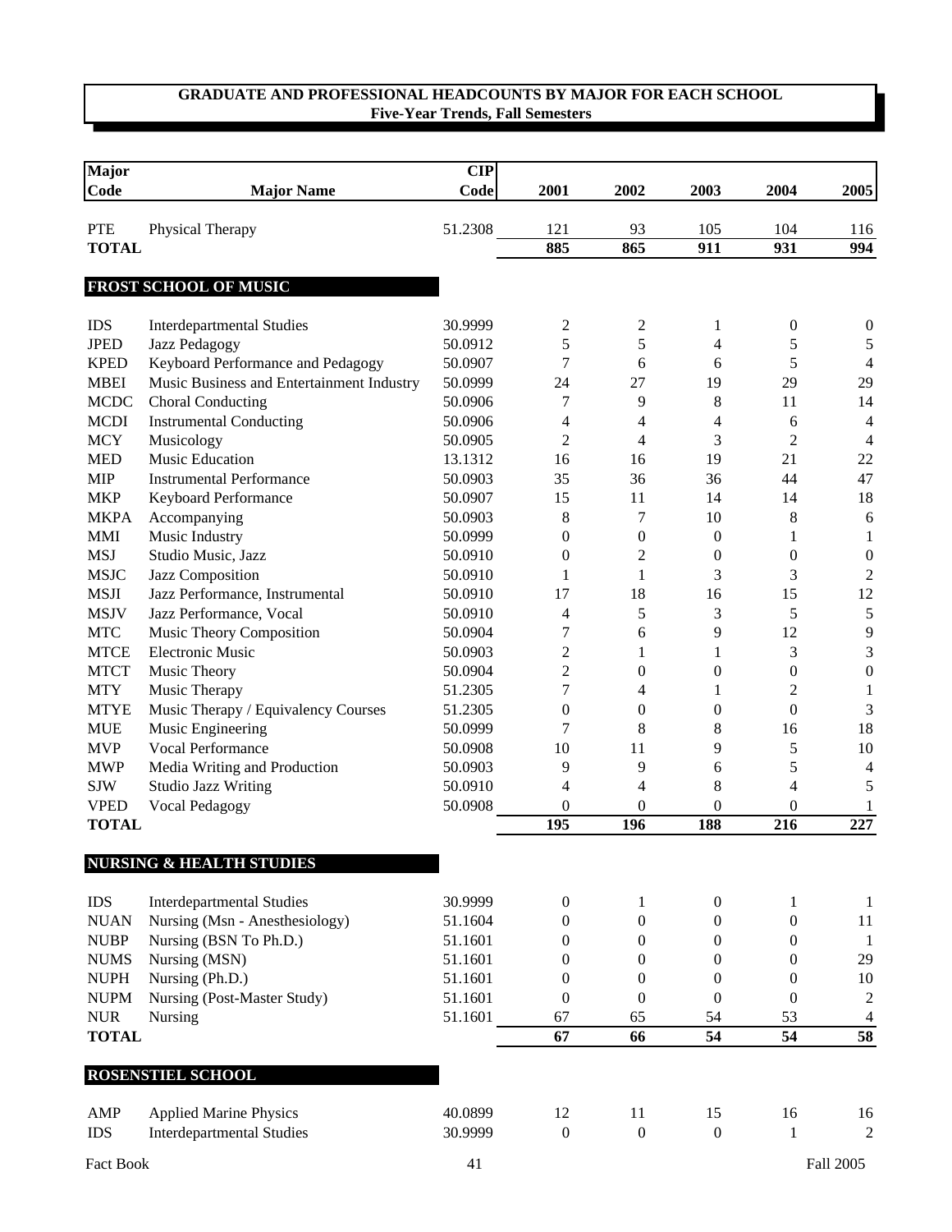## GRADUATE AND PROFESSIONAL HEADCOUNTS BY MAJOR FOR EACH SCHOOL
### Five-Year Trends, Fall Semesters

| Major Code | Major Name | CIP Code | 2001 | 2002 | 2003 | 2004 | 2005 |
|---|---|---|---|---|---|---|---|
| PTE | Physical Therapy | 51.2308 | 121 | 93 | 105 | 104 | 116 |
| **TOTAL** | | | **885** | **865** | **911** | **931** | **994** |
| | **FROST SCHOOL OF MUSIC** | | | | | | |
| IDS | Interdepartmental Studies | 30.9999 | 2 | 2 | 1 | 0 | 0 |
| JPED | Jazz Pedagogy | 50.0912 | 5 | 5 | 4 | 5 | 5 |
| KPED | Keyboard Performance and Pedagogy | 50.0907 | 7 | 6 | 6 | 5 | 4 |
| MBEI | Music Business and Entertainment Industry | 50.0999 | 24 | 27 | 19 | 29 | 29 |
| MCDC | Choral Conducting | 50.0906 | 7 | 9 | 8 | 11 | 14 |
| MCDI | Instrumental Conducting | 50.0906 | 4 | 4 | 4 | 6 | 4 |
| MCY | Musicology | 50.0905 | 2 | 4 | 3 | 2 | 4 |
| MED | Music Education | 13.1312 | 16 | 16 | 19 | 21 | 22 |
| MIP | Instrumental Performance | 50.0903 | 35 | 36 | 36 | 44 | 47 |
| MKP | Keyboard Performance | 50.0907 | 15 | 11 | 14 | 14 | 18 |
| MKPA | Accompanying | 50.0903 | 8 | 7 | 10 | 8 | 6 |
| MMI | Music Industry | 50.0999 | 0 | 0 | 0 | 1 | 1 |
| MSJ | Studio Music, Jazz | 50.0910 | 0 | 2 | 0 | 0 | 0 |
| MSJC | Jazz Composition | 50.0910 | 1 | 1 | 3 | 3 | 2 |
| MSJI | Jazz Performance, Instrumental | 50.0910 | 17 | 18 | 16 | 15 | 12 |
| MSJV | Jazz Performance, Vocal | 50.0910 | 4 | 5 | 3 | 5 | 5 |
| MTC | Music Theory Composition | 50.0904 | 7 | 6 | 9 | 12 | 9 |
| MTCE | Electronic Music | 50.0903 | 2 | 1 | 1 | 3 | 3 |
| MTCT | Music Theory | 50.0904 | 2 | 0 | 0 | 0 | 0 |
| MTY | Music Therapy | 51.2305 | 7 | 4 | 1 | 2 | 1 |
| MTYE | Music Therapy / Equivalency Courses | 51.2305 | 0 | 0 | 0 | 0 | 3 |
| MUE | Music Engineering | 50.0999 | 7 | 8 | 8 | 16 | 18 |
| MVP | Vocal Performance | 50.0908 | 10 | 11 | 9 | 5 | 10 |
| MWP | Media Writing and Production | 50.0903 | 9 | 9 | 6 | 5 | 4 |
| SJW | Studio Jazz Writing | 50.0910 | 4 | 4 | 8 | 4 | 5 |
| VPED | Vocal Pedagogy | 50.0908 | 0 | 0 | 0 | 0 | 1 |
| **TOTAL** | | | **195** | **196** | **188** | **216** | **227** |
| | **NURSING & HEALTH STUDIES** | | | | | | |
| IDS | Interdepartmental Studies | 30.9999 | 0 | 1 | 0 | 1 | 1 |
| NUAN | Nursing (Msn - Anesthesiology) | 51.1604 | 0 | 0 | 0 | 0 | 11 |
| NUBP | Nursing (BSN To Ph.D.) | 51.1601 | 0 | 0 | 0 | 0 | 1 |
| NUMS | Nursing (MSN) | 51.1601 | 0 | 0 | 0 | 0 | 29 |
| NUPH | Nursing (Ph.D.) | 51.1601 | 0 | 0 | 0 | 0 | 10 |
| NUPM | Nursing (Post-Master Study) | 51.1601 | 0 | 0 | 0 | 0 | 2 |
| NUR | Nursing | 51.1601 | 67 | 65 | 54 | 53 | 4 |
| **TOTAL** | | | **67** | **66** | **54** | **54** | **58** |
| | **ROSENSTIEL SCHOOL** | | | | | | |
| AMP | Applied Marine Physics | 40.0899 | 12 | 11 | 15 | 16 | 16 |
| IDS | Interdepartmental Studies | 30.9999 | 0 | 0 | 0 | 1 | 2 |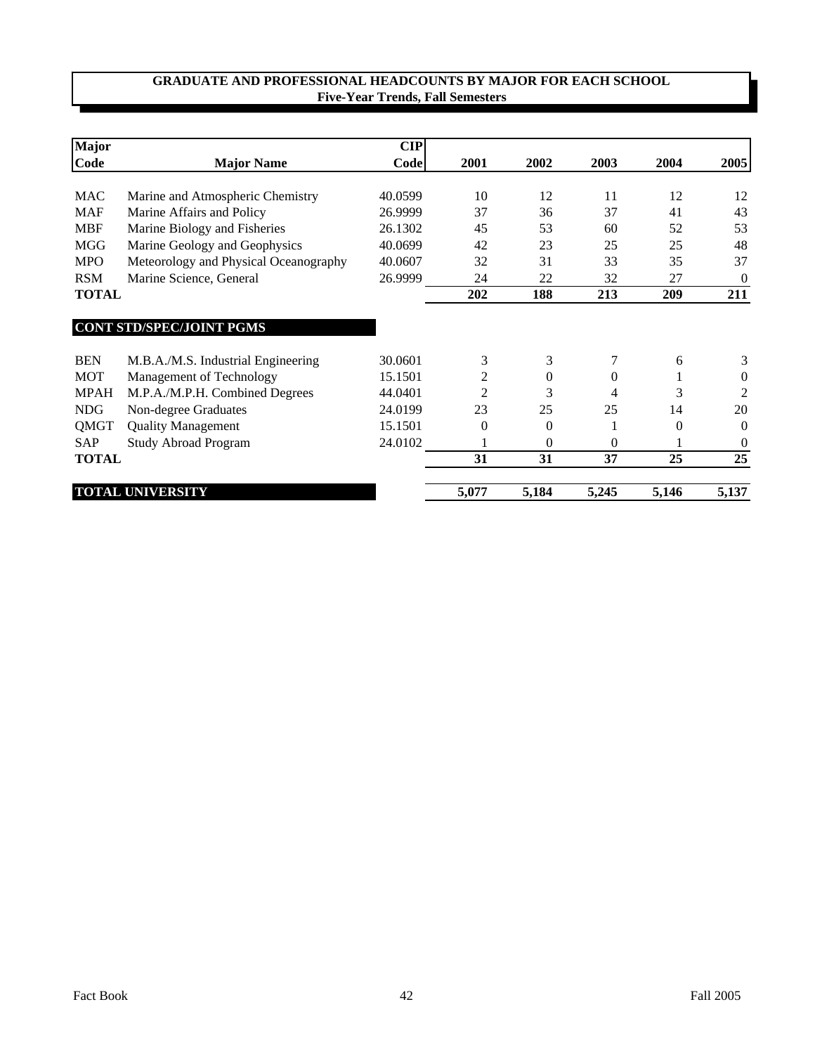## GRADUATE AND PROFESSIONAL HEADCOUNTS BY MAJOR FOR EACH SCHOOL
### Five-Year Trends, Fall Semesters

| Major Code | Major Name | CIP Code | 2001 | 2002 | 2003 | 2004 | 2005 |
|---|---|---|---|---|---|---|---|
| MAC | Marine and Atmospheric Chemistry | 40.0599 | 10 | 12 | 11 | 12 | 12 |
| MAF | Marine Affairs and Policy | 26.9999 | 37 | 36 | 37 | 41 | 43 |
| MBF | Marine Biology and Fisheries | 26.1302 | 45 | 53 | 60 | 52 | 53 |
| MGG | Marine Geology and Geophysics | 40.0699 | 42 | 23 | 25 | 25 | 48 |
| MPO | Meteorology and Physical Oceanography | 40.0607 | 32 | 31 | 33 | 35 | 37 |
| RSM | Marine Science, General | 26.9999 | 24 | 22 | 32 | 27 | 0 |
| **TOTAL** | | | **202** | **188** | **213** | **209** | **211** |
| | **CONT STD/SPEC/JOINT PGMS** | | | | | | |
| BEN | M.B.A./M.S. Industrial Engineering | 30.0601 | 3 | 3 | 7 | 6 | 3 |
| MOT | Management of Technology | 15.1501 | 2 | 0 | 0 | 1 | 0 |
| MPAH | M.P.A./M.P.H. Combined Degrees | 44.0401 | 2 | 3 | 4 | 3 | 2 |
| NDG | Non-degree Graduates | 24.0199 | 23 | 25 | 25 | 14 | 20 |
| QMGT | Quality Management | 15.1501 | 0 | 0 | 1 | 0 | 0 |
| SAP | Study Abroad Program | 24.0102 | 1 | 0 | 0 | 1 | 0 |
| **TOTAL** | | | **31** | **31** | **37** | **25** | **25** |
| **TOTAL UNIVERSITY** | | | **5,077** | **5,184** | **5,245** | **5,146** | **5,137** |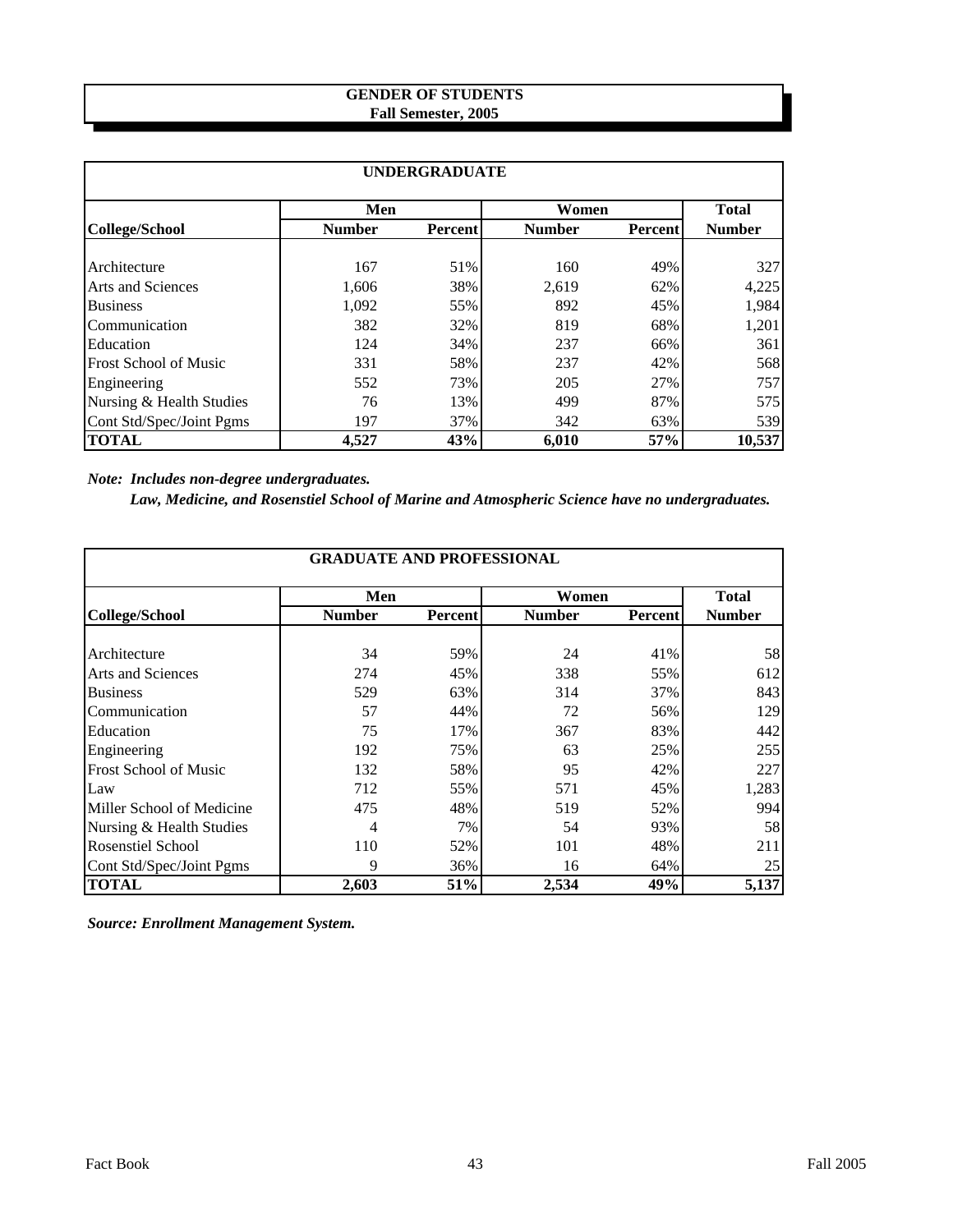# GENDER OF STUDENTS
## Fall Semester, 2005

| UNDERGRADUATE | | | | | |
|---|---|---|---|---|---|
| | Men | | Women | | Total |
| College/School | Number | Percent | Number | Percent | Number |
| Architecture | 167 | 51% | 160 | 49% | 327 |
| Arts and Sciences | 1,606 | 38% | 2,619 | 62% | 4,225 |
| Business | 1,092 | 55% | 892 | 45% | 1,984 |
| Communication | 382 | 32% | 819 | 68% | 1,201 |
| Education | 124 | 34% | 237 | 66% | 361 |
| Frost School of Music | 331 | 58% | 237 | 42% | 568 |
| Engineering | 552 | 73% | 205 | 27% | 757 |
| Nursing & Health Studies | 76 | 13% | 499 | 87% | 575 |
| Cont Std/Spec/Joint Pgms | 197 | 37% | 342 | 63% | 539 |
| **TOTAL** | **4,527** | **43%** | **6,010** | **57%** | **10,537** |

***Note: Includes non-degree undergraduates.***
***Law, Medicine, and Rosenstiel School of Marine and Atmospheric Science have no undergraduates.***

| GRADUATE AND PROFESSIONAL | | | | | |
|---|---|---|---|---|---|
| | Men | | Women | | Total |
| College/School | Number | Percent | Number | Percent | Number |
| Architecture | 34 | 59% | 24 | 41% | 58 |
| Arts and Sciences | 274 | 45% | 338 | 55% | 612 |
| Business | 529 | 63% | 314 | 37% | 843 |
| Communication | 57 | 44% | 72 | 56% | 129 |
| Education | 75 | 17% | 367 | 83% | 442 |
| Engineering | 192 | 75% | 63 | 25% | 255 |
| Frost School of Music | 132 | 58% | 95 | 42% | 227 |
| Law | 712 | 55% | 571 | 45% | 1,283 |
| Miller School of Medicine | 475 | 48% | 519 | 52% | 994 |
| Nursing & Health Studies | 4 | 7% | 54 | 93% | 58 |
| Rosenstiel School | 110 | 52% | 101 | 48% | 211 |
| Cont Std/Spec/Joint Pgms | 9 | 36% | 16 | 64% | 25 |
| **TOTAL** | **2,603** | **51%** | **2,534** | **49%** | **5,137** |

***Source: Enrollment Management System.***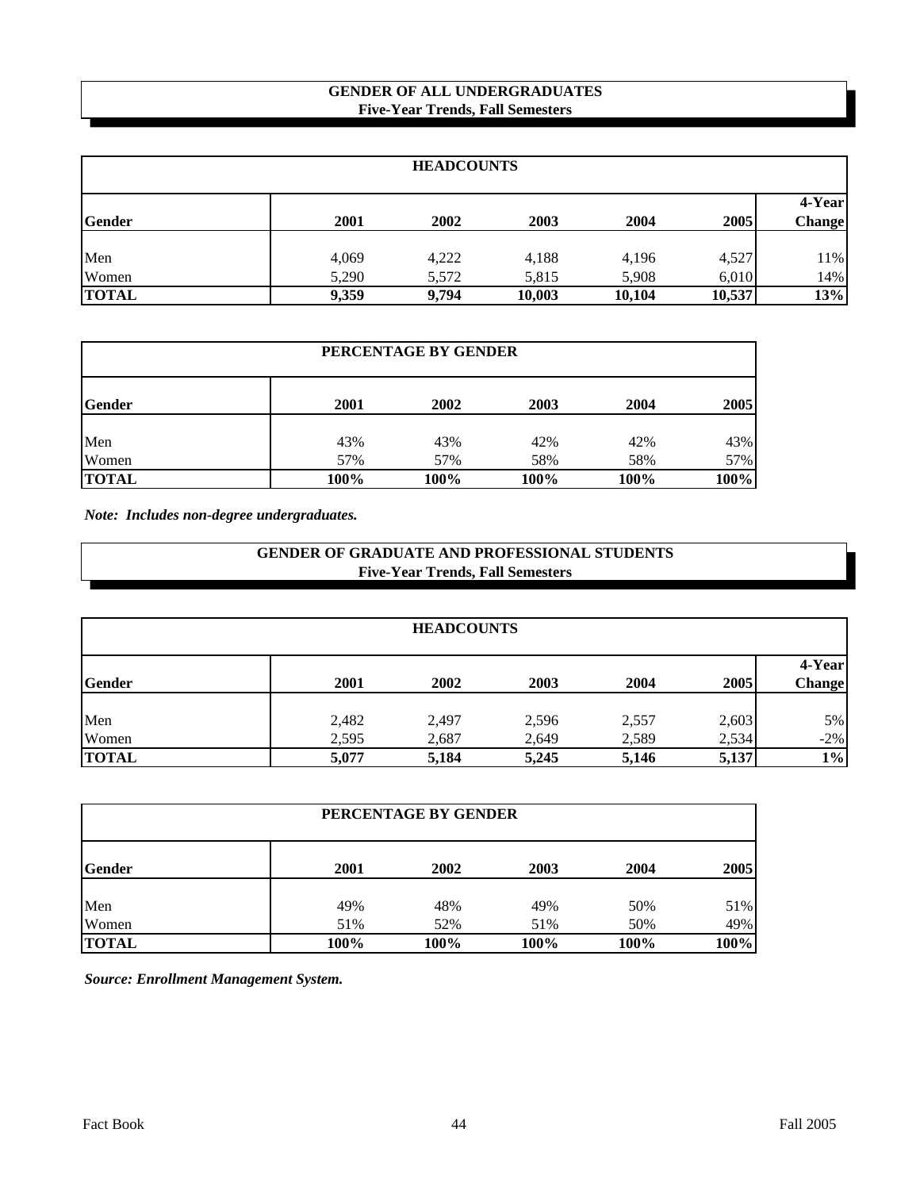## GENDER OF ALL UNDERGRADUATES
### Five-Year Trends, Fall Semesters

| HEADCOUNTS | | | | | | |
|---|---|---|---|---|---|---|
| **Gender** | **2001** | **2002** | **2003** | **2004** | **2005** | **4-Year Change** |
| Men | 4,069 | 4,222 | 4,188 | 4,196 | 4,527 | 11% |
| Women | 5,290 | 5,572 | 5,815 | 5,908 | 6,010 | 14% |
| **TOTAL** | **9,359** | **9,794** | **10,003** | **10,104** | **10,537** | **13%** |

| PERCENTAGE BY GENDER | | | | | |
|---|---|---|---|---|---|
| **Gender** | **2001** | **2002** | **2003** | **2004** | **2005** |
| Men | 43% | 43% | 42% | 42% | 43% |
| Women | 57% | 57% | 58% | 58% | 57% |
| **TOTAL** | **100%** | **100%** | **100%** | **100%** | **100%** |

***Note: Includes non-degree undergraduates.***

## GENDER OF GRADUATE AND PROFESSIONAL STUDENTS
### Five-Year Trends, Fall Semesters

| HEADCOUNTS | | | | | | |
|---|---|---|---|---|---|---|
| **Gender** | **2001** | **2002** | **2003** | **2004** | **2005** | **4-Year Change** |
| Men | 2,482 | 2,497 | 2,596 | 2,557 | 2,603 | 5% |
| Women | 2,595 | 2,687 | 2,649 | 2,589 | 2,534 | -2% |
| **TOTAL** | **5,077** | **5,184** | **5,245** | **5,146** | **5,137** | **1%** |

| PERCENTAGE BY GENDER | | | | | |
|---|---|---|---|---|---|
| **Gender** | **2001** | **2002** | **2003** | **2004** | **2005** |
| Men | 49% | 48% | 49% | 50% | 51% |
| Women | 51% | 52% | 51% | 50% | 49% |
| **TOTAL** | **100%** | **100%** | **100%** | **100%** | **100%** |

***Source: Enrollment Management System.***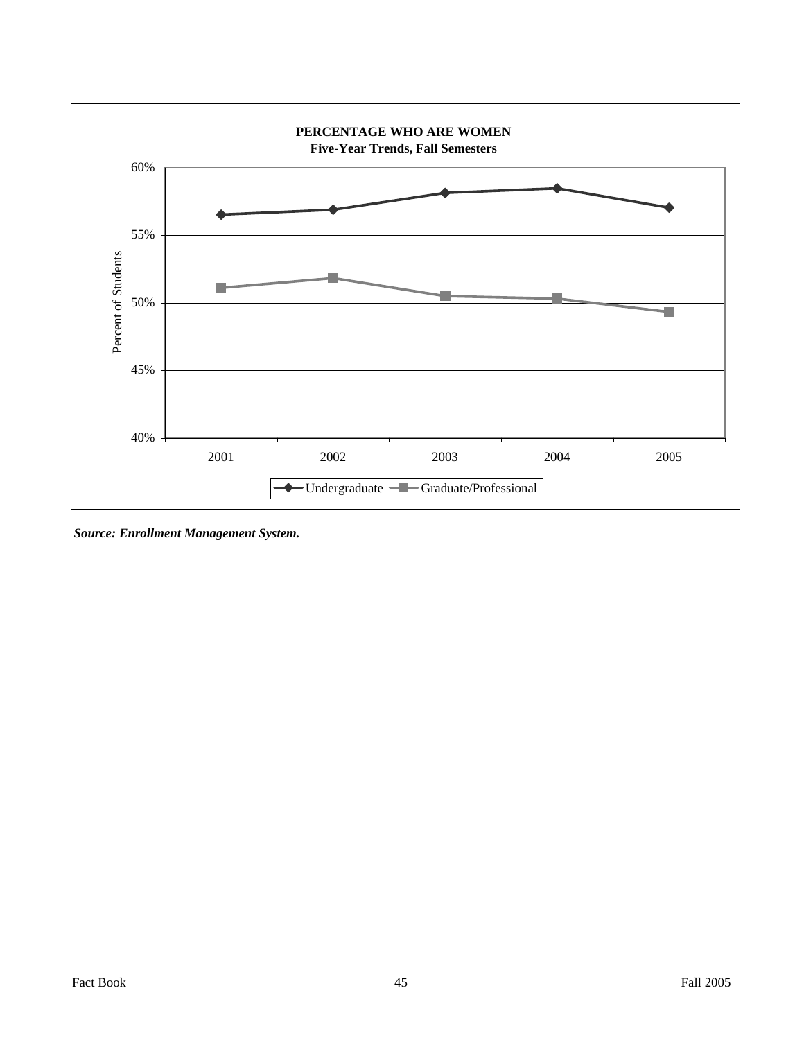**PERCENTAGE WHO ARE WOMEN**
**Five-Year Trends, Fall Semesters**

Percent of Students

60%
55%
50%
45%
40%

2001 2002 2003 2004 2005

Undergraduate — Graduate/Professional

***Source: Enrollment Management System.***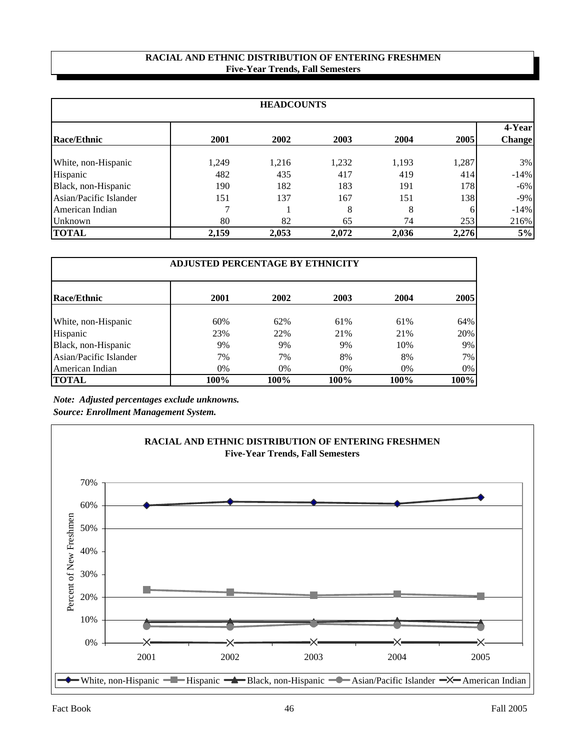# RACIAL AND ETHNIC DISTRIBUTION OF ENTERING FRESHMEN
## Five-Year Trends, Fall Semesters

| HEADCOUNTS | | | | | | |
|---|---|---|---|---|---|---|
| **Race/Ethnic** | **2001** | **2002** | **2003** | **2004** | **2005** | **4-Year Change** |
| White, non-Hispanic | 1,249 | 1,216 | 1,232 | 1,193 | 1,287 | 3% |
| Hispanic | 482 | 435 | 417 | 419 | 414 | -14% |
| Black, non-Hispanic | 190 | 182 | 183 | 191 | 178 | -6% |
| Asian/Pacific Islander | 151 | 137 | 167 | 151 | 138 | -9% |
| American Indian | 7 | 1 | 8 | 8 | 6 | -14% |
| Unknown | 80 | 82 | 65 | 74 | 253 | 216% |
| **TOTAL** | **2,159** | **2,053** | **2,072** | **2,036** | **2,276** | **5%** |

| ADJUSTED PERCENTAGE BY ETHNICITY | | | | | |
|---|---|---|---|---|---|
| **Race/Ethnic** | **2001** | **2002** | **2003** | **2004** | **2005** |
| White, non-Hispanic | 60% | 62% | 61% | 61% | 64% |
| Hispanic | 23% | 22% | 21% | 21% | 20% |
| Black, non-Hispanic | 9% | 9% | 9% | 10% | 9% |
| Asian/Pacific Islander | 7% | 7% | 8% | 8% | 7% |
| American Indian | 0% | 0% | 0% | 0% | 0% |
| **TOTAL** | **100%** | **100%** | **100%** | **100%** | **100%** |

***Note: Adjusted percentages exclude unknowns.***

***Source: Enrollment Management System.***

**RACIAL AND ETHNIC DISTRIBUTION OF ENTERING FRESHMEN**
**Five-Year Trends, Fall Semesters**

Percent of New Freshmen (0%–70%), 2001–2005

Legend: White, non-Hispanic; Hispanic; Black, non-Hispanic; Asian/Pacific Islander; American Indian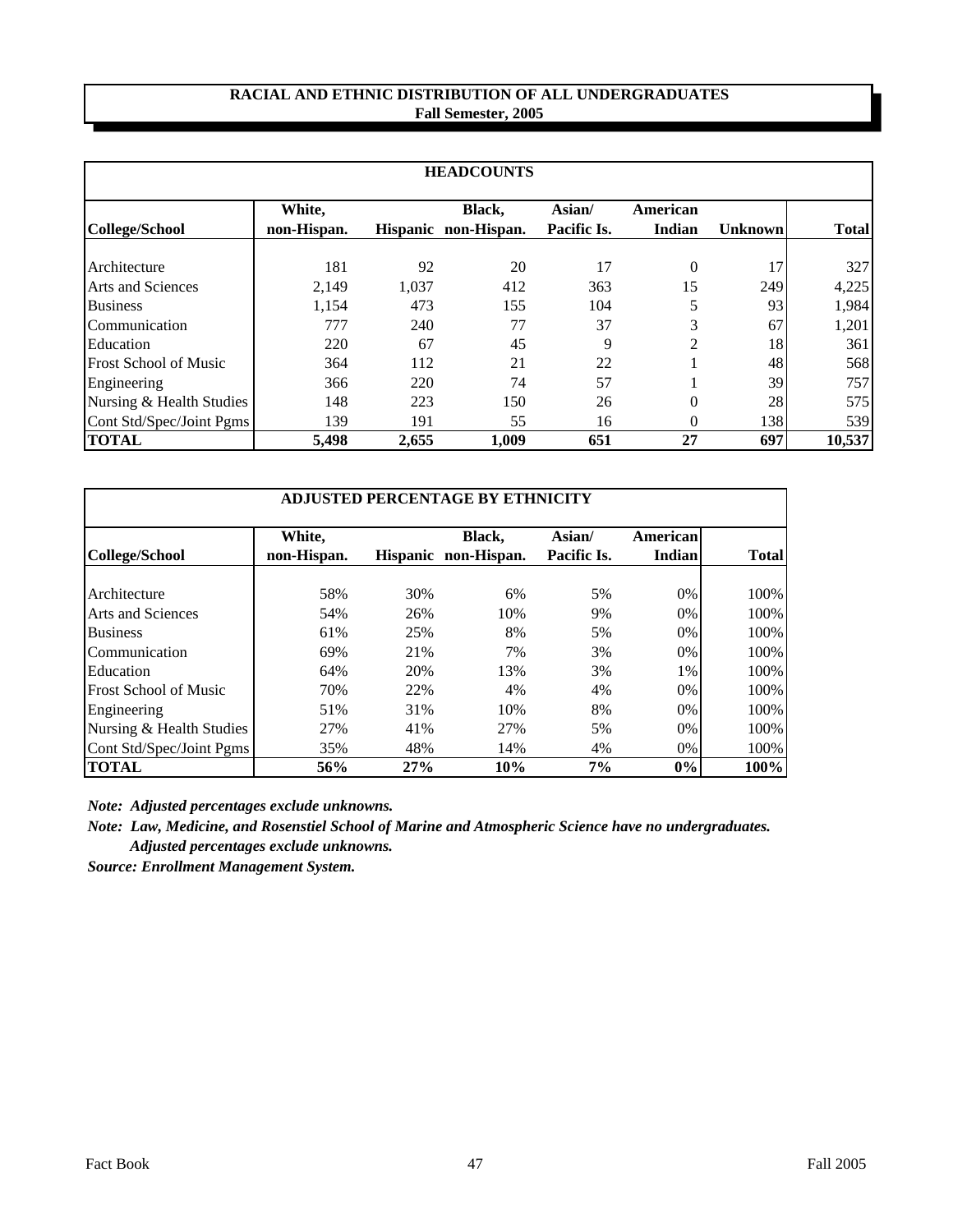# RACIAL AND ETHNIC DISTRIBUTION OF ALL UNDERGRADUATES
## Fall Semester, 2005

**HEADCOUNTS**

| College/School | White, non-Hispan. | Hispanic | Black, non-Hispan. | Asian/ Pacific Is. | American Indian | Unknown | Total |
|---|---|---|---|---|---|---|---|
| Architecture | 181 | 92 | 20 | 17 | 0 | 17 | 327 |
| Arts and Sciences | 2,149 | 1,037 | 412 | 363 | 15 | 249 | 4,225 |
| Business | 1,154 | 473 | 155 | 104 | 5 | 93 | 1,984 |
| Communication | 777 | 240 | 77 | 37 | 3 | 67 | 1,201 |
| Education | 220 | 67 | 45 | 9 | 2 | 18 | 361 |
| Frost School of Music | 364 | 112 | 21 | 22 | 1 | 48 | 568 |
| Engineering | 366 | 220 | 74 | 57 | 1 | 39 | 757 |
| Nursing & Health Studies | 148 | 223 | 150 | 26 | 0 | 28 | 575 |
| Cont Std/Spec/Joint Pgms | 139 | 191 | 55 | 16 | 0 | 138 | 539 |
| **TOTAL** | **5,498** | **2,655** | **1,009** | **651** | **27** | **697** | **10,537** |

**ADJUSTED PERCENTAGE BY ETHNICITY**

| College/School | White, non-Hispan. | Hispanic | Black, non-Hispan. | Asian/ Pacific Is. | American Indian | Total |
|---|---|---|---|---|---|---|
| Architecture | 58% | 30% | 6% | 5% | 0% | 100% |
| Arts and Sciences | 54% | 26% | 10% | 9% | 0% | 100% |
| Business | 61% | 25% | 8% | 5% | 0% | 100% |
| Communication | 69% | 21% | 7% | 3% | 0% | 100% |
| Education | 64% | 20% | 13% | 3% | 1% | 100% |
| Frost School of Music | 70% | 22% | 4% | 4% | 0% | 100% |
| Engineering | 51% | 31% | 10% | 8% | 0% | 100% |
| Nursing & Health Studies | 27% | 41% | 27% | 5% | 0% | 100% |
| Cont Std/Spec/Joint Pgms | 35% | 48% | 14% | 4% | 0% | 100% |
| **TOTAL** | **56%** | **27%** | **10%** | **7%** | **0%** | **100%** |

***Note: Adjusted percentages exclude unknowns.***

***Note: Law, Medicine, and Rosenstiel School of Marine and Atmospheric Science have no undergraduates. Adjusted percentages exclude unknowns.***

***Source: Enrollment Management System.***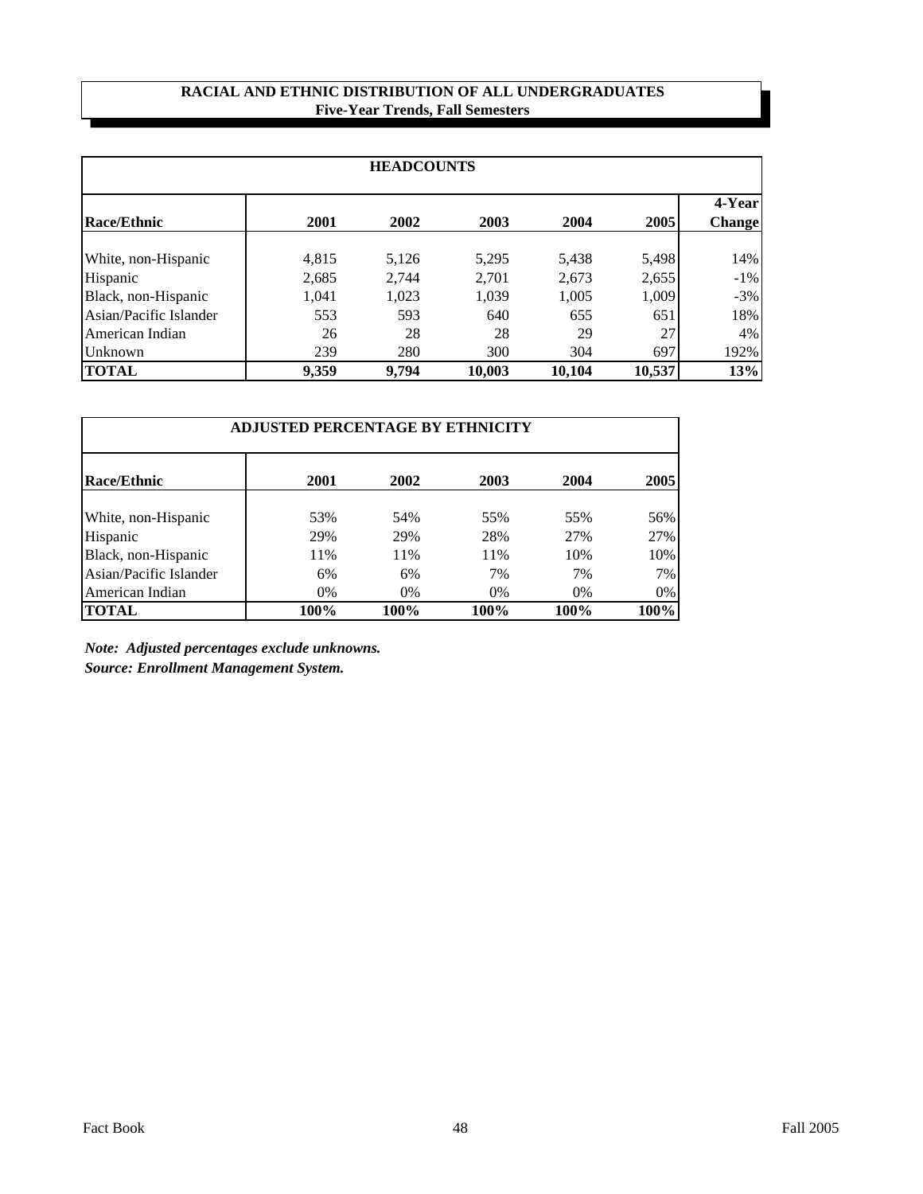## RACIAL AND ETHNIC DISTRIBUTION OF ALL UNDERGRADUATES
### Five-Year Trends, Fall Semesters

| HEADCOUNTS | | | | | | |
|---|---|---|---|---|---|---|
| **Race/Ethnic** | **2001** | **2002** | **2003** | **2004** | **2005** | **4-Year Change** |
| White, non-Hispanic | 4,815 | 5,126 | 5,295 | 5,438 | 5,498 | 14% |
| Hispanic | 2,685 | 2,744 | 2,701 | 2,673 | 2,655 | -1% |
| Black, non-Hispanic | 1,041 | 1,023 | 1,039 | 1,005 | 1,009 | -3% |
| Asian/Pacific Islander | 553 | 593 | 640 | 655 | 651 | 18% |
| American Indian | 26 | 28 | 28 | 29 | 27 | 4% |
| Unknown | 239 | 280 | 300 | 304 | 697 | 192% |
| **TOTAL** | **9,359** | **9,794** | **10,003** | **10,104** | **10,537** | **13%** |

| ADJUSTED PERCENTAGE BY ETHNICITY | | | | | |
|---|---|---|---|---|---|
| **Race/Ethnic** | **2001** | **2002** | **2003** | **2004** | **2005** |
| White, non-Hispanic | 53% | 54% | 55% | 55% | 56% |
| Hispanic | 29% | 29% | 28% | 27% | 27% |
| Black, non-Hispanic | 11% | 11% | 11% | 10% | 10% |
| Asian/Pacific Islander | 6% | 6% | 7% | 7% | 7% |
| American Indian | 0% | 0% | 0% | 0% | 0% |
| **TOTAL** | **100%** | **100%** | **100%** | **100%** | **100%** |

***Note: Adjusted percentages exclude unknowns.***

***Source: Enrollment Management System.***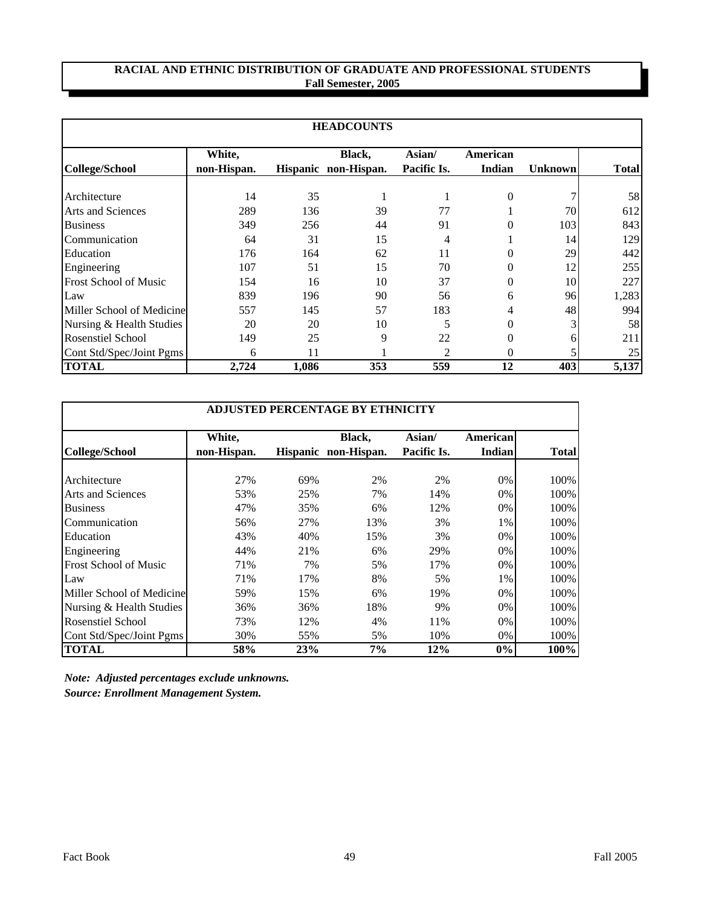# RACIAL AND ETHNIC DISTRIBUTION OF GRADUATE AND PROFESSIONAL STUDENTS
## Fall Semester, 2005

**HEADCOUNTS**

| College/School | White, non-Hispan. | Hispanic | Black, non-Hispan. | Asian/ Pacific Is. | American Indian | Unknown | Total |
|---|---|---|---|---|---|---|---|
| Architecture | 14 | 35 | 1 | 1 | 0 | 7 | 58 |
| Arts and Sciences | 289 | 136 | 39 | 77 | 1 | 70 | 612 |
| Business | 349 | 256 | 44 | 91 | 0 | 103 | 843 |
| Communication | 64 | 31 | 15 | 4 | 1 | 14 | 129 |
| Education | 176 | 164 | 62 | 11 | 0 | 29 | 442 |
| Engineering | 107 | 51 | 15 | 70 | 0 | 12 | 255 |
| Frost School of Music | 154 | 16 | 10 | 37 | 0 | 10 | 227 |
| Law | 839 | 196 | 90 | 56 | 6 | 96 | 1,283 |
| Miller School of Medicine | 557 | 145 | 57 | 183 | 4 | 48 | 994 |
| Nursing & Health Studies | 20 | 20 | 10 | 5 | 0 | 3 | 58 |
| Rosenstiel School | 149 | 25 | 9 | 22 | 0 | 6 | 211 |
| Cont Std/Spec/Joint Pgms | 6 | 11 | 1 | 2 | 0 | 5 | 25 |
| **TOTAL** | **2,724** | **1,086** | **353** | **559** | **12** | **403** | **5,137** |

**ADJUSTED PERCENTAGE BY ETHNICITY**

| College/School | White, non-Hispan. | Hispanic | Black, non-Hispan. | Asian/ Pacific Is. | American Indian | Total |
|---|---|---|---|---|---|---|
| Architecture | 27% | 69% | 2% | 2% | 0% | 100% |
| Arts and Sciences | 53% | 25% | 7% | 14% | 0% | 100% |
| Business | 47% | 35% | 6% | 12% | 0% | 100% |
| Communication | 56% | 27% | 13% | 3% | 1% | 100% |
| Education | 43% | 40% | 15% | 3% | 0% | 100% |
| Engineering | 44% | 21% | 6% | 29% | 0% | 100% |
| Frost School of Music | 71% | 7% | 5% | 17% | 0% | 100% |
| Law | 71% | 17% | 8% | 5% | 1% | 100% |
| Miller School of Medicine | 59% | 15% | 6% | 19% | 0% | 100% |
| Nursing & Health Studies | 36% | 36% | 18% | 9% | 0% | 100% |
| Rosenstiel School | 73% | 12% | 4% | 11% | 0% | 100% |
| Cont Std/Spec/Joint Pgms | 30% | 55% | 5% | 10% | 0% | 100% |
| **TOTAL** | **58%** | **23%** | **7%** | **12%** | **0%** | **100%** |

*Note: Adjusted percentages exclude unknowns.*

*Source: Enrollment Management System.*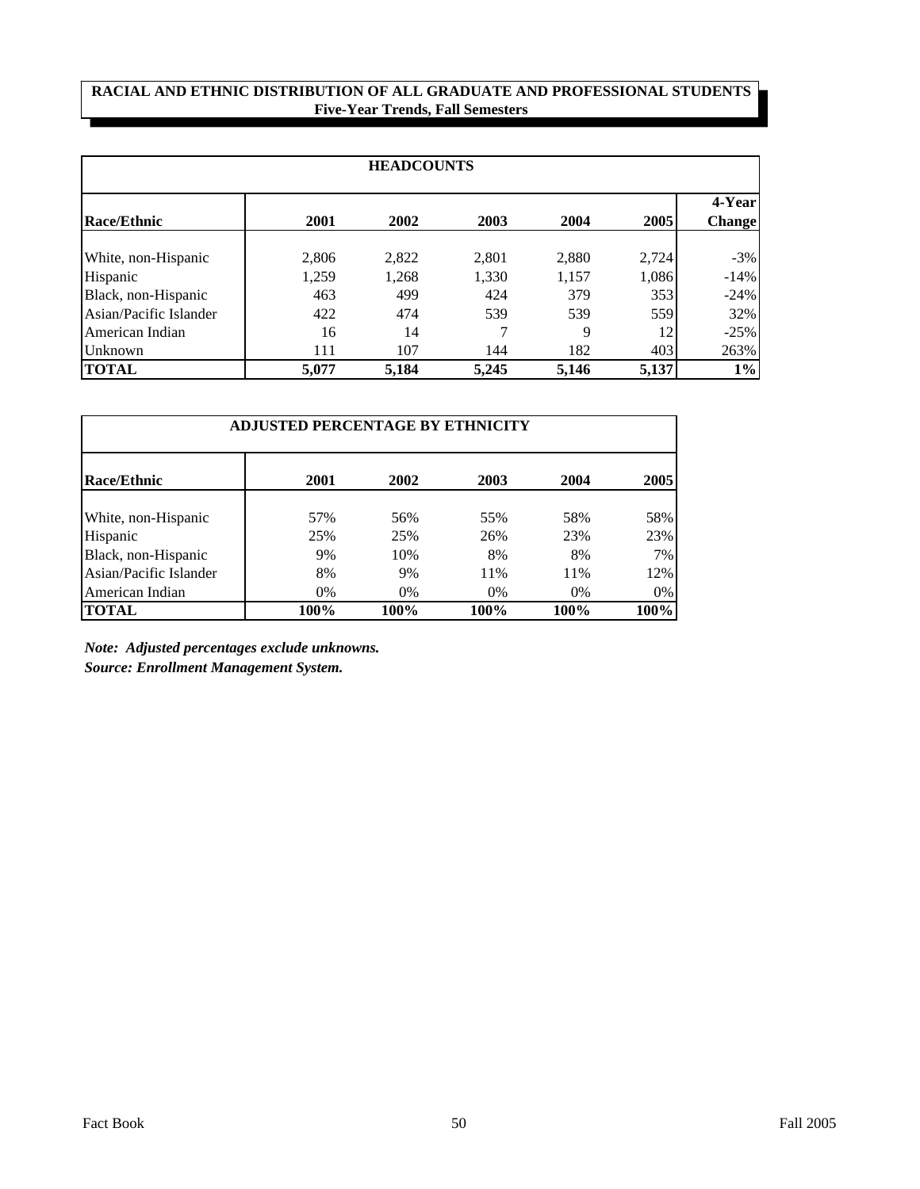## RACIAL AND ETHNIC DISTRIBUTION OF ALL GRADUATE AND PROFESSIONAL STUDENTS
### Five-Year Trends, Fall Semesters

| HEADCOUNTS | | | | | | |
|---|---|---|---|---|---|---|
| **Race/Ethnic** | **2001** | **2002** | **2003** | **2004** | **2005** | **4-Year Change** |
| White, non-Hispanic | 2,806 | 2,822 | 2,801 | 2,880 | 2,724 | -3% |
| Hispanic | 1,259 | 1,268 | 1,330 | 1,157 | 1,086 | -14% |
| Black, non-Hispanic | 463 | 499 | 424 | 379 | 353 | -24% |
| Asian/Pacific Islander | 422 | 474 | 539 | 539 | 559 | 32% |
| American Indian | 16 | 14 | 7 | 9 | 12 | -25% |
| Unknown | 111 | 107 | 144 | 182 | 403 | 263% |
| **TOTAL** | **5,077** | **5,184** | **5,245** | **5,146** | **5,137** | **1%** |

| ADJUSTED PERCENTAGE BY ETHNICITY | | | | | |
|---|---|---|---|---|---|
| **Race/Ethnic** | **2001** | **2002** | **2003** | **2004** | **2005** |
| White, non-Hispanic | 57% | 56% | 55% | 58% | 58% |
| Hispanic | 25% | 25% | 26% | 23% | 23% |
| Black, non-Hispanic | 9% | 10% | 8% | 8% | 7% |
| Asian/Pacific Islander | 8% | 9% | 11% | 11% | 12% |
| American Indian | 0% | 0% | 0% | 0% | 0% |
| **TOTAL** | **100%** | **100%** | **100%** | **100%** | **100%** |

***Note: Adjusted percentages exclude unknowns.***

***Source: Enrollment Management System.***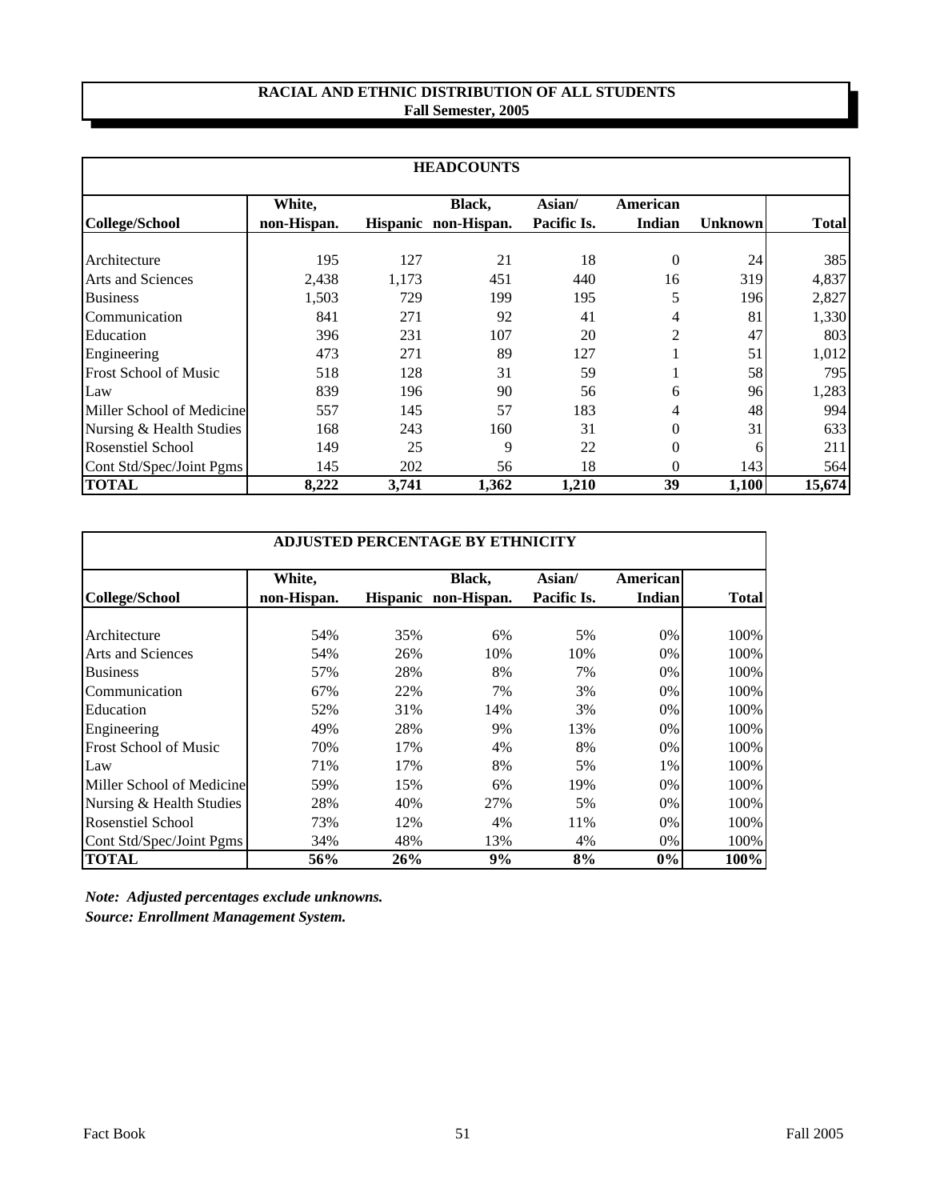# RACIAL AND ETHNIC DISTRIBUTION OF ALL STUDENTS
## Fall Semester, 2005

| HEADCOUNTS | | | | | | | |
|---|---|---|---|---|---|---|---|
| **College/School** | **White, non-Hispan.** | **Hispanic** | **Black, non-Hispan.** | **Asian/ Pacific Is.** | **American Indian** | **Unknown** | **Total** |
| Architecture | 195 | 127 | 21 | 18 | 0 | 24 | 385 |
| Arts and Sciences | 2,438 | 1,173 | 451 | 440 | 16 | 319 | 4,837 |
| Business | 1,503 | 729 | 199 | 195 | 5 | 196 | 2,827 |
| Communication | 841 | 271 | 92 | 41 | 4 | 81 | 1,330 |
| Education | 396 | 231 | 107 | 20 | 2 | 47 | 803 |
| Engineering | 473 | 271 | 89 | 127 | 1 | 51 | 1,012 |
| Frost School of Music | 518 | 128 | 31 | 59 | 1 | 58 | 795 |
| Law | 839 | 196 | 90 | 56 | 6 | 96 | 1,283 |
| Miller School of Medicine | 557 | 145 | 57 | 183 | 4 | 48 | 994 |
| Nursing & Health Studies | 168 | 243 | 160 | 31 | 0 | 31 | 633 |
| Rosenstiel School | 149 | 25 | 9 | 22 | 0 | 6 | 211 |
| Cont Std/Spec/Joint Pgms | 145 | 202 | 56 | 18 | 0 | 143 | 564 |
| **TOTAL** | **8,222** | **3,741** | **1,362** | **1,210** | **39** | **1,100** | **15,674** |

| ADJUSTED PERCENTAGE BY ETHNICITY | | | | | | |
|---|---|---|---|---|---|---|
| **College/School** | **White, non-Hispan.** | **Hispanic** | **Black, non-Hispan.** | **Asian/ Pacific Is.** | **American Indian** | **Total** |
| Architecture | 54% | 35% | 6% | 5% | 0% | 100% |
| Arts and Sciences | 54% | 26% | 10% | 10% | 0% | 100% |
| Business | 57% | 28% | 8% | 7% | 0% | 100% |
| Communication | 67% | 22% | 7% | 3% | 0% | 100% |
| Education | 52% | 31% | 14% | 3% | 0% | 100% |
| Engineering | 49% | 28% | 9% | 13% | 0% | 100% |
| Frost School of Music | 70% | 17% | 4% | 8% | 0% | 100% |
| Law | 71% | 17% | 8% | 5% | 1% | 100% |
| Miller School of Medicine | 59% | 15% | 6% | 19% | 0% | 100% |
| Nursing & Health Studies | 28% | 40% | 27% | 5% | 0% | 100% |
| Rosenstiel School | 73% | 12% | 4% | 11% | 0% | 100% |
| Cont Std/Spec/Joint Pgms | 34% | 48% | 13% | 4% | 0% | 100% |
| **TOTAL** | **56%** | **26%** | **9%** | **8%** | **0%** | **100%** |

*Note: Adjusted percentages exclude unknowns.*
*Source: Enrollment Management System.*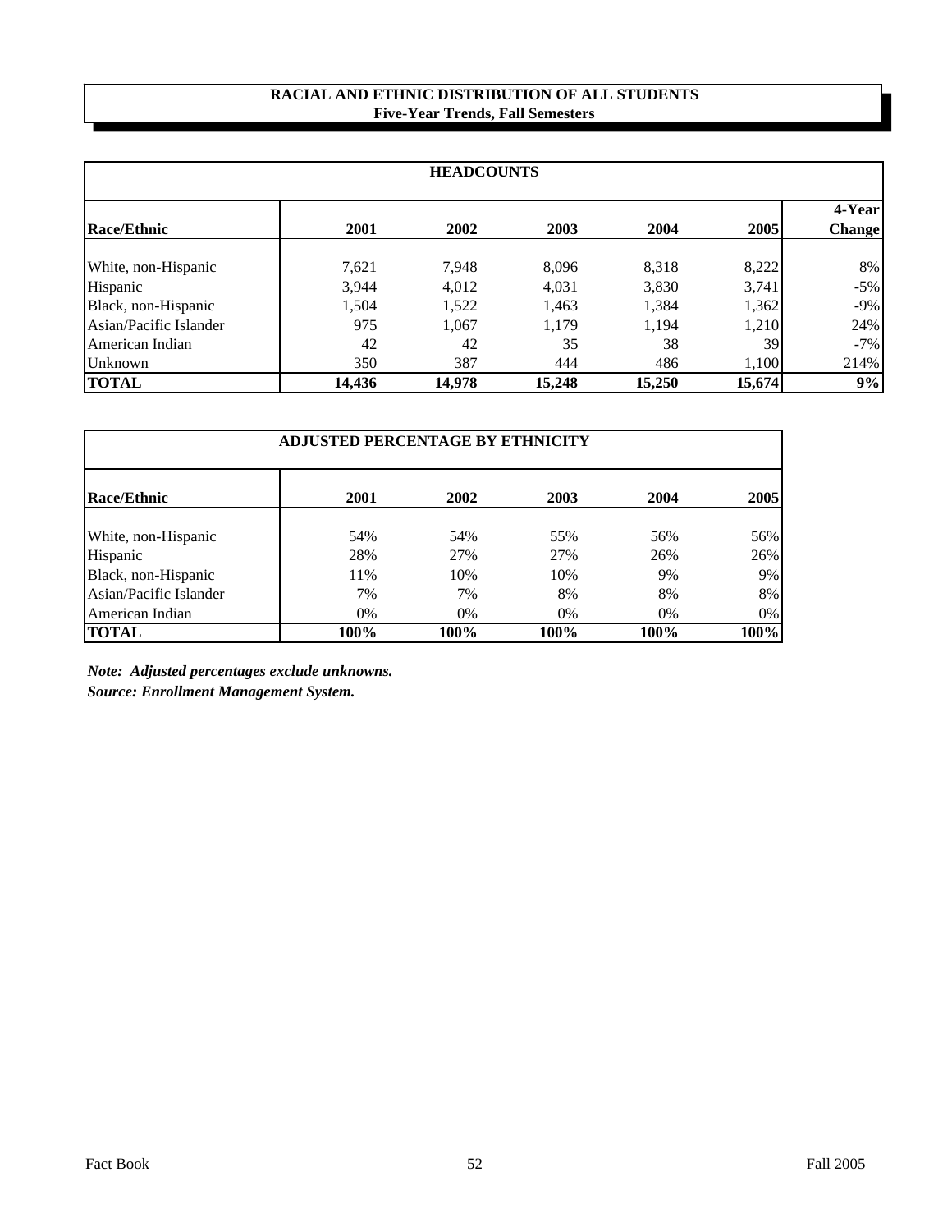## RACIAL AND ETHNIC DISTRIBUTION OF ALL STUDENTS
### Five-Year Trends, Fall Semesters

**HEADCOUNTS**

| Race/Ethnic | 2001 | 2002 | 2003 | 2004 | 2005 | 4-Year Change |
|---|---|---|---|---|---|---|
| White, non-Hispanic | 7,621 | 7,948 | 8,096 | 8,318 | 8,222 | 8% |
| Hispanic | 3,944 | 4,012 | 4,031 | 3,830 | 3,741 | -5% |
| Black, non-Hispanic | 1,504 | 1,522 | 1,463 | 1,384 | 1,362 | -9% |
| Asian/Pacific Islander | 975 | 1,067 | 1,179 | 1,194 | 1,210 | 24% |
| American Indian | 42 | 42 | 35 | 38 | 39 | -7% |
| Unknown | 350 | 387 | 444 | 486 | 1,100 | 214% |
| **TOTAL** | **14,436** | **14,978** | **15,248** | **15,250** | **15,674** | **9%** |

**ADJUSTED PERCENTAGE BY ETHNICITY**

| Race/Ethnic | 2001 | 2002 | 2003 | 2004 | 2005 |
|---|---|---|---|---|---|
| White, non-Hispanic | 54% | 54% | 55% | 56% | 56% |
| Hispanic | 28% | 27% | 27% | 26% | 26% |
| Black, non-Hispanic | 11% | 10% | 10% | 9% | 9% |
| Asian/Pacific Islander | 7% | 7% | 8% | 8% | 8% |
| American Indian | 0% | 0% | 0% | 0% | 0% |
| **TOTAL** | **100%** | **100%** | **100%** | **100%** | **100%** |

***Note: Adjusted percentages exclude unknowns.***

***Source: Enrollment Management System.***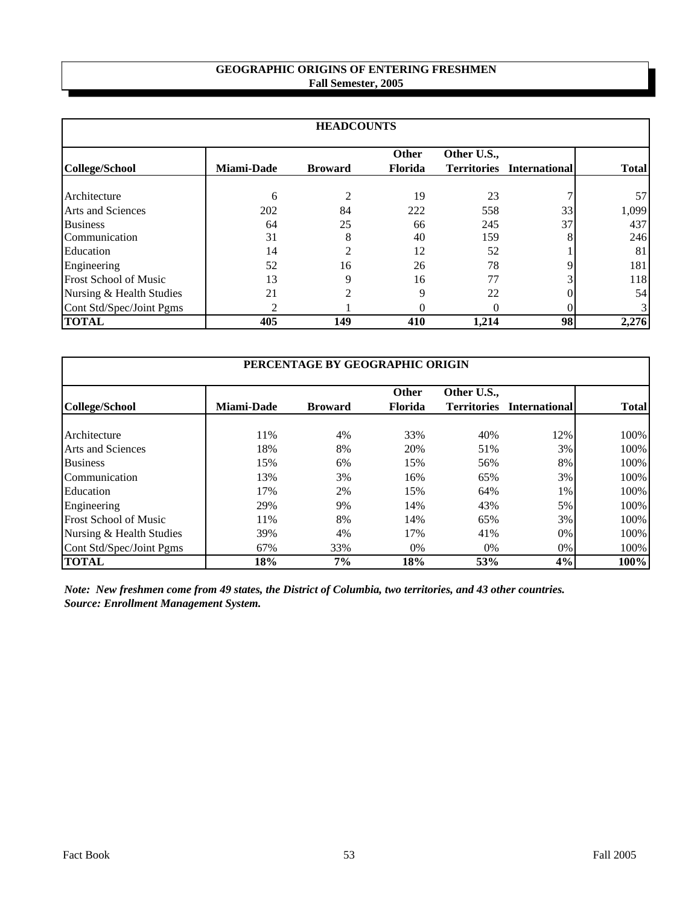# GEOGRAPHIC ORIGINS OF ENTERING FRESHMEN
## Fall Semester, 2005

### HEADCOUNTS

| College/School | Miami-Dade | Broward | Other Florida | Other U.S., Territories | International | Total |
|---|---|---|---|---|---|---|
| Architecture | 6 | 2 | 19 | 23 | 7 | 57 |
| Arts and Sciences | 202 | 84 | 222 | 558 | 33 | 1,099 |
| Business | 64 | 25 | 66 | 245 | 37 | 437 |
| Communication | 31 | 8 | 40 | 159 | 8 | 246 |
| Education | 14 | 2 | 12 | 52 | 1 | 81 |
| Engineering | 52 | 16 | 26 | 78 | 9 | 181 |
| Frost School of Music | 13 | 9 | 16 | 77 | 3 | 118 |
| Nursing & Health Studies | 21 | 2 | 9 | 22 | 0 | 54 |
| Cont Std/Spec/Joint Pgms | 2 | 1 | 0 | 0 | 0 | 3 |
| **TOTAL** | **405** | **149** | **410** | **1,214** | **98** | **2,276** |

### PERCENTAGE BY GEOGRAPHIC ORIGIN

| College/School | Miami-Dade | Broward | Other Florida | Other U.S., Territories | International | Total |
|---|---|---|---|---|---|---|
| Architecture | 11% | 4% | 33% | 40% | 12% | 100% |
| Arts and Sciences | 18% | 8% | 20% | 51% | 3% | 100% |
| Business | 15% | 6% | 15% | 56% | 8% | 100% |
| Communication | 13% | 3% | 16% | 65% | 3% | 100% |
| Education | 17% | 2% | 15% | 64% | 1% | 100% |
| Engineering | 29% | 9% | 14% | 43% | 5% | 100% |
| Frost School of Music | 11% | 8% | 14% | 65% | 3% | 100% |
| Nursing & Health Studies | 39% | 4% | 17% | 41% | 0% | 100% |
| Cont Std/Spec/Joint Pgms | 67% | 33% | 0% | 0% | 0% | 100% |
| **TOTAL** | **18%** | **7%** | **18%** | **53%** | **4%** | **100%** |

***Note: New freshmen come from 49 states, the District of Columbia, two territories, and 43 other countries.***
***Source: Enrollment Management System.***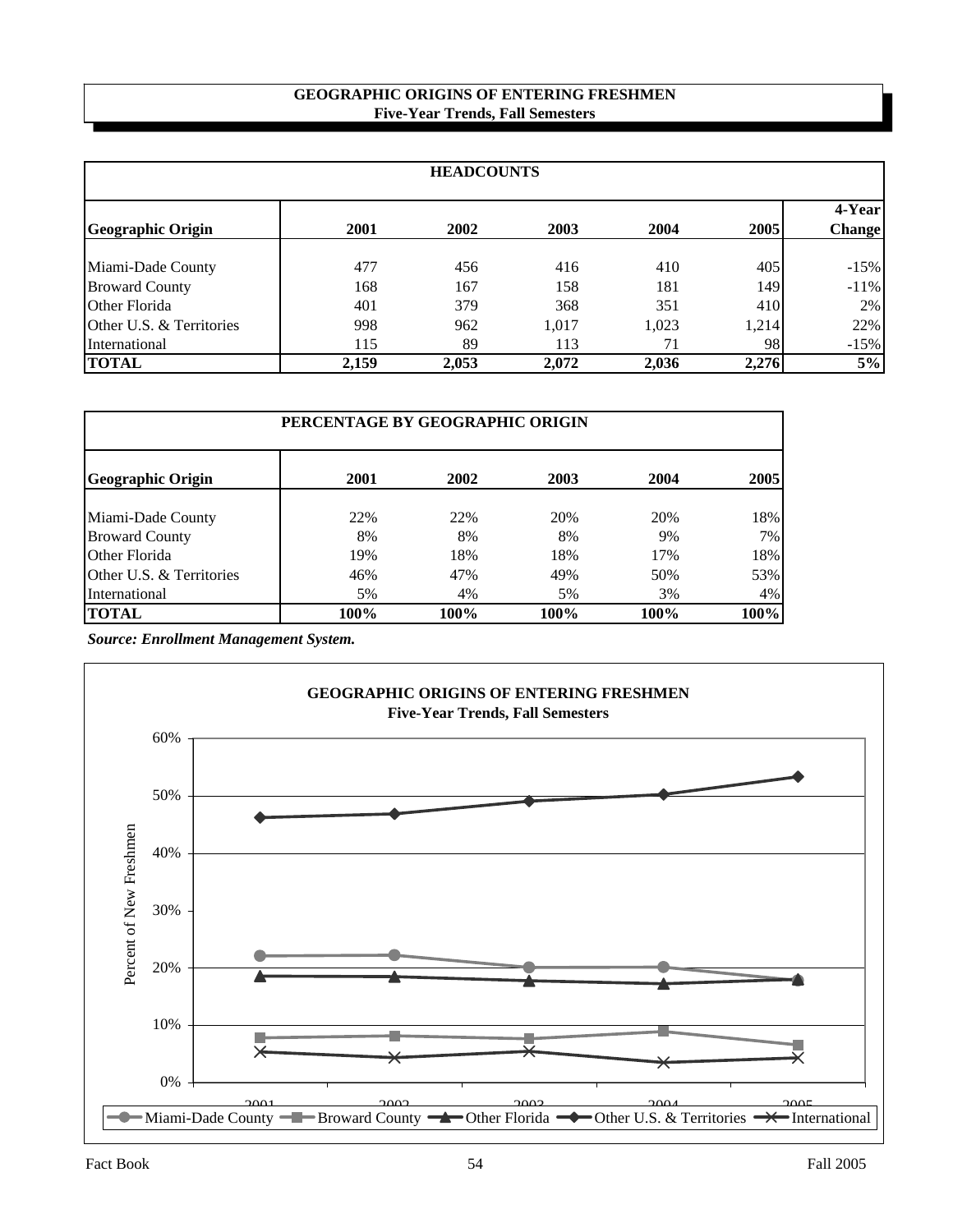## GEOGRAPHIC ORIGINS OF ENTERING FRESHMEN
**Five-Year Trends, Fall Semesters**

| HEADCOUNTS | | | | | | |
|---|---|---|---|---|---|---|
| **Geographic Origin** | **2001** | **2002** | **2003** | **2004** | **2005** | **4-Year Change** |
| Miami-Dade County | 477 | 456 | 416 | 410 | 405 | -15% |
| Broward County | 168 | 167 | 158 | 181 | 149 | -11% |
| Other Florida | 401 | 379 | 368 | 351 | 410 | 2% |
| Other U.S. & Territories | 998 | 962 | 1,017 | 1,023 | 1,214 | 22% |
| International | 115 | 89 | 113 | 71 | 98 | -15% |
| **TOTAL** | **2,159** | **2,053** | **2,072** | **2,036** | **2,276** | **5%** |

| PERCENTAGE BY GEOGRAPHIC ORIGIN | | | | | |
|---|---|---|---|---|---|
| **Geographic Origin** | **2001** | **2002** | **2003** | **2004** | **2005** |
| Miami-Dade County | 22% | 22% | 20% | 20% | 18% |
| Broward County | 8% | 8% | 8% | 9% | 7% |
| Other Florida | 19% | 18% | 18% | 17% | 18% |
| Other U.S. & Territories | 46% | 47% | 49% | 50% | 53% |
| International | 5% | 4% | 5% | 3% | 4% |
| **TOTAL** | **100%** | **100%** | **100%** | **100%** | **100%** |

***Source: Enrollment Management System.***

**GEOGRAPHIC ORIGINS OF ENTERING FRESHMEN**
**Five-Year Trends, Fall Semesters**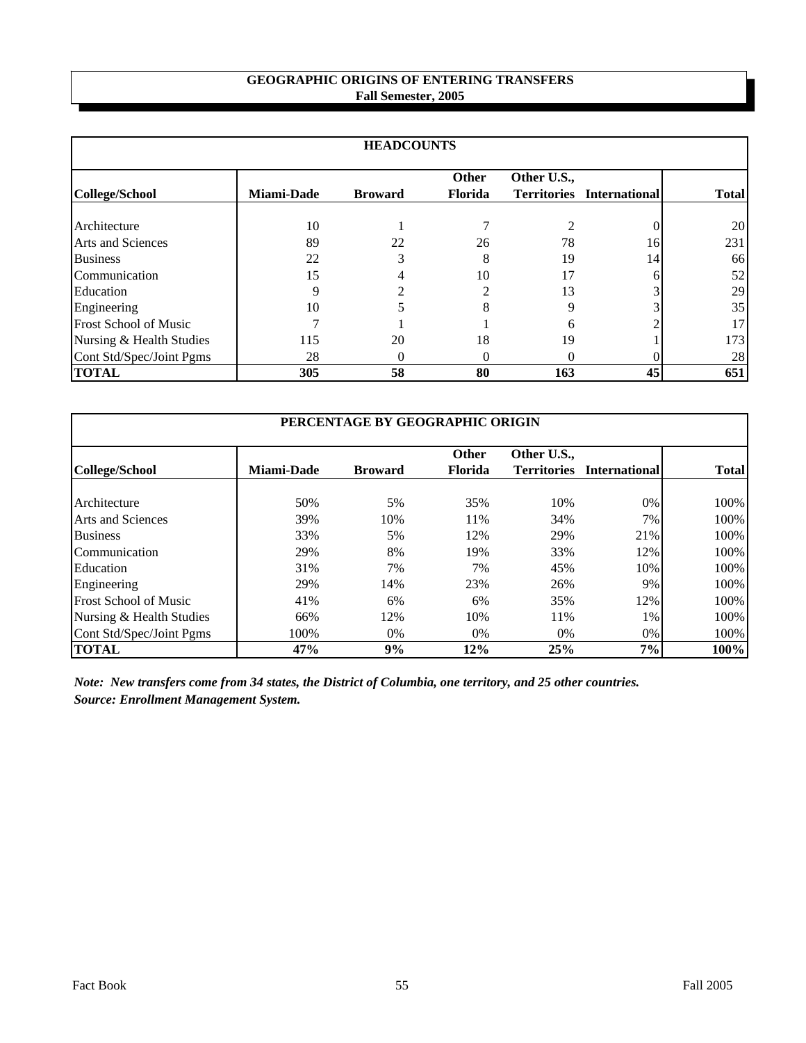## GEOGRAPHIC ORIGINS OF ENTERING TRANSFERS
### Fall Semester, 2005

| HEADCOUNTS | | | | | | |
|---|---|---|---|---|---|---|
| **College/School** | **Miami-Dade** | **Broward** | **Other Florida** | **Other U.S., Territories** | **International** | **Total** |
| Architecture | 10 | 1 | 7 | 2 | 0 | 20 |
| Arts and Sciences | 89 | 22 | 26 | 78 | 16 | 231 |
| Business | 22 | 3 | 8 | 19 | 14 | 66 |
| Communication | 15 | 4 | 10 | 17 | 6 | 52 |
| Education | 9 | 2 | 2 | 13 | 3 | 29 |
| Engineering | 10 | 5 | 8 | 9 | 3 | 35 |
| Frost School of Music | 7 | 1 | 1 | 6 | 2 | 17 |
| Nursing & Health Studies | 115 | 20 | 18 | 19 | 1 | 173 |
| Cont Std/Spec/Joint Pgms | 28 | 0 | 0 | 0 | 0 | 28 |
| **TOTAL** | **305** | **58** | **80** | **163** | **45** | **651** |

| PERCENTAGE BY GEOGRAPHIC ORIGIN | | | | | | |
|---|---|---|---|---|---|---|
| **College/School** | **Miami-Dade** | **Broward** | **Other Florida** | **Other U.S., Territories** | **International** | **Total** |
| Architecture | 50% | 5% | 35% | 10% | 0% | 100% |
| Arts and Sciences | 39% | 10% | 11% | 34% | 7% | 100% |
| Business | 33% | 5% | 12% | 29% | 21% | 100% |
| Communication | 29% | 8% | 19% | 33% | 12% | 100% |
| Education | 31% | 7% | 7% | 45% | 10% | 100% |
| Engineering | 29% | 14% | 23% | 26% | 9% | 100% |
| Frost School of Music | 41% | 6% | 6% | 35% | 12% | 100% |
| Nursing & Health Studies | 66% | 12% | 10% | 11% | 1% | 100% |
| Cont Std/Spec/Joint Pgms | 100% | 0% | 0% | 0% | 0% | 100% |
| **TOTAL** | **47%** | **9%** | **12%** | **25%** | **7%** | **100%** |

***Note: New transfers come from 34 states, the District of Columbia, one territory, and 25 other countries.***
***Source: Enrollment Management System.***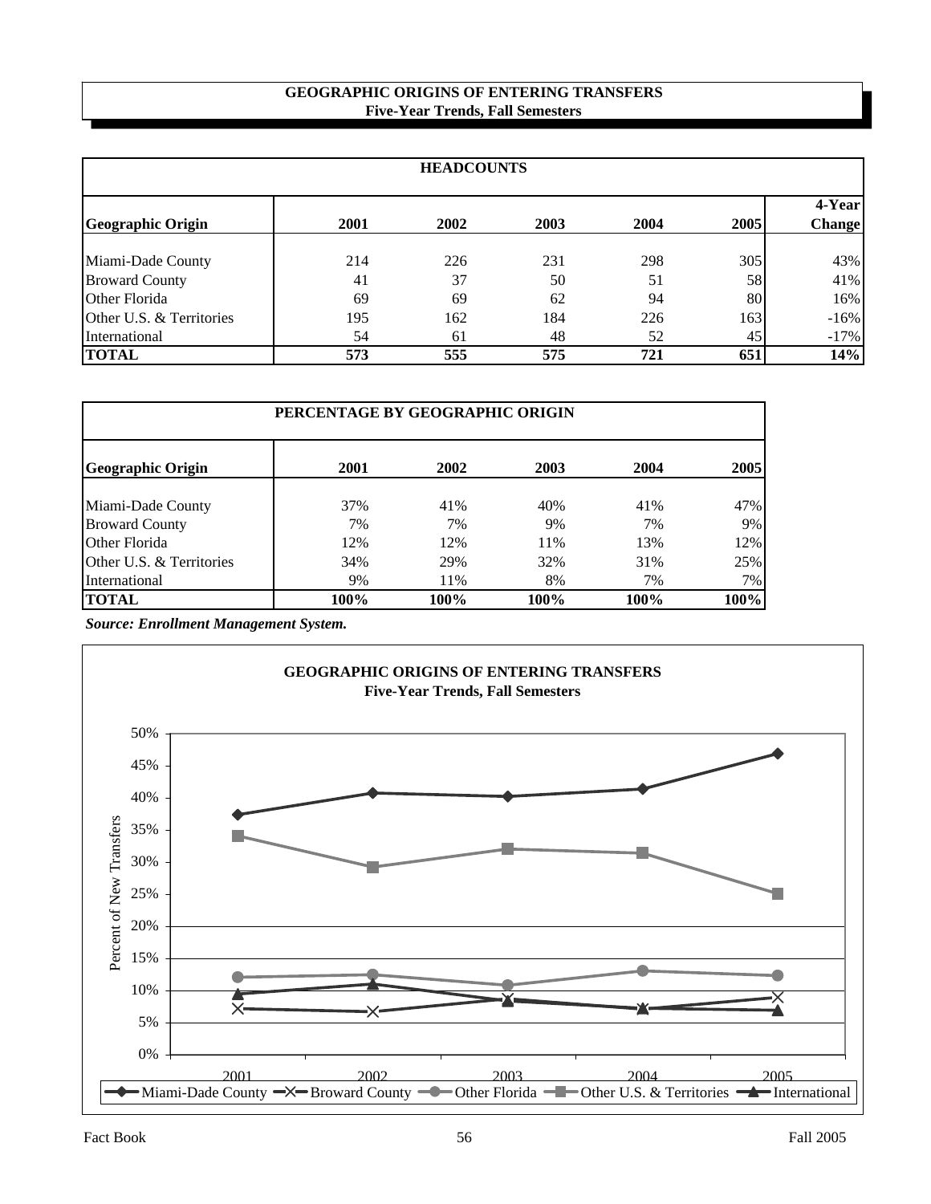# GEOGRAPHIC ORIGINS OF ENTERING TRANSFERS
## Five-Year Trends, Fall Semesters

| HEADCOUNTS | | | | | | |
|---|---|---|---|---|---|---|
| **Geographic Origin** | **2001** | **2002** | **2003** | **2004** | **2005** | **4-Year Change** |
| Miami-Dade County | 214 | 226 | 231 | 298 | 305 | 43% |
| Broward County | 41 | 37 | 50 | 51 | 58 | 41% |
| Other Florida | 69 | 69 | 62 | 94 | 80 | 16% |
| Other U.S. & Territories | 195 | 162 | 184 | 226 | 163 | -16% |
| International | 54 | 61 | 48 | 52 | 45 | -17% |
| **TOTAL** | **573** | **555** | **575** | **721** | **651** | **14%** |

| PERCENTAGE BY GEOGRAPHIC ORIGIN | | | | | |
|---|---|---|---|---|---|
| **Geographic Origin** | **2001** | **2002** | **2003** | **2004** | **2005** |
| Miami-Dade County | 37% | 41% | 40% | 41% | 47% |
| Broward County | 7% | 7% | 9% | 7% | 9% |
| Other Florida | 12% | 12% | 11% | 13% | 12% |
| Other U.S. & Territories | 34% | 29% | 32% | 31% | 25% |
| International | 9% | 11% | 8% | 7% | 7% |
| **TOTAL** | **100%** | **100%** | **100%** | **100%** | **100%** |

***Source: Enrollment Management System.***

**GEOGRAPHIC ORIGINS OF ENTERING TRANSFERS**
**Five-Year Trends, Fall Semesters**

[Line chart: Percent of New Transfers (0%–50%) by year 2001–2005 for Miami-Dade County, Broward County, Other Florida, Other U.S. & Territories, International]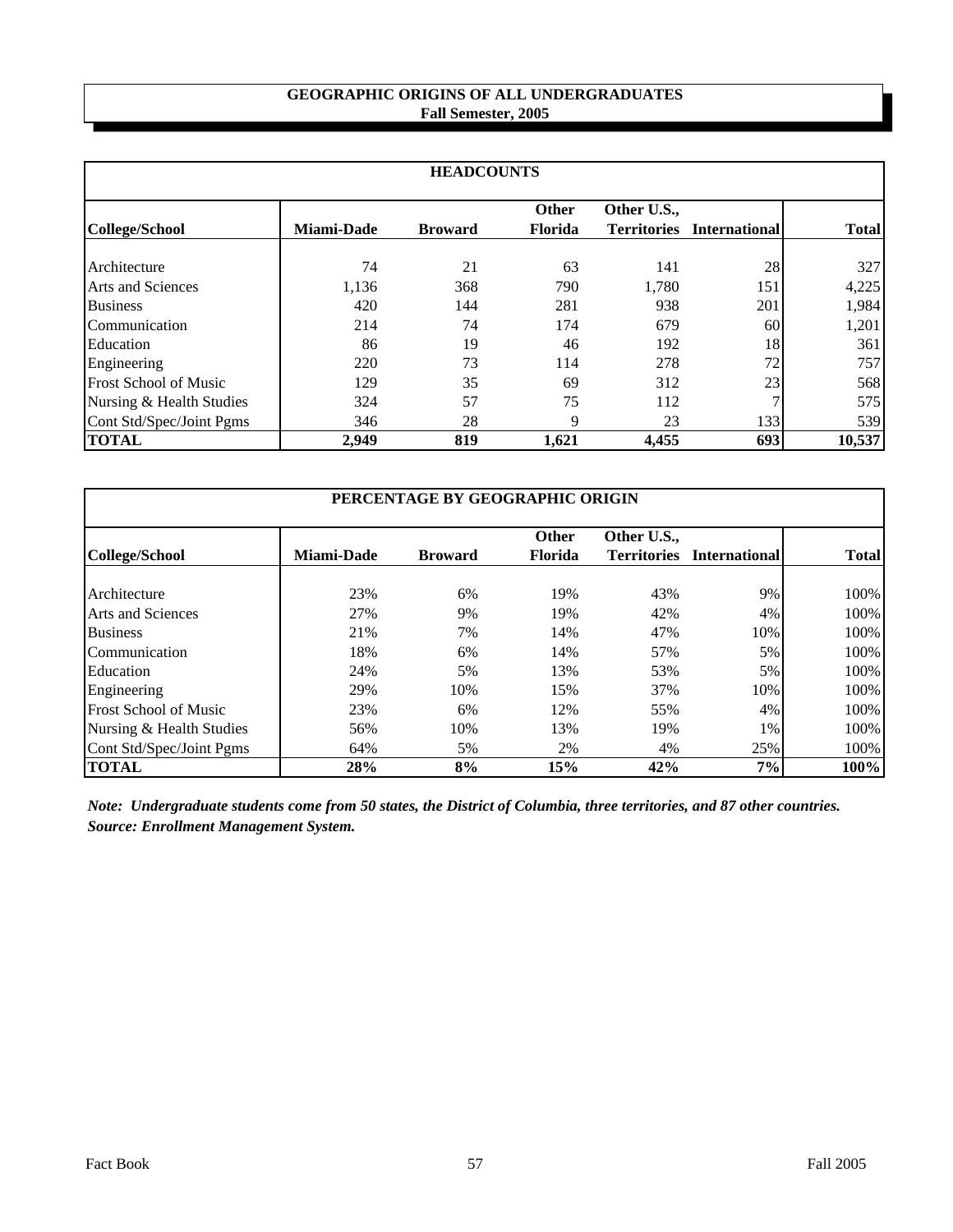# GEOGRAPHIC ORIGINS OF ALL UNDERGRADUATES
## Fall Semester, 2005

| HEADCOUNTS | | | | | | |
|---|---|---|---|---|---|---|
| **College/School** | **Miami-Dade** | **Broward** | **Other Florida** | **Other U.S., Territories** | **International** | **Total** |
| Architecture | 74 | 21 | 63 | 141 | 28 | 327 |
| Arts and Sciences | 1,136 | 368 | 790 | 1,780 | 151 | 4,225 |
| Business | 420 | 144 | 281 | 938 | 201 | 1,984 |
| Communication | 214 | 74 | 174 | 679 | 60 | 1,201 |
| Education | 86 | 19 | 46 | 192 | 18 | 361 |
| Engineering | 220 | 73 | 114 | 278 | 72 | 757 |
| Frost School of Music | 129 | 35 | 69 | 312 | 23 | 568 |
| Nursing & Health Studies | 324 | 57 | 75 | 112 | 7 | 575 |
| Cont Std/Spec/Joint Pgms | 346 | 28 | 9 | 23 | 133 | 539 |
| **TOTAL** | **2,949** | **819** | **1,621** | **4,455** | **693** | **10,537** |

| PERCENTAGE BY GEOGRAPHIC ORIGIN | | | | | | |
|---|---|---|---|---|---|---|
| **College/School** | **Miami-Dade** | **Broward** | **Other Florida** | **Other U.S., Territories** | **International** | **Total** |
| Architecture | 23% | 6% | 19% | 43% | 9% | 100% |
| Arts and Sciences | 27% | 9% | 19% | 42% | 4% | 100% |
| Business | 21% | 7% | 14% | 47% | 10% | 100% |
| Communication | 18% | 6% | 14% | 57% | 5% | 100% |
| Education | 24% | 5% | 13% | 53% | 5% | 100% |
| Engineering | 29% | 10% | 15% | 37% | 10% | 100% |
| Frost School of Music | 23% | 6% | 12% | 55% | 4% | 100% |
| Nursing & Health Studies | 56% | 10% | 13% | 19% | 1% | 100% |
| Cont Std/Spec/Joint Pgms | 64% | 5% | 2% | 4% | 25% | 100% |
| **TOTAL** | **28%** | **8%** | **15%** | **42%** | **7%** | **100%** |

***Note: Undergraduate students come from 50 states, the District of Columbia, three territories, and 87 other countries.***
***Source: Enrollment Management System.***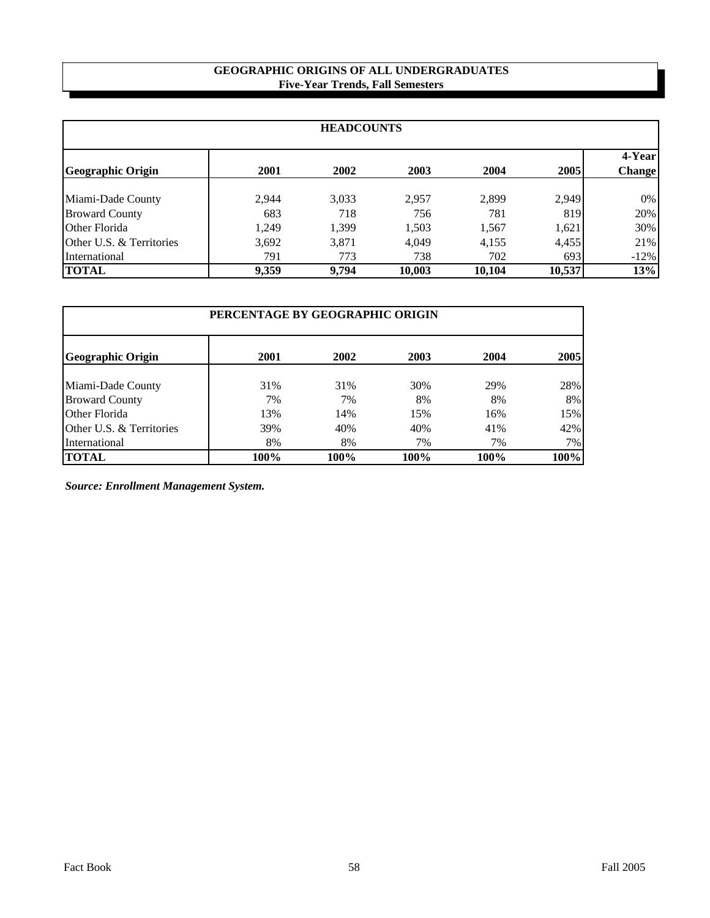# GEOGRAPHIC ORIGINS OF ALL UNDERGRADUATES
## Five-Year Trends, Fall Semesters

| HEADCOUNTS | | | | | | |
|---|---|---|---|---|---|---|
| **Geographic Origin** | **2001** | **2002** | **2003** | **2004** | **2005** | **4-Year Change** |
| Miami-Dade County | 2,944 | 3,033 | 2,957 | 2,899 | 2,949 | 0% |
| Broward County | 683 | 718 | 756 | 781 | 819 | 20% |
| Other Florida | 1,249 | 1,399 | 1,503 | 1,567 | 1,621 | 30% |
| Other U.S. & Territories | 3,692 | 3,871 | 4,049 | 4,155 | 4,455 | 21% |
| International | 791 | 773 | 738 | 702 | 693 | -12% |
| **TOTAL** | **9,359** | **9,794** | **10,003** | **10,104** | **10,537** | **13%** |

| PERCENTAGE BY GEOGRAPHIC ORIGIN | | | | | |
|---|---|---|---|---|---|
| **Geographic Origin** | **2001** | **2002** | **2003** | **2004** | **2005** |
| Miami-Dade County | 31% | 31% | 30% | 29% | 28% |
| Broward County | 7% | 7% | 8% | 8% | 8% |
| Other Florida | 13% | 14% | 15% | 16% | 15% |
| Other U.S. & Territories | 39% | 40% | 40% | 41% | 42% |
| International | 8% | 8% | 7% | 7% | 7% |
| **TOTAL** | **100%** | **100%** | **100%** | **100%** | **100%** |

***Source: Enrollment Management System.***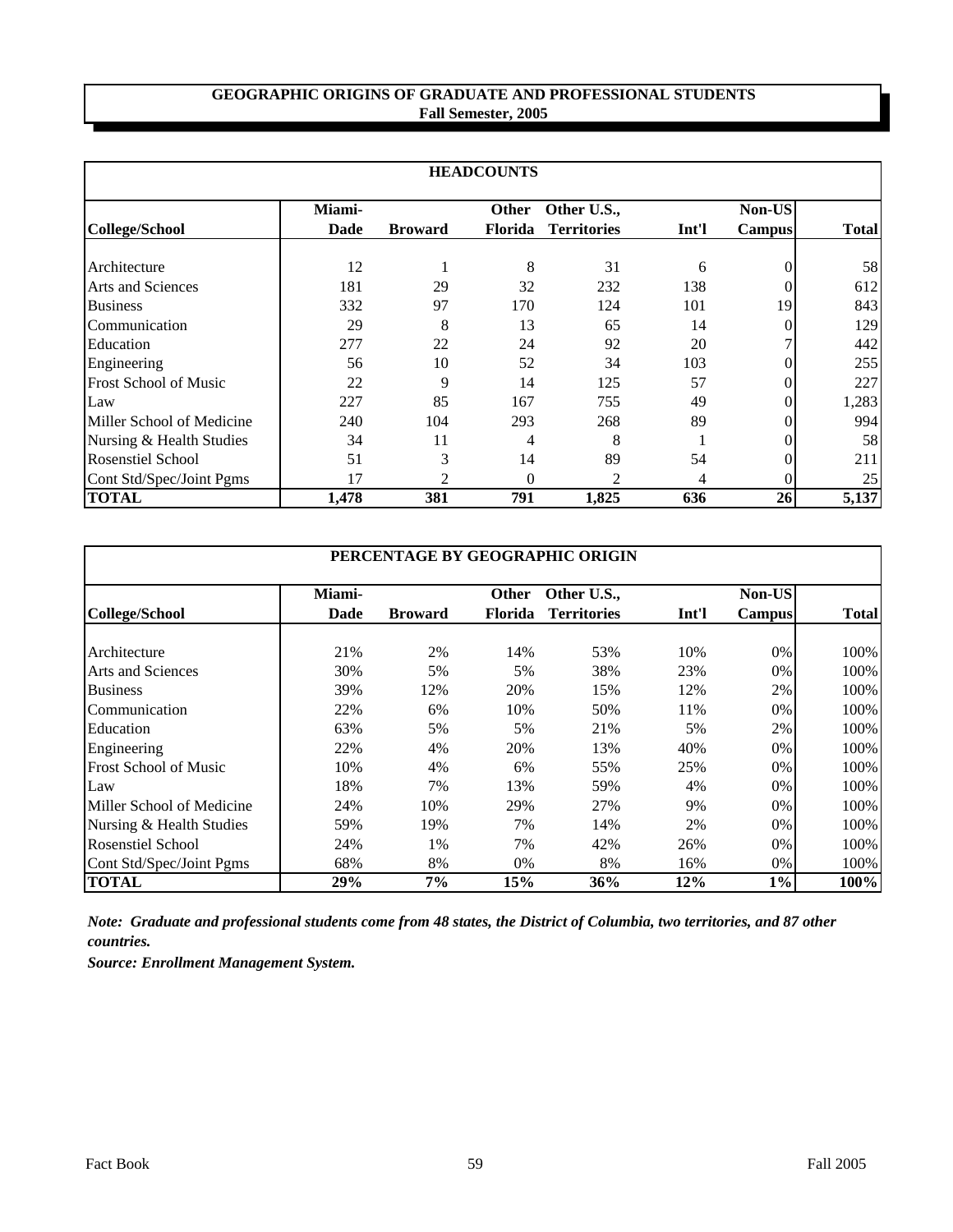# GEOGRAPHIC ORIGINS OF GRADUATE AND PROFESSIONAL STUDENTS
## Fall Semester, 2005

### HEADCOUNTS

| College/School | Miami-Dade | Broward | Other Florida | Other U.S., Territories | Int'l | Non-US Campus | Total |
|---|---|---|---|---|---|---|---|
| Architecture | 12 | 1 | 8 | 31 | 6 | 0 | 58 |
| Arts and Sciences | 181 | 29 | 32 | 232 | 138 | 0 | 612 |
| Business | 332 | 97 | 170 | 124 | 101 | 19 | 843 |
| Communication | 29 | 8 | 13 | 65 | 14 | 0 | 129 |
| Education | 277 | 22 | 24 | 92 | 20 | 7 | 442 |
| Engineering | 56 | 10 | 52 | 34 | 103 | 0 | 255 |
| Frost School of Music | 22 | 9 | 14 | 125 | 57 | 0 | 227 |
| Law | 227 | 85 | 167 | 755 | 49 | 0 | 1,283 |
| Miller School of Medicine | 240 | 104 | 293 | 268 | 89 | 0 | 994 |
| Nursing & Health Studies | 34 | 11 | 4 | 8 | 1 | 0 | 58 |
| Rosenstiel School | 51 | 3 | 14 | 89 | 54 | 0 | 211 |
| Cont Std/Spec/Joint Pgms | 17 | 2 | 0 | 2 | 4 | 0 | 25 |
| **TOTAL** | **1,478** | **381** | **791** | **1,825** | **636** | **26** | **5,137** |

### PERCENTAGE BY GEOGRAPHIC ORIGIN

| College/School | Miami-Dade | Broward | Other Florida | Other U.S., Territories | Int'l | Non-US Campus | Total |
|---|---|---|---|---|---|---|---|
| Architecture | 21% | 2% | 14% | 53% | 10% | 0% | 100% |
| Arts and Sciences | 30% | 5% | 5% | 38% | 23% | 0% | 100% |
| Business | 39% | 12% | 20% | 15% | 12% | 2% | 100% |
| Communication | 22% | 6% | 10% | 50% | 11% | 0% | 100% |
| Education | 63% | 5% | 5% | 21% | 5% | 2% | 100% |
| Engineering | 22% | 4% | 20% | 13% | 40% | 0% | 100% |
| Frost School of Music | 10% | 4% | 6% | 55% | 25% | 0% | 100% |
| Law | 18% | 7% | 13% | 59% | 4% | 0% | 100% |
| Miller School of Medicine | 24% | 10% | 29% | 27% | 9% | 0% | 100% |
| Nursing & Health Studies | 59% | 19% | 7% | 14% | 2% | 0% | 100% |
| Rosenstiel School | 24% | 1% | 7% | 42% | 26% | 0% | 100% |
| Cont Std/Spec/Joint Pgms | 68% | 8% | 0% | 8% | 16% | 0% | 100% |
| **TOTAL** | **29%** | **7%** | **15%** | **36%** | **12%** | **1%** | **100%** |

***Note: Graduate and professional students come from 48 states, the District of Columbia, two territories, and 87 other countries.***

***Source: Enrollment Management System.***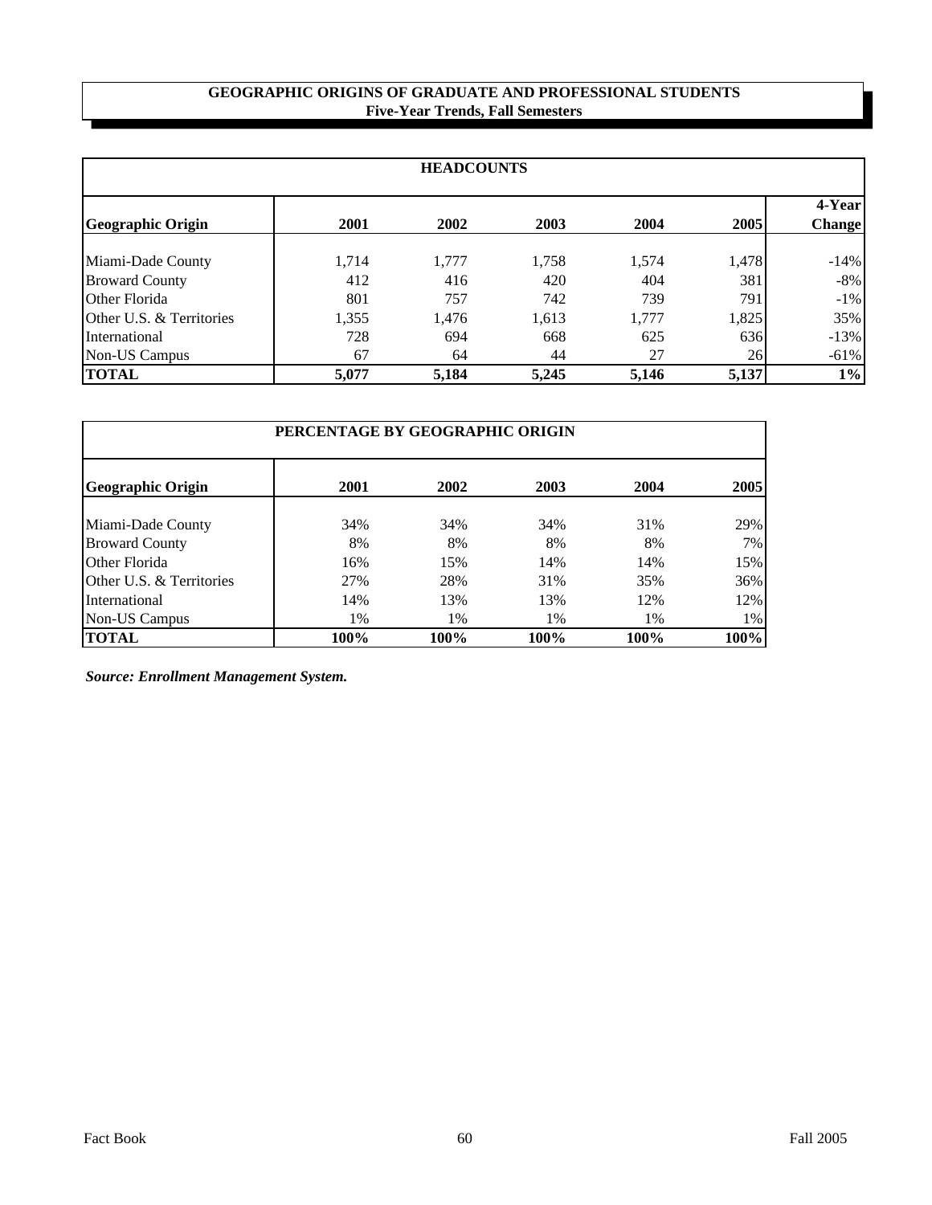## GEOGRAPHIC ORIGINS OF GRADUATE AND PROFESSIONAL STUDENTS
**Five-Year Trends, Fall Semesters**

| HEADCOUNTS | | | | | | |
|---|---|---|---|---|---|---|
| **Geographic Origin** | **2001** | **2002** | **2003** | **2004** | **2005** | **4-Year Change** |
| Miami-Dade County | 1,714 | 1,777 | 1,758 | 1,574 | 1,478 | -14% |
| Broward County | 412 | 416 | 420 | 404 | 381 | -8% |
| Other Florida | 801 | 757 | 742 | 739 | 791 | -1% |
| Other U.S. & Territories | 1,355 | 1,476 | 1,613 | 1,777 | 1,825 | 35% |
| International | 728 | 694 | 668 | 625 | 636 | -13% |
| Non-US Campus | 67 | 64 | 44 | 27 | 26 | -61% |
| **TOTAL** | **5,077** | **5,184** | **5,245** | **5,146** | **5,137** | **1%** |

| PERCENTAGE BY GEOGRAPHIC ORIGIN | | | | | |
|---|---|---|---|---|---|
| **Geographic Origin** | **2001** | **2002** | **2003** | **2004** | **2005** |
| Miami-Dade County | 34% | 34% | 34% | 31% | 29% |
| Broward County | 8% | 8% | 8% | 8% | 7% |
| Other Florida | 16% | 15% | 14% | 14% | 15% |
| Other U.S. & Territories | 27% | 28% | 31% | 35% | 36% |
| International | 14% | 13% | 13% | 12% | 12% |
| Non-US Campus | 1% | 1% | 1% | 1% | 1% |
| **TOTAL** | **100%** | **100%** | **100%** | **100%** | **100%** |

***Source: Enrollment Management System.***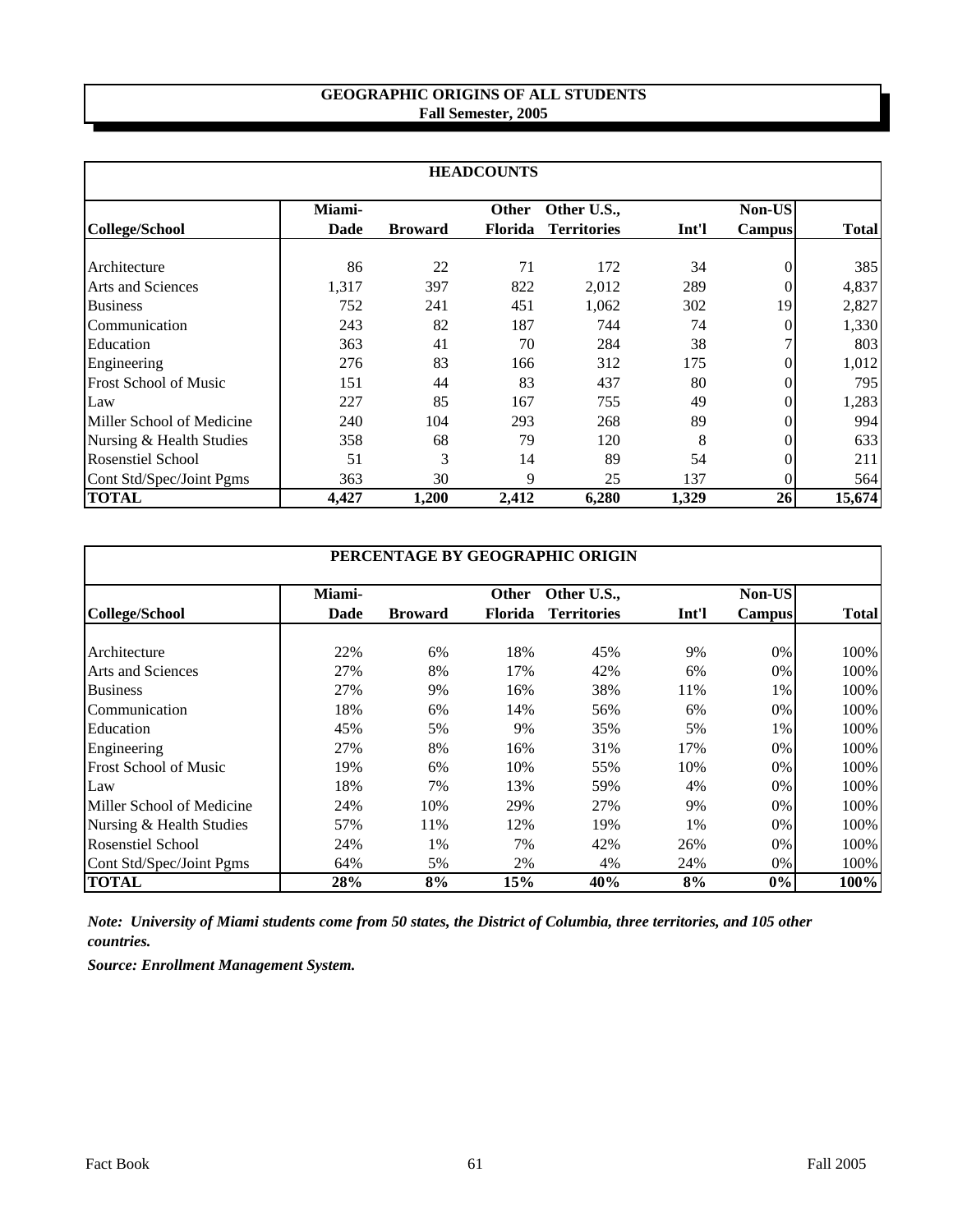# GEOGRAPHIC ORIGINS OF ALL STUDENTS
## Fall Semester, 2005

### HEADCOUNTS

| College/School | Miami-Dade | Broward | Other Florida | Other U.S., Territories | Int'l | Non-US Campus | Total |
|---|---|---|---|---|---|---|---|
| Architecture | 86 | 22 | 71 | 172 | 34 | 0 | 385 |
| Arts and Sciences | 1,317 | 397 | 822 | 2,012 | 289 | 0 | 4,837 |
| Business | 752 | 241 | 451 | 1,062 | 302 | 19 | 2,827 |
| Communication | 243 | 82 | 187 | 744 | 74 | 0 | 1,330 |
| Education | 363 | 41 | 70 | 284 | 38 | 7 | 803 |
| Engineering | 276 | 83 | 166 | 312 | 175 | 0 | 1,012 |
| Frost School of Music | 151 | 44 | 83 | 437 | 80 | 0 | 795 |
| Law | 227 | 85 | 167 | 755 | 49 | 0 | 1,283 |
| Miller School of Medicine | 240 | 104 | 293 | 268 | 89 | 0 | 994 |
| Nursing & Health Studies | 358 | 68 | 79 | 120 | 8 | 0 | 633 |
| Rosenstiel School | 51 | 3 | 14 | 89 | 54 | 0 | 211 |
| Cont Std/Spec/Joint Pgms | 363 | 30 | 9 | 25 | 137 | 0 | 564 |
| **TOTAL** | **4,427** | **1,200** | **2,412** | **6,280** | **1,329** | **26** | **15,674** |

### PERCENTAGE BY GEOGRAPHIC ORIGIN

| College/School | Miami-Dade | Broward | Other Florida | Other U.S., Territories | Int'l | Non-US Campus | Total |
|---|---|---|---|---|---|---|---|
| Architecture | 22% | 6% | 18% | 45% | 9% | 0% | 100% |
| Arts and Sciences | 27% | 8% | 17% | 42% | 6% | 0% | 100% |
| Business | 27% | 9% | 16% | 38% | 11% | 1% | 100% |
| Communication | 18% | 6% | 14% | 56% | 6% | 0% | 100% |
| Education | 45% | 5% | 9% | 35% | 5% | 1% | 100% |
| Engineering | 27% | 8% | 16% | 31% | 17% | 0% | 100% |
| Frost School of Music | 19% | 6% | 10% | 55% | 10% | 0% | 100% |
| Law | 18% | 7% | 13% | 59% | 4% | 0% | 100% |
| Miller School of Medicine | 24% | 10% | 29% | 27% | 9% | 0% | 100% |
| Nursing & Health Studies | 57% | 11% | 12% | 19% | 1% | 0% | 100% |
| Rosenstiel School | 24% | 1% | 7% | 42% | 26% | 0% | 100% |
| Cont Std/Spec/Joint Pgms | 64% | 5% | 2% | 4% | 24% | 0% | 100% |
| **TOTAL** | **28%** | **8%** | **15%** | **40%** | **8%** | **0%** | **100%** |

***Note: University of Miami students come from 50 states, the District of Columbia, three territories, and 105 other countries.***

***Source: Enrollment Management System.***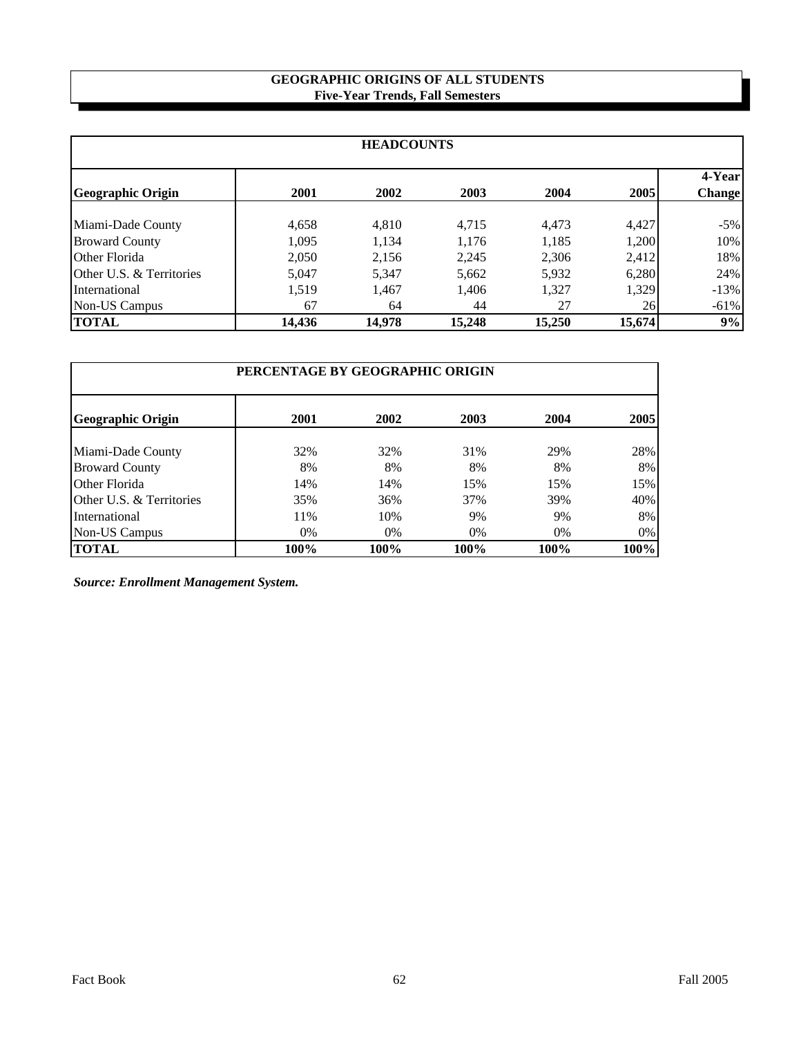# GEOGRAPHIC ORIGINS OF ALL STUDENTS
## Five-Year Trends, Fall Semesters

| HEADCOUNTS | | | | | | |
|---|---|---|---|---|---|---|
| **Geographic Origin** | **2001** | **2002** | **2003** | **2004** | **2005** | **4-Year Change** |
| Miami-Dade County | 4,658 | 4,810 | 4,715 | 4,473 | 4,427 | -5% |
| Broward County | 1,095 | 1,134 | 1,176 | 1,185 | 1,200 | 10% |
| Other Florida | 2,050 | 2,156 | 2,245 | 2,306 | 2,412 | 18% |
| Other U.S. & Territories | 5,047 | 5,347 | 5,662 | 5,932 | 6,280 | 24% |
| International | 1,519 | 1,467 | 1,406 | 1,327 | 1,329 | -13% |
| Non-US Campus | 67 | 64 | 44 | 27 | 26 | -61% |
| **TOTAL** | **14,436** | **14,978** | **15,248** | **15,250** | **15,674** | **9%** |

| PERCENTAGE BY GEOGRAPHIC ORIGIN | | | | | |
|---|---|---|---|---|---|
| **Geographic Origin** | **2001** | **2002** | **2003** | **2004** | **2005** |
| Miami-Dade County | 32% | 32% | 31% | 29% | 28% |
| Broward County | 8% | 8% | 8% | 8% | 8% |
| Other Florida | 14% | 14% | 15% | 15% | 15% |
| Other U.S. & Territories | 35% | 36% | 37% | 39% | 40% |
| International | 11% | 10% | 9% | 9% | 8% |
| Non-US Campus | 0% | 0% | 0% | 0% | 0% |
| **TOTAL** | **100%** | **100%** | **100%** | **100%** | **100%** |

***Source: Enrollment Management System.***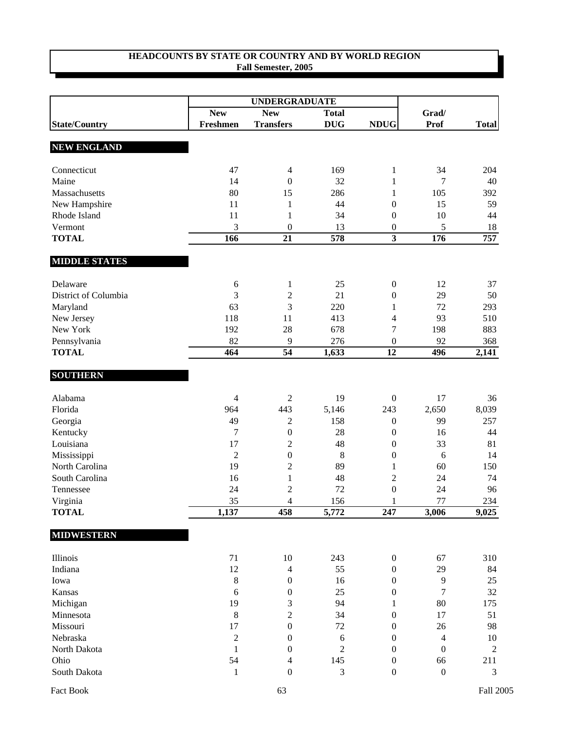## HEADCOUNTS BY STATE OR COUNTRY AND BY WORLD REGION
**Fall Semester, 2005**

| | UNDERGRADUATE | | | | | |
|---|---|---|---|---|---|---|
| **State/Country** | **New Freshmen** | **New Transfers** | **Total DUG** | **NDUG** | **Grad/ Prof** | **Total** |
| **NEW ENGLAND** | | | | | | |
| Connecticut | 47 | 4 | 169 | 1 | 34 | 204 |
| Maine | 14 | 0 | 32 | 1 | 7 | 40 |
| Massachusetts | 80 | 15 | 286 | 1 | 105 | 392 |
| New Hampshire | 11 | 1 | 44 | 0 | 15 | 59 |
| Rhode Island | 11 | 1 | 34 | 0 | 10 | 44 |
| Vermont | 3 | 0 | 13 | 0 | 5 | 18 |
| **TOTAL** | **166** | **21** | **578** | **3** | **176** | **757** |
| **MIDDLE STATES** | | | | | | |
| Delaware | 6 | 1 | 25 | 0 | 12 | 37 |
| District of Columbia | 3 | 2 | 21 | 0 | 29 | 50 |
| Maryland | 63 | 3 | 220 | 1 | 72 | 293 |
| New Jersey | 118 | 11 | 413 | 4 | 93 | 510 |
| New York | 192 | 28 | 678 | 7 | 198 | 883 |
| Pennsylvania | 82 | 9 | 276 | 0 | 92 | 368 |
| **TOTAL** | **464** | **54** | **1,633** | **12** | **496** | **2,141** |
| **SOUTHERN** | | | | | | |
| Alabama | 4 | 2 | 19 | 0 | 17 | 36 |
| Florida | 964 | 443 | 5,146 | 243 | 2,650 | 8,039 |
| Georgia | 49 | 2 | 158 | 0 | 99 | 257 |
| Kentucky | 7 | 0 | 28 | 0 | 16 | 44 |
| Louisiana | 17 | 2 | 48 | 0 | 33 | 81 |
| Mississippi | 2 | 0 | 8 | 0 | 6 | 14 |
| North Carolina | 19 | 2 | 89 | 1 | 60 | 150 |
| South Carolina | 16 | 1 | 48 | 2 | 24 | 74 |
| Tennessee | 24 | 2 | 72 | 0 | 24 | 96 |
| Virginia | 35 | 4 | 156 | 1 | 77 | 234 |
| **TOTAL** | **1,137** | **458** | **5,772** | **247** | **3,006** | **9,025** |
| **MIDWESTERN** | | | | | | |
| Illinois | 71 | 10 | 243 | 0 | 67 | 310 |
| Indiana | 12 | 4 | 55 | 0 | 29 | 84 |
| Iowa | 8 | 0 | 16 | 0 | 9 | 25 |
| Kansas | 6 | 0 | 25 | 0 | 7 | 32 |
| Michigan | 19 | 3 | 94 | 1 | 80 | 175 |
| Minnesota | 8 | 2 | 34 | 0 | 17 | 51 |
| Missouri | 17 | 0 | 72 | 0 | 26 | 98 |
| Nebraska | 2 | 0 | 6 | 0 | 4 | 10 |
| North Dakota | 1 | 0 | 2 | 0 | 0 | 2 |
| Ohio | 54 | 4 | 145 | 0 | 66 | 211 |
| South Dakota | 1 | 0 | 3 | 0 | 0 | 3 |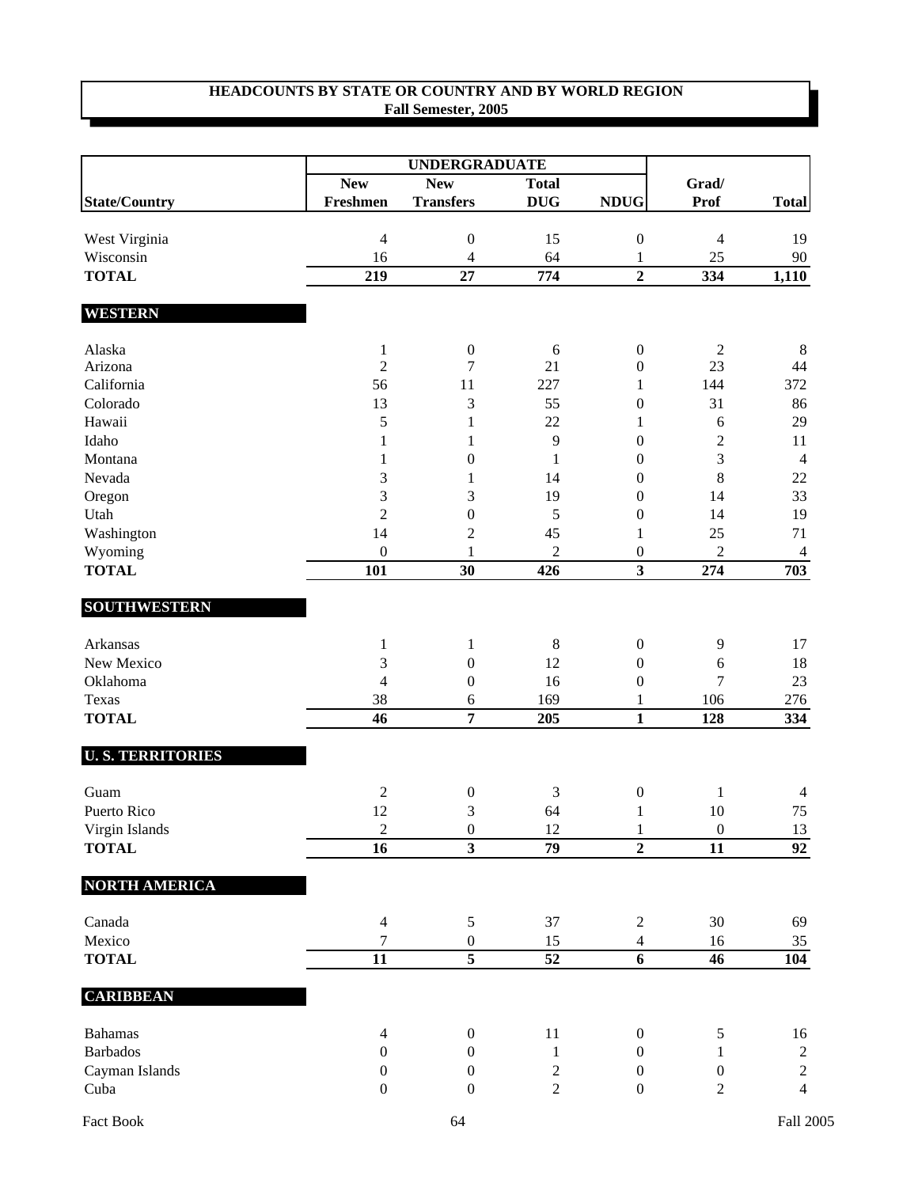**HEADCOUNTS BY STATE OR COUNTRY AND BY WORLD REGION**
**Fall Semester, 2005**

| | UNDERGRADUATE | | | | | |
|---|---|---|---|---|---|---|
| **State/Country** | **New Freshmen** | **New Transfers** | **Total DUG** | **NDUG** | **Grad/ Prof** | **Total** |
| West Virginia | 4 | 0 | 15 | 0 | 4 | 19 |
| Wisconsin | 16 | 4 | 64 | 1 | 25 | 90 |
| **TOTAL** | **219** | **27** | **774** | **2** | **334** | **1,110** |
| **WESTERN** | | | | | | |
| Alaska | 1 | 0 | 6 | 0 | 2 | 8 |
| Arizona | 2 | 7 | 21 | 0 | 23 | 44 |
| California | 56 | 11 | 227 | 1 | 144 | 372 |
| Colorado | 13 | 3 | 55 | 0 | 31 | 86 |
| Hawaii | 5 | 1 | 22 | 1 | 6 | 29 |
| Idaho | 1 | 1 | 9 | 0 | 2 | 11 |
| Montana | 1 | 0 | 1 | 0 | 3 | 4 |
| Nevada | 3 | 1 | 14 | 0 | 8 | 22 |
| Oregon | 3 | 3 | 19 | 0 | 14 | 33 |
| Utah | 2 | 0 | 5 | 0 | 14 | 19 |
| Washington | 14 | 2 | 45 | 1 | 25 | 71 |
| Wyoming | 0 | 1 | 2 | 0 | 2 | 4 |
| **TOTAL** | **101** | **30** | **426** | **3** | **274** | **703** |
| **SOUTHWESTERN** | | | | | | |
| Arkansas | 1 | 1 | 8 | 0 | 9 | 17 |
| New Mexico | 3 | 0 | 12 | 0 | 6 | 18 |
| Oklahoma | 4 | 0 | 16 | 0 | 7 | 23 |
| Texas | 38 | 6 | 169 | 1 | 106 | 276 |
| **TOTAL** | **46** | **7** | **205** | **1** | **128** | **334** |
| **U. S. TERRITORIES** | | | | | | |
| Guam | 2 | 0 | 3 | 0 | 1 | 4 |
| Puerto Rico | 12 | 3 | 64 | 1 | 10 | 75 |
| Virgin Islands | 2 | 0 | 12 | 1 | 0 | 13 |
| **TOTAL** | **16** | **3** | **79** | **2** | **11** | **92** |
| **NORTH AMERICA** | | | | | | |
| Canada | 4 | 5 | 37 | 2 | 30 | 69 |
| Mexico | 7 | 0 | 15 | 4 | 16 | 35 |
| **TOTAL** | **11** | **5** | **52** | **6** | **46** | **104** |
| **CARIBBEAN** | | | | | | |
| Bahamas | 4 | 0 | 11 | 0 | 5 | 16 |
| Barbados | 0 | 0 | 1 | 0 | 1 | 2 |
| Cayman Islands | 0 | 0 | 2 | 0 | 0 | 2 |
| Cuba | 0 | 0 | 2 | 0 | 2 | 4 |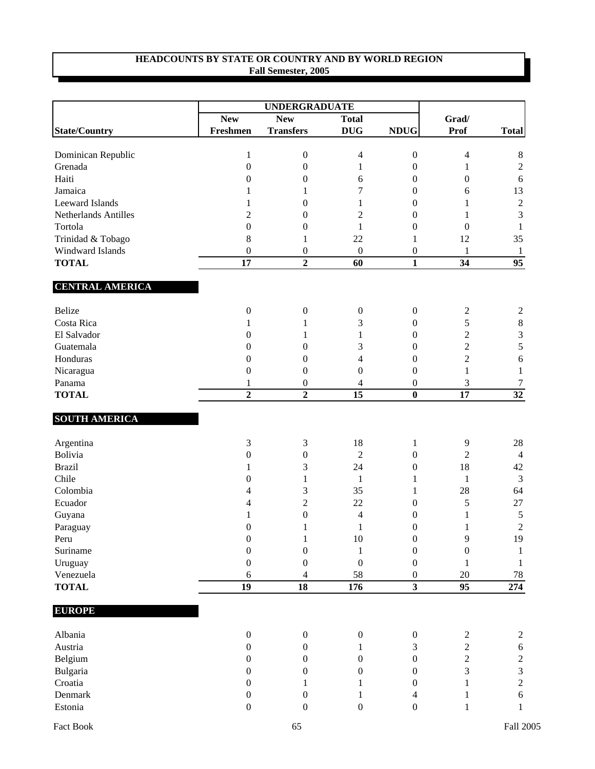## HEADCOUNTS BY STATE OR COUNTRY AND BY WORLD REGION
**Fall Semester, 2005**

| | UNDERGRADUATE | | | | | |
|---|---|---|---|---|---|---|
| **State/Country** | **New Freshmen** | **New Transfers** | **Total DUG** | **NDUG** | **Grad/ Prof** | **Total** |
| Dominican Republic | 1 | 0 | 4 | 0 | 4 | 8 |
| Grenada | 0 | 0 | 1 | 0 | 1 | 2 |
| Haiti | 0 | 0 | 6 | 0 | 0 | 6 |
| Jamaica | 1 | 1 | 7 | 0 | 6 | 13 |
| Leeward Islands | 1 | 0 | 1 | 0 | 1 | 2 |
| Netherlands Antilles | 2 | 0 | 2 | 0 | 1 | 3 |
| Tortola | 0 | 0 | 1 | 0 | 0 | 1 |
| Trinidad & Tobago | 8 | 1 | 22 | 1 | 12 | 35 |
| Windward Islands | 0 | 0 | 0 | 0 | 1 | 1 |
| **TOTAL** | **17** | **2** | **60** | **1** | **34** | **95** |
| **CENTRAL AMERICA** | | | | | | |
| Belize | 0 | 0 | 0 | 0 | 2 | 2 |
| Costa Rica | 1 | 1 | 3 | 0 | 5 | 8 |
| El Salvador | 0 | 1 | 1 | 0 | 2 | 3 |
| Guatemala | 0 | 0 | 3 | 0 | 2 | 5 |
| Honduras | 0 | 0 | 4 | 0 | 2 | 6 |
| Nicaragua | 0 | 0 | 0 | 0 | 1 | 1 |
| Panama | 1 | 0 | 4 | 0 | 3 | 7 |
| **TOTAL** | **2** | **2** | **15** | **0** | **17** | **32** |
| **SOUTH AMERICA** | | | | | | |
| Argentina | 3 | 3 | 18 | 1 | 9 | 28 |
| Bolivia | 0 | 0 | 2 | 0 | 2 | 4 |
| Brazil | 1 | 3 | 24 | 0 | 18 | 42 |
| Chile | 0 | 1 | 1 | 1 | 1 | 3 |
| Colombia | 4 | 3 | 35 | 1 | 28 | 64 |
| Ecuador | 4 | 2 | 22 | 0 | 5 | 27 |
| Guyana | 1 | 0 | 4 | 0 | 1 | 5 |
| Paraguay | 0 | 1 | 1 | 0 | 1 | 2 |
| Peru | 0 | 1 | 10 | 0 | 9 | 19 |
| Suriname | 0 | 0 | 1 | 0 | 0 | 1 |
| Uruguay | 0 | 0 | 0 | 0 | 1 | 1 |
| Venezuela | 6 | 4 | 58 | 0 | 20 | 78 |
| **TOTAL** | **19** | **18** | **176** | **3** | **95** | **274** |
| **EUROPE** | | | | | | |
| Albania | 0 | 0 | 0 | 0 | 2 | 2 |
| Austria | 0 | 0 | 1 | 3 | 2 | 6 |
| Belgium | 0 | 0 | 0 | 0 | 2 | 2 |
| Bulgaria | 0 | 0 | 0 | 0 | 3 | 3 |
| Croatia | 0 | 1 | 1 | 0 | 1 | 2 |
| Denmark | 0 | 0 | 1 | 4 | 1 | 6 |
| Estonia | 0 | 0 | 0 | 0 | 1 | 1 |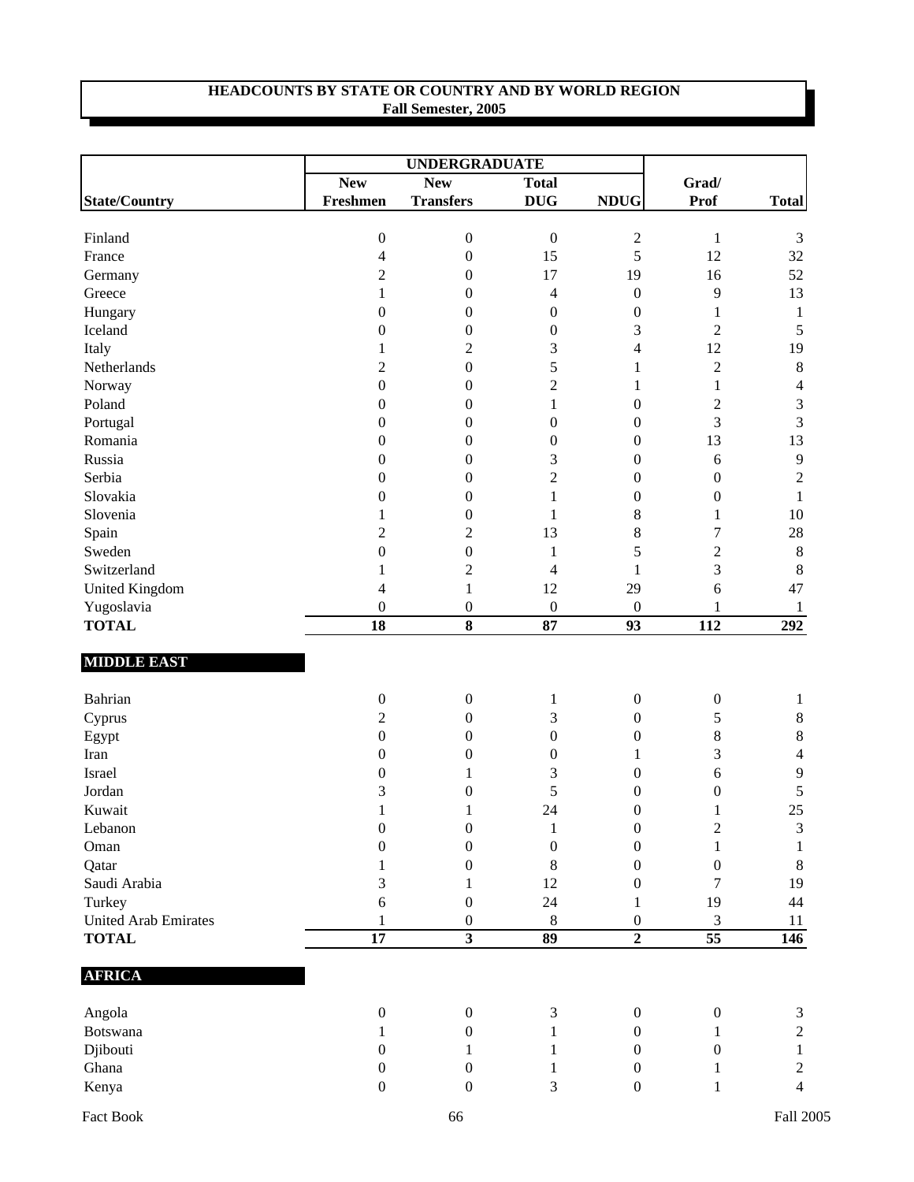## HEADCOUNTS BY STATE OR COUNTRY AND BY WORLD REGION
**Fall Semester, 2005**

| | UNDERGRADUATE | | | | | |
|---|---|---|---|---|---|---|
| **State/Country** | **New Freshmen** | **New Transfers** | **Total DUG** | **NDUG** | **Grad/ Prof** | **Total** |
| Finland | 0 | 0 | 0 | 2 | 1 | 3 |
| France | 4 | 0 | 15 | 5 | 12 | 32 |
| Germany | 2 | 0 | 17 | 19 | 16 | 52 |
| Greece | 1 | 0 | 4 | 0 | 9 | 13 |
| Hungary | 0 | 0 | 0 | 0 | 1 | 1 |
| Iceland | 0 | 0 | 0 | 3 | 2 | 5 |
| Italy | 1 | 2 | 3 | 4 | 12 | 19 |
| Netherlands | 2 | 0 | 5 | 1 | 2 | 8 |
| Norway | 0 | 0 | 2 | 1 | 1 | 4 |
| Poland | 0 | 0 | 1 | 0 | 2 | 3 |
| Portugal | 0 | 0 | 0 | 0 | 3 | 3 |
| Romania | 0 | 0 | 0 | 0 | 13 | 13 |
| Russia | 0 | 0 | 3 | 0 | 6 | 9 |
| Serbia | 0 | 0 | 2 | 0 | 0 | 2 |
| Slovakia | 0 | 0 | 1 | 0 | 0 | 1 |
| Slovenia | 1 | 0 | 1 | 8 | 1 | 10 |
| Spain | 2 | 2 | 13 | 8 | 7 | 28 |
| Sweden | 0 | 0 | 1 | 5 | 2 | 8 |
| Switzerland | 1 | 2 | 4 | 1 | 3 | 8 |
| United Kingdom | 4 | 1 | 12 | 29 | 6 | 47 |
| Yugoslavia | 0 | 0 | 0 | 0 | 1 | 1 |
| **TOTAL** | **18** | **8** | **87** | **93** | **112** | **292** |
| **MIDDLE EAST** | | | | | | |
| Bahrian | 0 | 0 | 1 | 0 | 0 | 1 |
| Cyprus | 2 | 0 | 3 | 0 | 5 | 8 |
| Egypt | 0 | 0 | 0 | 0 | 8 | 8 |
| Iran | 0 | 0 | 0 | 1 | 3 | 4 |
| Israel | 0 | 1 | 3 | 0 | 6 | 9 |
| Jordan | 3 | 0 | 5 | 0 | 0 | 5 |
| Kuwait | 1 | 1 | 24 | 0 | 1 | 25 |
| Lebanon | 0 | 0 | 1 | 0 | 2 | 3 |
| Oman | 0 | 0 | 0 | 0 | 1 | 1 |
| Qatar | 1 | 0 | 8 | 0 | 0 | 8 |
| Saudi Arabia | 3 | 1 | 12 | 0 | 7 | 19 |
| Turkey | 6 | 0 | 24 | 1 | 19 | 44 |
| United Arab Emirates | 1 | 0 | 8 | 0 | 3 | 11 |
| **TOTAL** | **17** | **3** | **89** | **2** | **55** | **146** |
| **AFRICA** | | | | | | |
| Angola | 0 | 0 | 3 | 0 | 0 | 3 |
| Botswana | 1 | 0 | 1 | 0 | 1 | 2 |
| Djibouti | 0 | 1 | 1 | 0 | 0 | 1 |
| Ghana | 0 | 0 | 1 | 0 | 1 | 2 |
| Kenya | 0 | 0 | 3 | 0 | 1 | 4 |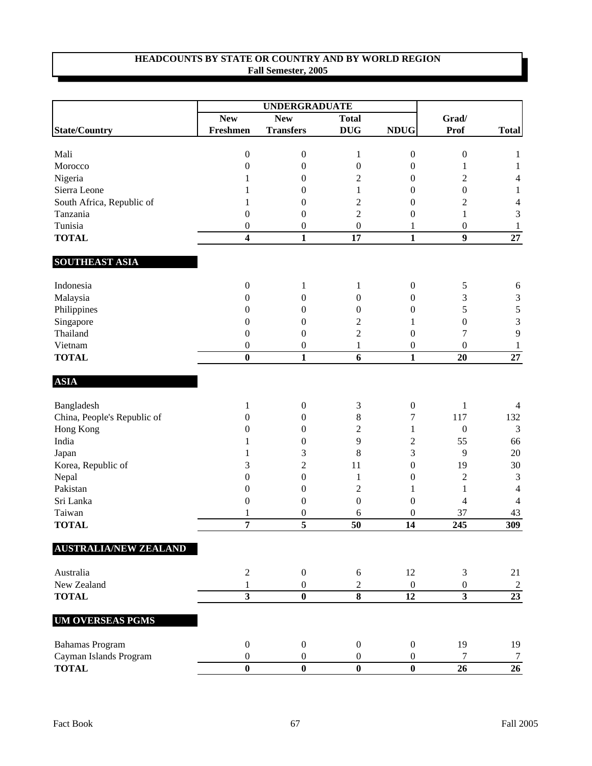**HEADCOUNTS BY STATE OR COUNTRY AND BY WORLD REGION**
**Fall Semester, 2005**

| | UNDERGRADUATE | | | | | |
|---|---|---|---|---|---|---|
| State/Country | New Freshmen | New Transfers | Total DUG | NDUG | Grad/ Prof | Total |
| Mali | 0 | 0 | 1 | 0 | 0 | 1 |
| Morocco | 0 | 0 | 0 | 0 | 1 | 1 |
| Nigeria | 1 | 0 | 2 | 0 | 2 | 4 |
| Sierra Leone | 1 | 0 | 1 | 0 | 0 | 1 |
| South Africa, Republic of | 1 | 0 | 2 | 0 | 2 | 4 |
| Tanzania | 0 | 0 | 2 | 0 | 1 | 3 |
| Tunisia | 0 | 0 | 0 | 1 | 0 | 1 |
| **TOTAL** | **4** | **1** | **17** | **1** | **9** | **27** |
| **SOUTHEAST ASIA** | | | | | | |
| Indonesia | 0 | 1 | 1 | 0 | 5 | 6 |
| Malaysia | 0 | 0 | 0 | 0 | 3 | 3 |
| Philippines | 0 | 0 | 0 | 0 | 5 | 5 |
| Singapore | 0 | 0 | 2 | 1 | 0 | 3 |
| Thailand | 0 | 0 | 2 | 0 | 7 | 9 |
| Vietnam | 0 | 0 | 1 | 0 | 0 | 1 |
| **TOTAL** | **0** | **1** | **6** | **1** | **20** | **27** |
| **ASIA** | | | | | | |
| Bangladesh | 1 | 0 | 3 | 0 | 1 | 4 |
| China, People's Republic of | 0 | 0 | 8 | 7 | 117 | 132 |
| Hong Kong | 0 | 0 | 2 | 1 | 0 | 3 |
| India | 1 | 0 | 9 | 2 | 55 | 66 |
| Japan | 1 | 3 | 8 | 3 | 9 | 20 |
| Korea, Republic of | 3 | 2 | 11 | 0 | 19 | 30 |
| Nepal | 0 | 0 | 1 | 0 | 2 | 3 |
| Pakistan | 0 | 0 | 2 | 1 | 1 | 4 |
| Sri Lanka | 0 | 0 | 0 | 0 | 4 | 4 |
| Taiwan | 1 | 0 | 6 | 0 | 37 | 43 |
| **TOTAL** | **7** | **5** | **50** | **14** | **245** | **309** |
| **AUSTRALIA/NEW ZEALAND** | | | | | | |
| Australia | 2 | 0 | 6 | 12 | 3 | 21 |
| New Zealand | 1 | 0 | 2 | 0 | 0 | 2 |
| **TOTAL** | **3** | **0** | **8** | **12** | **3** | **23** |
| **UM OVERSEAS PGMS** | | | | | | |
| Bahamas Program | 0 | 0 | 0 | 0 | 19 | 19 |
| Cayman Islands Program | 0 | 0 | 0 | 0 | 7 | 7 |
| **TOTAL** | **0** | **0** | **0** | **0** | **26** | **26** |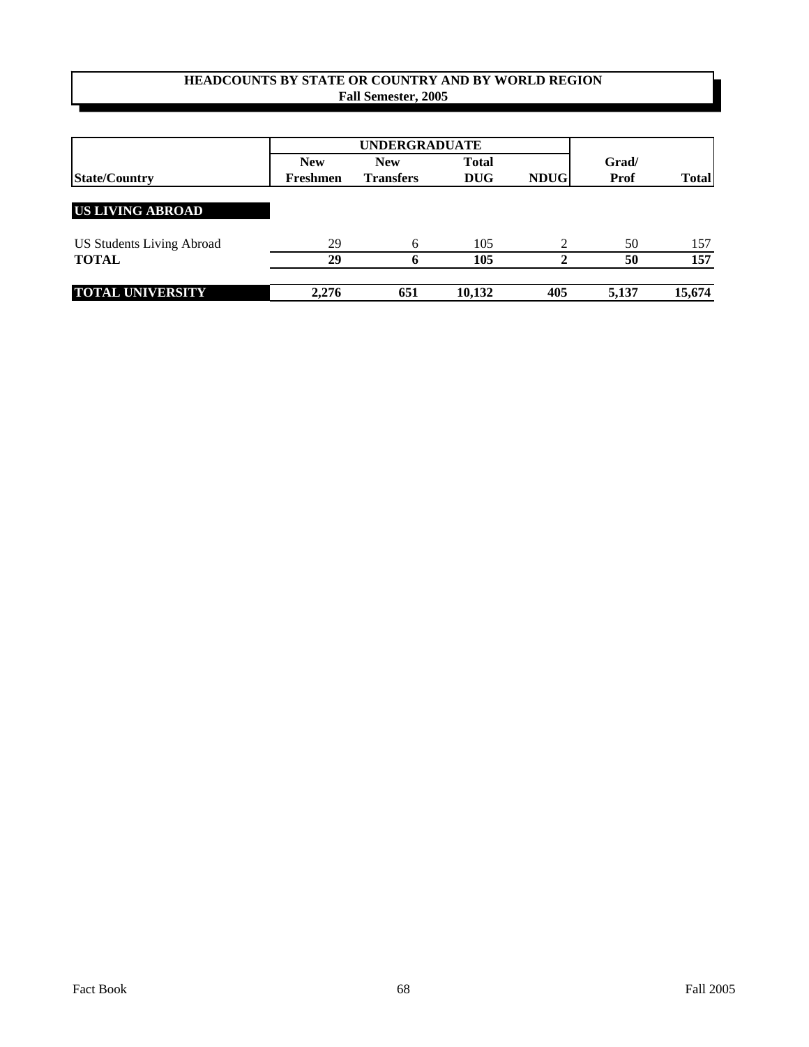## HEADCOUNTS BY STATE OR COUNTRY AND BY WORLD REGION
**Fall Semester, 2005**

| | UNDERGRADUATE | | | | | |
|---|---|---|---|---|---|---|
| **State/Country** | **New Freshmen** | **New Transfers** | **Total DUG** | **NDUG** | **Grad/ Prof** | **Total** |
| **US LIVING ABROAD** | | | | | | |
| US Students Living Abroad | 29 | 6 | 105 | 2 | 50 | 157 |
| **TOTAL** | **29** | **6** | **105** | **2** | **50** | **157** |
| **TOTAL UNIVERSITY** | **2,276** | **651** | **10,132** | **405** | **5,137** | **15,674** |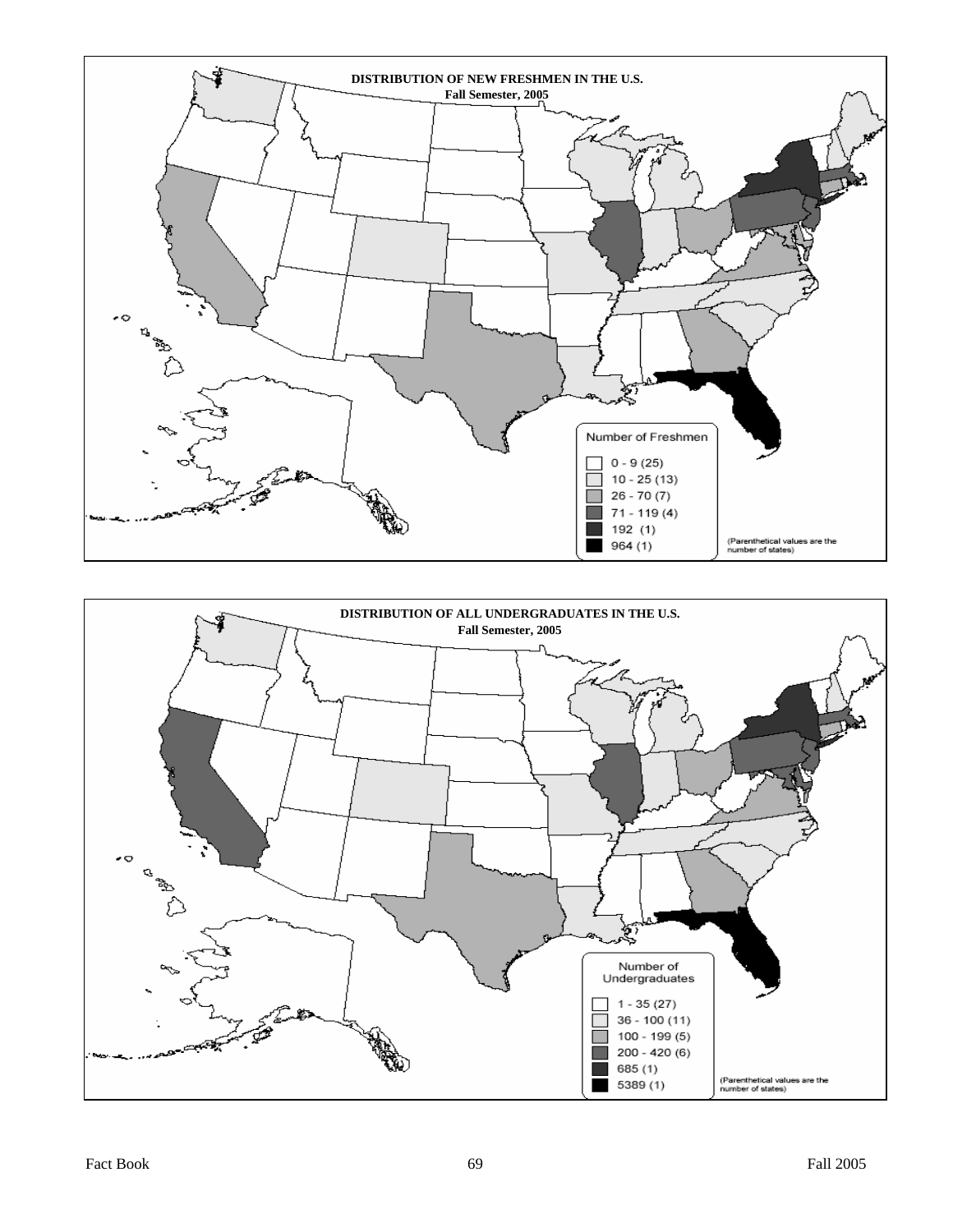**DISTRIBUTION OF NEW FRESHMEN IN THE U.S.**
**Fall Semester, 2005**

Number of Freshmen

- 0 - 9 (25)
- 10 - 25 (13)
- 26 - 70 (7)
- 71 - 119 (4)
- 192 (1)
- 964 (1)

(Parenthetical values are the number of states)

**DISTRIBUTION OF ALL UNDERGRADUATES IN THE U.S.**
**Fall Semester, 2005**

Number of Undergraduates

- 1 - 35 (27)
- 36 - 100 (11)
- 100 - 199 (5)
- 200 - 420 (6)
- 685 (1)
- 5389 (1)

(Parenthetical values are the number of states)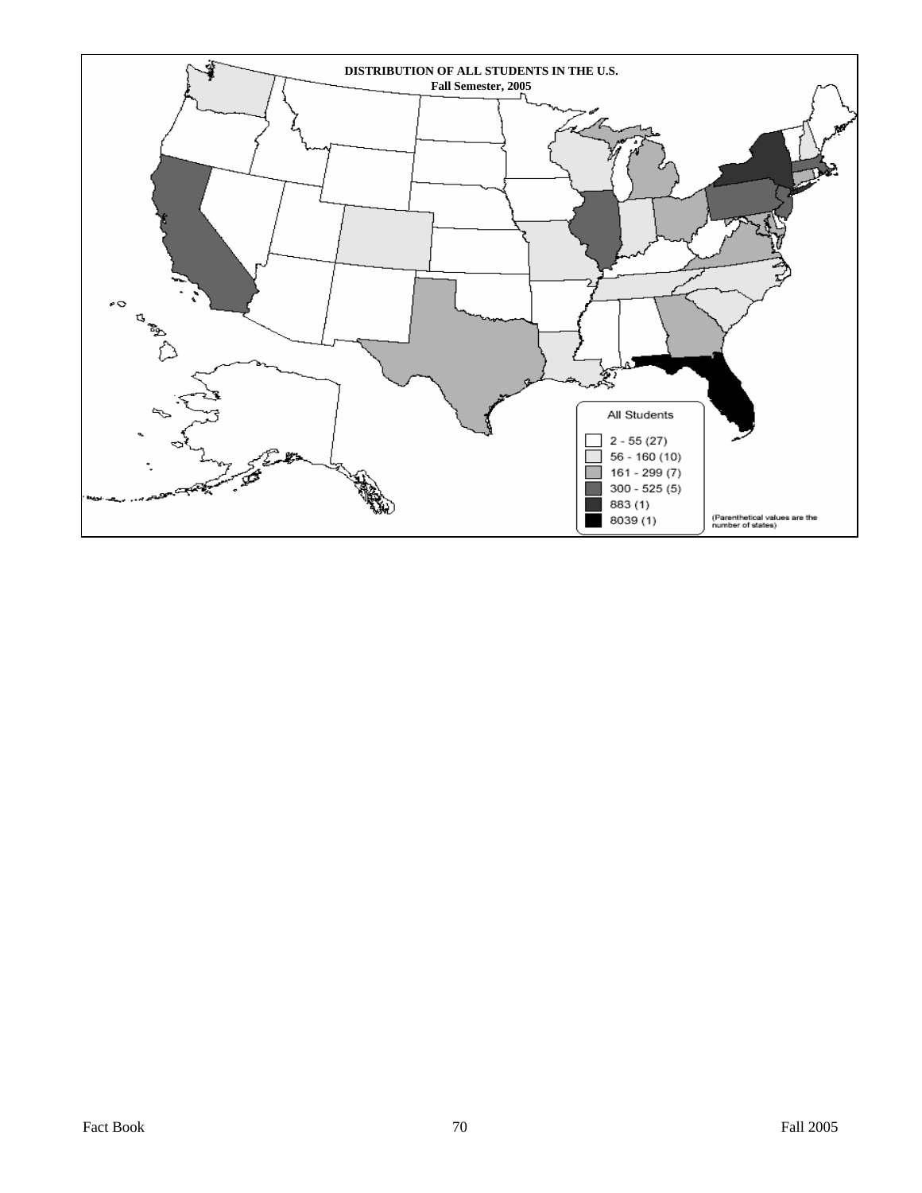**DISTRIBUTION OF ALL STUDENTS IN THE U.S.**
**Fall Semester, 2005**

All Students

| Range | Number of states |
| --- | --- |
| 2 - 55 | (27) |
| 56 - 160 | (10) |
| 161 - 299 | (7) |
| 300 - 525 | (5) |
| 883 | (1) |
| 8039 | (1) |

(Parenthetical values are the number of states)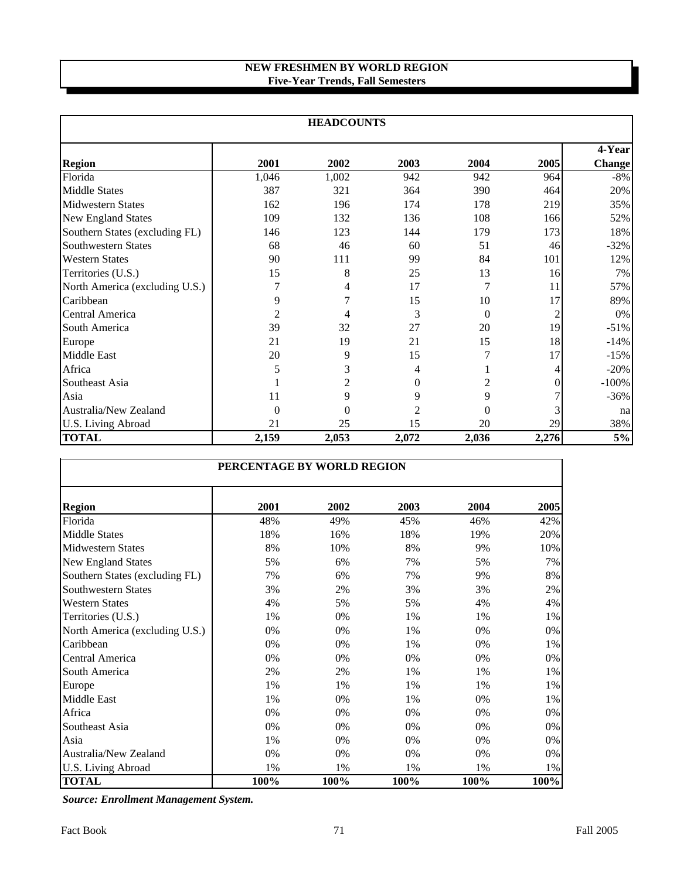# NEW FRESHMEN BY WORLD REGION
## Five-Year Trends, Fall Semesters

### HEADCOUNTS

| Region | 2001 | 2002 | 2003 | 2004 | 2005 | 4-Year Change |
|---|---|---|---|---|---|---|
| Florida | 1,046 | 1,002 | 942 | 942 | 964 | -8% |
| Middle States | 387 | 321 | 364 | 390 | 464 | 20% |
| Midwestern States | 162 | 196 | 174 | 178 | 219 | 35% |
| New England States | 109 | 132 | 136 | 108 | 166 | 52% |
| Southern States (excluding FL) | 146 | 123 | 144 | 179 | 173 | 18% |
| Southwestern States | 68 | 46 | 60 | 51 | 46 | -32% |
| Western States | 90 | 111 | 99 | 84 | 101 | 12% |
| Territories (U.S.) | 15 | 8 | 25 | 13 | 16 | 7% |
| North America (excluding U.S.) | 7 | 4 | 17 | 7 | 11 | 57% |
| Caribbean | 9 | 7 | 15 | 10 | 17 | 89% |
| Central America | 2 | 4 | 3 | 0 | 2 | 0% |
| South America | 39 | 32 | 27 | 20 | 19 | -51% |
| Europe | 21 | 19 | 21 | 15 | 18 | -14% |
| Middle East | 20 | 9 | 15 | 7 | 17 | -15% |
| Africa | 5 | 3 | 4 | 1 | 4 | -20% |
| Southeast Asia | 1 | 2 | 0 | 2 | 0 | -100% |
| Asia | 11 | 9 | 9 | 9 | 7 | -36% |
| Australia/New Zealand | 0 | 0 | 2 | 0 | 3 | na |
| U.S. Living Abroad | 21 | 25 | 15 | 20 | 29 | 38% |
| **TOTAL** | **2,159** | **2,053** | **2,072** | **2,036** | **2,276** | **5%** |

### PERCENTAGE BY WORLD REGION

| Region | 2001 | 2002 | 2003 | 2004 | 2005 |
|---|---|---|---|---|---|
| Florida | 48% | 49% | 45% | 46% | 42% |
| Middle States | 18% | 16% | 18% | 19% | 20% |
| Midwestern States | 8% | 10% | 8% | 9% | 10% |
| New England States | 5% | 6% | 7% | 5% | 7% |
| Southern States (excluding FL) | 7% | 6% | 7% | 9% | 8% |
| Southwestern States | 3% | 2% | 3% | 3% | 2% |
| Western States | 4% | 5% | 5% | 4% | 4% |
| Territories (U.S.) | 1% | 0% | 1% | 1% | 1% |
| North America (excluding U.S.) | 0% | 0% | 1% | 0% | 0% |
| Caribbean | 0% | 0% | 1% | 0% | 1% |
| Central America | 0% | 0% | 0% | 0% | 0% |
| South America | 2% | 2% | 1% | 1% | 1% |
| Europe | 1% | 1% | 1% | 1% | 1% |
| Middle East | 1% | 0% | 1% | 0% | 1% |
| Africa | 0% | 0% | 0% | 0% | 0% |
| Southeast Asia | 0% | 0% | 0% | 0% | 0% |
| Asia | 1% | 0% | 0% | 0% | 0% |
| Australia/New Zealand | 0% | 0% | 0% | 0% | 0% |
| U.S. Living Abroad | 1% | 1% | 1% | 1% | 1% |
| **TOTAL** | **100%** | **100%** | **100%** | **100%** | **100%** |

***Source: Enrollment Management System.***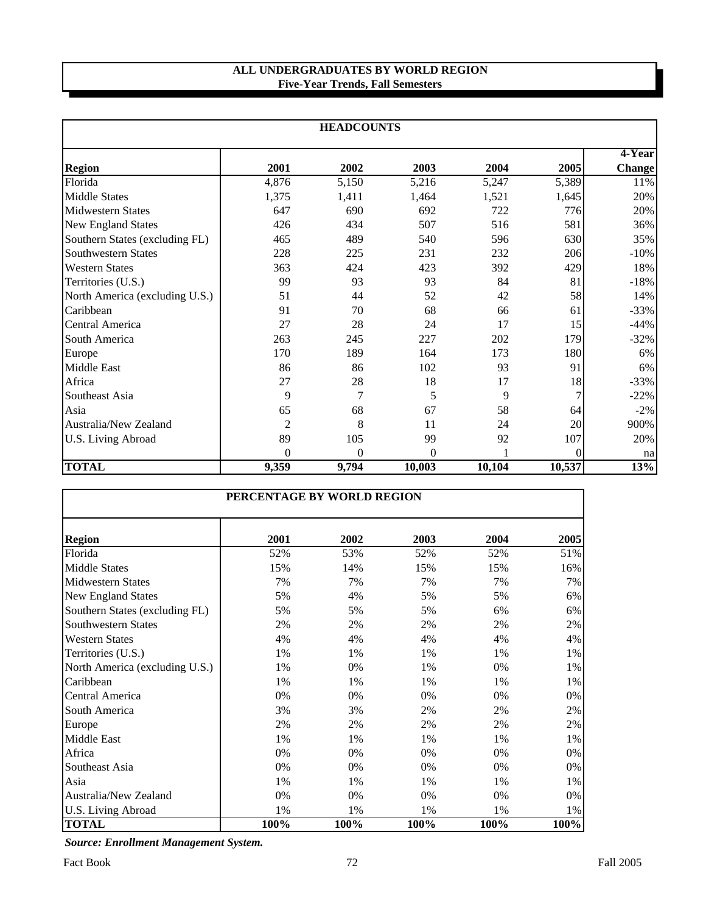# ALL UNDERGRADUATES BY WORLD REGION
## Five-Year Trends, Fall Semesters

| HEADCOUNTS | | | | | | |
|---|---|---|---|---|---|---|
| **Region** | **2001** | **2002** | **2003** | **2004** | **2005** | **4-Year Change** |
| Florida | 4,876 | 5,150 | 5,216 | 5,247 | 5,389 | 11% |
| Middle States | 1,375 | 1,411 | 1,464 | 1,521 | 1,645 | 20% |
| Midwestern States | 647 | 690 | 692 | 722 | 776 | 20% |
| New England States | 426 | 434 | 507 | 516 | 581 | 36% |
| Southern States (excluding FL) | 465 | 489 | 540 | 596 | 630 | 35% |
| Southwestern States | 228 | 225 | 231 | 232 | 206 | -10% |
| Western States | 363 | 424 | 423 | 392 | 429 | 18% |
| Territories (U.S.) | 99 | 93 | 93 | 84 | 81 | -18% |
| North America (excluding U.S.) | 51 | 44 | 52 | 42 | 58 | 14% |
| Caribbean | 91 | 70 | 68 | 66 | 61 | -33% |
| Central America | 27 | 28 | 24 | 17 | 15 | -44% |
| South America | 263 | 245 | 227 | 202 | 179 | -32% |
| Europe | 170 | 189 | 164 | 173 | 180 | 6% |
| Middle East | 86 | 86 | 102 | 93 | 91 | 6% |
| Africa | 27 | 28 | 18 | 17 | 18 | -33% |
| Southeast Asia | 9 | 7 | 5 | 9 | 7 | -22% |
| Asia | 65 | 68 | 67 | 58 | 64 | -2% |
| Australia/New Zealand | 2 | 8 | 11 | 24 | 20 | 900% |
| U.S. Living Abroad | 89 | 105 | 99 | 92 | 107 | 20% |
| | 0 | 0 | 0 | 1 | 0 | na |
| **TOTAL** | **9,359** | **9,794** | **10,003** | **10,104** | **10,537** | **13%** |

| PERCENTAGE BY WORLD REGION | | | | | |
|---|---|---|---|---|---|
| **Region** | **2001** | **2002** | **2003** | **2004** | **2005** |
| Florida | 52% | 53% | 52% | 52% | 51% |
| Middle States | 15% | 14% | 15% | 15% | 16% |
| Midwestern States | 7% | 7% | 7% | 7% | 7% |
| New England States | 5% | 4% | 5% | 5% | 6% |
| Southern States (excluding FL) | 5% | 5% | 5% | 6% | 6% |
| Southwestern States | 2% | 2% | 2% | 2% | 2% |
| Western States | 4% | 4% | 4% | 4% | 4% |
| Territories (U.S.) | 1% | 1% | 1% | 1% | 1% |
| North America (excluding U.S.) | 1% | 0% | 1% | 0% | 1% |
| Caribbean | 1% | 1% | 1% | 1% | 1% |
| Central America | 0% | 0% | 0% | 0% | 0% |
| South America | 3% | 3% | 2% | 2% | 2% |
| Europe | 2% | 2% | 2% | 2% | 2% |
| Middle East | 1% | 1% | 1% | 1% | 1% |
| Africa | 0% | 0% | 0% | 0% | 0% |
| Southeast Asia | 0% | 0% | 0% | 0% | 0% |
| Asia | 1% | 1% | 1% | 1% | 1% |
| Australia/New Zealand | 0% | 0% | 0% | 0% | 0% |
| U.S. Living Abroad | 1% | 1% | 1% | 1% | 1% |
| **TOTAL** | **100%** | **100%** | **100%** | **100%** | **100%** |

***Source: Enrollment Management System.***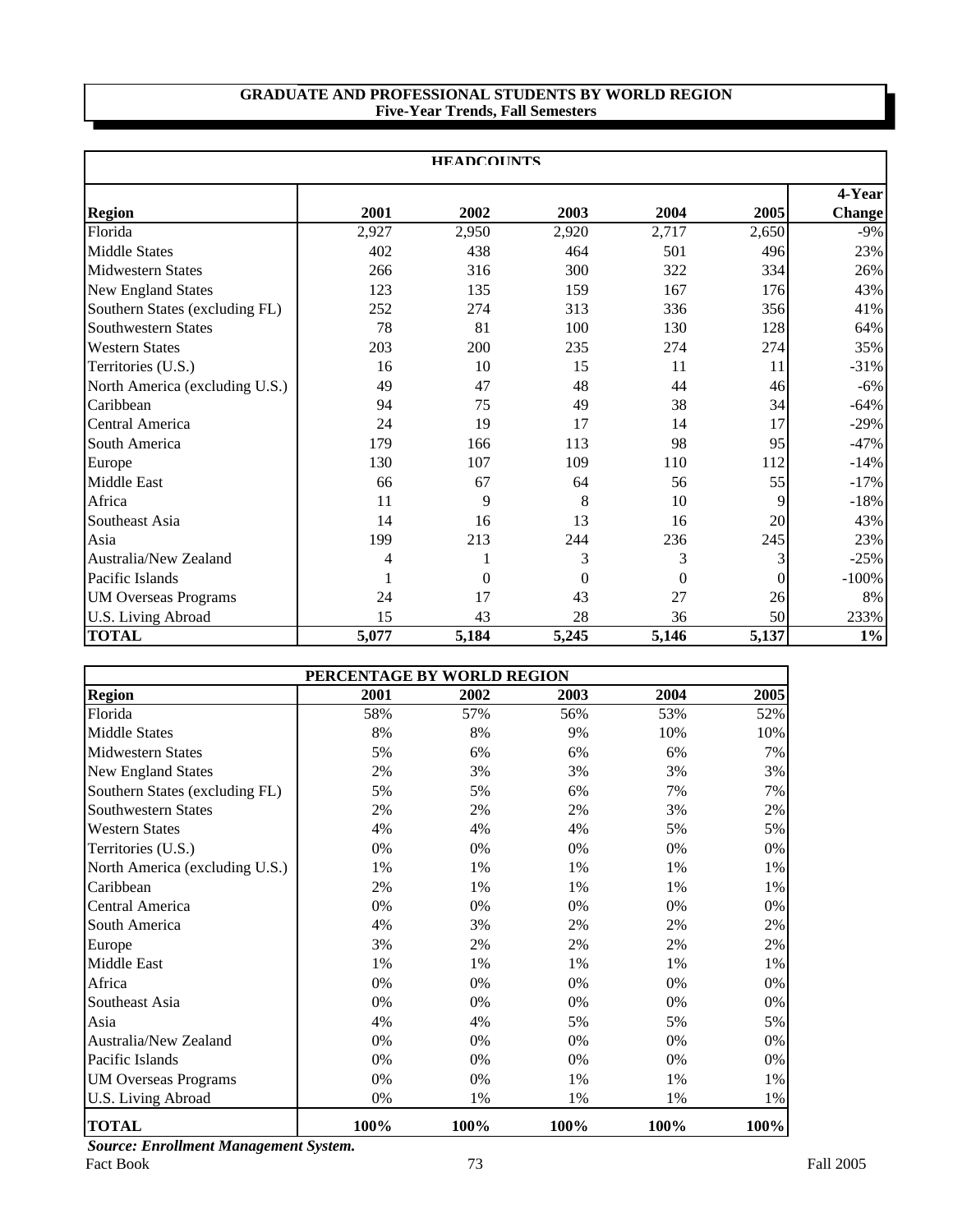# GRADUATE AND PROFESSIONAL STUDENTS BY WORLD REGION
## Five-Year Trends, Fall Semesters

| HEADCOUNTS | | | | | | |
|---|---|---|---|---|---|---|
| **Region** | **2001** | **2002** | **2003** | **2004** | **2005** | **4-Year Change** |
| Florida | 2,927 | 2,950 | 2,920 | 2,717 | 2,650 | -9% |
| Middle States | 402 | 438 | 464 | 501 | 496 | 23% |
| Midwestern States | 266 | 316 | 300 | 322 | 334 | 26% |
| New England States | 123 | 135 | 159 | 167 | 176 | 43% |
| Southern States (excluding FL) | 252 | 274 | 313 | 336 | 356 | 41% |
| Southwestern States | 78 | 81 | 100 | 130 | 128 | 64% |
| Western States | 203 | 200 | 235 | 274 | 274 | 35% |
| Territories (U.S.) | 16 | 10 | 15 | 11 | 11 | -31% |
| North America (excluding U.S.) | 49 | 47 | 48 | 44 | 46 | -6% |
| Caribbean | 94 | 75 | 49 | 38 | 34 | -64% |
| Central America | 24 | 19 | 17 | 14 | 17 | -29% |
| South America | 179 | 166 | 113 | 98 | 95 | -47% |
| Europe | 130 | 107 | 109 | 110 | 112 | -14% |
| Middle East | 66 | 67 | 64 | 56 | 55 | -17% |
| Africa | 11 | 9 | 8 | 10 | 9 | -18% |
| Southeast Asia | 14 | 16 | 13 | 16 | 20 | 43% |
| Asia | 199 | 213 | 244 | 236 | 245 | 23% |
| Australia/New Zealand | 4 | 1 | 3 | 3 | 3 | -25% |
| Pacific Islands | 1 | 0 | 0 | 0 | 0 | -100% |
| UM Overseas Programs | 24 | 17 | 43 | 27 | 26 | 8% |
| U.S. Living Abroad | 15 | 43 | 28 | 36 | 50 | 233% |
| **TOTAL** | **5,077** | **5,184** | **5,245** | **5,146** | **5,137** | **1%** |

| PERCENTAGE BY WORLD REGION | | | | | |
|---|---|---|---|---|---|
| **Region** | **2001** | **2002** | **2003** | **2004** | **2005** |
| Florida | 58% | 57% | 56% | 53% | 52% |
| Middle States | 8% | 8% | 9% | 10% | 10% |
| Midwestern States | 5% | 6% | 6% | 6% | 7% |
| New England States | 2% | 3% | 3% | 3% | 3% |
| Southern States (excluding FL) | 5% | 5% | 6% | 7% | 7% |
| Southwestern States | 2% | 2% | 2% | 3% | 2% |
| Western States | 4% | 4% | 4% | 5% | 5% |
| Territories (U.S.) | 0% | 0% | 0% | 0% | 0% |
| North America (excluding U.S.) | 1% | 1% | 1% | 1% | 1% |
| Caribbean | 2% | 1% | 1% | 1% | 1% |
| Central America | 0% | 0% | 0% | 0% | 0% |
| South America | 4% | 3% | 2% | 2% | 2% |
| Europe | 3% | 2% | 2% | 2% | 2% |
| Middle East | 1% | 1% | 1% | 1% | 1% |
| Africa | 0% | 0% | 0% | 0% | 0% |
| Southeast Asia | 0% | 0% | 0% | 0% | 0% |
| Asia | 4% | 4% | 5% | 5% | 5% |
| Australia/New Zealand | 0% | 0% | 0% | 0% | 0% |
| Pacific Islands | 0% | 0% | 0% | 0% | 0% |
| UM Overseas Programs | 0% | 0% | 1% | 1% | 1% |
| U.S. Living Abroad | 0% | 1% | 1% | 1% | 1% |
| **TOTAL** | **100%** | **100%** | **100%** | **100%** | **100%** |

***Source: Enrollment Management System.***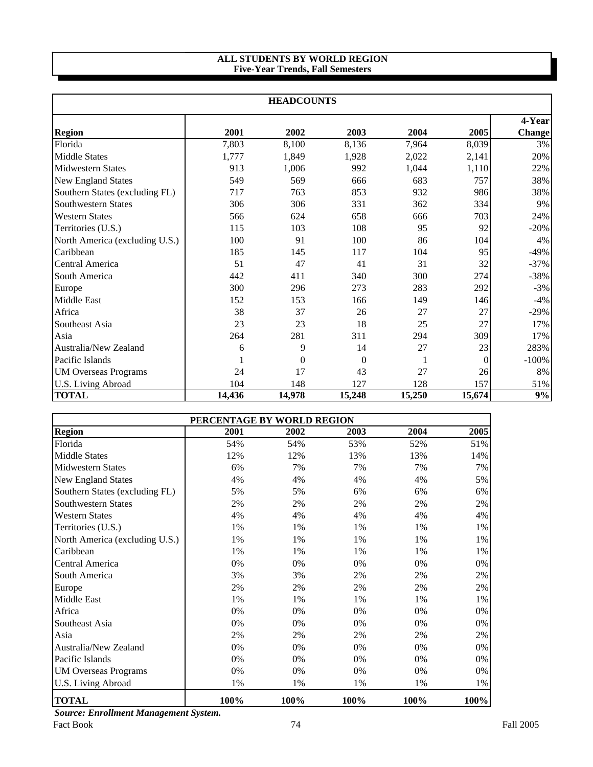# ALL STUDENTS BY WORLD REGION
## Five-Year Trends, Fall Semesters

| HEADCOUNTS | | | | | | |
|---|---|---|---|---|---|---|
| **Region** | **2001** | **2002** | **2003** | **2004** | **2005** | **4-Year Change** |
| Florida | 7,803 | 8,100 | 8,136 | 7,964 | 8,039 | 3% |
| Middle States | 1,777 | 1,849 | 1,928 | 2,022 | 2,141 | 20% |
| Midwestern States | 913 | 1,006 | 992 | 1,044 | 1,110 | 22% |
| New England States | 549 | 569 | 666 | 683 | 757 | 38% |
| Southern States (excluding FL) | 717 | 763 | 853 | 932 | 986 | 38% |
| Southwestern States | 306 | 306 | 331 | 362 | 334 | 9% |
| Western States | 566 | 624 | 658 | 666 | 703 | 24% |
| Territories (U.S.) | 115 | 103 | 108 | 95 | 92 | -20% |
| North America (excluding U.S.) | 100 | 91 | 100 | 86 | 104 | 4% |
| Caribbean | 185 | 145 | 117 | 104 | 95 | -49% |
| Central America | 51 | 47 | 41 | 31 | 32 | -37% |
| South America | 442 | 411 | 340 | 300 | 274 | -38% |
| Europe | 300 | 296 | 273 | 283 | 292 | -3% |
| Middle East | 152 | 153 | 166 | 149 | 146 | -4% |
| Africa | 38 | 37 | 26 | 27 | 27 | -29% |
| Southeast Asia | 23 | 23 | 18 | 25 | 27 | 17% |
| Asia | 264 | 281 | 311 | 294 | 309 | 17% |
| Australia/New Zealand | 6 | 9 | 14 | 27 | 23 | 283% |
| Pacific Islands | 1 | 0 | 0 | 1 | 0 | -100% |
| UM Overseas Programs | 24 | 17 | 43 | 27 | 26 | 8% |
| U.S. Living Abroad | 104 | 148 | 127 | 128 | 157 | 51% |
| **TOTAL** | **14,436** | **14,978** | **15,248** | **15,250** | **15,674** | **9%** |

| PERCENTAGE BY WORLD REGION | | | | | |
|---|---|---|---|---|---|
| **Region** | **2001** | **2002** | **2003** | **2004** | **2005** |
| Florida | 54% | 54% | 53% | 52% | 51% |
| Middle States | 12% | 12% | 13% | 13% | 14% |
| Midwestern States | 6% | 7% | 7% | 7% | 7% |
| New England States | 4% | 4% | 4% | 4% | 5% |
| Southern States (excluding FL) | 5% | 5% | 6% | 6% | 6% |
| Southwestern States | 2% | 2% | 2% | 2% | 2% |
| Western States | 4% | 4% | 4% | 4% | 4% |
| Territories (U.S.) | 1% | 1% | 1% | 1% | 1% |
| North America (excluding U.S.) | 1% | 1% | 1% | 1% | 1% |
| Caribbean | 1% | 1% | 1% | 1% | 1% |
| Central America | 0% | 0% | 0% | 0% | 0% |
| South America | 3% | 3% | 2% | 2% | 2% |
| Europe | 2% | 2% | 2% | 2% | 2% |
| Middle East | 1% | 1% | 1% | 1% | 1% |
| Africa | 0% | 0% | 0% | 0% | 0% |
| Southeast Asia | 0% | 0% | 0% | 0% | 0% |
| Asia | 2% | 2% | 2% | 2% | 2% |
| Australia/New Zealand | 0% | 0% | 0% | 0% | 0% |
| Pacific Islands | 0% | 0% | 0% | 0% | 0% |
| UM Overseas Programs | 0% | 0% | 0% | 0% | 0% |
| U.S. Living Abroad | 1% | 1% | 1% | 1% | 1% |
| **TOTAL** | **100%** | **100%** | **100%** | **100%** | **100%** |

***Source: Enrollment Management System.***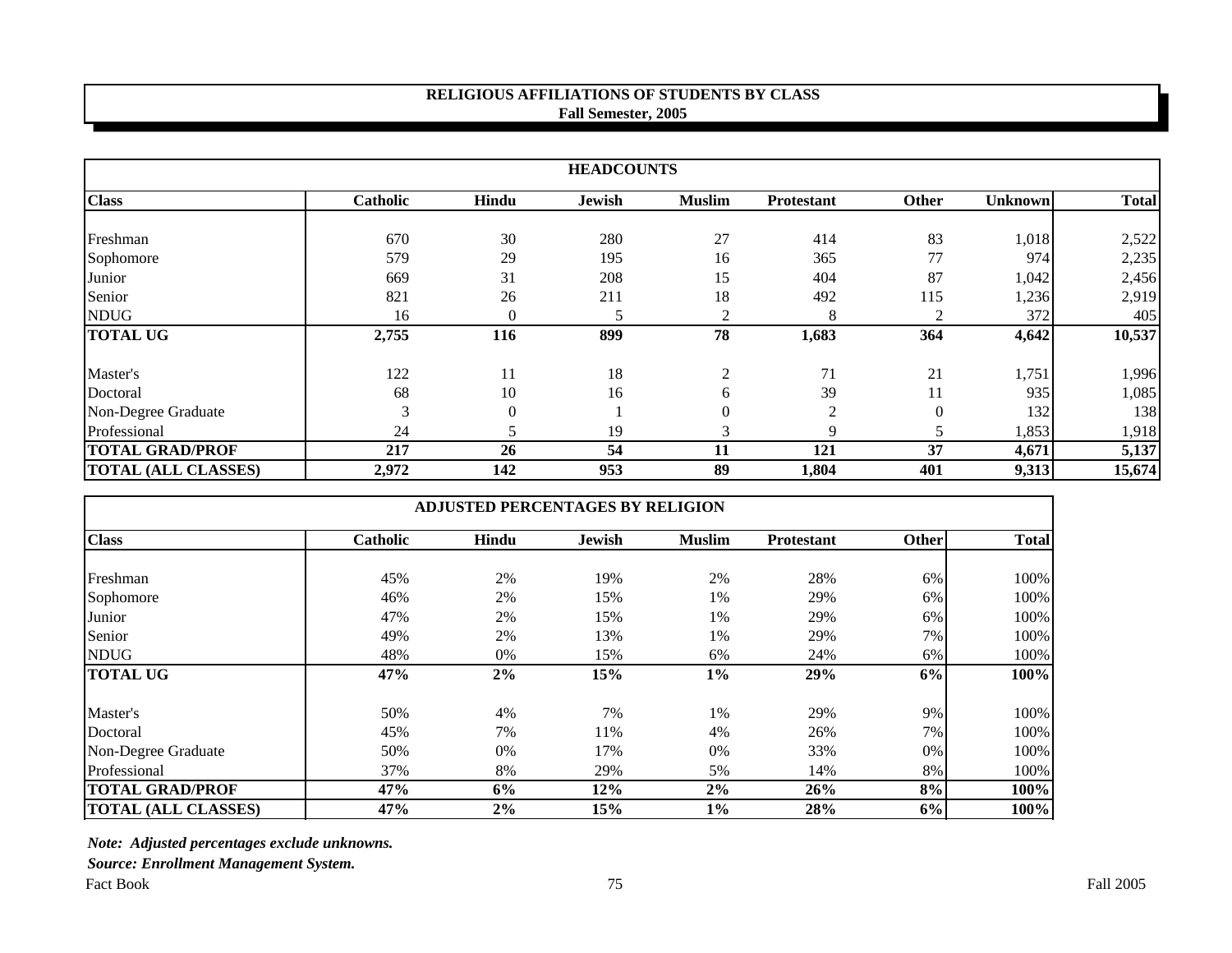# RELIGIOUS AFFILIATIONS OF STUDENTS BY CLASS
## Fall Semester, 2005

### HEADCOUNTS

| Class | Catholic | Hindu | Jewish | Muslim | Protestant | Other | Unknown | Total |
|---|---|---|---|---|---|---|---|---|
| Freshman | 670 | 30 | 280 | 27 | 414 | 83 | 1,018 | 2,522 |
| Sophomore | 579 | 29 | 195 | 16 | 365 | 77 | 974 | 2,235 |
| Junior | 669 | 31 | 208 | 15 | 404 | 87 | 1,042 | 2,456 |
| Senior | 821 | 26 | 211 | 18 | 492 | 115 | 1,236 | 2,919 |
| NDUG | 16 | 0 | 5 | 2 | 8 | 2 | 372 | 405 |
| **TOTAL UG** | **2,755** | **116** | **899** | **78** | **1,683** | **364** | **4,642** | **10,537** |
| Master's | 122 | 11 | 18 | 2 | 71 | 21 | 1,751 | 1,996 |
| Doctoral | 68 | 10 | 16 | 6 | 39 | 11 | 935 | 1,085 |
| Non-Degree Graduate | 3 | 0 | 1 | 0 | 2 | 0 | 132 | 138 |
| Professional | 24 | 5 | 19 | 3 | 9 | 5 | 1,853 | 1,918 |
| **TOTAL GRAD/PROF** | **217** | **26** | **54** | **11** | **121** | **37** | **4,671** | **5,137** |
| **TOTAL (ALL CLASSES)** | **2,972** | **142** | **953** | **89** | **1,804** | **401** | **9,313** | **15,674** |

### ADJUSTED PERCENTAGES BY RELIGION

| Class | Catholic | Hindu | Jewish | Muslim | Protestant | Other | Total |
|---|---|---|---|---|---|---|---|
| Freshman | 45% | 2% | 19% | 2% | 28% | 6% | 100% |
| Sophomore | 46% | 2% | 15% | 1% | 29% | 6% | 100% |
| Junior | 47% | 2% | 15% | 1% | 29% | 6% | 100% |
| Senior | 49% | 2% | 13% | 1% | 29% | 7% | 100% |
| NDUG | 48% | 0% | 15% | 6% | 24% | 6% | 100% |
| **TOTAL UG** | **47%** | **2%** | **15%** | **1%** | **29%** | **6%** | **100%** |
| Master's | 50% | 4% | 7% | 1% | 29% | 9% | 100% |
| Doctoral | 45% | 7% | 11% | 4% | 26% | 7% | 100% |
| Non-Degree Graduate | 50% | 0% | 17% | 0% | 33% | 0% | 100% |
| Professional | 37% | 8% | 29% | 5% | 14% | 8% | 100% |
| **TOTAL GRAD/PROF** | **47%** | **6%** | **12%** | **2%** | **26%** | **8%** | **100%** |
| **TOTAL (ALL CLASSES)** | **47%** | **2%** | **15%** | **1%** | **28%** | **6%** | **100%** |

***Note: Adjusted percentages exclude unknowns.***

***Source: Enrollment Management System.***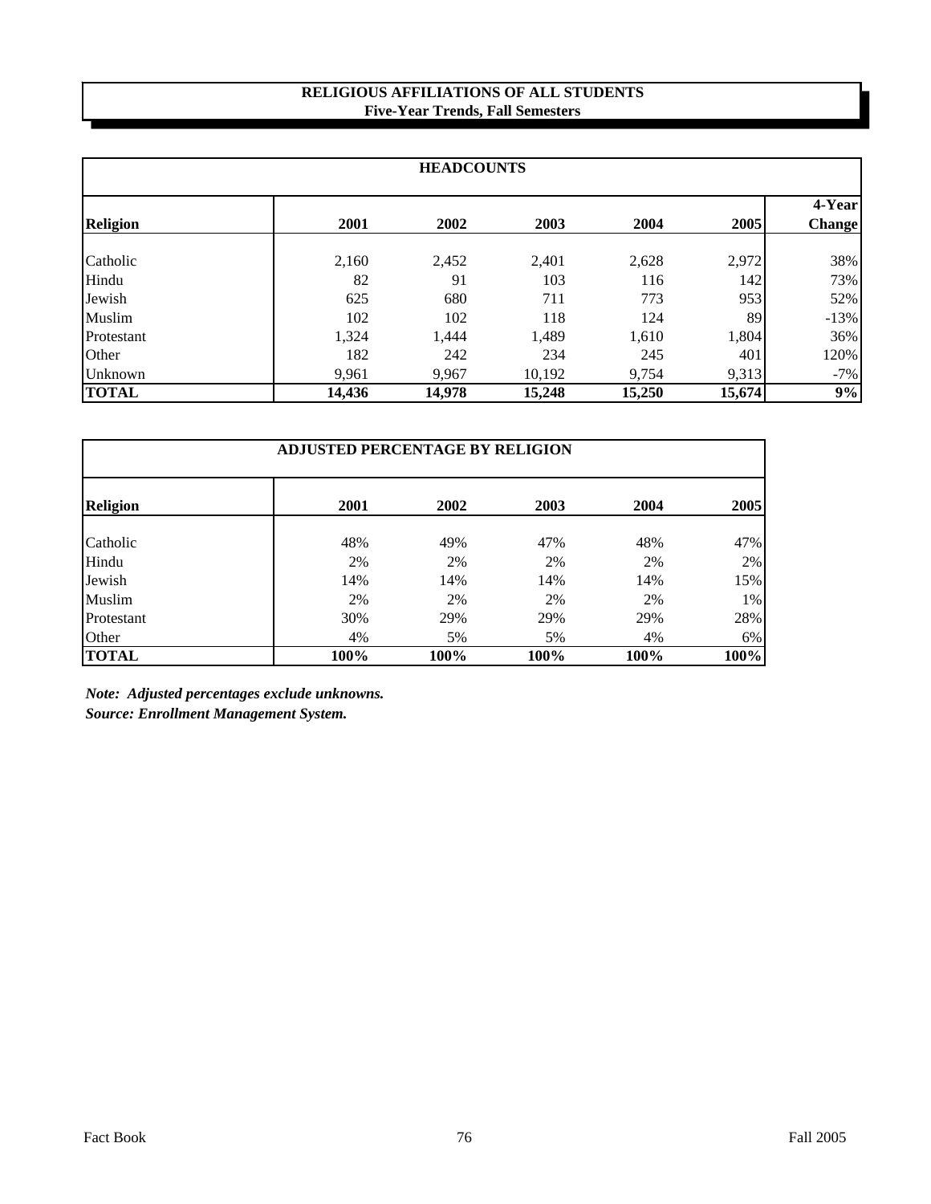# RELIGIOUS AFFILIATIONS OF ALL STUDENTS
## Five-Year Trends, Fall Semesters

| HEADCOUNTS | | | | | | |
|---|---|---|---|---|---|---|
| **Religion** | **2001** | **2002** | **2003** | **2004** | **2005** | **4-Year Change** |
| Catholic | 2,160 | 2,452 | 2,401 | 2,628 | 2,972 | 38% |
| Hindu | 82 | 91 | 103 | 116 | 142 | 73% |
| Jewish | 625 | 680 | 711 | 773 | 953 | 52% |
| Muslim | 102 | 102 | 118 | 124 | 89 | -13% |
| Protestant | 1,324 | 1,444 | 1,489 | 1,610 | 1,804 | 36% |
| Other | 182 | 242 | 234 | 245 | 401 | 120% |
| Unknown | 9,961 | 9,967 | 10,192 | 9,754 | 9,313 | -7% |
| **TOTAL** | **14,436** | **14,978** | **15,248** | **15,250** | **15,674** | **9%** |

| ADJUSTED PERCENTAGE BY RELIGION | | | | | |
|---|---|---|---|---|---|
| **Religion** | **2001** | **2002** | **2003** | **2004** | **2005** |
| Catholic | 48% | 49% | 47% | 48% | 47% |
| Hindu | 2% | 2% | 2% | 2% | 2% |
| Jewish | 14% | 14% | 14% | 14% | 15% |
| Muslim | 2% | 2% | 2% | 2% | 1% |
| Protestant | 30% | 29% | 29% | 29% | 28% |
| Other | 4% | 5% | 5% | 4% | 6% |
| **TOTAL** | **100%** | **100%** | **100%** | **100%** | **100%** |

***Note: Adjusted percentages exclude unknowns.***

***Source: Enrollment Management System.***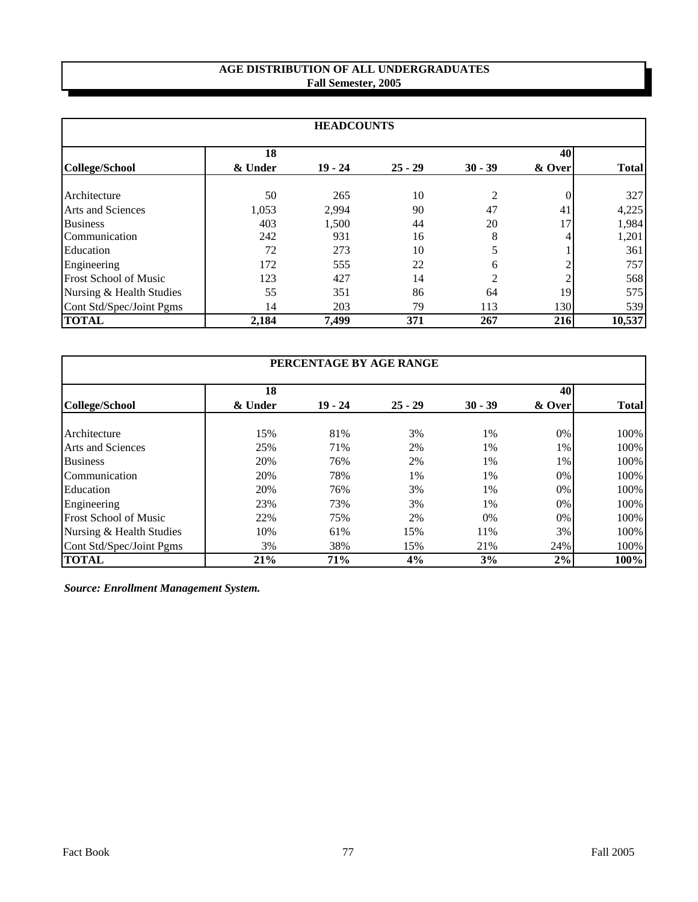# AGE DISTRIBUTION OF ALL UNDERGRADUATES
## Fall Semester, 2005

| HEADCOUNTS | | | | | | |
|---|---|---|---|---|---|---|
| **College/School** | **18 & Under** | **19 - 24** | **25 - 29** | **30 - 39** | **40 & Over** | **Total** |
| Architecture | 50 | 265 | 10 | 2 | 0 | 327 |
| Arts and Sciences | 1,053 | 2,994 | 90 | 47 | 41 | 4,225 |
| Business | 403 | 1,500 | 44 | 20 | 17 | 1,984 |
| Communication | 242 | 931 | 16 | 8 | 4 | 1,201 |
| Education | 72 | 273 | 10 | 5 | 1 | 361 |
| Engineering | 172 | 555 | 22 | 6 | 2 | 757 |
| Frost School of Music | 123 | 427 | 14 | 2 | 2 | 568 |
| Nursing & Health Studies | 55 | 351 | 86 | 64 | 19 | 575 |
| Cont Std/Spec/Joint Pgms | 14 | 203 | 79 | 113 | 130 | 539 |
| **TOTAL** | **2,184** | **7,499** | **371** | **267** | **216** | **10,537** |

| PERCENTAGE BY AGE RANGE | | | | | | |
|---|---|---|---|---|---|---|
| **College/School** | **18 & Under** | **19 - 24** | **25 - 29** | **30 - 39** | **40 & Over** | **Total** |
| Architecture | 15% | 81% | 3% | 1% | 0% | 100% |
| Arts and Sciences | 25% | 71% | 2% | 1% | 1% | 100% |
| Business | 20% | 76% | 2% | 1% | 1% | 100% |
| Communication | 20% | 78% | 1% | 1% | 0% | 100% |
| Education | 20% | 76% | 3% | 1% | 0% | 100% |
| Engineering | 23% | 73% | 3% | 1% | 0% | 100% |
| Frost School of Music | 22% | 75% | 2% | 0% | 0% | 100% |
| Nursing & Health Studies | 10% | 61% | 15% | 11% | 3% | 100% |
| Cont Std/Spec/Joint Pgms | 3% | 38% | 15% | 21% | 24% | 100% |
| **TOTAL** | **21%** | **71%** | **4%** | **3%** | **2%** | **100%** |

***Source: Enrollment Management System.***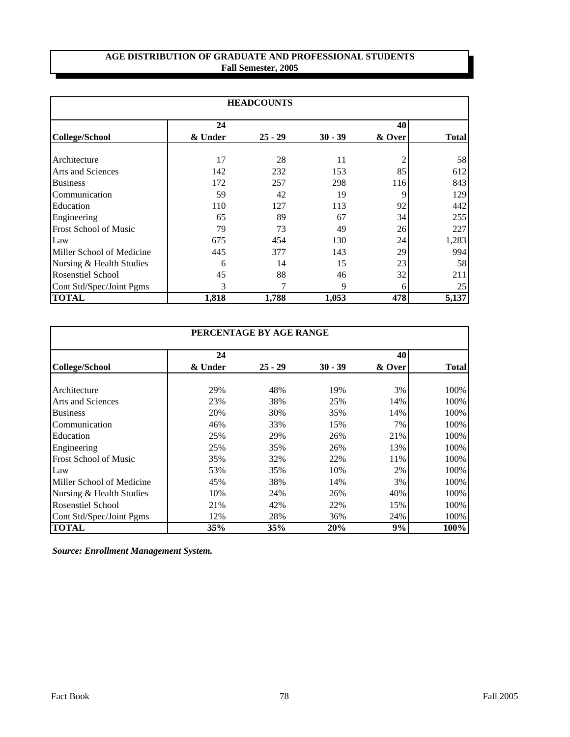## AGE DISTRIBUTION OF GRADUATE AND PROFESSIONAL STUDENTS
**Fall Semester, 2005**

| HEADCOUNTS | | | | | |
|---|---|---|---|---|---|
| **College/School** | **24 & Under** | **25 - 29** | **30 - 39** | **40 & Over** | **Total** |
| Architecture | 17 | 28 | 11 | 2 | 58 |
| Arts and Sciences | 142 | 232 | 153 | 85 | 612 |
| Business | 172 | 257 | 298 | 116 | 843 |
| Communication | 59 | 42 | 19 | 9 | 129 |
| Education | 110 | 127 | 113 | 92 | 442 |
| Engineering | 65 | 89 | 67 | 34 | 255 |
| Frost School of Music | 79 | 73 | 49 | 26 | 227 |
| Law | 675 | 454 | 130 | 24 | 1,283 |
| Miller School of Medicine | 445 | 377 | 143 | 29 | 994 |
| Nursing & Health Studies | 6 | 14 | 15 | 23 | 58 |
| Rosenstiel School | 45 | 88 | 46 | 32 | 211 |
| Cont Std/Spec/Joint Pgms | 3 | 7 | 9 | 6 | 25 |
| **TOTAL** | **1,818** | **1,788** | **1,053** | **478** | **5,137** |

| PERCENTAGE BY AGE RANGE | | | | | |
|---|---|---|---|---|---|
| **College/School** | **24 & Under** | **25 - 29** | **30 - 39** | **40 & Over** | **Total** |
| Architecture | 29% | 48% | 19% | 3% | 100% |
| Arts and Sciences | 23% | 38% | 25% | 14% | 100% |
| Business | 20% | 30% | 35% | 14% | 100% |
| Communication | 46% | 33% | 15% | 7% | 100% |
| Education | 25% | 29% | 26% | 21% | 100% |
| Engineering | 25% | 35% | 26% | 13% | 100% |
| Frost School of Music | 35% | 32% | 22% | 11% | 100% |
| Law | 53% | 35% | 10% | 2% | 100% |
| Miller School of Medicine | 45% | 38% | 14% | 3% | 100% |
| Nursing & Health Studies | 10% | 24% | 26% | 40% | 100% |
| Rosenstiel School | 21% | 42% | 22% | 15% | 100% |
| Cont Std/Spec/Joint Pgms | 12% | 28% | 36% | 24% | 100% |
| **TOTAL** | **35%** | **35%** | **20%** | **9%** | **100%** |

***Source: Enrollment Management System.***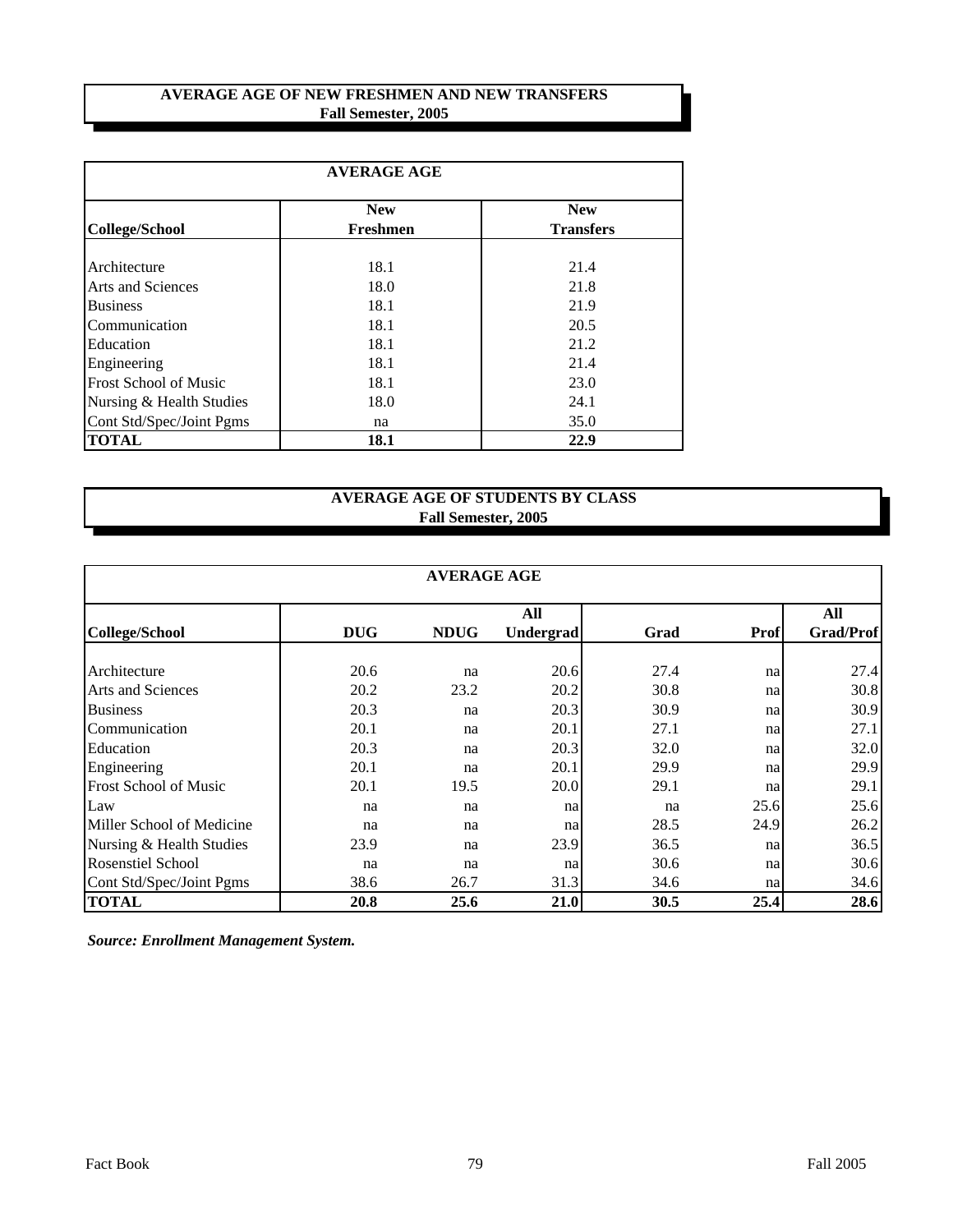## AVERAGE AGE OF NEW FRESHMEN AND NEW TRANSFERS
### Fall Semester, 2005

| AVERAGE AGE | | |
|---|---|---|
| **College/School** | **New Freshmen** | **New Transfers** |
| Architecture | 18.1 | 21.4 |
| Arts and Sciences | 18.0 | 21.8 |
| Business | 18.1 | 21.9 |
| Communication | 18.1 | 20.5 |
| Education | 18.1 | 21.2 |
| Engineering | 18.1 | 21.4 |
| Frost School of Music | 18.1 | 23.0 |
| Nursing & Health Studies | 18.0 | 24.1 |
| Cont Std/Spec/Joint Pgms | na | 35.0 |
| **TOTAL** | **18.1** | **22.9** |

## AVERAGE AGE OF STUDENTS BY CLASS
### Fall Semester, 2005

| AVERAGE AGE | | | | | | |
|---|---|---|---|---|---|---|
| **College/School** | **DUG** | **NDUG** | **All Undergrad** | **Grad** | **Prof** | **All Grad/Prof** |
| Architecture | 20.6 | na | 20.6 | 27.4 | na | 27.4 |
| Arts and Sciences | 20.2 | 23.2 | 20.2 | 30.8 | na | 30.8 |
| Business | 20.3 | na | 20.3 | 30.9 | na | 30.9 |
| Communication | 20.1 | na | 20.1 | 27.1 | na | 27.1 |
| Education | 20.3 | na | 20.3 | 32.0 | na | 32.0 |
| Engineering | 20.1 | na | 20.1 | 29.9 | na | 29.9 |
| Frost School of Music | 20.1 | 19.5 | 20.0 | 29.1 | na | 29.1 |
| Law | na | na | na | na | 25.6 | 25.6 |
| Miller School of Medicine | na | na | na | 28.5 | 24.9 | 26.2 |
| Nursing & Health Studies | 23.9 | na | 23.9 | 36.5 | na | 36.5 |
| Rosenstiel School | na | na | na | 30.6 | na | 30.6 |
| Cont Std/Spec/Joint Pgms | 38.6 | 26.7 | 31.3 | 34.6 | na | 34.6 |
| **TOTAL** | **20.8** | **25.6** | **21.0** | **30.5** | **25.4** | **28.6** |

***Source: Enrollment Management System.***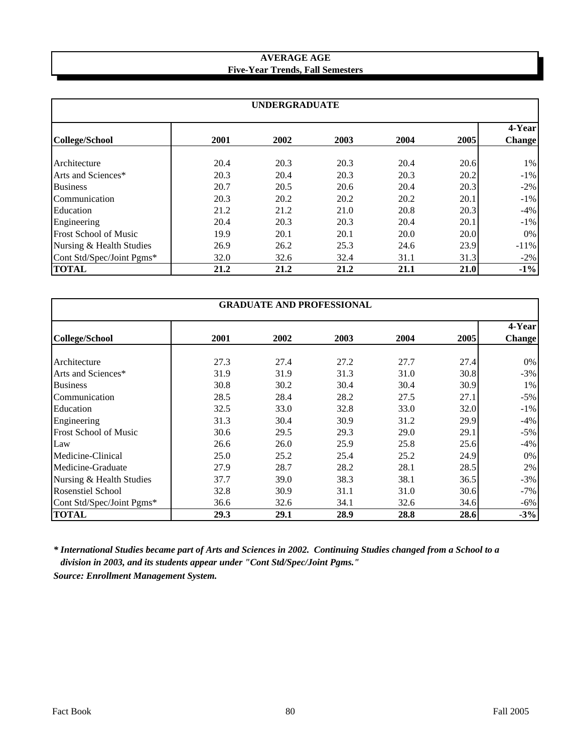# AVERAGE AGE
## Five-Year Trends, Fall Semesters

### UNDERGRADUATE

| College/School | 2001 | 2002 | 2003 | 2004 | 2005 | 4-Year Change |
|---|---|---|---|---|---|---|
| Architecture | 20.4 | 20.3 | 20.3 | 20.4 | 20.6 | 1% |
| Arts and Sciences* | 20.3 | 20.4 | 20.3 | 20.3 | 20.2 | -1% |
| Business | 20.7 | 20.5 | 20.6 | 20.4 | 20.3 | -2% |
| Communication | 20.3 | 20.2 | 20.2 | 20.2 | 20.1 | -1% |
| Education | 21.2 | 21.2 | 21.0 | 20.8 | 20.3 | -4% |
| Engineering | 20.4 | 20.3 | 20.3 | 20.4 | 20.1 | -1% |
| Frost School of Music | 19.9 | 20.1 | 20.1 | 20.0 | 20.0 | 0% |
| Nursing & Health Studies | 26.9 | 26.2 | 25.3 | 24.6 | 23.9 | -11% |
| Cont Std/Spec/Joint Pgms* | 32.0 | 32.6 | 32.4 | 31.1 | 31.3 | -2% |
| **TOTAL** | **21.2** | **21.2** | **21.2** | **21.1** | **21.0** | **-1%** |

### GRADUATE AND PROFESSIONAL

| College/School | 2001 | 2002 | 2003 | 2004 | 2005 | 4-Year Change |
|---|---|---|---|---|---|---|
| Architecture | 27.3 | 27.4 | 27.2 | 27.7 | 27.4 | 0% |
| Arts and Sciences* | 31.9 | 31.9 | 31.3 | 31.0 | 30.8 | -3% |
| Business | 30.8 | 30.2 | 30.4 | 30.4 | 30.9 | 1% |
| Communication | 28.5 | 28.4 | 28.2 | 27.5 | 27.1 | -5% |
| Education | 32.5 | 33.0 | 32.8 | 33.0 | 32.0 | -1% |
| Engineering | 31.3 | 30.4 | 30.9 | 31.2 | 29.9 | -4% |
| Frost School of Music | 30.6 | 29.5 | 29.3 | 29.0 | 29.1 | -5% |
| Law | 26.6 | 26.0 | 25.9 | 25.8 | 25.6 | -4% |
| Medicine-Clinical | 25.0 | 25.2 | 25.4 | 25.2 | 24.9 | 0% |
| Medicine-Graduate | 27.9 | 28.7 | 28.2 | 28.1 | 28.5 | 2% |
| Nursing & Health Studies | 37.7 | 39.0 | 38.3 | 38.1 | 36.5 | -3% |
| Rosenstiel School | 32.8 | 30.9 | 31.1 | 31.0 | 30.6 | -7% |
| Cont Std/Spec/Joint Pgms* | 36.6 | 32.6 | 34.1 | 32.6 | 34.6 | -6% |
| **TOTAL** | **29.3** | **29.1** | **28.9** | **28.8** | **28.6** | **-3%** |

***\* International Studies became part of Arts and Sciences in 2002. Continuing Studies changed from a School to a division in 2003, and its students appear under "Cont Std/Spec/Joint Pgms."***

***Source: Enrollment Management System.***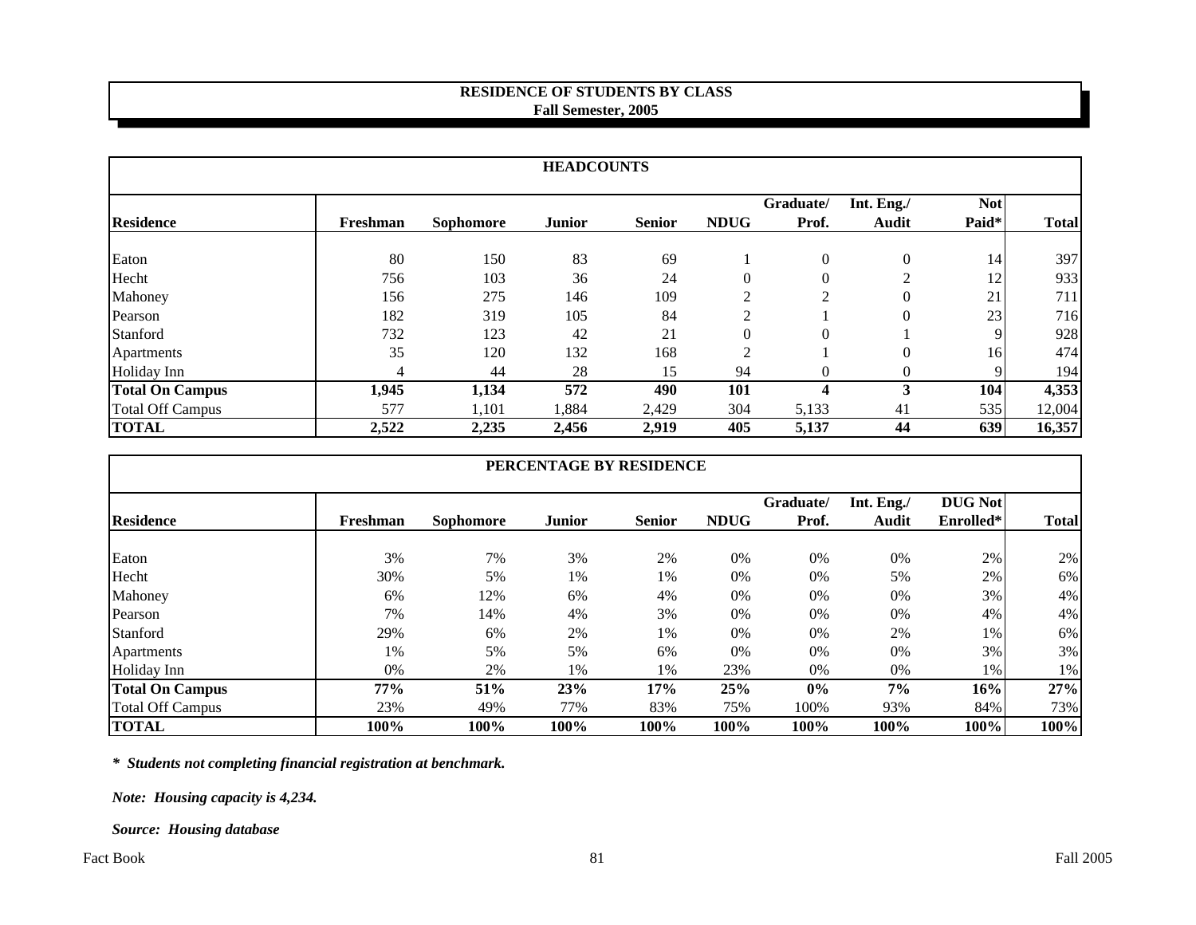## RESIDENCE OF STUDENTS BY CLASS
### Fall Semester, 2005

**HEADCOUNTS**

| Residence | Freshman | Sophomore | Junior | Senior | NDUG | Graduate/ Prof. | Int. Eng./ Audit | Not Paid* | Total |
|---|---|---|---|---|---|---|---|---|---|
| Eaton | 80 | 150 | 83 | 69 | 1 | 0 | 0 | 14 | 397 |
| Hecht | 756 | 103 | 36 | 24 | 0 | 0 | 2 | 12 | 933 |
| Mahoney | 156 | 275 | 146 | 109 | 2 | 2 | 0 | 21 | 711 |
| Pearson | 182 | 319 | 105 | 84 | 2 | 1 | 0 | 23 | 716 |
| Stanford | 732 | 123 | 42 | 21 | 0 | 0 | 1 | 9 | 928 |
| Apartments | 35 | 120 | 132 | 168 | 2 | 1 | 0 | 16 | 474 |
| Holiday Inn | 4 | 44 | 28 | 15 | 94 | 0 | 0 | 9 | 194 |
| **Total On Campus** | **1,945** | **1,134** | **572** | **490** | **101** | **4** | **3** | **104** | **4,353** |
| Total Off Campus | 577 | 1,101 | 1,884 | 2,429 | 304 | 5,133 | 41 | 535 | 12,004 |
| **TOTAL** | **2,522** | **2,235** | **2,456** | **2,919** | **405** | **5,137** | **44** | **639** | **16,357** |

**PERCENTAGE BY RESIDENCE**

| Residence | Freshman | Sophomore | Junior | Senior | NDUG | Graduate/ Prof. | Int. Eng./ Audit | DUG Not Enrolled* | Total |
|---|---|---|---|---|---|---|---|---|---|
| Eaton | 3% | 7% | 3% | 2% | 0% | 0% | 0% | 2% | 2% |
| Hecht | 30% | 5% | 1% | 1% | 0% | 0% | 5% | 2% | 6% |
| Mahoney | 6% | 12% | 6% | 4% | 0% | 0% | 0% | 3% | 4% |
| Pearson | 7% | 14% | 4% | 3% | 0% | 0% | 0% | 4% | 4% |
| Stanford | 29% | 6% | 2% | 1% | 0% | 0% | 2% | 1% | 6% |
| Apartments | 1% | 5% | 5% | 6% | 0% | 0% | 0% | 3% | 3% |
| Holiday Inn | 0% | 2% | 1% | 1% | 23% | 0% | 0% | 1% | 1% |
| **Total On Campus** | **77%** | **51%** | **23%** | **17%** | **25%** | **0%** | **7%** | **16%** | **27%** |
| Total Off Campus | 23% | 49% | 77% | 83% | 75% | 100% | 93% | 84% | 73% |
| **TOTAL** | **100%** | **100%** | **100%** | **100%** | **100%** | **100%** | **100%** | **100%** | **100%** |

***\* Students not completing financial registration at benchmark.***

***Note: Housing capacity is 4,234.***

***Source: Housing database***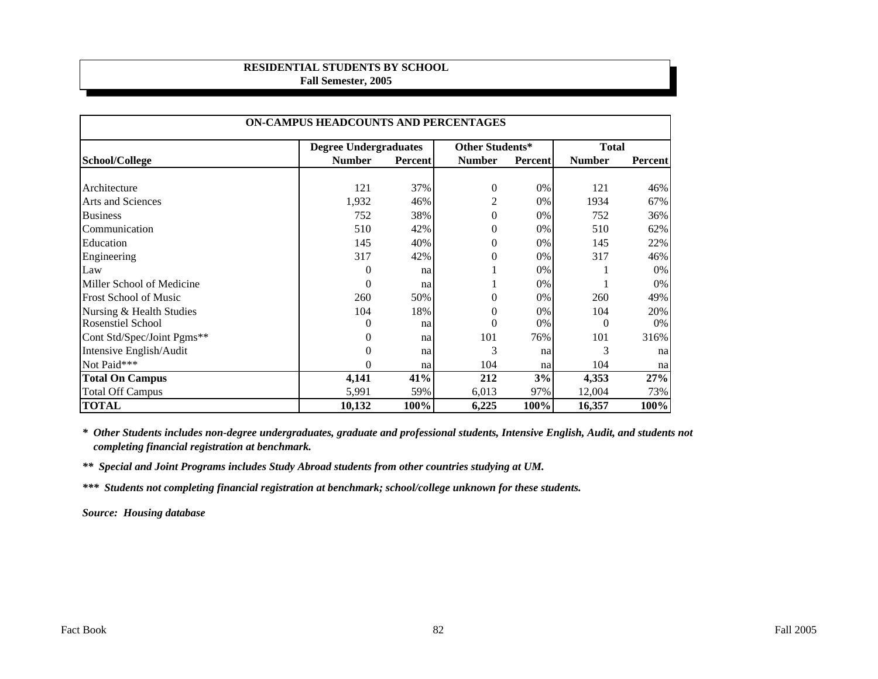**RESIDENTIAL STUDENTS BY SCHOOL**
**Fall Semester, 2005**

| ON-CAMPUS HEADCOUNTS AND PERCENTAGES | | | | | | |
|---|---|---|---|---|---|---|
| | **Degree Undergraduates** | | **Other Students*** | | **Total** | |
| **School/College** | **Number** | **Percent** | **Number** | **Percent** | **Number** | **Percent** |
| Architecture | 121 | 37% | 0 | 0% | 121 | 46% |
| Arts and Sciences | 1,932 | 46% | 2 | 0% | 1934 | 67% |
| Business | 752 | 38% | 0 | 0% | 752 | 36% |
| Communication | 510 | 42% | 0 | 0% | 510 | 62% |
| Education | 145 | 40% | 0 | 0% | 145 | 22% |
| Engineering | 317 | 42% | 0 | 0% | 317 | 46% |
| Law | 0 | na | 1 | 0% | 1 | 0% |
| Miller School of Medicine | 0 | na | 1 | 0% | 1 | 0% |
| Frost School of Music | 260 | 50% | 0 | 0% | 260 | 49% |
| Nursing & Health Studies | 104 | 18% | 0 | 0% | 104 | 20% |
| Rosenstiel School | 0 | na | 0 | 0% | 0 | 0% |
| Cont Std/Spec/Joint Pgms** | 0 | na | 101 | 76% | 101 | 316% |
| Intensive English/Audit | 0 | na | 3 | na | 3 | na |
| Not Paid*** | 0 | na | 104 | na | 104 | na |
| **Total On Campus** | **4,141** | **41%** | **212** | **3%** | **4,353** | **27%** |
| Total Off Campus | 5,991 | 59% | 6,013 | 97% | 12,004 | 73% |
| **TOTAL** | **10,132** | **100%** | **6,225** | **100%** | **16,357** | **100%** |

***\* Other Students includes non-degree undergraduates, graduate and professional students, Intensive English, Audit, and students not completing financial registration at benchmark.***

***\*\* Special and Joint Programs includes Study Abroad students from other countries studying at UM.***

***\*\*\* Students not completing financial registration at benchmark; school/college unknown for these students.***

***Source: Housing database***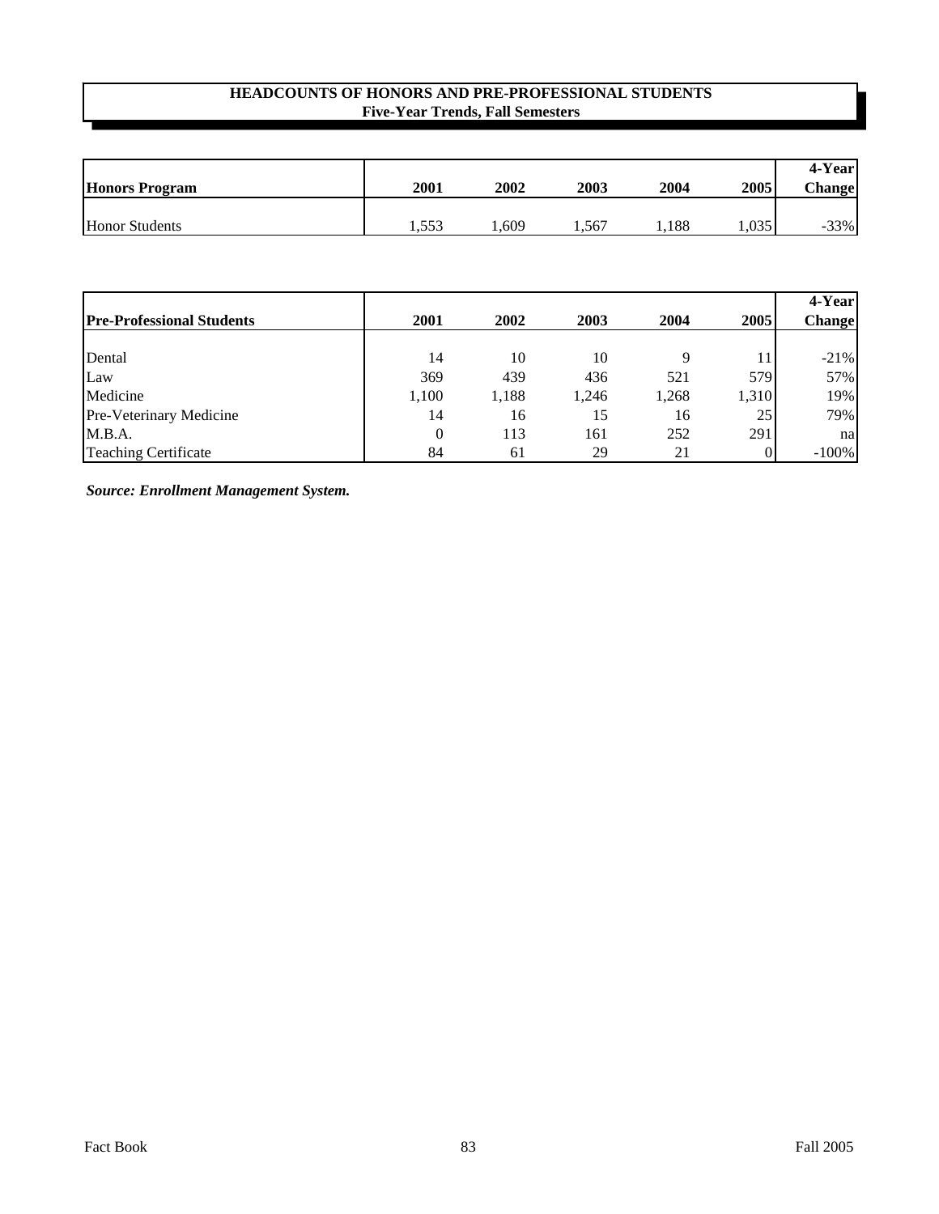# HEADCOUNTS OF HONORS AND PRE-PROFESSIONAL STUDENTS
## Five-Year Trends, Fall Semesters

| Honors Program | 2001 | 2002 | 2003 | 2004 | 2005 | 4-Year Change |
|---|---|---|---|---|---|---|
| Honor Students | 1,553 | 1,609 | 1,567 | 1,188 | 1,035 | -33% |

| Pre-Professional Students | 2001 | 2002 | 2003 | 2004 | 2005 | 4-Year Change |
|---|---|---|---|---|---|---|
| Dental | 14 | 10 | 10 | 9 | 11 | -21% |
| Law | 369 | 439 | 436 | 521 | 579 | 57% |
| Medicine | 1,100 | 1,188 | 1,246 | 1,268 | 1,310 | 19% |
| Pre-Veterinary Medicine | 14 | 16 | 15 | 16 | 25 | 79% |
| M.B.A. | 0 | 113 | 161 | 252 | 291 | na |
| Teaching Certificate | 84 | 61 | 29 | 21 | 0 | -100% |

***Source: Enrollment Management System.***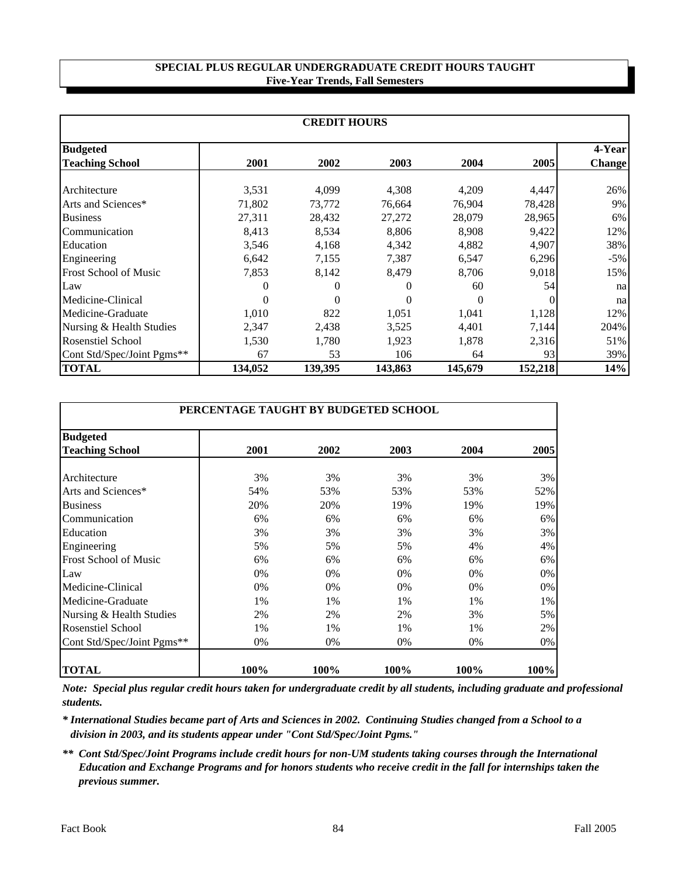## SPECIAL PLUS REGULAR UNDERGRADUATE CREDIT HOURS TAUGHT
### Five-Year Trends, Fall Semesters

| CREDIT HOURS | | | | | | |
|---|---|---|---|---|---|---|
| **Budgeted Teaching School** | **2001** | **2002** | **2003** | **2004** | **2005** | **4-Year Change** |
| Architecture | 3,531 | 4,099 | 4,308 | 4,209 | 4,447 | 26% |
| Arts and Sciences* | 71,802 | 73,772 | 76,664 | 76,904 | 78,428 | 9% |
| Business | 27,311 | 28,432 | 27,272 | 28,079 | 28,965 | 6% |
| Communication | 8,413 | 8,534 | 8,806 | 8,908 | 9,422 | 12% |
| Education | 3,546 | 4,168 | 4,342 | 4,882 | 4,907 | 38% |
| Engineering | 6,642 | 7,155 | 7,387 | 6,547 | 6,296 | -5% |
| Frost School of Music | 7,853 | 8,142 | 8,479 | 8,706 | 9,018 | 15% |
| Law | 0 | 0 | 0 | 60 | 54 | na |
| Medicine-Clinical | 0 | 0 | 0 | 0 | 0 | na |
| Medicine-Graduate | 1,010 | 822 | 1,051 | 1,041 | 1,128 | 12% |
| Nursing & Health Studies | 2,347 | 2,438 | 3,525 | 4,401 | 7,144 | 204% |
| Rosenstiel School | 1,530 | 1,780 | 1,923 | 1,878 | 2,316 | 51% |
| Cont Std/Spec/Joint Pgms** | 67 | 53 | 106 | 64 | 93 | 39% |
| **TOTAL** | **134,052** | **139,395** | **143,863** | **145,679** | **152,218** | **14%** |

| PERCENTAGE TAUGHT BY BUDGETED SCHOOL | | | | | |
|---|---|---|---|---|---|
| **Budgeted Teaching School** | **2001** | **2002** | **2003** | **2004** | **2005** |
| Architecture | 3% | 3% | 3% | 3% | 3% |
| Arts and Sciences* | 54% | 53% | 53% | 53% | 52% |
| Business | 20% | 20% | 19% | 19% | 19% |
| Communication | 6% | 6% | 6% | 6% | 6% |
| Education | 3% | 3% | 3% | 3% | 3% |
| Engineering | 5% | 5% | 5% | 4% | 4% |
| Frost School of Music | 6% | 6% | 6% | 6% | 6% |
| Law | 0% | 0% | 0% | 0% | 0% |
| Medicine-Clinical | 0% | 0% | 0% | 0% | 0% |
| Medicine-Graduate | 1% | 1% | 1% | 1% | 1% |
| Nursing & Health Studies | 2% | 2% | 2% | 3% | 5% |
| Rosenstiel School | 1% | 1% | 1% | 1% | 2% |
| Cont Std/Spec/Joint Pgms** | 0% | 0% | 0% | 0% | 0% |
| **TOTAL** | **100%** | **100%** | **100%** | **100%** | **100%** |

***Note: Special plus regular credit hours taken for undergraduate credit by all students, including graduate and professional students.***

***\* International Studies became part of Arts and Sciences in 2002. Continuing Studies changed from a School to a division in 2003, and its students appear under "Cont Std/Spec/Joint Pgms."***

***\*\* Cont Std/Spec/Joint Programs include credit hours for non-UM students taking courses through the International Education and Exchange Programs and for honors students who receive credit in the fall for internships taken the previous summer.***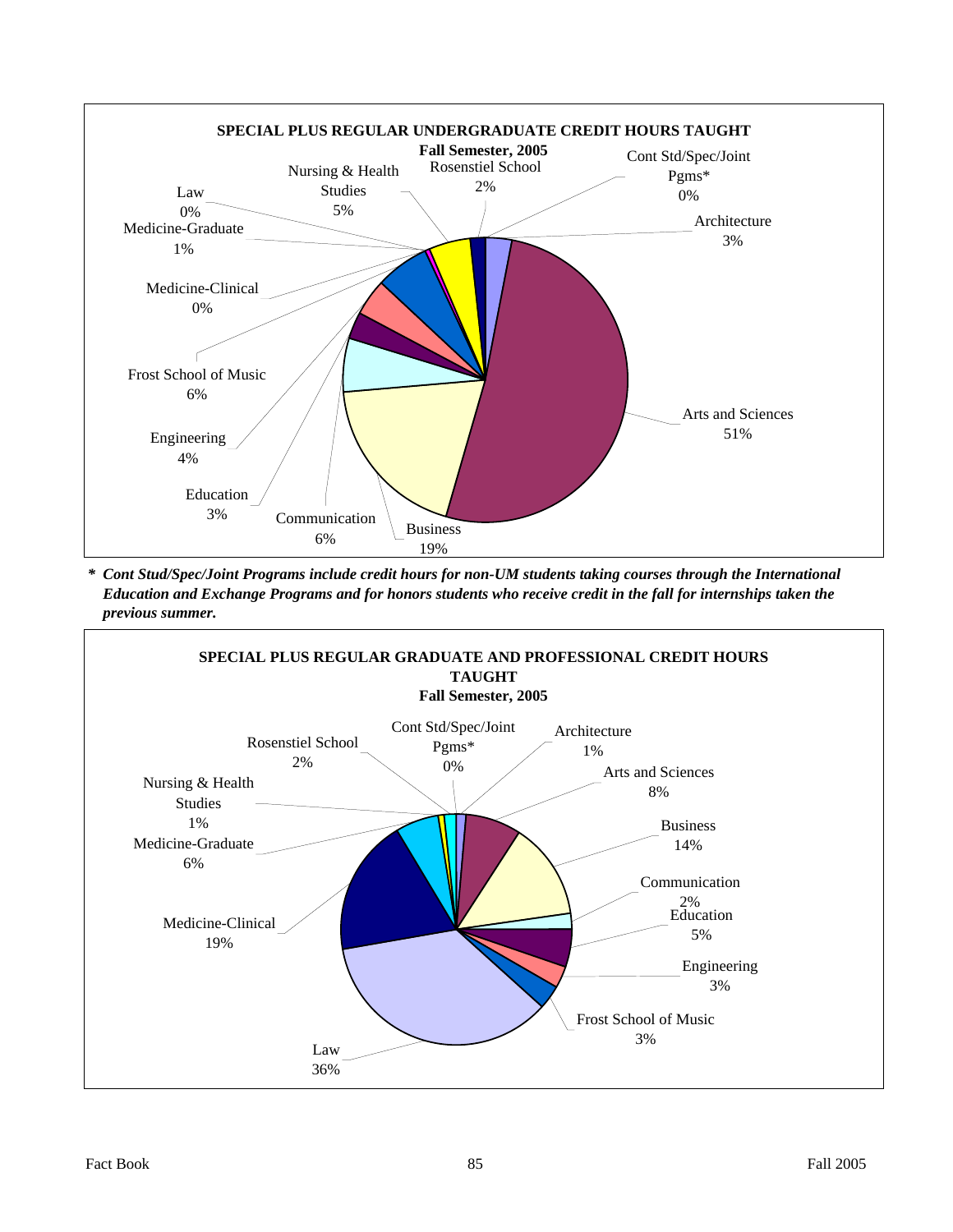## SPECIAL PLUS REGULAR UNDERGRADUATE CREDIT HOURS TAUGHT

**Fall Semester, 2005**

| School | Percent |
|---|---|
| Architecture | 3% |
| Arts and Sciences | 51% |
| Business | 19% |
| Communication | 6% |
| Education | 3% |
| Engineering | 4% |
| Frost School of Music | 6% |
| Medicine-Clinical | 0% |
| Medicine-Graduate | 1% |
| Law | 0% |
| Nursing & Health Studies | 5% |
| Rosenstiel School | 2% |
| Cont Std/Spec/Joint Pgms* | 0% |

***** *Cont Stud/Spec/Joint Programs include credit hours for non-UM students taking courses through the International Education and Exchange Programs and for honors students who receive credit in the fall for internships taken the previous summer.*

## SPECIAL PLUS REGULAR GRADUATE AND PROFESSIONAL CREDIT HOURS TAUGHT

**Fall Semester, 2005**

| School | Percent |
|---|---|
| Architecture | 1% |
| Arts and Sciences | 8% |
| Business | 14% |
| Communication | 2% |
| Education | 5% |
| Engineering | 3% |
| Frost School of Music | 3% |
| Law | 36% |
| Medicine-Clinical | 19% |
| Medicine-Graduate | 6% |
| Nursing & Health Studies | 1% |
| Rosenstiel School | 2% |
| Cont Std/Spec/Joint Pgms* | 0% |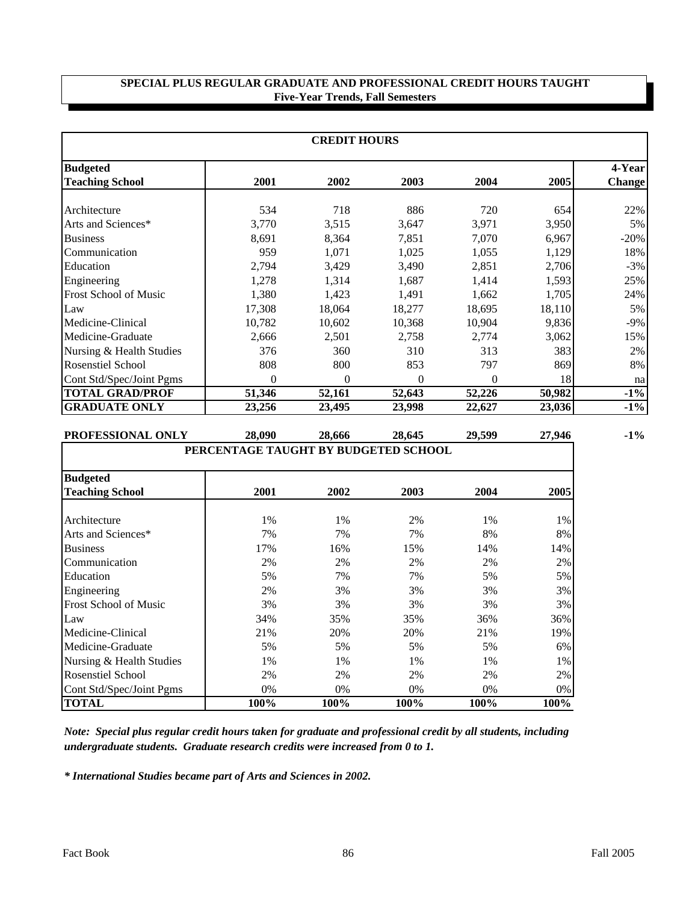## SPECIAL PLUS REGULAR GRADUATE AND PROFESSIONAL CREDIT HOURS TAUGHT
### Five-Year Trends, Fall Semesters

| CREDIT HOURS | | | | | | |
|---|---|---|---|---|---|---|
| **Budgeted Teaching School** | **2001** | **2002** | **2003** | **2004** | **2005** | **4-Year Change** |
| Architecture | 534 | 718 | 886 | 720 | 654 | 22% |
| Arts and Sciences* | 3,770 | 3,515 | 3,647 | 3,971 | 3,950 | 5% |
| Business | 8,691 | 8,364 | 7,851 | 7,070 | 6,967 | -20% |
| Communication | 959 | 1,071 | 1,025 | 1,055 | 1,129 | 18% |
| Education | 2,794 | 3,429 | 3,490 | 2,851 | 2,706 | -3% |
| Engineering | 1,278 | 1,314 | 1,687 | 1,414 | 1,593 | 25% |
| Frost School of Music | 1,380 | 1,423 | 1,491 | 1,662 | 1,705 | 24% |
| Law | 17,308 | 18,064 | 18,277 | 18,695 | 18,110 | 5% |
| Medicine-Clinical | 10,782 | 10,602 | 10,368 | 10,904 | 9,836 | -9% |
| Medicine-Graduate | 2,666 | 2,501 | 2,758 | 2,774 | 3,062 | 15% |
| Nursing & Health Studies | 376 | 360 | 310 | 313 | 383 | 2% |
| Rosenstiel School | 808 | 800 | 853 | 797 | 869 | 8% |
| Cont Std/Spec/Joint Pgms | 0 | 0 | 0 | 0 | 18 | na |
| **TOTAL GRAD/PROF** | **51,346** | **52,161** | **52,643** | **52,226** | **50,982** | **-1%** |
| **GRADUATE ONLY** | **23,256** | **23,495** | **23,998** | **22,627** | **23,036** | **-1%** |
| **PROFESSIONAL ONLY** | **28,090** | **28,666** | **28,645** | **29,599** | **27,946** | **-1%** |

| PERCENTAGE TAUGHT BY BUDGETED SCHOOL | | | | | |
|---|---|---|---|---|---|
| **Budgeted Teaching School** | **2001** | **2002** | **2003** | **2004** | **2005** |
| Architecture | 1% | 1% | 2% | 1% | 1% |
| Arts and Sciences* | 7% | 7% | 7% | 8% | 8% |
| Business | 17% | 16% | 15% | 14% | 14% |
| Communication | 2% | 2% | 2% | 2% | 2% |
| Education | 5% | 7% | 7% | 5% | 5% |
| Engineering | 2% | 3% | 3% | 3% | 3% |
| Frost School of Music | 3% | 3% | 3% | 3% | 3% |
| Law | 34% | 35% | 35% | 36% | 36% |
| Medicine-Clinical | 21% | 20% | 20% | 21% | 19% |
| Medicine-Graduate | 5% | 5% | 5% | 5% | 6% |
| Nursing & Health Studies | 1% | 1% | 1% | 1% | 1% |
| Rosenstiel School | 2% | 2% | 2% | 2% | 2% |
| Cont Std/Spec/Joint Pgms | 0% | 0% | 0% | 0% | 0% |
| **TOTAL** | **100%** | **100%** | **100%** | **100%** | **100%** |

***Note: Special plus regular credit hours taken for graduate and professional credit by all students, including undergraduate students. Graduate research credits were increased from 0 to 1.***

***\* International Studies became part of Arts and Sciences in 2002.***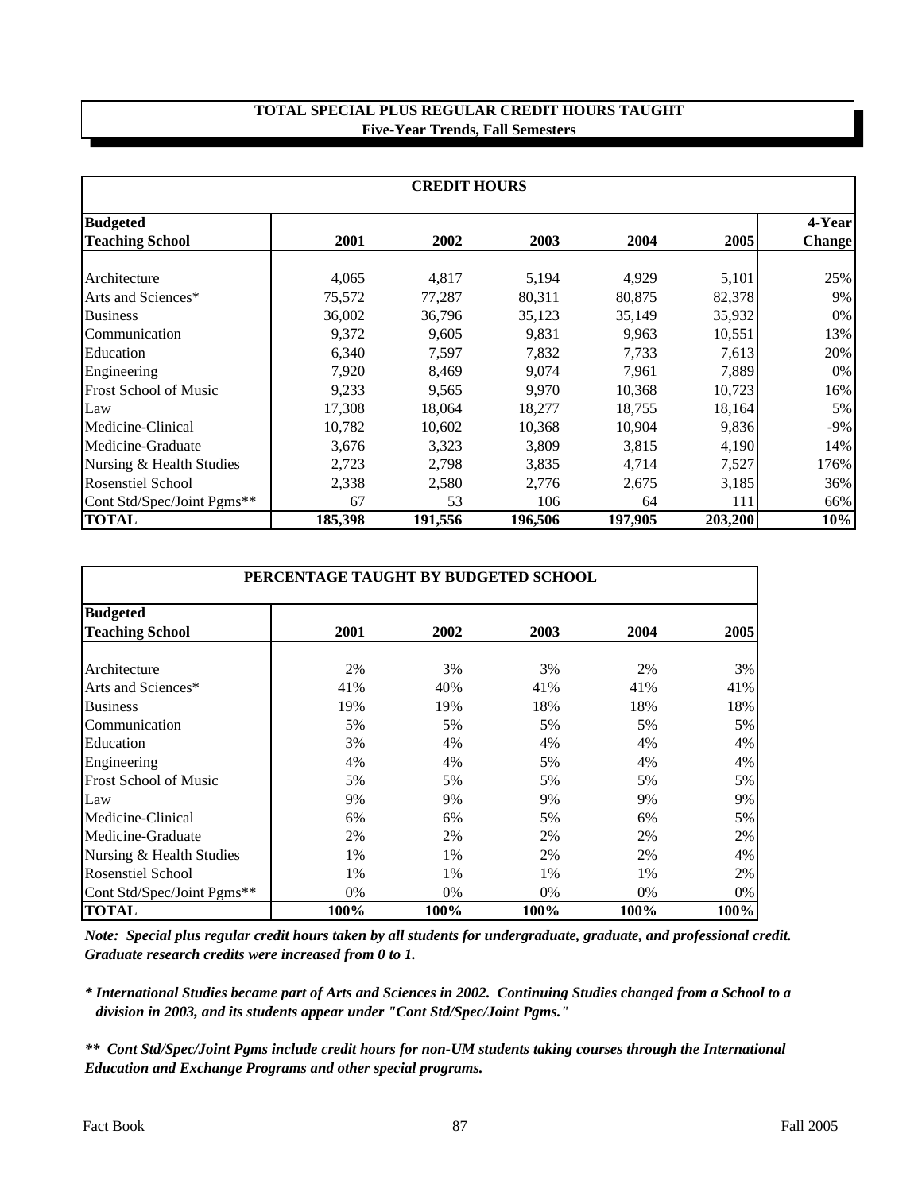## TOTAL SPECIAL PLUS REGULAR CREDIT HOURS TAUGHT
### Five-Year Trends, Fall Semesters

| CREDIT HOURS | | | | | | |
|---|---|---|---|---|---|---|
| **Budgeted Teaching School** | **2001** | **2002** | **2003** | **2004** | **2005** | **4-Year Change** |
| Architecture | 4,065 | 4,817 | 5,194 | 4,929 | 5,101 | 25% |
| Arts and Sciences* | 75,572 | 77,287 | 80,311 | 80,875 | 82,378 | 9% |
| Business | 36,002 | 36,796 | 35,123 | 35,149 | 35,932 | 0% |
| Communication | 9,372 | 9,605 | 9,831 | 9,963 | 10,551 | 13% |
| Education | 6,340 | 7,597 | 7,832 | 7,733 | 7,613 | 20% |
| Engineering | 7,920 | 8,469 | 9,074 | 7,961 | 7,889 | 0% |
| Frost School of Music | 9,233 | 9,565 | 9,970 | 10,368 | 10,723 | 16% |
| Law | 17,308 | 18,064 | 18,277 | 18,755 | 18,164 | 5% |
| Medicine-Clinical | 10,782 | 10,602 | 10,368 | 10,904 | 9,836 | -9% |
| Medicine-Graduate | 3,676 | 3,323 | 3,809 | 3,815 | 4,190 | 14% |
| Nursing & Health Studies | 2,723 | 2,798 | 3,835 | 4,714 | 7,527 | 176% |
| Rosenstiel School | 2,338 | 2,580 | 2,776 | 2,675 | 3,185 | 36% |
| Cont Std/Spec/Joint Pgms** | 67 | 53 | 106 | 64 | 111 | 66% |
| **TOTAL** | **185,398** | **191,556** | **196,506** | **197,905** | **203,200** | **10%** |

| PERCENTAGE TAUGHT BY BUDGETED SCHOOL | | | | | |
|---|---|---|---|---|---|
| **Budgeted Teaching School** | **2001** | **2002** | **2003** | **2004** | **2005** |
| Architecture | 2% | 3% | 3% | 2% | 3% |
| Arts and Sciences* | 41% | 40% | 41% | 41% | 41% |
| Business | 19% | 19% | 18% | 18% | 18% |
| Communication | 5% | 5% | 5% | 5% | 5% |
| Education | 3% | 4% | 4% | 4% | 4% |
| Engineering | 4% | 4% | 5% | 4% | 4% |
| Frost School of Music | 5% | 5% | 5% | 5% | 5% |
| Law | 9% | 9% | 9% | 9% | 9% |
| Medicine-Clinical | 6% | 6% | 5% | 6% | 5% |
| Medicine-Graduate | 2% | 2% | 2% | 2% | 2% |
| Nursing & Health Studies | 1% | 1% | 2% | 2% | 4% |
| Rosenstiel School | 1% | 1% | 1% | 1% | 2% |
| Cont Std/Spec/Joint Pgms** | 0% | 0% | 0% | 0% | 0% |
| **TOTAL** | **100%** | **100%** | **100%** | **100%** | **100%** |

***Note: Special plus regular credit hours taken by all students for undergraduate, graduate, and professional credit. Graduate research credits were increased from 0 to 1.***

***\* International Studies became part of Arts and Sciences in 2002. Continuing Studies changed from a School to a division in 2003, and its students appear under "Cont Std/Spec/Joint Pgms."***

***\*\* Cont Std/Spec/Joint Pgms include credit hours for non-UM students taking courses through the International Education and Exchange Programs and other special programs.***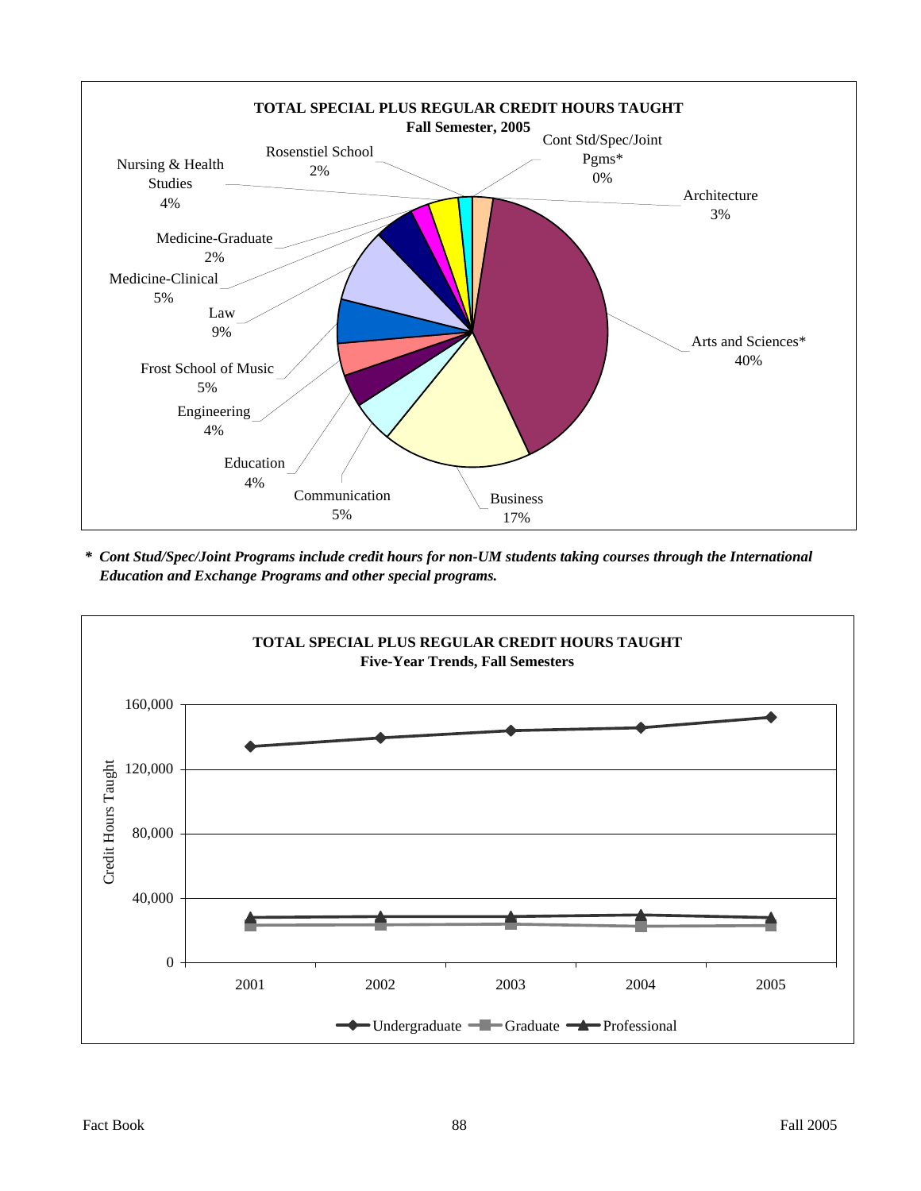**TOTAL SPECIAL PLUS REGULAR CREDIT HOURS TAUGHT**
**Fall Semester, 2005**

| School | Percent |
|---|---|
| Arts and Sciences* | 40% |
| Business | 17% |
| Communication | 5% |
| Education | 4% |
| Engineering | 4% |
| Frost School of Music | 5% |
| Law | 9% |
| Medicine-Clinical | 5% |
| Medicine-Graduate | 2% |
| Nursing & Health Studies | 4% |
| Rosenstiel School | 2% |
| Cont Std/Spec/Joint Pgms* | 0% |
| Architecture | 3% |

***\* Cont Stud/Spec/Joint Programs include credit hours for non-UM students taking courses through the International Education and Exchange Programs and other special programs.***

**TOTAL SPECIAL PLUS REGULAR CREDIT HOURS TAUGHT**
**Five-Year Trends, Fall Semesters**

Credit Hours Taught (0 – 160,000); years 2001, 2002, 2003, 2004, 2005

Legend: Undergraduate, Graduate, Professional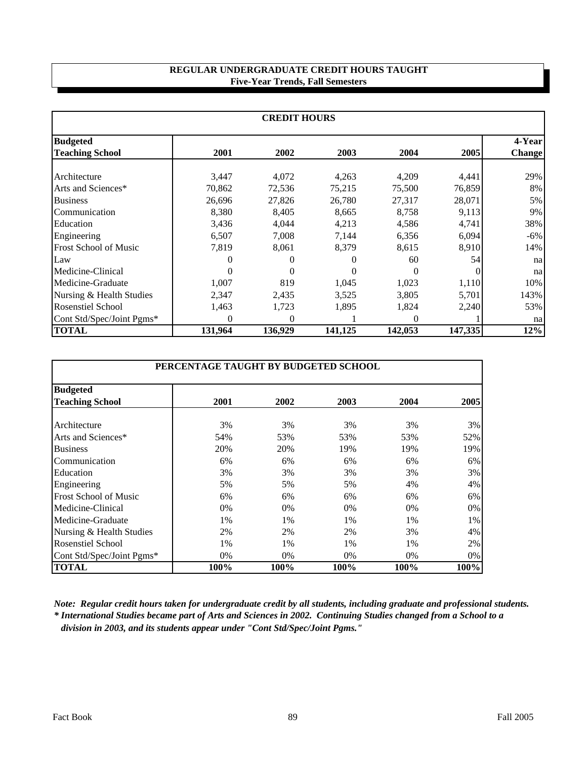## REGULAR UNDERGRADUATE CREDIT HOURS TAUGHT
### Five-Year Trends, Fall Semesters

| CREDIT HOURS | | | | | | |
|---|---|---|---|---|---|---|
| **Budgeted Teaching School** | **2001** | **2002** | **2003** | **2004** | **2005** | **4-Year Change** |
| Architecture | 3,447 | 4,072 | 4,263 | 4,209 | 4,441 | 29% |
| Arts and Sciences* | 70,862 | 72,536 | 75,215 | 75,500 | 76,859 | 8% |
| Business | 26,696 | 27,826 | 26,780 | 27,317 | 28,071 | 5% |
| Communication | 8,380 | 8,405 | 8,665 | 8,758 | 9,113 | 9% |
| Education | 3,436 | 4,044 | 4,213 | 4,586 | 4,741 | 38% |
| Engineering | 6,507 | 7,008 | 7,144 | 6,356 | 6,094 | -6% |
| Frost School of Music | 7,819 | 8,061 | 8,379 | 8,615 | 8,910 | 14% |
| Law | 0 | 0 | 0 | 60 | 54 | na |
| Medicine-Clinical | 0 | 0 | 0 | 0 | 0 | na |
| Medicine-Graduate | 1,007 | 819 | 1,045 | 1,023 | 1,110 | 10% |
| Nursing & Health Studies | 2,347 | 2,435 | 3,525 | 3,805 | 5,701 | 143% |
| Rosenstiel School | 1,463 | 1,723 | 1,895 | 1,824 | 2,240 | 53% |
| Cont Std/Spec/Joint Pgms* | 0 | 0 | 1 | 0 | 1 | na |
| **TOTAL** | **131,964** | **136,929** | **141,125** | **142,053** | **147,335** | **12%** |

| PERCENTAGE TAUGHT BY BUDGETED SCHOOL | | | | | |
|---|---|---|---|---|---|
| **Budgeted Teaching School** | **2001** | **2002** | **2003** | **2004** | **2005** |
| Architecture | 3% | 3% | 3% | 3% | 3% |
| Arts and Sciences* | 54% | 53% | 53% | 53% | 52% |
| Business | 20% | 20% | 19% | 19% | 19% |
| Communication | 6% | 6% | 6% | 6% | 6% |
| Education | 3% | 3% | 3% | 3% | 3% |
| Engineering | 5% | 5% | 5% | 4% | 4% |
| Frost School of Music | 6% | 6% | 6% | 6% | 6% |
| Medicine-Clinical | 0% | 0% | 0% | 0% | 0% |
| Medicine-Graduate | 1% | 1% | 1% | 1% | 1% |
| Nursing & Health Studies | 2% | 2% | 2% | 3% | 4% |
| Rosenstiel School | 1% | 1% | 1% | 1% | 2% |
| Cont Std/Spec/Joint Pgms* | 0% | 0% | 0% | 0% | 0% |
| **TOTAL** | **100%** | **100%** | **100%** | **100%** | **100%** |

***Note:** Regular credit hours taken for undergraduate credit by all students, including graduate and professional students.*

*** International Studies became part of Arts and Sciences in 2002. Continuing Studies changed from a School to a division in 2003, and its students appear under "Cont Std/Spec/Joint Pgms."***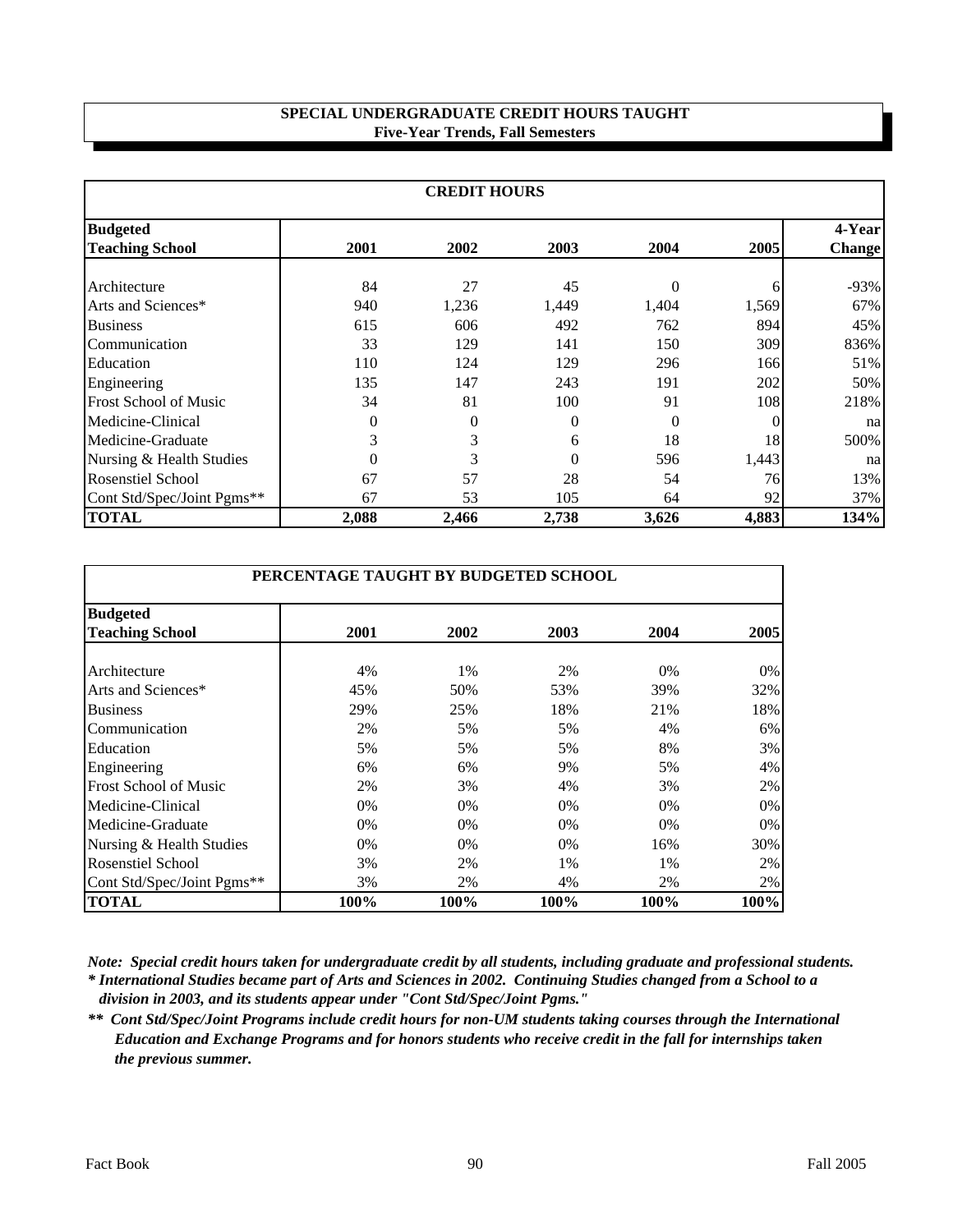## SPECIAL UNDERGRADUATE CREDIT HOURS TAUGHT
### Five-Year Trends, Fall Semesters

| CREDIT HOURS | | | | | | |
|---|---|---|---|---|---|---|
| **Budgeted Teaching School** | **2001** | **2002** | **2003** | **2004** | **2005** | **4-Year Change** |
| Architecture | 84 | 27 | 45 | 0 | 6 | -93% |
| Arts and Sciences* | 940 | 1,236 | 1,449 | 1,404 | 1,569 | 67% |
| Business | 615 | 606 | 492 | 762 | 894 | 45% |
| Communication | 33 | 129 | 141 | 150 | 309 | 836% |
| Education | 110 | 124 | 129 | 296 | 166 | 51% |
| Engineering | 135 | 147 | 243 | 191 | 202 | 50% |
| Frost School of Music | 34 | 81 | 100 | 91 | 108 | 218% |
| Medicine-Clinical | 0 | 0 | 0 | 0 | 0 | na |
| Medicine-Graduate | 3 | 3 | 6 | 18 | 18 | 500% |
| Nursing & Health Studies | 0 | 3 | 0 | 596 | 1,443 | na |
| Rosenstiel School | 67 | 57 | 28 | 54 | 76 | 13% |
| Cont Std/Spec/Joint Pgms** | 67 | 53 | 105 | 64 | 92 | 37% |
| **TOTAL** | **2,088** | **2,466** | **2,738** | **3,626** | **4,883** | **134%** |

| PERCENTAGE TAUGHT BY BUDGETED SCHOOL | | | | | |
|---|---|---|---|---|---|
| **Budgeted Teaching School** | **2001** | **2002** | **2003** | **2004** | **2005** |
| Architecture | 4% | 1% | 2% | 0% | 0% |
| Arts and Sciences* | 45% | 50% | 53% | 39% | 32% |
| Business | 29% | 25% | 18% | 21% | 18% |
| Communication | 2% | 5% | 5% | 4% | 6% |
| Education | 5% | 5% | 5% | 8% | 3% |
| Engineering | 6% | 6% | 9% | 5% | 4% |
| Frost School of Music | 2% | 3% | 4% | 3% | 2% |
| Medicine-Clinical | 0% | 0% | 0% | 0% | 0% |
| Medicine-Graduate | 0% | 0% | 0% | 0% | 0% |
| Nursing & Health Studies | 0% | 0% | 0% | 16% | 30% |
| Rosenstiel School | 3% | 2% | 1% | 1% | 2% |
| Cont Std/Spec/Joint Pgms** | 3% | 2% | 4% | 2% | 2% |
| **TOTAL** | **100%** | **100%** | **100%** | **100%** | **100%** |

***Note: Special credit hours taken for undergraduate credit by all students, including graduate and professional students.***

***\* International Studies became part of Arts and Sciences in 2002. Continuing Studies changed from a School to a division in 2003, and its students appear under "Cont Std/Spec/Joint Pgms."***

***\*\* Cont Std/Spec/Joint Programs include credit hours for non-UM students taking courses through the International Education and Exchange Programs and for honors students who receive credit in the fall for internships taken the previous summer.***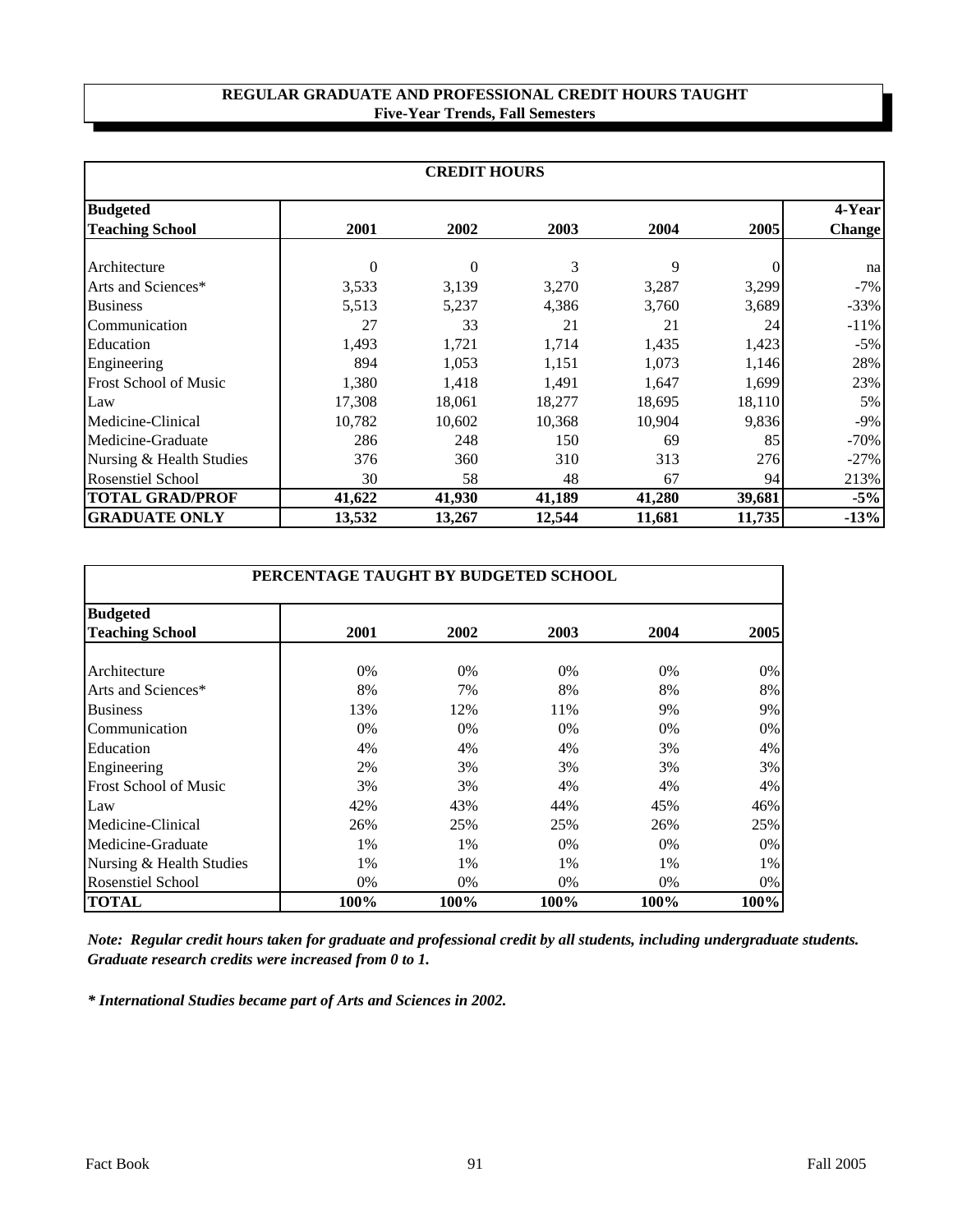# REGULAR GRADUATE AND PROFESSIONAL CREDIT HOURS TAUGHT
## Five-Year Trends, Fall Semesters

| CREDIT HOURS | | | | | | |
|---|---|---|---|---|---|---|
| **Budgeted Teaching School** | **2001** | **2002** | **2003** | **2004** | **2005** | **4-Year Change** |
| Architecture | 0 | 0 | 3 | 9 | 0 | na |
| Arts and Sciences* | 3,533 | 3,139 | 3,270 | 3,287 | 3,299 | -7% |
| Business | 5,513 | 5,237 | 4,386 | 3,760 | 3,689 | -33% |
| Communication | 27 | 33 | 21 | 21 | 24 | -11% |
| Education | 1,493 | 1,721 | 1,714 | 1,435 | 1,423 | -5% |
| Engineering | 894 | 1,053 | 1,151 | 1,073 | 1,146 | 28% |
| Frost School of Music | 1,380 | 1,418 | 1,491 | 1,647 | 1,699 | 23% |
| Law | 17,308 | 18,061 | 18,277 | 18,695 | 18,110 | 5% |
| Medicine-Clinical | 10,782 | 10,602 | 10,368 | 10,904 | 9,836 | -9% |
| Medicine-Graduate | 286 | 248 | 150 | 69 | 85 | -70% |
| Nursing & Health Studies | 376 | 360 | 310 | 313 | 276 | -27% |
| Rosenstiel School | 30 | 58 | 48 | 67 | 94 | 213% |
| **TOTAL GRAD/PROF** | **41,622** | **41,930** | **41,189** | **41,280** | **39,681** | **-5%** |
| **GRADUATE ONLY** | **13,532** | **13,267** | **12,544** | **11,681** | **11,735** | **-13%** |

| PERCENTAGE TAUGHT BY BUDGETED SCHOOL | | | | | |
|---|---|---|---|---|---|
| **Budgeted Teaching School** | **2001** | **2002** | **2003** | **2004** | **2005** |
| Architecture | 0% | 0% | 0% | 0% | 0% |
| Arts and Sciences* | 8% | 7% | 8% | 8% | 8% |
| Business | 13% | 12% | 11% | 9% | 9% |
| Communication | 0% | 0% | 0% | 0% | 0% |
| Education | 4% | 4% | 4% | 3% | 4% |
| Engineering | 2% | 3% | 3% | 3% | 3% |
| Frost School of Music | 3% | 3% | 4% | 4% | 4% |
| Law | 42% | 43% | 44% | 45% | 46% |
| Medicine-Clinical | 26% | 25% | 25% | 26% | 25% |
| Medicine-Graduate | 1% | 1% | 0% | 0% | 0% |
| Nursing & Health Studies | 1% | 1% | 1% | 1% | 1% |
| Rosenstiel School | 0% | 0% | 0% | 0% | 0% |
| **TOTAL** | **100%** | **100%** | **100%** | **100%** | **100%** |

***Note: Regular credit hours taken for graduate and professional credit by all students, including undergraduate students. Graduate research credits were increased from 0 to 1.***

***\* International Studies became part of Arts and Sciences in 2002.***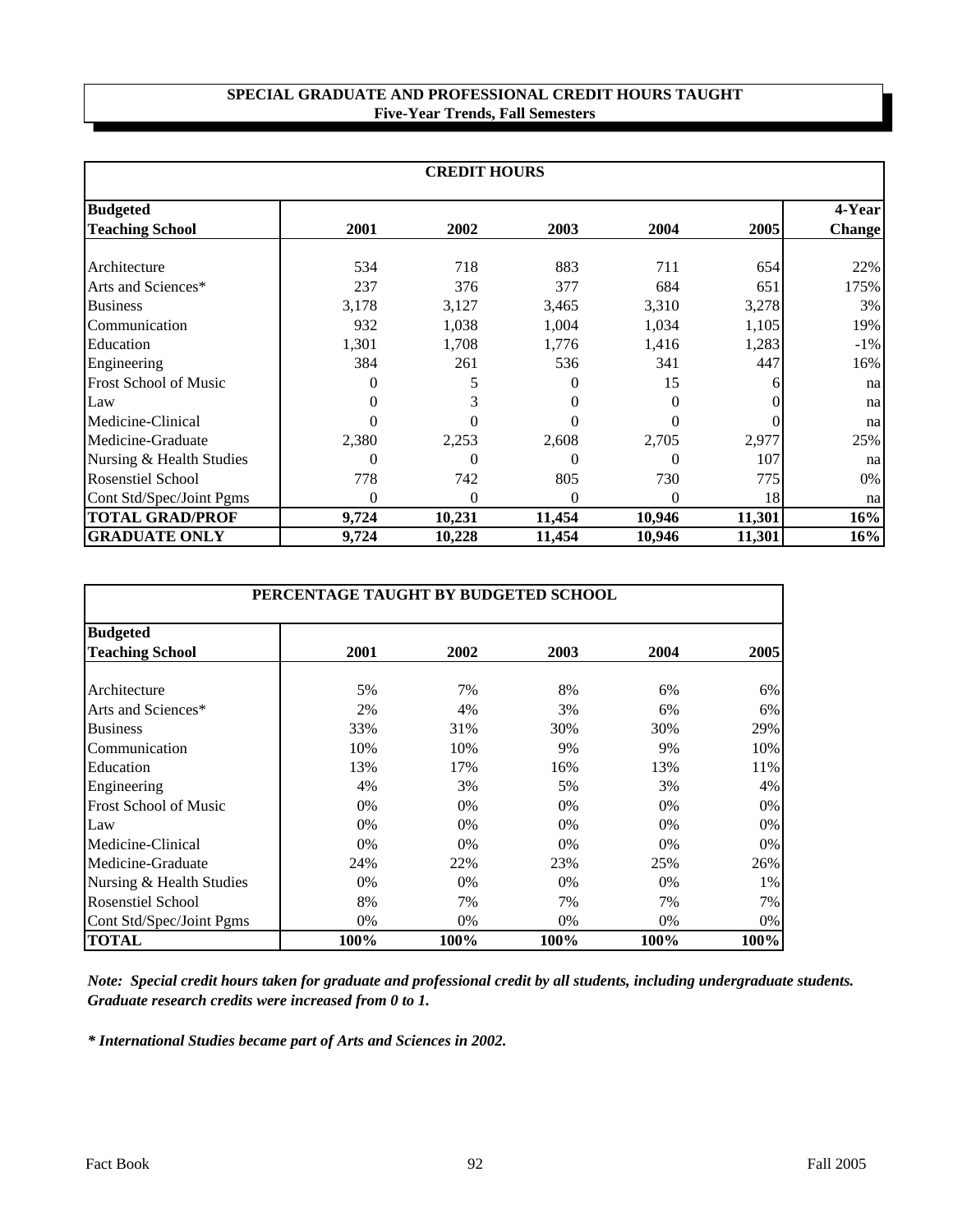# SPECIAL GRADUATE AND PROFESSIONAL CREDIT HOURS TAUGHT
## Five-Year Trends, Fall Semesters

| CREDIT HOURS | | | | | | |
|---|---|---|---|---|---|---|
| **Budgeted Teaching School** | **2001** | **2002** | **2003** | **2004** | **2005** | **4-Year Change** |
| Architecture | 534 | 718 | 883 | 711 | 654 | 22% |
| Arts and Sciences* | 237 | 376 | 377 | 684 | 651 | 175% |
| Business | 3,178 | 3,127 | 3,465 | 3,310 | 3,278 | 3% |
| Communication | 932 | 1,038 | 1,004 | 1,034 | 1,105 | 19% |
| Education | 1,301 | 1,708 | 1,776 | 1,416 | 1,283 | -1% |
| Engineering | 384 | 261 | 536 | 341 | 447 | 16% |
| Frost School of Music | 0 | 5 | 0 | 15 | 6 | na |
| Law | 0 | 3 | 0 | 0 | 0 | na |
| Medicine-Clinical | 0 | 0 | 0 | 0 | 0 | na |
| Medicine-Graduate | 2,380 | 2,253 | 2,608 | 2,705 | 2,977 | 25% |
| Nursing & Health Studies | 0 | 0 | 0 | 0 | 107 | na |
| Rosenstiel School | 778 | 742 | 805 | 730 | 775 | 0% |
| Cont Std/Spec/Joint Pgms | 0 | 0 | 0 | 0 | 18 | na |
| **TOTAL GRAD/PROF** | **9,724** | **10,231** | **11,454** | **10,946** | **11,301** | **16%** |
| **GRADUATE ONLY** | **9,724** | **10,228** | **11,454** | **10,946** | **11,301** | **16%** |

| PERCENTAGE TAUGHT BY BUDGETED SCHOOL | | | | | |
|---|---|---|---|---|---|
| **Budgeted Teaching School** | **2001** | **2002** | **2003** | **2004** | **2005** |
| Architecture | 5% | 7% | 8% | 6% | 6% |
| Arts and Sciences* | 2% | 4% | 3% | 6% | 6% |
| Business | 33% | 31% | 30% | 30% | 29% |
| Communication | 10% | 10% | 9% | 9% | 10% |
| Education | 13% | 17% | 16% | 13% | 11% |
| Engineering | 4% | 3% | 5% | 3% | 4% |
| Frost School of Music | 0% | 0% | 0% | 0% | 0% |
| Law | 0% | 0% | 0% | 0% | 0% |
| Medicine-Clinical | 0% | 0% | 0% | 0% | 0% |
| Medicine-Graduate | 24% | 22% | 23% | 25% | 26% |
| Nursing & Health Studies | 0% | 0% | 0% | 0% | 1% |
| Rosenstiel School | 8% | 7% | 7% | 7% | 7% |
| Cont Std/Spec/Joint Pgms | 0% | 0% | 0% | 0% | 0% |
| **TOTAL** | **100%** | **100%** | **100%** | **100%** | **100%** |

***Note: Special credit hours taken for graduate and professional credit by all students, including undergraduate students. Graduate research credits were increased from 0 to 1.***

***\* International Studies became part of Arts and Sciences in 2002.***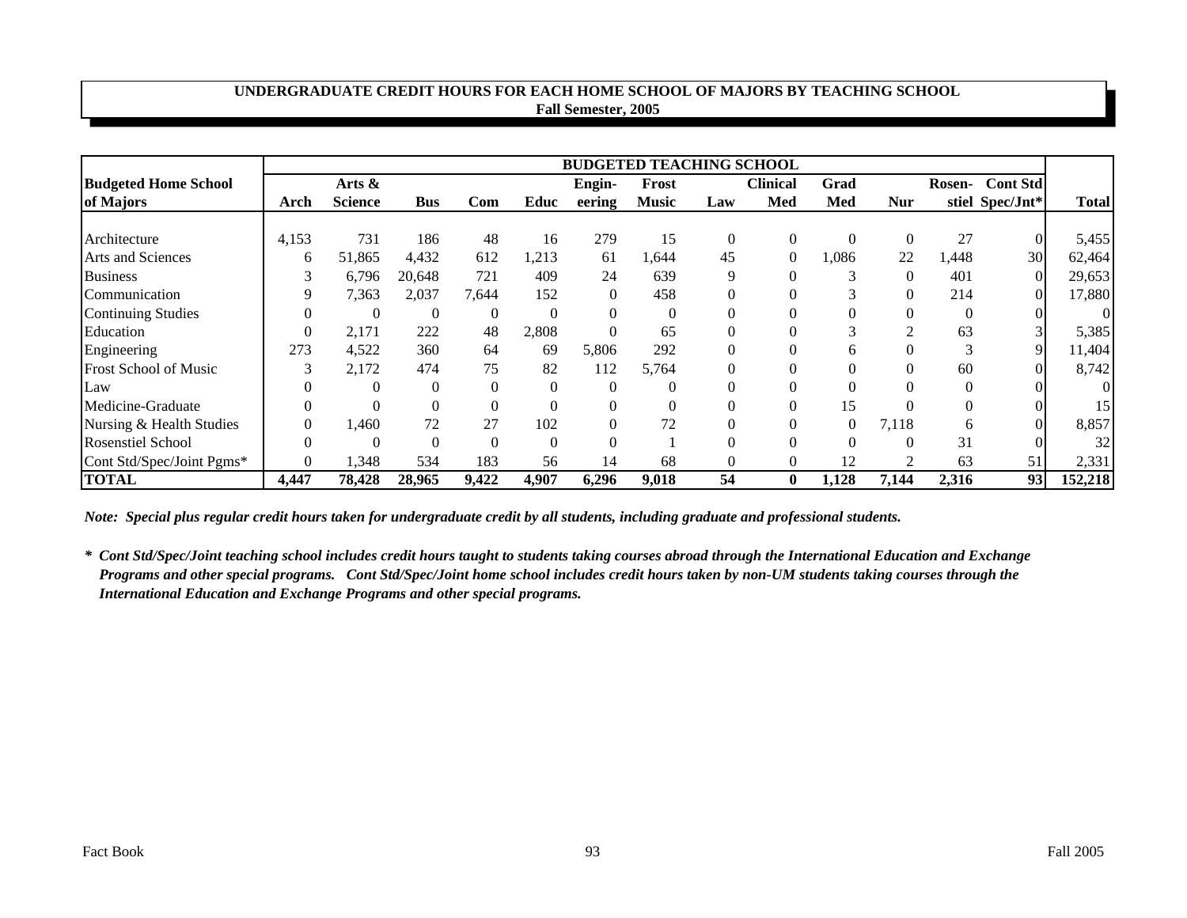## UNDERGRADUATE CREDIT HOURS FOR EACH HOME SCHOOL OF MAJORS BY TEACHING SCHOOL
### Fall Semester, 2005

| Budgeted Home School of Majors | BUDGETED TEACHING SCHOOL | | | | | | | | | | | | | |
|---|---|---|---|---|---|---|---|---|---|---|---|---|---|---|
| | Arch | Arts & Science | Bus | Com | Educ | Engin-eering | Frost Music | Law | Clinical Med | Grad Med | Nur | Rosen-stiel | Cont Std Spec/Jnt* | Total |
| Architecture | 4,153 | 731 | 186 | 48 | 16 | 279 | 15 | 0 | 0 | 0 | 0 | 27 | 0 | 5,455 |
| Arts and Sciences | 6 | 51,865 | 4,432 | 612 | 1,213 | 61 | 1,644 | 45 | 0 | 1,086 | 22 | 1,448 | 30 | 62,464 |
| Business | 3 | 6,796 | 20,648 | 721 | 409 | 24 | 639 | 9 | 0 | 3 | 0 | 401 | 0 | 29,653 |
| Communication | 9 | 7,363 | 2,037 | 7,644 | 152 | 0 | 458 | 0 | 0 | 3 | 0 | 214 | 0 | 17,880 |
| Continuing Studies | 0 | 0 | 0 | 0 | 0 | 0 | 0 | 0 | 0 | 0 | 0 | 0 | 0 | 0 |
| Education | 0 | 2,171 | 222 | 48 | 2,808 | 0 | 65 | 0 | 0 | 3 | 2 | 63 | 3 | 5,385 |
| Engineering | 273 | 4,522 | 360 | 64 | 69 | 5,806 | 292 | 0 | 0 | 6 | 0 | 3 | 9 | 11,404 |
| Frost School of Music | 3 | 2,172 | 474 | 75 | 82 | 112 | 5,764 | 0 | 0 | 0 | 0 | 60 | 0 | 8,742 |
| Law | 0 | 0 | 0 | 0 | 0 | 0 | 0 | 0 | 0 | 0 | 0 | 0 | 0 | 0 |
| Medicine-Graduate | 0 | 0 | 0 | 0 | 0 | 0 | 0 | 0 | 0 | 15 | 0 | 0 | 0 | 15 |
| Nursing & Health Studies | 0 | 1,460 | 72 | 27 | 102 | 0 | 72 | 0 | 0 | 0 | 7,118 | 6 | 0 | 8,857 |
| Rosenstiel School | 0 | 0 | 0 | 0 | 0 | 0 | 1 | 0 | 0 | 0 | 0 | 31 | 0 | 32 |
| Cont Std/Spec/Joint Pgms* | 0 | 1,348 | 534 | 183 | 56 | 14 | 68 | 0 | 0 | 12 | 2 | 63 | 51 | 2,331 |
| **TOTAL** | **4,447** | **78,428** | **28,965** | **9,422** | **4,907** | **6,296** | **9,018** | **54** | **0** | **1,128** | **7,144** | **2,316** | **93** | **152,218** |

*Note: Special plus regular credit hours taken for undergraduate credit by all students, including graduate and professional students.*

*\* Cont Std/Spec/Joint teaching school includes credit hours taught to students taking courses abroad through the International Education and Exchange Programs and other special programs. Cont Std/Spec/Joint home school includes credit hours taken by non-UM students taking courses through the International Education and Exchange Programs and other special programs.*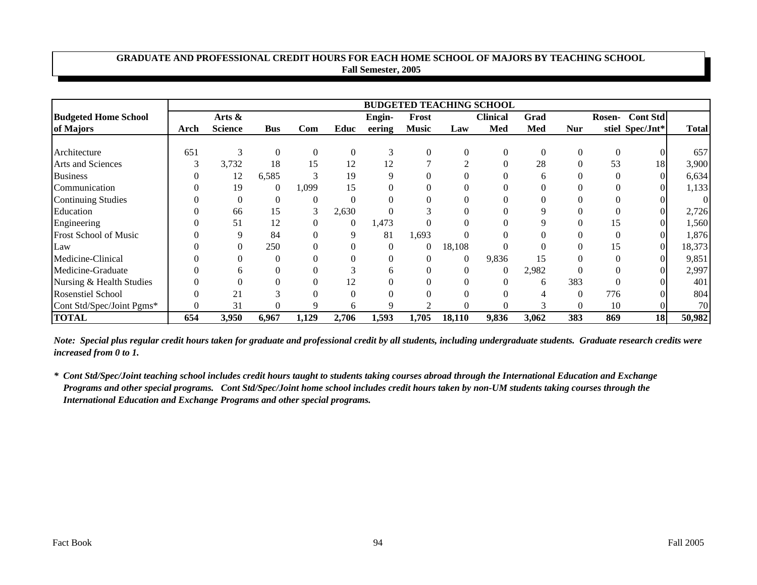## GRADUATE AND PROFESSIONAL CREDIT HOURS FOR EACH HOME SCHOOL OF MAJORS BY TEACHING SCHOOL
### Fall Semester, 2005

| Budgeted Home School of Majors | BUDGETED TEACHING SCHOOL Arch | Arts & Science | Bus | Com | Educ | Engin-eering | Frost Music | Law | Clinical Med | Grad Med | Nur | Rosen-stiel | Cont Std Spec/Jnt* | Total |
|---|---|---|---|---|---|---|---|---|---|---|---|---|---|---|
| Architecture | 651 | 3 | 0 | 0 | 0 | 3 | 0 | 0 | 0 | 0 | 0 | 0 | 0 | 657 |
| Arts and Sciences | 3 | 3,732 | 18 | 15 | 12 | 12 | 7 | 2 | 0 | 28 | 0 | 53 | 18 | 3,900 |
| Business | 0 | 12 | 6,585 | 3 | 19 | 9 | 0 | 0 | 0 | 6 | 0 | 0 | 0 | 6,634 |
| Communication | 0 | 19 | 0 | 1,099 | 15 | 0 | 0 | 0 | 0 | 0 | 0 | 0 | 0 | 1,133 |
| Continuing Studies | 0 | 0 | 0 | 0 | 0 | 0 | 0 | 0 | 0 | 0 | 0 | 0 | 0 | 0 |
| Education | 0 | 66 | 15 | 3 | 2,630 | 0 | 3 | 0 | 0 | 9 | 0 | 0 | 0 | 2,726 |
| Engineering | 0 | 51 | 12 | 0 | 0 | 1,473 | 0 | 0 | 0 | 9 | 0 | 15 | 0 | 1,560 |
| Frost School of Music | 0 | 9 | 84 | 0 | 9 | 81 | 1,693 | 0 | 0 | 0 | 0 | 0 | 0 | 1,876 |
| Law | 0 | 0 | 250 | 0 | 0 | 0 | 0 | 18,108 | 0 | 0 | 0 | 15 | 0 | 18,373 |
| Medicine-Clinical | 0 | 0 | 0 | 0 | 0 | 0 | 0 | 0 | 9,836 | 15 | 0 | 0 | 0 | 9,851 |
| Medicine-Graduate | 0 | 6 | 0 | 0 | 3 | 6 | 0 | 0 | 0 | 2,982 | 0 | 0 | 0 | 2,997 |
| Nursing & Health Studies | 0 | 0 | 0 | 0 | 12 | 0 | 0 | 0 | 0 | 6 | 383 | 0 | 0 | 401 |
| Rosenstiel School | 0 | 21 | 3 | 0 | 0 | 0 | 0 | 0 | 0 | 4 | 0 | 776 | 0 | 804 |
| Cont Std/Spec/Joint Pgms* | 0 | 31 | 0 | 9 | 6 | 9 | 2 | 0 | 0 | 3 | 0 | 10 | 0 | 70 |
| **TOTAL** | **654** | **3,950** | **6,967** | **1,129** | **2,706** | **1,593** | **1,705** | **18,110** | **9,836** | **3,062** | **383** | **869** | **18** | **50,982** |

*Note: Special plus regular credit hours taken for graduate and professional credit by all students, including undergraduate students. Graduate research credits were increased from 0 to 1.*

*\* Cont Std/Spec/Joint teaching school includes credit hours taught to students taking courses abroad through the International Education and Exchange Programs and other special programs. Cont Std/Spec/Joint home school includes credit hours taken by non-UM students taking courses through the International Education and Exchange Programs and other special programs.*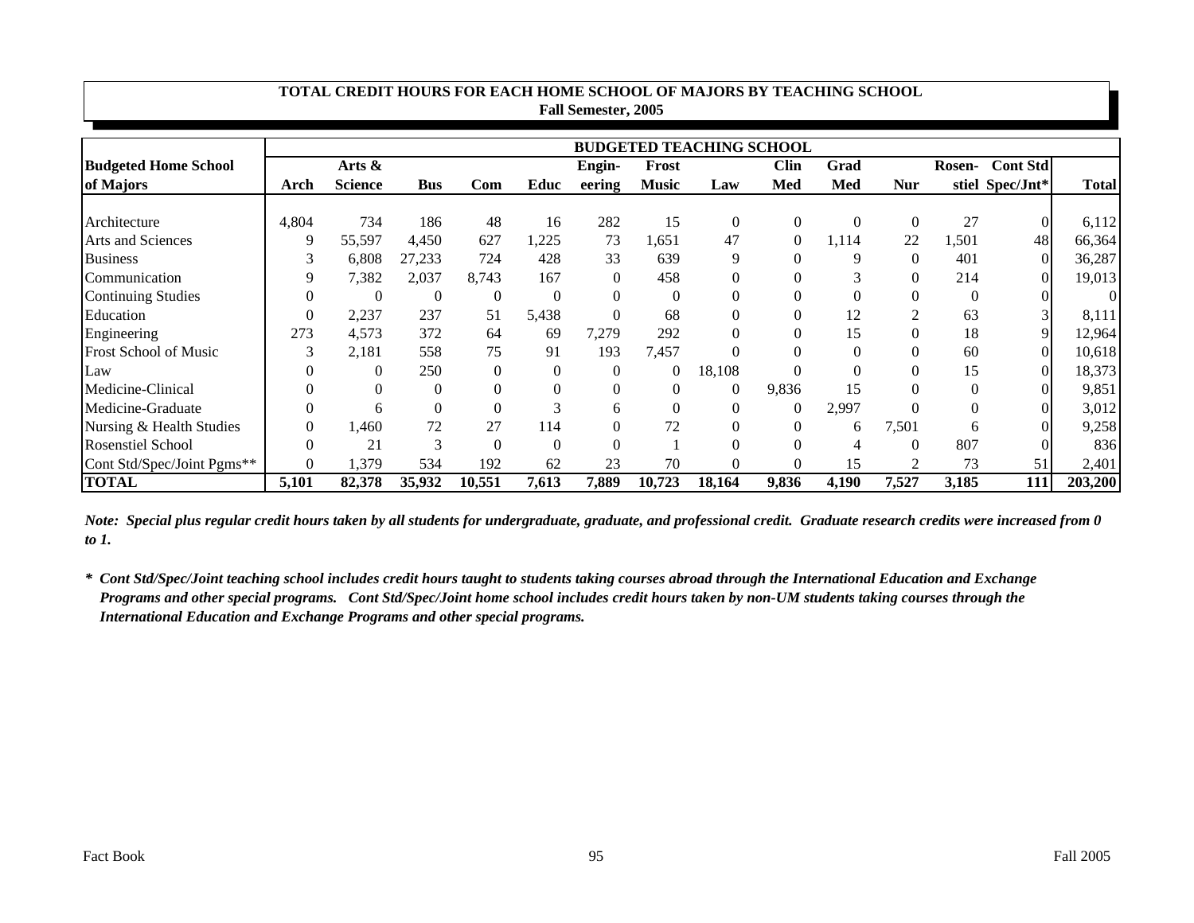## TOTAL CREDIT HOURS FOR EACH HOME SCHOOL OF MAJORS BY TEACHING SCHOOL
### Fall Semester, 2005

| Budgeted Home School of Majors | BUDGETED TEACHING SCHOOL | | | | | | | | | | | | | |
|---|---|---|---|---|---|---|---|---|---|---|---|---|---|---|
| | Arch | Arts & Science | Bus | Com | Educ | Engin-eering | Frost Music | Law | Clin Med | Grad Med | Nur | Rosen-stiel | Cont Std Spec/Jnt* | Total |
| Architecture | 4,804 | 734 | 186 | 48 | 16 | 282 | 15 | 0 | 0 | 0 | 0 | 27 | 0 | 6,112 |
| Arts and Sciences | 9 | 55,597 | 4,450 | 627 | 1,225 | 73 | 1,651 | 47 | 0 | 1,114 | 22 | 1,501 | 48 | 66,364 |
| Business | 3 | 6,808 | 27,233 | 724 | 428 | 33 | 639 | 9 | 0 | 9 | 0 | 401 | 0 | 36,287 |
| Communication | 9 | 7,382 | 2,037 | 8,743 | 167 | 0 | 458 | 0 | 0 | 3 | 0 | 214 | 0 | 19,013 |
| Continuing Studies | 0 | 0 | 0 | 0 | 0 | 0 | 0 | 0 | 0 | 0 | 0 | 0 | 0 | 0 |
| Education | 0 | 2,237 | 237 | 51 | 5,438 | 0 | 68 | 0 | 0 | 12 | 2 | 63 | 3 | 8,111 |
| Engineering | 273 | 4,573 | 372 | 64 | 69 | 7,279 | 292 | 0 | 0 | 15 | 0 | 18 | 9 | 12,964 |
| Frost School of Music | 3 | 2,181 | 558 | 75 | 91 | 193 | 7,457 | 0 | 0 | 0 | 0 | 60 | 0 | 10,618 |
| Law | 0 | 0 | 250 | 0 | 0 | 0 | 0 | 18,108 | 0 | 0 | 0 | 15 | 0 | 18,373 |
| Medicine-Clinical | 0 | 0 | 0 | 0 | 0 | 0 | 0 | 0 | 9,836 | 15 | 0 | 0 | 0 | 9,851 |
| Medicine-Graduate | 0 | 6 | 0 | 0 | 3 | 6 | 0 | 0 | 0 | 2,997 | 0 | 0 | 0 | 3,012 |
| Nursing & Health Studies | 0 | 1,460 | 72 | 27 | 114 | 0 | 72 | 0 | 0 | 6 | 7,501 | 6 | 0 | 9,258 |
| Rosenstiel School | 0 | 21 | 3 | 0 | 0 | 0 | 1 | 0 | 0 | 4 | 0 | 807 | 0 | 836 |
| Cont Std/Spec/Joint Pgms** | 0 | 1,379 | 534 | 192 | 62 | 23 | 70 | 0 | 0 | 15 | 2 | 73 | 51 | 2,401 |
| **TOTAL** | **5,101** | **82,378** | **35,932** | **10,551** | **7,613** | **7,889** | **10,723** | **18,164** | **9,836** | **4,190** | **7,527** | **3,185** | **111** | **203,200** |

*Note: Special plus regular credit hours taken by all students for undergraduate, graduate, and professional credit. Graduate research credits were increased from 0 to 1.*

*\* Cont Std/Spec/Joint teaching school includes credit hours taught to students taking courses abroad through the International Education and Exchange Programs and other special programs. Cont Std/Spec/Joint home school includes credit hours taken by non-UM students taking courses through the International Education and Exchange Programs and other special programs.*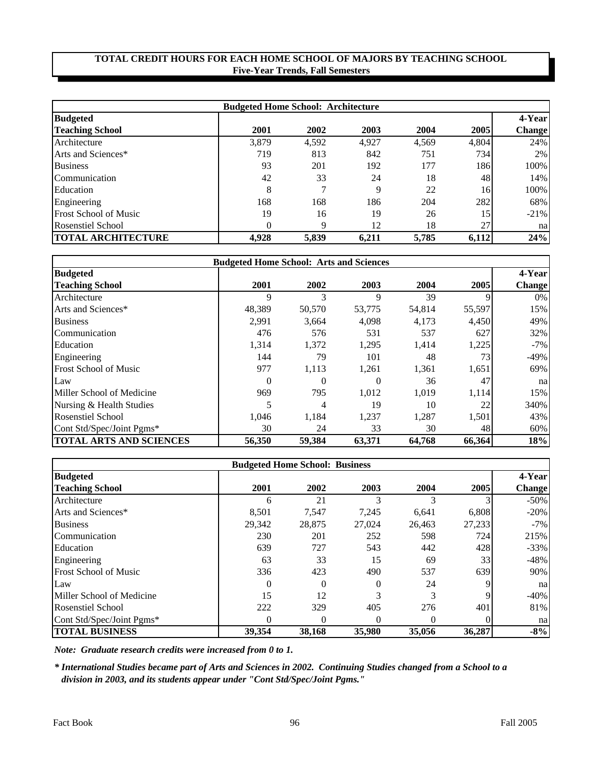**TOTAL CREDIT HOURS FOR EACH HOME SCHOOL OF MAJORS BY TEACHING SCHOOL**
**Five-Year Trends, Fall Semesters**

| Budgeted Home School: Architecture | | | | | | |
|---|---|---|---|---|---|---|
| **Budgeted Teaching School** | **2001** | **2002** | **2003** | **2004** | **2005** | **4-Year Change** |
| Architecture | 3,879 | 4,592 | 4,927 | 4,569 | 4,804 | 24% |
| Arts and Sciences* | 719 | 813 | 842 | 751 | 734 | 2% |
| Business | 93 | 201 | 192 | 177 | 186 | 100% |
| Communication | 42 | 33 | 24 | 18 | 48 | 14% |
| Education | 8 | 7 | 9 | 22 | 16 | 100% |
| Engineering | 168 | 168 | 186 | 204 | 282 | 68% |
| Frost School of Music | 19 | 16 | 19 | 26 | 15 | -21% |
| Rosenstiel School | 0 | 9 | 12 | 18 | 27 | na |
| **TOTAL ARCHITECTURE** | **4,928** | **5,839** | **6,211** | **5,785** | **6,112** | **24%** |

| Budgeted Home School: Arts and Sciences | | | | | | |
|---|---|---|---|---|---|---|
| **Budgeted Teaching School** | **2001** | **2002** | **2003** | **2004** | **2005** | **4-Year Change** |
| Architecture | 9 | 3 | 9 | 39 | 9 | 0% |
| Arts and Sciences* | 48,389 | 50,570 | 53,775 | 54,814 | 55,597 | 15% |
| Business | 2,991 | 3,664 | 4,098 | 4,173 | 4,450 | 49% |
| Communication | 476 | 576 | 531 | 537 | 627 | 32% |
| Education | 1,314 | 1,372 | 1,295 | 1,414 | 1,225 | -7% |
| Engineering | 144 | 79 | 101 | 48 | 73 | -49% |
| Frost School of Music | 977 | 1,113 | 1,261 | 1,361 | 1,651 | 69% |
| Law | 0 | 0 | 0 | 36 | 47 | na |
| Miller School of Medicine | 969 | 795 | 1,012 | 1,019 | 1,114 | 15% |
| Nursing & Health Studies | 5 | 4 | 19 | 10 | 22 | 340% |
| Rosenstiel School | 1,046 | 1,184 | 1,237 | 1,287 | 1,501 | 43% |
| Cont Std/Spec/Joint Pgms* | 30 | 24 | 33 | 30 | 48 | 60% |
| **TOTAL ARTS AND SCIENCES** | **56,350** | **59,384** | **63,371** | **64,768** | **66,364** | **18%** |

| Budgeted Home School: Business | | | | | | |
|---|---|---|---|---|---|---|
| **Budgeted Teaching School** | **2001** | **2002** | **2003** | **2004** | **2005** | **4-Year Change** |
| Architecture | 6 | 21 | 3 | 3 | 3 | -50% |
| Arts and Sciences* | 8,501 | 7,547 | 7,245 | 6,641 | 6,808 | -20% |
| Business | 29,342 | 28,875 | 27,024 | 26,463 | 27,233 | -7% |
| Communication | 230 | 201 | 252 | 598 | 724 | 215% |
| Education | 639 | 727 | 543 | 442 | 428 | -33% |
| Engineering | 63 | 33 | 15 | 69 | 33 | -48% |
| Frost School of Music | 336 | 423 | 490 | 537 | 639 | 90% |
| Law | 0 | 0 | 0 | 24 | 9 | na |
| Miller School of Medicine | 15 | 12 | 3 | 3 | 9 | -40% |
| Rosenstiel School | 222 | 329 | 405 | 276 | 401 | 81% |
| Cont Std/Spec/Joint Pgms* | 0 | 0 | 0 | 0 | 0 | na |
| **TOTAL BUSINESS** | **39,354** | **38,168** | **35,980** | **35,056** | **36,287** | **-8%** |

***Note: Graduate research credits were increased from 0 to 1.***

***\* International Studies became part of Arts and Sciences in 2002. Continuing Studies changed from a School to a division in 2003, and its students appear under "Cont Std/Spec/Joint Pgms."***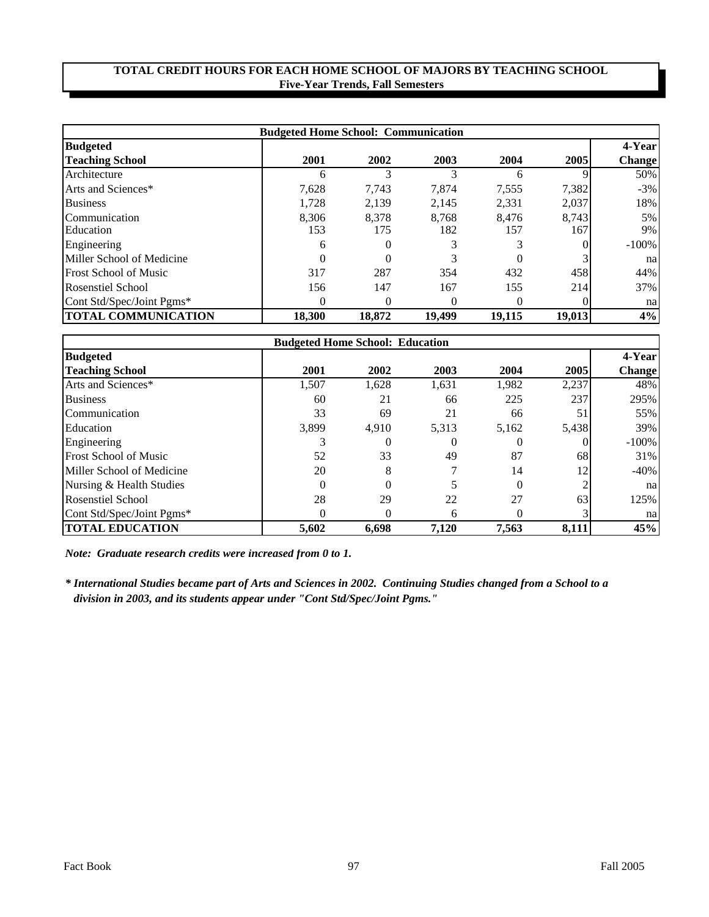## TOTAL CREDIT HOURS FOR EACH HOME SCHOOL OF MAJORS BY TEACHING SCHOOL
### Five-Year Trends, Fall Semesters

| Budgeted Home School: Communication | | | | | | |
|---|---|---|---|---|---|---|
| **Budgeted Teaching School** | **2001** | **2002** | **2003** | **2004** | **2005** | **4-Year Change** |
| Architecture | 6 | 3 | 3 | 6 | 9 | 50% |
| Arts and Sciences* | 7,628 | 7,743 | 7,874 | 7,555 | 7,382 | -3% |
| Business | 1,728 | 2,139 | 2,145 | 2,331 | 2,037 | 18% |
| Communication | 8,306 | 8,378 | 8,768 | 8,476 | 8,743 | 5% |
| Education | 153 | 175 | 182 | 157 | 167 | 9% |
| Engineering | 6 | 0 | 3 | 3 | 0 | -100% |
| Miller School of Medicine | 0 | 0 | 3 | 0 | 3 | na |
| Frost School of Music | 317 | 287 | 354 | 432 | 458 | 44% |
| Rosenstiel School | 156 | 147 | 167 | 155 | 214 | 37% |
| Cont Std/Spec/Joint Pgms* | 0 | 0 | 0 | 0 | 0 | na |
| **TOTAL COMMUNICATION** | **18,300** | **18,872** | **19,499** | **19,115** | **19,013** | **4%** |

| Budgeted Home School: Education | | | | | | |
|---|---|---|---|---|---|---|
| **Budgeted Teaching School** | **2001** | **2002** | **2003** | **2004** | **2005** | **4-Year Change** |
| Arts and Sciences* | 1,507 | 1,628 | 1,631 | 1,982 | 2,237 | 48% |
| Business | 60 | 21 | 66 | 225 | 237 | 295% |
| Communication | 33 | 69 | 21 | 66 | 51 | 55% |
| Education | 3,899 | 4,910 | 5,313 | 5,162 | 5,438 | 39% |
| Engineering | 3 | 0 | 0 | 0 | 0 | -100% |
| Frost School of Music | 52 | 33 | 49 | 87 | 68 | 31% |
| Miller School of Medicine | 20 | 8 | 7 | 14 | 12 | -40% |
| Nursing & Health Studies | 0 | 0 | 5 | 0 | 2 | na |
| Rosenstiel School | 28 | 29 | 22 | 27 | 63 | 125% |
| Cont Std/Spec/Joint Pgms* | 0 | 0 | 6 | 0 | 3 | na |
| **TOTAL EDUCATION** | **5,602** | **6,698** | **7,120** | **7,563** | **8,111** | **45%** |

*Note: Graduate research credits were increased from 0 to 1.*

*\* International Studies became part of Arts and Sciences in 2002. Continuing Studies changed from a School to a division in 2003, and its students appear under "Cont Std/Spec/Joint Pgms."*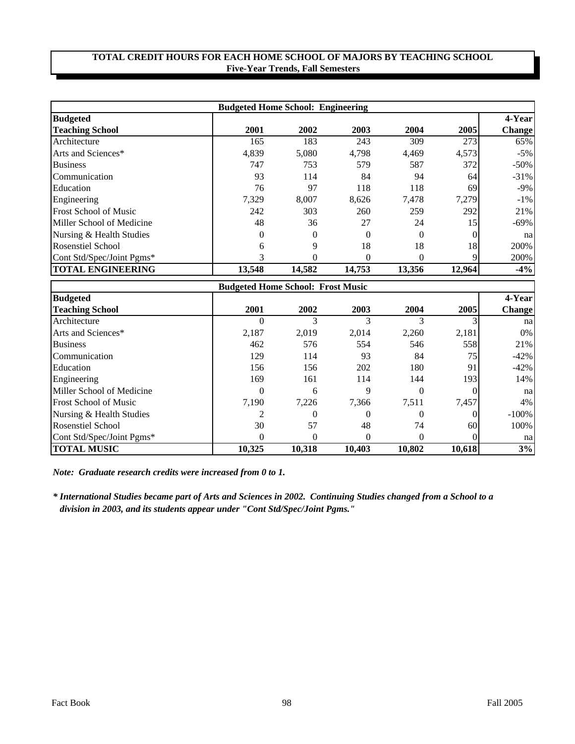## TOTAL CREDIT HOURS FOR EACH HOME SCHOOL OF MAJORS BY TEACHING SCHOOL
### Five-Year Trends, Fall Semesters

| Budgeted Home School: Engineering | | | | | | |
|---|---|---|---|---|---|---|
| **Budgeted Teaching School** | **2001** | **2002** | **2003** | **2004** | **2005** | **4-Year Change** |
| Architecture | 165 | 183 | 243 | 309 | 273 | 65% |
| Arts and Sciences* | 4,839 | 5,080 | 4,798 | 4,469 | 4,573 | -5% |
| Business | 747 | 753 | 579 | 587 | 372 | -50% |
| Communication | 93 | 114 | 84 | 94 | 64 | -31% |
| Education | 76 | 97 | 118 | 118 | 69 | -9% |
| Engineering | 7,329 | 8,007 | 8,626 | 7,478 | 7,279 | -1% |
| Frost School of Music | 242 | 303 | 260 | 259 | 292 | 21% |
| Miller School of Medicine | 48 | 36 | 27 | 24 | 15 | -69% |
| Nursing & Health Studies | 0 | 0 | 0 | 0 | 0 | na |
| Rosenstiel School | 6 | 9 | 18 | 18 | 18 | 200% |
| Cont Std/Spec/Joint Pgms* | 3 | 0 | 0 | 0 | 9 | 200% |
| **TOTAL ENGINEERING** | **13,548** | **14,582** | **14,753** | **13,356** | **12,964** | **-4%** |

| Budgeted Home School: Frost Music | | | | | | |
|---|---|---|---|---|---|---|
| **Budgeted Teaching School** | **2001** | **2002** | **2003** | **2004** | **2005** | **4-Year Change** |
| Architecture | 0 | 3 | 3 | 3 | 3 | na |
| Arts and Sciences* | 2,187 | 2,019 | 2,014 | 2,260 | 2,181 | 0% |
| Business | 462 | 576 | 554 | 546 | 558 | 21% |
| Communication | 129 | 114 | 93 | 84 | 75 | -42% |
| Education | 156 | 156 | 202 | 180 | 91 | -42% |
| Engineering | 169 | 161 | 114 | 144 | 193 | 14% |
| Miller School of Medicine | 0 | 6 | 9 | 0 | 0 | na |
| Frost School of Music | 7,190 | 7,226 | 7,366 | 7,511 | 7,457 | 4% |
| Nursing & Health Studies | 2 | 0 | 0 | 0 | 0 | -100% |
| Rosenstiel School | 30 | 57 | 48 | 74 | 60 | 100% |
| Cont Std/Spec/Joint Pgms* | 0 | 0 | 0 | 0 | 0 | na |
| **TOTAL MUSIC** | **10,325** | **10,318** | **10,403** | **10,802** | **10,618** | **3%** |

***Note: Graduate research credits were increased from 0 to 1.***

***\* International Studies became part of Arts and Sciences in 2002. Continuing Studies changed from a School to a division in 2003, and its students appear under "Cont Std/Spec/Joint Pgms."***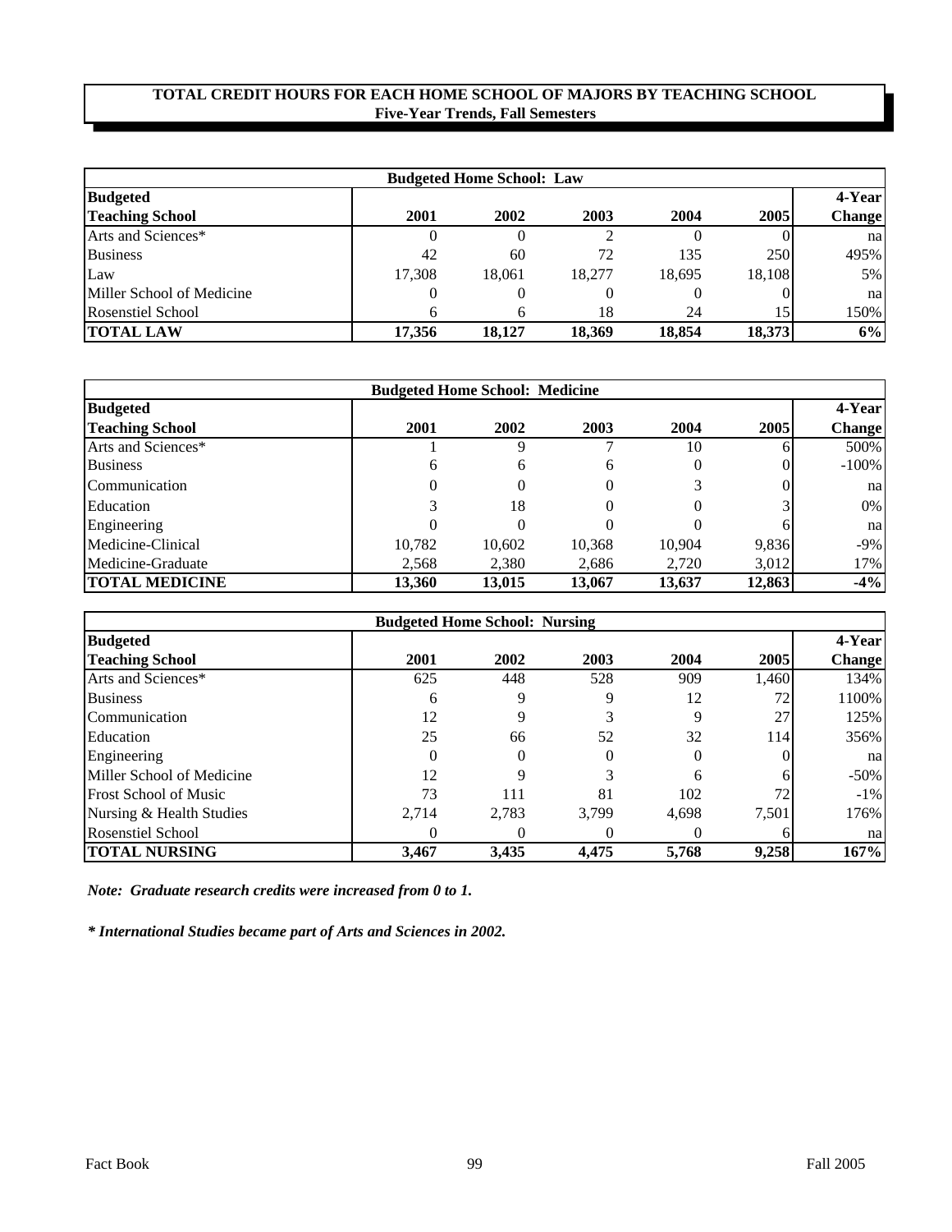# TOTAL CREDIT HOURS FOR EACH HOME SCHOOL OF MAJORS BY TEACHING SCHOOL
## Five-Year Trends, Fall Semesters

**Budgeted Home School: Law**

| Budgeted Teaching School | 2001 | 2002 | 2003 | 2004 | 2005 | 4-Year Change |
|---|---|---|---|---|---|---|
| Arts and Sciences* | 0 | 0 | 2 | 0 | 0 | na |
| Business | 42 | 60 | 72 | 135 | 250 | 495% |
| Law | 17,308 | 18,061 | 18,277 | 18,695 | 18,108 | 5% |
| Miller School of Medicine | 0 | 0 | 0 | 0 | 0 | na |
| Rosenstiel School | 6 | 6 | 18 | 24 | 15 | 150% |
| **TOTAL LAW** | **17,356** | **18,127** | **18,369** | **18,854** | **18,373** | **6%** |

**Budgeted Home School: Medicine**

| Budgeted Teaching School | 2001 | 2002 | 2003 | 2004 | 2005 | 4-Year Change |
|---|---|---|---|---|---|---|
| Arts and Sciences* | 1 | 9 | 7 | 10 | 6 | 500% |
| Business | 6 | 6 | 6 | 0 | 0 | -100% |
| Communication | 0 | 0 | 0 | 3 | 0 | na |
| Education | 3 | 18 | 0 | 0 | 3 | 0% |
| Engineering | 0 | 0 | 0 | 0 | 6 | na |
| Medicine-Clinical | 10,782 | 10,602 | 10,368 | 10,904 | 9,836 | -9% |
| Medicine-Graduate | 2,568 | 2,380 | 2,686 | 2,720 | 3,012 | 17% |
| **TOTAL MEDICINE** | **13,360** | **13,015** | **13,067** | **13,637** | **12,863** | **-4%** |

**Budgeted Home School: Nursing**

| Budgeted Teaching School | 2001 | 2002 | 2003 | 2004 | 2005 | 4-Year Change |
|---|---|---|---|---|---|---|
| Arts and Sciences* | 625 | 448 | 528 | 909 | 1,460 | 134% |
| Business | 6 | 9 | 9 | 12 | 72 | 1100% |
| Communication | 12 | 9 | 3 | 9 | 27 | 125% |
| Education | 25 | 66 | 52 | 32 | 114 | 356% |
| Engineering | 0 | 0 | 0 | 0 | 0 | na |
| Miller School of Medicine | 12 | 9 | 3 | 6 | 6 | -50% |
| Frost School of Music | 73 | 111 | 81 | 102 | 72 | -1% |
| Nursing & Health Studies | 2,714 | 2,783 | 3,799 | 4,698 | 7,501 | 176% |
| Rosenstiel School | 0 | 0 | 0 | 0 | 6 | na |
| **TOTAL NURSING** | **3,467** | **3,435** | **4,475** | **5,768** | **9,258** | **167%** |

***Note: Graduate research credits were increased from 0 to 1.***

***\* International Studies became part of Arts and Sciences in 2002.***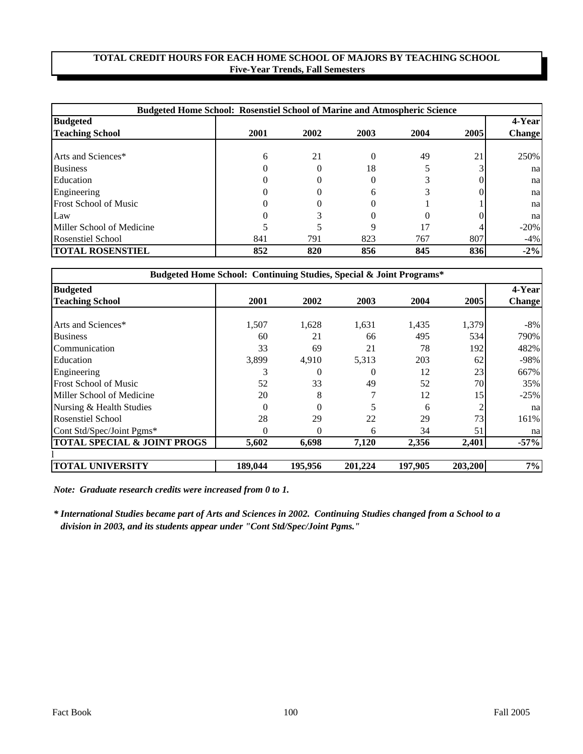**TOTAL CREDIT HOURS FOR EACH HOME SCHOOL OF MAJORS BY TEACHING SCHOOL**
**Five-Year Trends, Fall Semesters**

| Budgeted Home School: Rosenstiel School of Marine and Atmospheric Science | | | | | | |
|---|---|---|---|---|---|---|
| **Budgeted Teaching School** | **2001** | **2002** | **2003** | **2004** | **2005** | **4-Year Change** |
| Arts and Sciences* | 6 | 21 | 0 | 49 | 21 | 250% |
| Business | 0 | 0 | 18 | 5 | 3 | na |
| Education | 0 | 0 | 0 | 3 | 0 | na |
| Engineering | 0 | 0 | 6 | 3 | 0 | na |
| Frost School of Music | 0 | 0 | 0 | 1 | 1 | na |
| Law | 0 | 3 | 0 | 0 | 0 | na |
| Miller School of Medicine | 5 | 5 | 9 | 17 | 4 | -20% |
| Rosenstiel School | 841 | 791 | 823 | 767 | 807 | -4% |
| **TOTAL ROSENSTIEL** | **852** | **820** | **856** | **845** | **836** | **-2%** |

| Budgeted Home School: Continuing Studies, Special & Joint Programs* | | | | | | |
|---|---|---|---|---|---|---|
| **Budgeted Teaching School** | **2001** | **2002** | **2003** | **2004** | **2005** | **4-Year Change** |
| Arts and Sciences* | 1,507 | 1,628 | 1,631 | 1,435 | 1,379 | -8% |
| Business | 60 | 21 | 66 | 495 | 534 | 790% |
| Communication | 33 | 69 | 21 | 78 | 192 | 482% |
| Education | 3,899 | 4,910 | 5,313 | 203 | 62 | -98% |
| Engineering | 3 | 0 | 0 | 12 | 23 | 667% |
| Frost School of Music | 52 | 33 | 49 | 52 | 70 | 35% |
| Miller School of Medicine | 20 | 8 | 7 | 12 | 15 | -25% |
| Nursing & Health Studies | 0 | 0 | 5 | 6 | 2 | na |
| Rosenstiel School | 28 | 29 | 22 | 29 | 73 | 161% |
| Cont Std/Spec/Joint Pgms* | 0 | 0 | 6 | 34 | 51 | na |
| **TOTAL SPECIAL & JOINT PROGS** | **5,602** | **6,698** | **7,120** | **2,356** | **2,401** | **-57%** |
| **TOTAL UNIVERSITY** | **189,044** | **195,956** | **201,224** | **197,905** | **203,200** | **7%** |

*Note: Graduate research credits were increased from 0 to 1.*

*\* International Studies became part of Arts and Sciences in 2002. Continuing Studies changed from a School to a division in 2003, and its students appear under "Cont Std/Spec/Joint Pgms."*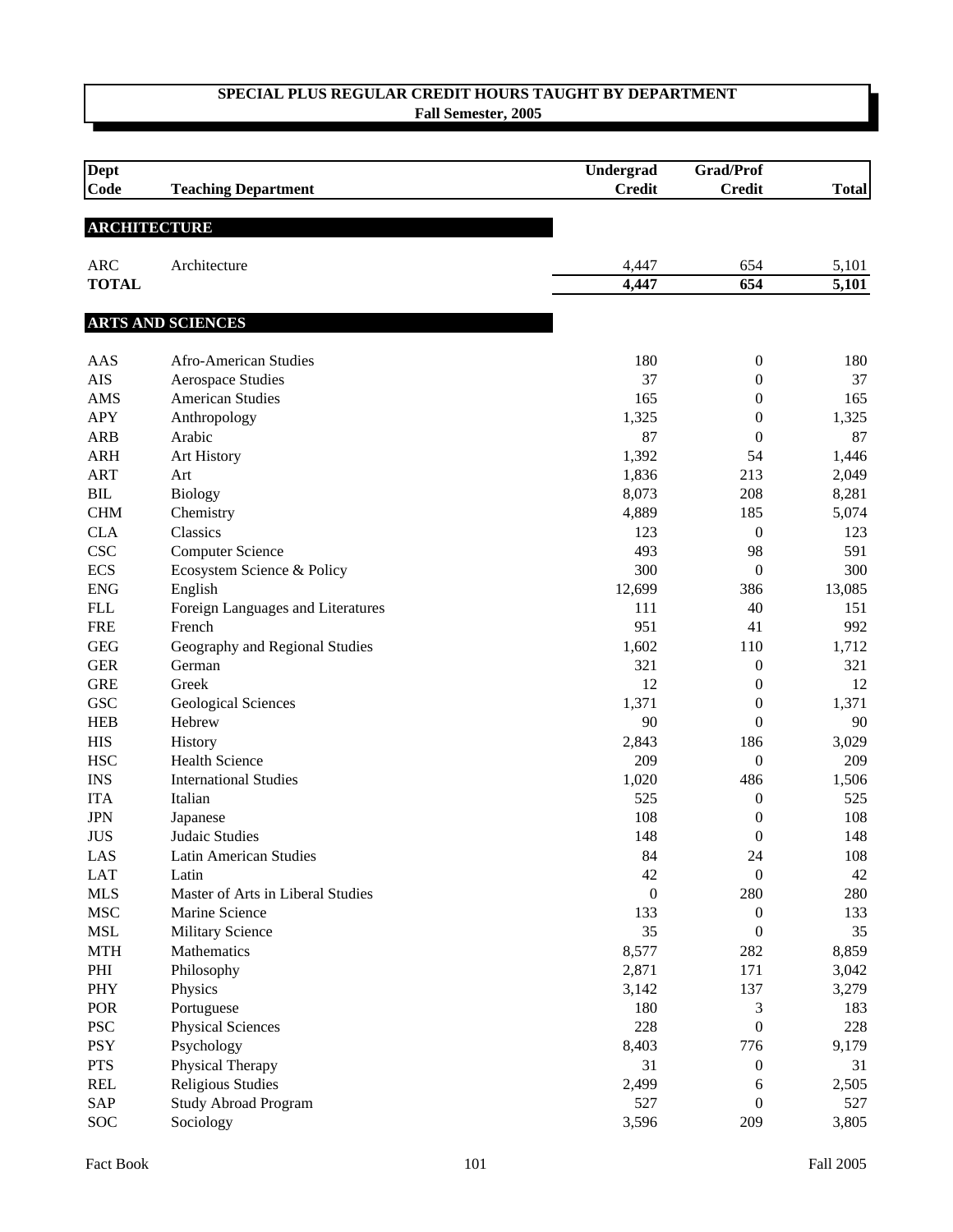## SPECIAL PLUS REGULAR CREDIT HOURS TAUGHT BY DEPARTMENT
### Fall Semester, 2005

| Dept Code | Teaching Department | Undergrad Credit | Grad/Prof Credit | Total |
|---|---|---|---|---|
| **ARCHITECTURE** | | | | |
| ARC | Architecture | 4,447 | 654 | 5,101 |
| **TOTAL** | | **4,447** | **654** | **5,101** |
| **ARTS AND SCIENCES** | | | | |
| AAS | Afro-American Studies | 180 | 0 | 180 |
| AIS | Aerospace Studies | 37 | 0 | 37 |
| AMS | American Studies | 165 | 0 | 165 |
| APY | Anthropology | 1,325 | 0 | 1,325 |
| ARB | Arabic | 87 | 0 | 87 |
| ARH | Art History | 1,392 | 54 | 1,446 |
| ART | Art | 1,836 | 213 | 2,049 |
| BIL | Biology | 8,073 | 208 | 8,281 |
| CHM | Chemistry | 4,889 | 185 | 5,074 |
| CLA | Classics | 123 | 0 | 123 |
| CSC | Computer Science | 493 | 98 | 591 |
| ECS | Ecosystem Science & Policy | 300 | 0 | 300 |
| ENG | English | 12,699 | 386 | 13,085 |
| FLL | Foreign Languages and Literatures | 111 | 40 | 151 |
| FRE | French | 951 | 41 | 992 |
| GEG | Geography and Regional Studies | 1,602 | 110 | 1,712 |
| GER | German | 321 | 0 | 321 |
| GRE | Greek | 12 | 0 | 12 |
| GSC | Geological Sciences | 1,371 | 0 | 1,371 |
| HEB | Hebrew | 90 | 0 | 90 |
| HIS | History | 2,843 | 186 | 3,029 |
| HSC | Health Science | 209 | 0 | 209 |
| INS | International Studies | 1,020 | 486 | 1,506 |
| ITA | Italian | 525 | 0 | 525 |
| JPN | Japanese | 108 | 0 | 108 |
| JUS | Judaic Studies | 148 | 0 | 148 |
| LAS | Latin American Studies | 84 | 24 | 108 |
| LAT | Latin | 42 | 0 | 42 |
| MLS | Master of Arts in Liberal Studies | 0 | 280 | 280 |
| MSC | Marine Science | 133 | 0 | 133 |
| MSL | Military Science | 35 | 0 | 35 |
| MTH | Mathematics | 8,577 | 282 | 8,859 |
| PHI | Philosophy | 2,871 | 171 | 3,042 |
| PHY | Physics | 3,142 | 137 | 3,279 |
| POR | Portuguese | 180 | 3 | 183 |
| PSC | Physical Sciences | 228 | 0 | 228 |
| PSY | Psychology | 8,403 | 776 | 9,179 |
| PTS | Physical Therapy | 31 | 0 | 31 |
| REL | Religious Studies | 2,499 | 6 | 2,505 |
| SAP | Study Abroad Program | 527 | 0 | 527 |
| SOC | Sociology | 3,596 | 209 | 3,805 |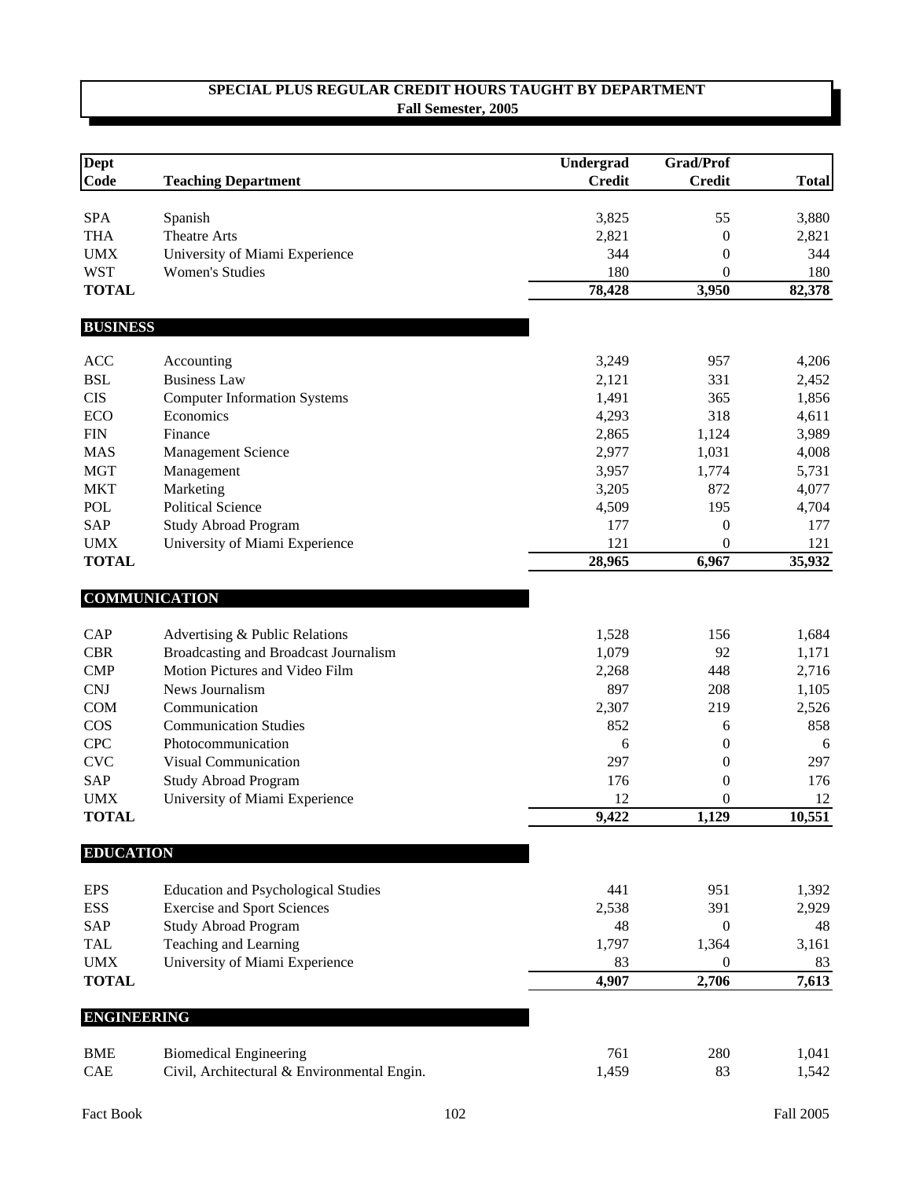## SPECIAL PLUS REGULAR CREDIT HOURS TAUGHT BY DEPARTMENT
### Fall Semester, 2005

| Dept Code | Teaching Department | Undergrad Credit | Grad/Prof Credit | Total |
|---|---|---|---|---|
| SPA | Spanish | 3,825 | 55 | 3,880 |
| THA | Theatre Arts | 2,821 | 0 | 2,821 |
| UMX | University of Miami Experience | 344 | 0 | 344 |
| WST | Women's Studies | 180 | 0 | 180 |
| **TOTAL** | | **78,428** | **3,950** | **82,378** |
| **BUSINESS** | | | | |
| ACC | Accounting | 3,249 | 957 | 4,206 |
| BSL | Business Law | 2,121 | 331 | 2,452 |
| CIS | Computer Information Systems | 1,491 | 365 | 1,856 |
| ECO | Economics | 4,293 | 318 | 4,611 |
| FIN | Finance | 2,865 | 1,124 | 3,989 |
| MAS | Management Science | 2,977 | 1,031 | 4,008 |
| MGT | Management | 3,957 | 1,774 | 5,731 |
| MKT | Marketing | 3,205 | 872 | 4,077 |
| POL | Political Science | 4,509 | 195 | 4,704 |
| SAP | Study Abroad Program | 177 | 0 | 177 |
| UMX | University of Miami Experience | 121 | 0 | 121 |
| **TOTAL** | | **28,965** | **6,967** | **35,932** |
| **COMMUNICATION** | | | | |
| CAP | Advertising & Public Relations | 1,528 | 156 | 1,684 |
| CBR | Broadcasting and Broadcast Journalism | 1,079 | 92 | 1,171 |
| CMP | Motion Pictures and Video Film | 2,268 | 448 | 2,716 |
| CNJ | News Journalism | 897 | 208 | 1,105 |
| COM | Communication | 2,307 | 219 | 2,526 |
| COS | Communication Studies | 852 | 6 | 858 |
| CPC | Photocommunication | 6 | 0 | 6 |
| CVC | Visual Communication | 297 | 0 | 297 |
| SAP | Study Abroad Program | 176 | 0 | 176 |
| UMX | University of Miami Experience | 12 | 0 | 12 |
| **TOTAL** | | **9,422** | **1,129** | **10,551** |
| **EDUCATION** | | | | |
| EPS | Education and Psychological Studies | 441 | 951 | 1,392 |
| ESS | Exercise and Sport Sciences | 2,538 | 391 | 2,929 |
| SAP | Study Abroad Program | 48 | 0 | 48 |
| TAL | Teaching and Learning | 1,797 | 1,364 | 3,161 |
| UMX | University of Miami Experience | 83 | 0 | 83 |
| **TOTAL** | | **4,907** | **2,706** | **7,613** |
| **ENGINEERING** | | | | |
| BME | Biomedical Engineering | 761 | 280 | 1,041 |
| CAE | Civil, Architectural & Environmental Engin. | 1,459 | 83 | 1,542 |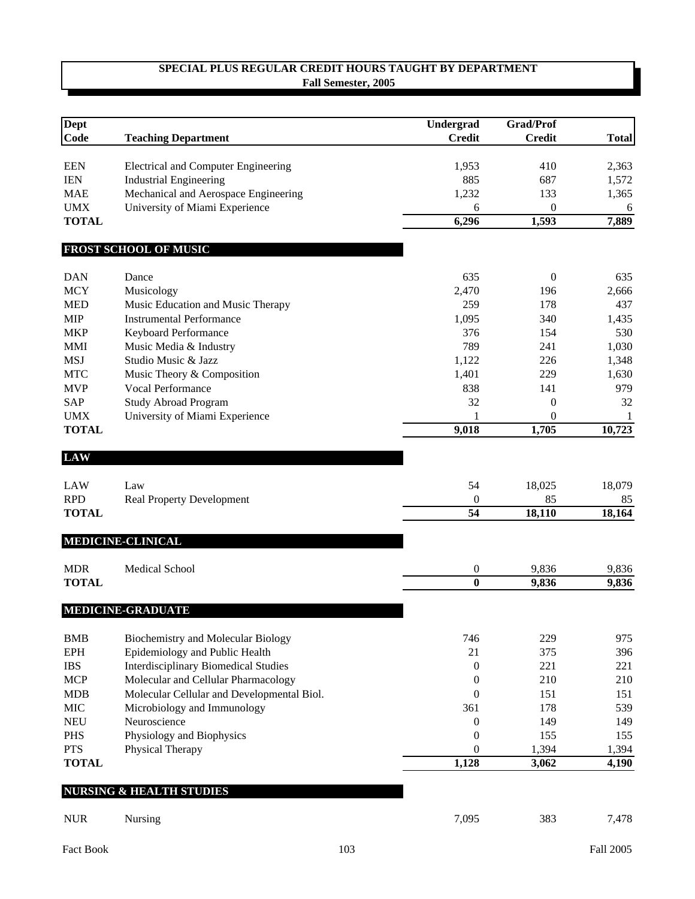# SPECIAL PLUS REGULAR CREDIT HOURS TAUGHT BY DEPARTMENT
## Fall Semester, 2005

| Dept Code | Teaching Department | Undergrad Credit | Grad/Prof Credit | Total |
|---|---|---|---|---|
| EEN | Electrical and Computer Engineering | 1,953 | 410 | 2,363 |
| IEN | Industrial Engineering | 885 | 687 | 1,572 |
| MAE | Mechanical and Aerospace Engineering | 1,232 | 133 | 1,365 |
| UMX | University of Miami Experience | 6 | 0 | 6 |
| **TOTAL** | | **6,296** | **1,593** | **7,889** |
| **FROST SCHOOL OF MUSIC** | | | | |
| DAN | Dance | 635 | 0 | 635 |
| MCY | Musicology | 2,470 | 196 | 2,666 |
| MED | Music Education and Music Therapy | 259 | 178 | 437 |
| MIP | Instrumental Performance | 1,095 | 340 | 1,435 |
| MKP | Keyboard Performance | 376 | 154 | 530 |
| MMI | Music Media & Industry | 789 | 241 | 1,030 |
| MSJ | Studio Music & Jazz | 1,122 | 226 | 1,348 |
| MTC | Music Theory & Composition | 1,401 | 229 | 1,630 |
| MVP | Vocal Performance | 838 | 141 | 979 |
| SAP | Study Abroad Program | 32 | 0 | 32 |
| UMX | University of Miami Experience | 1 | 0 | 1 |
| **TOTAL** | | **9,018** | **1,705** | **10,723** |
| **LAW** | | | | |
| LAW | Law | 54 | 18,025 | 18,079 |
| RPD | Real Property Development | 0 | 85 | 85 |
| **TOTAL** | | **54** | **18,110** | **18,164** |
| **MEDICINE-CLINICAL** | | | | |
| MDR | Medical School | 0 | 9,836 | 9,836 |
| **TOTAL** | | **0** | **9,836** | **9,836** |
| **MEDICINE-GRADUATE** | | | | |
| BMB | Biochemistry and Molecular Biology | 746 | 229 | 975 |
| EPH | Epidemiology and Public Health | 21 | 375 | 396 |
| IBS | Interdisciplinary Biomedical Studies | 0 | 221 | 221 |
| MCP | Molecular and Cellular Pharmacology | 0 | 210 | 210 |
| MDB | Molecular Cellular and Developmental Biol. | 0 | 151 | 151 |
| MIC | Microbiology and Immunology | 361 | 178 | 539 |
| NEU | Neuroscience | 0 | 149 | 149 |
| PHS | Physiology and Biophysics | 0 | 155 | 155 |
| PTS | Physical Therapy | 0 | 1,394 | 1,394 |
| **TOTAL** | | **1,128** | **3,062** | **4,190** |
| **NURSING & HEALTH STUDIES** | | | | |
| NUR | Nursing | 7,095 | 383 | 7,478 |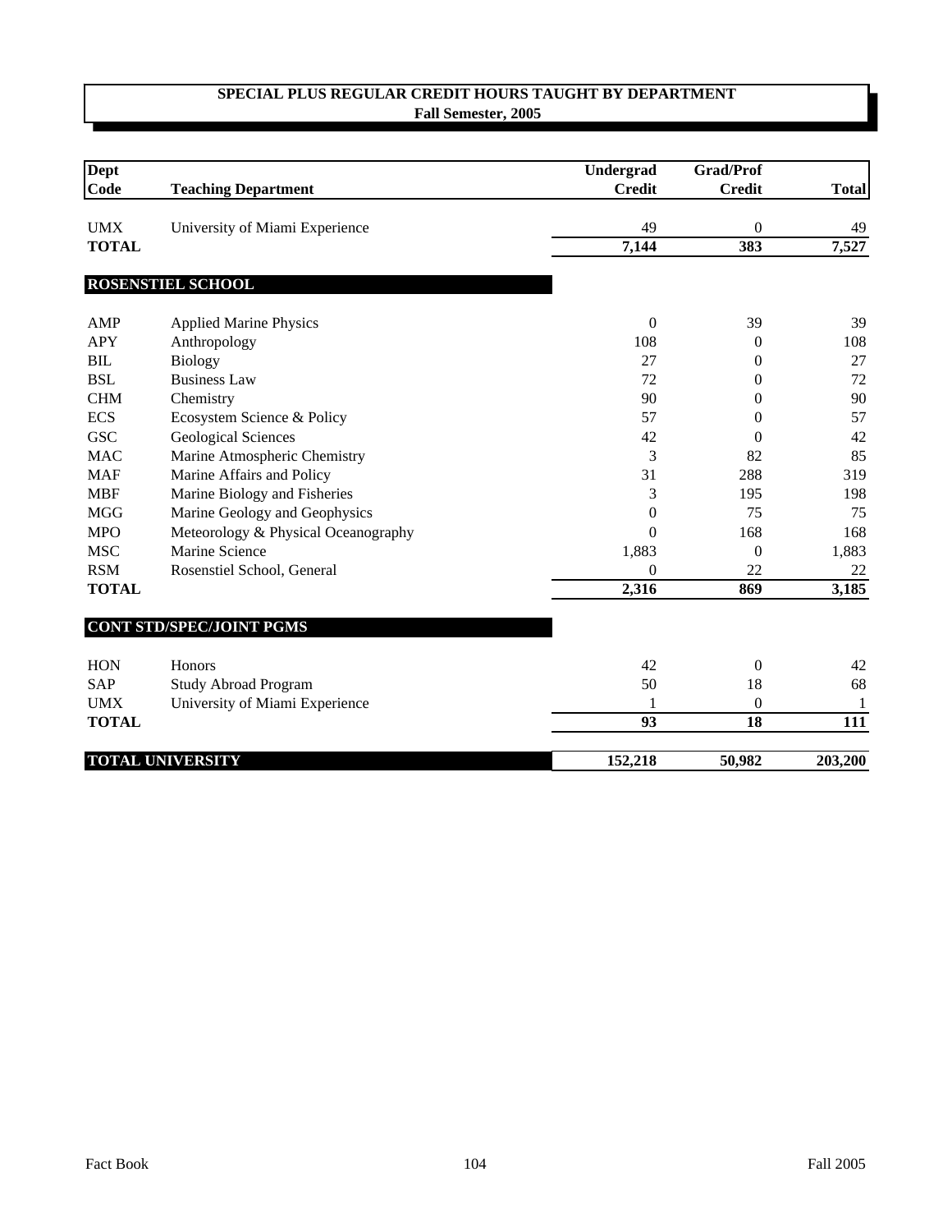## SPECIAL PLUS REGULAR CREDIT HOURS TAUGHT BY DEPARTMENT
**Fall Semester, 2005**

| Dept Code | Teaching Department | Undergrad Credit | Grad/Prof Credit | Total |
|---|---|---|---|---|
| UMX | University of Miami Experience | 49 | 0 | 49 |
| **TOTAL** | | **7,144** | **383** | **7,527** |
| | **ROSENSTIEL SCHOOL** | | | |
| AMP | Applied Marine Physics | 0 | 39 | 39 |
| APY | Anthropology | 108 | 0 | 108 |
| BIL | Biology | 27 | 0 | 27 |
| BSL | Business Law | 72 | 0 | 72 |
| CHM | Chemistry | 90 | 0 | 90 |
| ECS | Ecosystem Science & Policy | 57 | 0 | 57 |
| GSC | Geological Sciences | 42 | 0 | 42 |
| MAC | Marine Atmospheric Chemistry | 3 | 82 | 85 |
| MAF | Marine Affairs and Policy | 31 | 288 | 319 |
| MBF | Marine Biology and Fisheries | 3 | 195 | 198 |
| MGG | Marine Geology and Geophysics | 0 | 75 | 75 |
| MPO | Meteorology & Physical Oceanography | 0 | 168 | 168 |
| MSC | Marine Science | 1,883 | 0 | 1,883 |
| RSM | Rosenstiel School, General | 0 | 22 | 22 |
| **TOTAL** | | **2,316** | **869** | **3,185** |
| | **CONT STD/SPEC/JOINT PGMS** | | | |
| HON | Honors | 42 | 0 | 42 |
| SAP | Study Abroad Program | 50 | 18 | 68 |
| UMX | University of Miami Experience | 1 | 0 | 1 |
| **TOTAL** | | **93** | **18** | **111** |
| | **TOTAL UNIVERSITY** | **152,218** | **50,982** | **203,200** |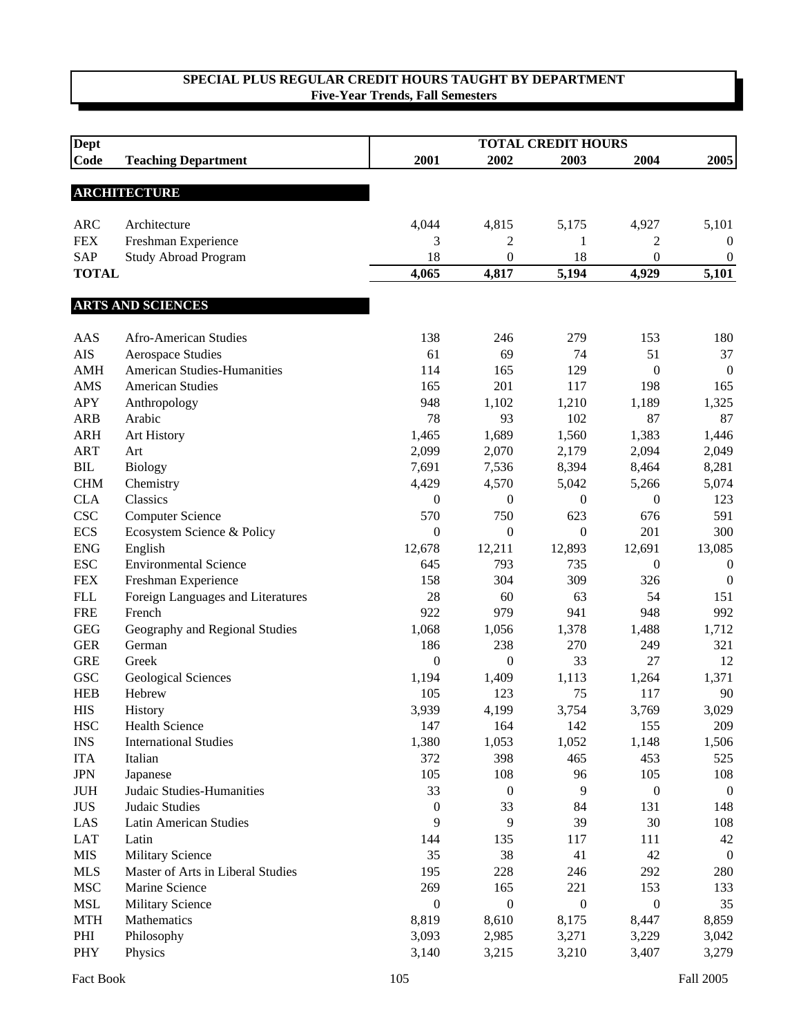## SPECIAL PLUS REGULAR CREDIT HOURS TAUGHT BY DEPARTMENT
### Five-Year Trends, Fall Semesters

| Dept Code | Teaching Department | 2001 | 2002 | 2003 | 2004 | 2005 |
|---|---|---|---|---|---|---|
| | | TOTAL CREDIT HOURS | | | | |
| **ARCHITECTURE** | | | | | | |
| ARC | Architecture | 4,044 | 4,815 | 5,175 | 4,927 | 5,101 |
| FEX | Freshman Experience | 3 | 2 | 1 | 2 | 0 |
| SAP | Study Abroad Program | 18 | 0 | 18 | 0 | 0 |
| **TOTAL** | | **4,065** | **4,817** | **5,194** | **4,929** | **5,101** |
| **ARTS AND SCIENCES** | | | | | | |
| AAS | Afro-American Studies | 138 | 246 | 279 | 153 | 180 |
| AIS | Aerospace Studies | 61 | 69 | 74 | 51 | 37 |
| AMH | American Studies-Humanities | 114 | 165 | 129 | 0 | 0 |
| AMS | American Studies | 165 | 201 | 117 | 198 | 165 |
| APY | Anthropology | 948 | 1,102 | 1,210 | 1,189 | 1,325 |
| ARB | Arabic | 78 | 93 | 102 | 87 | 87 |
| ARH | Art History | 1,465 | 1,689 | 1,560 | 1,383 | 1,446 |
| ART | Art | 2,099 | 2,070 | 2,179 | 2,094 | 2,049 |
| BIL | Biology | 7,691 | 7,536 | 8,394 | 8,464 | 8,281 |
| CHM | Chemistry | 4,429 | 4,570 | 5,042 | 5,266 | 5,074 |
| CLA | Classics | 0 | 0 | 0 | 0 | 123 |
| CSC | Computer Science | 570 | 750 | 623 | 676 | 591 |
| ECS | Ecosystem Science & Policy | 0 | 0 | 0 | 201 | 300 |
| ENG | English | 12,678 | 12,211 | 12,893 | 12,691 | 13,085 |
| ESC | Environmental Science | 645 | 793 | 735 | 0 | 0 |
| FEX | Freshman Experience | 158 | 304 | 309 | 326 | 0 |
| FLL | Foreign Languages and Literatures | 28 | 60 | 63 | 54 | 151 |
| FRE | French | 922 | 979 | 941 | 948 | 992 |
| GEG | Geography and Regional Studies | 1,068 | 1,056 | 1,378 | 1,488 | 1,712 |
| GER | German | 186 | 238 | 270 | 249 | 321 |
| GRE | Greek | 0 | 0 | 33 | 27 | 12 |
| GSC | Geological Sciences | 1,194 | 1,409 | 1,113 | 1,264 | 1,371 |
| HEB | Hebrew | 105 | 123 | 75 | 117 | 90 |
| HIS | History | 3,939 | 4,199 | 3,754 | 3,769 | 3,029 |
| HSC | Health Science | 147 | 164 | 142 | 155 | 209 |
| INS | International Studies | 1,380 | 1,053 | 1,052 | 1,148 | 1,506 |
| ITA | Italian | 372 | 398 | 465 | 453 | 525 |
| JPN | Japanese | 105 | 108 | 96 | 105 | 108 |
| JUH | Judaic Studies-Humanities | 33 | 0 | 9 | 0 | 0 |
| JUS | Judaic Studies | 0 | 33 | 84 | 131 | 148 |
| LAS | Latin American Studies | 9 | 9 | 39 | 30 | 108 |
| LAT | Latin | 144 | 135 | 117 | 111 | 42 |
| MIS | Military Science | 35 | 38 | 41 | 42 | 0 |
| MLS | Master of Arts in Liberal Studies | 195 | 228 | 246 | 292 | 280 |
| MSC | Marine Science | 269 | 165 | 221 | 153 | 133 |
| MSL | Military Science | 0 | 0 | 0 | 0 | 35 |
| MTH | Mathematics | 8,819 | 8,610 | 8,175 | 8,447 | 8,859 |
| PHI | Philosophy | 3,093 | 2,985 | 3,271 | 3,229 | 3,042 |
| PHY | Physics | 3,140 | 3,215 | 3,210 | 3,407 | 3,279 |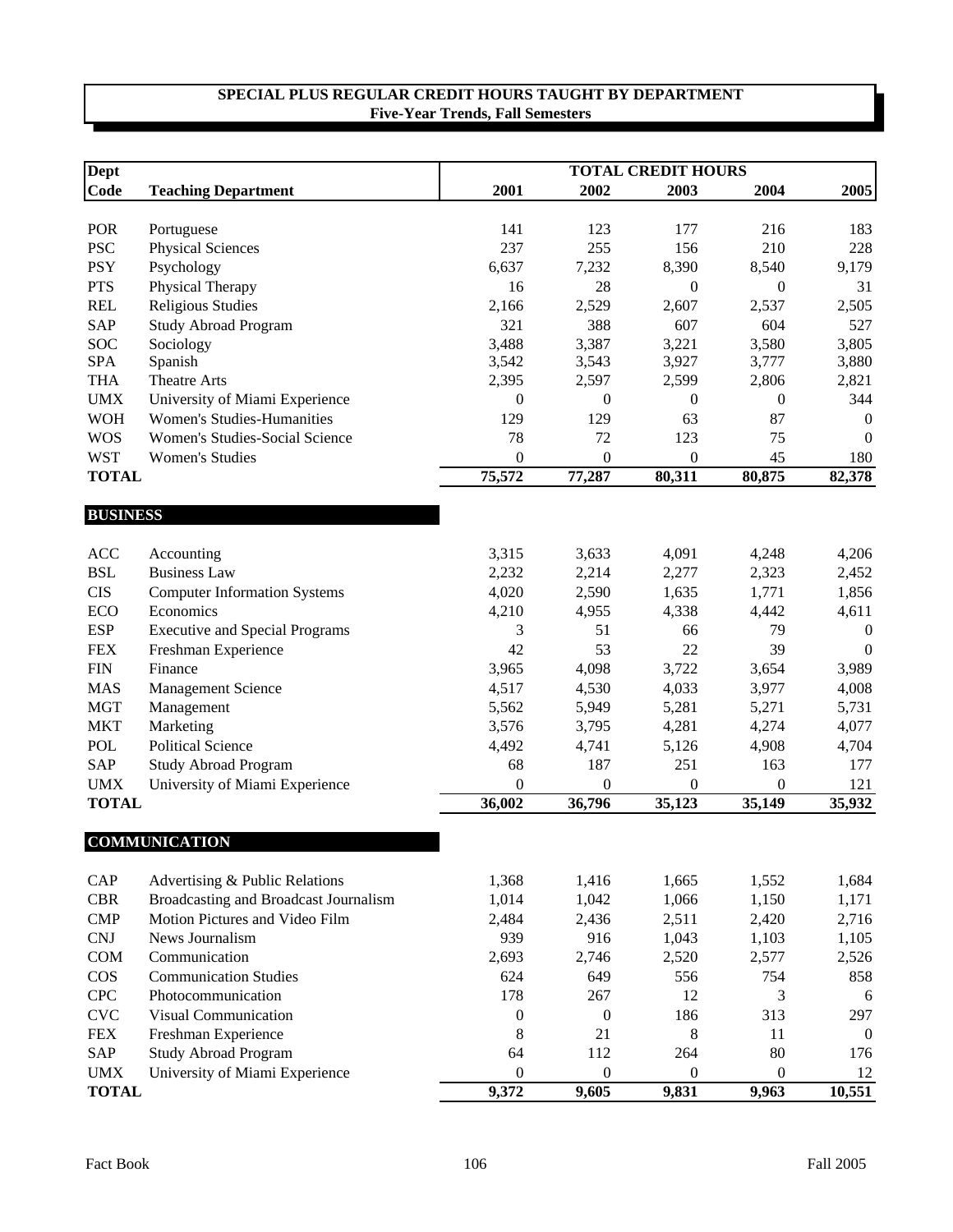## SPECIAL PLUS REGULAR CREDIT HOURS TAUGHT BY DEPARTMENT
**Five-Year Trends, Fall Semesters**

| Dept Code | Teaching Department | TOTAL CREDIT HOURS 2001 | 2002 | 2003 | 2004 | 2005 |
|---|---|---|---|---|---|---|
| POR | Portuguese | 141 | 123 | 177 | 216 | 183 |
| PSC | Physical Sciences | 237 | 255 | 156 | 210 | 228 |
| PSY | Psychology | 6,637 | 7,232 | 8,390 | 8,540 | 9,179 |
| PTS | Physical Therapy | 16 | 28 | 0 | 0 | 31 |
| REL | Religious Studies | 2,166 | 2,529 | 2,607 | 2,537 | 2,505 |
| SAP | Study Abroad Program | 321 | 388 | 607 | 604 | 527 |
| SOC | Sociology | 3,488 | 3,387 | 3,221 | 3,580 | 3,805 |
| SPA | Spanish | 3,542 | 3,543 | 3,927 | 3,777 | 3,880 |
| THA | Theatre Arts | 2,395 | 2,597 | 2,599 | 2,806 | 2,821 |
| UMX | University of Miami Experience | 0 | 0 | 0 | 0 | 344 |
| WOH | Women's Studies-Humanities | 129 | 129 | 63 | 87 | 0 |
| WOS | Women's Studies-Social Science | 78 | 72 | 123 | 75 | 0 |
| WST | Women's Studies | 0 | 0 | 0 | 45 | 180 |
| **TOTAL** | | **75,572** | **77,287** | **80,311** | **80,875** | **82,378** |
| **BUSINESS** | | | | | | |
| ACC | Accounting | 3,315 | 3,633 | 4,091 | 4,248 | 4,206 |
| BSL | Business Law | 2,232 | 2,214 | 2,277 | 2,323 | 2,452 |
| CIS | Computer Information Systems | 4,020 | 2,590 | 1,635 | 1,771 | 1,856 |
| ECO | Economics | 4,210 | 4,955 | 4,338 | 4,442 | 4,611 |
| ESP | Executive and Special Programs | 3 | 51 | 66 | 79 | 0 |
| FEX | Freshman Experience | 42 | 53 | 22 | 39 | 0 |
| FIN | Finance | 3,965 | 4,098 | 3,722 | 3,654 | 3,989 |
| MAS | Management Science | 4,517 | 4,530 | 4,033 | 3,977 | 4,008 |
| MGT | Management | 5,562 | 5,949 | 5,281 | 5,271 | 5,731 |
| MKT | Marketing | 3,576 | 3,795 | 4,281 | 4,274 | 4,077 |
| POL | Political Science | 4,492 | 4,741 | 5,126 | 4,908 | 4,704 |
| SAP | Study Abroad Program | 68 | 187 | 251 | 163 | 177 |
| UMX | University of Miami Experience | 0 | 0 | 0 | 0 | 121 |
| **TOTAL** | | **36,002** | **36,796** | **35,123** | **35,149** | **35,932** |
| **COMMUNICATION** | | | | | | |
| CAP | Advertising & Public Relations | 1,368 | 1,416 | 1,665 | 1,552 | 1,684 |
| CBR | Broadcasting and Broadcast Journalism | 1,014 | 1,042 | 1,066 | 1,150 | 1,171 |
| CMP | Motion Pictures and Video Film | 2,484 | 2,436 | 2,511 | 2,420 | 2,716 |
| CNJ | News Journalism | 939 | 916 | 1,043 | 1,103 | 1,105 |
| COM | Communication | 2,693 | 2,746 | 2,520 | 2,577 | 2,526 |
| COS | Communication Studies | 624 | 649 | 556 | 754 | 858 |
| CPC | Photocommunication | 178 | 267 | 12 | 3 | 6 |
| CVC | Visual Communication | 0 | 0 | 186 | 313 | 297 |
| FEX | Freshman Experience | 8 | 21 | 8 | 11 | 0 |
| SAP | Study Abroad Program | 64 | 112 | 264 | 80 | 176 |
| UMX | University of Miami Experience | 0 | 0 | 0 | 0 | 12 |
| **TOTAL** | | **9,372** | **9,605** | **9,831** | **9,963** | **10,551** |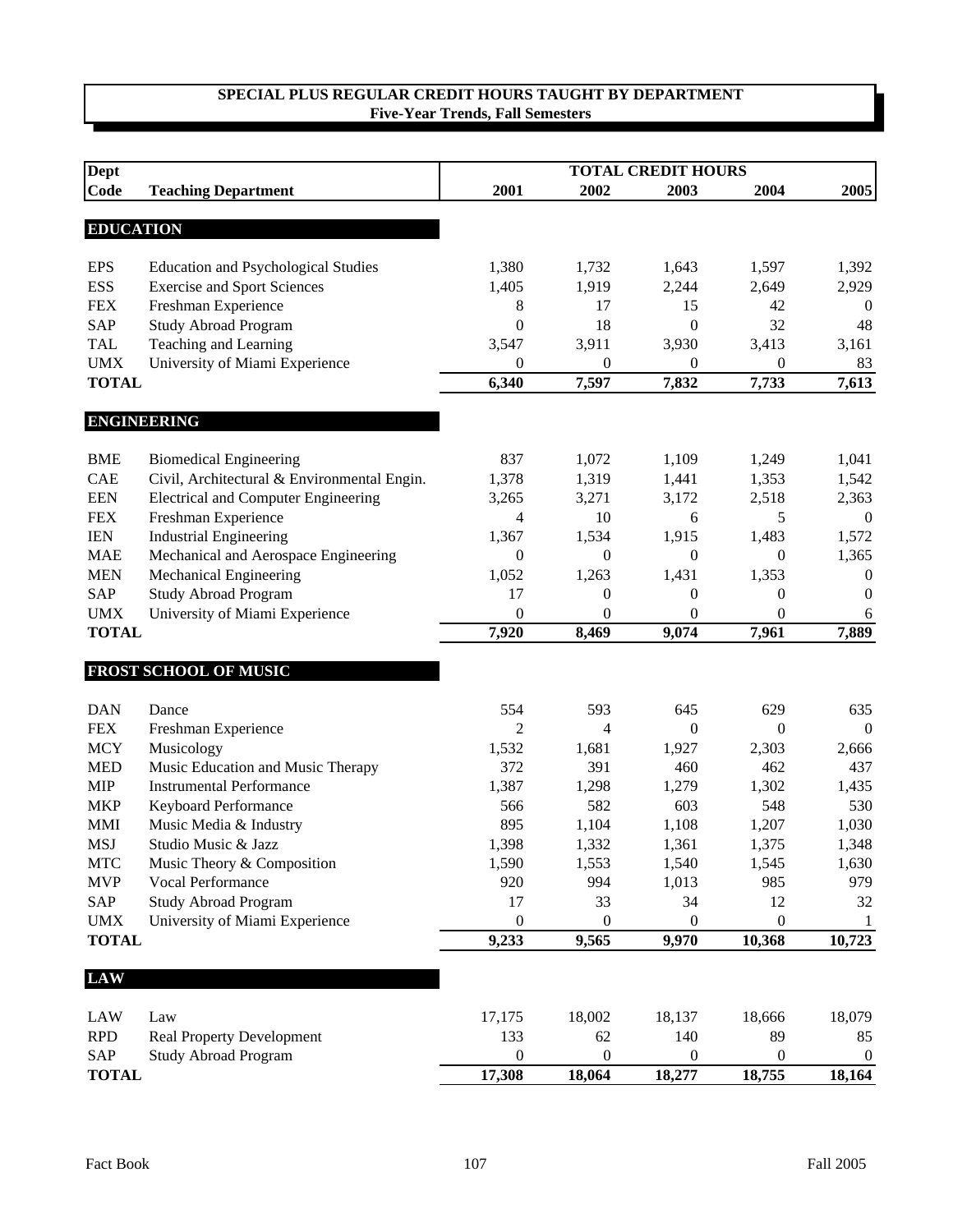## SPECIAL PLUS REGULAR CREDIT HOURS TAUGHT BY DEPARTMENT
### Five-Year Trends, Fall Semesters

| Dept Code | Teaching Department | 2001 | 2002 | 2003 | 2004 | 2005 |
|---|---|---|---|---|---|---|
| | | TOTAL CREDIT HOURS | | | | |
| **EDUCATION** | | | | | | |
| EPS | Education and Psychological Studies | 1,380 | 1,732 | 1,643 | 1,597 | 1,392 |
| ESS | Exercise and Sport Sciences | 1,405 | 1,919 | 2,244 | 2,649 | 2,929 |
| FEX | Freshman Experience | 8 | 17 | 15 | 42 | 0 |
| SAP | Study Abroad Program | 0 | 18 | 0 | 32 | 48 |
| TAL | Teaching and Learning | 3,547 | 3,911 | 3,930 | 3,413 | 3,161 |
| UMX | University of Miami Experience | 0 | 0 | 0 | 0 | 83 |
| **TOTAL** | | **6,340** | **7,597** | **7,832** | **7,733** | **7,613** |
| **ENGINEERING** | | | | | | |
| BME | Biomedical Engineering | 837 | 1,072 | 1,109 | 1,249 | 1,041 |
| CAE | Civil, Architectural & Environmental Engin. | 1,378 | 1,319 | 1,441 | 1,353 | 1,542 |
| EEN | Electrical and Computer Engineering | 3,265 | 3,271 | 3,172 | 2,518 | 2,363 |
| FEX | Freshman Experience | 4 | 10 | 6 | 5 | 0 |
| IEN | Industrial Engineering | 1,367 | 1,534 | 1,915 | 1,483 | 1,572 |
| MAE | Mechanical and Aerospace Engineering | 0 | 0 | 0 | 0 | 1,365 |
| MEN | Mechanical Engineering | 1,052 | 1,263 | 1,431 | 1,353 | 0 |
| SAP | Study Abroad Program | 17 | 0 | 0 | 0 | 0 |
| UMX | University of Miami Experience | 0 | 0 | 0 | 0 | 6 |
| **TOTAL** | | **7,920** | **8,469** | **9,074** | **7,961** | **7,889** |
| **FROST SCHOOL OF MUSIC** | | | | | | |
| DAN | Dance | 554 | 593 | 645 | 629 | 635 |
| FEX | Freshman Experience | 2 | 4 | 0 | 0 | 0 |
| MCY | Musicology | 1,532 | 1,681 | 1,927 | 2,303 | 2,666 |
| MED | Music Education and Music Therapy | 372 | 391 | 460 | 462 | 437 |
| MIP | Instrumental Performance | 1,387 | 1,298 | 1,279 | 1,302 | 1,435 |
| MKP | Keyboard Performance | 566 | 582 | 603 | 548 | 530 |
| MMI | Music Media & Industry | 895 | 1,104 | 1,108 | 1,207 | 1,030 |
| MSJ | Studio Music & Jazz | 1,398 | 1,332 | 1,361 | 1,375 | 1,348 |
| MTC | Music Theory & Composition | 1,590 | 1,553 | 1,540 | 1,545 | 1,630 |
| MVP | Vocal Performance | 920 | 994 | 1,013 | 985 | 979 |
| SAP | Study Abroad Program | 17 | 33 | 34 | 12 | 32 |
| UMX | University of Miami Experience | 0 | 0 | 0 | 0 | 1 |
| **TOTAL** | | **9,233** | **9,565** | **9,970** | **10,368** | **10,723** |
| **LAW** | | | | | | |
| LAW | Law | 17,175 | 18,002 | 18,137 | 18,666 | 18,079 |
| RPD | Real Property Development | 133 | 62 | 140 | 89 | 85 |
| SAP | Study Abroad Program | 0 | 0 | 0 | 0 | 0 |
| **TOTAL** | | **17,308** | **18,064** | **18,277** | **18,755** | **18,164** |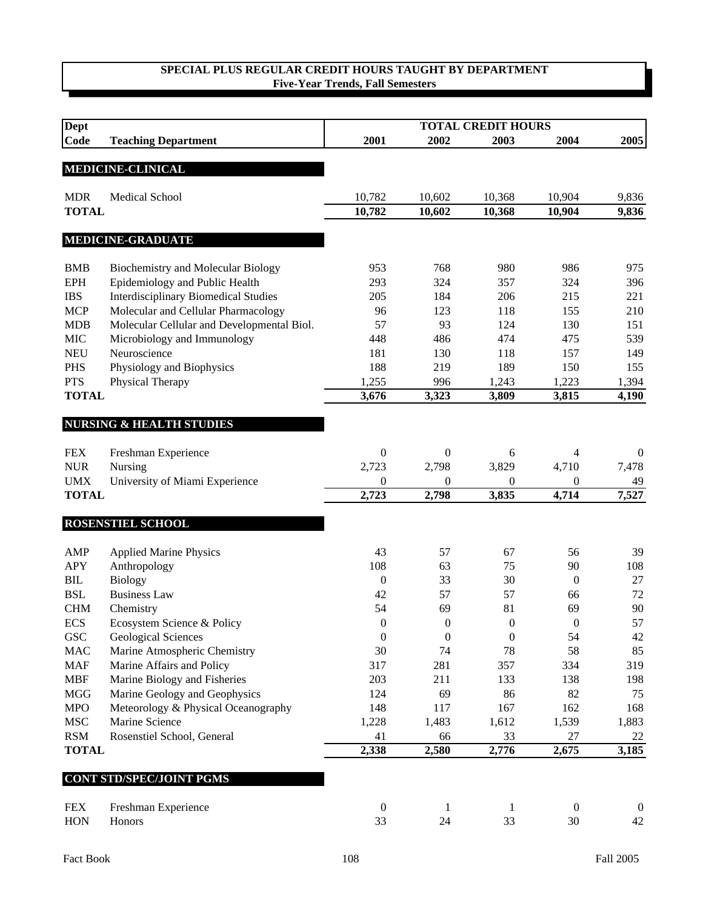## SPECIAL PLUS REGULAR CREDIT HOURS TAUGHT BY DEPARTMENT
**Five-Year Trends, Fall Semesters**

| Dept Code | Teaching Department | 2001 | 2002 | 2003 | 2004 | 2005 |
|---|---|---|---|---|---|---|
| | | **TOTAL CREDIT HOURS** | | | | |
| **MEDICINE-CLINICAL** | | | | | | |
| MDR | Medical School | 10,782 | 10,602 | 10,368 | 10,904 | 9,836 |
| **TOTAL** | | **10,782** | **10,602** | **10,368** | **10,904** | **9,836** |
| **MEDICINE-GRADUATE** | | | | | | |
| BMB | Biochemistry and Molecular Biology | 953 | 768 | 980 | 986 | 975 |
| EPH | Epidemiology and Public Health | 293 | 324 | 357 | 324 | 396 |
| IBS | Interdisciplinary Biomedical Studies | 205 | 184 | 206 | 215 | 221 |
| MCP | Molecular and Cellular Pharmacology | 96 | 123 | 118 | 155 | 210 |
| MDB | Molecular Cellular and Developmental Biol. | 57 | 93 | 124 | 130 | 151 |
| MIC | Microbiology and Immunology | 448 | 486 | 474 | 475 | 539 |
| NEU | Neuroscience | 181 | 130 | 118 | 157 | 149 |
| PHS | Physiology and Biophysics | 188 | 219 | 189 | 150 | 155 |
| PTS | Physical Therapy | 1,255 | 996 | 1,243 | 1,223 | 1,394 |
| **TOTAL** | | **3,676** | **3,323** | **3,809** | **3,815** | **4,190** |
| **NURSING & HEALTH STUDIES** | | | | | | |
| FEX | Freshman Experience | 0 | 0 | 6 | 4 | 0 |
| NUR | Nursing | 2,723 | 2,798 | 3,829 | 4,710 | 7,478 |
| UMX | University of Miami Experience | 0 | 0 | 0 | 0 | 49 |
| **TOTAL** | | **2,723** | **2,798** | **3,835** | **4,714** | **7,527** |
| **ROSENSTIEL SCHOOL** | | | | | | |
| AMP | Applied Marine Physics | 43 | 57 | 67 | 56 | 39 |
| APY | Anthropology | 108 | 63 | 75 | 90 | 108 |
| BIL | Biology | 0 | 33 | 30 | 0 | 27 |
| BSL | Business Law | 42 | 57 | 57 | 66 | 72 |
| CHM | Chemistry | 54 | 69 | 81 | 69 | 90 |
| ECS | Ecosystem Science & Policy | 0 | 0 | 0 | 0 | 57 |
| GSC | Geological Sciences | 0 | 0 | 0 | 54 | 42 |
| MAC | Marine Atmospheric Chemistry | 30 | 74 | 78 | 58 | 85 |
| MAF | Marine Affairs and Policy | 317 | 281 | 357 | 334 | 319 |
| MBF | Marine Biology and Fisheries | 203 | 211 | 133 | 138 | 198 |
| MGG | Marine Geology and Geophysics | 124 | 69 | 86 | 82 | 75 |
| MPO | Meteorology & Physical Oceanography | 148 | 117 | 167 | 162 | 168 |
| MSC | Marine Science | 1,228 | 1,483 | 1,612 | 1,539 | 1,883 |
| RSM | Rosenstiel School, General | 41 | 66 | 33 | 27 | 22 |
| **TOTAL** | | **2,338** | **2,580** | **2,776** | **2,675** | **3,185** |
| **CONT STD/SPEC/JOINT PGMS** | | | | | | |
| FEX | Freshman Experience | 0 | 1 | 1 | 0 | 0 |
| HON | Honors | 33 | 24 | 33 | 30 | 42 |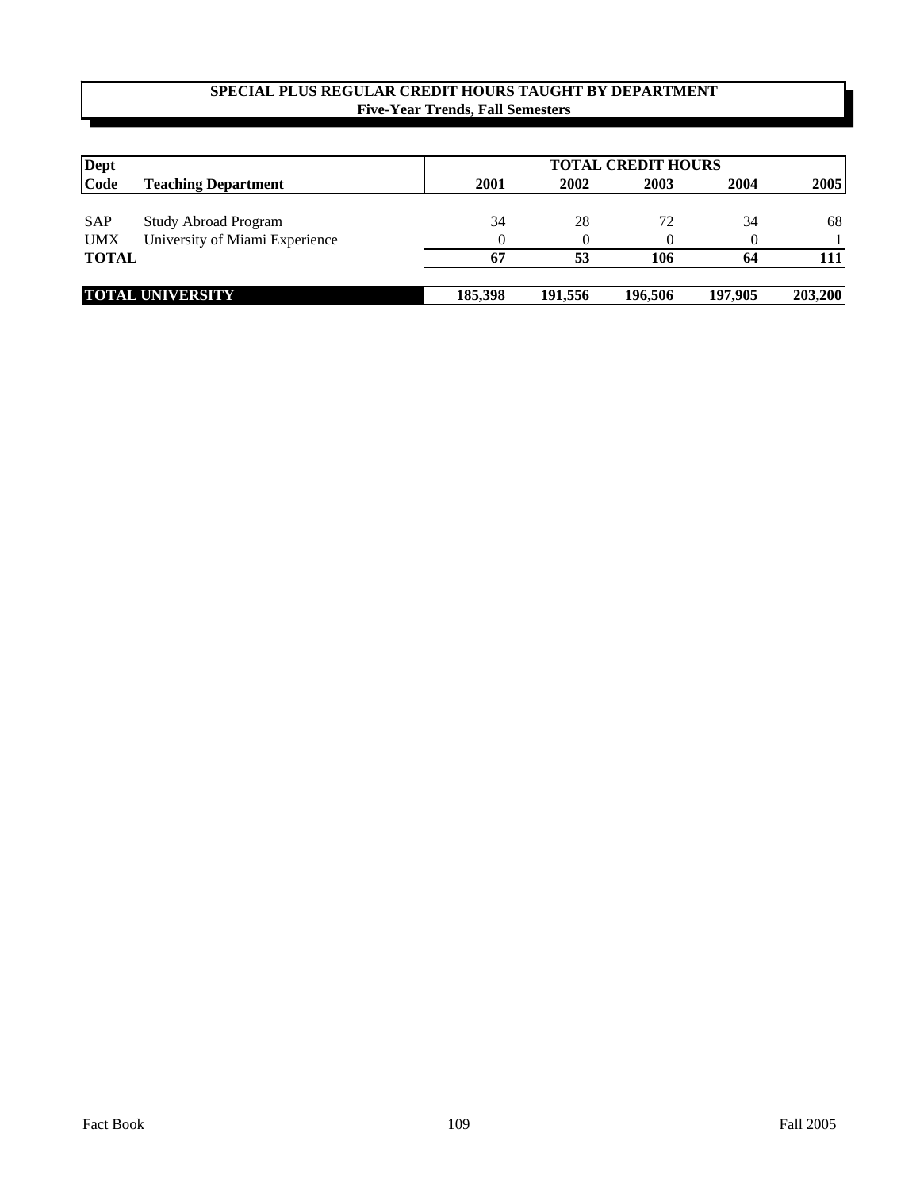**SPECIAL PLUS REGULAR CREDIT HOURS TAUGHT BY DEPARTMENT**
**Five-Year Trends, Fall Semesters**

| Dept Code | Teaching Department | TOTAL CREDIT HOURS 2001 | 2002 | 2003 | 2004 | 2005 |
|---|---|---|---|---|---|---|
| SAP | Study Abroad Program | 34 | 28 | 72 | 34 | 68 |
| UMX | University of Miami Experience | 0 | 0 | 0 | 0 | 1 |
| **TOTAL** | | **67** | **53** | **106** | **64** | **111** |
| **TOTAL UNIVERSITY** | | **185,398** | **191,556** | **196,506** | **197,905** | **203,200** |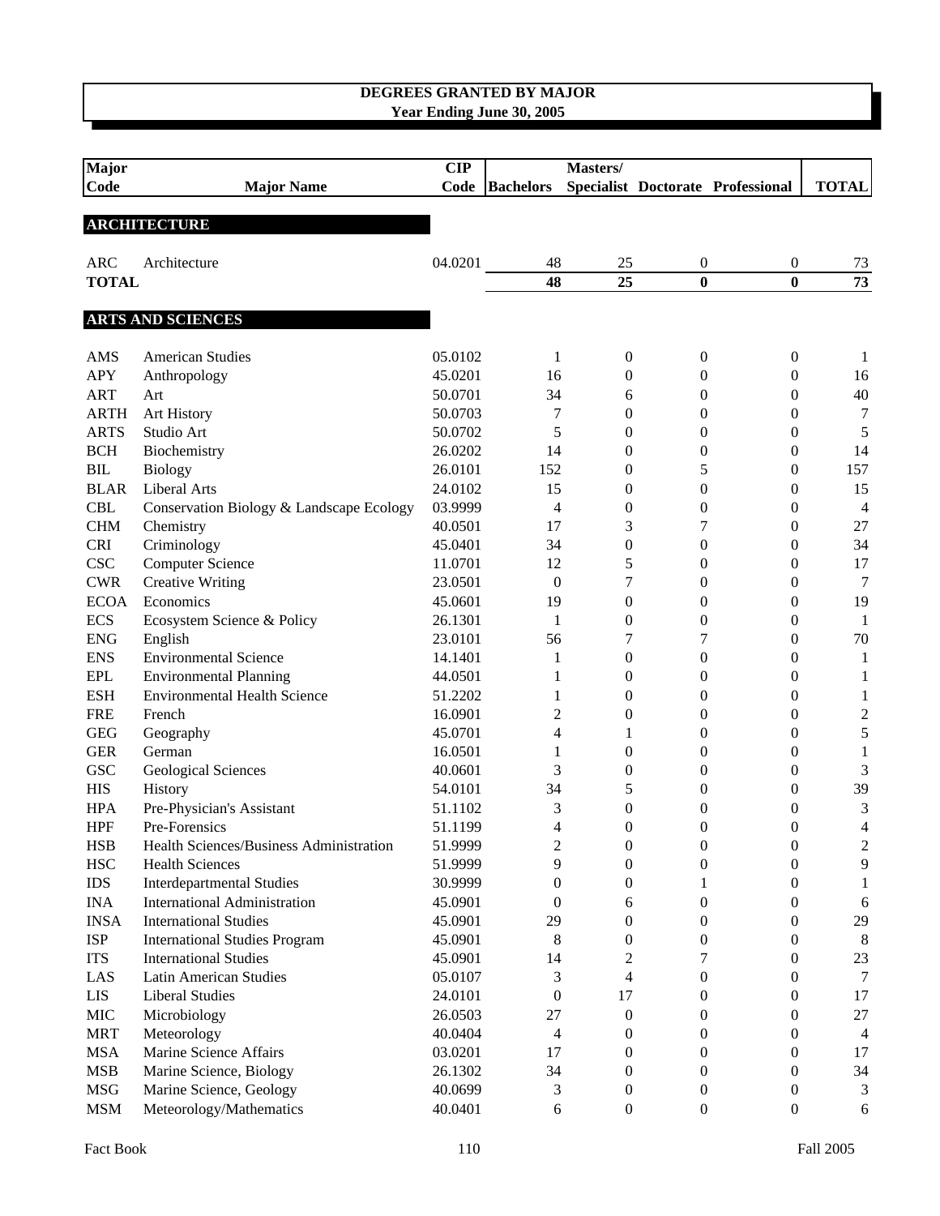# DEGREES GRANTED BY MAJOR
## Year Ending June 30, 2005

| Major Code | Major Name | CIP Code | Bachelors | Masters/ Specialist | Doctorate | Professional | TOTAL |
|---|---|---|---|---|---|---|---|
| **ARCHITECTURE** | | | | | | | |
| ARC | Architecture | 04.0201 | 48 | 25 | 0 | 0 | 73 |
| **TOTAL** | | | **48** | **25** | **0** | **0** | **73** |
| **ARTS AND SCIENCES** | | | | | | | |
| AMS | American Studies | 05.0102 | 1 | 0 | 0 | 0 | 1 |
| APY | Anthropology | 45.0201 | 16 | 0 | 0 | 0 | 16 |
| ART | Art | 50.0701 | 34 | 6 | 0 | 0 | 40 |
| ARTH | Art History | 50.0703 | 7 | 0 | 0 | 0 | 7 |
| ARTS | Studio Art | 50.0702 | 5 | 0 | 0 | 0 | 5 |
| BCH | Biochemistry | 26.0202 | 14 | 0 | 0 | 0 | 14 |
| BIL | Biology | 26.0101 | 152 | 0 | 5 | 0 | 157 |
| BLAR | Liberal Arts | 24.0102 | 15 | 0 | 0 | 0 | 15 |
| CBL | Conservation Biology & Landscape Ecology | 03.9999 | 4 | 0 | 0 | 0 | 4 |
| CHM | Chemistry | 40.0501 | 17 | 3 | 7 | 0 | 27 |
| CRI | Criminology | 45.0401 | 34 | 0 | 0 | 0 | 34 |
| CSC | Computer Science | 11.0701 | 12 | 5 | 0 | 0 | 17 |
| CWR | Creative Writing | 23.0501 | 0 | 7 | 0 | 0 | 7 |
| ECOA | Economics | 45.0601 | 19 | 0 | 0 | 0 | 19 |
| ECS | Ecosystem Science & Policy | 26.1301 | 1 | 0 | 0 | 0 | 1 |
| ENG | English | 23.0101 | 56 | 7 | 7 | 0 | 70 |
| ENS | Environmental Science | 14.1401 | 1 | 0 | 0 | 0 | 1 |
| EPL | Environmental Planning | 44.0501 | 1 | 0 | 0 | 0 | 1 |
| ESH | Environmental Health Science | 51.2202 | 1 | 0 | 0 | 0 | 1 |
| FRE | French | 16.0901 | 2 | 0 | 0 | 0 | 2 |
| GEG | Geography | 45.0701 | 4 | 1 | 0 | 0 | 5 |
| GER | German | 16.0501 | 1 | 0 | 0 | 0 | 1 |
| GSC | Geological Sciences | 40.0601 | 3 | 0 | 0 | 0 | 3 |
| HIS | History | 54.0101 | 34 | 5 | 0 | 0 | 39 |
| HPA | Pre-Physician's Assistant | 51.1102 | 3 | 0 | 0 | 0 | 3 |
| HPF | Pre-Forensics | 51.1199 | 4 | 0 | 0 | 0 | 4 |
| HSB | Health Sciences/Business Administration | 51.9999 | 2 | 0 | 0 | 0 | 2 |
| HSC | Health Sciences | 51.9999 | 9 | 0 | 0 | 0 | 9 |
| IDS | Interdepartmental Studies | 30.9999 | 0 | 0 | 1 | 0 | 1 |
| INA | International Administration | 45.0901 | 0 | 6 | 0 | 0 | 6 |
| INSA | International Studies | 45.0901 | 29 | 0 | 0 | 0 | 29 |
| ISP | International Studies Program | 45.0901 | 8 | 0 | 0 | 0 | 8 |
| ITS | International Studies | 45.0901 | 14 | 2 | 7 | 0 | 23 |
| LAS | Latin American Studies | 05.0107 | 3 | 4 | 0 | 0 | 7 |
| LIS | Liberal Studies | 24.0101 | 0 | 17 | 0 | 0 | 17 |
| MIC | Microbiology | 26.0503 | 27 | 0 | 0 | 0 | 27 |
| MRT | Meteorology | 40.0404 | 4 | 0 | 0 | 0 | 4 |
| MSA | Marine Science Affairs | 03.0201 | 17 | 0 | 0 | 0 | 17 |
| MSB | Marine Science, Biology | 26.1302 | 34 | 0 | 0 | 0 | 34 |
| MSG | Marine Science, Geology | 40.0699 | 3 | 0 | 0 | 0 | 3 |
| MSM | Meteorology/Mathematics | 40.0401 | 6 | 0 | 0 | 0 | 6 |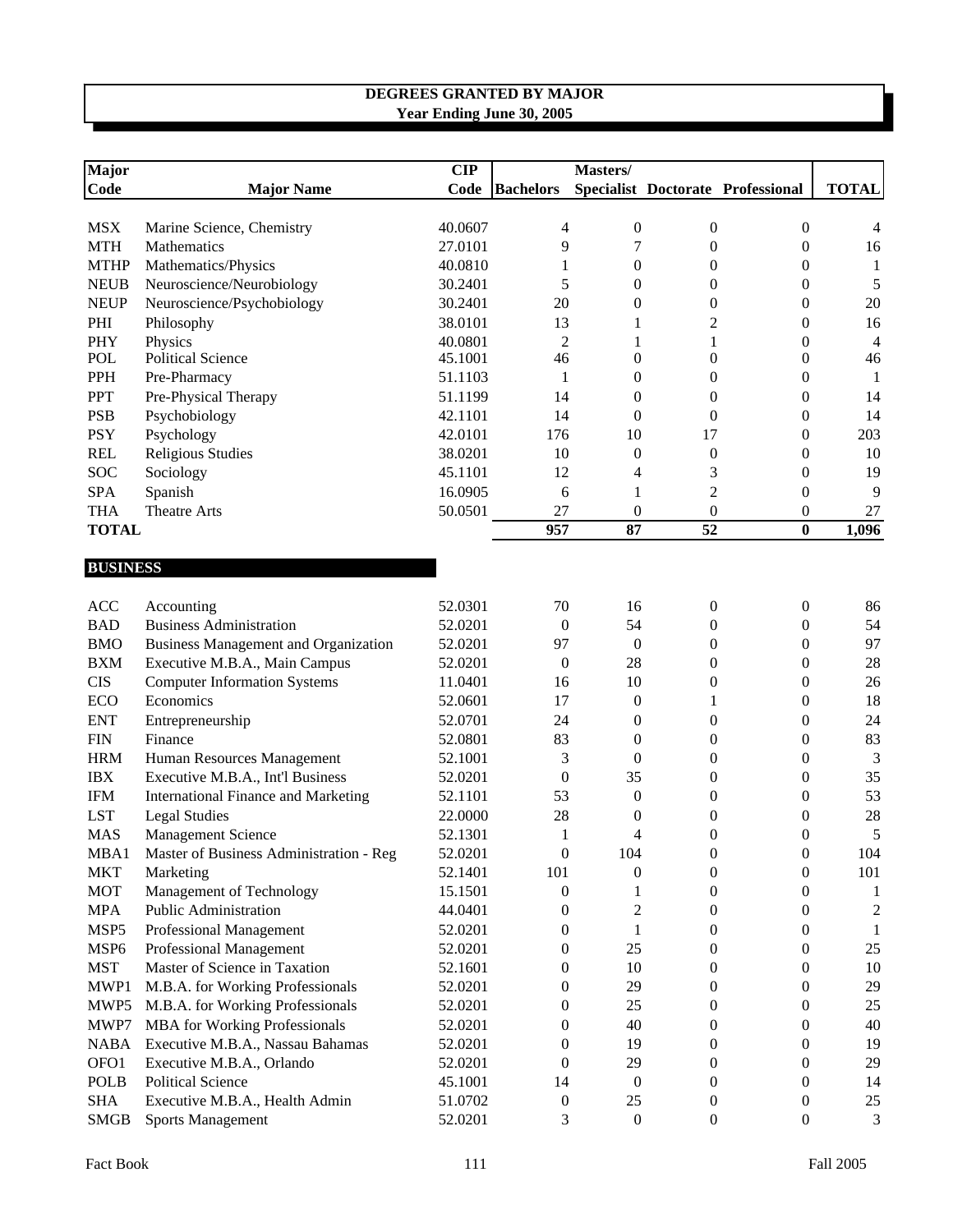**DEGREES GRANTED BY MAJOR**
**Year Ending June 30, 2005**

| Major Code | Major Name | CIP Code | Bachelors | Masters/ Specialist | Doctorate | Professional | TOTAL |
|---|---|---|---|---|---|---|---|
| MSX | Marine Science, Chemistry | 40.0607 | 4 | 0 | 0 | 0 | 4 |
| MTH | Mathematics | 27.0101 | 9 | 7 | 0 | 0 | 16 |
| MTHP | Mathematics/Physics | 40.0810 | 1 | 0 | 0 | 0 | 1 |
| NEUB | Neuroscience/Neurobiology | 30.2401 | 5 | 0 | 0 | 0 | 5 |
| NEUP | Neuroscience/Psychobiology | 30.2401 | 20 | 0 | 0 | 0 | 20 |
| PHI | Philosophy | 38.0101 | 13 | 1 | 2 | 0 | 16 |
| PHY | Physics | 40.0801 | 2 | 1 | 1 | 0 | 4 |
| POL | Political Science | 45.1001 | 46 | 0 | 0 | 0 | 46 |
| PPH | Pre-Pharmacy | 51.1103 | 1 | 0 | 0 | 0 | 1 |
| PPT | Pre-Physical Therapy | 51.1199 | 14 | 0 | 0 | 0 | 14 |
| PSB | Psychobiology | 42.1101 | 14 | 0 | 0 | 0 | 14 |
| PSY | Psychology | 42.0101 | 176 | 10 | 17 | 0 | 203 |
| REL | Religious Studies | 38.0201 | 10 | 0 | 0 | 0 | 10 |
| SOC | Sociology | 45.1101 | 12 | 4 | 3 | 0 | 19 |
| SPA | Spanish | 16.0905 | 6 | 1 | 2 | 0 | 9 |
| THA | Theatre Arts | 50.0501 | 27 | 0 | 0 | 0 | 27 |
| **TOTAL** | | | **957** | **87** | **52** | **0** | **1,096** |

**BUSINESS**

| Major Code | Major Name | CIP Code | Bachelors | Masters/ Specialist | Doctorate | Professional | TOTAL |
|---|---|---|---|---|---|---|---|
| ACC | Accounting | 52.0301 | 70 | 16 | 0 | 0 | 86 |
| BAD | Business Administration | 52.0201 | 0 | 54 | 0 | 0 | 54 |
| BMO | Business Management and Organization | 52.0201 | 97 | 0 | 0 | 0 | 97 |
| BXM | Executive M.B.A., Main Campus | 52.0201 | 0 | 28 | 0 | 0 | 28 |
| CIS | Computer Information Systems | 11.0401 | 16 | 10 | 0 | 0 | 26 |
| ECO | Economics | 52.0601 | 17 | 0 | 1 | 0 | 18 |
| ENT | Entrepreneurship | 52.0701 | 24 | 0 | 0 | 0 | 24 |
| FIN | Finance | 52.0801 | 83 | 0 | 0 | 0 | 83 |
| HRM | Human Resources Management | 52.1001 | 3 | 0 | 0 | 0 | 3 |
| IBX | Executive M.B.A., Int'l Business | 52.0201 | 0 | 35 | 0 | 0 | 35 |
| IFM | International Finance and Marketing | 52.1101 | 53 | 0 | 0 | 0 | 53 |
| LST | Legal Studies | 22.0000 | 28 | 0 | 0 | 0 | 28 |
| MAS | Management Science | 52.1301 | 1 | 4 | 0 | 0 | 5 |
| MBA1 | Master of Business Administration - Reg | 52.0201 | 0 | 104 | 0 | 0 | 104 |
| MKT | Marketing | 52.1401 | 101 | 0 | 0 | 0 | 101 |
| MOT | Management of Technology | 15.1501 | 0 | 1 | 0 | 0 | 1 |
| MPA | Public Administration | 44.0401 | 0 | 2 | 0 | 0 | 2 |
| MSP5 | Professional Management | 52.0201 | 0 | 1 | 0 | 0 | 1 |
| MSP6 | Professional Management | 52.0201 | 0 | 25 | 0 | 0 | 25 |
| MST | Master of Science in Taxation | 52.1601 | 0 | 10 | 0 | 0 | 10 |
| MWP1 | M.B.A. for Working Professionals | 52.0201 | 0 | 29 | 0 | 0 | 29 |
| MWP5 | M.B.A. for Working Professionals | 52.0201 | 0 | 25 | 0 | 0 | 25 |
| MWP7 | MBA for Working Professionals | 52.0201 | 0 | 40 | 0 | 0 | 40 |
| NABA | Executive M.B.A., Nassau Bahamas | 52.0201 | 0 | 19 | 0 | 0 | 19 |
| OFO1 | Executive M.B.A., Orlando | 52.0201 | 0 | 29 | 0 | 0 | 29 |
| POLB | Political Science | 45.1001 | 14 | 0 | 0 | 0 | 14 |
| SHA | Executive M.B.A., Health Admin | 51.0702 | 0 | 25 | 0 | 0 | 25 |
| SMGB | Sports Management | 52.0201 | 3 | 0 | 0 | 0 | 3 |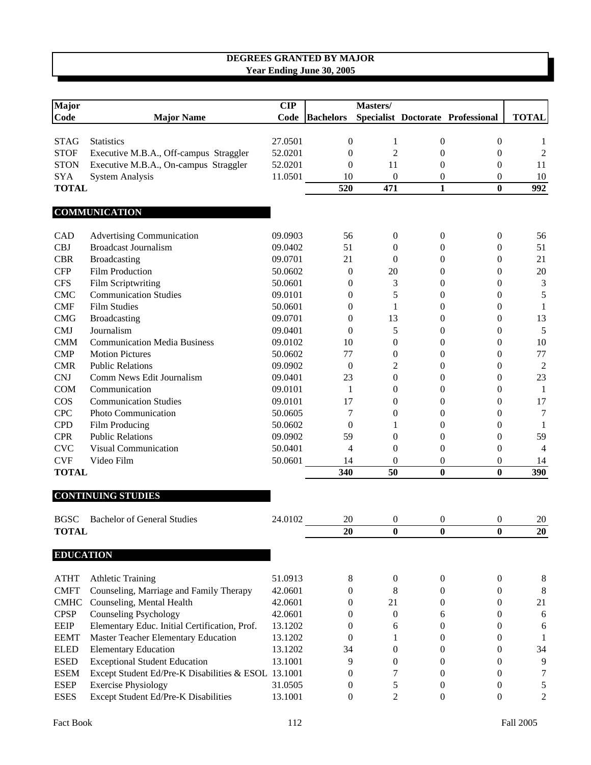## DEGREES GRANTED BY MAJOR
**Year Ending June 30, 2005**

| Major Code | Major Name | CIP Code | Bachelors | Masters/ Specialist | Doctorate | Professional | TOTAL |
|---|---|---|---|---|---|---|---|
| STAG | Statistics | 27.0501 | 0 | 1 | 0 | 0 | 1 |
| STOF | Executive M.B.A., Off-campus Straggler | 52.0201 | 0 | 2 | 0 | 0 | 2 |
| STON | Executive M.B.A., On-campus Straggler | 52.0201 | 0 | 11 | 0 | 0 | 11 |
| SYA | System Analysis | 11.0501 | 10 | 0 | 0 | 0 | 10 |
| **TOTAL** | | | **520** | **471** | **1** | **0** | **992** |
| **COMMUNICATION** | | | | | | | |
| CAD | Advertising Communication | 09.0903 | 56 | 0 | 0 | 0 | 56 |
| CBJ | Broadcast Journalism | 09.0402 | 51 | 0 | 0 | 0 | 51 |
| CBR | Broadcasting | 09.0701 | 21 | 0 | 0 | 0 | 21 |
| CFP | Film Production | 50.0602 | 0 | 20 | 0 | 0 | 20 |
| CFS | Film Scriptwriting | 50.0601 | 0 | 3 | 0 | 0 | 3 |
| CMC | Communication Studies | 09.0101 | 0 | 5 | 0 | 0 | 5 |
| CMF | Film Studies | 50.0601 | 0 | 1 | 0 | 0 | 1 |
| CMG | Broadcasting | 09.0701 | 0 | 13 | 0 | 0 | 13 |
| CMJ | Journalism | 09.0401 | 0 | 5 | 0 | 0 | 5 |
| CMM | Communication Media Business | 09.0102 | 10 | 0 | 0 | 0 | 10 |
| CMP | Motion Pictures | 50.0602 | 77 | 0 | 0 | 0 | 77 |
| CMR | Public Relations | 09.0902 | 0 | 2 | 0 | 0 | 2 |
| CNJ | Comm News Edit Journalism | 09.0401 | 23 | 0 | 0 | 0 | 23 |
| COM | Communication | 09.0101 | 1 | 0 | 0 | 0 | 1 |
| COS | Communication Studies | 09.0101 | 17 | 0 | 0 | 0 | 17 |
| CPC | Photo Communication | 50.0605 | 7 | 0 | 0 | 0 | 7 |
| CPD | Film Producing | 50.0602 | 0 | 1 | 0 | 0 | 1 |
| CPR | Public Relations | 09.0902 | 59 | 0 | 0 | 0 | 59 |
| CVC | Visual Communication | 50.0401 | 4 | 0 | 0 | 0 | 4 |
| CVF | Video Film | 50.0601 | 14 | 0 | 0 | 0 | 14 |
| **TOTAL** | | | **340** | **50** | **0** | **0** | **390** |
| **CONTINUING STUDIES** | | | | | | | |
| BGSC | Bachelor of General Studies | 24.0102 | 20 | 0 | 0 | 0 | 20 |
| **TOTAL** | | | **20** | **0** | **0** | **0** | **20** |
| **EDUCATION** | | | | | | | |
| ATHT | Athletic Training | 51.0913 | 8 | 0 | 0 | 0 | 8 |
| CMFT | Counseling, Marriage and Family Therapy | 42.0601 | 0 | 8 | 0 | 0 | 8 |
| CMHC | Counseling, Mental Health | 42.0601 | 0 | 21 | 0 | 0 | 21 |
| CPSP | Counseling Psychology | 42.0601 | 0 | 0 | 6 | 0 | 6 |
| EEIP | Elementary Educ. Initial Certification, Prof. | 13.1202 | 0 | 6 | 0 | 0 | 6 |
| EEMT | Master Teacher Elementary Education | 13.1202 | 0 | 1 | 0 | 0 | 1 |
| ELED | Elementary Education | 13.1202 | 34 | 0 | 0 | 0 | 34 |
| ESED | Exceptional Student Education | 13.1001 | 9 | 0 | 0 | 0 | 9 |
| ESEM | Except Student Ed/Pre-K Disabilities & ESOL | 13.1001 | 0 | 7 | 0 | 0 | 7 |
| ESEP | Exercise Physiology | 31.0505 | 0 | 5 | 0 | 0 | 5 |
| ESES | Except Student Ed/Pre-K Disabilities | 13.1001 | 0 | 2 | 0 | 0 | 2 |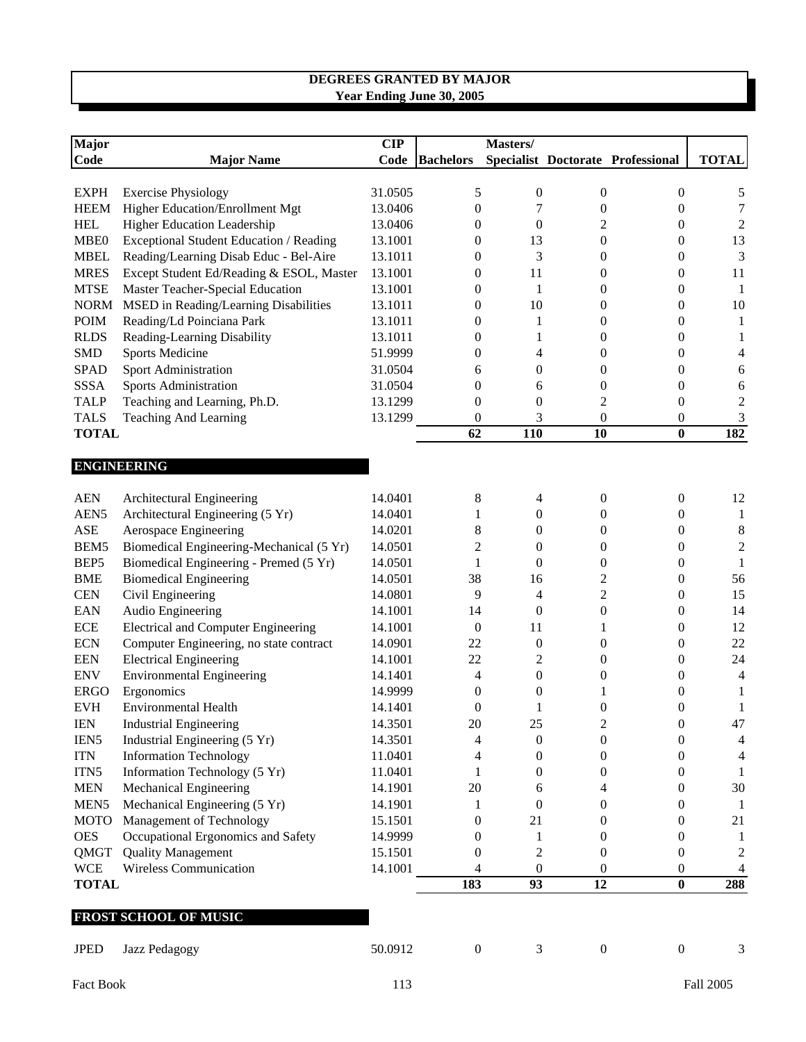## DEGREES GRANTED BY MAJOR
**Year Ending June 30, 2005**

| Major Code | Major Name | CIP Code | Bachelors | Masters/ Specialist | Doctorate | Professional | TOTAL |
|---|---|---|---|---|---|---|---|
| EXPH | Exercise Physiology | 31.0505 | 5 | 0 | 0 | 0 | 5 |
| HEEM | Higher Education/Enrollment Mgt | 13.0406 | 0 | 7 | 0 | 0 | 7 |
| HEL | Higher Education Leadership | 13.0406 | 0 | 0 | 2 | 0 | 2 |
| MBE0 | Exceptional Student Education / Reading | 13.1001 | 0 | 13 | 0 | 0 | 13 |
| MBEL | Reading/Learning Disab Educ - Bel-Aire | 13.1011 | 0 | 3 | 0 | 0 | 3 |
| MRES | Except Student Ed/Reading & ESOL, Master | 13.1001 | 0 | 11 | 0 | 0 | 11 |
| MTSE | Master Teacher-Special Education | 13.1001 | 0 | 1 | 0 | 0 | 1 |
| NORM | MSED in Reading/Learning Disabilities | 13.1011 | 0 | 10 | 0 | 0 | 10 |
| POIM | Reading/Ld Poinciana Park | 13.1011 | 0 | 1 | 0 | 0 | 1 |
| RLDS | Reading-Learning Disability | 13.1011 | 0 | 1 | 0 | 0 | 1 |
| SMD | Sports Medicine | 51.9999 | 0 | 4 | 0 | 0 | 4 |
| SPAD | Sport Administration | 31.0504 | 6 | 0 | 0 | 0 | 6 |
| SSSA | Sports Administration | 31.0504 | 0 | 6 | 0 | 0 | 6 |
| TALP | Teaching and Learning, Ph.D. | 13.1299 | 0 | 0 | 2 | 0 | 2 |
| TALS | Teaching And Learning | 13.1299 | 0 | 3 | 0 | 0 | 3 |
| **TOTAL** | | | **62** | **110** | **10** | **0** | **182** |

### ENGINEERING

| Major Code | Major Name | CIP Code | Bachelors | Masters/ Specialist | Doctorate | Professional | TOTAL |
|---|---|---|---|---|---|---|---|
| AEN | Architectural Engineering | 14.0401 | 8 | 4 | 0 | 0 | 12 |
| AEN5 | Architectural Engineering (5 Yr) | 14.0401 | 1 | 0 | 0 | 0 | 1 |
| ASE | Aerospace Engineering | 14.0201 | 8 | 0 | 0 | 0 | 8 |
| BEM5 | Biomedical Engineering-Mechanical (5 Yr) | 14.0501 | 2 | 0 | 0 | 0 | 2 |
| BEP5 | Biomedical Engineering - Premed (5 Yr) | 14.0501 | 1 | 0 | 0 | 0 | 1 |
| BME | Biomedical Engineering | 14.0501 | 38 | 16 | 2 | 0 | 56 |
| CEN | Civil Engineering | 14.0801 | 9 | 4 | 2 | 0 | 15 |
| EAN | Audio Engineering | 14.1001 | 14 | 0 | 0 | 0 | 14 |
| ECE | Electrical and Computer Engineering | 14.1001 | 0 | 11 | 1 | 0 | 12 |
| ECN | Computer Engineering, no state contract | 14.0901 | 22 | 0 | 0 | 0 | 22 |
| EEN | Electrical Engineering | 14.1001 | 22 | 2 | 0 | 0 | 24 |
| ENV | Environmental Engineering | 14.1401 | 4 | 0 | 0 | 0 | 4 |
| ERGO | Ergonomics | 14.9999 | 0 | 0 | 1 | 0 | 1 |
| EVH | Environmental Health | 14.1401 | 0 | 1 | 0 | 0 | 1 |
| IEN | Industrial Engineering | 14.3501 | 20 | 25 | 2 | 0 | 47 |
| IEN5 | Industrial Engineering (5 Yr) | 14.3501 | 4 | 0 | 0 | 0 | 4 |
| ITN | Information Technology | 11.0401 | 4 | 0 | 0 | 0 | 4 |
| ITN5 | Information Technology (5 Yr) | 11.0401 | 1 | 0 | 0 | 0 | 1 |
| MEN | Mechanical Engineering | 14.1901 | 20 | 6 | 4 | 0 | 30 |
| MEN5 | Mechanical Engineering (5 Yr) | 14.1901 | 1 | 0 | 0 | 0 | 1 |
| MOTO | Management of Technology | 15.1501 | 0 | 21 | 0 | 0 | 21 |
| OES | Occupational Ergonomics and Safety | 14.9999 | 0 | 1 | 0 | 0 | 1 |
| QMGT | Quality Management | 15.1501 | 0 | 2 | 0 | 0 | 2 |
| WCE | Wireless Communication | 14.1001 | 4 | 0 | 0 | 0 | 4 |
| **TOTAL** | | | **183** | **93** | **12** | **0** | **288** |

### FROST SCHOOL OF MUSIC

| Major Code | Major Name | CIP Code | Bachelors | Masters/ Specialist | Doctorate | Professional | TOTAL |
|---|---|---|---|---|---|---|---|
| JPED | Jazz Pedagogy | 50.0912 | 0 | 3 | 0 | 0 | 3 |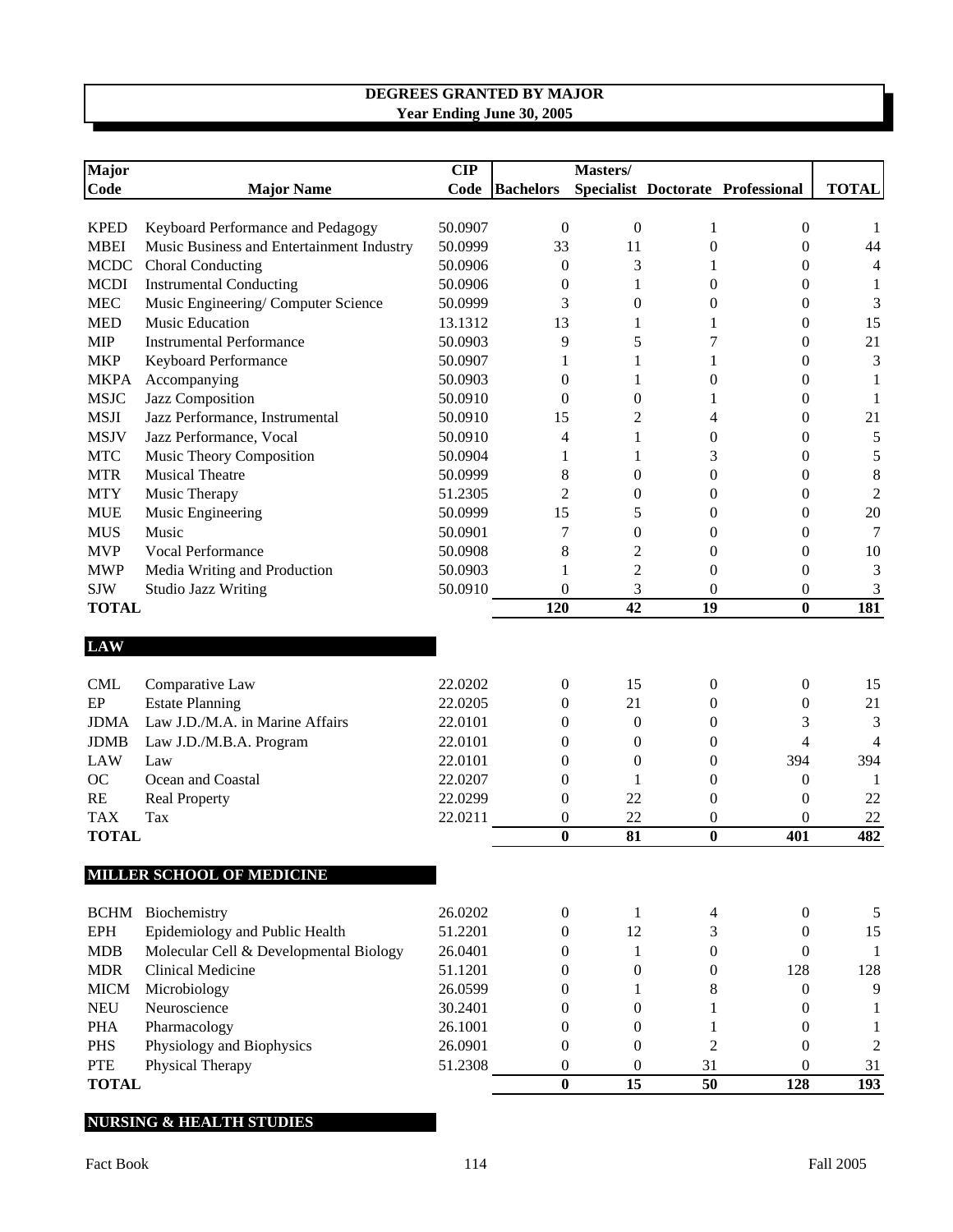## DEGREES GRANTED BY MAJOR
### Year Ending June 30, 2005

| Major Code | Major Name | CIP Code | Bachelors | Masters/ Specialist | Doctorate | Professional | TOTAL |
|---|---|---|---|---|---|---|---|
| KPED | Keyboard Performance and Pedagogy | 50.0907 | 0 | 0 | 1 | 0 | 1 |
| MBEI | Music Business and Entertainment Industry | 50.0999 | 33 | 11 | 0 | 0 | 44 |
| MCDC | Choral Conducting | 50.0906 | 0 | 3 | 1 | 0 | 4 |
| MCDI | Instrumental Conducting | 50.0906 | 0 | 1 | 0 | 0 | 1 |
| MEC | Music Engineering/ Computer Science | 50.0999 | 3 | 0 | 0 | 0 | 3 |
| MED | Music Education | 13.1312 | 13 | 1 | 1 | 0 | 15 |
| MIP | Instrumental Performance | 50.0903 | 9 | 5 | 7 | 0 | 21 |
| MKP | Keyboard Performance | 50.0907 | 1 | 1 | 1 | 0 | 3 |
| MKPA | Accompanying | 50.0903 | 0 | 1 | 0 | 0 | 1 |
| MSJC | Jazz Composition | 50.0910 | 0 | 0 | 1 | 0 | 1 |
| MSJI | Jazz Performance, Instrumental | 50.0910 | 15 | 2 | 4 | 0 | 21 |
| MSJV | Jazz Performance, Vocal | 50.0910 | 4 | 1 | 0 | 0 | 5 |
| MTC | Music Theory Composition | 50.0904 | 1 | 1 | 3 | 0 | 5 |
| MTR | Musical Theatre | 50.0999 | 8 | 0 | 0 | 0 | 8 |
| MTY | Music Therapy | 51.2305 | 2 | 0 | 0 | 0 | 2 |
| MUE | Music Engineering | 50.0999 | 15 | 5 | 0 | 0 | 20 |
| MUS | Music | 50.0901 | 7 | 0 | 0 | 0 | 7 |
| MVP | Vocal Performance | 50.0908 | 8 | 2 | 0 | 0 | 10 |
| MWP | Media Writing and Production | 50.0903 | 1 | 2 | 0 | 0 | 3 |
| SJW | Studio Jazz Writing | 50.0910 | 0 | 3 | 0 | 0 | 3 |
| **TOTAL** | | | **120** | **42** | **19** | **0** | **181** |

### LAW

| Major Code | Major Name | CIP Code | Bachelors | Masters/ Specialist | Doctorate | Professional | TOTAL |
|---|---|---|---|---|---|---|---|
| CML | Comparative Law | 22.0202 | 0 | 15 | 0 | 0 | 15 |
| EP | Estate Planning | 22.0205 | 0 | 21 | 0 | 0 | 21 |
| JDMA | Law J.D./M.A. in Marine Affairs | 22.0101 | 0 | 0 | 0 | 3 | 3 |
| JDMB | Law J.D./M.B.A. Program | 22.0101 | 0 | 0 | 0 | 4 | 4 |
| LAW | Law | 22.0101 | 0 | 0 | 0 | 394 | 394 |
| OC | Ocean and Coastal | 22.0207 | 0 | 1 | 0 | 0 | 1 |
| RE | Real Property | 22.0299 | 0 | 22 | 0 | 0 | 22 |
| TAX | Tax | 22.0211 | 0 | 22 | 0 | 0 | 22 |
| **TOTAL** | | | **0** | **81** | **0** | **401** | **482** |

### MILLER SCHOOL OF MEDICINE

| Major Code | Major Name | CIP Code | Bachelors | Masters/ Specialist | Doctorate | Professional | TOTAL |
|---|---|---|---|---|---|---|---|
| BCHM | Biochemistry | 26.0202 | 0 | 1 | 4 | 0 | 5 |
| EPH | Epidemiology and Public Health | 51.2201 | 0 | 12 | 3 | 0 | 15 |
| MDB | Molecular Cell & Developmental Biology | 26.0401 | 0 | 1 | 0 | 0 | 1 |
| MDR | Clinical Medicine | 51.1201 | 0 | 0 | 0 | 128 | 128 |
| MICM | Microbiology | 26.0599 | 0 | 1 | 8 | 0 | 9 |
| NEU | Neuroscience | 30.2401 | 0 | 0 | 1 | 0 | 1 |
| PHA | Pharmacology | 26.1001 | 0 | 0 | 1 | 0 | 1 |
| PHS | Physiology and Biophysics | 26.0901 | 0 | 0 | 2 | 0 | 2 |
| PTE | Physical Therapy | 51.2308 | 0 | 0 | 31 | 0 | 31 |
| **TOTAL** | | | **0** | **15** | **50** | **128** | **193** |

### NURSING & HEALTH STUDIES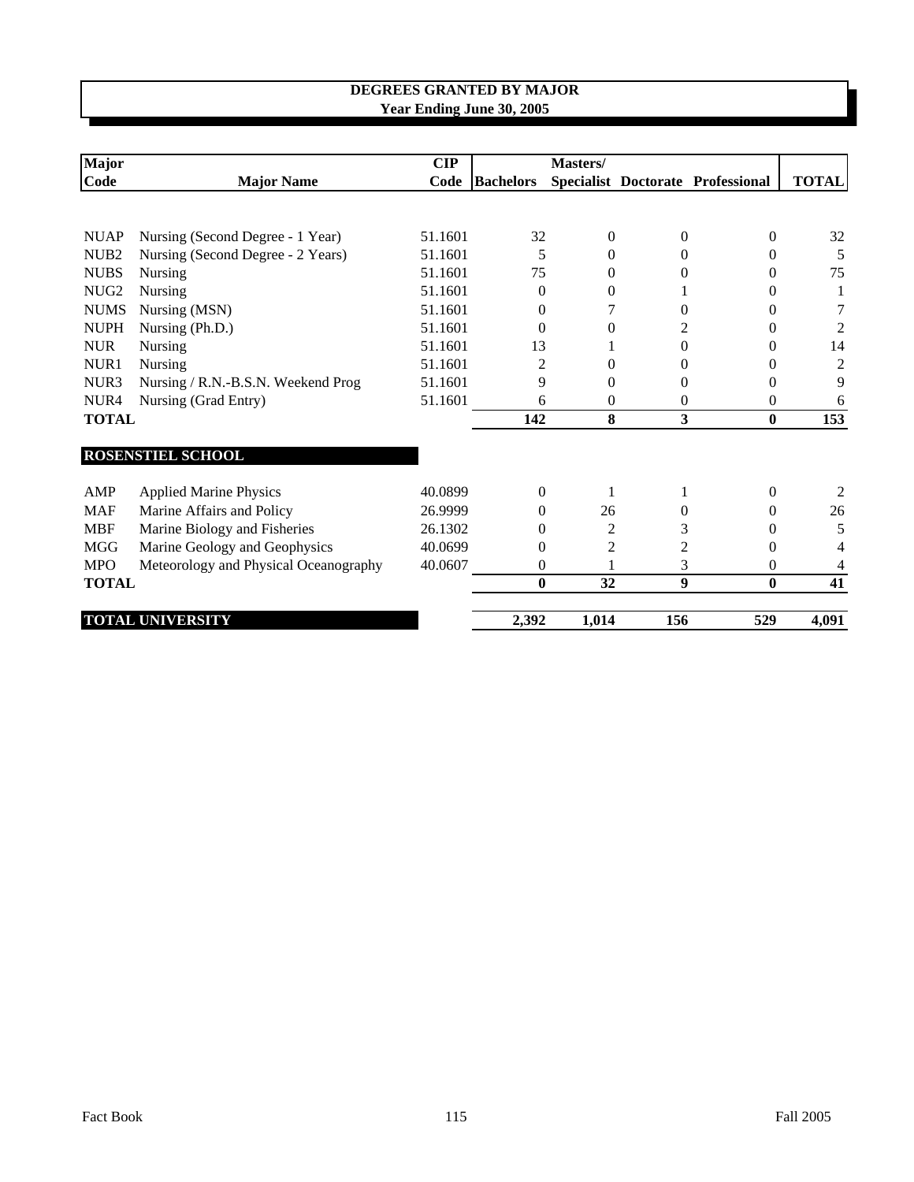## DEGREES GRANTED BY MAJOR
### Year Ending June 30, 2005

| Major Code | Major Name | CIP Code | Bachelors | Masters/ Specialist | Doctorate | Professional | TOTAL |
|---|---|---|---|---|---|---|---|
| NUAP | Nursing (Second Degree - 1 Year) | 51.1601 | 32 | 0 | 0 | 0 | 32 |
| NUB2 | Nursing (Second Degree - 2 Years) | 51.1601 | 5 | 0 | 0 | 0 | 5 |
| NUBS | Nursing | 51.1601 | 75 | 0 | 0 | 0 | 75 |
| NUG2 | Nursing | 51.1601 | 0 | 0 | 1 | 0 | 1 |
| NUMS | Nursing (MSN) | 51.1601 | 0 | 7 | 0 | 0 | 7 |
| NUPH | Nursing (Ph.D.) | 51.1601 | 0 | 0 | 2 | 0 | 2 |
| NUR | Nursing | 51.1601 | 13 | 1 | 0 | 0 | 14 |
| NUR1 | Nursing | 51.1601 | 2 | 0 | 0 | 0 | 2 |
| NUR3 | Nursing / R.N.-B.S.N. Weekend Prog | 51.1601 | 9 | 0 | 0 | 0 | 9 |
| NUR4 | Nursing (Grad Entry) | 51.1601 | 6 | 0 | 0 | 0 | 6 |
| **TOTAL** | | | **142** | **8** | **3** | **0** | **153** |
| **ROSENSTIEL SCHOOL** | | | | | | | |
| AMP | Applied Marine Physics | 40.0899 | 0 | 1 | 1 | 0 | 2 |
| MAF | Marine Affairs and Policy | 26.9999 | 0 | 26 | 0 | 0 | 26 |
| MBF | Marine Biology and Fisheries | 26.1302 | 0 | 2 | 3 | 0 | 5 |
| MGG | Marine Geology and Geophysics | 40.0699 | 0 | 2 | 2 | 0 | 4 |
| MPO | Meteorology and Physical Oceanography | 40.0607 | 0 | 1 | 3 | 0 | 4 |
| **TOTAL** | | | **0** | **32** | **9** | **0** | **41** |
| **TOTAL UNIVERSITY** | | | **2,392** | **1,014** | **156** | **529** | **4,091** |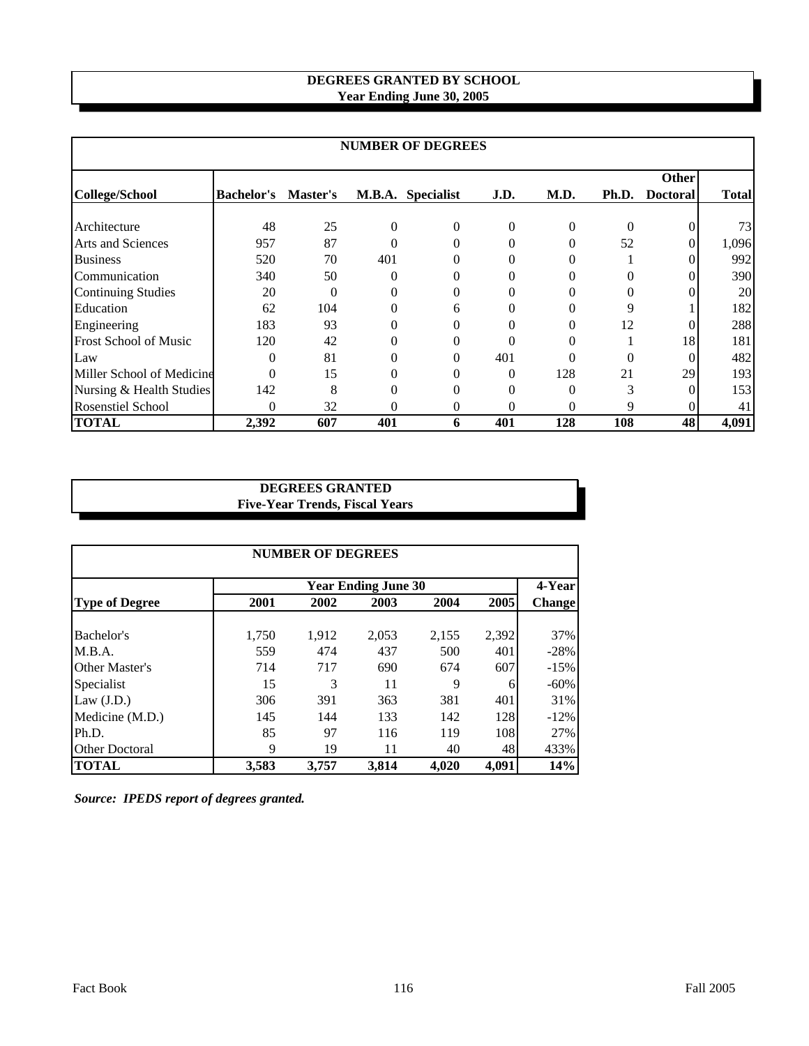## DEGREES GRANTED BY SCHOOL
### Year Ending June 30, 2005

| NUMBER OF DEGREES | | | | | | | | | |
|---|---|---|---|---|---|---|---|---|---|
| College/School | Bachelor's | Master's | M.B.A. | Specialist | J.D. | M.D. | Ph.D. | Other Doctoral | Total |
| Architecture | 48 | 25 | 0 | 0 | 0 | 0 | 0 | 0 | 73 |
| Arts and Sciences | 957 | 87 | 0 | 0 | 0 | 0 | 52 | 0 | 1,096 |
| Business | 520 | 70 | 401 | 0 | 0 | 0 | 1 | 0 | 992 |
| Communication | 340 | 50 | 0 | 0 | 0 | 0 | 0 | 0 | 390 |
| Continuing Studies | 20 | 0 | 0 | 0 | 0 | 0 | 0 | 0 | 20 |
| Education | 62 | 104 | 0 | 6 | 0 | 0 | 9 | 1 | 182 |
| Engineering | 183 | 93 | 0 | 0 | 0 | 0 | 12 | 0 | 288 |
| Frost School of Music | 120 | 42 | 0 | 0 | 0 | 0 | 1 | 18 | 181 |
| Law | 0 | 81 | 0 | 0 | 401 | 0 | 0 | 0 | 482 |
| Miller School of Medicine | 0 | 15 | 0 | 0 | 0 | 128 | 21 | 29 | 193 |
| Nursing & Health Studies | 142 | 8 | 0 | 0 | 0 | 0 | 3 | 0 | 153 |
| Rosenstiel School | 0 | 32 | 0 | 0 | 0 | 0 | 9 | 0 | 41 |
| **TOTAL** | **2,392** | **607** | **401** | **6** | **401** | **128** | **108** | **48** | **4,091** |

## DEGREES GRANTED
### Five-Year Trends, Fiscal Years

| NUMBER OF DEGREES | | | | | | |
|---|---|---|---|---|---|---|
| | Year Ending June 30 | | | | | 4-Year |
| Type of Degree | 2001 | 2002 | 2003 | 2004 | 2005 | Change |
| Bachelor's | 1,750 | 1,912 | 2,053 | 2,155 | 2,392 | 37% |
| M.B.A. | 559 | 474 | 437 | 500 | 401 | -28% |
| Other Master's | 714 | 717 | 690 | 674 | 607 | -15% |
| Specialist | 15 | 3 | 11 | 9 | 6 | -60% |
| Law (J.D.) | 306 | 391 | 363 | 381 | 401 | 31% |
| Medicine (M.D.) | 145 | 144 | 133 | 142 | 128 | -12% |
| Ph.D. | 85 | 97 | 116 | 119 | 108 | 27% |
| Other Doctoral | 9 | 19 | 11 | 40 | 48 | 433% |
| **TOTAL** | **3,583** | **3,757** | **3,814** | **4,020** | **4,091** | **14%** |

***Source: IPEDS report of degrees granted.***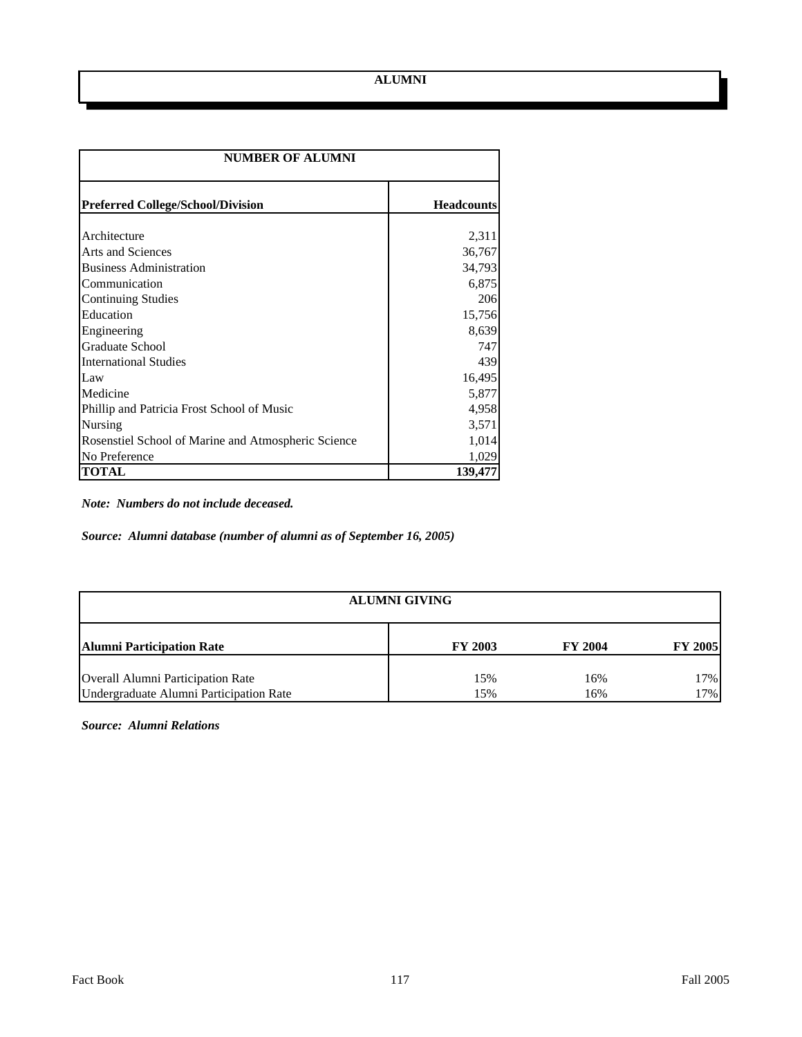# ALUMNI

| NUMBER OF ALUMNI | |
|---|---|
| **Preferred College/School/Division** | **Headcounts** |
| Architecture | 2,311 |
| Arts and Sciences | 36,767 |
| Business Administration | 34,793 |
| Communication | 6,875 |
| Continuing Studies | 206 |
| Education | 15,756 |
| Engineering | 8,639 |
| Graduate School | 747 |
| International Studies | 439 |
| Law | 16,495 |
| Medicine | 5,877 |
| Phillip and Patricia Frost School of Music | 4,958 |
| Nursing | 3,571 |
| Rosenstiel School of Marine and Atmospheric Science | 1,014 |
| No Preference | 1,029 |
| **TOTAL** | **139,477** |

***Note: Numbers do not include deceased.***

***Source: Alumni database (number of alumni as of September 16, 2005)***

| ALUMNI GIVING | | | |
|---|---|---|---|
| **Alumni Participation Rate** | **FY 2003** | **FY 2004** | **FY 2005** |
| Overall Alumni Participation Rate | 15% | 16% | 17% |
| Undergraduate Alumni Participation Rate | 15% | 16% | 17% |

***Source: Alumni Relations***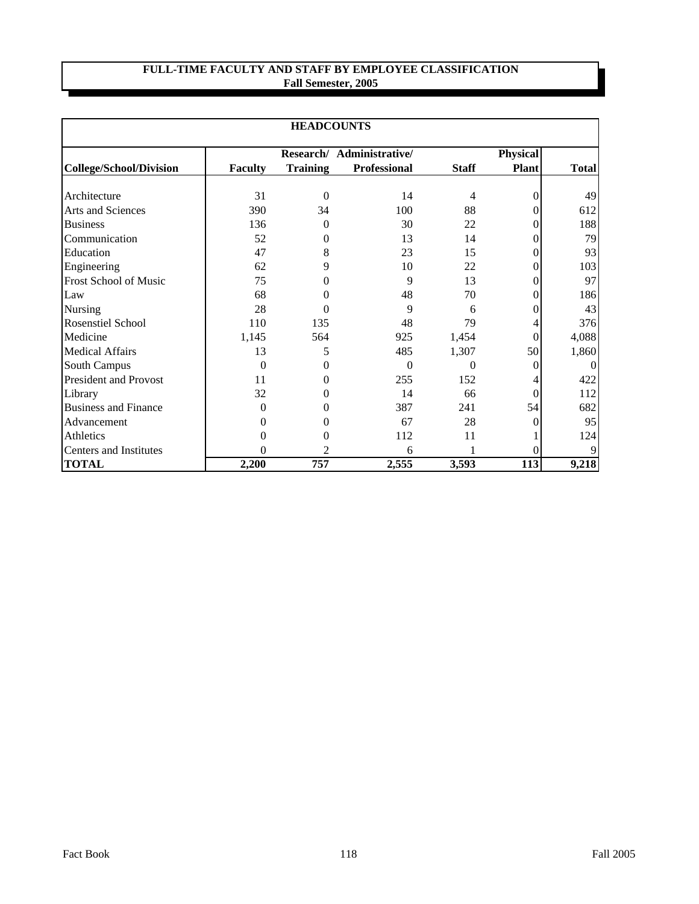# FULL-TIME FACULTY AND STAFF BY EMPLOYEE CLASSIFICATION
## Fall Semester, 2005

| HEADCOUNTS | | | | | | |
|---|---|---|---|---|---|---|
| **College/School/Division** | **Faculty** | **Research/ Training** | **Administrative/ Professional** | **Staff** | **Physical Plant** | **Total** |
| Architecture | 31 | 0 | 14 | 4 | 0 | 49 |
| Arts and Sciences | 390 | 34 | 100 | 88 | 0 | 612 |
| Business | 136 | 0 | 30 | 22 | 0 | 188 |
| Communication | 52 | 0 | 13 | 14 | 0 | 79 |
| Education | 47 | 8 | 23 | 15 | 0 | 93 |
| Engineering | 62 | 9 | 10 | 22 | 0 | 103 |
| Frost School of Music | 75 | 0 | 9 | 13 | 0 | 97 |
| Law | 68 | 0 | 48 | 70 | 0 | 186 |
| Nursing | 28 | 0 | 9 | 6 | 0 | 43 |
| Rosenstiel School | 110 | 135 | 48 | 79 | 4 | 376 |
| Medicine | 1,145 | 564 | 925 | 1,454 | 0 | 4,088 |
| Medical Affairs | 13 | 5 | 485 | 1,307 | 50 | 1,860 |
| South Campus | 0 | 0 | 0 | 0 | 0 | 0 |
| President and Provost | 11 | 0 | 255 | 152 | 4 | 422 |
| Library | 32 | 0 | 14 | 66 | 0 | 112 |
| Business and Finance | 0 | 0 | 387 | 241 | 54 | 682 |
| Advancement | 0 | 0 | 67 | 28 | 0 | 95 |
| Athletics | 0 | 0 | 112 | 11 | 1 | 124 |
| Centers and Institutes | 0 | 2 | 6 | 1 | 0 | 9 |
| **TOTAL** | **2,200** | **757** | **2,555** | **3,593** | **113** | **9,218** |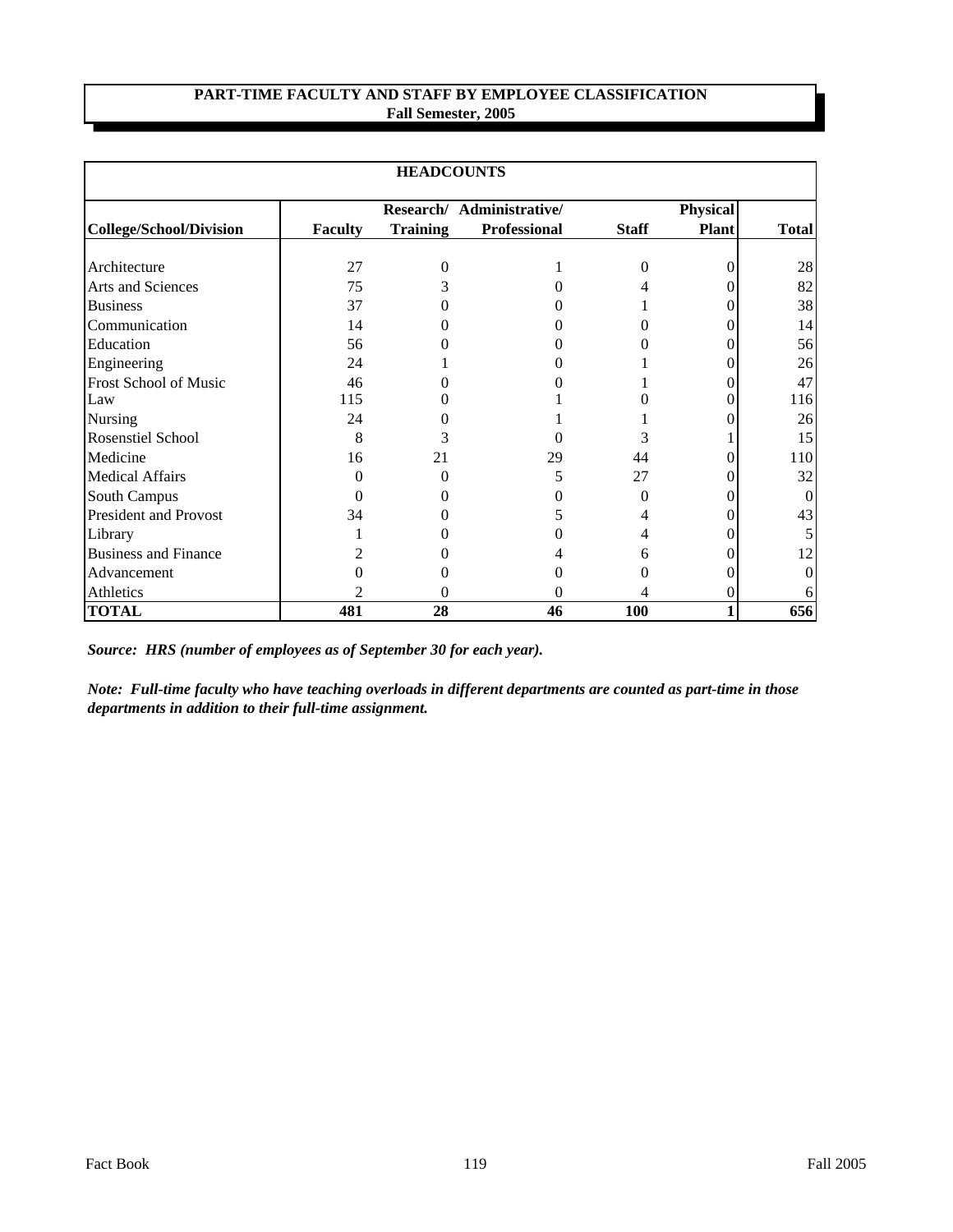# PART-TIME FACULTY AND STAFF BY EMPLOYEE CLASSIFICATION
## Fall Semester, 2005

**HEADCOUNTS**

| College/School/Division | Faculty | Research/ Training | Administrative/ Professional | Staff | Physical Plant | Total |
|---|---|---|---|---|---|---|
| Architecture | 27 | 0 | 1 | 0 | 0 | 28 |
| Arts and Sciences | 75 | 3 | 0 | 4 | 0 | 82 |
| Business | 37 | 0 | 0 | 1 | 0 | 38 |
| Communication | 14 | 0 | 0 | 0 | 0 | 14 |
| Education | 56 | 0 | 0 | 0 | 0 | 56 |
| Engineering | 24 | 1 | 0 | 1 | 0 | 26 |
| Frost School of Music | 46 | 0 | 0 | 1 | 0 | 47 |
| Law | 115 | 0 | 1 | 0 | 0 | 116 |
| Nursing | 24 | 0 | 1 | 1 | 0 | 26 |
| Rosenstiel School | 8 | 3 | 0 | 3 | 1 | 15 |
| Medicine | 16 | 21 | 29 | 44 | 0 | 110 |
| Medical Affairs | 0 | 0 | 5 | 27 | 0 | 32 |
| South Campus | 0 | 0 | 0 | 0 | 0 | 0 |
| President and Provost | 34 | 0 | 5 | 4 | 0 | 43 |
| Library | 1 | 0 | 0 | 4 | 0 | 5 |
| Business and Finance | 2 | 0 | 4 | 6 | 0 | 12 |
| Advancement | 0 | 0 | 0 | 0 | 0 | 0 |
| Athletics | 2 | 0 | 0 | 4 | 0 | 6 |
| **TOTAL** | **481** | **28** | **46** | **100** | **1** | **656** |

***Source: HRS (number of employees as of September 30 for each year).***

***Note: Full-time faculty who have teaching overloads in different departments are counted as part-time in those departments in addition to their full-time assignment.***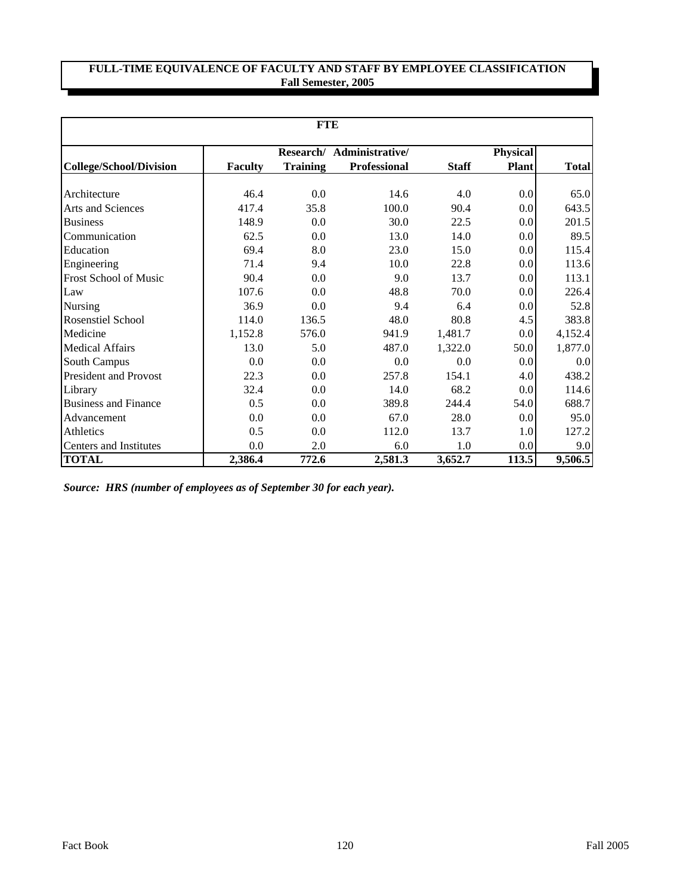**FULL-TIME EQUIVALENCE OF FACULTY AND STAFF BY EMPLOYEE CLASSIFICATION**
**Fall Semester, 2005**

| FTE | | | | | | |
|---|---|---|---|---|---|---|
| **College/School/Division** | **Faculty** | **Research/ Training** | **Administrative/ Professional** | **Staff** | **Physical Plant** | **Total** |
| Architecture | 46.4 | 0.0 | 14.6 | 4.0 | 0.0 | 65.0 |
| Arts and Sciences | 417.4 | 35.8 | 100.0 | 90.4 | 0.0 | 643.5 |
| Business | 148.9 | 0.0 | 30.0 | 22.5 | 0.0 | 201.5 |
| Communication | 62.5 | 0.0 | 13.0 | 14.0 | 0.0 | 89.5 |
| Education | 69.4 | 8.0 | 23.0 | 15.0 | 0.0 | 115.4 |
| Engineering | 71.4 | 9.4 | 10.0 | 22.8 | 0.0 | 113.6 |
| Frost School of Music | 90.4 | 0.0 | 9.0 | 13.7 | 0.0 | 113.1 |
| Law | 107.6 | 0.0 | 48.8 | 70.0 | 0.0 | 226.4 |
| Nursing | 36.9 | 0.0 | 9.4 | 6.4 | 0.0 | 52.8 |
| Rosenstiel School | 114.0 | 136.5 | 48.0 | 80.8 | 4.5 | 383.8 |
| Medicine | 1,152.8 | 576.0 | 941.9 | 1,481.7 | 0.0 | 4,152.4 |
| Medical Affairs | 13.0 | 5.0 | 487.0 | 1,322.0 | 50.0 | 1,877.0 |
| South Campus | 0.0 | 0.0 | 0.0 | 0.0 | 0.0 | 0.0 |
| President and Provost | 22.3 | 0.0 | 257.8 | 154.1 | 4.0 | 438.2 |
| Library | 32.4 | 0.0 | 14.0 | 68.2 | 0.0 | 114.6 |
| Business and Finance | 0.5 | 0.0 | 389.8 | 244.4 | 54.0 | 688.7 |
| Advancement | 0.0 | 0.0 | 67.0 | 28.0 | 0.0 | 95.0 |
| Athletics | 0.5 | 0.0 | 112.0 | 13.7 | 1.0 | 127.2 |
| Centers and Institutes | 0.0 | 2.0 | 6.0 | 1.0 | 0.0 | 9.0 |
| **TOTAL** | **2,386.4** | **772.6** | **2,581.3** | **3,652.7** | **113.5** | **9,506.5** |

***Source: HRS (number of employees as of September 30 for each year).***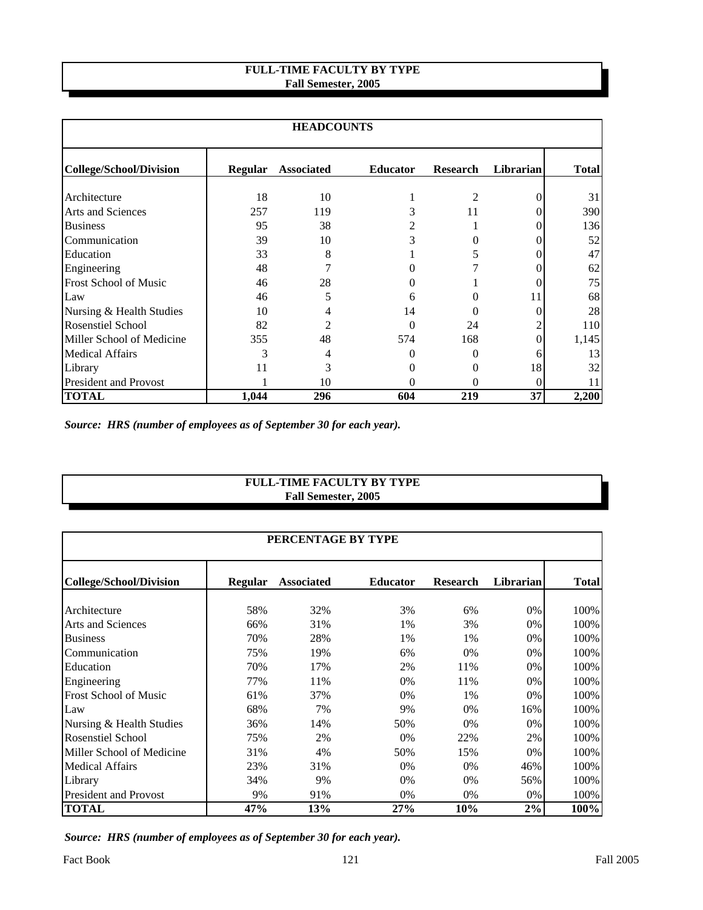## FULL-TIME FACULTY BY TYPE
### Fall Semester, 2005

| HEADCOUNTS | | | | | | |
|---|---|---|---|---|---|---|
| **College/School/Division** | **Regular** | **Associated** | **Educator** | **Research** | **Librarian** | **Total** |
| Architecture | 18 | 10 | 1 | 2 | 0 | 31 |
| Arts and Sciences | 257 | 119 | 3 | 11 | 0 | 390 |
| Business | 95 | 38 | 2 | 1 | 0 | 136 |
| Communication | 39 | 10 | 3 | 0 | 0 | 52 |
| Education | 33 | 8 | 1 | 5 | 0 | 47 |
| Engineering | 48 | 7 | 0 | 7 | 0 | 62 |
| Frost School of Music | 46 | 28 | 0 | 1 | 0 | 75 |
| Law | 46 | 5 | 6 | 0 | 11 | 68 |
| Nursing & Health Studies | 10 | 4 | 14 | 0 | 0 | 28 |
| Rosenstiel School | 82 | 2 | 0 | 24 | 2 | 110 |
| Miller School of Medicine | 355 | 48 | 574 | 168 | 0 | 1,145 |
| Medical Affairs | 3 | 4 | 0 | 0 | 6 | 13 |
| Library | 11 | 3 | 0 | 0 | 18 | 32 |
| President and Provost | 1 | 10 | 0 | 0 | 0 | 11 |
| **TOTAL** | **1,044** | **296** | **604** | **219** | **37** | **2,200** |

*Source: HRS (number of employees as of September 30 for each year).*

## FULL-TIME FACULTY BY TYPE
### Fall Semester, 2005

| PERCENTAGE BY TYPE | | | | | | |
|---|---|---|---|---|---|---|
| **College/School/Division** | **Regular** | **Associated** | **Educator** | **Research** | **Librarian** | **Total** |
| Architecture | 58% | 32% | 3% | 6% | 0% | 100% |
| Arts and Sciences | 66% | 31% | 1% | 3% | 0% | 100% |
| Business | 70% | 28% | 1% | 1% | 0% | 100% |
| Communication | 75% | 19% | 6% | 0% | 0% | 100% |
| Education | 70% | 17% | 2% | 11% | 0% | 100% |
| Engineering | 77% | 11% | 0% | 11% | 0% | 100% |
| Frost School of Music | 61% | 37% | 0% | 1% | 0% | 100% |
| Law | 68% | 7% | 9% | 0% | 16% | 100% |
| Nursing & Health Studies | 36% | 14% | 50% | 0% | 0% | 100% |
| Rosenstiel School | 75% | 2% | 0% | 22% | 2% | 100% |
| Miller School of Medicine | 31% | 4% | 50% | 15% | 0% | 100% |
| Medical Affairs | 23% | 31% | 0% | 0% | 46% | 100% |
| Library | 34% | 9% | 0% | 0% | 56% | 100% |
| President and Provost | 9% | 91% | 0% | 0% | 0% | 100% |
| **TOTAL** | **47%** | **13%** | **27%** | **10%** | **2%** | **100%** |

*Source: HRS (number of employees as of September 30 for each year).*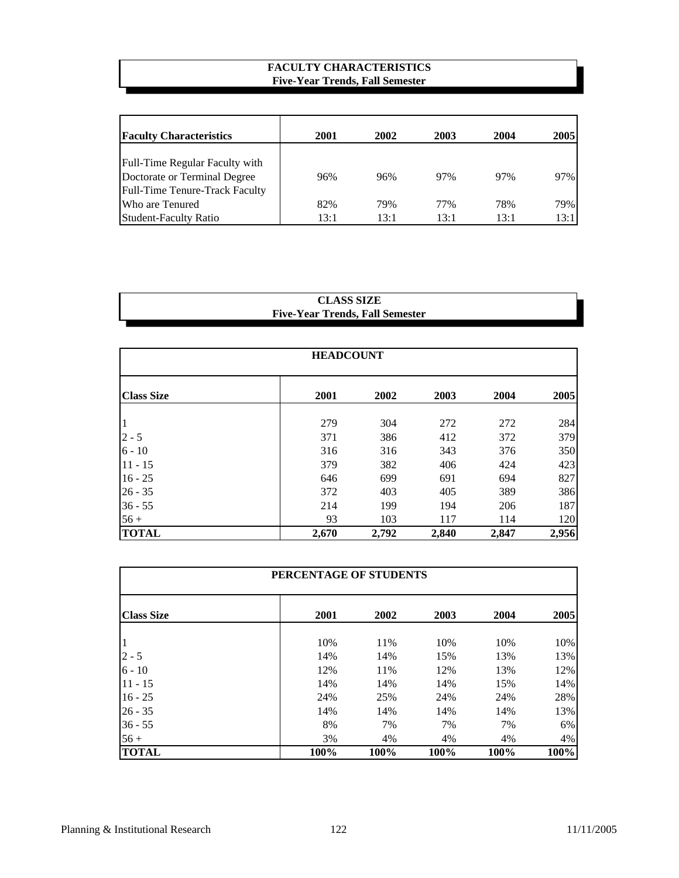## FACULTY CHARACTERISTICS
### Five-Year Trends, Fall Semester

| Faculty Characteristics | 2001 | 2002 | 2003 | 2004 | 2005 |
|---|---|---|---|---|---|
| Full-Time Regular Faculty with Doctorate or Terminal Degree | 96% | 96% | 97% | 97% | 97% |
| Full-Time Tenure-Track Faculty Who are Tenured | 82% | 79% | 77% | 78% | 79% |
| Student-Faculty Ratio | 13:1 | 13:1 | 13:1 | 13:1 | 13:1 |

## CLASS SIZE
### Five-Year Trends, Fall Semester

**HEADCOUNT**

| Class Size | 2001 | 2002 | 2003 | 2004 | 2005 |
|---|---|---|---|---|---|
| 1 | 279 | 304 | 272 | 272 | 284 |
| 2 - 5 | 371 | 386 | 412 | 372 | 379 |
| 6 - 10 | 316 | 316 | 343 | 376 | 350 |
| 11 - 15 | 379 | 382 | 406 | 424 | 423 |
| 16 - 25 | 646 | 699 | 691 | 694 | 827 |
| 26 - 35 | 372 | 403 | 405 | 389 | 386 |
| 36 - 55 | 214 | 199 | 194 | 206 | 187 |
| 56 + | 93 | 103 | 117 | 114 | 120 |
| **TOTAL** | **2,670** | **2,792** | **2,840** | **2,847** | **2,956** |

**PERCENTAGE OF STUDENTS**

| Class Size | 2001 | 2002 | 2003 | 2004 | 2005 |
|---|---|---|---|---|---|
| 1 | 10% | 11% | 10% | 10% | 10% |
| 2 - 5 | 14% | 14% | 15% | 13% | 13% |
| 6 - 10 | 12% | 11% | 12% | 13% | 12% |
| 11 - 15 | 14% | 14% | 14% | 15% | 14% |
| 16 - 25 | 24% | 25% | 24% | 24% | 28% |
| 26 - 35 | 14% | 14% | 14% | 14% | 13% |
| 36 - 55 | 8% | 7% | 7% | 7% | 6% |
| 56 + | 3% | 4% | 4% | 4% | 4% |
| **TOTAL** | **100%** | **100%** | **100%** | **100%** | **100%** |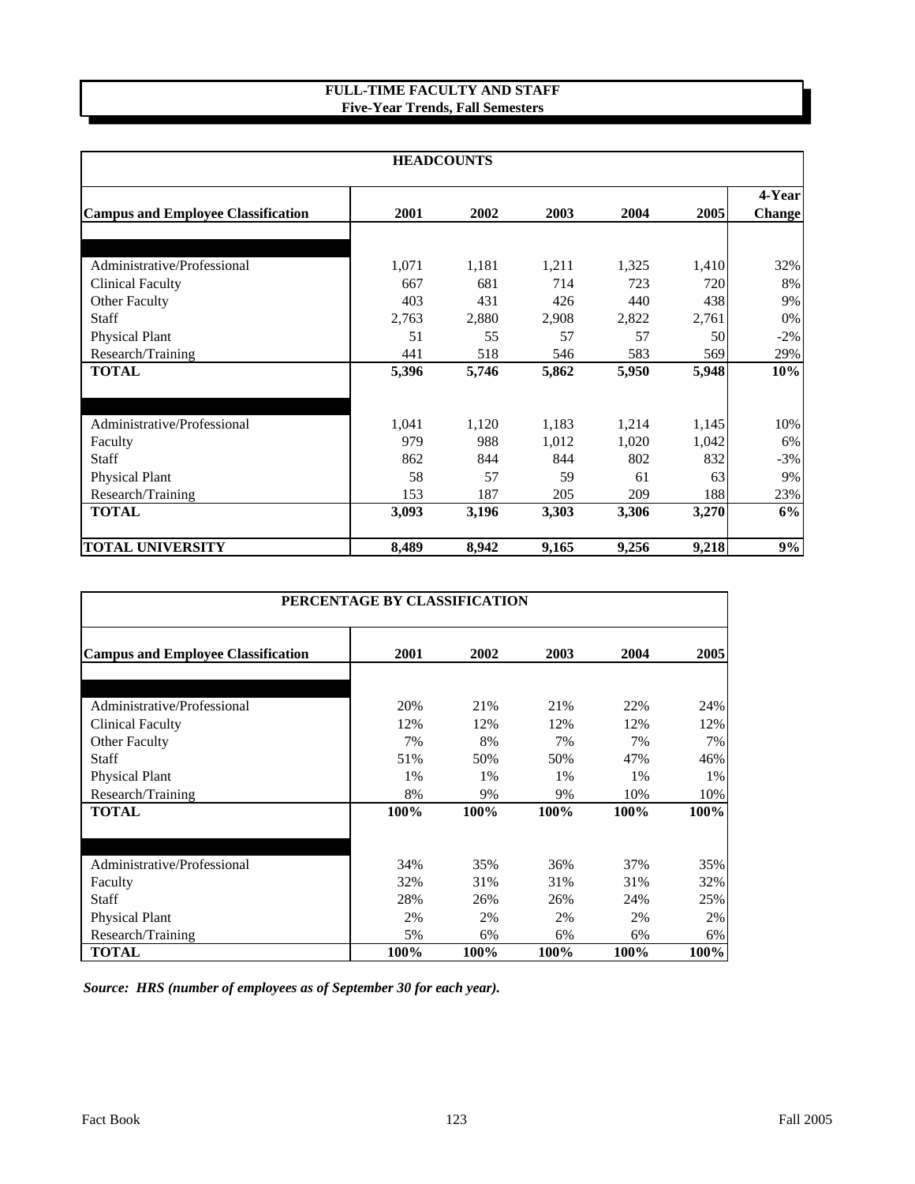# FULL-TIME FACULTY AND STAFF
## Five-Year Trends, Fall Semesters

| HEADCOUNTS | | | | | | |
|---|---|---|---|---|---|---|
| **Campus and Employee Classification** | **2001** | **2002** | **2003** | **2004** | **2005** | **4-Year Change** |
| | | | | | | |
| Administrative/Professional | 1,071 | 1,181 | 1,211 | 1,325 | 1,410 | 32% |
| Clinical Faculty | 667 | 681 | 714 | 723 | 720 | 8% |
| Other Faculty | 403 | 431 | 426 | 440 | 438 | 9% |
| Staff | 2,763 | 2,880 | 2,908 | 2,822 | 2,761 | 0% |
| Physical Plant | 51 | 55 | 57 | 57 | 50 | -2% |
| Research/Training | 441 | 518 | 546 | 583 | 569 | 29% |
| **TOTAL** | **5,396** | **5,746** | **5,862** | **5,950** | **5,948** | **10%** |
| | | | | | | |
| Administrative/Professional | 1,041 | 1,120 | 1,183 | 1,214 | 1,145 | 10% |
| Faculty | 979 | 988 | 1,012 | 1,020 | 1,042 | 6% |
| Staff | 862 | 844 | 844 | 802 | 832 | -3% |
| Physical Plant | 58 | 57 | 59 | 61 | 63 | 9% |
| Research/Training | 153 | 187 | 205 | 209 | 188 | 23% |
| **TOTAL** | **3,093** | **3,196** | **3,303** | **3,306** | **3,270** | **6%** |
| **TOTAL UNIVERSITY** | **8,489** | **8,942** | **9,165** | **9,256** | **9,218** | **9%** |

| PERCENTAGE BY CLASSIFICATION | | | | | |
|---|---|---|---|---|---|
| **Campus and Employee Classification** | **2001** | **2002** | **2003** | **2004** | **2005** |
| | | | | | |
| Administrative/Professional | 20% | 21% | 21% | 22% | 24% |
| Clinical Faculty | 12% | 12% | 12% | 12% | 12% |
| Other Faculty | 7% | 8% | 7% | 7% | 7% |
| Staff | 51% | 50% | 50% | 47% | 46% |
| Physical Plant | 1% | 1% | 1% | 1% | 1% |
| Research/Training | 8% | 9% | 9% | 10% | 10% |
| **TOTAL** | **100%** | **100%** | **100%** | **100%** | **100%** |
| | | | | | |
| Administrative/Professional | 34% | 35% | 36% | 37% | 35% |
| Faculty | 32% | 31% | 31% | 31% | 32% |
| Staff | 28% | 26% | 26% | 24% | 25% |
| Physical Plant | 2% | 2% | 2% | 2% | 2% |
| Research/Training | 5% | 6% | 6% | 6% | 6% |
| **TOTAL** | **100%** | **100%** | **100%** | **100%** | **100%** |

***Source: HRS (number of employees as of September 30 for each year).***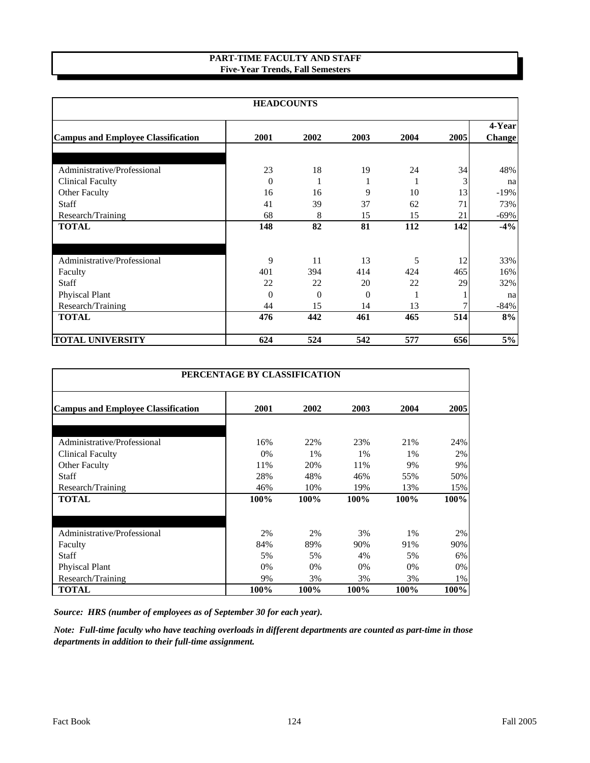## PART-TIME FACULTY AND STAFF
### Five-Year Trends, Fall Semesters

| HEADCOUNTS | | | | | | |
|---|---|---|---|---|---|---|
| **Campus and Employee Classification** | **2001** | **2002** | **2003** | **2004** | **2005** | **4-Year Change** |
| | | | | | | |
| Administrative/Professional | 23 | 18 | 19 | 24 | 34 | 48% |
| Clinical Faculty | 0 | 1 | 1 | 1 | 3 | na |
| Other Faculty | 16 | 16 | 9 | 10 | 13 | -19% |
| Staff | 41 | 39 | 37 | 62 | 71 | 73% |
| Research/Training | 68 | 8 | 15 | 15 | 21 | -69% |
| **TOTAL** | **148** | **82** | **81** | **112** | **142** | **-4%** |
| | | | | | | |
| Administrative/Professional | 9 | 11 | 13 | 5 | 12 | 33% |
| Faculty | 401 | 394 | 414 | 424 | 465 | 16% |
| Staff | 22 | 22 | 20 | 22 | 29 | 32% |
| Phyiscal Plant | 0 | 0 | 0 | 1 | 1 | na |
| Research/Training | 44 | 15 | 14 | 13 | 7 | -84% |
| **TOTAL** | **476** | **442** | **461** | **465** | **514** | **8%** |
| **TOTAL UNIVERSITY** | **624** | **524** | **542** | **577** | **656** | **5%** |

| PERCENTAGE BY CLASSIFICATION | | | | | |
|---|---|---|---|---|---|
| **Campus and Employee Classification** | **2001** | **2002** | **2003** | **2004** | **2005** |
| | | | | | |
| Administrative/Professional | 16% | 22% | 23% | 21% | 24% |
| Clinical Faculty | 0% | 1% | 1% | 1% | 2% |
| Other Faculty | 11% | 20% | 11% | 9% | 9% |
| Staff | 28% | 48% | 46% | 55% | 50% |
| Research/Training | 46% | 10% | 19% | 13% | 15% |
| **TOTAL** | **100%** | **100%** | **100%** | **100%** | **100%** |
| | | | | | |
| Administrative/Professional | 2% | 2% | 3% | 1% | 2% |
| Faculty | 84% | 89% | 90% | 91% | 90% |
| Staff | 5% | 5% | 4% | 5% | 6% |
| Phyiscal Plant | 0% | 0% | 0% | 0% | 0% |
| Research/Training | 9% | 3% | 3% | 3% | 1% |
| **TOTAL** | **100%** | **100%** | **100%** | **100%** | **100%** |

***Source: HRS (number of employees as of September 30 for each year).***

***Note: Full-time faculty who have teaching overloads in different departments are counted as part-time in those departments in addition to their full-time assignment.***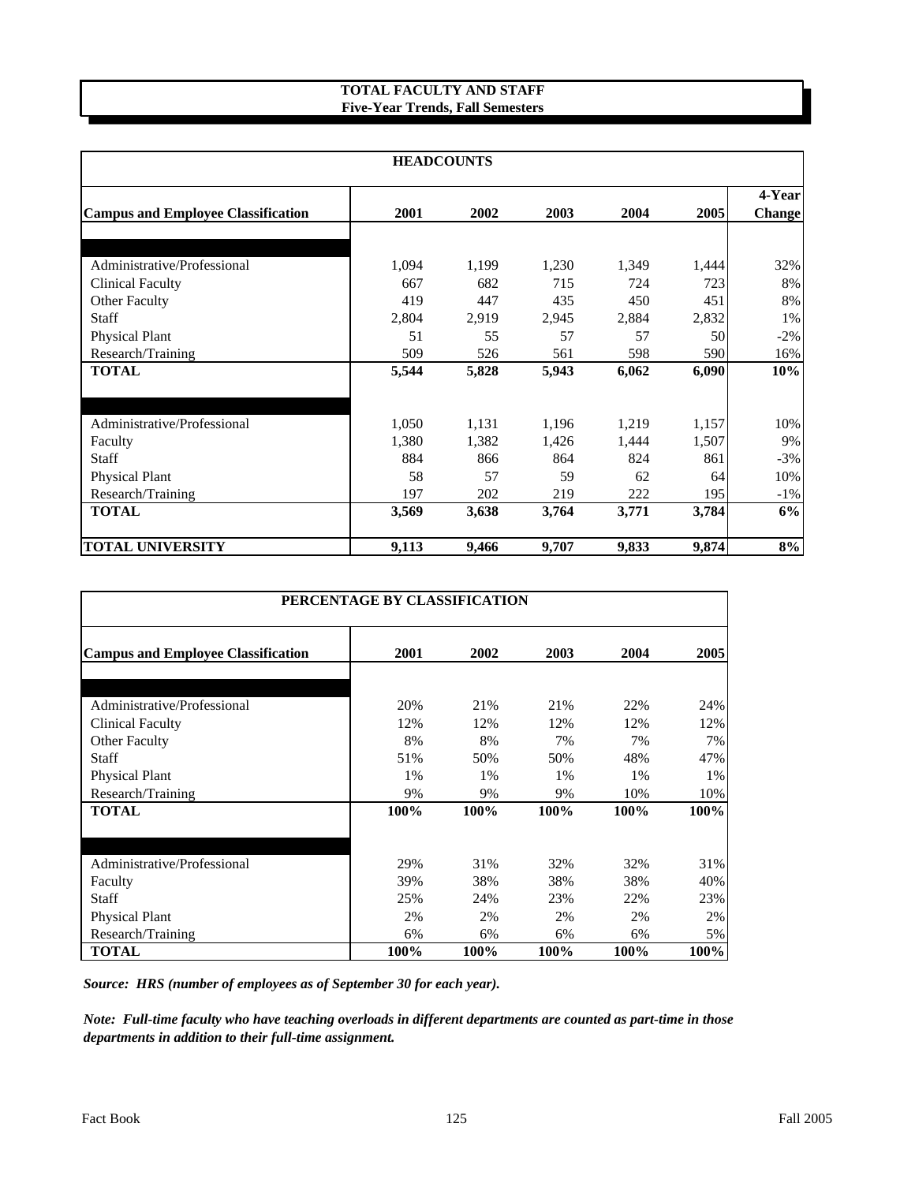**TOTAL FACULTY AND STAFF**
**Five-Year Trends, Fall Semesters**

| HEADCOUNTS | | | | | | |
|---|---|---|---|---|---|---|
| **Campus and Employee Classification** | **2001** | **2002** | **2003** | **2004** | **2005** | **4-Year Change** |
| | | | | | | |
| Administrative/Professional | 1,094 | 1,199 | 1,230 | 1,349 | 1,444 | 32% |
| Clinical Faculty | 667 | 682 | 715 | 724 | 723 | 8% |
| Other Faculty | 419 | 447 | 435 | 450 | 451 | 8% |
| Staff | 2,804 | 2,919 | 2,945 | 2,884 | 2,832 | 1% |
| Physical Plant | 51 | 55 | 57 | 57 | 50 | -2% |
| Research/Training | 509 | 526 | 561 | 598 | 590 | 16% |
| **TOTAL** | **5,544** | **5,828** | **5,943** | **6,062** | **6,090** | **10%** |
| | | | | | | |
| Administrative/Professional | 1,050 | 1,131 | 1,196 | 1,219 | 1,157 | 10% |
| Faculty | 1,380 | 1,382 | 1,426 | 1,444 | 1,507 | 9% |
| Staff | 884 | 866 | 864 | 824 | 861 | -3% |
| Physical Plant | 58 | 57 | 59 | 62 | 64 | 10% |
| Research/Training | 197 | 202 | 219 | 222 | 195 | -1% |
| **TOTAL** | **3,569** | **3,638** | **3,764** | **3,771** | **3,784** | **6%** |
| **TOTAL UNIVERSITY** | **9,113** | **9,466** | **9,707** | **9,833** | **9,874** | **8%** |

| PERCENTAGE BY CLASSIFICATION | | | | | |
|---|---|---|---|---|---|
| **Campus and Employee Classification** | **2001** | **2002** | **2003** | **2004** | **2005** |
| | | | | | |
| Administrative/Professional | 20% | 21% | 21% | 22% | 24% |
| Clinical Faculty | 12% | 12% | 12% | 12% | 12% |
| Other Faculty | 8% | 8% | 7% | 7% | 7% |
| Staff | 51% | 50% | 50% | 48% | 47% |
| Physical Plant | 1% | 1% | 1% | 1% | 1% |
| Research/Training | 9% | 9% | 9% | 10% | 10% |
| **TOTAL** | **100%** | **100%** | **100%** | **100%** | **100%** |
| | | | | | |
| Administrative/Professional | 29% | 31% | 32% | 32% | 31% |
| Faculty | 39% | 38% | 38% | 38% | 40% |
| Staff | 25% | 24% | 23% | 22% | 23% |
| Physical Plant | 2% | 2% | 2% | 2% | 2% |
| Research/Training | 6% | 6% | 6% | 6% | 5% |
| **TOTAL** | **100%** | **100%** | **100%** | **100%** | **100%** |

***Source:* *HRS (number of employees as of September 30 for each year).***

***Note:* *Full-time faculty who have teaching overloads in different departments are counted as part-time in those departments in addition to their full-time assignment.***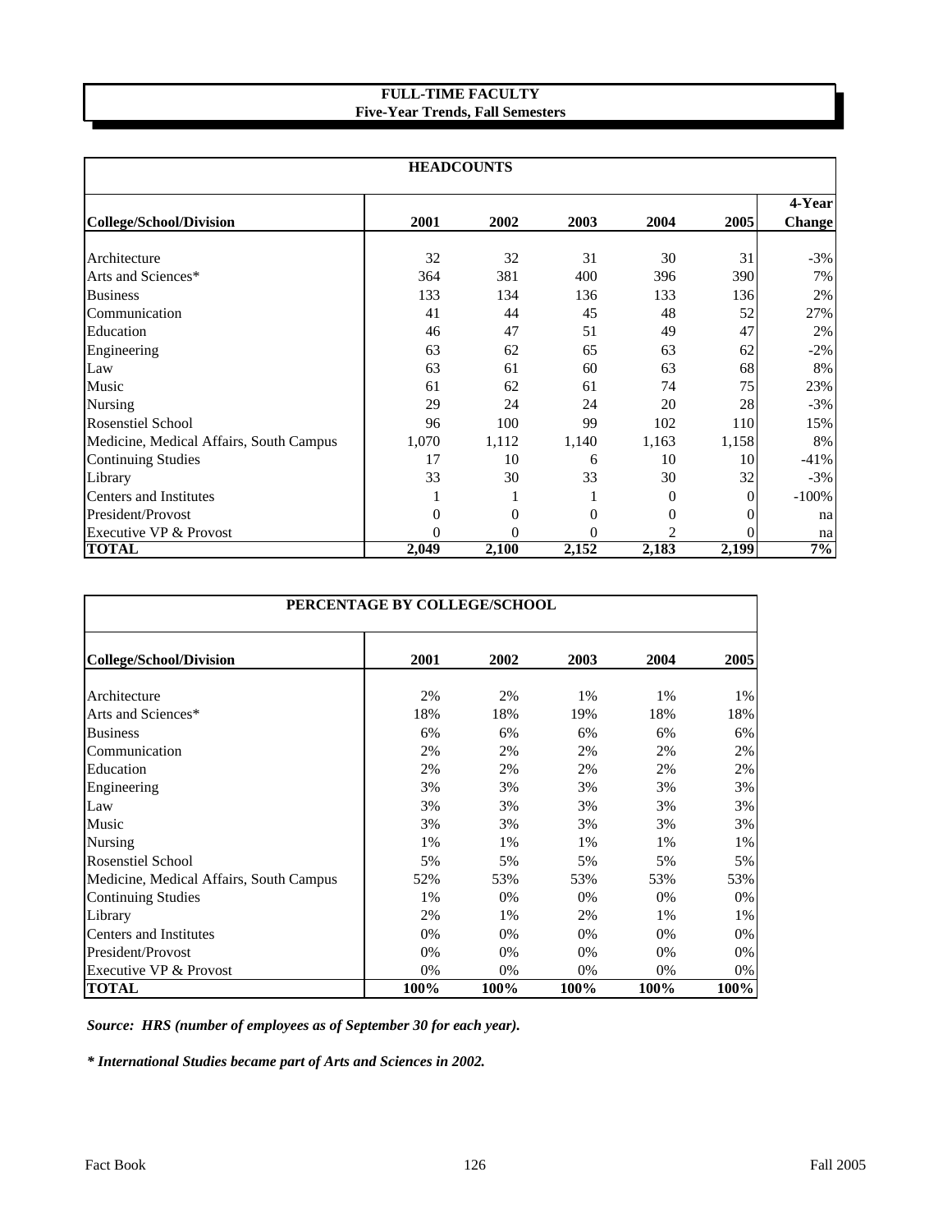# FULL-TIME FACULTY
## Five-Year Trends, Fall Semesters

### HEADCOUNTS

| College/School/Division | 2001 | 2002 | 2003 | 2004 | 2005 | 4-Year Change |
|---|---|---|---|---|---|---|
| Architecture | 32 | 32 | 31 | 30 | 31 | -3% |
| Arts and Sciences* | 364 | 381 | 400 | 396 | 390 | 7% |
| Business | 133 | 134 | 136 | 133 | 136 | 2% |
| Communication | 41 | 44 | 45 | 48 | 52 | 27% |
| Education | 46 | 47 | 51 | 49 | 47 | 2% |
| Engineering | 63 | 62 | 65 | 63 | 62 | -2% |
| Law | 63 | 61 | 60 | 63 | 68 | 8% |
| Music | 61 | 62 | 61 | 74 | 75 | 23% |
| Nursing | 29 | 24 | 24 | 20 | 28 | -3% |
| Rosenstiel School | 96 | 100 | 99 | 102 | 110 | 15% |
| Medicine, Medical Affairs, South Campus | 1,070 | 1,112 | 1,140 | 1,163 | 1,158 | 8% |
| Continuing Studies | 17 | 10 | 6 | 10 | 10 | -41% |
| Library | 33 | 30 | 33 | 30 | 32 | -3% |
| Centers and Institutes | 1 | 1 | 1 | 0 | 0 | -100% |
| President/Provost | 0 | 0 | 0 | 0 | 0 | na |
| Executive VP & Provost | 0 | 0 | 0 | 2 | 0 | na |
| **TOTAL** | **2,049** | **2,100** | **2,152** | **2,183** | **2,199** | **7%** |

### PERCENTAGE BY COLLEGE/SCHOOL

| College/School/Division | 2001 | 2002 | 2003 | 2004 | 2005 |
|---|---|---|---|---|---|
| Architecture | 2% | 2% | 1% | 1% | 1% |
| Arts and Sciences* | 18% | 18% | 19% | 18% | 18% |
| Business | 6% | 6% | 6% | 6% | 6% |
| Communication | 2% | 2% | 2% | 2% | 2% |
| Education | 2% | 2% | 2% | 2% | 2% |
| Engineering | 3% | 3% | 3% | 3% | 3% |
| Law | 3% | 3% | 3% | 3% | 3% |
| Music | 3% | 3% | 3% | 3% | 3% |
| Nursing | 1% | 1% | 1% | 1% | 1% |
| Rosenstiel School | 5% | 5% | 5% | 5% | 5% |
| Medicine, Medical Affairs, South Campus | 52% | 53% | 53% | 53% | 53% |
| Continuing Studies | 1% | 0% | 0% | 0% | 0% |
| Library | 2% | 1% | 2% | 1% | 1% |
| Centers and Institutes | 0% | 0% | 0% | 0% | 0% |
| President/Provost | 0% | 0% | 0% | 0% | 0% |
| Executive VP & Provost | 0% | 0% | 0% | 0% | 0% |
| **TOTAL** | **100%** | **100%** | **100%** | **100%** | **100%** |

***Source: HRS (number of employees as of September 30 for each year).***

***\* International Studies became part of Arts and Sciences in 2002.***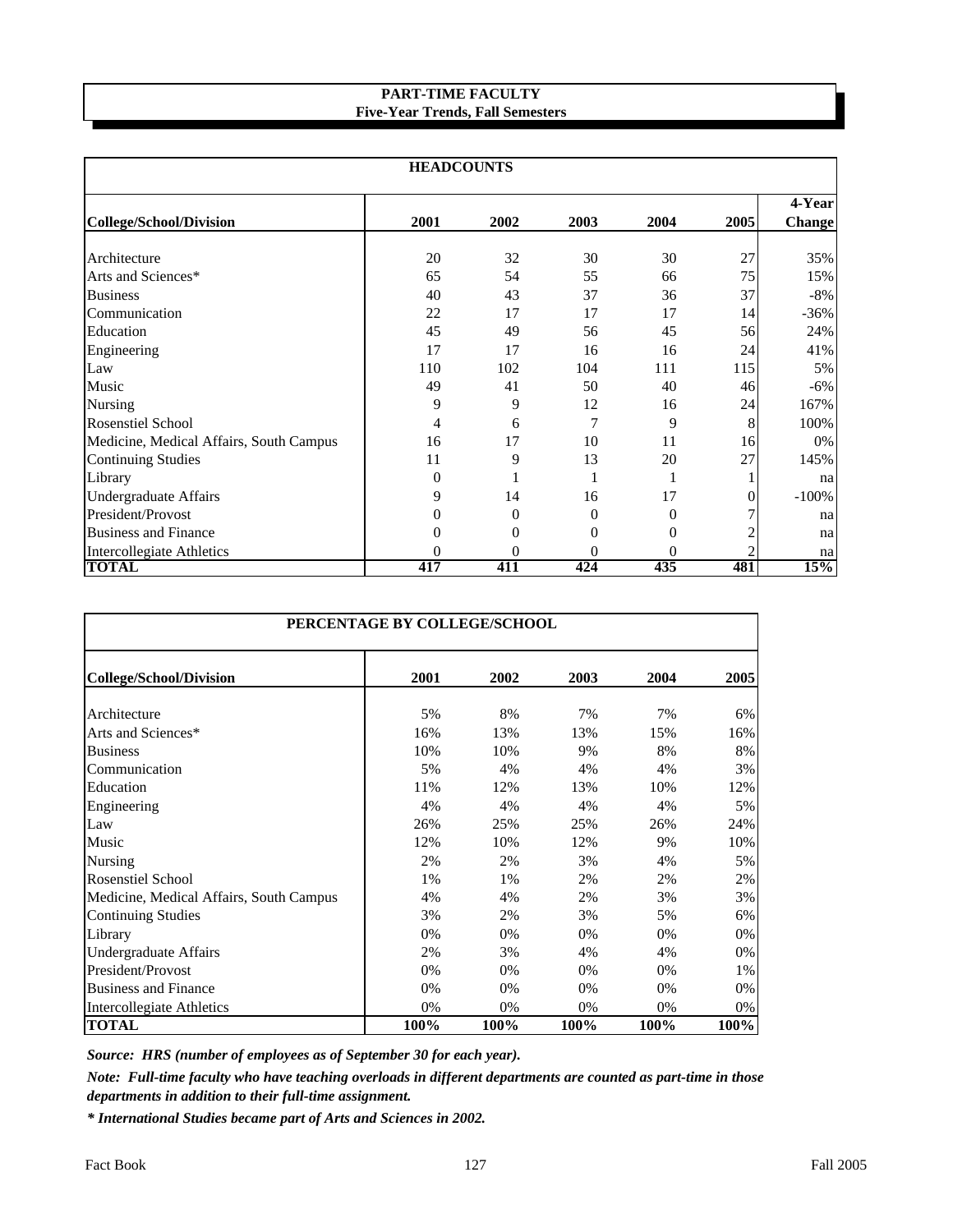## PART-TIME FACULTY
### Five-Year Trends, Fall Semesters

| HEADCOUNTS | | | | | | |
|---|---|---|---|---|---|---|
| **College/School/Division** | **2001** | **2002** | **2003** | **2004** | **2005** | **4-Year Change** |
| Architecture | 20 | 32 | 30 | 30 | 27 | 35% |
| Arts and Sciences* | 65 | 54 | 55 | 66 | 75 | 15% |
| Business | 40 | 43 | 37 | 36 | 37 | -8% |
| Communication | 22 | 17 | 17 | 17 | 14 | -36% |
| Education | 45 | 49 | 56 | 45 | 56 | 24% |
| Engineering | 17 | 17 | 16 | 16 | 24 | 41% |
| Law | 110 | 102 | 104 | 111 | 115 | 5% |
| Music | 49 | 41 | 50 | 40 | 46 | -6% |
| Nursing | 9 | 9 | 12 | 16 | 24 | 167% |
| Rosenstiel School | 4 | 6 | 7 | 9 | 8 | 100% |
| Medicine, Medical Affairs, South Campus | 16 | 17 | 10 | 11 | 16 | 0% |
| Continuing Studies | 11 | 9 | 13 | 20 | 27 | 145% |
| Library | 0 | 1 | 1 | 1 | 1 | na |
| Undergraduate Affairs | 9 | 14 | 16 | 17 | 0 | -100% |
| President/Provost | 0 | 0 | 0 | 0 | 7 | na |
| Business and Finance | 0 | 0 | 0 | 0 | 2 | na |
| Intercollegiate Athletics | 0 | 0 | 0 | 0 | 2 | na |
| **TOTAL** | **417** | **411** | **424** | **435** | **481** | **15%** |

| PERCENTAGE BY COLLEGE/SCHOOL | | | | | |
|---|---|---|---|---|---|
| **College/School/Division** | **2001** | **2002** | **2003** | **2004** | **2005** |
| Architecture | 5% | 8% | 7% | 7% | 6% |
| Arts and Sciences* | 16% | 13% | 13% | 15% | 16% |
| Business | 10% | 10% | 9% | 8% | 8% |
| Communication | 5% | 4% | 4% | 4% | 3% |
| Education | 11% | 12% | 13% | 10% | 12% |
| Engineering | 4% | 4% | 4% | 4% | 5% |
| Law | 26% | 25% | 25% | 26% | 24% |
| Music | 12% | 10% | 12% | 9% | 10% |
| Nursing | 2% | 2% | 3% | 4% | 5% |
| Rosenstiel School | 1% | 1% | 2% | 2% | 2% |
| Medicine, Medical Affairs, South Campus | 4% | 4% | 2% | 3% | 3% |
| Continuing Studies | 3% | 2% | 3% | 5% | 6% |
| Library | 0% | 0% | 0% | 0% | 0% |
| Undergraduate Affairs | 2% | 3% | 4% | 4% | 0% |
| President/Provost | 0% | 0% | 0% | 0% | 1% |
| Business and Finance | 0% | 0% | 0% | 0% | 0% |
| Intercollegiate Athletics | 0% | 0% | 0% | 0% | 0% |
| **TOTAL** | **100%** | **100%** | **100%** | **100%** | **100%** |

***Source:* HRS (number of employees as of September 30 for each year).**

***Note:* Full-time faculty who have teaching overloads in different departments are counted as part-time in those departments in addition to their full-time assignment.**

***\* International Studies became part of Arts and Sciences in 2002.***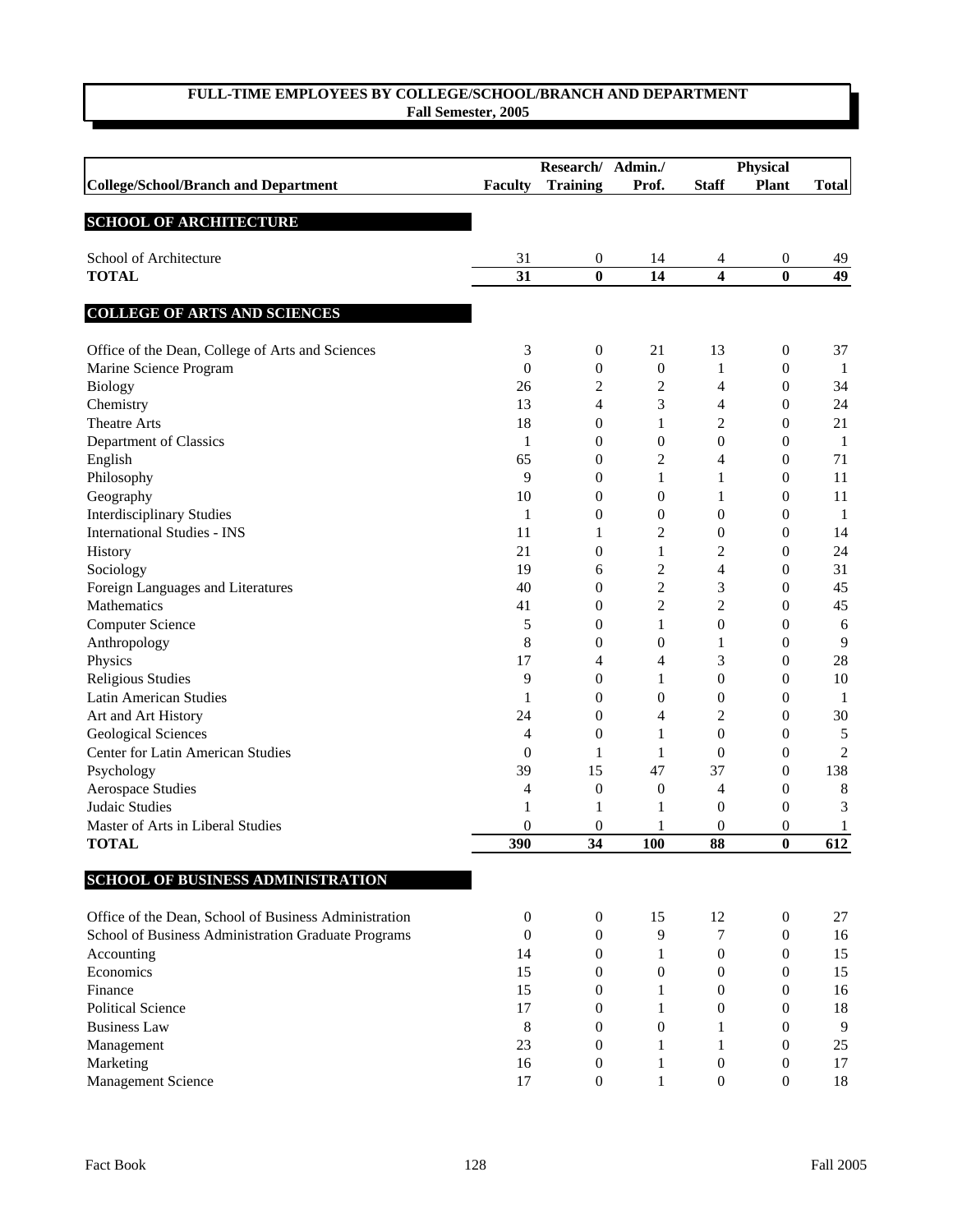## FULL-TIME EMPLOYEES BY COLLEGE/SCHOOL/BRANCH AND DEPARTMENT
**Fall Semester, 2005**

| College/School/Branch and Department | Faculty | Research/ Training | Admin./ Prof. | Staff | Physical Plant | Total |
|---|---|---|---|---|---|---|
| **SCHOOL OF ARCHITECTURE** | | | | | | |
| School of Architecture | 31 | 0 | 14 | 4 | 0 | 49 |
| **TOTAL** | **31** | **0** | **14** | **4** | **0** | **49** |
| **COLLEGE OF ARTS AND SCIENCES** | | | | | | |
| Office of the Dean, College of Arts and Sciences | 3 | 0 | 21 | 13 | 0 | 37 |
| Marine Science Program | 0 | 0 | 0 | 1 | 0 | 1 |
| Biology | 26 | 2 | 2 | 4 | 0 | 34 |
| Chemistry | 13 | 4 | 3 | 4 | 0 | 24 |
| Theatre Arts | 18 | 0 | 1 | 2 | 0 | 21 |
| Department of Classics | 1 | 0 | 0 | 0 | 0 | 1 |
| English | 65 | 0 | 2 | 4 | 0 | 71 |
| Philosophy | 9 | 0 | 1 | 1 | 0 | 11 |
| Geography | 10 | 0 | 0 | 1 | 0 | 11 |
| Interdisciplinary Studies | 1 | 0 | 0 | 0 | 0 | 1 |
| International Studies - INS | 11 | 1 | 2 | 0 | 0 | 14 |
| History | 21 | 0 | 1 | 2 | 0 | 24 |
| Sociology | 19 | 6 | 2 | 4 | 0 | 31 |
| Foreign Languages and Literatures | 40 | 0 | 2 | 3 | 0 | 45 |
| Mathematics | 41 | 0 | 2 | 2 | 0 | 45 |
| Computer Science | 5 | 0 | 1 | 0 | 0 | 6 |
| Anthropology | 8 | 0 | 0 | 1 | 0 | 9 |
| Physics | 17 | 4 | 4 | 3 | 0 | 28 |
| Religious Studies | 9 | 0 | 1 | 0 | 0 | 10 |
| Latin American Studies | 1 | 0 | 0 | 0 | 0 | 1 |
| Art and Art History | 24 | 0 | 4 | 2 | 0 | 30 |
| Geological Sciences | 4 | 0 | 1 | 0 | 0 | 5 |
| Center for Latin American Studies | 0 | 1 | 1 | 0 | 0 | 2 |
| Psychology | 39 | 15 | 47 | 37 | 0 | 138 |
| Aerospace Studies | 4 | 0 | 0 | 4 | 0 | 8 |
| Judaic Studies | 1 | 1 | 1 | 0 | 0 | 3 |
| Master of Arts in Liberal Studies | 0 | 0 | 1 | 0 | 0 | 1 |
| **TOTAL** | **390** | **34** | **100** | **88** | **0** | **612** |
| **SCHOOL OF BUSINESS ADMINISTRATION** | | | | | | |
| Office of the Dean, School of Business Administration | 0 | 0 | 15 | 12 | 0 | 27 |
| School of Business Administration Graduate Programs | 0 | 0 | 9 | 7 | 0 | 16 |
| Accounting | 14 | 0 | 1 | 0 | 0 | 15 |
| Economics | 15 | 0 | 0 | 0 | 0 | 15 |
| Finance | 15 | 0 | 1 | 0 | 0 | 16 |
| Political Science | 17 | 0 | 1 | 0 | 0 | 18 |
| Business Law | 8 | 0 | 0 | 1 | 0 | 9 |
| Management | 23 | 0 | 1 | 1 | 0 | 25 |
| Marketing | 16 | 0 | 1 | 0 | 0 | 17 |
| Management Science | 17 | 0 | 1 | 0 | 0 | 18 |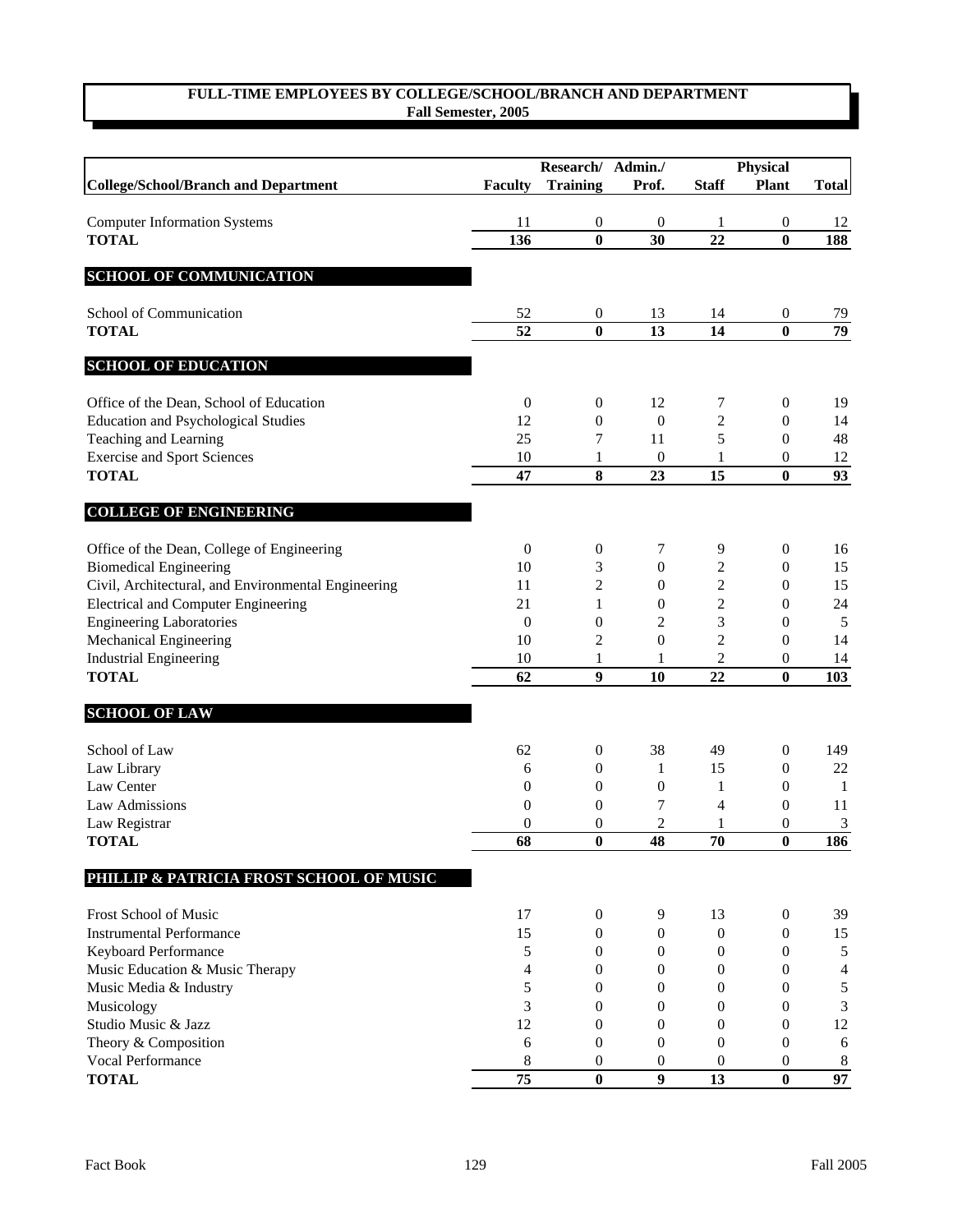## FULL-TIME EMPLOYEES BY COLLEGE/SCHOOL/BRANCH AND DEPARTMENT
**Fall Semester, 2005**

| College/School/Branch and Department | Faculty | Research/ Training | Admin./ Prof. | Staff | Physical Plant | Total |
|---|---|---|---|---|---|---|
| Computer Information Systems | 11 | 0 | 0 | 1 | 0 | 12 |
| **TOTAL** | **136** | **0** | **30** | **22** | **0** | **188** |
| **SCHOOL OF COMMUNICATION** | | | | | | |
| School of Communication | 52 | 0 | 13 | 14 | 0 | 79 |
| **TOTAL** | **52** | **0** | **13** | **14** | **0** | **79** |
| **SCHOOL OF EDUCATION** | | | | | | |
| Office of the Dean, School of Education | 0 | 0 | 12 | 7 | 0 | 19 |
| Education and Psychological Studies | 12 | 0 | 0 | 2 | 0 | 14 |
| Teaching and Learning | 25 | 7 | 11 | 5 | 0 | 48 |
| Exercise and Sport Sciences | 10 | 1 | 0 | 1 | 0 | 12 |
| **TOTAL** | **47** | **8** | **23** | **15** | **0** | **93** |
| **COLLEGE OF ENGINEERING** | | | | | | |
| Office of the Dean, College of Engineering | 0 | 0 | 7 | 9 | 0 | 16 |
| Biomedical Engineering | 10 | 3 | 0 | 2 | 0 | 15 |
| Civil, Architectural, and Environmental Engineering | 11 | 2 | 0 | 2 | 0 | 15 |
| Electrical and Computer Engineering | 21 | 1 | 0 | 2 | 0 | 24 |
| Engineering Laboratories | 0 | 0 | 2 | 3 | 0 | 5 |
| Mechanical Engineering | 10 | 2 | 0 | 2 | 0 | 14 |
| Industrial Engineering | 10 | 1 | 1 | 2 | 0 | 14 |
| **TOTAL** | **62** | **9** | **10** | **22** | **0** | **103** |
| **SCHOOL OF LAW** | | | | | | |
| School of Law | 62 | 0 | 38 | 49 | 0 | 149 |
| Law Library | 6 | 0 | 1 | 15 | 0 | 22 |
| Law Center | 0 | 0 | 0 | 1 | 0 | 1 |
| Law Admissions | 0 | 0 | 7 | 4 | 0 | 11 |
| Law Registrar | 0 | 0 | 2 | 1 | 0 | 3 |
| **TOTAL** | **68** | **0** | **48** | **70** | **0** | **186** |
| **PHILLIP & PATRICIA FROST SCHOOL OF MUSIC** | | | | | | |
| Frost School of Music | 17 | 0 | 9 | 13 | 0 | 39 |
| Instrumental Performance | 15 | 0 | 0 | 0 | 0 | 15 |
| Keyboard Performance | 5 | 0 | 0 | 0 | 0 | 5 |
| Music Education & Music Therapy | 4 | 0 | 0 | 0 | 0 | 4 |
| Music Media & Industry | 5 | 0 | 0 | 0 | 0 | 5 |
| Musicology | 3 | 0 | 0 | 0 | 0 | 3 |
| Studio Music & Jazz | 12 | 0 | 0 | 0 | 0 | 12 |
| Theory & Composition | 6 | 0 | 0 | 0 | 0 | 6 |
| Vocal Performance | 8 | 0 | 0 | 0 | 0 | 8 |
| **TOTAL** | **75** | **0** | **9** | **13** | **0** | **97** |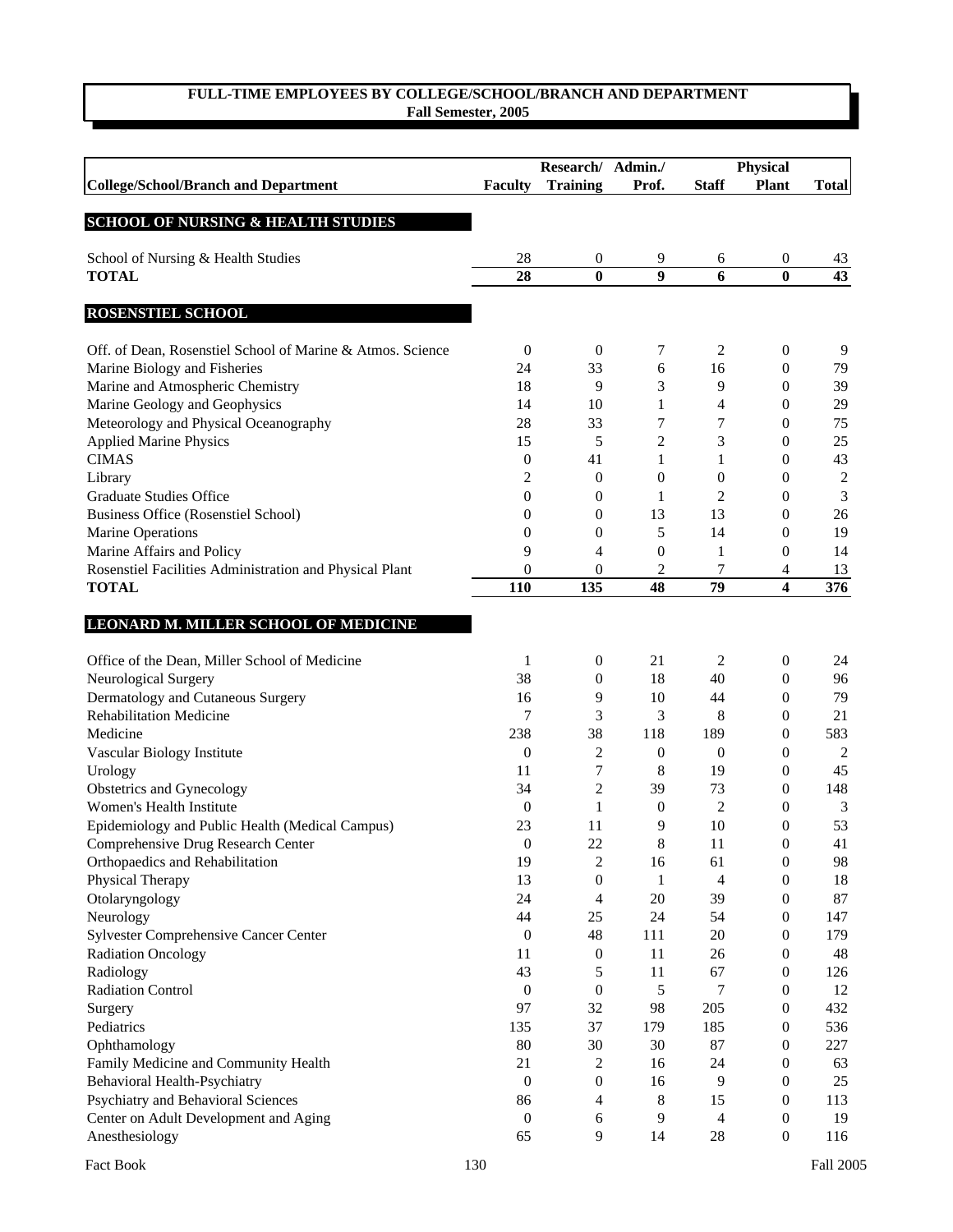## FULL-TIME EMPLOYEES BY COLLEGE/SCHOOL/BRANCH AND DEPARTMENT
**Fall Semester, 2005**

| College/School/Branch and Department | Faculty | Research/ Training | Admin./ Prof. | Staff | Physical Plant | Total |
|---|---|---|---|---|---|---|
| **SCHOOL OF NURSING & HEALTH STUDIES** | | | | | | |
| School of Nursing & Health Studies | 28 | 0 | 9 | 6 | 0 | 43 |
| **TOTAL** | **28** | **0** | **9** | **6** | **0** | **43** |
| **ROSENSTIEL SCHOOL** | | | | | | |
| Off. of Dean, Rosenstiel School of Marine & Atmos. Science | 0 | 0 | 7 | 2 | 0 | 9 |
| Marine Biology and Fisheries | 24 | 33 | 6 | 16 | 0 | 79 |
| Marine and Atmospheric Chemistry | 18 | 9 | 3 | 9 | 0 | 39 |
| Marine Geology and Geophysics | 14 | 10 | 1 | 4 | 0 | 29 |
| Meteorology and Physical Oceanography | 28 | 33 | 7 | 7 | 0 | 75 |
| Applied Marine Physics | 15 | 5 | 2 | 3 | 0 | 25 |
| CIMAS | 0 | 41 | 1 | 1 | 0 | 43 |
| Library | 2 | 0 | 0 | 0 | 0 | 2 |
| Graduate Studies Office | 0 | 0 | 1 | 2 | 0 | 3 |
| Business Office (Rosenstiel School) | 0 | 0 | 13 | 13 | 0 | 26 |
| Marine Operations | 0 | 0 | 5 | 14 | 0 | 19 |
| Marine Affairs and Policy | 9 | 4 | 0 | 1 | 0 | 14 |
| Rosenstiel Facilities Administration and Physical Plant | 0 | 0 | 2 | 7 | 4 | 13 |
| **TOTAL** | **110** | **135** | **48** | **79** | **4** | **376** |
| **LEONARD M. MILLER SCHOOL OF MEDICINE** | | | | | | |
| Office of the Dean, Miller School of Medicine | 1 | 0 | 21 | 2 | 0 | 24 |
| Neurological Surgery | 38 | 0 | 18 | 40 | 0 | 96 |
| Dermatology and Cutaneous Surgery | 16 | 9 | 10 | 44 | 0 | 79 |
| Rehabilitation Medicine | 7 | 3 | 3 | 8 | 0 | 21 |
| Medicine | 238 | 38 | 118 | 189 | 0 | 583 |
| Vascular Biology Institute | 0 | 2 | 0 | 0 | 0 | 2 |
| Urology | 11 | 7 | 8 | 19 | 0 | 45 |
| Obstetrics and Gynecology | 34 | 2 | 39 | 73 | 0 | 148 |
| Women's Health Institute | 0 | 1 | 0 | 2 | 0 | 3 |
| Epidemiology and Public Health (Medical Campus) | 23 | 11 | 9 | 10 | 0 | 53 |
| Comprehensive Drug Research Center | 0 | 22 | 8 | 11 | 0 | 41 |
| Orthopaedics and Rehabilitation | 19 | 2 | 16 | 61 | 0 | 98 |
| Physical Therapy | 13 | 0 | 1 | 4 | 0 | 18 |
| Otolaryngology | 24 | 4 | 20 | 39 | 0 | 87 |
| Neurology | 44 | 25 | 24 | 54 | 0 | 147 |
| Sylvester Comprehensive Cancer Center | 0 | 48 | 111 | 20 | 0 | 179 |
| Radiation Oncology | 11 | 0 | 11 | 26 | 0 | 48 |
| Radiology | 43 | 5 | 11 | 67 | 0 | 126 |
| Radiation Control | 0 | 0 | 5 | 7 | 0 | 12 |
| Surgery | 97 | 32 | 98 | 205 | 0 | 432 |
| Pediatrics | 135 | 37 | 179 | 185 | 0 | 536 |
| Ophthamology | 80 | 30 | 30 | 87 | 0 | 227 |
| Family Medicine and Community Health | 21 | 2 | 16 | 24 | 0 | 63 |
| Behavioral Health-Psychiatry | 0 | 0 | 16 | 9 | 0 | 25 |
| Psychiatry and Behavioral Sciences | 86 | 4 | 8 | 15 | 0 | 113 |
| Center on Adult Development and Aging | 0 | 6 | 9 | 4 | 0 | 19 |
| Anesthesiology | 65 | 9 | 14 | 28 | 0 | 116 |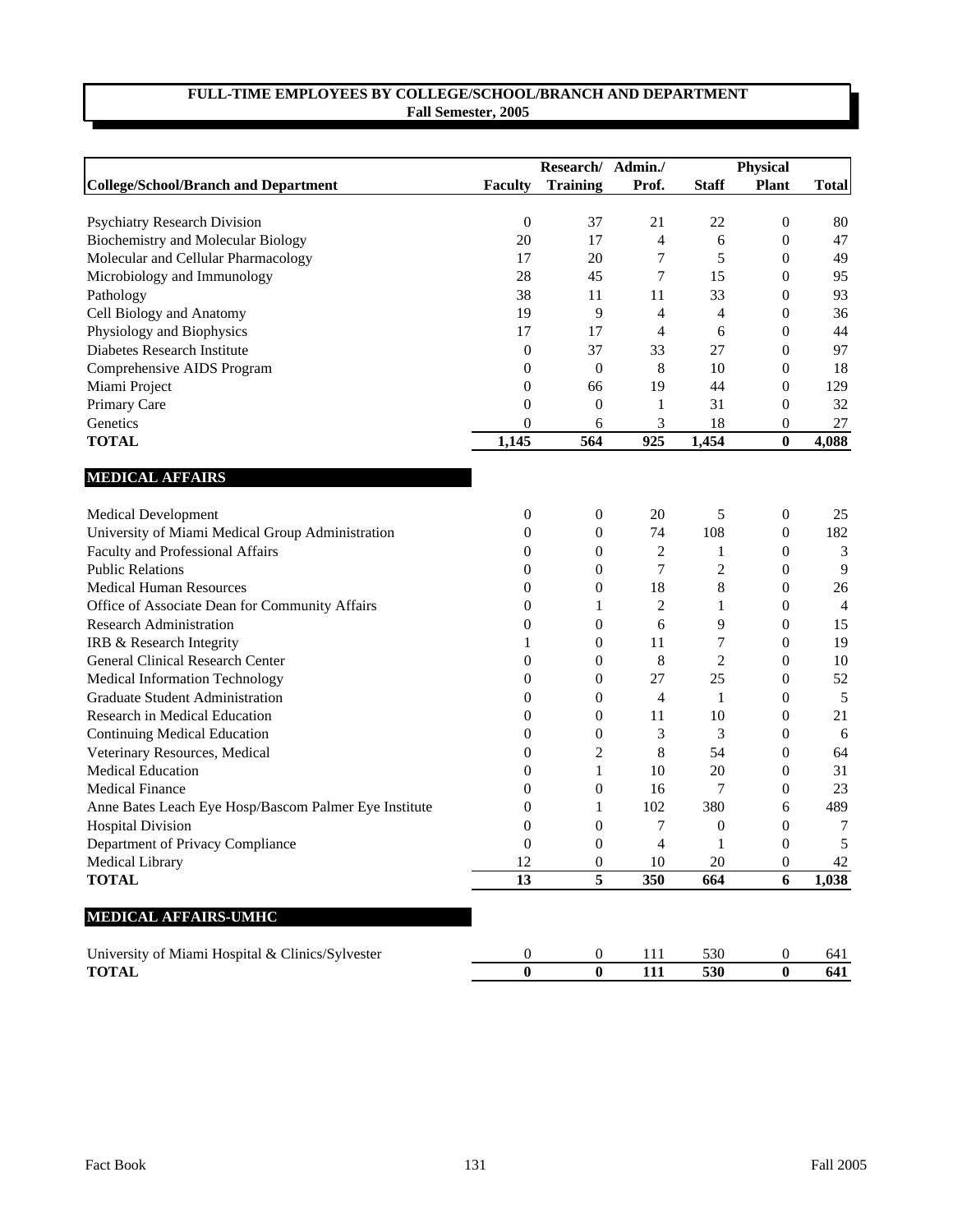## FULL-TIME EMPLOYEES BY COLLEGE/SCHOOL/BRANCH AND DEPARTMENT
**Fall Semester, 2005**

| College/School/Branch and Department | Faculty | Research/ Training | Admin./ Prof. | Staff | Physical Plant | Total |
|---|---|---|---|---|---|---|
| Psychiatry Research Division | 0 | 37 | 21 | 22 | 0 | 80 |
| Biochemistry and Molecular Biology | 20 | 17 | 4 | 6 | 0 | 47 |
| Molecular and Cellular Pharmacology | 17 | 20 | 7 | 5 | 0 | 49 |
| Microbiology and Immunology | 28 | 45 | 7 | 15 | 0 | 95 |
| Pathology | 38 | 11 | 11 | 33 | 0 | 93 |
| Cell Biology and Anatomy | 19 | 9 | 4 | 4 | 0 | 36 |
| Physiology and Biophysics | 17 | 17 | 4 | 6 | 0 | 44 |
| Diabetes Research Institute | 0 | 37 | 33 | 27 | 0 | 97 |
| Comprehensive AIDS Program | 0 | 0 | 8 | 10 | 0 | 18 |
| Miami Project | 0 | 66 | 19 | 44 | 0 | 129 |
| Primary Care | 0 | 0 | 1 | 31 | 0 | 32 |
| Genetics | 0 | 6 | 3 | 18 | 0 | 27 |
| **TOTAL** | **1,145** | **564** | **925** | **1,454** | **0** | **4,088** |
| **MEDICAL AFFAIRS** | | | | | | |
| Medical Development | 0 | 0 | 20 | 5 | 0 | 25 |
| University of Miami Medical Group Administration | 0 | 0 | 74 | 108 | 0 | 182 |
| Faculty and Professional Affairs | 0 | 0 | 2 | 1 | 0 | 3 |
| Public Relations | 0 | 0 | 7 | 2 | 0 | 9 |
| Medical Human Resources | 0 | 0 | 18 | 8 | 0 | 26 |
| Office of Associate Dean for Community Affairs | 0 | 1 | 2 | 1 | 0 | 4 |
| Research Administration | 0 | 0 | 6 | 9 | 0 | 15 |
| IRB & Research Integrity | 1 | 0 | 11 | 7 | 0 | 19 |
| General Clinical Research Center | 0 | 0 | 8 | 2 | 0 | 10 |
| Medical Information Technology | 0 | 0 | 27 | 25 | 0 | 52 |
| Graduate Student Administration | 0 | 0 | 4 | 1 | 0 | 5 |
| Research in Medical Education | 0 | 0 | 11 | 10 | 0 | 21 |
| Continuing Medical Education | 0 | 0 | 3 | 3 | 0 | 6 |
| Veterinary Resources, Medical | 0 | 2 | 8 | 54 | 0 | 64 |
| Medical Education | 0 | 1 | 10 | 20 | 0 | 31 |
| Medical Finance | 0 | 0 | 16 | 7 | 0 | 23 |
| Anne Bates Leach Eye Hosp/Bascom Palmer Eye Institute | 0 | 1 | 102 | 380 | 6 | 489 |
| Hospital Division | 0 | 0 | 7 | 0 | 0 | 7 |
| Department of Privacy Compliance | 0 | 0 | 4 | 1 | 0 | 5 |
| Medical Library | 12 | 0 | 10 | 20 | 0 | 42 |
| **TOTAL** | **13** | **5** | **350** | **664** | **6** | **1,038** |
| **MEDICAL AFFAIRS-UMHC** | | | | | | |
| University of Miami Hospital & Clinics/Sylvester | 0 | 0 | 111 | 530 | 0 | 641 |
| **TOTAL** | **0** | **0** | **111** | **530** | **0** | **641** |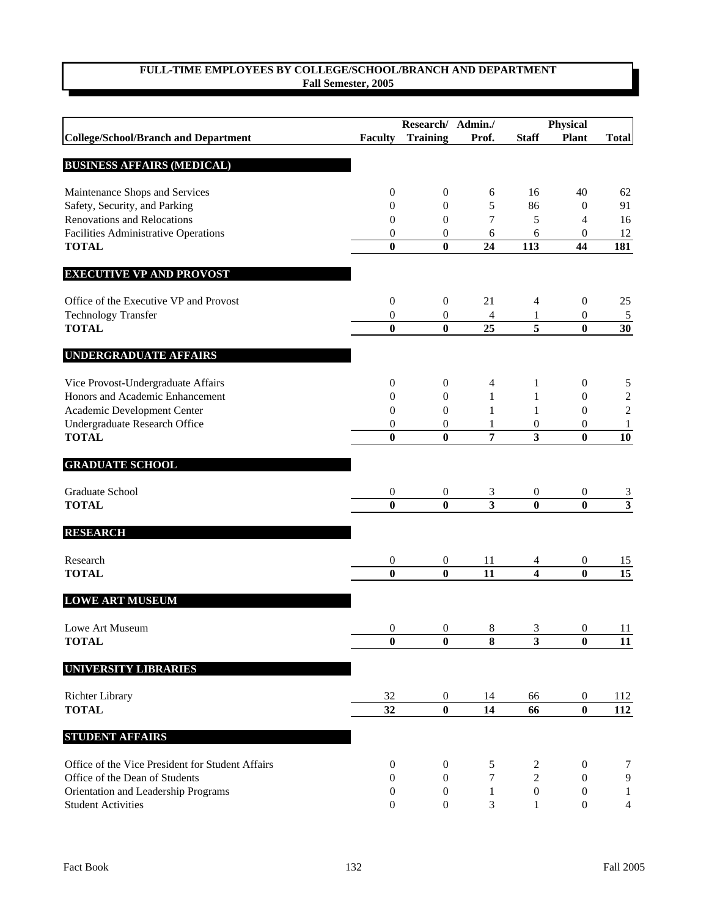## FULL-TIME EMPLOYEES BY COLLEGE/SCHOOL/BRANCH AND DEPARTMENT
**Fall Semester, 2005**

| College/School/Branch and Department | Faculty | Research/ Training | Admin./ Prof. | Staff | Physical Plant | Total |
|---|---|---|---|---|---|---|
| **BUSINESS AFFAIRS (MEDICAL)** | | | | | | |
| Maintenance Shops and Services | 0 | 0 | 6 | 16 | 40 | 62 |
| Safety, Security, and Parking | 0 | 0 | 5 | 86 | 0 | 91 |
| Renovations and Relocations | 0 | 0 | 7 | 5 | 4 | 16 |
| Facilities Administrative Operations | 0 | 0 | 6 | 6 | 0 | 12 |
| **TOTAL** | **0** | **0** | **24** | **113** | **44** | **181** |
| **EXECUTIVE VP AND PROVOST** | | | | | | |
| Office of the Executive VP and Provost | 0 | 0 | 21 | 4 | 0 | 25 |
| Technology Transfer | 0 | 0 | 4 | 1 | 0 | 5 |
| **TOTAL** | **0** | **0** | **25** | **5** | **0** | **30** |
| **UNDERGRADUATE AFFAIRS** | | | | | | |
| Vice Provost-Undergraduate Affairs | 0 | 0 | 4 | 1 | 0 | 5 |
| Honors and Academic Enhancement | 0 | 0 | 1 | 1 | 0 | 2 |
| Academic Development Center | 0 | 0 | 1 | 1 | 0 | 2 |
| Undergraduate Research Office | 0 | 0 | 1 | 0 | 0 | 1 |
| **TOTAL** | **0** | **0** | **7** | **3** | **0** | **10** |
| **GRADUATE SCHOOL** | | | | | | |
| Graduate School | 0 | 0 | 3 | 0 | 0 | 3 |
| **TOTAL** | **0** | **0** | **3** | **0** | **0** | **3** |
| **RESEARCH** | | | | | | |
| Research | 0 | 0 | 11 | 4 | 0 | 15 |
| **TOTAL** | **0** | **0** | **11** | **4** | **0** | **15** |
| **LOWE ART MUSEUM** | | | | | | |
| Lowe Art Museum | 0 | 0 | 8 | 3 | 0 | 11 |
| **TOTAL** | **0** | **0** | **8** | **3** | **0** | **11** |
| **UNIVERSITY LIBRARIES** | | | | | | |
| Richter Library | 32 | 0 | 14 | 66 | 0 | 112 |
| **TOTAL** | **32** | **0** | **14** | **66** | **0** | **112** |
| **STUDENT AFFAIRS** | | | | | | |
| Office of the Vice President for Student Affairs | 0 | 0 | 5 | 2 | 0 | 7 |
| Office of the Dean of Students | 0 | 0 | 7 | 2 | 0 | 9 |
| Orientation and Leadership Programs | 0 | 0 | 1 | 0 | 0 | 1 |
| Student Activities | 0 | 0 | 3 | 1 | 0 | 4 |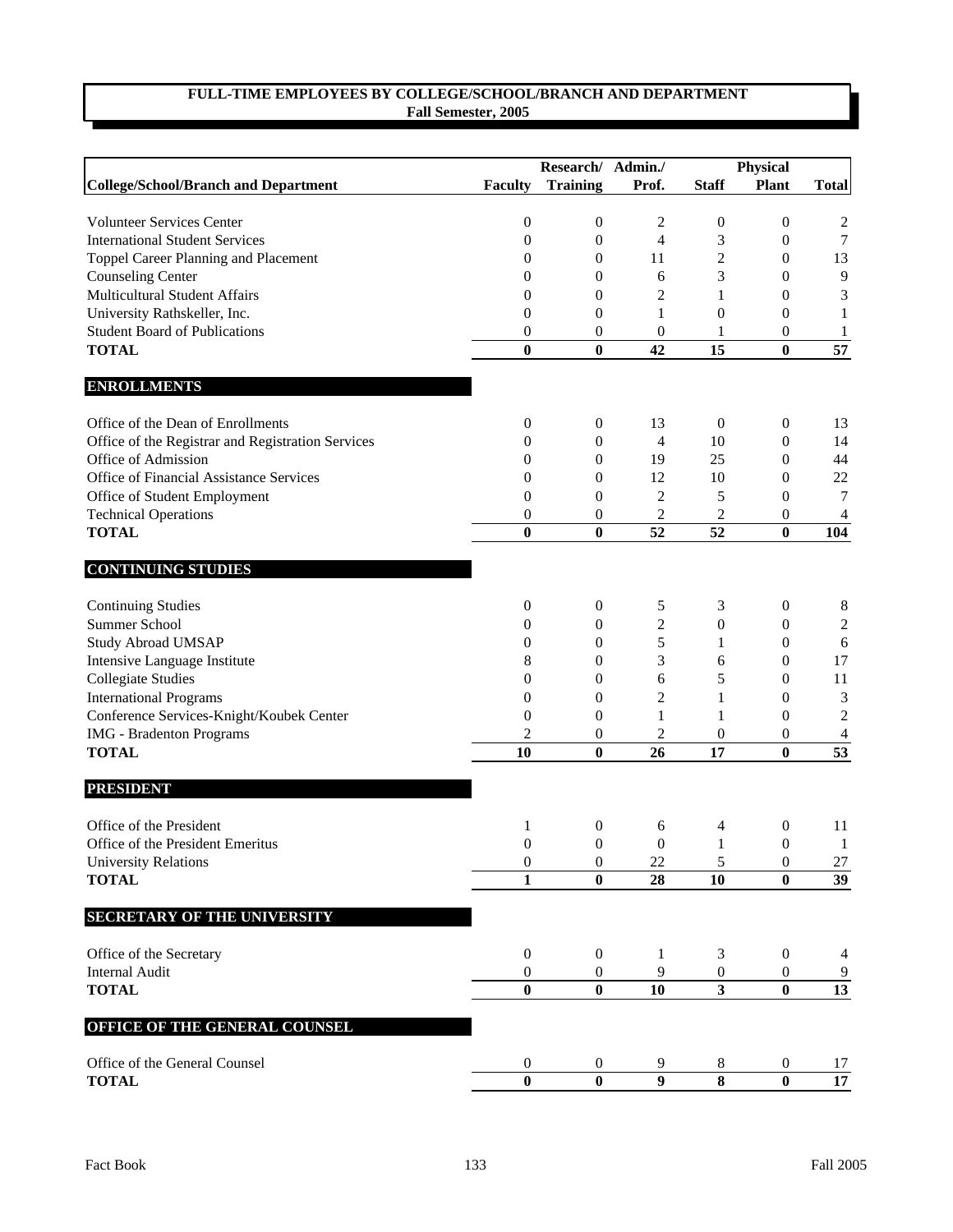## FULL-TIME EMPLOYEES BY COLLEGE/SCHOOL/BRANCH AND DEPARTMENT
**Fall Semester, 2005**

| College/School/Branch and Department | Faculty | Research/ Training | Admin./ Prof. | Staff | Physical Plant | Total |
|---|---|---|---|---|---|---|
| Volunteer Services Center | 0 | 0 | 2 | 0 | 0 | 2 |
| International Student Services | 0 | 0 | 4 | 3 | 0 | 7 |
| Toppel Career Planning and Placement | 0 | 0 | 11 | 2 | 0 | 13 |
| Counseling Center | 0 | 0 | 6 | 3 | 0 | 9 |
| Multicultural Student Affairs | 0 | 0 | 2 | 1 | 0 | 3 |
| University Rathskeller, Inc. | 0 | 0 | 1 | 0 | 0 | 1 |
| Student Board of Publications | 0 | 0 | 0 | 1 | 0 | 1 |
| **TOTAL** | **0** | **0** | **42** | **15** | **0** | **57** |
| **ENROLLMENTS** | | | | | | |
| Office of the Dean of Enrollments | 0 | 0 | 13 | 0 | 0 | 13 |
| Office of the Registrar and Registration Services | 0 | 0 | 4 | 10 | 0 | 14 |
| Office of Admission | 0 | 0 | 19 | 25 | 0 | 44 |
| Office of Financial Assistance Services | 0 | 0 | 12 | 10 | 0 | 22 |
| Office of Student Employment | 0 | 0 | 2 | 5 | 0 | 7 |
| Technical Operations | 0 | 0 | 2 | 2 | 0 | 4 |
| **TOTAL** | **0** | **0** | **52** | **52** | **0** | **104** |
| **CONTINUING STUDIES** | | | | | | |
| Continuing Studies | 0 | 0 | 5 | 3 | 0 | 8 |
| Summer School | 0 | 0 | 2 | 0 | 0 | 2 |
| Study Abroad UMSAP | 0 | 0 | 5 | 1 | 0 | 6 |
| Intensive Language Institute | 8 | 0 | 3 | 6 | 0 | 17 |
| Collegiate Studies | 0 | 0 | 6 | 5 | 0 | 11 |
| International Programs | 0 | 0 | 2 | 1 | 0 | 3 |
| Conference Services-Knight/Koubek Center | 0 | 0 | 1 | 1 | 0 | 2 |
| IMG - Bradenton Programs | 2 | 0 | 2 | 0 | 0 | 4 |
| **TOTAL** | **10** | **0** | **26** | **17** | **0** | **53** |
| **PRESIDENT** | | | | | | |
| Office of the President | 1 | 0 | 6 | 4 | 0 | 11 |
| Office of the President Emeritus | 0 | 0 | 0 | 1 | 0 | 1 |
| University Relations | 0 | 0 | 22 | 5 | 0 | 27 |
| **TOTAL** | **1** | **0** | **28** | **10** | **0** | **39** |
| **SECRETARY OF THE UNIVERSITY** | | | | | | |
| Office of the Secretary | 0 | 0 | 1 | 3 | 0 | 4 |
| Internal Audit | 0 | 0 | 9 | 0 | 0 | 9 |
| **TOTAL** | **0** | **0** | **10** | **3** | **0** | **13** |
| **OFFICE OF THE GENERAL COUNSEL** | | | | | | |
| Office of the General Counsel | 0 | 0 | 9 | 8 | 0 | 17 |
| **TOTAL** | **0** | **0** | **9** | **8** | **0** | **17** |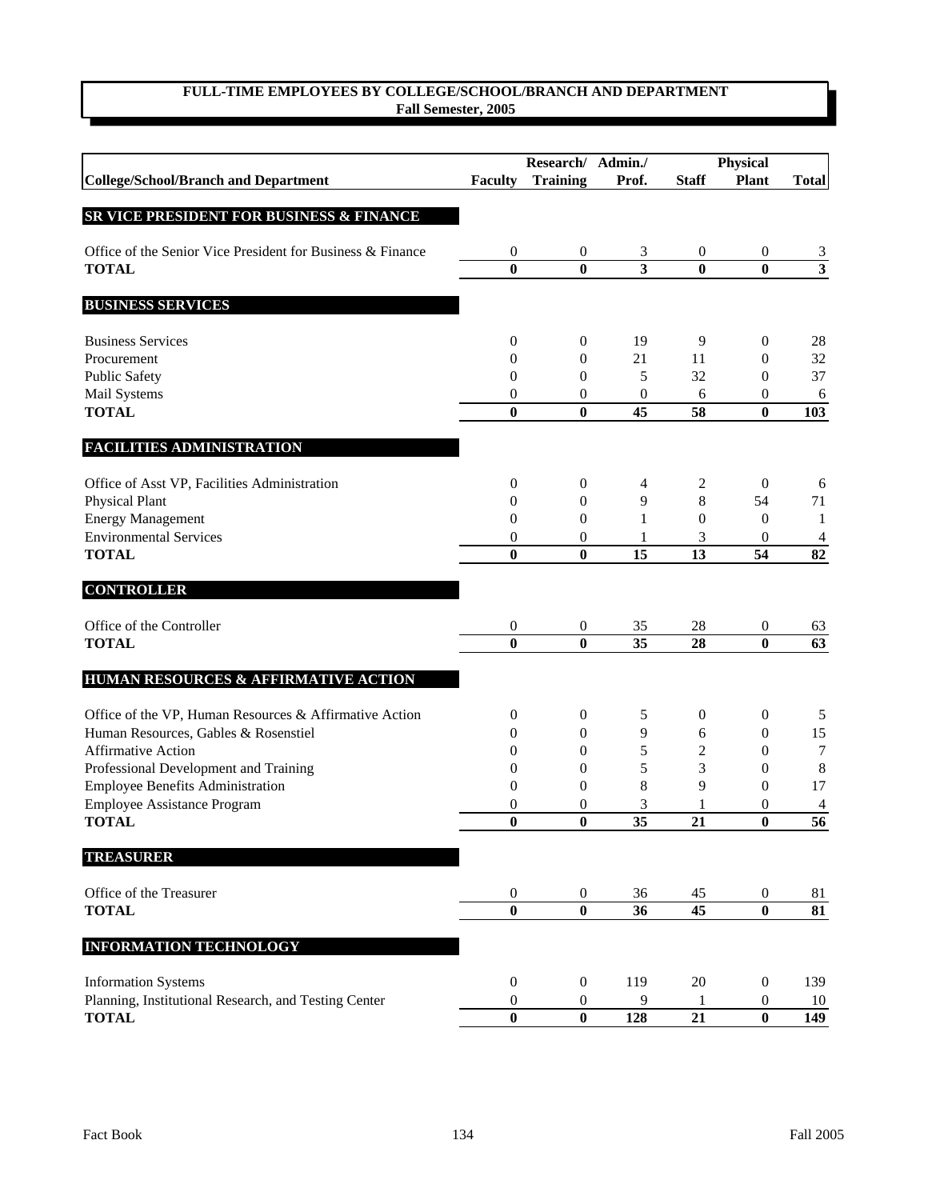## FULL-TIME EMPLOYEES BY COLLEGE/SCHOOL/BRANCH AND DEPARTMENT
### Fall Semester, 2005

| College/School/Branch and Department | Faculty | Research/ Training | Admin./ Prof. | Staff | Physical Plant | Total |
|---|---|---|---|---|---|---|
| **SR VICE PRESIDENT FOR BUSINESS & FINANCE** | | | | | | |
| Office of the Senior Vice President for Business & Finance | 0 | 0 | 3 | 0 | 0 | 3 |
| **TOTAL** | **0** | **0** | **3** | **0** | **0** | **3** |
| **BUSINESS SERVICES** | | | | | | |
| Business Services | 0 | 0 | 19 | 9 | 0 | 28 |
| Procurement | 0 | 0 | 21 | 11 | 0 | 32 |
| Public Safety | 0 | 0 | 5 | 32 | 0 | 37 |
| Mail Systems | 0 | 0 | 0 | 6 | 0 | 6 |
| **TOTAL** | **0** | **0** | **45** | **58** | **0** | **103** |
| **FACILITIES ADMINISTRATION** | | | | | | |
| Office of Asst VP, Facilities Administration | 0 | 0 | 4 | 2 | 0 | 6 |
| Physical Plant | 0 | 0 | 9 | 8 | 54 | 71 |
| Energy Management | 0 | 0 | 1 | 0 | 0 | 1 |
| Environmental Services | 0 | 0 | 1 | 3 | 0 | 4 |
| **TOTAL** | **0** | **0** | **15** | **13** | **54** | **82** |
| **CONTROLLER** | | | | | | |
| Office of the Controller | 0 | 0 | 35 | 28 | 0 | 63 |
| **TOTAL** | **0** | **0** | **35** | **28** | **0** | **63** |
| **HUMAN RESOURCES & AFFIRMATIVE ACTION** | | | | | | |
| Office of the VP, Human Resources & Affirmative Action | 0 | 0 | 5 | 0 | 0 | 5 |
| Human Resources, Gables & Rosenstiel | 0 | 0 | 9 | 6 | 0 | 15 |
| Affirmative Action | 0 | 0 | 5 | 2 | 0 | 7 |
| Professional Development and Training | 0 | 0 | 5 | 3 | 0 | 8 |
| Employee Benefits Administration | 0 | 0 | 8 | 9 | 0 | 17 |
| Employee Assistance Program | 0 | 0 | 3 | 1 | 0 | 4 |
| **TOTAL** | **0** | **0** | **35** | **21** | **0** | **56** |
| **TREASURER** | | | | | | |
| Office of the Treasurer | 0 | 0 | 36 | 45 | 0 | 81 |
| **TOTAL** | **0** | **0** | **36** | **45** | **0** | **81** |
| **INFORMATION TECHNOLOGY** | | | | | | |
| Information Systems | 0 | 0 | 119 | 20 | 0 | 139 |
| Planning, Institutional Research, and Testing Center | 0 | 0 | 9 | 1 | 0 | 10 |
| **TOTAL** | **0** | **0** | **128** | **21** | **0** | **149** |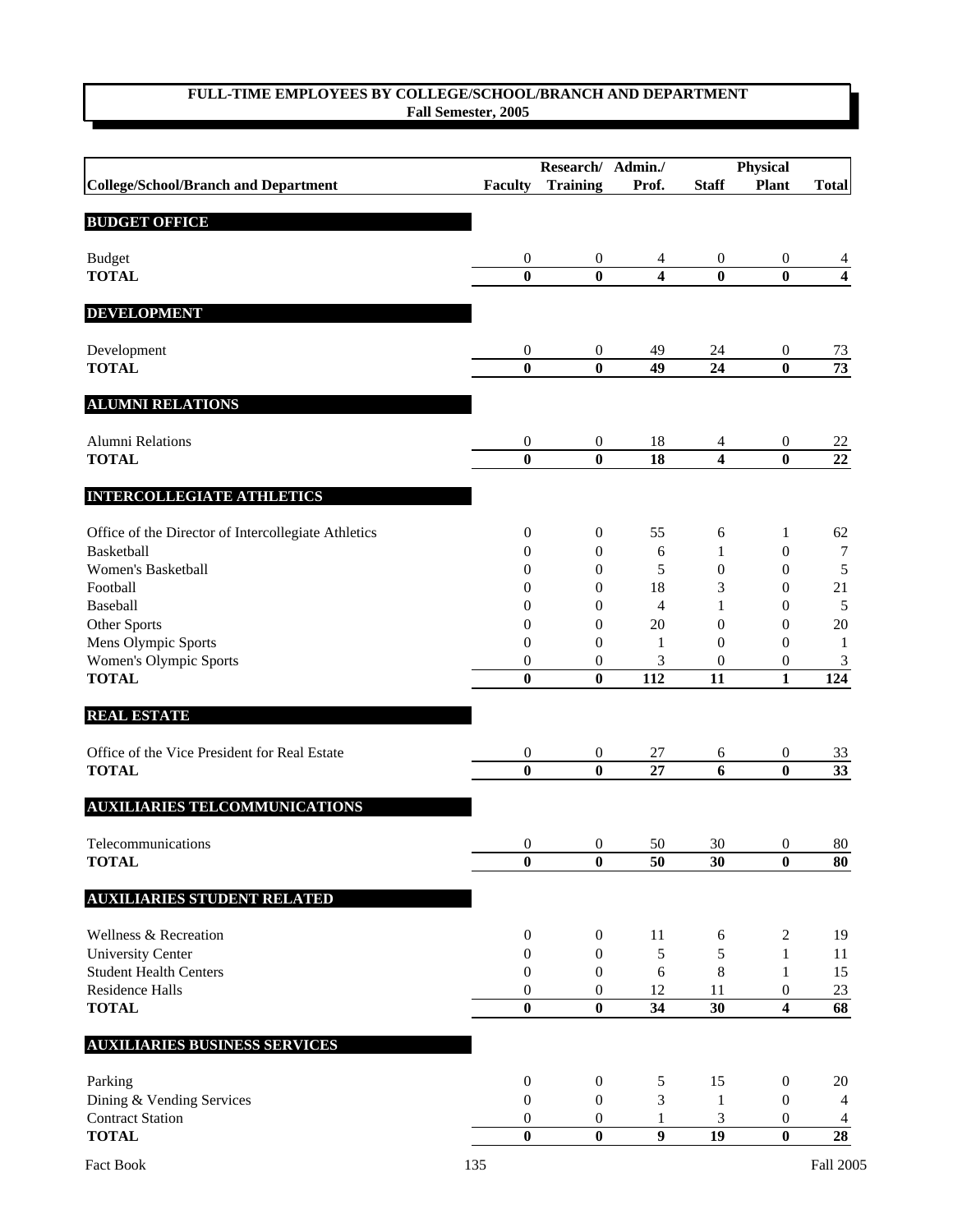# FULL-TIME EMPLOYEES BY COLLEGE/SCHOOL/BRANCH AND DEPARTMENT
## Fall Semester, 2005

| College/School/Branch and Department | Faculty | Research/ Training | Admin./ Prof. | Staff | Physical Plant | Total |
|---|---|---|---|---|---|---|
| **BUDGET OFFICE** | | | | | | |
| Budget | 0 | 0 | 4 | 0 | 0 | 4 |
| **TOTAL** | **0** | **0** | **4** | **0** | **0** | **4** |
| **DEVELOPMENT** | | | | | | |
| Development | 0 | 0 | 49 | 24 | 0 | 73 |
| **TOTAL** | **0** | **0** | **49** | **24** | **0** | **73** |
| **ALUMNI RELATIONS** | | | | | | |
| Alumni Relations | 0 | 0 | 18 | 4 | 0 | 22 |
| **TOTAL** | **0** | **0** | **18** | **4** | **0** | **22** |
| **INTERCOLLEGIATE ATHLETICS** | | | | | | |
| Office of the Director of Intercollegiate Athletics | 0 | 0 | 55 | 6 | 1 | 62 |
| Basketball | 0 | 0 | 6 | 1 | 0 | 7 |
| Women's Basketball | 0 | 0 | 5 | 0 | 0 | 5 |
| Football | 0 | 0 | 18 | 3 | 0 | 21 |
| Baseball | 0 | 0 | 4 | 1 | 0 | 5 |
| Other Sports | 0 | 0 | 20 | 0 | 0 | 20 |
| Mens Olympic Sports | 0 | 0 | 1 | 0 | 0 | 1 |
| Women's Olympic Sports | 0 | 0 | 3 | 0 | 0 | 3 |
| **TOTAL** | **0** | **0** | **112** | **11** | **1** | **124** |
| **REAL ESTATE** | | | | | | |
| Office of the Vice President for Real Estate | 0 | 0 | 27 | 6 | 0 | 33 |
| **TOTAL** | **0** | **0** | **27** | **6** | **0** | **33** |
| **AUXILIARIES TELCOMMUNICATIONS** | | | | | | |
| Telecommunications | 0 | 0 | 50 | 30 | 0 | 80 |
| **TOTAL** | **0** | **0** | **50** | **30** | **0** | **80** |
| **AUXILIARIES STUDENT RELATED** | | | | | | |
| Wellness & Recreation | 0 | 0 | 11 | 6 | 2 | 19 |
| University Center | 0 | 0 | 5 | 5 | 1 | 11 |
| Student Health Centers | 0 | 0 | 6 | 8 | 1 | 15 |
| Residence Halls | 0 | 0 | 12 | 11 | 0 | 23 |
| **TOTAL** | **0** | **0** | **34** | **30** | **4** | **68** |
| **AUXILIARIES BUSINESS SERVICES** | | | | | | |
| Parking | 0 | 0 | 5 | 15 | 0 | 20 |
| Dining & Vending Services | 0 | 0 | 3 | 1 | 0 | 4 |
| Contract Station | 0 | 0 | 1 | 3 | 0 | 4 |
| **TOTAL** | **0** | **0** | **9** | **19** | **0** | **28** |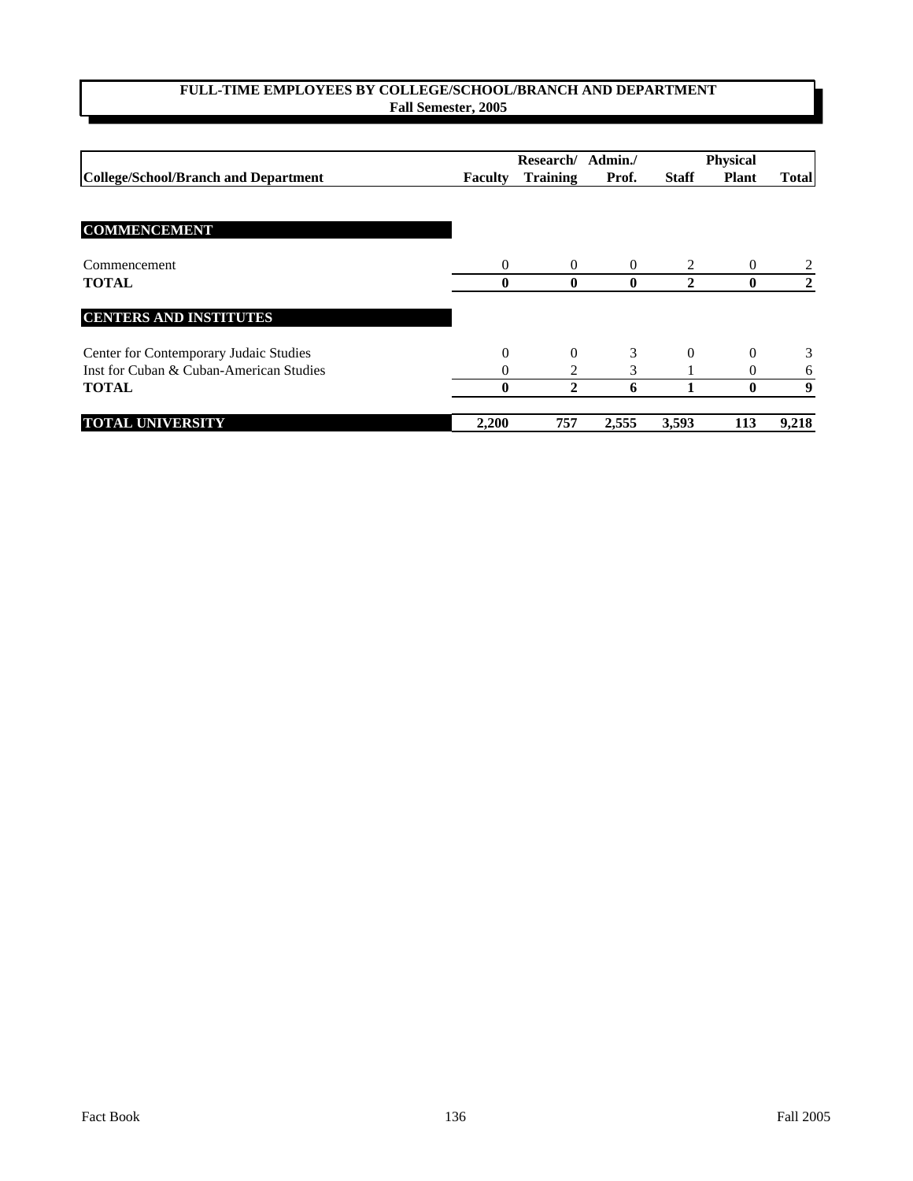**FULL-TIME EMPLOYEES BY COLLEGE/SCHOOL/BRANCH AND DEPARTMENT**
**Fall Semester, 2005**

| College/School/Branch and Department | Faculty | Research/ Training | Admin./ Prof. | Staff | Physical Plant | Total |
|---|---|---|---|---|---|---|
| **COMMENCEMENT** | | | | | | |
| Commencement | 0 | 0 | 0 | 2 | 0 | 2 |
| **TOTAL** | **0** | **0** | **0** | **2** | **0** | **2** |
| **CENTERS AND INSTITUTES** | | | | | | |
| Center for Contemporary Judaic Studies | 0 | 0 | 3 | 0 | 0 | 3 |
| Inst for Cuban & Cuban-American Studies | 0 | 2 | 3 | 1 | 0 | 6 |
| **TOTAL** | **0** | **2** | **6** | **1** | **0** | **9** |
| **TOTAL UNIVERSITY** | **2,200** | **757** | **2,555** | **3,593** | **113** | **9,218** |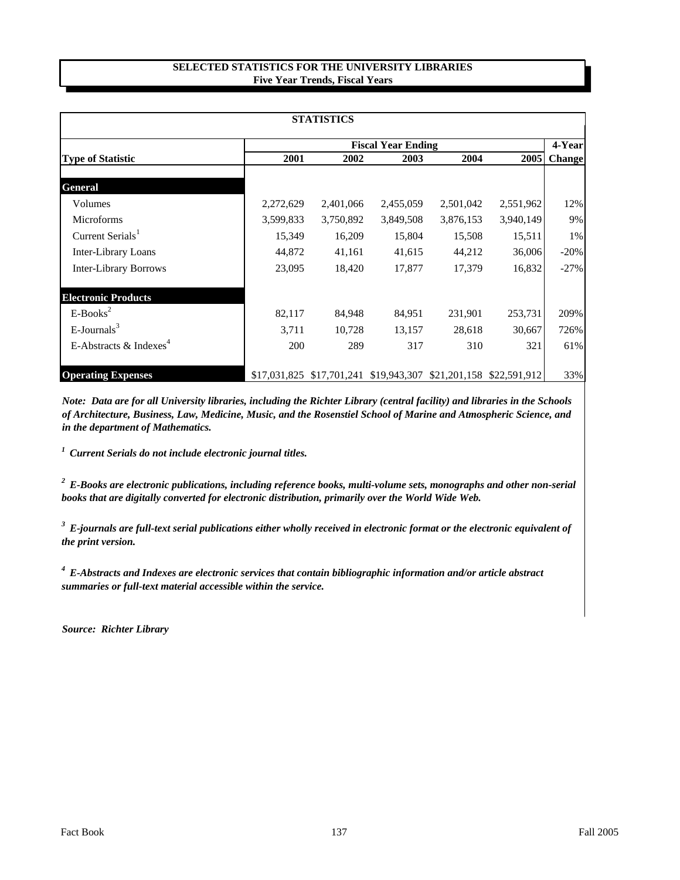# SELECTED STATISTICS FOR THE UNIVERSITY LIBRARIES
## Five Year Trends, Fiscal Years

| STATISTICS | | | | | | |
|---|---|---|---|---|---|---|
| | Fiscal Year Ending | | | | | 4-Year |
| **Type of Statistic** | **2001** | **2002** | **2003** | **2004** | **2005** | **Change** |
| **General** | | | | | | |
| Volumes | 2,272,629 | 2,401,066 | 2,455,059 | 2,501,042 | 2,551,962 | 12% |
| Microforms | 3,599,833 | 3,750,892 | 3,849,508 | 3,876,153 | 3,940,149 | 9% |
| Current Serials[1] | 15,349 | 16,209 | 15,804 | 15,508 | 15,511 | 1% |
| Inter-Library Loans | 44,872 | 41,161 | 41,615 | 44,212 | 36,006 | -20% |
| Inter-Library Borrows | 23,095 | 18,420 | 17,877 | 17,379 | 16,832 | -27% |
| **Electronic Products** | | | | | | |
| E-Books[2] | 82,117 | 84,948 | 84,951 | 231,901 | 253,731 | 209% |
| E-Journals[3] | 3,711 | 10,728 | 13,157 | 28,618 | 30,667 | 726% |
| E-Abstracts & Indexes[4] | 200 | 289 | 317 | 310 | 321 | 61% |
| **Operating Expenses** | $17,031,825 | $17,701,241 | $19,943,307 | $21,201,158 | $22,591,912 | 33% |

***Note: Data are for all University libraries, including the Richter Library (central facility) and libraries in the Schools of Architecture, Business, Law, Medicine, Music, and the Rosenstiel School of Marine and Atmospheric Science, and in the department of Mathematics.***

***[1] Current Serials do not include electronic journal titles.***

***[2] E-Books are electronic publications, including reference books, multi-volume sets, monographs and other non-serial books that are digitally converted for electronic distribution, primarily over the World Wide Web.***

***[3] E-journals are full-text serial publications either wholly received in electronic format or the electronic equivalent of the print version.***

***[4] E-Abstracts and Indexes are electronic services that contain bibliographic information and/or article abstract summaries or full-text material accessible within the service.***

***Source: Richter Library***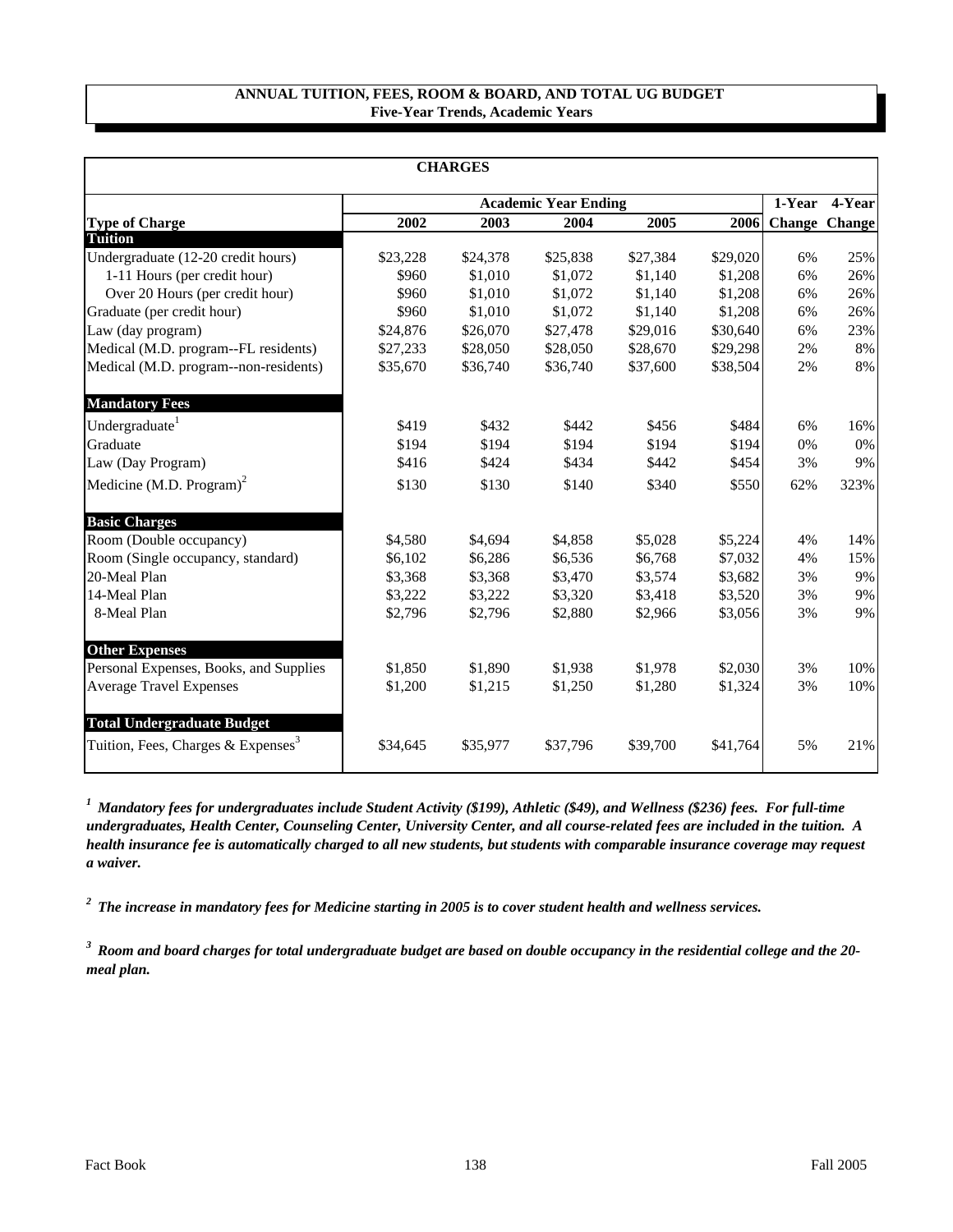## ANNUAL TUITION, FEES, ROOM & BOARD, AND TOTAL UG BUDGET
### Five-Year Trends, Academic Years

| CHARGES | | | | | | | |
|---|---|---|---|---|---|---|---|
| | Academic Year Ending | | | | | 1-Year | 4-Year |
| **Type of Charge** | **2002** | **2003** | **2004** | **2005** | **2006** | **Change** | **Change** |
| **Tuition** | | | | | | | |
| Undergraduate (12-20 credit hours) | $23,228 | $24,378 | $25,838 | $27,384 | $29,020 | 6% | 25% |
| 1-11 Hours (per credit hour) | $960 | $1,010 | $1,072 | $1,140 | $1,208 | 6% | 26% |
| Over 20 Hours (per credit hour) | $960 | $1,010 | $1,072 | $1,140 | $1,208 | 6% | 26% |
| Graduate (per credit hour) | $960 | $1,010 | $1,072 | $1,140 | $1,208 | 6% | 26% |
| Law (day program) | $24,876 | $26,070 | $27,478 | $29,016 | $30,640 | 6% | 23% |
| Medical (M.D. program--FL residents) | $27,233 | $28,050 | $28,050 | $28,670 | $29,298 | 2% | 8% |
| Medical (M.D. program--non-residents) | $35,670 | $36,740 | $36,740 | $37,600 | $38,504 | 2% | 8% |
| **Mandatory Fees** | | | | | | | |
| Undergraduate[1] | $419 | $432 | $442 | $456 | $484 | 6% | 16% |
| Graduate | $194 | $194 | $194 | $194 | $194 | 0% | 0% |
| Law (Day Program) | $416 | $424 | $434 | $442 | $454 | 3% | 9% |
| Medicine (M.D. Program)[2] | $130 | $130 | $140 | $340 | $550 | 62% | 323% |
| **Basic Charges** | | | | | | | |
| Room (Double occupancy) | $4,580 | $4,694 | $4,858 | $5,028 | $5,224 | 4% | 14% |
| Room (Single occupancy, standard) | $6,102 | $6,286 | $6,536 | $6,768 | $7,032 | 4% | 15% |
| 20-Meal Plan | $3,368 | $3,368 | $3,470 | $3,574 | $3,682 | 3% | 9% |
| 14-Meal Plan | $3,222 | $3,222 | $3,320 | $3,418 | $3,520 | 3% | 9% |
| 8-Meal Plan | $2,796 | $2,796 | $2,880 | $2,966 | $3,056 | 3% | 9% |
| **Other Expenses** | | | | | | | |
| Personal Expenses, Books, and Supplies | $1,850 | $1,890 | $1,938 | $1,978 | $2,030 | 3% | 10% |
| Average Travel Expenses | $1,200 | $1,215 | $1,250 | $1,280 | $1,324 | 3% | 10% |
| **Total Undergraduate Budget** | | | | | | | |
| Tuition, Fees, Charges & Expenses[3] | $34,645 | $35,977 | $37,796 | $39,700 | $41,764 | 5% | 21% |

[1] ***Mandatory fees for undergraduates include Student Activity ($199), Athletic ($49), and Wellness ($236) fees. For full-time undergraduates, Health Center, Counseling Center, University Center, and all course-related fees are included in the tuition. A health insurance fee is automatically charged to all new students, but students with comparable insurance coverage may request a waiver.***

[2] ***The increase in mandatory fees for Medicine starting in 2005 is to cover student health and wellness services.***

[3] ***Room and board charges for total undergraduate budget are based on double occupancy in the residential college and the 20-meal plan.***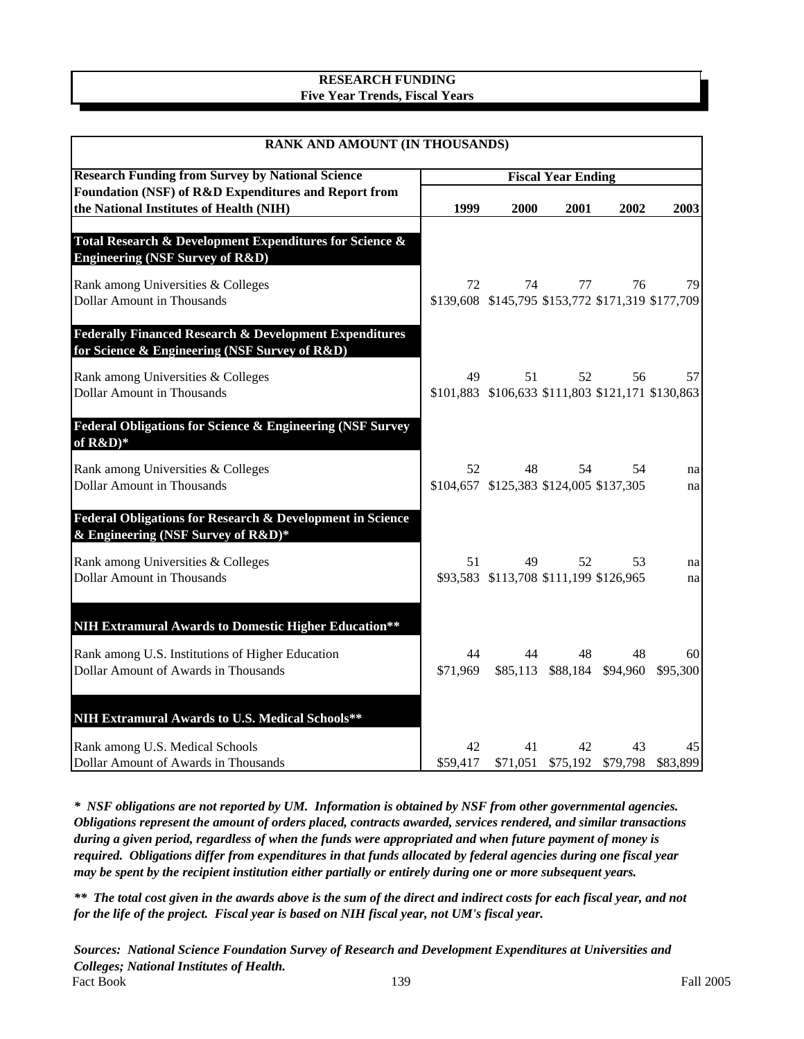## RESEARCH FUNDING
### Five Year Trends, Fiscal Years

| RANK AND AMOUNT (IN THOUSANDS) | | | | | |
|---|---|---|---|---|---|
| **Research Funding from Survey by National Science Foundation (NSF) of R&D Expenditures and Report from the National Institutes of Health (NIH)** | **Fiscal Year Ending** | | | | |
| | **1999** | **2000** | **2001** | **2002** | **2003** |
| **Total Research & Development Expenditures for Science & Engineering (NSF Survey of R&D)** | | | | | |
| Rank among Universities & Colleges | 72 | 74 | 77 | 76 | 79 |
| Dollar Amount in Thousands | $139,608 | $145,795 | $153,772 | $171,319 | $177,709 |
| **Federally Financed Research & Development Expenditures for Science & Engineering (NSF Survey of R&D)** | | | | | |
| Rank among Universities & Colleges | 49 | 51 | 52 | 56 | 57 |
| Dollar Amount in Thousands | $101,883 | $106,633 | $111,803 | $121,171 | $130,863 |
| **Federal Obligations for Science & Engineering (NSF Survey of R&D)*** | | | | | |
| Rank among Universities & Colleges | 52 | 48 | 54 | 54 | na |
| Dollar Amount in Thousands | $104,657 | $125,383 | $124,005 | $137,305 | na |
| **Federal Obligations for Research & Development in Science & Engineering (NSF Survey of R&D)*** | | | | | |
| Rank among Universities & Colleges | 51 | 49 | 52 | 53 | na |
| Dollar Amount in Thousands | $93,583 | $113,708 | $111,199 | $126,965 | na |
| **NIH Extramural Awards to Domestic Higher Education**** | | | | | |
| Rank among U.S. Institutions of Higher Education | 44 | 44 | 48 | 48 | 60 |
| Dollar Amount of Awards in Thousands | $71,969 | $85,113 | $88,184 | $94,960 | $95,300 |
| **NIH Extramural Awards to U.S. Medical Schools**** | | | | | |
| Rank among U.S. Medical Schools | 42 | 41 | 42 | 43 | 45 |
| Dollar Amount of Awards in Thousands | $59,417 | $71,051 | $75,192 | $79,798 | $83,899 |

***\* NSF obligations are not reported by UM. Information is obtained by NSF from other governmental agencies. Obligations represent the amount of orders placed, contracts awarded, services rendered, and similar transactions during a given period, regardless of when the funds were appropriated and when future payment of money is required. Obligations differ from expenditures in that funds allocated by federal agencies during one fiscal year may be spent by the recipient institution either partially or entirely during one or more subsequent years.***

***\*\* The total cost given in the awards above is the sum of the direct and indirect costs for each fiscal year, and not for the life of the project. Fiscal year is based on NIH fiscal year, not UM's fiscal year.***

***Sources: National Science Foundation Survey of Research and Development Expenditures at Universities and Colleges; National Institutes of Health.***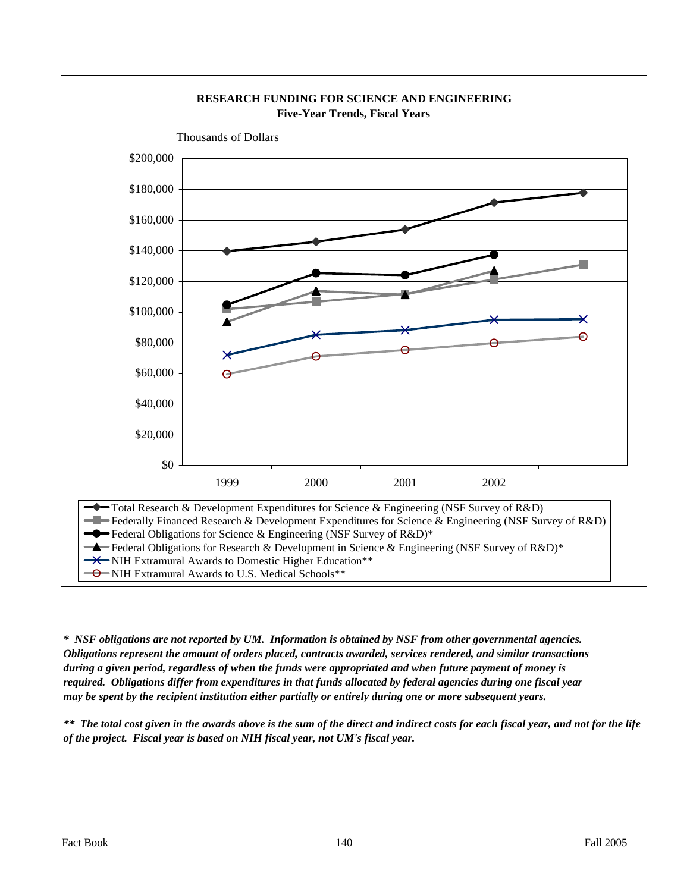**RESEARCH FUNDING FOR SCIENCE AND ENGINEERING**
**Five-Year Trends, Fiscal Years**

Thousands of Dollars

$200,000
$180,000
$160,000
$140,000
$120,000
$100,000
$80,000
$60,000
$40,000
$20,000
$0

1999 2000 2001 2002

- Total Research & Development Expenditures for Science & Engineering (NSF Survey of R&D)
- Federally Financed Research & Development Expenditures for Science & Engineering (NSF Survey of R&D)
- Federal Obligations for Science & Engineering (NSF Survey of R&D)*
- Federal Obligations for Research & Development in Science & Engineering (NSF Survey of R&D)*
- NIH Extramural Awards to Domestic Higher Education**
- NIH Extramural Awards to U.S. Medical Schools**

***\*  NSF obligations are not reported by UM.  Information is obtained by NSF from other governmental agencies. Obligations represent the amount of orders placed, contracts awarded, services rendered, and similar transactions during a given period, regardless of when the funds were appropriated and when future payment of money is required.  Obligations differ from expenditures in that funds allocated by federal agencies during one fiscal year may be spent by the recipient institution either partially or entirely during one or more subsequent years.***

***\*\*  The total cost given in the awards above is the sum of the direct and indirect costs for each fiscal year, and not for the life of the project.  Fiscal year is based on NIH fiscal year, not UM's fiscal year.***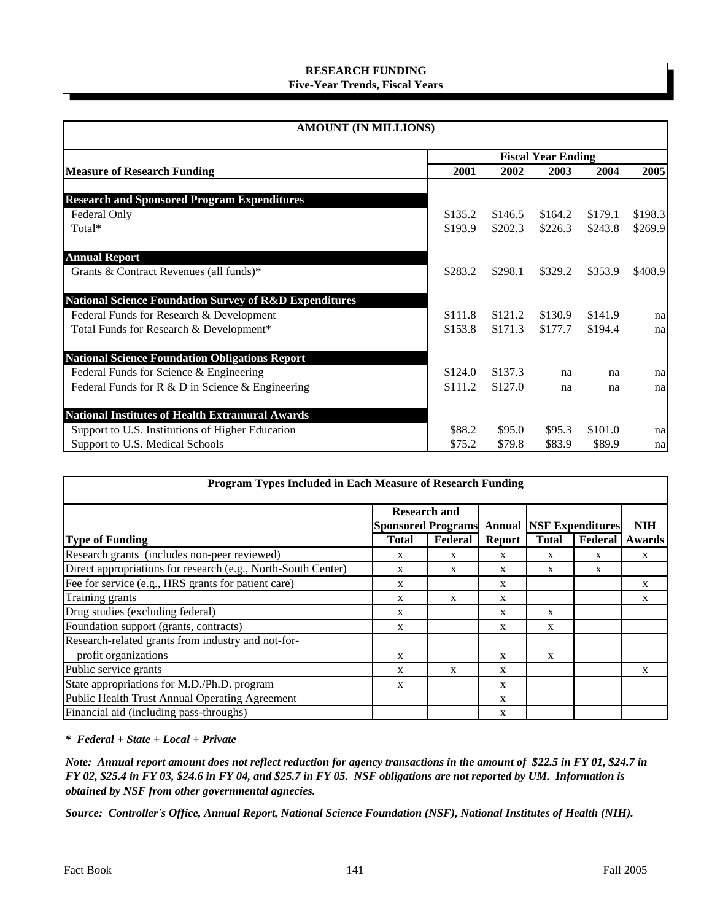# RESEARCH FUNDING
## Five-Year Trends, Fiscal Years

**AMOUNT (IN MILLIONS)**

| Measure of Research Funding | Fiscal Year Ending 2001 | 2002 | 2003 | 2004 | 2005 |
|---|---|---|---|---|---|
| **Research and Sponsored Program Expenditures** | | | | | |
| Federal Only | $135.2 | $146.5 | $164.2 | $179.1 | $198.3 |
| Total* | $193.9 | $202.3 | $226.3 | $243.8 | $269.9 |
| **Annual Report** | | | | | |
| Grants & Contract Revenues (all funds)* | $283.2 | $298.1 | $329.2 | $353.9 | $408.9 |
| **National Science Foundation Survey of R&D Expenditures** | | | | | |
| Federal Funds for Research & Development | $111.8 | $121.2 | $130.9 | $141.9 | na |
| Total Funds for Research & Development* | $153.8 | $171.3 | $177.7 | $194.4 | na |
| **National Science Foundation Obligations Report** | | | | | |
| Federal Funds for Science & Engineering | $124.0 | $137.3 | na | na | na |
| Federal Funds for R & D in Science & Engineering | $111.2 | $127.0 | na | na | na |
| **National Institutes of Health Extramural Awards** | | | | | |
| Support to U.S. Institutions of Higher Education | $88.2 | $95.0 | $95.3 | $101.0 | na |
| Support to U.S. Medical Schools | $75.2 | $79.8 | $83.9 | $89.9 | na |

**Program Types Included in Each Measure of Research Funding**

| Type of Funding | Research and Sponsored Programs Total | Research and Sponsored Programs Federal | Annual Report | NSF Expenditures Total | NSF Expenditures Federal | NIH Awards |
|---|---|---|---|---|---|---|
| Research grants (includes non-peer reviewed) | x | x | x | x | x | x |
| Direct appropriations for research (e.g., North-South Center) | x | x | x | x | x | |
| Fee for service (e.g., HRS grants for patient care) | x | | x | | | x |
| Training grants | x | x | x | | | x |
| Drug studies (excluding federal) | x | | x | x | | |
| Foundation support (grants, contracts) | x | | x | x | | |
| Research-related grants from industry and not-for-profit organizations | x | | x | x | | |
| Public service grants | x | x | x | | | x |
| State appropriations for M.D./Ph.D. program | x | | x | | | |
| Public Health Trust Annual Operating Agreement | | | x | | | |
| Financial aid (including pass-throughs) | | | x | | | |

***\* Federal + State + Local + Private***

***Note: Annual report amount does not reflect reduction for agency transactions in the amount of $22.5 in FY 01, $24.7 in FY 02, $25.4 in FY 03, $24.6 in FY 04, and $25.7 in FY 05. NSF obligations are not reported by UM. Information is obtained by NSF from other governmental agnecies.***

***Source: Controller's Office, Annual Report, National Science Foundation (NSF), National Institutes of Health (NIH).***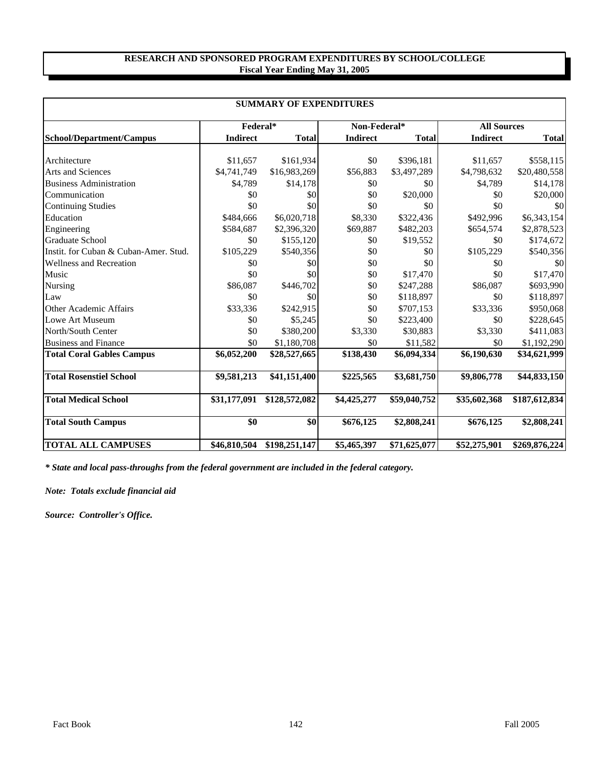## RESEARCH AND SPONSORED PROGRAM EXPENDITURES BY SCHOOL/COLLEGE
### Fiscal Year Ending May 31, 2005

**SUMMARY OF EXPENDITURES**

| | Federal* | | Non-Federal* | | All Sources | |
|---|---|---|---|---|---|---|
| **School/Department/Campus** | **Indirect** | **Total** | **Indirect** | **Total** | **Indirect** | **Total** |
| Architecture | $11,657 | $161,934 | $0 | $396,181 | $11,657 | $558,115 |
| Arts and Sciences | $4,741,749 | $16,983,269 | $56,883 | $3,497,289 | $4,798,632 | $20,480,558 |
| Business Administration | $4,789 | $14,178 | $0 | $0 | $4,789 | $14,178 |
| Communication | $0 | $0 | $0 | $20,000 | $0 | $20,000 |
| Continuing Studies | $0 | $0 | $0 | $0 | $0 | $0 |
| Education | $484,666 | $6,020,718 | $8,330 | $322,436 | $492,996 | $6,343,154 |
| Engineering | $584,687 | $2,396,320 | $69,887 | $482,203 | $654,574 | $2,878,523 |
| Graduate School | $0 | $155,120 | $0 | $19,552 | $0 | $174,672 |
| Instit. for Cuban & Cuban-Amer. Stud. | $105,229 | $540,356 | $0 | $0 | $105,229 | $540,356 |
| Wellness and Recreation | $0 | $0 | $0 | $0 | $0 | $0 |
| Music | $0 | $0 | $0 | $17,470 | $0 | $17,470 |
| Nursing | $86,087 | $446,702 | $0 | $247,288 | $86,087 | $693,990 |
| Law | $0 | $0 | $0 | $118,897 | $0 | $118,897 |
| Other Academic Affairs | $33,336 | $242,915 | $0 | $707,153 | $33,336 | $950,068 |
| Lowe Art Museum | $0 | $5,245 | $0 | $223,400 | $0 | $228,645 |
| North/South Center | $0 | $380,200 | $3,330 | $30,883 | $3,330 | $411,083 |
| Business and Finance | $0 | $1,180,708 | $0 | $11,582 | $0 | $1,192,290 |
| **Total Coral Gables Campus** | **$6,052,200** | **$28,527,665** | **$138,430** | **$6,094,334** | **$6,190,630** | **$34,621,999** |
| **Total Rosenstiel School** | **$9,581,213** | **$41,151,400** | **$225,565** | **$3,681,750** | **$9,806,778** | **$44,833,150** |
| **Total Medical School** | **$31,177,091** | **$128,572,082** | **$4,425,277** | **$59,040,752** | **$35,602,368** | **$187,612,834** |
| **Total South Campus** | **$0** | **$0** | **$676,125** | **$2,808,241** | **$676,125** | **$2,808,241** |
| **TOTAL ALL CAMPUSES** | **$46,810,504** | **$198,251,147** | **$5,465,397** | **$71,625,077** | **$52,275,901** | **$269,876,224** |

***\* State and local pass-throughs from the federal government are included in the federal category.***

***Note: Totals exclude financial aid***

***Source: Controller's Office.***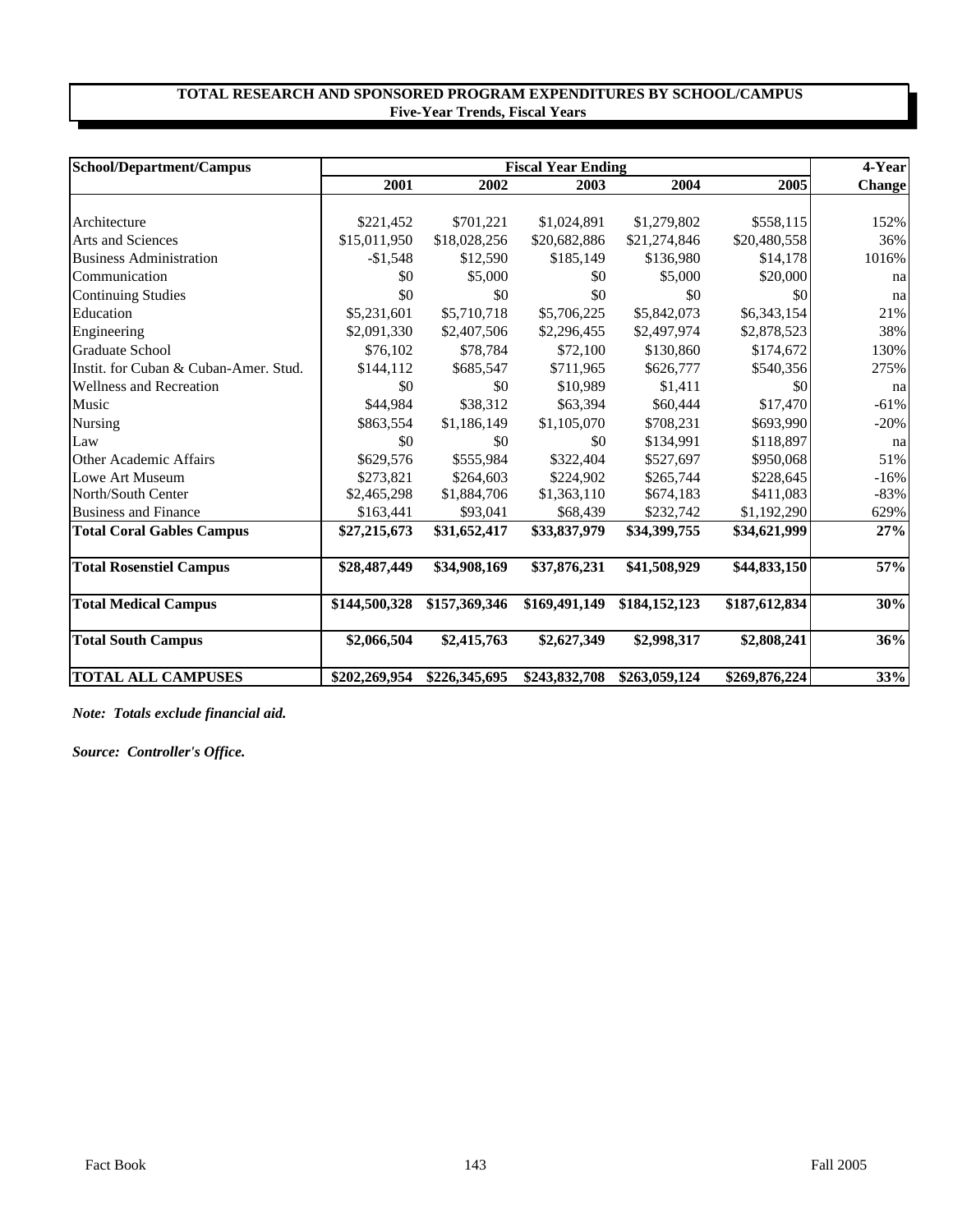**TOTAL RESEARCH AND SPONSORED PROGRAM EXPENDITURES BY SCHOOL/CAMPUS**
**Five-Year Trends, Fiscal Years**

| School/Department/Campus | Fiscal Year Ending | | | | | 4-Year |
|---|---|---|---|---|---|---|
| | 2001 | 2002 | 2003 | 2004 | 2005 | Change |
| Architecture | $221,452 | $701,221 | $1,024,891 | $1,279,802 | $558,115 | 152% |
| Arts and Sciences | $15,011,950 | $18,028,256 | $20,682,886 | $21,274,846 | $20,480,558 | 36% |
| Business Administration | -$1,548 | $12,590 | $185,149 | $136,980 | $14,178 | 1016% |
| Communication | $0 | $5,000 | $0 | $5,000 | $20,000 | na |
| Continuing Studies | $0 | $0 | $0 | $0 | $0 | na |
| Education | $5,231,601 | $5,710,718 | $5,706,225 | $5,842,073 | $6,343,154 | 21% |
| Engineering | $2,091,330 | $2,407,506 | $2,296,455 | $2,497,974 | $2,878,523 | 38% |
| Graduate School | $76,102 | $78,784 | $72,100 | $130,860 | $174,672 | 130% |
| Instit. for Cuban & Cuban-Amer. Stud. | $144,112 | $685,547 | $711,965 | $626,777 | $540,356 | 275% |
| Wellness and Recreation | $0 | $0 | $10,989 | $1,411 | $0 | na |
| Music | $44,984 | $38,312 | $63,394 | $60,444 | $17,470 | -61% |
| Nursing | $863,554 | $1,186,149 | $1,105,070 | $708,231 | $693,990 | -20% |
| Law | $0 | $0 | $0 | $134,991 | $118,897 | na |
| Other Academic Affairs | $629,576 | $555,984 | $322,404 | $527,697 | $950,068 | 51% |
| Lowe Art Museum | $273,821 | $264,603 | $224,902 | $265,744 | $228,645 | -16% |
| North/South Center | $2,465,298 | $1,884,706 | $1,363,110 | $674,183 | $411,083 | -83% |
| Business and Finance | $163,441 | $93,041 | $68,439 | $232,742 | $1,192,290 | 629% |
| **Total Coral Gables Campus** | **$27,215,673** | **$31,652,417** | **$33,837,979** | **$34,399,755** | **$34,621,999** | **27%** |
| **Total Rosenstiel Campus** | **$28,487,449** | **$34,908,169** | **$37,876,231** | **$41,508,929** | **$44,833,150** | **57%** |
| **Total Medical Campus** | **$144,500,328** | **$157,369,346** | **$169,491,149** | **$184,152,123** | **$187,612,834** | **30%** |
| **Total South Campus** | **$2,066,504** | **$2,415,763** | **$2,627,349** | **$2,998,317** | **$2,808,241** | **36%** |
| **TOTAL ALL CAMPUSES** | **$202,269,954** | **$226,345,695** | **$243,832,708** | **$263,059,124** | **$269,876,224** | **33%** |

***Note: Totals exclude financial aid.***

***Source: Controller's Office.***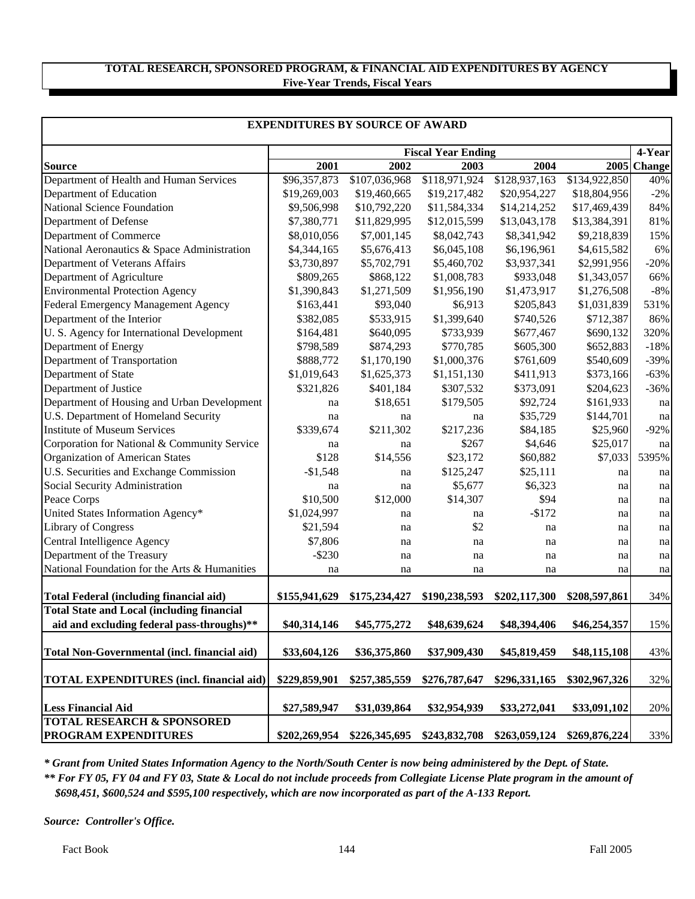**TOTAL RESEARCH, SPONSORED PROGRAM, & FINANCIAL AID EXPENDITURES BY AGENCY**
**Five-Year Trends, Fiscal Years**

**EXPENDITURES BY SOURCE OF AWARD**

| | Fiscal Year Ending | | | | | 4-Year |
|---|---|---|---|---|---|---|
| **Source** | **2001** | **2002** | **2003** | **2004** | **2005** | **Change** |
| Department of Health and Human Services | $96,357,873 | $107,036,968 | $118,971,924 | $128,937,163 | $134,922,850 | 40% |
| Department of Education | $19,269,003 | $19,460,665 | $19,217,482 | $20,954,227 | $18,804,956 | -2% |
| National Science Foundation | $9,506,998 | $10,792,220 | $11,584,334 | $14,214,252 | $17,469,439 | 84% |
| Department of Defense | $7,380,771 | $11,829,995 | $12,015,599 | $13,043,178 | $13,384,391 | 81% |
| Department of Commerce | $8,010,056 | $7,001,145 | $8,042,743 | $8,341,942 | $9,218,839 | 15% |
| National Aeronautics & Space Administration | $4,344,165 | $5,676,413 | $6,045,108 | $6,196,961 | $4,615,582 | 6% |
| Department of Veterans Affairs | $3,730,897 | $5,702,791 | $5,460,702 | $3,937,341 | $2,991,956 | -20% |
| Department of Agriculture | $809,265 | $868,122 | $1,008,783 | $933,048 | $1,343,057 | 66% |
| Environmental Protection Agency | $1,390,843 | $1,271,509 | $1,956,190 | $1,473,917 | $1,276,508 | -8% |
| Federal Emergency Management Agency | $163,441 | $93,040 | $6,913 | $205,843 | $1,031,839 | 531% |
| Department of the Interior | $382,085 | $533,915 | $1,399,640 | $740,526 | $712,387 | 86% |
| U. S. Agency for International Development | $164,481 | $640,095 | $733,939 | $677,467 | $690,132 | 320% |
| Department of Energy | $798,589 | $874,293 | $770,785 | $605,300 | $652,883 | -18% |
| Department of Transportation | $888,772 | $1,170,190 | $1,000,376 | $761,609 | $540,609 | -39% |
| Department of State | $1,019,643 | $1,625,373 | $1,151,130 | $411,913 | $373,166 | -63% |
| Department of Justice | $321,826 | $401,184 | $307,532 | $373,091 | $204,623 | -36% |
| Department of Housing and Urban Development | na | $18,651 | $179,505 | $92,724 | $161,933 | na |
| U.S. Department of Homeland Security | na | na | na | $35,729 | $144,701 | na |
| Institute of Museum Services | $339,674 | $211,302 | $217,236 | $84,185 | $25,960 | -92% |
| Corporation for National & Community Service | na | na | $267 | $4,646 | $25,017 | na |
| Organization of American States | $128 | $14,556 | $23,172 | $60,882 | $7,033 | 5395% |
| U.S. Securities and Exchange Commission | -$1,548 | na | $125,247 | $25,111 | na | na |
| Social Security Administration | na | na | $5,677 | $6,323 | na | na |
| Peace Corps | $10,500 | $12,000 | $14,307 | $94 | na | na |
| United States Information Agency* | $1,024,997 | na | na | -$172 | na | na |
| Library of Congress | $21,594 | na | $2 | na | na | na |
| Central Intelligence Agency | $7,806 | na | na | na | na | na |
| Department of the Treasury | -$230 | na | na | na | na | na |
| National Foundation for the Arts & Humanities | na | na | na | na | na | na |
| **Total Federal (including financial aid)** | **$155,941,629** | **$175,234,427** | **$190,238,593** | **$202,117,300** | **$208,597,861** | 34% |
| **Total State and Local (including financial aid and excluding federal pass-throughs)\*\*** | **$40,314,146** | **$45,775,272** | **$48,639,624** | **$48,394,406** | **$46,254,357** | 15% |
| **Total Non-Governmental (incl. financial aid)** | **$33,604,126** | **$36,375,860** | **$37,909,430** | **$45,819,459** | **$48,115,108** | 43% |
| **TOTAL EXPENDITURES (incl. financial aid)** | **$229,859,901** | **$257,385,559** | **$276,787,647** | **$296,331,165** | **$302,967,326** | 32% |
| **Less Financial Aid** | **$27,589,947** | **$31,039,864** | **$32,954,939** | **$33,272,041** | **$33,091,102** | 20% |
| **TOTAL RESEARCH & SPONSORED PROGRAM EXPENDITURES** | **$202,269,954** | **$226,345,695** | **$243,832,708** | **$263,059,124** | **$269,876,224** | 33% |

***\* Grant from United States Information Agency to the North/South Center is now being administered by the Dept. of State.***

***\*\* For FY 05, FY 04 and FY 03, State & Local do not include proceeds from Collegiate License Plate program in the amount of $698,451, $600,524 and $595,100 respectively, which are now incorporated as part of the A-133 Report.***

***Source: Controller's Office.***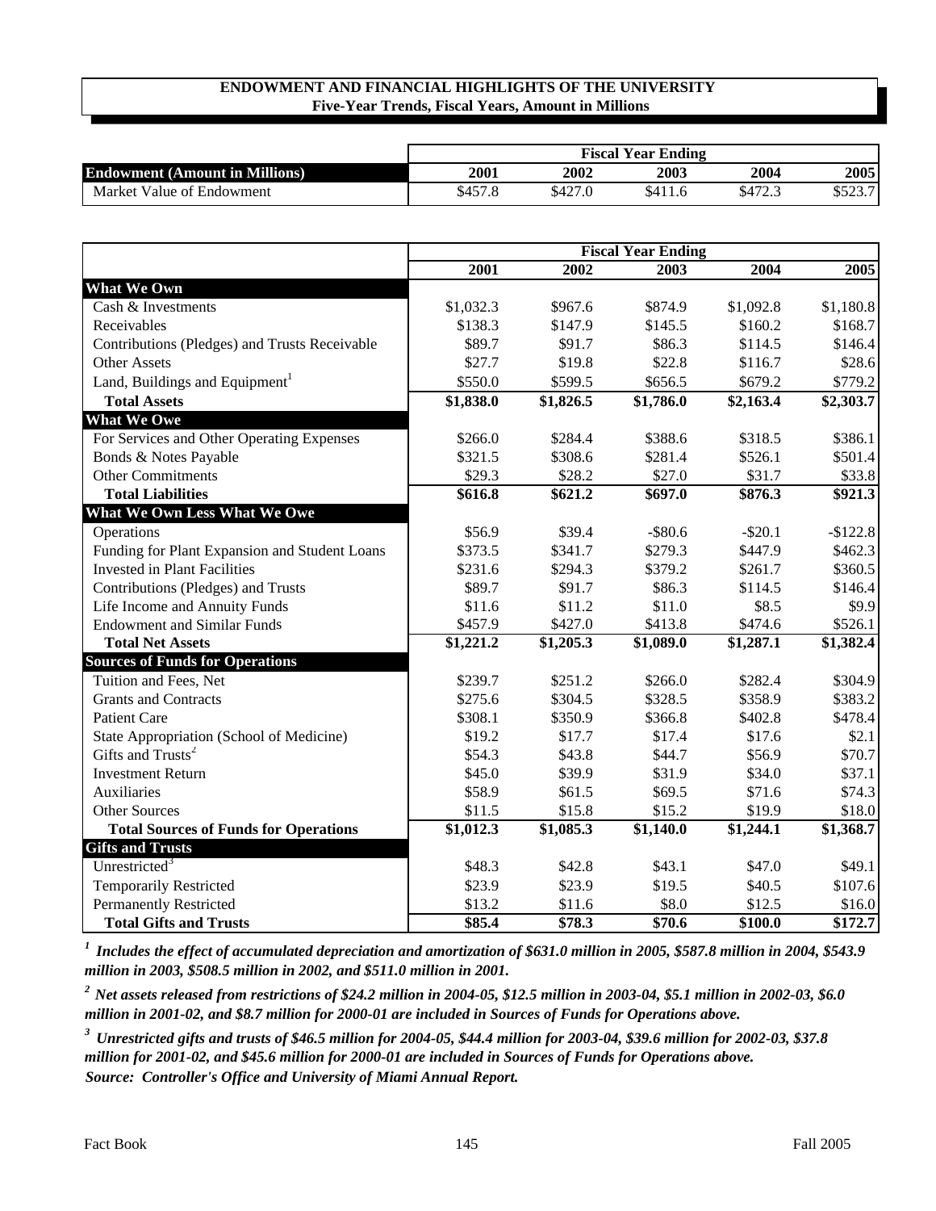## ENDOWMENT AND FINANCIAL HIGHLIGHTS OF THE UNIVERSITY
### Five-Year Trends, Fiscal Years, Amount in Millions

| | Fiscal Year Ending | | | | |
|---|---|---|---|---|---|
| **Endowment (Amount in Millions)** | **2001** | **2002** | **2003** | **2004** | **2005** |
| Market Value of Endowment | $457.8 | $427.0 | $411.6 | $472.3 | $523.7 |

| | Fiscal Year Ending | | | | |
|---|---|---|---|---|---|
| | **2001** | **2002** | **2003** | **2004** | **2005** |
| **What We Own** | | | | | |
| Cash & Investments | $1,032.3 | $967.6 | $874.9 | $1,092.8 | $1,180.8 |
| Receivables | $138.3 | $147.9 | $145.5 | $160.2 | $168.7 |
| Contributions (Pledges) and Trusts Receivable | $89.7 | $91.7 | $86.3 | $114.5 | $146.4 |
| Other Assets | $27.7 | $19.8 | $22.8 | $116.7 | $28.6 |
| Land, Buildings and Equipment[1] | $550.0 | $599.5 | $656.5 | $679.2 | $779.2 |
| **Total Assets** | **$1,838.0** | **$1,826.5** | **$1,786.0** | **$2,163.4** | **$2,303.7** |
| **What We Owe** | | | | | |
| For Services and Other Operating Expenses | $266.0 | $284.4 | $388.6 | $318.5 | $386.1 |
| Bonds & Notes Payable | $321.5 | $308.6 | $281.4 | $526.1 | $501.4 |
| Other Commitments | $29.3 | $28.2 | $27.0 | $31.7 | $33.8 |
| **Total Liabilities** | **$616.8** | **$621.2** | **$697.0** | **$876.3** | **$921.3** |
| **What We Own Less What We Owe** | | | | | |
| Operations | $56.9 | $39.4 | -$80.6 | -$20.1 | -$122.8 |
| Funding for Plant Expansion and Student Loans | $373.5 | $341.7 | $279.3 | $447.9 | $462.3 |
| Invested in Plant Facilities | $231.6 | $294.3 | $379.2 | $261.7 | $360.5 |
| Contributions (Pledges) and Trusts | $89.7 | $91.7 | $86.3 | $114.5 | $146.4 |
| Life Income and Annuity Funds | $11.6 | $11.2 | $11.0 | $8.5 | $9.9 |
| Endowment and Similar Funds | $457.9 | $427.0 | $413.8 | $474.6 | $526.1 |
| **Total Net Assets** | **$1,221.2** | **$1,205.3** | **$1,089.0** | **$1,287.1** | **$1,382.4** |
| **Sources of Funds for Operations** | | | | | |
| Tuition and Fees, Net | $239.7 | $251.2 | $266.0 | $282.4 | $304.9 |
| Grants and Contracts | $275.6 | $304.5 | $328.5 | $358.9 | $383.2 |
| Patient Care | $308.1 | $350.9 | $366.8 | $402.8 | $478.4 |
| State Appropriation (School of Medicine) | $19.2 | $17.7 | $17.4 | $17.6 | $2.1 |
| Gifts and Trusts[2] | $54.3 | $43.8 | $44.7 | $56.9 | $70.7 |
| Investment Return | $45.0 | $39.9 | $31.9 | $34.0 | $37.1 |
| Auxiliaries | $58.9 | $61.5 | $69.5 | $71.6 | $74.3 |
| Other Sources | $11.5 | $15.8 | $15.2 | $19.9 | $18.0 |
| **Total Sources of Funds for Operations** | **$1,012.3** | **$1,085.3** | **$1,140.0** | **$1,244.1** | **$1,368.7** |
| **Gifts and Trusts** | | | | | |
| Unrestricted[3] | $48.3 | $42.8 | $43.1 | $47.0 | $49.1 |
| Temporarily Restricted | $23.9 | $23.9 | $19.5 | $40.5 | $107.6 |
| Permanently Restricted | $13.2 | $11.6 | $8.0 | $12.5 | $16.0 |
| **Total Gifts and Trusts** | **$85.4** | **$78.3** | **$70.6** | **$100.0** | **$172.7** |

*[1] Includes the effect of accumulated depreciation and amortization of $631.0 million in 2005, $587.8 million in 2004, $543.9 million in 2003, $508.5 million in 2002, and $511.0 million in 2001.*

*[2] Net assets released from restrictions of $24.2 million in 2004-05, $12.5 million in 2003-04, $5.1 million in 2002-03, $6.0 million in 2001-02, and $8.7 million for 2000-01 are included in Sources of Funds for Operations above.*

*[3] Unrestricted gifts and trusts of $46.5 million for 2004-05, $44.4 million for 2003-04, $39.6 million for 2002-03, $37.8 million for 2001-02, and $45.6 million for 2000-01 are included in Sources of Funds for Operations above.*

*Source: Controller's Office and University of Miami Annual Report.*